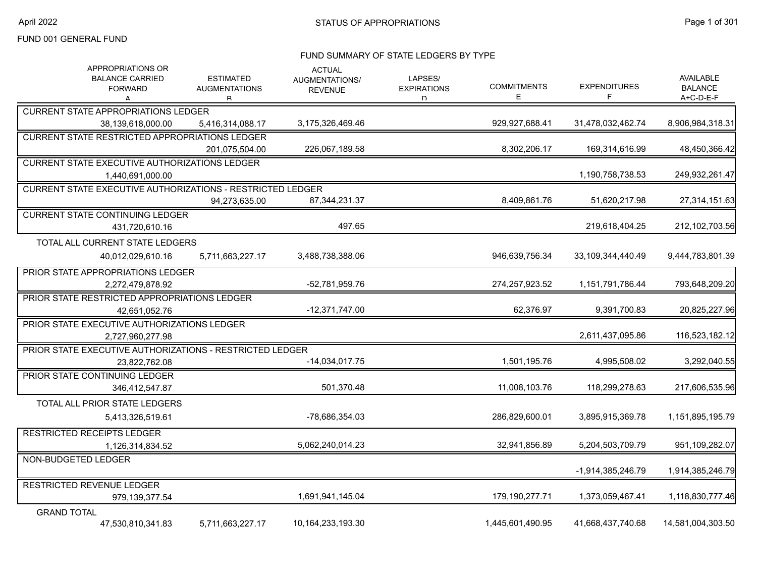FUND 001 GENERAL FUND

## STATUS OF APPROPRIATIONS

### FUND SUMMARY OF STATE LEDGERS BY TYPE

| | APPROPRIATIONS OR BALANCE CARRIED FORWARD A | ESTIMATED AUGMENTATIONS B | ACTUAL AUGMENTATIONS/ REVENUE | LAPSES/ EXPIRATIONS D | COMMITMENTS E | EXPENDITURES F | AVAILABLE BALANCE A+C-D-E-F |
|---|---|---|---|---|---|---|---|
| CURRENT STATE APPROPRIATIONS LEDGER | 38,139,618,000.00 | 5,416,314,088.17 | 3,175,326,469.46 | | 929,927,688.41 | 31,478,032,462.74 | 8,906,984,318.31 |
| CURRENT STATE RESTRICTED APPROPRIATIONS LEDGER | | 201,075,504.00 | 226,067,189.58 | | 8,302,206.17 | 169,314,616.99 | 48,450,366.42 |
| CURRENT STATE EXECUTIVE AUTHORIZATIONS LEDGER | 1,440,691,000.00 | | | | | 1,190,758,738.53 | 249,932,261.47 |
| CURRENT STATE EXECUTIVE AUTHORIZATIONS - RESTRICTED LEDGER | | 94,273,635.00 | 87,344,231.37 | | 8,409,861.76 | 51,620,217.98 | 27,314,151.63 |
| CURRENT STATE CONTINUING LEDGER | 431,720,610.16 | | 497.65 | | | 219,618,404.25 | 212,102,703.56 |
| TOTAL ALL CURRENT STATE LEDGERS | 40,012,029,610.16 | 5,711,663,227.17 | 3,488,738,388.06 | | 946,639,756.34 | 33,109,344,440.49 | 9,444,783,801.39 |
| PRIOR STATE APPROPRIATIONS LEDGER | 2,272,479,878.92 | | -52,781,959.76 | | 274,257,923.52 | 1,151,791,786.44 | 793,648,209.20 |
| PRIOR STATE RESTRICTED APPROPRIATIONS LEDGER | 42,651,052.76 | | -12,371,747.00 | | 62,376.97 | 9,391,700.83 | 20,825,227.96 |
| PRIOR STATE EXECUTIVE AUTHORIZATIONS LEDGER | 2,727,960,277.98 | | | | | 2,611,437,095.86 | 116,523,182.12 |
| PRIOR STATE EXECUTIVE AUTHORIZATIONS - RESTRICTED LEDGER | 23,822,762.08 | | -14,034,017.75 | | 1,501,195.76 | 4,995,508.02 | 3,292,040.55 |
| PRIOR STATE CONTINUING LEDGER | 346,412,547.87 | | 501,370.48 | | 11,008,103.76 | 118,299,278.63 | 217,606,535.96 |
| TOTAL ALL PRIOR STATE LEDGERS | 5,413,326,519.61 | | -78,686,354.03 | | 286,829,600.01 | 3,895,915,369.78 | 1,151,895,195.79 |
| RESTRICTED RECEIPTS LEDGER | 1,126,314,834.52 | | 5,062,240,014.23 | | 32,941,856.89 | 5,204,503,709.79 | 951,109,282.07 |
| NON-BUDGETED LEDGER | | | | | | -1,914,385,246.79 | 1,914,385,246.79 |
| RESTRICTED REVENUE LEDGER | 979,139,377.54 | | 1,691,941,145.04 | | 179,190,277.71 | 1,373,059,467.41 | 1,118,830,777.46 |
| GRAND TOTAL | 47,530,810,341.83 | 5,711,663,227.17 | 10,164,233,193.30 | | 1,445,601,490.95 | 41,668,437,740.68 | 14,581,004,303.50 |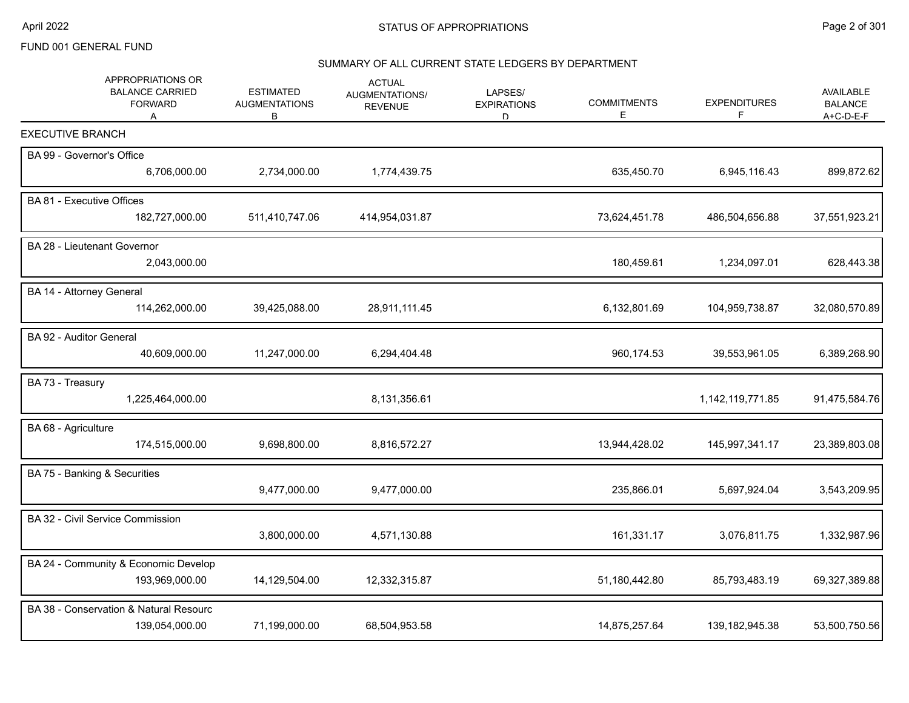FUND 001 GENERAL FUND

## STATUS OF APPROPRIATIONS

### SUMMARY OF ALL CURRENT STATE LEDGERS BY DEPARTMENT

| | APPROPRIATIONS OR BALANCE CARRIED FORWARD A | ESTIMATED AUGMENTATIONS B | ACTUAL AUGMENTATIONS/ REVENUE | LAPSES/ EXPIRATIONS D | COMMITMENTS E | EXPENDITURES F | AVAILABLE BALANCE A+C-D-E-F |
|---|---|---|---|---|---|---|---|
| **EXECUTIVE BRANCH** | | | | | | | |
| BA 99 - Governor's Office | 6,706,000.00 | 2,734,000.00 | 1,774,439.75 | | 635,450.70 | 6,945,116.43 | 899,872.62 |
| BA 81 - Executive Offices | 182,727,000.00 | 511,410,747.06 | 414,954,031.87 | | 73,624,451.78 | 486,504,656.88 | 37,551,923.21 |
| BA 28 - Lieutenant Governor | 2,043,000.00 | | | | 180,459.61 | 1,234,097.01 | 628,443.38 |
| BA 14 - Attorney General | 114,262,000.00 | 39,425,088.00 | 28,911,111.45 | | 6,132,801.69 | 104,959,738.87 | 32,080,570.89 |
| BA 92 - Auditor General | 40,609,000.00 | 11,247,000.00 | 6,294,404.48 | | 960,174.53 | 39,553,961.05 | 6,389,268.90 |
| BA 73 - Treasury | 1,225,464,000.00 | | 8,131,356.61 | | | 1,142,119,771.85 | 91,475,584.76 |
| BA 68 - Agriculture | 174,515,000.00 | 9,698,800.00 | 8,816,572.27 | | 13,944,428.02 | 145,997,341.17 | 23,389,803.08 |
| BA 75 - Banking & Securities | | 9,477,000.00 | 9,477,000.00 | | 235,866.01 | 5,697,924.04 | 3,543,209.95 |
| BA 32 - Civil Service Commission | | 3,800,000.00 | 4,571,130.88 | | 161,331.17 | 3,076,811.75 | 1,332,987.96 |
| BA 24 - Community & Economic Develop | 193,969,000.00 | 14,129,504.00 | 12,332,315.87 | | 51,180,442.80 | 85,793,483.19 | 69,327,389.88 |
| BA 38 - Conservation & Natural Resourc | 139,054,000.00 | 71,199,000.00 | 68,504,953.58 | | 14,875,257.64 | 139,182,945.38 | 53,500,750.56 |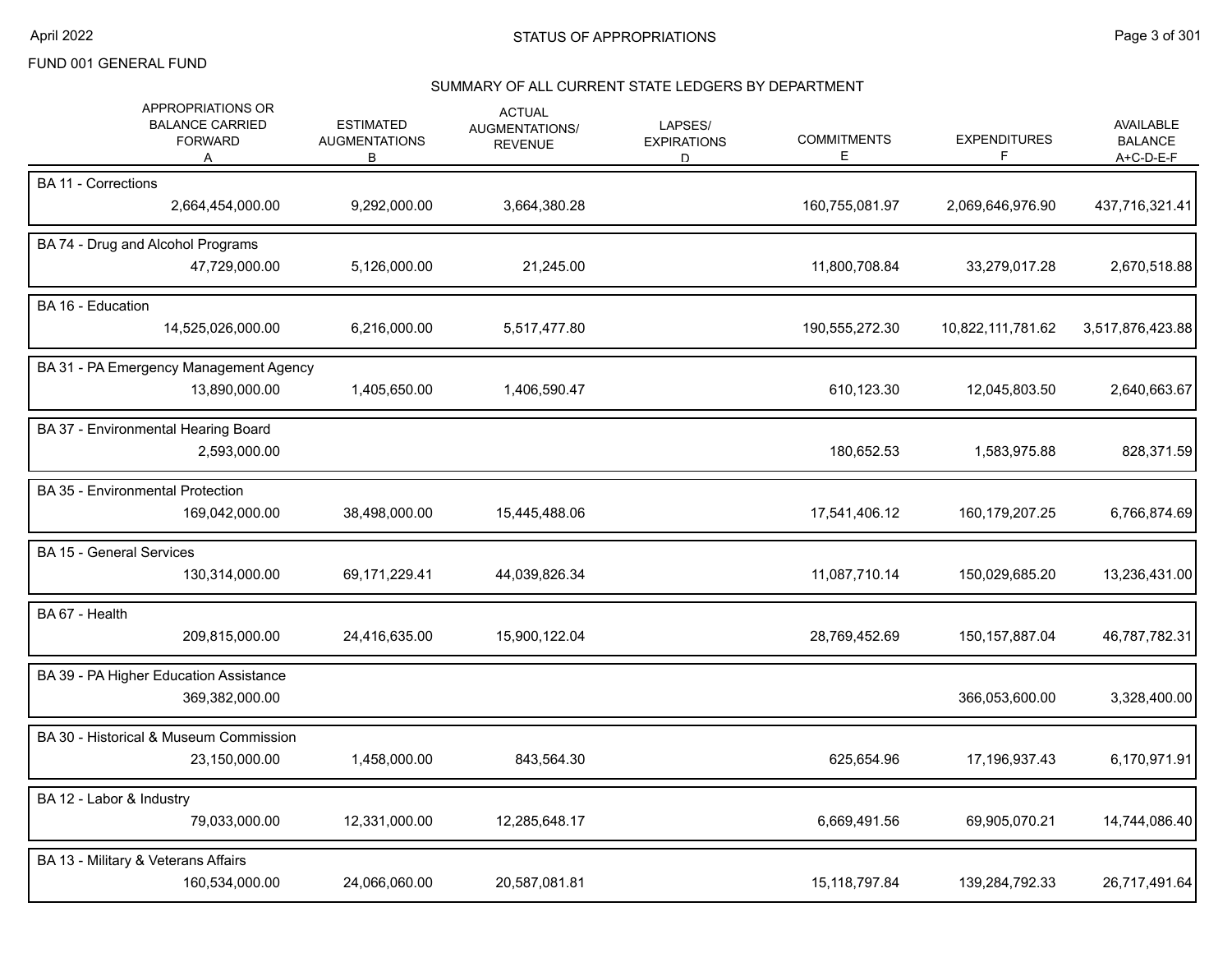FUND 001 GENERAL FUND

## SUMMARY OF ALL CURRENT STATE LEDGERS BY DEPARTMENT

| APPROPRIATIONS OR BALANCE CARRIED FORWARD A | ESTIMATED AUGMENTATIONS B | ACTUAL AUGMENTATIONS/ REVENUE | LAPSES/ EXPIRATIONS D | COMMITMENTS E | EXPENDITURES F | AVAILABLE BALANCE A+C-D-E-F |
|---|---|---|---|---|---|---|
| **BA 11 - Corrections** | | | | | | |
| 2,664,454,000.00 | 9,292,000.00 | 3,664,380.28 | | 160,755,081.97 | 2,069,646,976.90 | 437,716,321.41 |
| **BA 74 - Drug and Alcohol Programs** | | | | | | |
| 47,729,000.00 | 5,126,000.00 | 21,245.00 | | 11,800,708.84 | 33,279,017.28 | 2,670,518.88 |
| **BA 16 - Education** | | | | | | |
| 14,525,026,000.00 | 6,216,000.00 | 5,517,477.80 | | 190,555,272.30 | 10,822,111,781.62 | 3,517,876,423.88 |
| **BA 31 - PA Emergency Management Agency** | | | | | | |
| 13,890,000.00 | 1,405,650.00 | 1,406,590.47 | | 610,123.30 | 12,045,803.50 | 2,640,663.67 |
| **BA 37 - Environmental Hearing Board** | | | | | | |
| 2,593,000.00 | | | | 180,652.53 | 1,583,975.88 | 828,371.59 |
| **BA 35 - Environmental Protection** | | | | | | |
| 169,042,000.00 | 38,498,000.00 | 15,445,488.06 | | 17,541,406.12 | 160,179,207.25 | 6,766,874.69 |
| **BA 15 - General Services** | | | | | | |
| 130,314,000.00 | 69,171,229.41 | 44,039,826.34 | | 11,087,710.14 | 150,029,685.20 | 13,236,431.00 |
| **BA 67 - Health** | | | | | | |
| 209,815,000.00 | 24,416,635.00 | 15,900,122.04 | | 28,769,452.69 | 150,157,887.04 | 46,787,782.31 |
| **BA 39 - PA Higher Education Assistance** | | | | | | |
| 369,382,000.00 | | | | | 366,053,600.00 | 3,328,400.00 |
| **BA 30 - Historical & Museum Commission** | | | | | | |
| 23,150,000.00 | 1,458,000.00 | 843,564.30 | | 625,654.96 | 17,196,937.43 | 6,170,971.91 |
| **BA 12 - Labor & Industry** | | | | | | |
| 79,033,000.00 | 12,331,000.00 | 12,285,648.17 | | 6,669,491.56 | 69,905,070.21 | 14,744,086.40 |
| **BA 13 - Military & Veterans Affairs** | | | | | | |
| 160,534,000.00 | 24,066,060.00 | 20,587,081.81 | | 15,118,797.84 | 139,284,792.33 | 26,717,491.64 |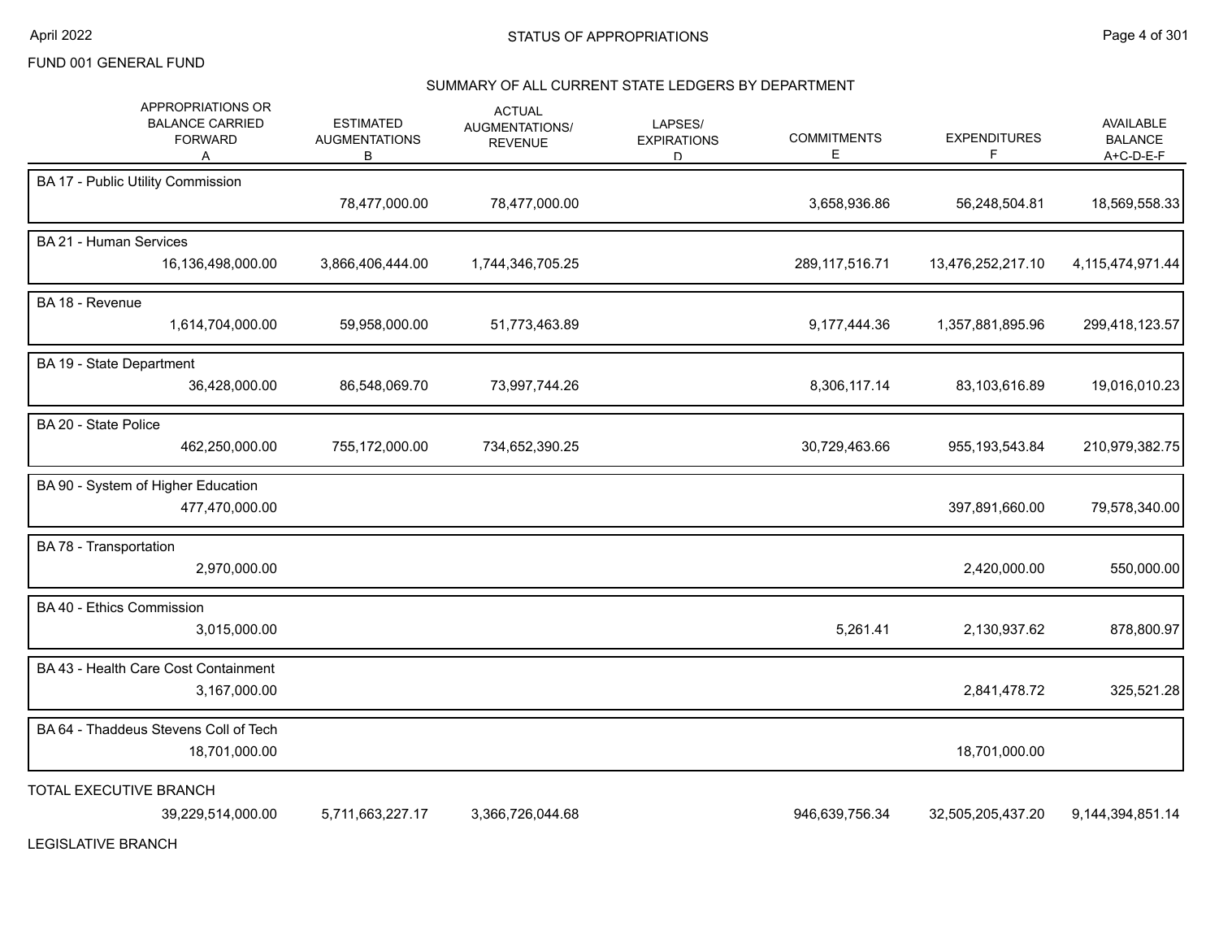FUND 001 GENERAL FUND

## STATUS OF APPROPRIATIONS

### SUMMARY OF ALL CURRENT STATE LEDGERS BY DEPARTMENT

| | APPROPRIATIONS OR BALANCE CARRIED FORWARD A | ESTIMATED AUGMENTATIONS B | ACTUAL AUGMENTATIONS/ REVENUE | LAPSES/ EXPIRATIONS D | COMMITMENTS E | EXPENDITURES F | AVAILABLE BALANCE A+C-D-E-F |
|---|---|---|---|---|---|---|---|
| BA 17 - Public Utility Commission | | 78,477,000.00 | 78,477,000.00 | | 3,658,936.86 | 56,248,504.81 | 18,569,558.33 |
| BA 21 - Human Services | 16,136,498,000.00 | 3,866,406,444.00 | 1,744,346,705.25 | | 289,117,516.71 | 13,476,252,217.10 | 4,115,474,971.44 |
| BA 18 - Revenue | 1,614,704,000.00 | 59,958,000.00 | 51,773,463.89 | | 9,177,444.36 | 1,357,881,895.96 | 299,418,123.57 |
| BA 19 - State Department | 36,428,000.00 | 86,548,069.70 | 73,997,744.26 | | 8,306,117.14 | 83,103,616.89 | 19,016,010.23 |
| BA 20 - State Police | 462,250,000.00 | 755,172,000.00 | 734,652,390.25 | | 30,729,463.66 | 955,193,543.84 | 210,979,382.75 |
| BA 90 - System of Higher Education | 477,470,000.00 | | | | | 397,891,660.00 | 79,578,340.00 |
| BA 78 - Transportation | 2,970,000.00 | | | | | 2,420,000.00 | 550,000.00 |
| BA 40 - Ethics Commission | 3,015,000.00 | | | | 5,261.41 | 2,130,937.62 | 878,800.97 |
| BA 43 - Health Care Cost Containment | 3,167,000.00 | | | | | 2,841,478.72 | 325,521.28 |
| BA 64 - Thaddeus Stevens Coll of Tech | 18,701,000.00 | | | | | 18,701,000.00 | |
| TOTAL EXECUTIVE BRANCH | 39,229,514,000.00 | 5,711,663,227.17 | 3,366,726,044.68 | | 946,639,756.34 | 32,505,205,437.20 | 9,144,394,851.14 |

LEGISLATIVE BRANCH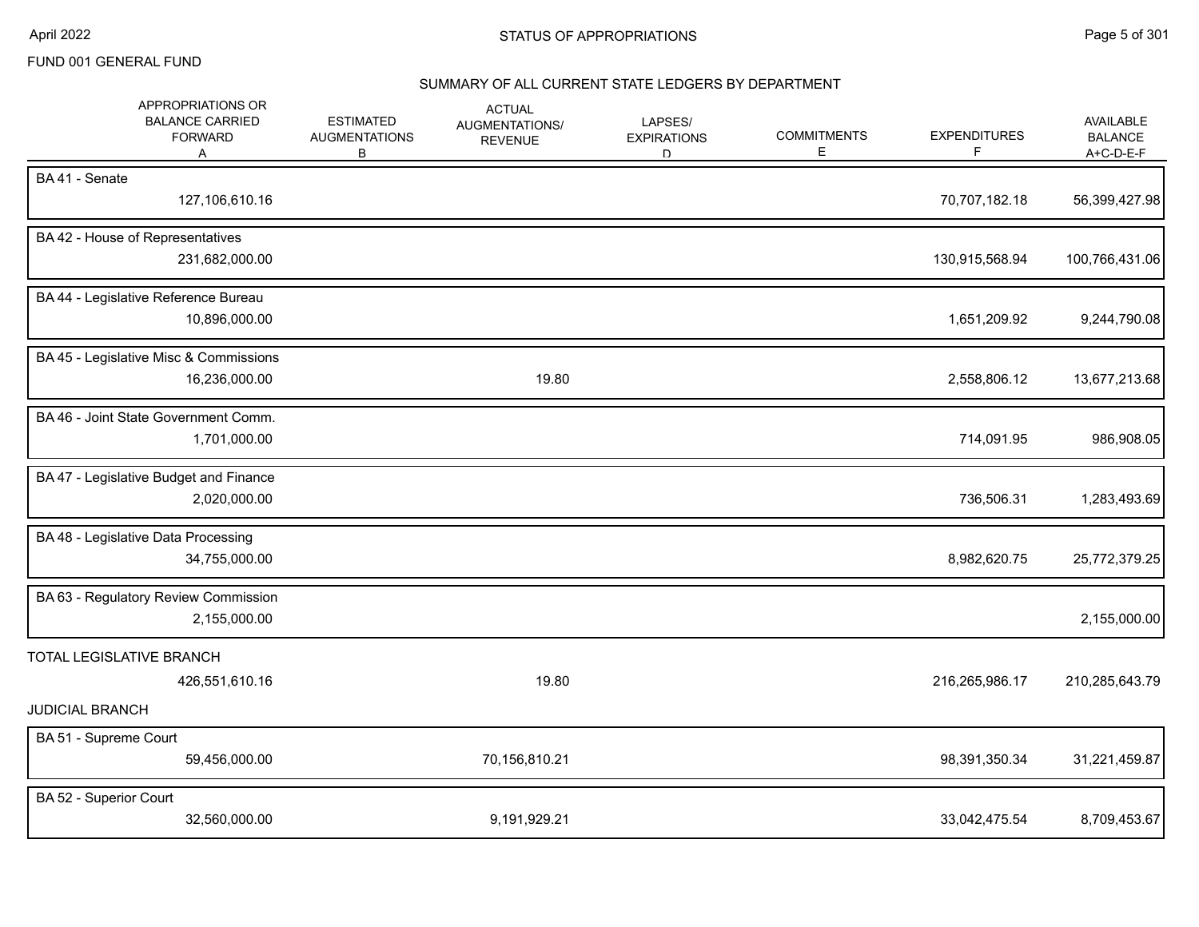FUND 001 GENERAL FUND

## SUMMARY OF ALL CURRENT STATE LEDGERS BY DEPARTMENT

| | APPROPRIATIONS OR BALANCE CARRIED FORWARD A | ESTIMATED AUGMENTATIONS B | ACTUAL AUGMENTATIONS/ REVENUE | LAPSES/ EXPIRATIONS D | COMMITMENTS E | EXPENDITURES F | AVAILABLE BALANCE A+C-D-E-F |
|---|---|---|---|---|---|---|---|
| BA 41 - Senate | 127,106,610.16 | | | | | 70,707,182.18 | 56,399,427.98 |
| BA 42 - House of Representatives | 231,682,000.00 | | | | | 130,915,568.94 | 100,766,431.06 |
| BA 44 - Legislative Reference Bureau | 10,896,000.00 | | | | | 1,651,209.92 | 9,244,790.08 |
| BA 45 - Legislative Misc & Commissions | 16,236,000.00 | | 19.80 | | | 2,558,806.12 | 13,677,213.68 |
| BA 46 - Joint State Government Comm. | 1,701,000.00 | | | | | 714,091.95 | 986,908.05 |
| BA 47 - Legislative Budget and Finance | 2,020,000.00 | | | | | 736,506.31 | 1,283,493.69 |
| BA 48 - Legislative Data Processing | 34,755,000.00 | | | | | 8,982,620.75 | 25,772,379.25 |
| BA 63 - Regulatory Review Commission | 2,155,000.00 | | | | | | 2,155,000.00 |
| TOTAL LEGISLATIVE BRANCH | 426,551,610.16 | | 19.80 | | | 216,265,986.17 | 210,285,643.79 |
| **JUDICIAL BRANCH** | | | | | | | |
| BA 51 - Supreme Court | 59,456,000.00 | | 70,156,810.21 | | | 98,391,350.34 | 31,221,459.87 |
| BA 52 - Superior Court | 32,560,000.00 | | 9,191,929.21 | | | 33,042,475.54 | 8,709,453.67 |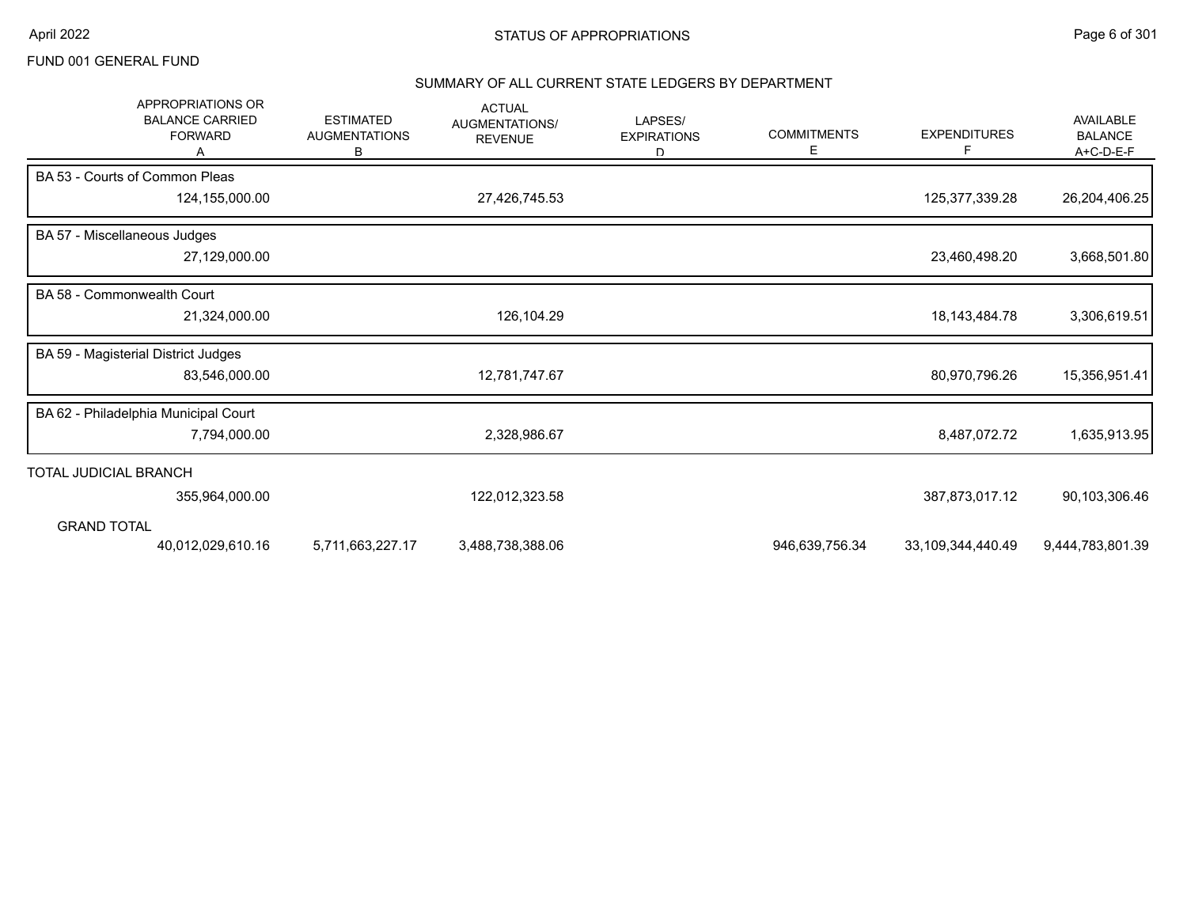FUND 001 GENERAL FUND

## STATUS OF APPROPRIATIONS

### SUMMARY OF ALL CURRENT STATE LEDGERS BY DEPARTMENT

| APPROPRIATIONS OR BALANCE CARRIED FORWARD A | ESTIMATED AUGMENTATIONS B | ACTUAL AUGMENTATIONS/ REVENUE | LAPSES/ EXPIRATIONS D | COMMITMENTS E | EXPENDITURES F | AVAILABLE BALANCE A+C-D-E-F |
|---|---|---|---|---|---|---|
| **BA 53 - Courts of Common Pleas** | | | | | | |
| 124,155,000.00 | | 27,426,745.53 | | | 125,377,339.28 | 26,204,406.25 |
| **BA 57 - Miscellaneous Judges** | | | | | | |
| 27,129,000.00 | | | | | 23,460,498.20 | 3,668,501.80 |
| **BA 58 - Commonwealth Court** | | | | | | |
| 21,324,000.00 | | 126,104.29 | | | 18,143,484.78 | 3,306,619.51 |
| **BA 59 - Magisterial District Judges** | | | | | | |
| 83,546,000.00 | | 12,781,747.67 | | | 80,970,796.26 | 15,356,951.41 |
| **BA 62 - Philadelphia Municipal Court** | | | | | | |
| 7,794,000.00 | | 2,328,986.67 | | | 8,487,072.72 | 1,635,913.95 |
| **TOTAL JUDICIAL BRANCH** | | | | | | |
| 355,964,000.00 | | 122,012,323.58 | | | 387,873,017.12 | 90,103,306.46 |
| **GRAND TOTAL** | | | | | | |
| 40,012,029,610.16 | 5,711,663,227.17 | 3,488,738,388.06 | | 946,639,756.34 | 33,109,344,440.49 | 9,444,783,801.39 |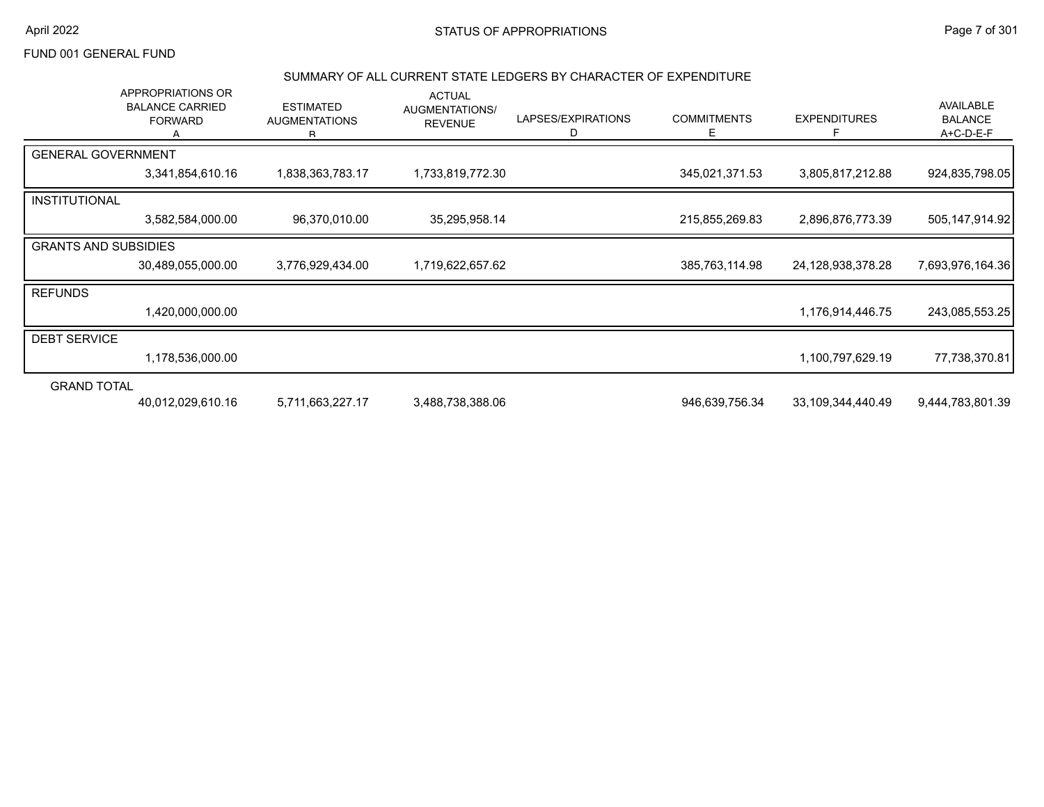# STATUS OF APPROPRIATIONS

April 2022

FUND 001 GENERAL FUND

## SUMMARY OF ALL CURRENT STATE LEDGERS BY CHARACTER OF EXPENDITURE

| | APPROPRIATIONS OR BALANCE CARRIED FORWARD A | ESTIMATED AUGMENTATIONS B | ACTUAL AUGMENTATIONS/ REVENUE | LAPSES/EXPIRATIONS D | COMMITMENTS E | EXPENDITURES F | AVAILABLE BALANCE A+C-D-E-F |
|---|---|---|---|---|---|---|---|
| GENERAL GOVERNMENT | | | | | | | |
| | 3,341,854,610.16 | 1,838,363,783.17 | 1,733,819,772.30 | | 345,021,371.53 | 3,805,817,212.88 | 924,835,798.05 |
| INSTITUTIONAL | | | | | | | |
| | 3,582,584,000.00 | 96,370,010.00 | 35,295,958.14 | | 215,855,269.83 | 2,896,876,773.39 | 505,147,914.92 |
| GRANTS AND SUBSIDIES | | | | | | | |
| | 30,489,055,000.00 | 3,776,929,434.00 | 1,719,622,657.62 | | 385,763,114.98 | 24,128,938,378.28 | 7,693,976,164.36 |
| REFUNDS | | | | | | | |
| | 1,420,000,000.00 | | | | | 1,176,914,446.75 | 243,085,553.25 |
| DEBT SERVICE | | | | | | | |
| | 1,178,536,000.00 | | | | | 1,100,797,629.19 | 77,738,370.81 |
| GRAND TOTAL | | | | | | | |
| | 40,012,029,610.16 | 5,711,663,227.17 | 3,488,738,388.06 | | 946,639,756.34 | 33,109,344,440.49 | 9,444,783,801.39 |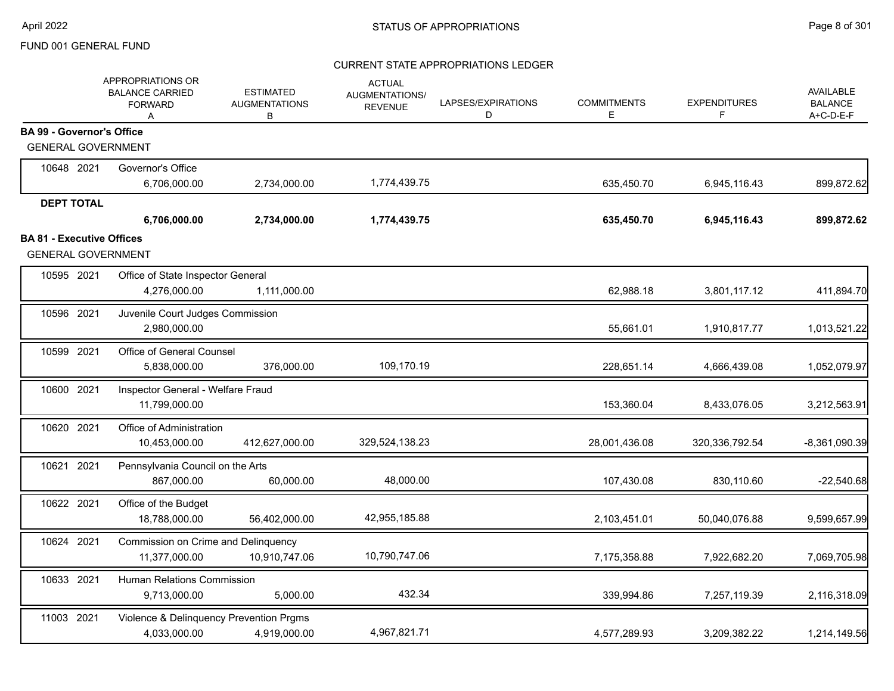FUND 001 GENERAL FUND

## STATUS OF APPROPRIATIONS

### CURRENT STATE APPROPRIATIONS LEDGER

| | APPROPRIATIONS OR BALANCE CARRIED FORWARD A | ESTIMATED AUGMENTATIONS B | ACTUAL AUGMENTATIONS/ REVENUE C | LAPSES/EXPIRATIONS D | COMMITMENTS E | EXPENDITURES F | AVAILABLE BALANCE A+C-D-E-F |
|---|---|---|---|---|---|---|---|
| **BA 99 - Governor's Office** | | | | | | | |
| GENERAL GOVERNMENT | | | | | | | |
| 10648 2021 Governor's Office | 6,706,000.00 | 2,734,000.00 | 1,774,439.75 | | 635,450.70 | 6,945,116.43 | 899,872.62 |
| **DEPT TOTAL** | **6,706,000.00** | **2,734,000.00** | **1,774,439.75** | | **635,450.70** | **6,945,116.43** | **899,872.62** |
| **BA 81 - Executive Offices** | | | | | | | |
| GENERAL GOVERNMENT | | | | | | | |
| 10595 2021 Office of State Inspector General | 4,276,000.00 | 1,111,000.00 | | | 62,988.18 | 3,801,117.12 | 411,894.70 |
| 10596 2021 Juvenile Court Judges Commission | 2,980,000.00 | | | | 55,661.01 | 1,910,817.77 | 1,013,521.22 |
| 10599 2021 Office of General Counsel | 5,838,000.00 | 376,000.00 | 109,170.19 | | 228,651.14 | 4,666,439.08 | 1,052,079.97 |
| 10600 2021 Inspector General - Welfare Fraud | 11,799,000.00 | | | | 153,360.04 | 8,433,076.05 | 3,212,563.91 |
| 10620 2021 Office of Administration | 10,453,000.00 | 412,627,000.00 | 329,524,138.23 | | 28,001,436.08 | 320,336,792.54 | -8,361,090.39 |
| 10621 2021 Pennsylvania Council on the Arts | 867,000.00 | 60,000.00 | 48,000.00 | | 107,430.08 | 830,110.60 | -22,540.68 |
| 10622 2021 Office of the Budget | 18,788,000.00 | 56,402,000.00 | 42,955,185.88 | | 2,103,451.01 | 50,040,076.88 | 9,599,657.99 |
| 10624 2021 Commission on Crime and Delinquency | 11,377,000.00 | 10,910,747.06 | 10,790,747.06 | | 7,175,358.88 | 7,922,682.20 | 7,069,705.98 |
| 10633 2021 Human Relations Commission | 9,713,000.00 | 5,000.00 | 432.34 | | 339,994.86 | 7,257,119.39 | 2,116,318.09 |
| 11003 2021 Violence & Delinquency Prevention Prgms | 4,033,000.00 | 4,919,000.00 | 4,967,821.71 | | 4,577,289.93 | 3,209,382.22 | 1,214,149.56 |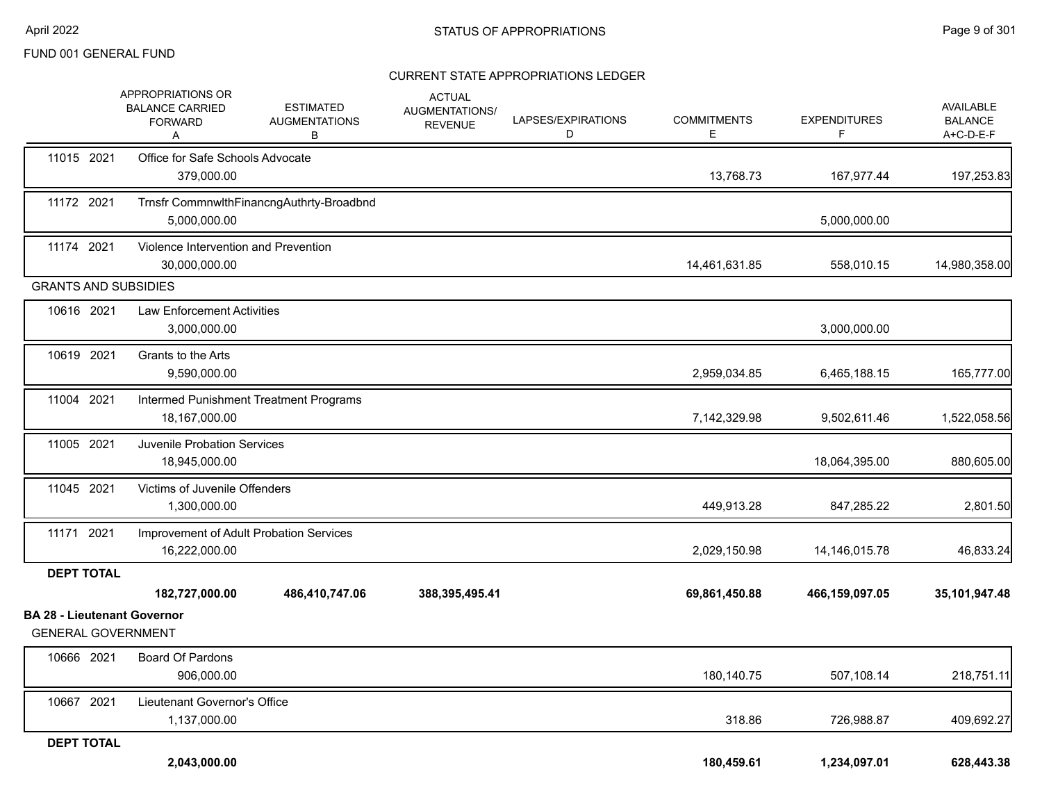FUND 001 GENERAL FUND

## STATUS OF APPROPRIATIONS

### CURRENT STATE APPROPRIATIONS LEDGER

| | APPROPRIATIONS OR BALANCE CARRIED FORWARD A | ESTIMATED AUGMENTATIONS B | ACTUAL AUGMENTATIONS/ REVENUE | LAPSES/EXPIRATIONS D | COMMITMENTS E | EXPENDITURES F | AVAILABLE BALANCE A+C-D-E-F |
|---|---|---|---|---|---|---|---|
| 11015 2021 Office for Safe Schools Advocate | 379,000.00 | | | | 13,768.73 | 167,977.44 | 197,253.83 |
| 11172 2021 Trnsfr CommnwlthFinancngAuthrty-Broadbnd | 5,000,000.00 | | | | | 5,000,000.00 | |
| 11174 2021 Violence Intervention and Prevention | 30,000,000.00 | | | | 14,461,631.85 | 558,010.15 | 14,980,358.00 |
| **GRANTS AND SUBSIDIES** | | | | | | | |
| 10616 2021 Law Enforcement Activities | 3,000,000.00 | | | | | 3,000,000.00 | |
| 10619 2021 Grants to the Arts | 9,590,000.00 | | | | 2,959,034.85 | 6,465,188.15 | 165,777.00 |
| 11004 2021 Intermed Punishment Treatment Programs | 18,167,000.00 | | | | 7,142,329.98 | 9,502,611.46 | 1,522,058.56 |
| 11005 2021 Juvenile Probation Services | 18,945,000.00 | | | | | 18,064,395.00 | 880,605.00 |
| 11045 2021 Victims of Juvenile Offenders | 1,300,000.00 | | | | 449,913.28 | 847,285.22 | 2,801.50 |
| 11171 2021 Improvement of Adult Probation Services | 16,222,000.00 | | | | 2,029,150.98 | 14,146,015.78 | 46,833.24 |
| **DEPT TOTAL** | **182,727,000.00** | **486,410,747.06** | **388,395,495.41** | | **69,861,450.88** | **466,159,097.05** | **35,101,947.48** |

**BA 28 - Lieutenant Governor**

| | APPROPRIATIONS OR BALANCE CARRIED FORWARD A | ESTIMATED AUGMENTATIONS B | ACTUAL AUGMENTATIONS/ REVENUE | LAPSES/EXPIRATIONS D | COMMITMENTS E | EXPENDITURES F | AVAILABLE BALANCE A+C-D-E-F |
|---|---|---|---|---|---|---|---|
| **GENERAL GOVERNMENT** | | | | | | | |
| 10666 2021 Board Of Pardons | 906,000.00 | | | | 180,140.75 | 507,108.14 | 218,751.11 |
| 10667 2021 Lieutenant Governor's Office | 1,137,000.00 | | | | 318.86 | 726,988.87 | 409,692.27 |
| **DEPT TOTAL** | **2,043,000.00** | | | | **180,459.61** | **1,234,097.01** | **628,443.38** |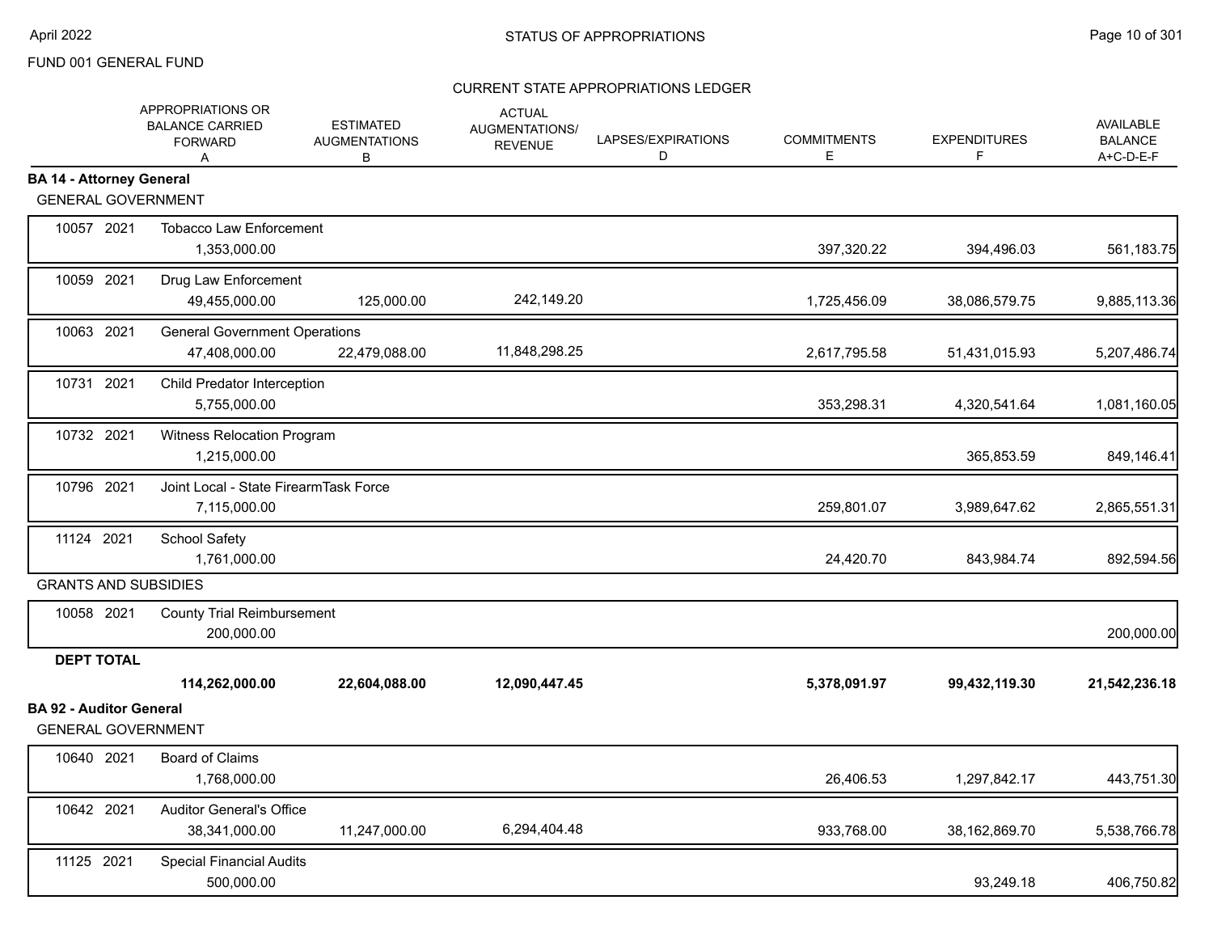FUND 001 GENERAL FUND

## CURRENT STATE APPROPRIATIONS LEDGER

| | APPROPRIATIONS OR BALANCE CARRIED FORWARD A | ESTIMATED AUGMENTATIONS B | ACTUAL AUGMENTATIONS/ REVENUE C | LAPSES/EXPIRATIONS D | COMMITMENTS E | EXPENDITURES F | AVAILABLE BALANCE A+C-D-E-F |
|---|---|---|---|---|---|---|---|
| **BA 14 - Attorney General** | | | | | | | |
| GENERAL GOVERNMENT | | | | | | | |
| 10057 2021 Tobacco Law Enforcement | 1,353,000.00 | | | | 397,320.22 | 394,496.03 | 561,183.75 |
| 10059 2021 Drug Law Enforcement | 49,455,000.00 | 125,000.00 | 242,149.20 | | 1,725,456.09 | 38,086,579.75 | 9,885,113.36 |
| 10063 2021 General Government Operations | 47,408,000.00 | 22,479,088.00 | 11,848,298.25 | | 2,617,795.58 | 51,431,015.93 | 5,207,486.74 |
| 10731 2021 Child Predator Interception | 5,755,000.00 | | | | 353,298.31 | 4,320,541.64 | 1,081,160.05 |
| 10732 2021 Witness Relocation Program | 1,215,000.00 | | | | | 365,853.59 | 849,146.41 |
| 10796 2021 Joint Local - State FirearmTask Force | 7,115,000.00 | | | | 259,801.07 | 3,989,647.62 | 2,865,551.31 |
| 11124 2021 School Safety | 1,761,000.00 | | | | 24,420.70 | 843,984.74 | 892,594.56 |
| GRANTS AND SUBSIDIES | | | | | | | |
| 10058 2021 County Trial Reimbursement | 200,000.00 | | | | | | 200,000.00 |
| **DEPT TOTAL** | **114,262,000.00** | **22,604,088.00** | **12,090,447.45** | | **5,378,091.97** | **99,432,119.30** | **21,542,236.18** |
| **BA 92 - Auditor General** | | | | | | | |
| GENERAL GOVERNMENT | | | | | | | |
| 10640 2021 Board of Claims | 1,768,000.00 | | | | 26,406.53 | 1,297,842.17 | 443,751.30 |
| 10642 2021 Auditor General's Office | 38,341,000.00 | 11,247,000.00 | 6,294,404.48 | | 933,768.00 | 38,162,869.70 | 5,538,766.78 |
| 11125 2021 Special Financial Audits | 500,000.00 | | | | | 93,249.18 | 406,750.82 |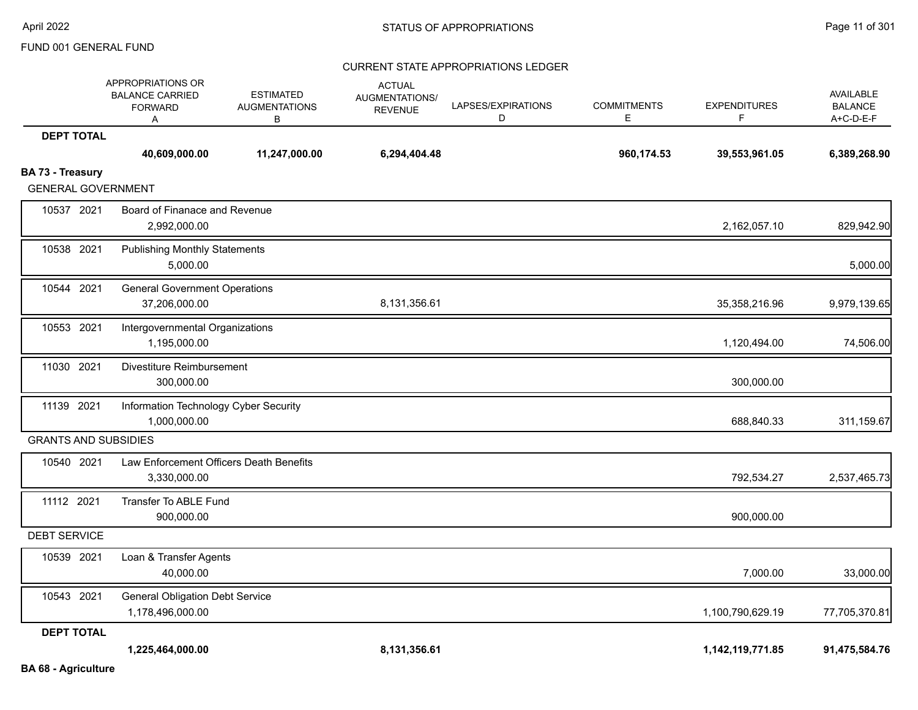FUND 001 GENERAL FUND

CURRENT STATE APPROPRIATIONS LEDGER

| | APPROPRIATIONS OR BALANCE CARRIED FORWARD A | ESTIMATED AUGMENTATIONS B | ACTUAL AUGMENTATIONS/ REVENUE | LAPSES/EXPIRATIONS D | COMMITMENTS E | EXPENDITURES F | AVAILABLE BALANCE A+C-D-E-F |
|---|---|---|---|---|---|---|---|
| **DEPT TOTAL** | **40,609,000.00** | **11,247,000.00** | **6,294,404.48** | | **960,174.53** | **39,553,961.05** | **6,389,268.90** |
| **BA 73 - Treasury** | | | | | | | |
| GENERAL GOVERNMENT | | | | | | | |
| 10537 2021 Board of Finanace and Revenue | 2,992,000.00 | | | | | 2,162,057.10 | 829,942.90 |
| 10538 2021 Publishing Monthly Statements | 5,000.00 | | | | | | 5,000.00 |
| 10544 2021 General Government Operations | 37,206,000.00 | | 8,131,356.61 | | | 35,358,216.96 | 9,979,139.65 |
| 10553 2021 Intergovernmental Organizations | 1,195,000.00 | | | | | 1,120,494.00 | 74,506.00 |
| 11030 2021 Divestiture Reimbursement | 300,000.00 | | | | | 300,000.00 | |
| 11139 2021 Information Technology Cyber Security | 1,000,000.00 | | | | | 688,840.33 | 311,159.67 |
| GRANTS AND SUBSIDIES | | | | | | | |
| 10540 2021 Law Enforcement Officers Death Benefits | 3,330,000.00 | | | | | 792,534.27 | 2,537,465.73 |
| 11112 2021 Transfer To ABLE Fund | 900,000.00 | | | | | 900,000.00 | |
| DEBT SERVICE | | | | | | | |
| 10539 2021 Loan & Transfer Agents | 40,000.00 | | | | | 7,000.00 | 33,000.00 |
| 10543 2021 General Obligation Debt Service | 1,178,496,000.00 | | | | | 1,100,790,629.19 | 77,705,370.81 |
| **DEPT TOTAL** | **1,225,464,000.00** | | **8,131,356.61** | | | **1,142,119,771.85** | **91,475,584.76** |
| **BA 68 - Agriculture** | | | | | | | |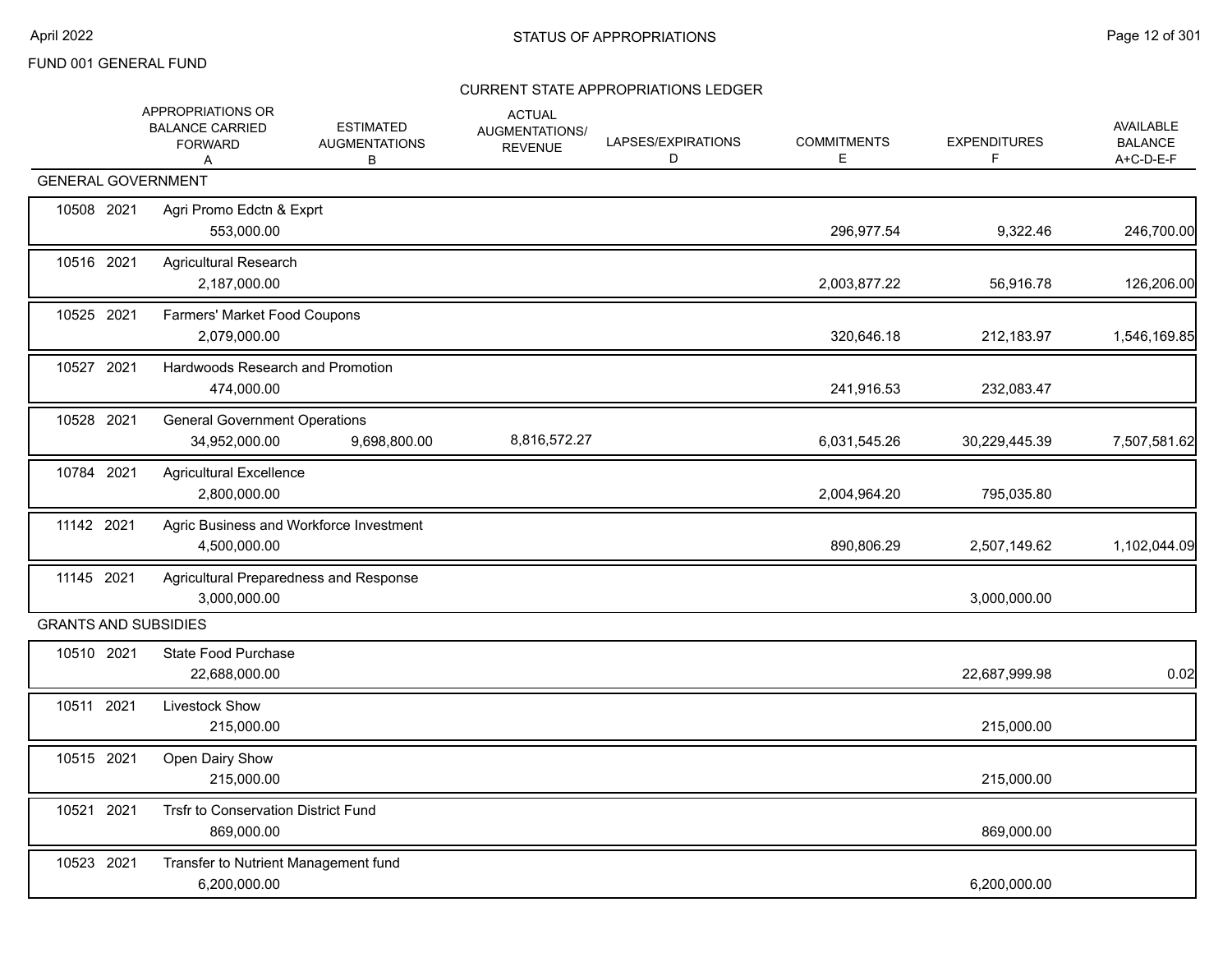FUND 001 GENERAL FUND

## STATUS OF APPROPRIATIONS

### CURRENT STATE APPROPRIATIONS LEDGER

| | | APPROPRIATIONS OR BALANCE CARRIED FORWARD A | ESTIMATED AUGMENTATIONS B | ACTUAL AUGMENTATIONS/ REVENUE | LAPSES/EXPIRATIONS D | COMMITMENTS E | EXPENDITURES F | AVAILABLE BALANCE A+C-D-E-F |
|---|---|---|---|---|---|---|---|---|
| **GENERAL GOVERNMENT** | | | | | | | | |
| 10508 2021 | Agri Promo Edctn & Exprt | 553,000.00 | | | | 296,977.54 | 9,322.46 | 246,700.00 |
| 10516 2021 | Agricultural Research | 2,187,000.00 | | | | 2,003,877.22 | 56,916.78 | 126,206.00 |
| 10525 2021 | Farmers' Market Food Coupons | 2,079,000.00 | | | | 320,646.18 | 212,183.97 | 1,546,169.85 |
| 10527 2021 | Hardwoods Research and Promotion | 474,000.00 | | | | 241,916.53 | 232,083.47 | |
| 10528 2021 | General Government Operations | 34,952,000.00 | 9,698,800.00 | 8,816,572.27 | | 6,031,545.26 | 30,229,445.39 | 7,507,581.62 |
| 10784 2021 | Agricultural Excellence | 2,800,000.00 | | | | 2,004,964.20 | 795,035.80 | |
| 11142 2021 | Agric Business and Workforce Investment | 4,500,000.00 | | | | 890,806.29 | 2,507,149.62 | 1,102,044.09 |
| 11145 2021 | Agricultural Preparedness and Response | 3,000,000.00 | | | | | 3,000,000.00 | |
| **GRANTS AND SUBSIDIES** | | | | | | | | |
| 10510 2021 | State Food Purchase | 22,688,000.00 | | | | | 22,687,999.98 | 0.02 |
| 10511 2021 | Livestock Show | 215,000.00 | | | | | 215,000.00 | |
| 10515 2021 | Open Dairy Show | 215,000.00 | | | | | 215,000.00 | |
| 10521 2021 | Trsfr to Conservation District Fund | 869,000.00 | | | | | 869,000.00 | |
| 10523 2021 | Transfer to Nutrient Management fund | 6,200,000.00 | | | | | 6,200,000.00 | |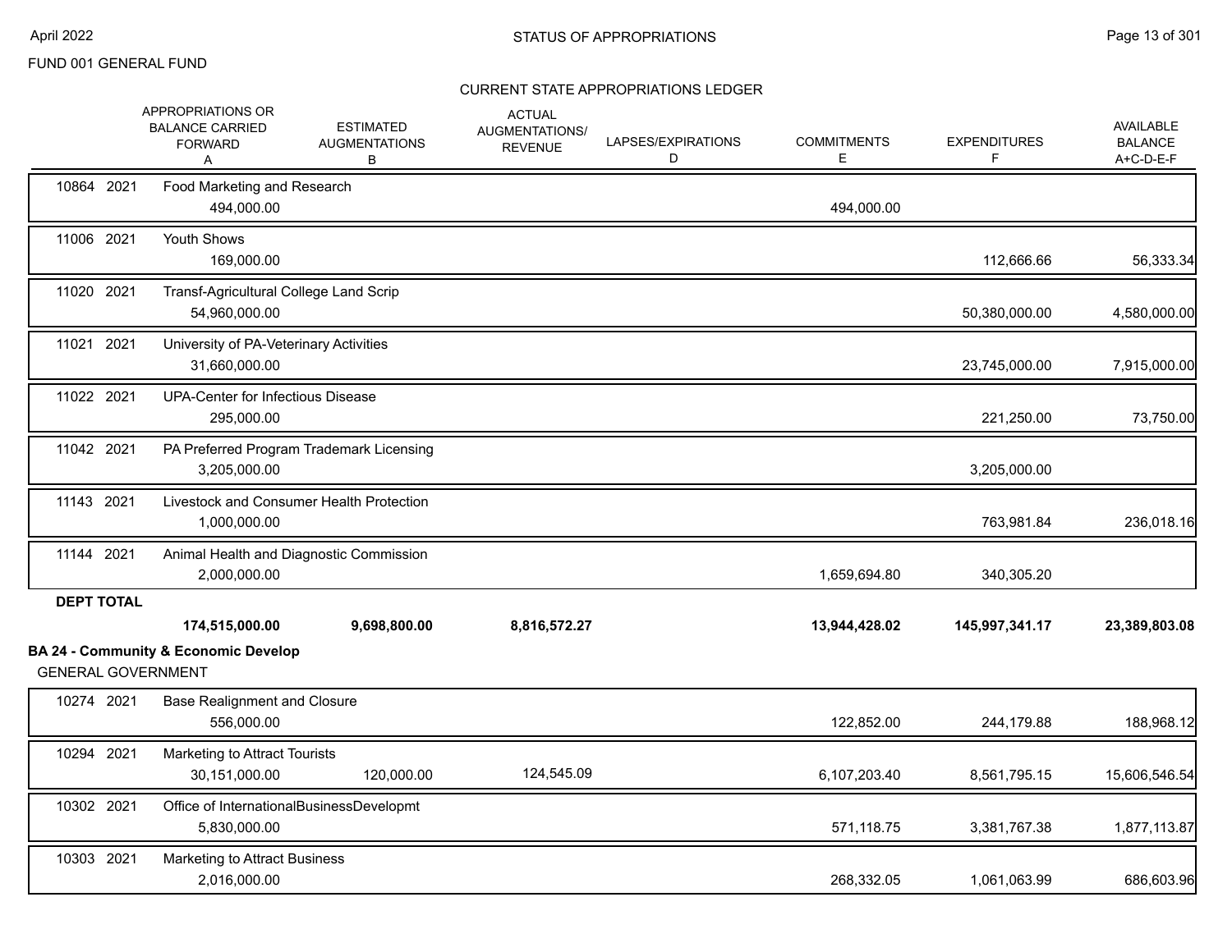FUND 001 GENERAL FUND

# STATUS OF APPROPRIATIONS

## CURRENT STATE APPROPRIATIONS LEDGER

| | | APPROPRIATIONS OR BALANCE CARRIED FORWARD A | ESTIMATED AUGMENTATIONS B | ACTUAL AUGMENTATIONS/ REVENUE | LAPSES/EXPIRATIONS D | COMMITMENTS E | EXPENDITURES F | AVAILABLE BALANCE A+C-D-E-F |
|---|---|---|---|---|---|---|---|---|
| 10864 2021 | Food Marketing and Research | 494,000.00 | | | | 494,000.00 | | |
| 11006 2021 | Youth Shows | 169,000.00 | | | | | 112,666.66 | 56,333.34 |
| 11020 2021 | Transf-Agricultural College Land Scrip | 54,960,000.00 | | | | | 50,380,000.00 | 4,580,000.00 |
| 11021 2021 | University of PA-Veterinary Activities | 31,660,000.00 | | | | | 23,745,000.00 | 7,915,000.00 |
| 11022 2021 | UPA-Center for Infectious Disease | 295,000.00 | | | | | 221,250.00 | 73,750.00 |
| 11042 2021 | PA Preferred Program Trademark Licensing | 3,205,000.00 | | | | | 3,205,000.00 | |
| 11143 2021 | Livestock and Consumer Health Protection | 1,000,000.00 | | | | | 763,981.84 | 236,018.16 |
| 11144 2021 | Animal Health and Diagnostic Commission | 2,000,000.00 | | | | 1,659,694.80 | 340,305.20 | |
| **DEPT TOTAL** | | **174,515,000.00** | **9,698,800.00** | **8,816,572.27** | | **13,944,428.02** | **145,997,341.17** | **23,389,803.08** |

**BA 24 - Community & Economic Develop**

GENERAL GOVERNMENT

| | | APPROPRIATIONS OR BALANCE CARRIED FORWARD A | ESTIMATED AUGMENTATIONS B | ACTUAL AUGMENTATIONS/ REVENUE | LAPSES/EXPIRATIONS D | COMMITMENTS E | EXPENDITURES F | AVAILABLE BALANCE A+C-D-E-F |
|---|---|---|---|---|---|---|---|---|
| 10274 2021 | Base Realignment and Closure | 556,000.00 | | | | 122,852.00 | 244,179.88 | 188,968.12 |
| 10294 2021 | Marketing to Attract Tourists | 30,151,000.00 | 120,000.00 | 124,545.09 | | 6,107,203.40 | 8,561,795.15 | 15,606,546.54 |
| 10302 2021 | Office of InternationalBusinessDevelopmt | 5,830,000.00 | | | | 571,118.75 | 3,381,767.38 | 1,877,113.87 |
| 10303 2021 | Marketing to Attract Business | 2,016,000.00 | | | | 268,332.05 | 1,061,063.99 | 686,603.96 |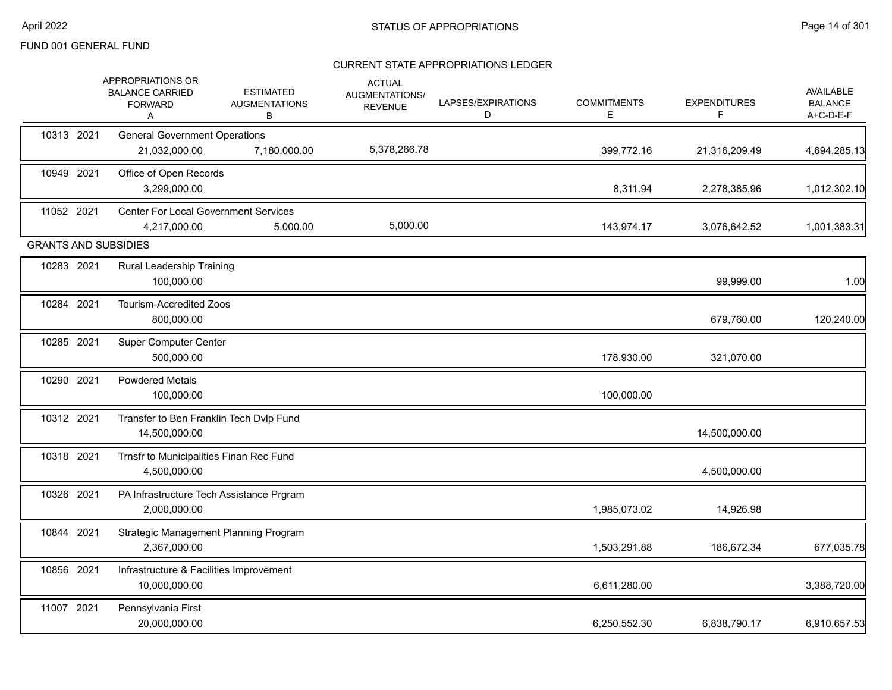FUND 001 GENERAL FUND

## CURRENT STATE APPROPRIATIONS LEDGER

| | APPROPRIATIONS OR BALANCE CARRIED FORWARD A | ESTIMATED AUGMENTATIONS B | ACTUAL AUGMENTATIONS/ REVENUE | LAPSES/EXPIRATIONS D | COMMITMENTS E | EXPENDITURES F | AVAILABLE BALANCE A+C-D-E-F |
|---|---|---|---|---|---|---|---|
| 10313 2021 General Government Operations | 21,032,000.00 | 7,180,000.00 | 5,378,266.78 | | 399,772.16 | 21,316,209.49 | 4,694,285.13 |
| 10949 2021 Office of Open Records | 3,299,000.00 | | | | 8,311.94 | 2,278,385.96 | 1,012,302.10 |
| 11052 2021 Center For Local Government Services | 4,217,000.00 | 5,000.00 | 5,000.00 | | 143,974.17 | 3,076,642.52 | 1,001,383.31 |
| **GRANTS AND SUBSIDIES** | | | | | | | |
| 10283 2021 Rural Leadership Training | 100,000.00 | | | | | 99,999.00 | 1.00 |
| 10284 2021 Tourism-Accredited Zoos | 800,000.00 | | | | | 679,760.00 | 120,240.00 |
| 10285 2021 Super Computer Center | 500,000.00 | | | | 178,930.00 | 321,070.00 | |
| 10290 2021 Powdered Metals | 100,000.00 | | | | 100,000.00 | | |
| 10312 2021 Transfer to Ben Franklin Tech Dvlp Fund | 14,500,000.00 | | | | | 14,500,000.00 | |
| 10318 2021 Trnsfr to Municipalities Finan Rec Fund | 4,500,000.00 | | | | | 4,500,000.00 | |
| 10326 2021 PA Infrastructure Tech Assistance Prgram | 2,000,000.00 | | | | 1,985,073.02 | 14,926.98 | |
| 10844 2021 Strategic Management Planning Program | 2,367,000.00 | | | | 1,503,291.88 | 186,672.34 | 677,035.78 |
| 10856 2021 Infrastructure & Facilities Improvement | 10,000,000.00 | | | | 6,611,280.00 | | 3,388,720.00 |
| 11007 2021 Pennsylvania First | 20,000,000.00 | | | | 6,250,552.30 | 6,838,790.17 | 6,910,657.53 |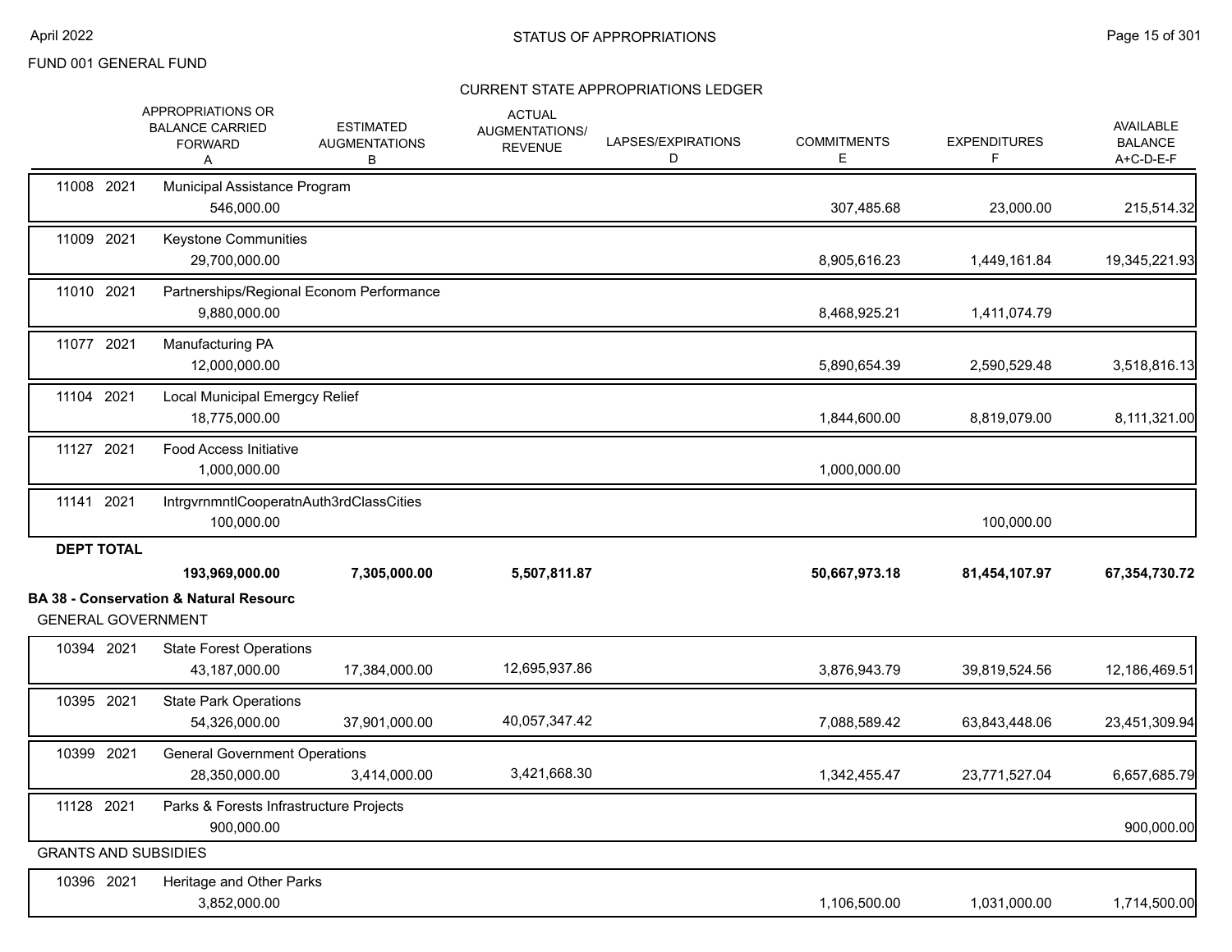FUND 001 GENERAL FUND

CURRENT STATE APPROPRIATIONS LEDGER

| | | APPROPRIATIONS OR BALANCE CARRIED FORWARD A | ESTIMATED AUGMENTATIONS B | ACTUAL AUGMENTATIONS/ REVENUE | LAPSES/EXPIRATIONS D | COMMITMENTS E | EXPENDITURES F | AVAILABLE BALANCE A+C-D-E-F |
|---|---|---|---|---|---|---|---|---|
| 11008 | 2021 | Municipal Assistance Program | | | | | | |
| | | 546,000.00 | | | | 307,485.68 | 23,000.00 | 215,514.32 |
| 11009 | 2021 | Keystone Communities | | | | | | |
| | | 29,700,000.00 | | | | 8,905,616.23 | 1,449,161.84 | 19,345,221.93 |
| 11010 | 2021 | Partnerships/Regional Econom Performance | | | | | | |
| | | 9,880,000.00 | | | | 8,468,925.21 | 1,411,074.79 | |
| 11077 | 2021 | Manufacturing PA | | | | | | |
| | | 12,000,000.00 | | | | 5,890,654.39 | 2,590,529.48 | 3,518,816.13 |
| 11104 | 2021 | Local Municipal Emergcy Relief | | | | | | |
| | | 18,775,000.00 | | | | 1,844,600.00 | 8,819,079.00 | 8,111,321.00 |
| 11127 | 2021 | Food Access Initiative | | | | | | |
| | | 1,000,000.00 | | | | 1,000,000.00 | | |
| 11141 | 2021 | IntrgvrnmntlCooperatnAuth3rdClassCities | | | | | | |
| | | 100,000.00 | | | | | 100,000.00 | |
| **DEPT TOTAL** | | | | | | | | |
| | | **193,969,000.00** | **7,305,000.00** | **5,507,811.87** | | **50,667,973.18** | **81,454,107.97** | **67,354,730.72** |

**BA 38 - Conservation & Natural Resourc**

GENERAL GOVERNMENT

| | | APPROPRIATIONS OR BALANCE CARRIED FORWARD A | ESTIMATED AUGMENTATIONS B | ACTUAL AUGMENTATIONS/ REVENUE | LAPSES/EXPIRATIONS D | COMMITMENTS E | EXPENDITURES F | AVAILABLE BALANCE A+C-D-E-F |
|---|---|---|---|---|---|---|---|---|
| 10394 | 2021 | State Forest Operations | | | | | | |
| | | 43,187,000.00 | 17,384,000.00 | 12,695,937.86 | | 3,876,943.79 | 39,819,524.56 | 12,186,469.51 |
| 10395 | 2021 | State Park Operations | | | | | | |
| | | 54,326,000.00 | 37,901,000.00 | 40,057,347.42 | | 7,088,589.42 | 63,843,448.06 | 23,451,309.94 |
| 10399 | 2021 | General Government Operations | | | | | | |
| | | 28,350,000.00 | 3,414,000.00 | 3,421,668.30 | | 1,342,455.47 | 23,771,527.04 | 6,657,685.79 |
| 11128 | 2021 | Parks & Forests Infrastructure Projects | | | | | | |
| | | 900,000.00 | | | | | | 900,000.00 |

GRANTS AND SUBSIDIES

| | | APPROPRIATIONS OR BALANCE CARRIED FORWARD A | ESTIMATED AUGMENTATIONS B | ACTUAL AUGMENTATIONS/ REVENUE | LAPSES/EXPIRATIONS D | COMMITMENTS E | EXPENDITURES F | AVAILABLE BALANCE A+C-D-E-F |
|---|---|---|---|---|---|---|---|---|
| 10396 | 2021 | Heritage and Other Parks | | | | | | |
| | | 3,852,000.00 | | | | 1,106,500.00 | 1,031,000.00 | 1,714,500.00 |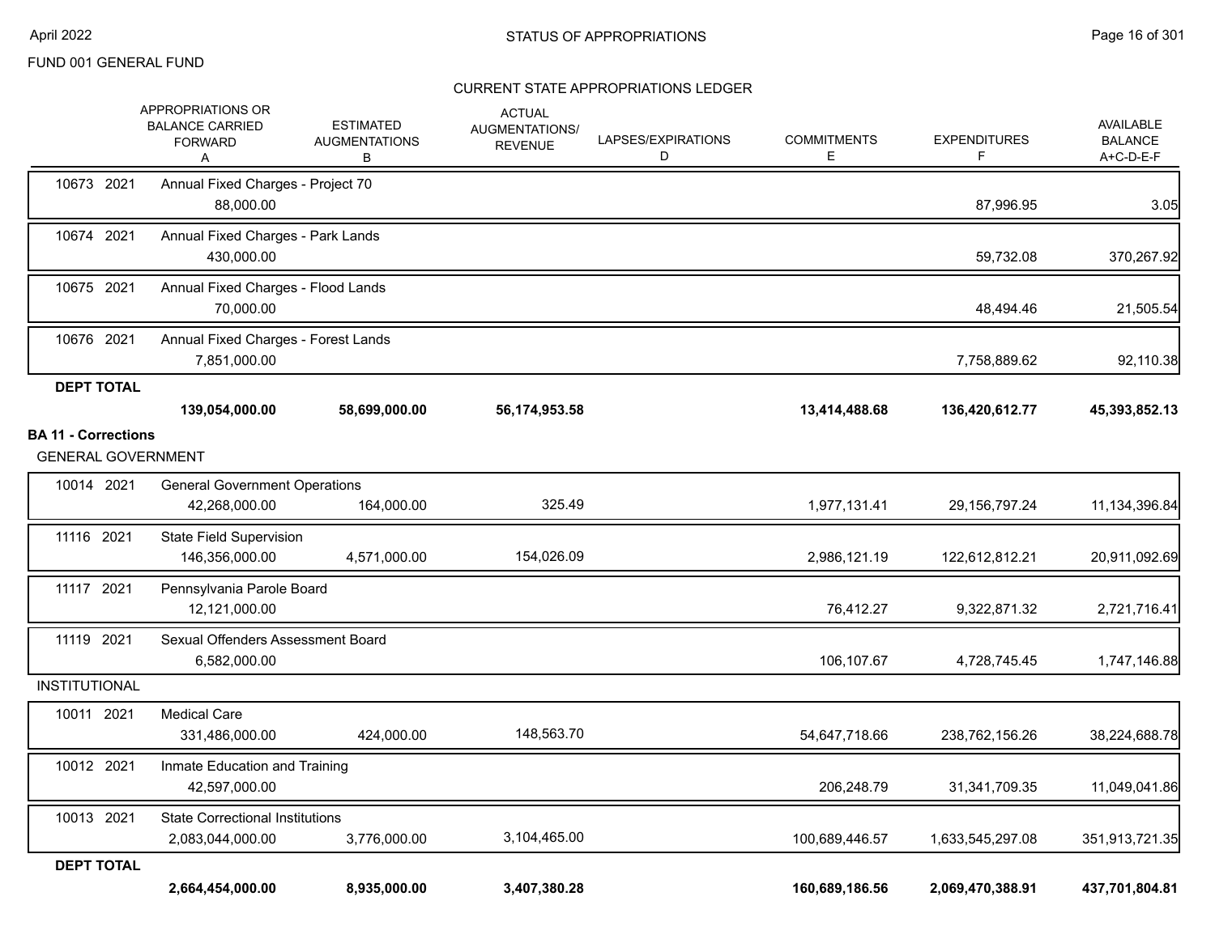FUND 001 GENERAL FUND

STATUS OF APPROPRIATIONS

CURRENT STATE APPROPRIATIONS LEDGER

| | | APPROPRIATIONS OR BALANCE CARRIED FORWARD A | ESTIMATED AUGMENTATIONS B | ACTUAL AUGMENTATIONS/ REVENUE | LAPSES/EXPIRATIONS D | COMMITMENTS E | EXPENDITURES F | AVAILABLE BALANCE A+C-D-E-F |
|---|---|---|---|---|---|---|---|---|
| 10673 | 2021 | Annual Fixed Charges - Project 70 | | | | | | |
| | | 88,000.00 | | | | | 87,996.95 | 3.05 |
| 10674 | 2021 | Annual Fixed Charges - Park Lands | | | | | | |
| | | 430,000.00 | | | | | 59,732.08 | 370,267.92 |
| 10675 | 2021 | Annual Fixed Charges - Flood Lands | | | | | | |
| | | 70,000.00 | | | | | 48,494.46 | 21,505.54 |
| 10676 | 2021 | Annual Fixed Charges - Forest Lands | | | | | | |
| | | 7,851,000.00 | | | | | 7,758,889.62 | 92,110.38 |
| **DEPT TOTAL** | | | | | | | | |
| | | **139,054,000.00** | **58,699,000.00** | **56,174,953.58** | | **13,414,488.68** | **136,420,612.77** | **45,393,852.13** |

**BA 11 - Corrections**

GENERAL GOVERNMENT

| | | APPROPRIATIONS OR BALANCE CARRIED FORWARD A | ESTIMATED AUGMENTATIONS B | ACTUAL AUGMENTATIONS/ REVENUE | LAPSES/EXPIRATIONS D | COMMITMENTS E | EXPENDITURES F | AVAILABLE BALANCE A+C-D-E-F |
|---|---|---|---|---|---|---|---|---|
| 10014 | 2021 | General Government Operations | | | | | | |
| | | 42,268,000.00 | 164,000.00 | 325.49 | | 1,977,131.41 | 29,156,797.24 | 11,134,396.84 |
| 11116 | 2021 | State Field Supervision | | | | | | |
| | | 146,356,000.00 | 4,571,000.00 | 154,026.09 | | 2,986,121.19 | 122,612,812.21 | 20,911,092.69 |
| 11117 | 2021 | Pennsylvania Parole Board | | | | | | |
| | | 12,121,000.00 | | | | 76,412.27 | 9,322,871.32 | 2,721,716.41 |
| 11119 | 2021 | Sexual Offenders Assessment Board | | | | | | |
| | | 6,582,000.00 | | | | 106,107.67 | 4,728,745.45 | 1,747,146.88 |
| INSTITUTIONAL | | | | | | | | |
| 10011 | 2021 | Medical Care | | | | | | |
| | | 331,486,000.00 | 424,000.00 | 148,563.70 | | 54,647,718.66 | 238,762,156.26 | 38,224,688.78 |
| 10012 | 2021 | Inmate Education and Training | | | | | | |
| | | 42,597,000.00 | | | | 206,248.79 | 31,341,709.35 | 11,049,041.86 |
| 10013 | 2021 | State Correctional Institutions | | | | | | |
| | | 2,083,044,000.00 | 3,776,000.00 | 3,104,465.00 | | 100,689,446.57 | 1,633,545,297.08 | 351,913,721.35 |
| **DEPT TOTAL** | | | | | | | | |
| | | **2,664,454,000.00** | **8,935,000.00** | **3,407,380.28** | | **160,689,186.56** | **2,069,470,388.91** | **437,701,804.81** |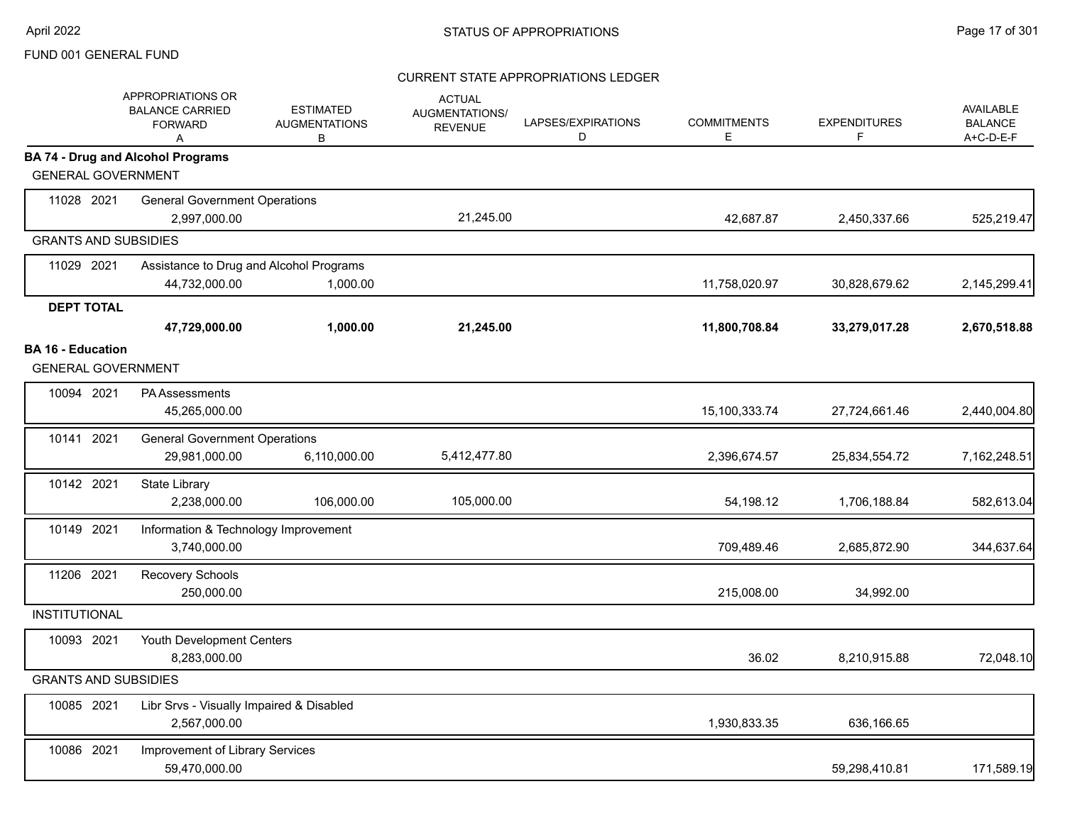FUND 001 GENERAL FUND

STATUS OF APPROPRIATIONS

CURRENT STATE APPROPRIATIONS LEDGER

| | APPROPRIATIONS OR BALANCE CARRIED FORWARD A | ESTIMATED AUGMENTATIONS B | ACTUAL AUGMENTATIONS/ REVENUE C | LAPSES/EXPIRATIONS D | COMMITMENTS E | EXPENDITURES F | AVAILABLE BALANCE A+C-D-E-F |
|---|---|---|---|---|---|---|---|
| **BA 74 - Drug and Alcohol Programs** | | | | | | | |
| GENERAL GOVERNMENT | | | | | | | |
| 11028 2021 General Government Operations | 2,997,000.00 | | 21,245.00 | | 42,687.87 | 2,450,337.66 | 525,219.47 |
| GRANTS AND SUBSIDIES | | | | | | | |
| 11029 2021 Assistance to Drug and Alcohol Programs | 44,732,000.00 | 1,000.00 | | | 11,758,020.97 | 30,828,679.62 | 2,145,299.41 |
| **DEPT TOTAL** | **47,729,000.00** | **1,000.00** | **21,245.00** | | **11,800,708.84** | **33,279,017.28** | **2,670,518.88** |
| **BA 16 - Education** | | | | | | | |
| GENERAL GOVERNMENT | | | | | | | |
| 10094 2021 PA Assessments | 45,265,000.00 | | | | 15,100,333.74 | 27,724,661.46 | 2,440,004.80 |
| 10141 2021 General Government Operations | 29,981,000.00 | 6,110,000.00 | 5,412,477.80 | | 2,396,674.57 | 25,834,554.72 | 7,162,248.51 |
| 10142 2021 State Library | 2,238,000.00 | 106,000.00 | 105,000.00 | | 54,198.12 | 1,706,188.84 | 582,613.04 |
| 10149 2021 Information & Technology Improvement | 3,740,000.00 | | | | 709,489.46 | 2,685,872.90 | 344,637.64 |
| 11206 2021 Recovery Schools | 250,000.00 | | | | 215,008.00 | 34,992.00 | |
| INSTITUTIONAL | | | | | | | |
| 10093 2021 Youth Development Centers | 8,283,000.00 | | | | 36.02 | 8,210,915.88 | 72,048.10 |
| GRANTS AND SUBSIDIES | | | | | | | |
| 10085 2021 Libr Srvs - Visually Impaired & Disabled | 2,567,000.00 | | | | 1,930,833.35 | 636,166.65 | |
| 10086 2021 Improvement of Library Services | 59,470,000.00 | | | | | 59,298,410.81 | 171,589.19 |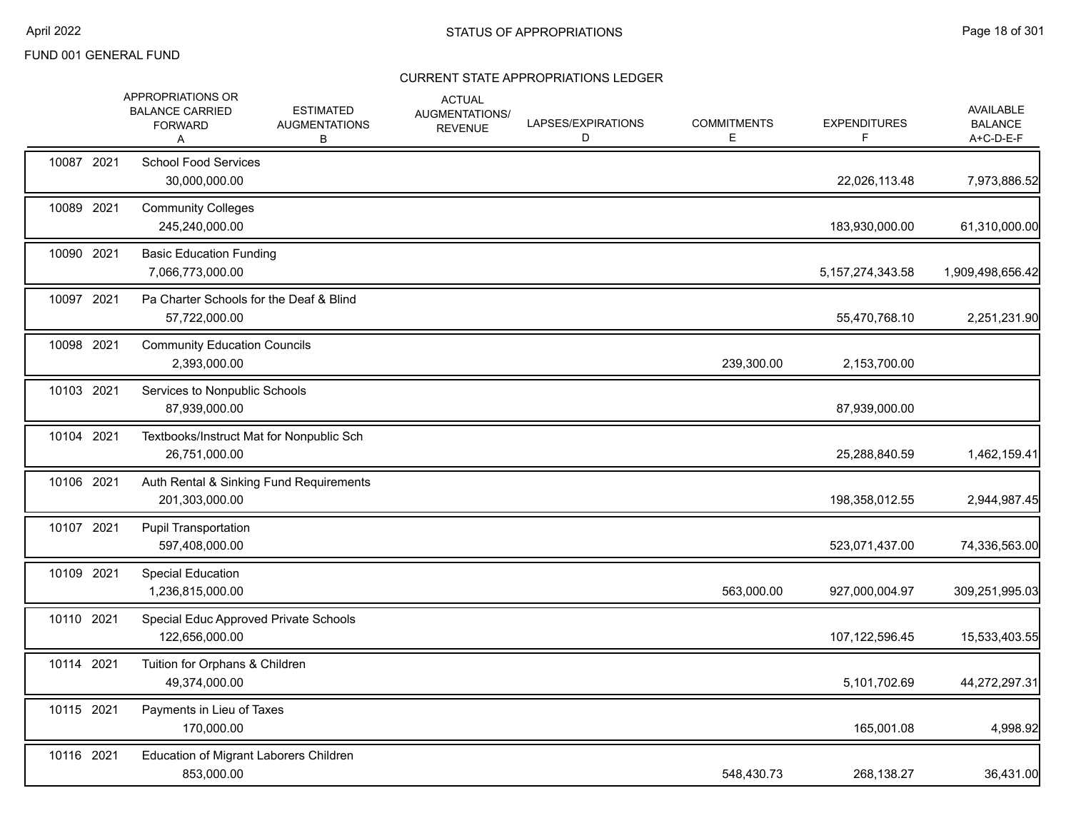FUND 001 GENERAL FUND

## CURRENT STATE APPROPRIATIONS LEDGER

| | | APPROPRIATIONS OR BALANCE CARRIED FORWARD A | ESTIMATED AUGMENTATIONS B | ACTUAL AUGMENTATIONS/ REVENUE | LAPSES/EXPIRATIONS D | COMMITMENTS E | EXPENDITURES F | AVAILABLE BALANCE A+C-D-E-F |
|---|---|---|---|---|---|---|---|---|
| 10087 | 2021 | School Food Services | | | | | | |
| | | 30,000,000.00 | | | | | 22,026,113.48 | 7,973,886.52 |
| 10089 | 2021 | Community Colleges | | | | | | |
| | | 245,240,000.00 | | | | | 183,930,000.00 | 61,310,000.00 |
| 10090 | 2021 | Basic Education Funding | | | | | | |
| | | 7,066,773,000.00 | | | | | 5,157,274,343.58 | 1,909,498,656.42 |
| 10097 | 2021 | Pa Charter Schools for the Deaf & Blind | | | | | | |
| | | 57,722,000.00 | | | | | 55,470,768.10 | 2,251,231.90 |
| 10098 | 2021 | Community Education Councils | | | | | | |
| | | 2,393,000.00 | | | | 239,300.00 | 2,153,700.00 | |
| 10103 | 2021 | Services to Nonpublic Schools | | | | | | |
| | | 87,939,000.00 | | | | | 87,939,000.00 | |
| 10104 | 2021 | Textbooks/Instruct Mat for Nonpublic Sch | | | | | | |
| | | 26,751,000.00 | | | | | 25,288,840.59 | 1,462,159.41 |
| 10106 | 2021 | Auth Rental & Sinking Fund Requirements | | | | | | |
| | | 201,303,000.00 | | | | | 198,358,012.55 | 2,944,987.45 |
| 10107 | 2021 | Pupil Transportation | | | | | | |
| | | 597,408,000.00 | | | | | 523,071,437.00 | 74,336,563.00 |
| 10109 | 2021 | Special Education | | | | | | |
| | | 1,236,815,000.00 | | | | 563,000.00 | 927,000,004.97 | 309,251,995.03 |
| 10110 | 2021 | Special Educ Approved Private Schools | | | | | | |
| | | 122,656,000.00 | | | | | 107,122,596.45 | 15,533,403.55 |
| 10114 | 2021 | Tuition for Orphans & Children | | | | | | |
| | | 49,374,000.00 | | | | | 5,101,702.69 | 44,272,297.31 |
| 10115 | 2021 | Payments in Lieu of Taxes | | | | | | |
| | | 170,000.00 | | | | | 165,001.08 | 4,998.92 |
| 10116 | 2021 | Education of Migrant Laborers Children | | | | | | |
| | | 853,000.00 | | | | 548,430.73 | 268,138.27 | 36,431.00 |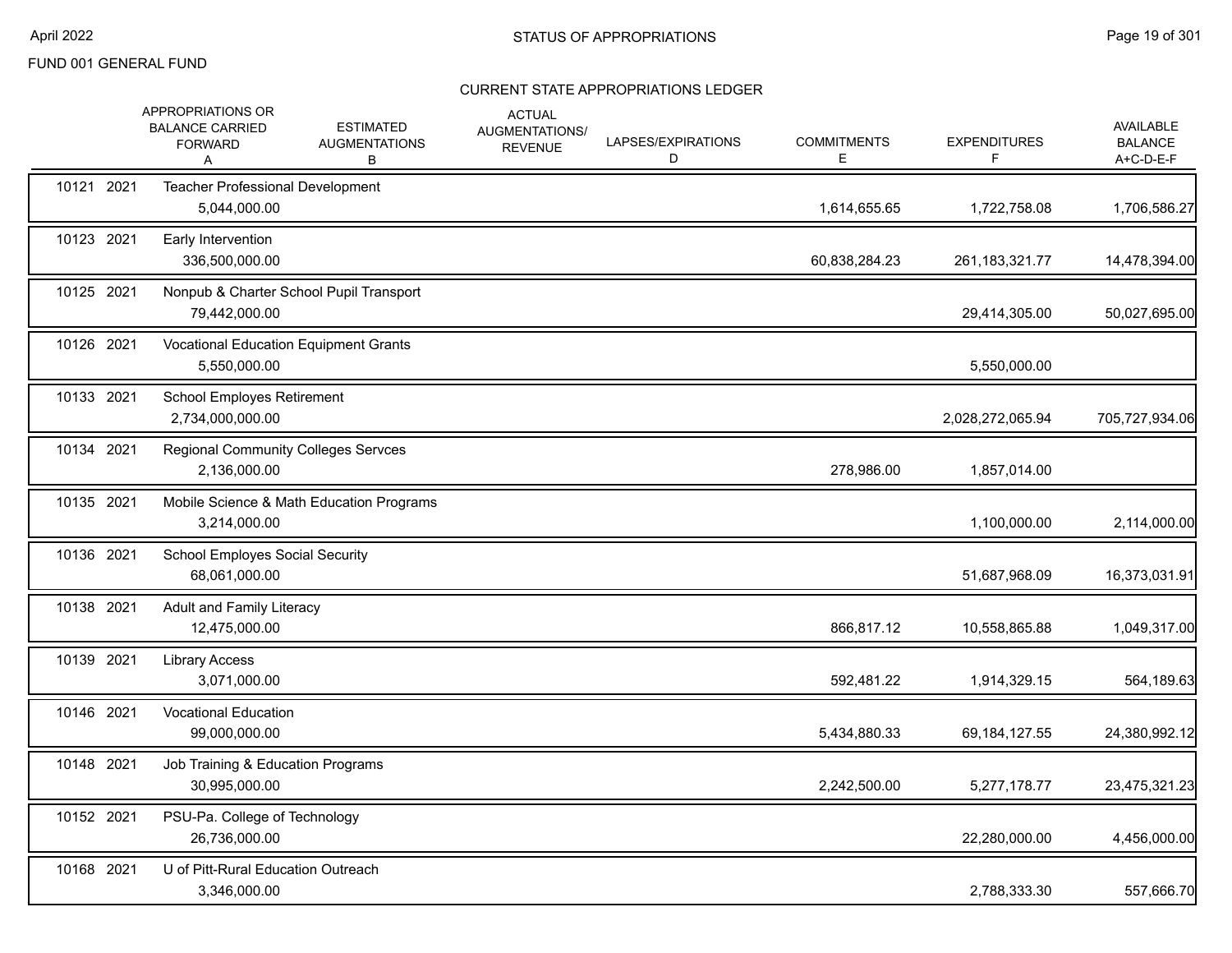FUND 001 GENERAL FUND

## STATUS OF APPROPRIATIONS

### CURRENT STATE APPROPRIATIONS LEDGER

| | APPROPRIATIONS OR BALANCE CARRIED FORWARD A | ESTIMATED AUGMENTATIONS B | ACTUAL AUGMENTATIONS/ REVENUE | LAPSES/EXPIRATIONS D | COMMITMENTS E | EXPENDITURES F | AVAILABLE BALANCE A+C-D-E-F |
|---|---|---|---|---|---|---|---|
| 10121 2021 | Teacher Professional Development | | | | | | |
| | 5,044,000.00 | | | | 1,614,655.65 | 1,722,758.08 | 1,706,586.27 |
| 10123 2021 | Early Intervention | | | | | | |
| | 336,500,000.00 | | | | 60,838,284.23 | 261,183,321.77 | 14,478,394.00 |
| 10125 2021 | Nonpub & Charter School Pupil Transport | | | | | | |
| | 79,442,000.00 | | | | | 29,414,305.00 | 50,027,695.00 |
| 10126 2021 | Vocational Education Equipment Grants | | | | | | |
| | 5,550,000.00 | | | | | 5,550,000.00 | |
| 10133 2021 | School Employes Retirement | | | | | | |
| | 2,734,000,000.00 | | | | | 2,028,272,065.94 | 705,727,934.06 |
| 10134 2021 | Regional Community Colleges Servces | | | | | | |
| | 2,136,000.00 | | | | 278,986.00 | 1,857,014.00 | |
| 10135 2021 | Mobile Science & Math Education Programs | | | | | | |
| | 3,214,000.00 | | | | | 1,100,000.00 | 2,114,000.00 |
| 10136 2021 | School Employes Social Security | | | | | | |
| | 68,061,000.00 | | | | | 51,687,968.09 | 16,373,031.91 |
| 10138 2021 | Adult and Family Literacy | | | | | | |
| | 12,475,000.00 | | | | 866,817.12 | 10,558,865.88 | 1,049,317.00 |
| 10139 2021 | Library Access | | | | | | |
| | 3,071,000.00 | | | | 592,481.22 | 1,914,329.15 | 564,189.63 |
| 10146 2021 | Vocational Education | | | | | | |
| | 99,000,000.00 | | | | 5,434,880.33 | 69,184,127.55 | 24,380,992.12 |
| 10148 2021 | Job Training & Education Programs | | | | | | |
| | 30,995,000.00 | | | | 2,242,500.00 | 5,277,178.77 | 23,475,321.23 |
| 10152 2021 | PSU-Pa. College of Technology | | | | | | |
| | 26,736,000.00 | | | | | 22,280,000.00 | 4,456,000.00 |
| 10168 2021 | U of Pitt-Rural Education Outreach | | | | | | |
| | 3,346,000.00 | | | | | 2,788,333.30 | 557,666.70 |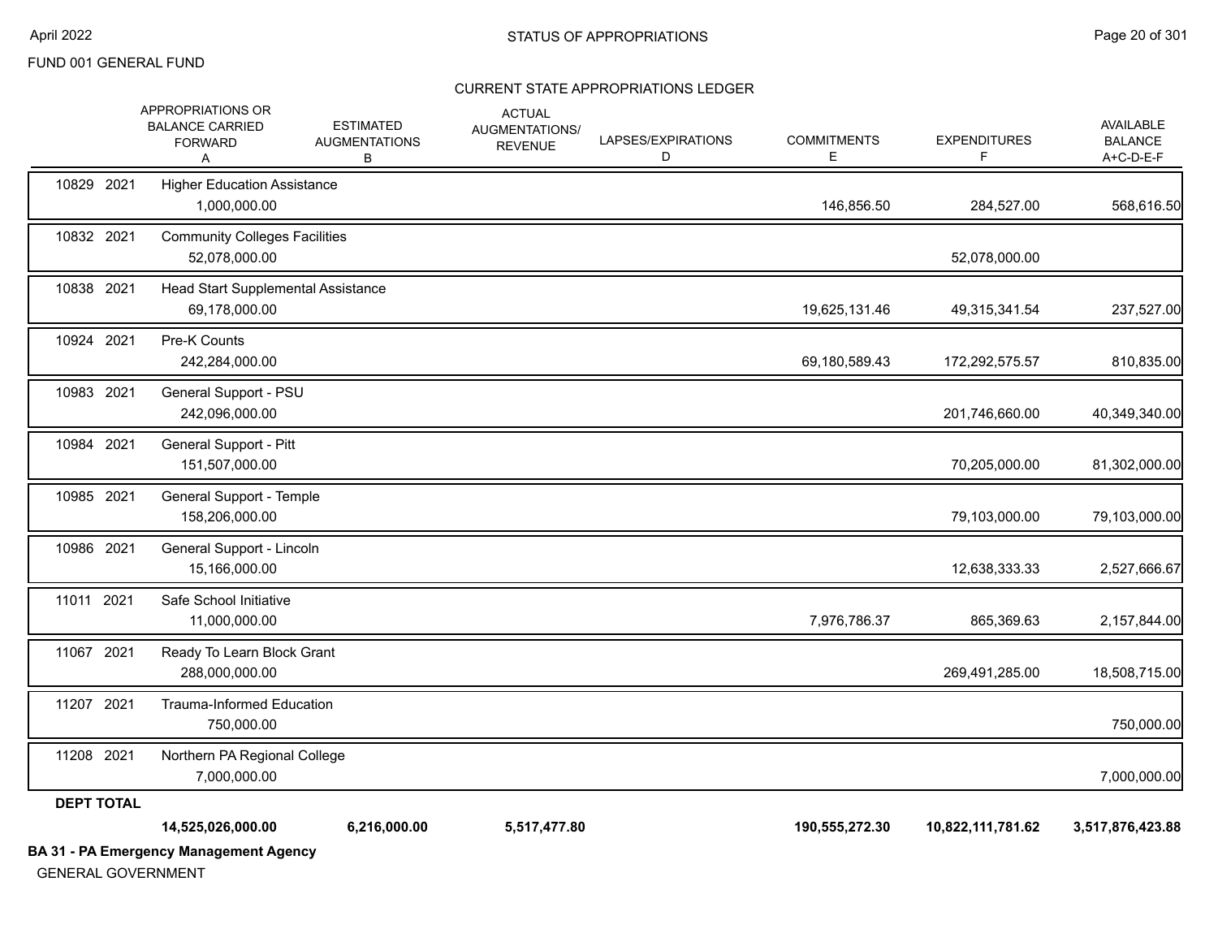FUND 001 GENERAL FUND

## CURRENT STATE APPROPRIATIONS LEDGER

| | APPROPRIATIONS OR BALANCE CARRIED FORWARD A | ESTIMATED AUGMENTATIONS B | ACTUAL AUGMENTATIONS/ REVENUE | LAPSES/EXPIRATIONS D | COMMITMENTS E | EXPENDITURES F | AVAILABLE BALANCE A+C-D-E-F |
|---|---|---|---|---|---|---|---|
| 10829 2021 | Higher Education Assistance | | | | | | |
| | 1,000,000.00 | | | | 146,856.50 | 284,527.00 | 568,616.50 |
| 10832 2021 | Community Colleges Facilities | | | | | | |
| | 52,078,000.00 | | | | | 52,078,000.00 | |
| 10838 2021 | Head Start Supplemental Assistance | | | | | | |
| | 69,178,000.00 | | | | 19,625,131.46 | 49,315,341.54 | 237,527.00 |
| 10924 2021 | Pre-K Counts | | | | | | |
| | 242,284,000.00 | | | | 69,180,589.43 | 172,292,575.57 | 810,835.00 |
| 10983 2021 | General Support - PSU | | | | | | |
| | 242,096,000.00 | | | | | 201,746,660.00 | 40,349,340.00 |
| 10984 2021 | General Support - Pitt | | | | | | |
| | 151,507,000.00 | | | | | 70,205,000.00 | 81,302,000.00 |
| 10985 2021 | General Support - Temple | | | | | | |
| | 158,206,000.00 | | | | | 79,103,000.00 | 79,103,000.00 |
| 10986 2021 | General Support - Lincoln | | | | | | |
| | 15,166,000.00 | | | | | 12,638,333.33 | 2,527,666.67 |
| 11011 2021 | Safe School Initiative | | | | | | |
| | 11,000,000.00 | | | | 7,976,786.37 | 865,369.63 | 2,157,844.00 |
| 11067 2021 | Ready To Learn Block Grant | | | | | | |
| | 288,000,000.00 | | | | | 269,491,285.00 | 18,508,715.00 |
| 11207 2021 | Trauma-Informed Education | | | | | | |
| | 750,000.00 | | | | | | 750,000.00 |
| 11208 2021 | Northern PA Regional College | | | | | | |
| | 7,000,000.00 | | | | | | 7,000,000.00 |
| **DEPT TOTAL** | | | | | | | |
| | **14,525,026,000.00** | **6,216,000.00** | **5,517,477.80** | | **190,555,272.30** | **10,822,111,781.62** | **3,517,876,423.88** |

**BA 31 - PA Emergency Management Agency**

GENERAL GOVERNMENT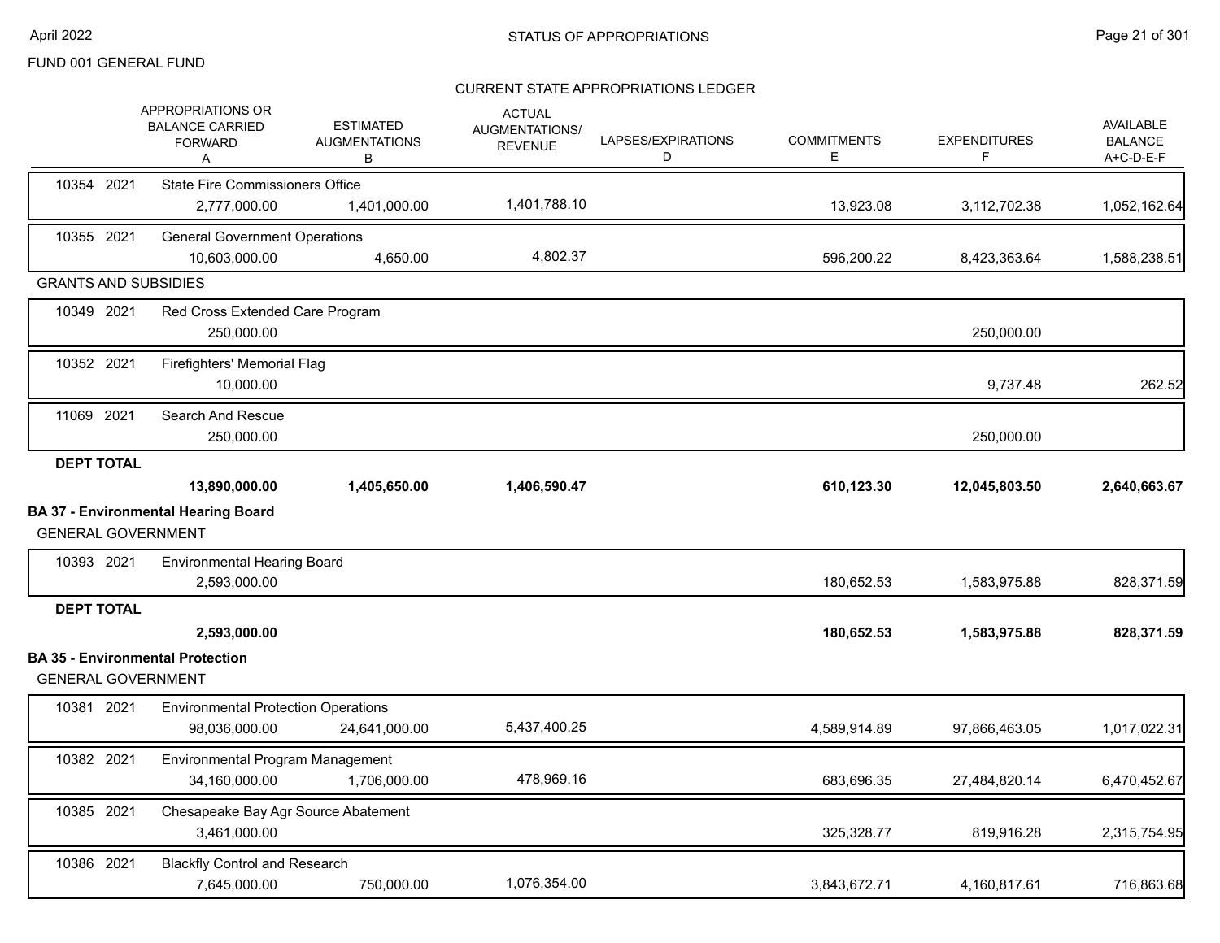FUND 001 GENERAL FUND

## CURRENT STATE APPROPRIATIONS LEDGER

| | APPROPRIATIONS OR BALANCE CARRIED FORWARD A | ESTIMATED AUGMENTATIONS B | ACTUAL AUGMENTATIONS/ REVENUE | LAPSES/EXPIRATIONS D | COMMITMENTS E | EXPENDITURES F | AVAILABLE BALANCE A+C-D-E-F |
|---|---|---|---|---|---|---|---|
| 10354 2021 State Fire Commissioners Office | 2,777,000.00 | 1,401,000.00 | 1,401,788.10 | | 13,923.08 | 3,112,702.38 | 1,052,162.64 |
| 10355 2021 General Government Operations | 10,603,000.00 | 4,650.00 | 4,802.37 | | 596,200.22 | 8,423,363.64 | 1,588,238.51 |
| **GRANTS AND SUBSIDIES** | | | | | | | |
| 10349 2021 Red Cross Extended Care Program | 250,000.00 | | | | | 250,000.00 | |
| 10352 2021 Firefighters' Memorial Flag | 10,000.00 | | | | | 9,737.48 | 262.52 |
| 11069 2021 Search And Rescue | 250,000.00 | | | | | 250,000.00 | |
| **DEPT TOTAL** | **13,890,000.00** | **1,405,650.00** | **1,406,590.47** | | **610,123.30** | **12,045,803.50** | **2,640,663.67** |

### BA 37 - Environmental Hearing Board

| | APPROPRIATIONS OR BALANCE CARRIED FORWARD A | ESTIMATED AUGMENTATIONS B | ACTUAL AUGMENTATIONS/ REVENUE | LAPSES/EXPIRATIONS D | COMMITMENTS E | EXPENDITURES F | AVAILABLE BALANCE A+C-D-E-F |
|---|---|---|---|---|---|---|---|
| **GENERAL GOVERNMENT** | | | | | | | |
| 10393 2021 Environmental Hearing Board | 2,593,000.00 | | | | 180,652.53 | 1,583,975.88 | 828,371.59 |
| **DEPT TOTAL** | **2,593,000.00** | | | | **180,652.53** | **1,583,975.88** | **828,371.59** |

### BA 35 - Environmental Protection

| | APPROPRIATIONS OR BALANCE CARRIED FORWARD A | ESTIMATED AUGMENTATIONS B | ACTUAL AUGMENTATIONS/ REVENUE | LAPSES/EXPIRATIONS D | COMMITMENTS E | EXPENDITURES F | AVAILABLE BALANCE A+C-D-E-F |
|---|---|---|---|---|---|---|---|
| **GENERAL GOVERNMENT** | | | | | | | |
| 10381 2021 Environmental Protection Operations | 98,036,000.00 | 24,641,000.00 | 5,437,400.25 | | 4,589,914.89 | 97,866,463.05 | 1,017,022.31 |
| 10382 2021 Environmental Program Management | 34,160,000.00 | 1,706,000.00 | 478,969.16 | | 683,696.35 | 27,484,820.14 | 6,470,452.67 |
| 10385 2021 Chesapeake Bay Agr Source Abatement | 3,461,000.00 | | | | 325,328.77 | 819,916.28 | 2,315,754.95 |
| 10386 2021 Blackfly Control and Research | 7,645,000.00 | 750,000.00 | 1,076,354.00 | | 3,843,672.71 | 4,160,817.61 | 716,863.68 |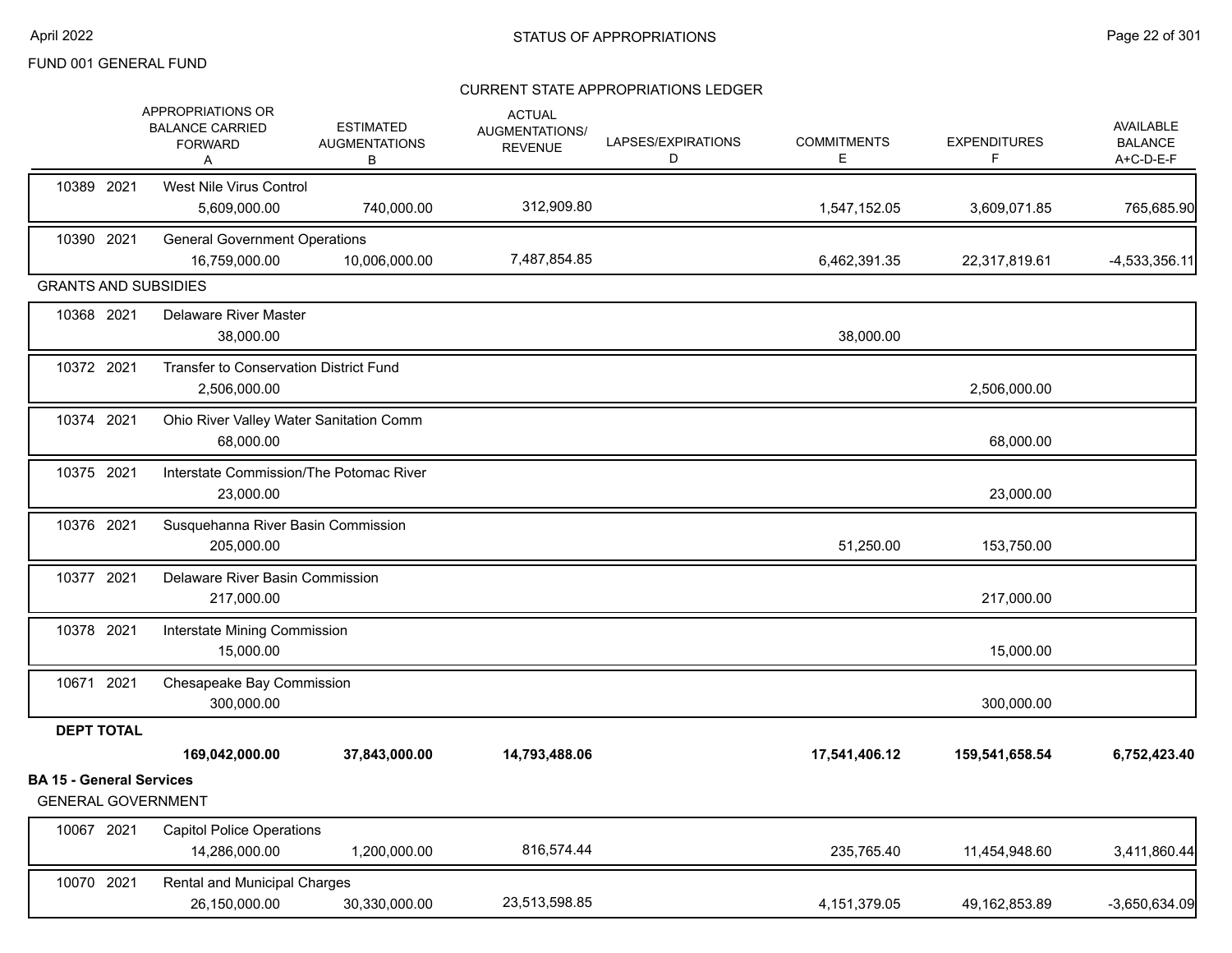FUND 001 GENERAL FUND

## STATUS OF APPROPRIATIONS

### CURRENT STATE APPROPRIATIONS LEDGER

| | | APPROPRIATIONS OR BALANCE CARRIED FORWARD A | ESTIMATED AUGMENTATIONS B | ACTUAL AUGMENTATIONS/ REVENUE | LAPSES/EXPIRATIONS D | COMMITMENTS E | EXPENDITURES F | AVAILABLE BALANCE A+C-D-E-F |
|---|---|---|---|---|---|---|---|---|
| 10389 2021 | West Nile Virus Control | 5,609,000.00 | 740,000.00 | 312,909.80 | | 1,547,152.05 | 3,609,071.85 | 765,685.90 |
| 10390 2021 | General Government Operations | 16,759,000.00 | 10,006,000.00 | 7,487,854.85 | | 6,462,391.35 | 22,317,819.61 | -4,533,356.11 |
| **GRANTS AND SUBSIDIES** | | | | | | | | |
| 10368 2021 | Delaware River Master | 38,000.00 | | | | 38,000.00 | | |
| 10372 2021 | Transfer to Conservation District Fund | 2,506,000.00 | | | | | 2,506,000.00 | |
| 10374 2021 | Ohio River Valley Water Sanitation Comm | 68,000.00 | | | | | 68,000.00 | |
| 10375 2021 | Interstate Commission/The Potomac River | 23,000.00 | | | | | 23,000.00 | |
| 10376 2021 | Susquehanna River Basin Commission | 205,000.00 | | | | 51,250.00 | 153,750.00 | |
| 10377 2021 | Delaware River Basin Commission | 217,000.00 | | | | | 217,000.00 | |
| 10378 2021 | Interstate Mining Commission | 15,000.00 | | | | | 15,000.00 | |
| 10671 2021 | Chesapeake Bay Commission | 300,000.00 | | | | | 300,000.00 | |
| **DEPT TOTAL** | | **169,042,000.00** | **37,843,000.00** | **14,793,488.06** | | **17,541,406.12** | **159,541,658.54** | **6,752,423.40** |
| **BA 15 - General Services** | | | | | | | | |
| **GENERAL GOVERNMENT** | | | | | | | | |
| 10067 2021 | Capitol Police Operations | 14,286,000.00 | 1,200,000.00 | 816,574.44 | | 235,765.40 | 11,454,948.60 | 3,411,860.44 |
| 10070 2021 | Rental and Municipal Charges | 26,150,000.00 | 30,330,000.00 | 23,513,598.85 | | 4,151,379.05 | 49,162,853.89 | -3,650,634.09 |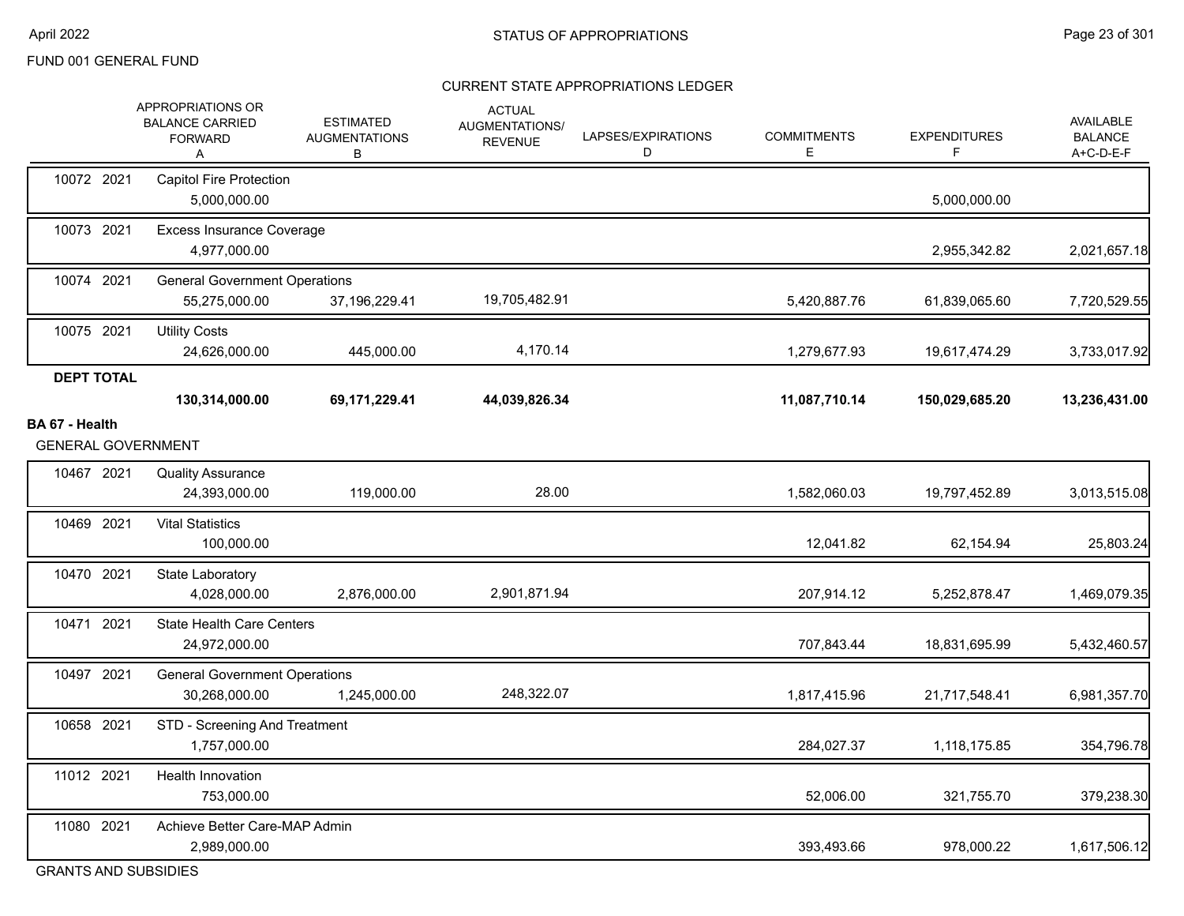FUND 001 GENERAL FUND

CURRENT STATE APPROPRIATIONS LEDGER

| | | APPROPRIATIONS OR BALANCE CARRIED FORWARD A | ESTIMATED AUGMENTATIONS B | ACTUAL AUGMENTATIONS/ REVENUE C | LAPSES/EXPIRATIONS D | COMMITMENTS E | EXPENDITURES F | AVAILABLE BALANCE A+C-D-E-F |
|---|---|---|---|---|---|---|---|---|
| 10072 | 2021 | Capitol Fire Protection | | | | | | |
| | | 5,000,000.00 | | | | | 5,000,000.00 | |
| 10073 | 2021 | Excess Insurance Coverage | | | | | | |
| | | 4,977,000.00 | | | | | 2,955,342.82 | 2,021,657.18 |
| 10074 | 2021 | General Government Operations | | | | | | |
| | | 55,275,000.00 | 37,196,229.41 | 19,705,482.91 | | 5,420,887.76 | 61,839,065.60 | 7,720,529.55 |
| 10075 | 2021 | Utility Costs | | | | | | |
| | | 24,626,000.00 | 445,000.00 | 4,170.14 | | 1,279,677.93 | 19,617,474.29 | 3,733,017.92 |
| **DEPT TOTAL** | | | | | | | | |
| | | **130,314,000.00** | **69,171,229.41** | **44,039,826.34** | | **11,087,710.14** | **150,029,685.20** | **13,236,431.00** |

**BA 67 - Health**

GENERAL GOVERNMENT

| | | APPROPRIATIONS OR BALANCE CARRIED FORWARD A | ESTIMATED AUGMENTATIONS B | ACTUAL AUGMENTATIONS/ REVENUE C | LAPSES/EXPIRATIONS D | COMMITMENTS E | EXPENDITURES F | AVAILABLE BALANCE A+C-D-E-F |
|---|---|---|---|---|---|---|---|---|
| 10467 | 2021 | Quality Assurance | | | | | | |
| | | 24,393,000.00 | 119,000.00 | 28.00 | | 1,582,060.03 | 19,797,452.89 | 3,013,515.08 |
| 10469 | 2021 | Vital Statistics | | | | | | |
| | | 100,000.00 | | | | 12,041.82 | 62,154.94 | 25,803.24 |
| 10470 | 2021 | State Laboratory | | | | | | |
| | | 4,028,000.00 | 2,876,000.00 | 2,901,871.94 | | 207,914.12 | 5,252,878.47 | 1,469,079.35 |
| 10471 | 2021 | State Health Care Centers | | | | | | |
| | | 24,972,000.00 | | | | 707,843.44 | 18,831,695.99 | 5,432,460.57 |
| 10497 | 2021 | General Government Operations | | | | | | |
| | | 30,268,000.00 | 1,245,000.00 | 248,322.07 | | 1,817,415.96 | 21,717,548.41 | 6,981,357.70 |
| 10658 | 2021 | STD - Screening And Treatment | | | | | | |
| | | 1,757,000.00 | | | | 284,027.37 | 1,118,175.85 | 354,796.78 |
| 11012 | 2021 | Health Innovation | | | | | | |
| | | 753,000.00 | | | | 52,006.00 | 321,755.70 | 379,238.30 |
| 11080 | 2021 | Achieve Better Care-MAP Admin | | | | | | |
| | | 2,989,000.00 | | | | 393,493.66 | 978,000.22 | 1,617,506.12 |

GRANTS AND SUBSIDIES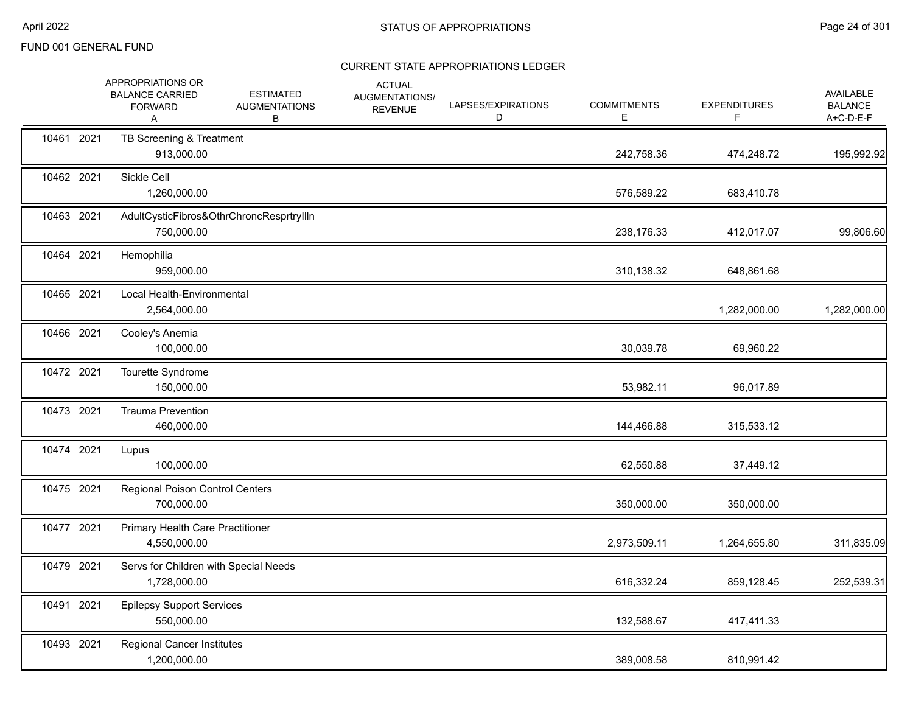FUND 001 GENERAL FUND

## CURRENT STATE APPROPRIATIONS LEDGER

| | APPROPRIATIONS OR BALANCE CARRIED FORWARD A | ESTIMATED AUGMENTATIONS B | ACTUAL AUGMENTATIONS/ REVENUE | LAPSES/EXPIRATIONS D | COMMITMENTS E | EXPENDITURES F | AVAILABLE BALANCE A+C-D-E-F |
|---|---|---|---|---|---|---|---|
| 10461 2021 TB Screening & Treatment | 913,000.00 | | | | 242,758.36 | 474,248.72 | 195,992.92 |
| 10462 2021 Sickle Cell | 1,260,000.00 | | | | 576,589.22 | 683,410.78 | |
| 10463 2021 AdultCysticFibros&OthrChroncResprtryIlln | 750,000.00 | | | | 238,176.33 | 412,017.07 | 99,806.60 |
| 10464 2021 Hemophilia | 959,000.00 | | | | 310,138.32 | 648,861.68 | |
| 10465 2021 Local Health-Environmental | 2,564,000.00 | | | | | 1,282,000.00 | 1,282,000.00 |
| 10466 2021 Cooley's Anemia | 100,000.00 | | | | 30,039.78 | 69,960.22 | |
| 10472 2021 Tourette Syndrome | 150,000.00 | | | | 53,982.11 | 96,017.89 | |
| 10473 2021 Trauma Prevention | 460,000.00 | | | | 144,466.88 | 315,533.12 | |
| 10474 2021 Lupus | 100,000.00 | | | | 62,550.88 | 37,449.12 | |
| 10475 2021 Regional Poison Control Centers | 700,000.00 | | | | 350,000.00 | 350,000.00 | |
| 10477 2021 Primary Health Care Practitioner | 4,550,000.00 | | | | 2,973,509.11 | 1,264,655.80 | 311,835.09 |
| 10479 2021 Servs for Children with Special Needs | 1,728,000.00 | | | | 616,332.24 | 859,128.45 | 252,539.31 |
| 10491 2021 Epilepsy Support Services | 550,000.00 | | | | 132,588.67 | 417,411.33 | |
| 10493 2021 Regional Cancer Institutes | 1,200,000.00 | | | | 389,008.58 | 810,991.42 | |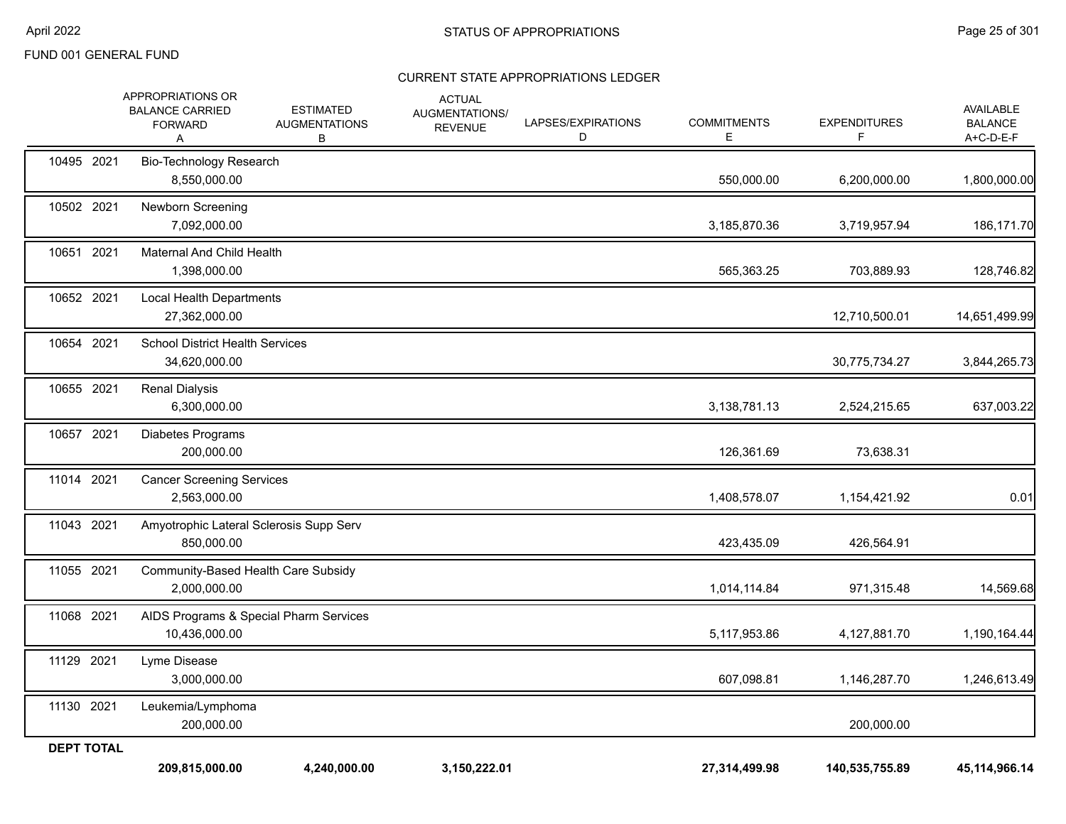FUND 001 GENERAL FUND

## CURRENT STATE APPROPRIATIONS LEDGER

| | APPROPRIATIONS OR BALANCE CARRIED FORWARD A | ESTIMATED AUGMENTATIONS B | ACTUAL AUGMENTATIONS/ REVENUE | LAPSES/EXPIRATIONS D | COMMITMENTS E | EXPENDITURES F | AVAILABLE BALANCE A+C-D-E-F |
|---|---|---|---|---|---|---|---|
| 10495 2021 | Bio-Technology Research | | | | | | |
| | 8,550,000.00 | | | | 550,000.00 | 6,200,000.00 | 1,800,000.00 |
| 10502 2021 | Newborn Screening | | | | | | |
| | 7,092,000.00 | | | | 3,185,870.36 | 3,719,957.94 | 186,171.70 |
| 10651 2021 | Maternal And Child Health | | | | | | |
| | 1,398,000.00 | | | | 565,363.25 | 703,889.93 | 128,746.82 |
| 10652 2021 | Local Health Departments | | | | | | |
| | 27,362,000.00 | | | | | 12,710,500.01 | 14,651,499.99 |
| 10654 2021 | School District Health Services | | | | | | |
| | 34,620,000.00 | | | | | 30,775,734.27 | 3,844,265.73 |
| 10655 2021 | Renal Dialysis | | | | | | |
| | 6,300,000.00 | | | | 3,138,781.13 | 2,524,215.65 | 637,003.22 |
| 10657 2021 | Diabetes Programs | | | | | | |
| | 200,000.00 | | | | 126,361.69 | 73,638.31 | |
| 11014 2021 | Cancer Screening Services | | | | | | |
| | 2,563,000.00 | | | | 1,408,578.07 | 1,154,421.92 | 0.01 |
| 11043 2021 | Amyotrophic Lateral Sclerosis Supp Serv | | | | | | |
| | 850,000.00 | | | | 423,435.09 | 426,564.91 | |
| 11055 2021 | Community-Based Health Care Subsidy | | | | | | |
| | 2,000,000.00 | | | | 1,014,114.84 | 971,315.48 | 14,569.68 |
| 11068 2021 | AIDS Programs & Special Pharm Services | | | | | | |
| | 10,436,000.00 | | | | 5,117,953.86 | 4,127,881.70 | 1,190,164.44 |
| 11129 2021 | Lyme Disease | | | | | | |
| | 3,000,000.00 | | | | 607,098.81 | 1,146,287.70 | 1,246,613.49 |
| 11130 2021 | Leukemia/Lymphoma | | | | | | |
| | 200,000.00 | | | | | 200,000.00 | |
| **DEPT TOTAL** | | | | | | | |
| | **209,815,000.00** | **4,240,000.00** | **3,150,222.01** | | **27,314,499.98** | **140,535,755.89** | **45,114,966.14** |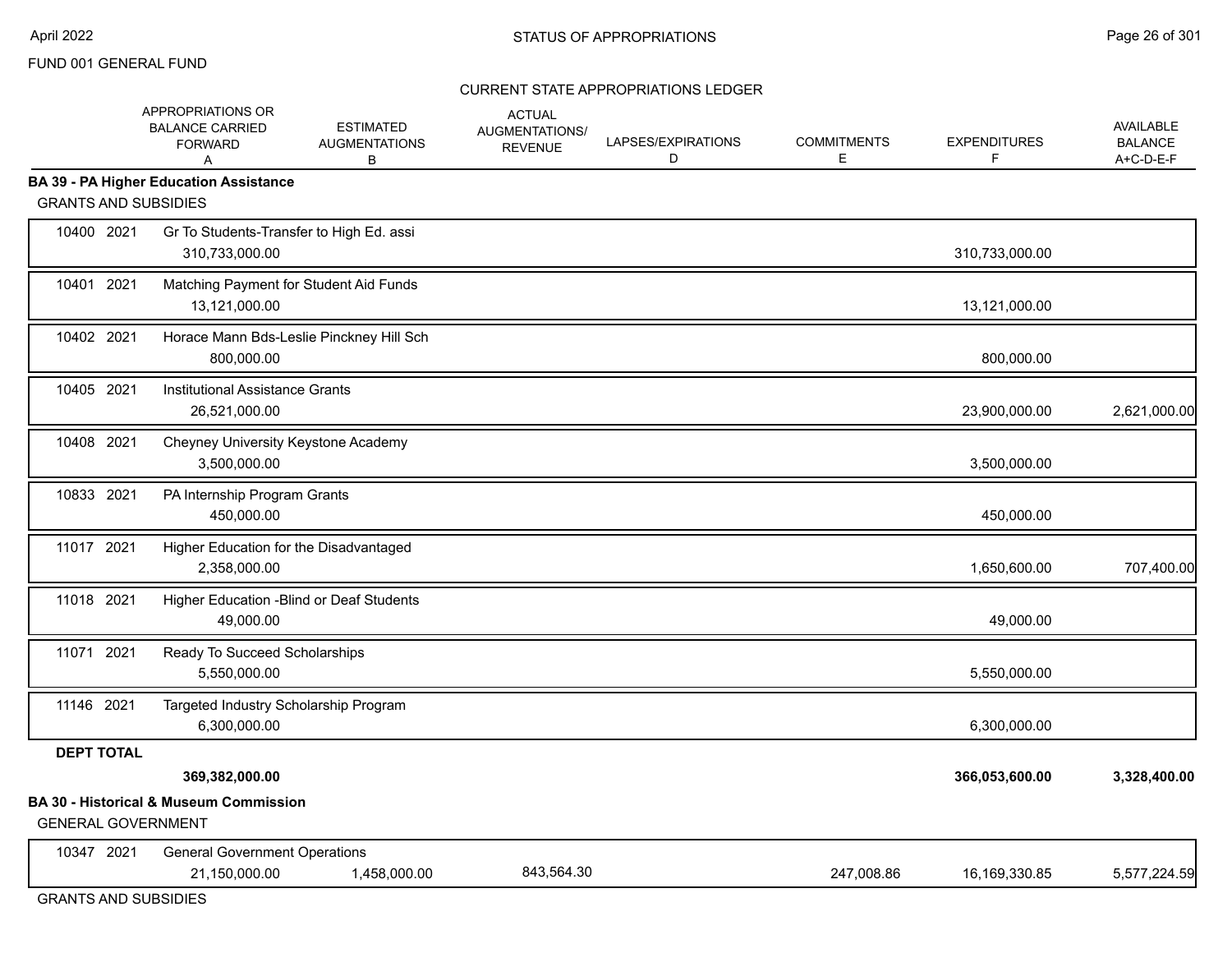FUND 001 GENERAL FUND

CURRENT STATE APPROPRIATIONS LEDGER

| | APPROPRIATIONS OR BALANCE CARRIED FORWARD A | ESTIMATED AUGMENTATIONS B | ACTUAL AUGMENTATIONS/ REVENUE | LAPSES/EXPIRATIONS D | COMMITMENTS E | EXPENDITURES F | AVAILABLE BALANCE A+C-D-E-F |
|---|---|---|---|---|---|---|---|
| **BA 39 - PA Higher Education Assistance** | | | | | | | |
| GRANTS AND SUBSIDIES | | | | | | | |
| 10400 2021 Gr To Students-Transfer to High Ed. assi | 310,733,000.00 | | | | | 310,733,000.00 | |
| 10401 2021 Matching Payment for Student Aid Funds | 13,121,000.00 | | | | | 13,121,000.00 | |
| 10402 2021 Horace Mann Bds-Leslie Pinckney Hill Sch | 800,000.00 | | | | | 800,000.00 | |
| 10405 2021 Institutional Assistance Grants | 26,521,000.00 | | | | | 23,900,000.00 | 2,621,000.00 |
| 10408 2021 Cheyney University Keystone Academy | 3,500,000.00 | | | | | 3,500,000.00 | |
| 10833 2021 PA Internship Program Grants | 450,000.00 | | | | | 450,000.00 | |
| 11017 2021 Higher Education for the Disadvantaged | 2,358,000.00 | | | | | 1,650,600.00 | 707,400.00 |
| 11018 2021 Higher Education -Blind or Deaf Students | 49,000.00 | | | | | 49,000.00 | |
| 11071 2021 Ready To Succeed Scholarships | 5,550,000.00 | | | | | 5,550,000.00 | |
| 11146 2021 Targeted Industry Scholarship Program | 6,300,000.00 | | | | | 6,300,000.00 | |
| **DEPT TOTAL** | **369,382,000.00** | | | | | **366,053,600.00** | **3,328,400.00** |
| **BA 30 - Historical & Museum Commission** | | | | | | | |
| GENERAL GOVERNMENT | | | | | | | |
| 10347 2021 General Government Operations | 21,150,000.00 | 1,458,000.00 | 843,564.30 | | 247,008.86 | 16,169,330.85 | 5,577,224.59 |
| GRANTS AND SUBSIDIES | | | | | | | |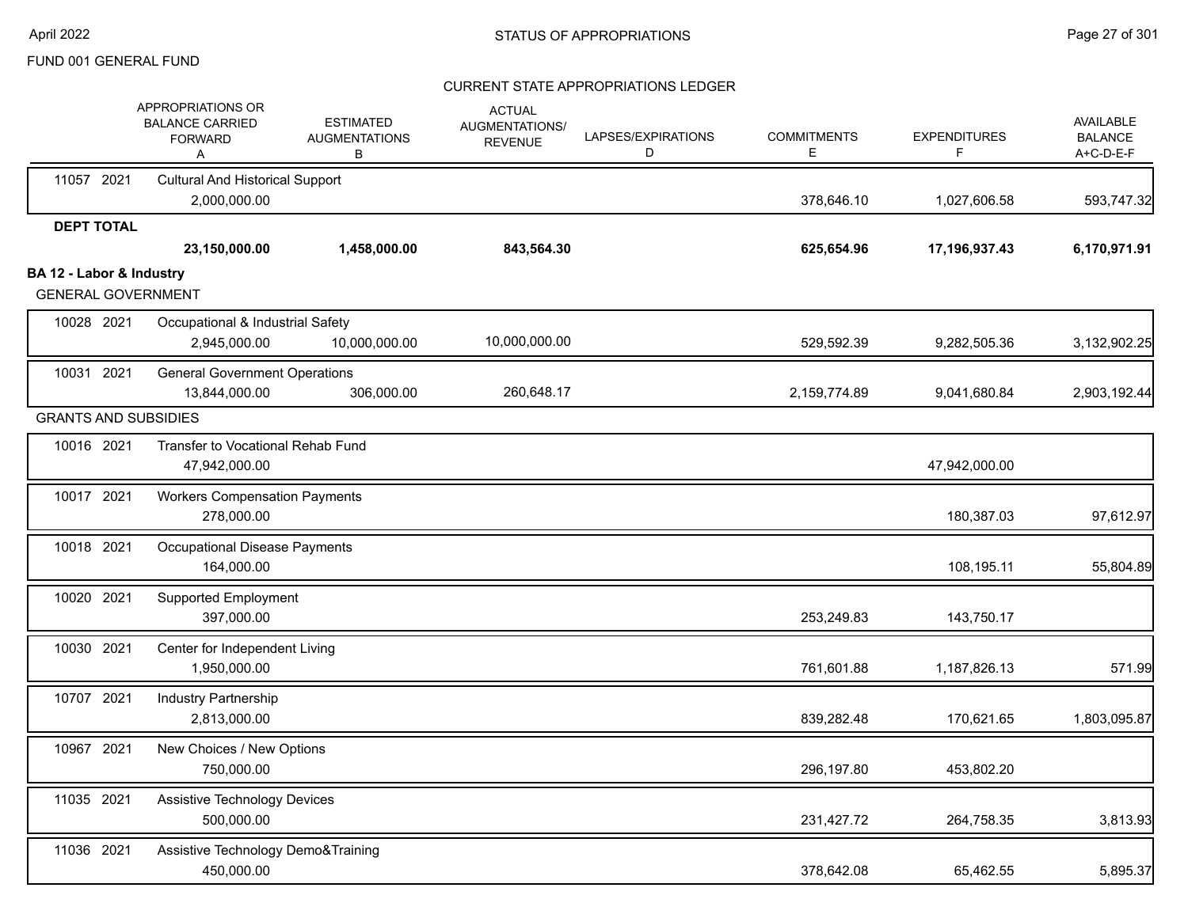FUND 001 GENERAL FUND

STATUS OF APPROPRIATIONS

CURRENT STATE APPROPRIATIONS LEDGER

| | APPROPRIATIONS OR BALANCE CARRIED FORWARD A | ESTIMATED AUGMENTATIONS B | ACTUAL AUGMENTATIONS/ REVENUE | LAPSES/EXPIRATIONS D | COMMITMENTS E | EXPENDITURES F | AVAILABLE BALANCE A+C-D-E-F |
|---|---|---|---|---|---|---|---|
| 11057 2021 Cultural And Historical Support | 2,000,000.00 | | | | 378,646.10 | 1,027,606.58 | 593,747.32 |
| **DEPT TOTAL** | **23,150,000.00** | **1,458,000.00** | **843,564.30** | | **625,654.96** | **17,196,937.43** | **6,170,971.91** |
| **BA 12 - Labor & Industry** | | | | | | | |
| GENERAL GOVERNMENT | | | | | | | |
| 10028 2021 Occupational & Industrial Safety | 2,945,000.00 | 10,000,000.00 | 10,000,000.00 | | 529,592.39 | 9,282,505.36 | 3,132,902.25 |
| 10031 2021 General Government Operations | 13,844,000.00 | 306,000.00 | 260,648.17 | | 2,159,774.89 | 9,041,680.84 | 2,903,192.44 |
| GRANTS AND SUBSIDIES | | | | | | | |
| 10016 2021 Transfer to Vocational Rehab Fund | 47,942,000.00 | | | | | 47,942,000.00 | |
| 10017 2021 Workers Compensation Payments | 278,000.00 | | | | | 180,387.03 | 97,612.97 |
| 10018 2021 Occupational Disease Payments | 164,000.00 | | | | | 108,195.11 | 55,804.89 |
| 10020 2021 Supported Employment | 397,000.00 | | | | 253,249.83 | 143,750.17 | |
| 10030 2021 Center for Independent Living | 1,950,000.00 | | | | 761,601.88 | 1,187,826.13 | 571.99 |
| 10707 2021 Industry Partnership | 2,813,000.00 | | | | 839,282.48 | 170,621.65 | 1,803,095.87 |
| 10967 2021 New Choices / New Options | 750,000.00 | | | | 296,197.80 | 453,802.20 | |
| 11035 2021 Assistive Technology Devices | 500,000.00 | | | | 231,427.72 | 264,758.35 | 3,813.93 |
| 11036 2021 Assistive Technology Demo&Training | 450,000.00 | | | | 378,642.08 | 65,462.55 | 5,895.37 |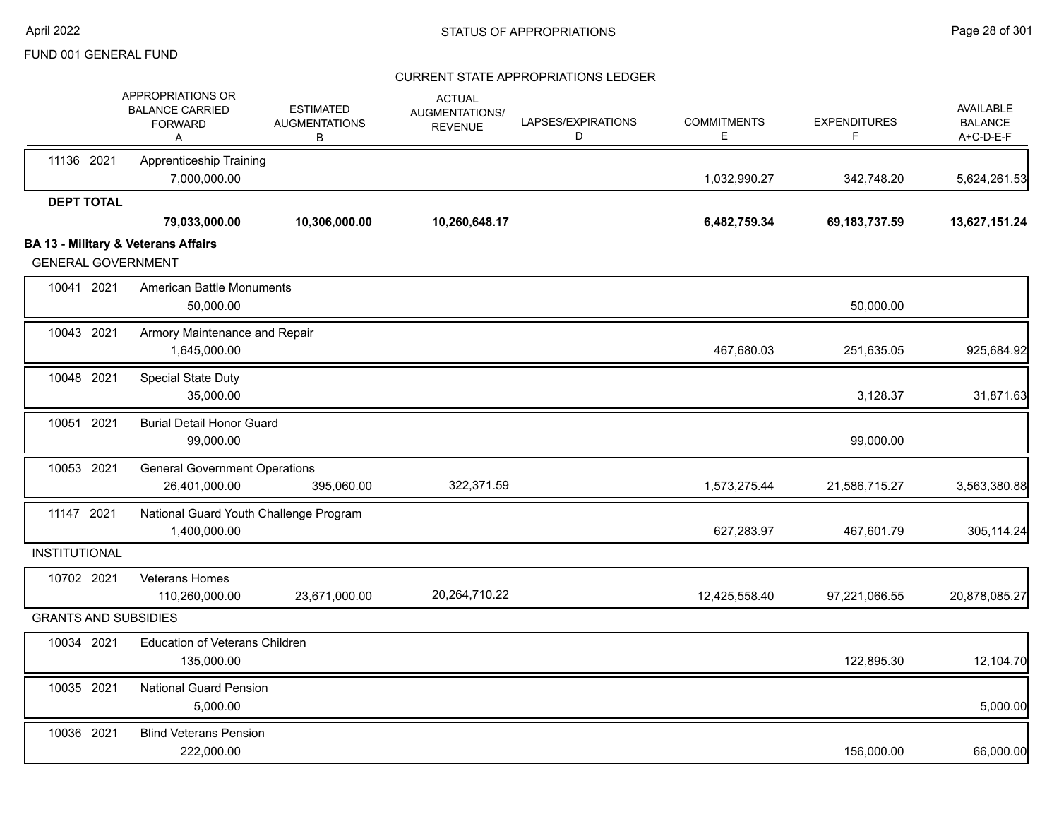FUND 001 GENERAL FUND

## CURRENT STATE APPROPRIATIONS LEDGER

| | APPROPRIATIONS OR BALANCE CARRIED FORWARD A | ESTIMATED AUGMENTATIONS B | ACTUAL AUGMENTATIONS/ REVENUE | LAPSES/EXPIRATIONS D | COMMITMENTS E | EXPENDITURES F | AVAILABLE BALANCE A+C-D-E-F |
|---|---|---|---|---|---|---|---|
| 11136 2021 | Apprenticeship Training | | | | | | |
| | 7,000,000.00 | | | | 1,032,990.27 | 342,748.20 | 5,624,261.53 |
| **DEPT TOTAL** | | | | | | | |
| | **79,033,000.00** | **10,306,000.00** | **10,260,648.17** | | **6,482,759.34** | **69,183,737.59** | **13,627,151.24** |
| **BA 13 - Military & Veterans Affairs** | | | | | | | |
| GENERAL GOVERNMENT | | | | | | | |
| 10041 2021 | American Battle Monuments | | | | | | |
| | 50,000.00 | | | | | 50,000.00 | |
| 10043 2021 | Armory Maintenance and Repair | | | | | | |
| | 1,645,000.00 | | | | 467,680.03 | 251,635.05 | 925,684.92 |
| 10048 2021 | Special State Duty | | | | | | |
| | 35,000.00 | | | | | 3,128.37 | 31,871.63 |
| 10051 2021 | Burial Detail Honor Guard | | | | | | |
| | 99,000.00 | | | | | 99,000.00 | |
| 10053 2021 | General Government Operations | | | | | | |
| | 26,401,000.00 | 395,060.00 | 322,371.59 | | 1,573,275.44 | 21,586,715.27 | 3,563,380.88 |
| 11147 2021 | National Guard Youth Challenge Program | | | | | | |
| | 1,400,000.00 | | | | 627,283.97 | 467,601.79 | 305,114.24 |
| INSTITUTIONAL | | | | | | | |
| 10702 2021 | Veterans Homes | | | | | | |
| | 110,260,000.00 | 23,671,000.00 | 20,264,710.22 | | 12,425,558.40 | 97,221,066.55 | 20,878,085.27 |
| GRANTS AND SUBSIDIES | | | | | | | |
| 10034 2021 | Education of Veterans Children | | | | | | |
| | 135,000.00 | | | | | 122,895.30 | 12,104.70 |
| 10035 2021 | National Guard Pension | | | | | | |
| | 5,000.00 | | | | | | 5,000.00 |
| 10036 2021 | Blind Veterans Pension | | | | | | |
| | 222,000.00 | | | | | 156,000.00 | 66,000.00 |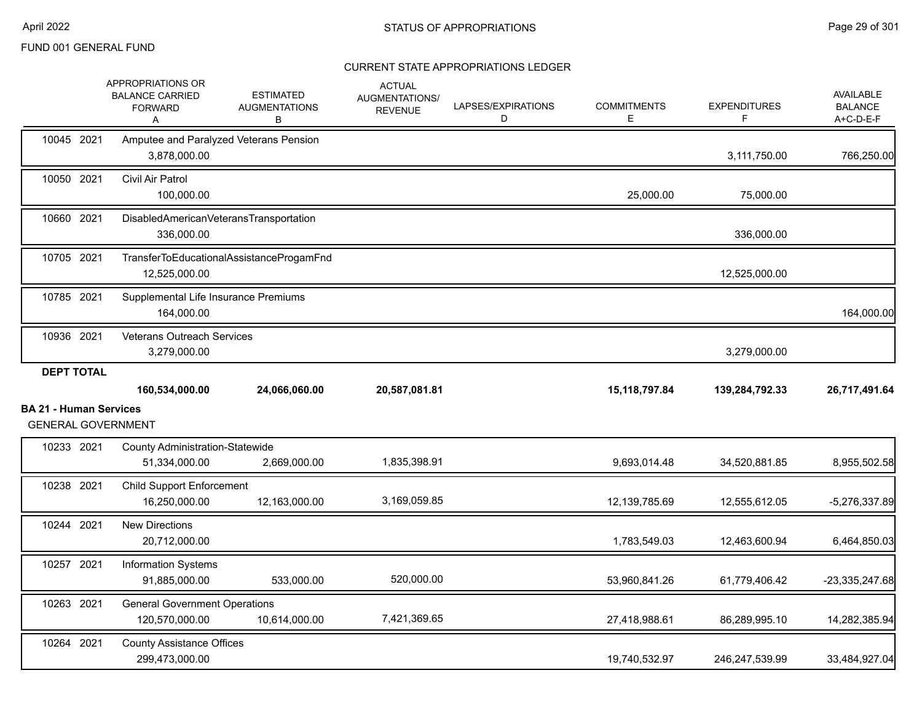FUND 001 GENERAL FUND

CURRENT STATE APPROPRIATIONS LEDGER

| | APPROPRIATIONS OR BALANCE CARRIED FORWARD A | ESTIMATED AUGMENTATIONS B | ACTUAL AUGMENTATIONS/ REVENUE | LAPSES/EXPIRATIONS D | COMMITMENTS E | EXPENDITURES F | AVAILABLE BALANCE A+C-D-E-F |
|---|---|---|---|---|---|---|---|
| 10045 2021 Amputee and Paralyzed Veterans Pension | 3,878,000.00 | | | | | 3,111,750.00 | 766,250.00 |
| 10050 2021 Civil Air Patrol | 100,000.00 | | | | 25,000.00 | 75,000.00 | |
| 10660 2021 DisabledAmericanVeteransTransportation | 336,000.00 | | | | | 336,000.00 | |
| 10705 2021 TransferToEducationalAssistanceProgamFnd | 12,525,000.00 | | | | | 12,525,000.00 | |
| 10785 2021 Supplemental Life Insurance Premiums | 164,000.00 | | | | | | 164,000.00 |
| 10936 2021 Veterans Outreach Services | 3,279,000.00 | | | | | 3,279,000.00 | |
| **DEPT TOTAL** | **160,534,000.00** | **24,066,060.00** | **20,587,081.81** | | **15,118,797.84** | **139,284,792.33** | **26,717,491.64** |

**BA 21 - Human Services**

GENERAL GOVERNMENT

| | APPROPRIATIONS OR BALANCE CARRIED FORWARD A | ESTIMATED AUGMENTATIONS B | ACTUAL AUGMENTATIONS/ REVENUE | LAPSES/EXPIRATIONS D | COMMITMENTS E | EXPENDITURES F | AVAILABLE BALANCE A+C-D-E-F |
|---|---|---|---|---|---|---|---|
| 10233 2021 County Administration-Statewide | 51,334,000.00 | 2,669,000.00 | 1,835,398.91 | | 9,693,014.48 | 34,520,881.85 | 8,955,502.58 |
| 10238 2021 Child Support Enforcement | 16,250,000.00 | 12,163,000.00 | 3,169,059.85 | | 12,139,785.69 | 12,555,612.05 | -5,276,337.89 |
| 10244 2021 New Directions | 20,712,000.00 | | | | 1,783,549.03 | 12,463,600.94 | 6,464,850.03 |
| 10257 2021 Information Systems | 91,885,000.00 | 533,000.00 | 520,000.00 | | 53,960,841.26 | 61,779,406.42 | -23,335,247.68 |
| 10263 2021 General Government Operations | 120,570,000.00 | 10,614,000.00 | 7,421,369.65 | | 27,418,988.61 | 86,289,995.10 | 14,282,385.94 |
| 10264 2021 County Assistance Offices | 299,473,000.00 | | | | 19,740,532.97 | 246,247,539.99 | 33,484,927.04 |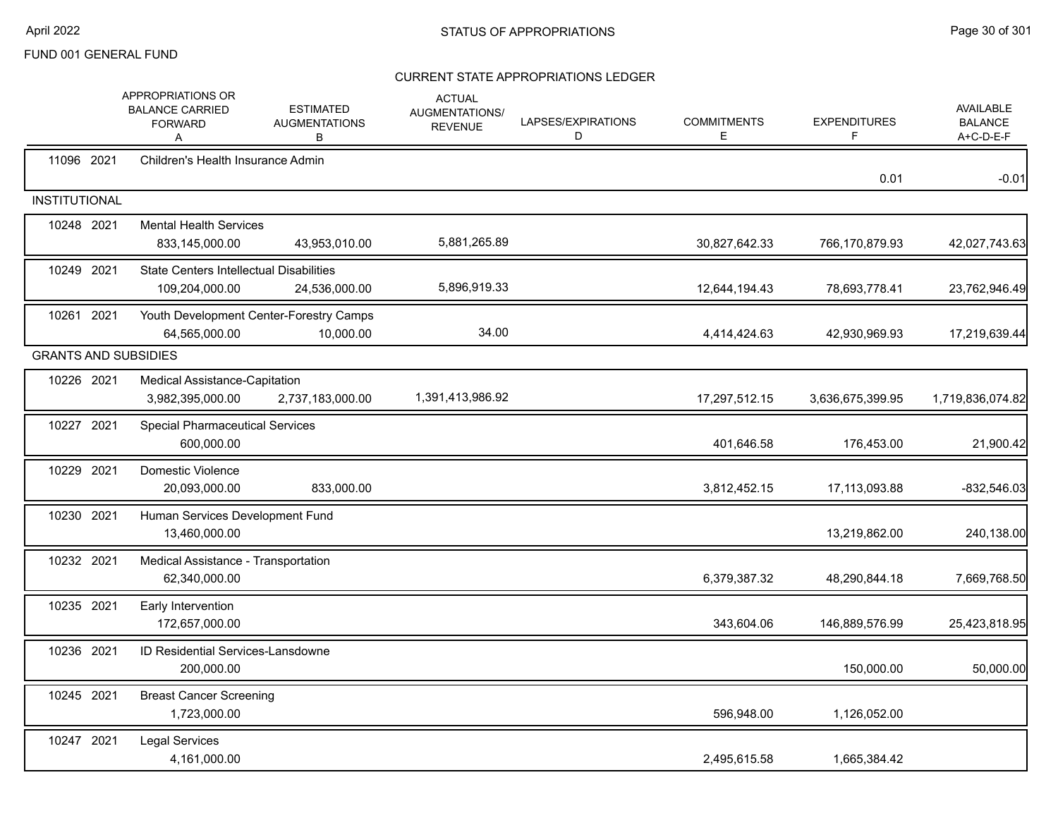FUND 001 GENERAL FUND

## STATUS OF APPROPRIATIONS

### CURRENT STATE APPROPRIATIONS LEDGER

| | | APPROPRIATIONS OR BALANCE CARRIED FORWARD A | ESTIMATED AUGMENTATIONS B | ACTUAL AUGMENTATIONS/ REVENUE | LAPSES/EXPIRATIONS D | COMMITMENTS E | EXPENDITURES F | AVAILABLE BALANCE A+C-D-E-F |
|---|---|---|---|---|---|---|---|---|
| 11096 2021 | Children's Health Insurance Admin | | | | | | 0.01 | -0.01 |
| INSTITUTIONAL | | | | | | | | |
| 10248 2021 | Mental Health Services | 833,145,000.00 | 43,953,010.00 | 5,881,265.89 | | 30,827,642.33 | 766,170,879.93 | 42,027,743.63 |
| 10249 2021 | State Centers Intellectual Disabilities | 109,204,000.00 | 24,536,000.00 | 5,896,919.33 | | 12,644,194.43 | 78,693,778.41 | 23,762,946.49 |
| 10261 2021 | Youth Development Center-Forestry Camps | 64,565,000.00 | 10,000.00 | 34.00 | | 4,414,424.63 | 42,930,969.93 | 17,219,639.44 |
| GRANTS AND SUBSIDIES | | | | | | | | |
| 10226 2021 | Medical Assistance-Capitation | 3,982,395,000.00 | 2,737,183,000.00 | 1,391,413,986.92 | | 17,297,512.15 | 3,636,675,399.95 | 1,719,836,074.82 |
| 10227 2021 | Special Pharmaceutical Services | 600,000.00 | | | | 401,646.58 | 176,453.00 | 21,900.42 |
| 10229 2021 | Domestic Violence | 20,093,000.00 | 833,000.00 | | | 3,812,452.15 | 17,113,093.88 | -832,546.03 |
| 10230 2021 | Human Services Development Fund | 13,460,000.00 | | | | | 13,219,862.00 | 240,138.00 |
| 10232 2021 | Medical Assistance - Transportation | 62,340,000.00 | | | | 6,379,387.32 | 48,290,844.18 | 7,669,768.50 |
| 10235 2021 | Early Intervention | 172,657,000.00 | | | | 343,604.06 | 146,889,576.99 | 25,423,818.95 |
| 10236 2021 | ID Residential Services-Lansdowne | 200,000.00 | | | | | 150,000.00 | 50,000.00 |
| 10245 2021 | Breast Cancer Screening | 1,723,000.00 | | | | 596,948.00 | 1,126,052.00 | |
| 10247 2021 | Legal Services | 4,161,000.00 | | | | 2,495,615.58 | 1,665,384.42 | |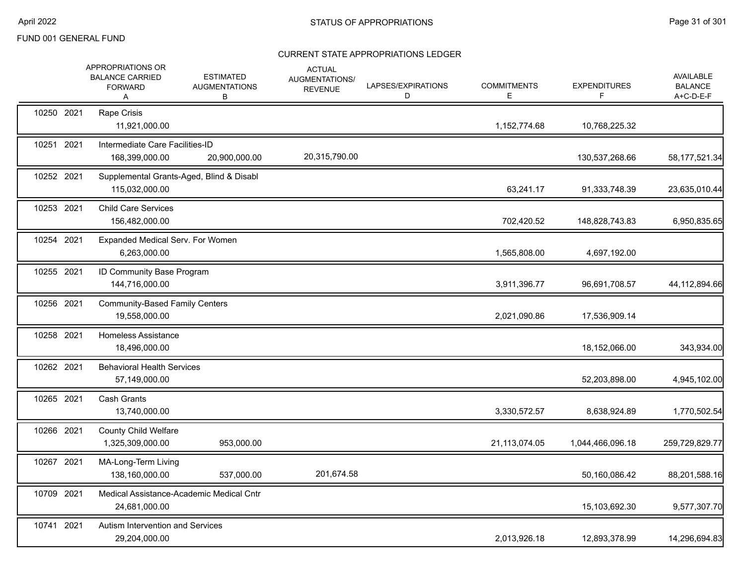FUND 001 GENERAL FUND

## CURRENT STATE APPROPRIATIONS LEDGER

| | | APPROPRIATIONS OR BALANCE CARRIED FORWARD A | ESTIMATED AUGMENTATIONS B | ACTUAL AUGMENTATIONS/ REVENUE | LAPSES/EXPIRATIONS D | COMMITMENTS E | EXPENDITURES F | AVAILABLE BALANCE A+C-D-E-F |
|---|---|---|---|---|---|---|---|---|
| 10250 | 2021 | Rape Crisis | | | | | | |
| | | 11,921,000.00 | | | | 1,152,774.68 | 10,768,225.32 | |
| 10251 | 2021 | Intermediate Care Facilities-ID | | | | | | |
| | | 168,399,000.00 | 20,900,000.00 | 20,315,790.00 | | | 130,537,268.66 | 58,177,521.34 |
| 10252 | 2021 | Supplemental Grants-Aged, Blind & Disabl | | | | | | |
| | | 115,032,000.00 | | | | 63,241.17 | 91,333,748.39 | 23,635,010.44 |
| 10253 | 2021 | Child Care Services | | | | | | |
| | | 156,482,000.00 | | | | 702,420.52 | 148,828,743.83 | 6,950,835.65 |
| 10254 | 2021 | Expanded Medical Serv. For Women | | | | | | |
| | | 6,263,000.00 | | | | 1,565,808.00 | 4,697,192.00 | |
| 10255 | 2021 | ID Community Base Program | | | | | | |
| | | 144,716,000.00 | | | | 3,911,396.77 | 96,691,708.57 | 44,112,894.66 |
| 10256 | 2021 | Community-Based Family Centers | | | | | | |
| | | 19,558,000.00 | | | | 2,021,090.86 | 17,536,909.14 | |
| 10258 | 2021 | Homeless Assistance | | | | | | |
| | | 18,496,000.00 | | | | | 18,152,066.00 | 343,934.00 |
| 10262 | 2021 | Behavioral Health Services | | | | | | |
| | | 57,149,000.00 | | | | | 52,203,898.00 | 4,945,102.00 |
| 10265 | 2021 | Cash Grants | | | | | | |
| | | 13,740,000.00 | | | | 3,330,572.57 | 8,638,924.89 | 1,770,502.54 |
| 10266 | 2021 | County Child Welfare | | | | | | |
| | | 1,325,309,000.00 | 953,000.00 | | | 21,113,074.05 | 1,044,466,096.18 | 259,729,829.77 |
| 10267 | 2021 | MA-Long-Term Living | | | | | | |
| | | 138,160,000.00 | 537,000.00 | 201,674.58 | | | 50,160,086.42 | 88,201,588.16 |
| 10709 | 2021 | Medical Assistance-Academic Medical Cntr | | | | | | |
| | | 24,681,000.00 | | | | | 15,103,692.30 | 9,577,307.70 |
| 10741 | 2021 | Autism Intervention and Services | | | | | | |
| | | 29,204,000.00 | | | | 2,013,926.18 | 12,893,378.99 | 14,296,694.83 |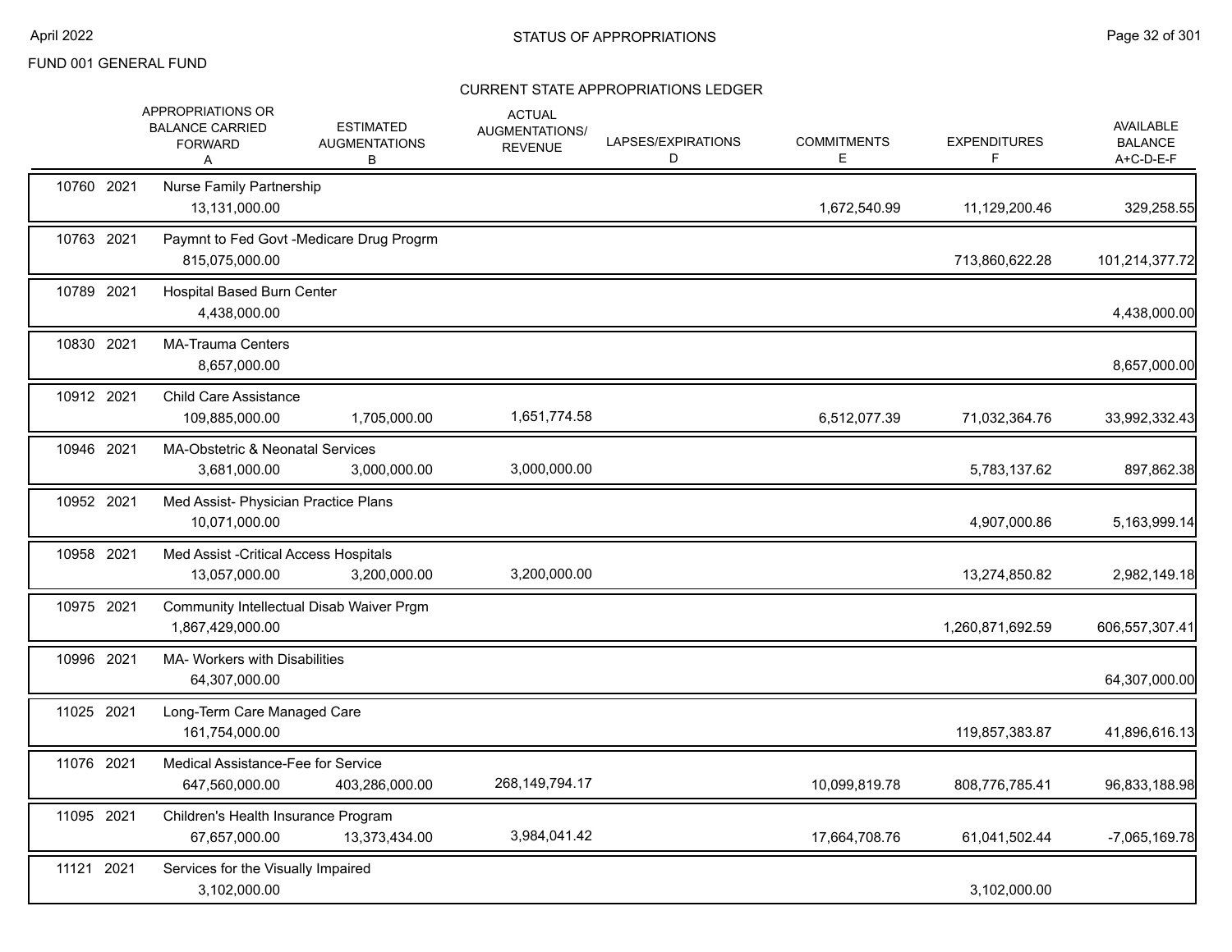FUND 001 GENERAL FUND

# STATUS OF APPROPRIATIONS

## CURRENT STATE APPROPRIATIONS LEDGER

| | | APPROPRIATIONS OR BALANCE CARRIED FORWARD A | ESTIMATED AUGMENTATIONS B | ACTUAL AUGMENTATIONS/ REVENUE | LAPSES/EXPIRATIONS D | COMMITMENTS E | EXPENDITURES F | AVAILABLE BALANCE A+C-D-E-F |
|---|---|---|---|---|---|---|---|---|
| 10760 | 2021 | Nurse Family Partnership | | | | | | |
| | | 13,131,000.00 | | | | 1,672,540.99 | 11,129,200.46 | 329,258.55 |
| 10763 | 2021 | Paymnt to Fed Govt -Medicare Drug Progrm | | | | | | |
| | | 815,075,000.00 | | | | | 713,860,622.28 | 101,214,377.72 |
| 10789 | 2021 | Hospital Based Burn Center | | | | | | |
| | | 4,438,000.00 | | | | | | 4,438,000.00 |
| 10830 | 2021 | MA-Trauma Centers | | | | | | |
| | | 8,657,000.00 | | | | | | 8,657,000.00 |
| 10912 | 2021 | Child Care Assistance | | | | | | |
| | | 109,885,000.00 | 1,705,000.00 | 1,651,774.58 | | 6,512,077.39 | 71,032,364.76 | 33,992,332.43 |
| 10946 | 2021 | MA-Obstetric & Neonatal Services | | | | | | |
| | | 3,681,000.00 | 3,000,000.00 | 3,000,000.00 | | | 5,783,137.62 | 897,862.38 |
| 10952 | 2021 | Med Assist- Physician Practice Plans | | | | | | |
| | | 10,071,000.00 | | | | | 4,907,000.86 | 5,163,999.14 |
| 10958 | 2021 | Med Assist -Critical Access Hospitals | | | | | | |
| | | 13,057,000.00 | 3,200,000.00 | 3,200,000.00 | | | 13,274,850.82 | 2,982,149.18 |
| 10975 | 2021 | Community Intellectual Disab Waiver Prgm | | | | | | |
| | | 1,867,429,000.00 | | | | | 1,260,871,692.59 | 606,557,307.41 |
| 10996 | 2021 | MA- Workers with Disabilities | | | | | | |
| | | 64,307,000.00 | | | | | | 64,307,000.00 |
| 11025 | 2021 | Long-Term Care Managed Care | | | | | | |
| | | 161,754,000.00 | | | | | 119,857,383.87 | 41,896,616.13 |
| 11076 | 2021 | Medical Assistance-Fee for Service | | | | | | |
| | | 647,560,000.00 | 403,286,000.00 | 268,149,794.17 | | 10,099,819.78 | 808,776,785.41 | 96,833,188.98 |
| 11095 | 2021 | Children's Health Insurance Program | | | | | | |
| | | 67,657,000.00 | 13,373,434.00 | 3,984,041.42 | | 17,664,708.76 | 61,041,502.44 | -7,065,169.78 |
| 11121 | 2021 | Services for the Visually Impaired | | | | | | |
| | | 3,102,000.00 | | | | | 3,102,000.00 | |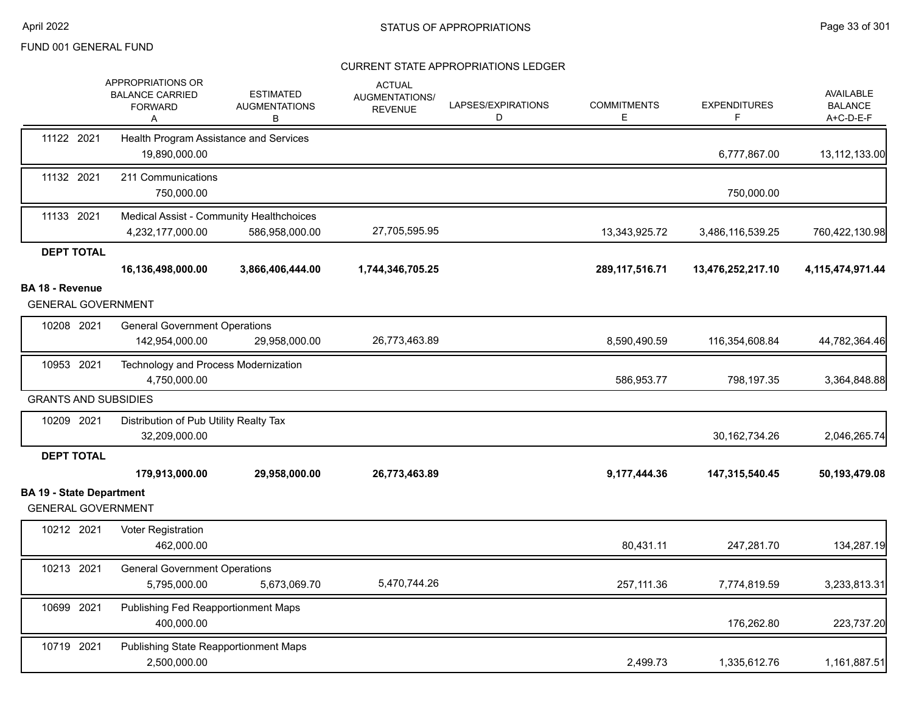FUND 001 GENERAL FUND

## CURRENT STATE APPROPRIATIONS LEDGER

| | | APPROPRIATIONS OR BALANCE CARRIED FORWARD A | ESTIMATED AUGMENTATIONS B | ACTUAL AUGMENTATIONS/ REVENUE | LAPSES/EXPIRATIONS D | COMMITMENTS E | EXPENDITURES F | AVAILABLE BALANCE A+C-D-E-F |
|---|---|---|---|---|---|---|---|---|
| 11122 | 2021 | Health Program Assistance and Services | | | | | | |
| | | 19,890,000.00 | | | | | 6,777,867.00 | 13,112,133.00 |
| 11132 | 2021 | 211 Communications | | | | | | |
| | | 750,000.00 | | | | | 750,000.00 | |
| 11133 | 2021 | Medical Assist - Community Healthchoices | | | | | | |
| | | 4,232,177,000.00 | 586,958,000.00 | 27,705,595.95 | | 13,343,925.72 | 3,486,116,539.25 | 760,422,130.98 |
| **DEPT TOTAL** | | | | | | | | |
| | | **16,136,498,000.00** | **3,866,406,444.00** | **1,744,346,705.25** | | **289,117,516.71** | **13,476,252,217.10** | **4,115,474,971.44** |
| **BA 18 - Revenue** | | | | | | | | |
| GENERAL GOVERNMENT | | | | | | | | |
| 10208 | 2021 | General Government Operations | | | | | | |
| | | 142,954,000.00 | 29,958,000.00 | 26,773,463.89 | | 8,590,490.59 | 116,354,608.84 | 44,782,364.46 |
| 10953 | 2021 | Technology and Process Modernization | | | | | | |
| | | 4,750,000.00 | | | | 586,953.77 | 798,197.35 | 3,364,848.88 |
| GRANTS AND SUBSIDIES | | | | | | | | |
| 10209 | 2021 | Distribution of Pub Utility Realty Tax | | | | | | |
| | | 32,209,000.00 | | | | | 30,162,734.26 | 2,046,265.74 |
| **DEPT TOTAL** | | | | | | | | |
| | | **179,913,000.00** | **29,958,000.00** | **26,773,463.89** | | **9,177,444.36** | **147,315,540.45** | **50,193,479.08** |
| **BA 19 - State Department** | | | | | | | | |
| GENERAL GOVERNMENT | | | | | | | | |
| 10212 | 2021 | Voter Registration | | | | | | |
| | | 462,000.00 | | | | 80,431.11 | 247,281.70 | 134,287.19 |
| 10213 | 2021 | General Government Operations | | | | | | |
| | | 5,795,000.00 | 5,673,069.70 | 5,470,744.26 | | 257,111.36 | 7,774,819.59 | 3,233,813.31 |
| 10699 | 2021 | Publishing Fed Reapportionment Maps | | | | | | |
| | | 400,000.00 | | | | | 176,262.80 | 223,737.20 |
| 10719 | 2021 | Publishing State Reapportionment Maps | | | | | | |
| | | 2,500,000.00 | | | | 2,499.73 | 1,335,612.76 | 1,161,887.51 |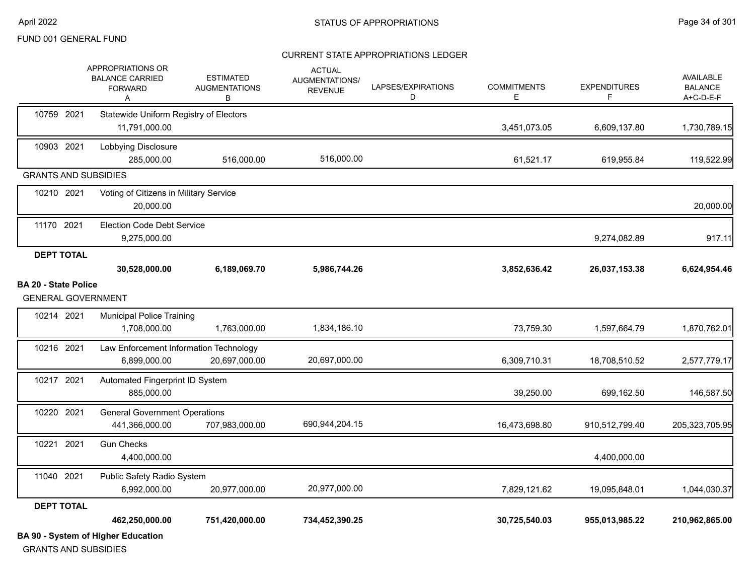FUND 001 GENERAL FUND

## STATUS OF APPROPRIATIONS

### CURRENT STATE APPROPRIATIONS LEDGER

| | APPROPRIATIONS OR BALANCE CARRIED FORWARD A | ESTIMATED AUGMENTATIONS B | ACTUAL AUGMENTATIONS/ REVENUE | LAPSES/EXPIRATIONS D | COMMITMENTS E | EXPENDITURES F | AVAILABLE BALANCE A+C-D-E-F |
|---|---|---|---|---|---|---|---|
| 10759 2021 Statewide Uniform Registry of Electors | 11,791,000.00 | | | | 3,451,073.05 | 6,609,137.80 | 1,730,789.15 |
| 10903 2021 Lobbying Disclosure | 285,000.00 | 516,000.00 | 516,000.00 | | 61,521.17 | 619,955.84 | 119,522.99 |
| **GRANTS AND SUBSIDIES** | | | | | | | |
| 10210 2021 Voting of Citizens in Military Service | 20,000.00 | | | | | | 20,000.00 |
| 11170 2021 Election Code Debt Service | 9,275,000.00 | | | | | 9,274,082.89 | 917.11 |
| **DEPT TOTAL** | **30,528,000.00** | **6,189,069.70** | **5,986,744.26** | | **3,852,636.42** | **26,037,153.38** | **6,624,954.46** |
| **BA 20 - State Police** | | | | | | | |
| **GENERAL GOVERNMENT** | | | | | | | |
| 10214 2021 Municipal Police Training | 1,708,000.00 | 1,763,000.00 | 1,834,186.10 | | 73,759.30 | 1,597,664.79 | 1,870,762.01 |
| 10216 2021 Law Enforcement Information Technology | 6,899,000.00 | 20,697,000.00 | 20,697,000.00 | | 6,309,710.31 | 18,708,510.52 | 2,577,779.17 |
| 10217 2021 Automated Fingerprint ID System | 885,000.00 | | | | 39,250.00 | 699,162.50 | 146,587.50 |
| 10220 2021 General Government Operations | 441,366,000.00 | 707,983,000.00 | 690,944,204.15 | | 16,473,698.80 | 910,512,799.40 | 205,323,705.95 |
| 10221 2021 Gun Checks | 4,400,000.00 | | | | | 4,400,000.00 | |
| 11040 2021 Public Safety Radio System | 6,992,000.00 | 20,977,000.00 | 20,977,000.00 | | 7,829,121.62 | 19,095,848.01 | 1,044,030.37 |
| **DEPT TOTAL** | **462,250,000.00** | **751,420,000.00** | **734,452,390.25** | | **30,725,540.03** | **955,013,985.22** | **210,962,865.00** |

**BA 90 - System of Higher Education**

GRANTS AND SUBSIDIES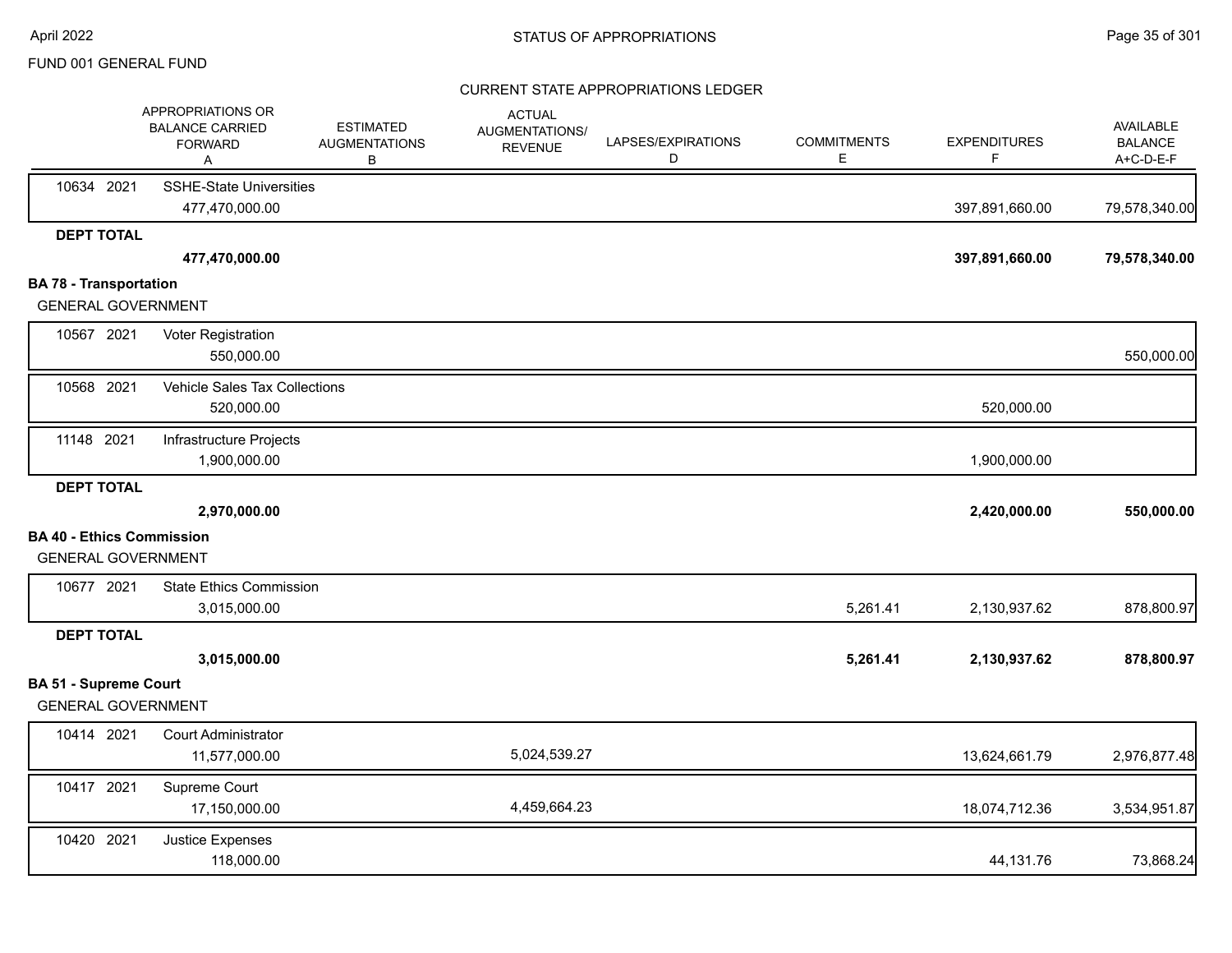FUND 001 GENERAL FUND

## STATUS OF APPROPRIATIONS

### CURRENT STATE APPROPRIATIONS LEDGER

| | APPROPRIATIONS OR BALANCE CARRIED FORWARD A | ESTIMATED AUGMENTATIONS B | ACTUAL AUGMENTATIONS/ REVENUE | LAPSES/EXPIRATIONS D | COMMITMENTS E | EXPENDITURES F | AVAILABLE BALANCE A+C-D-E-F |
|---|---|---|---|---|---|---|---|
| 10634 2021 SSHE-State Universities | 477,470,000.00 | | | | | 397,891,660.00 | 79,578,340.00 |
| **DEPT TOTAL** | **477,470,000.00** | | | | | **397,891,660.00** | **79,578,340.00** |
| **BA 78 - Transportation** | | | | | | | |
| GENERAL GOVERNMENT | | | | | | | |
| 10567 2021 Voter Registration | 550,000.00 | | | | | | 550,000.00 |
| 10568 2021 Vehicle Sales Tax Collections | 520,000.00 | | | | | 520,000.00 | |
| 11148 2021 Infrastructure Projects | 1,900,000.00 | | | | | 1,900,000.00 | |
| **DEPT TOTAL** | **2,970,000.00** | | | | | **2,420,000.00** | **550,000.00** |
| **BA 40 - Ethics Commission** | | | | | | | |
| GENERAL GOVERNMENT | | | | | | | |
| 10677 2021 State Ethics Commission | 3,015,000.00 | | | | 5,261.41 | 2,130,937.62 | 878,800.97 |
| **DEPT TOTAL** | **3,015,000.00** | | | | **5,261.41** | **2,130,937.62** | **878,800.97** |
| **BA 51 - Supreme Court** | | | | | | | |
| GENERAL GOVERNMENT | | | | | | | |
| 10414 2021 Court Administrator | 11,577,000.00 | | 5,024,539.27 | | | 13,624,661.79 | 2,976,877.48 |
| 10417 2021 Supreme Court | 17,150,000.00 | | 4,459,664.23 | | | 18,074,712.36 | 3,534,951.87 |
| 10420 2021 Justice Expenses | 118,000.00 | | | | | 44,131.76 | 73,868.24 |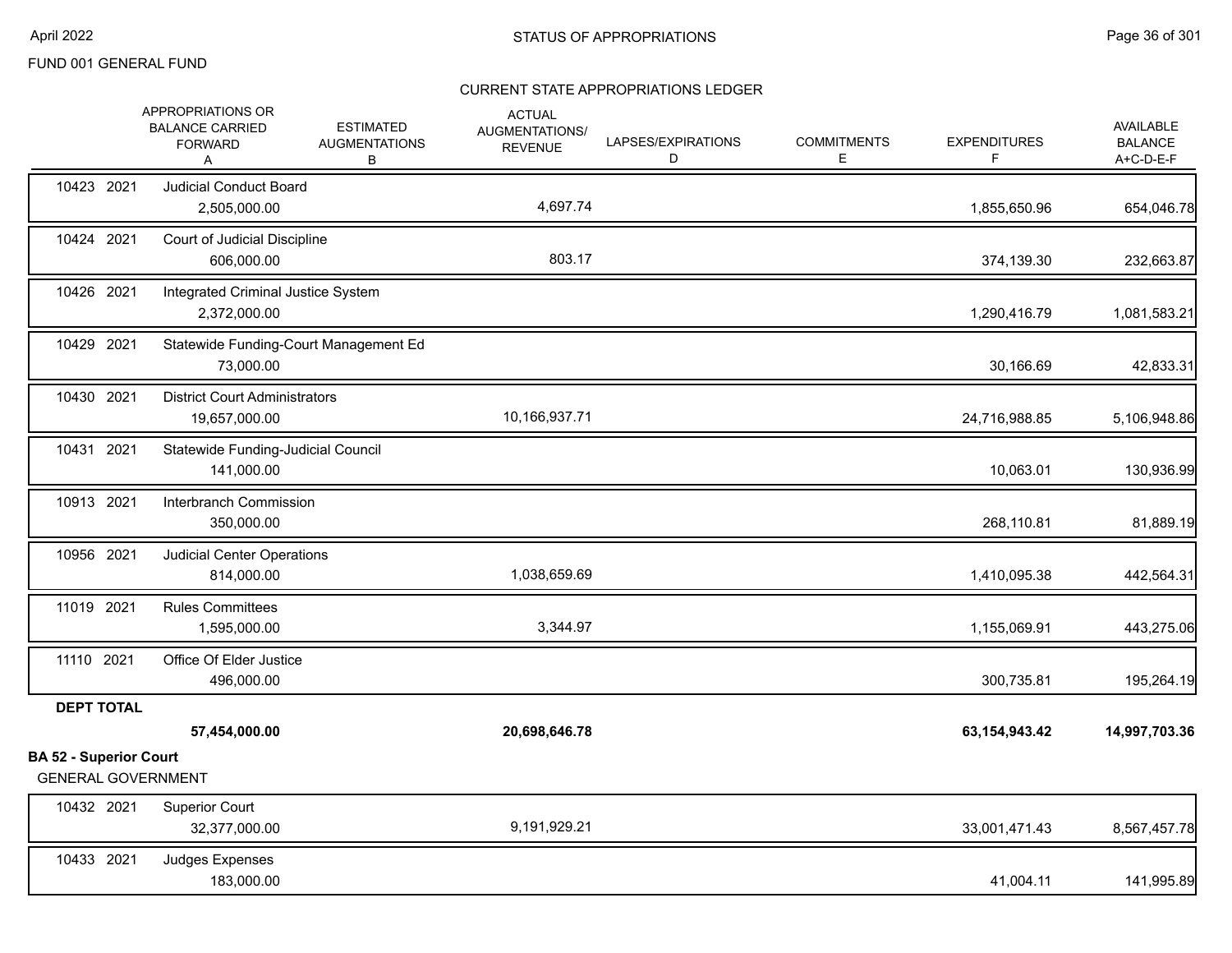FUND 001 GENERAL FUND

STATUS OF APPROPRIATIONS

CURRENT STATE APPROPRIATIONS LEDGER

| | APPROPRIATIONS OR BALANCE CARRIED FORWARD A | ESTIMATED AUGMENTATIONS B | ACTUAL AUGMENTATIONS/ REVENUE C | LAPSES/EXPIRATIONS D | COMMITMENTS E | EXPENDITURES F | AVAILABLE BALANCE A+C-D-E-F |
|---|---|---|---|---|---|---|---|
| 10423 2021 Judicial Conduct Board | 2,505,000.00 | | 4,697.74 | | | 1,855,650.96 | 654,046.78 |
| 10424 2021 Court of Judicial Discipline | 606,000.00 | | 803.17 | | | 374,139.30 | 232,663.87 |
| 10426 2021 Integrated Criminal Justice System | 2,372,000.00 | | | | | 1,290,416.79 | 1,081,583.21 |
| 10429 2021 Statewide Funding-Court Management Ed | 73,000.00 | | | | | 30,166.69 | 42,833.31 |
| 10430 2021 District Court Administrators | 19,657,000.00 | | 10,166,937.71 | | | 24,716,988.85 | 5,106,948.86 |
| 10431 2021 Statewide Funding-Judicial Council | 141,000.00 | | | | | 10,063.01 | 130,936.99 |
| 10913 2021 Interbranch Commission | 350,000.00 | | | | | 268,110.81 | 81,889.19 |
| 10956 2021 Judicial Center Operations | 814,000.00 | | 1,038,659.69 | | | 1,410,095.38 | 442,564.31 |
| 11019 2021 Rules Committees | 1,595,000.00 | | 3,344.97 | | | 1,155,069.91 | 443,275.06 |
| 11110 2021 Office Of Elder Justice | 496,000.00 | | | | | 300,735.81 | 195,264.19 |
| **DEPT TOTAL** | **57,454,000.00** | | **20,698,646.78** | | | **63,154,943.42** | **14,997,703.36** |

**BA 52 - Superior Court**

GENERAL GOVERNMENT

| | APPROPRIATIONS OR BALANCE CARRIED FORWARD A | ESTIMATED AUGMENTATIONS B | ACTUAL AUGMENTATIONS/ REVENUE C | LAPSES/EXPIRATIONS D | COMMITMENTS E | EXPENDITURES F | AVAILABLE BALANCE A+C-D-E-F |
|---|---|---|---|---|---|---|---|
| 10432 2021 Superior Court | 32,377,000.00 | | 9,191,929.21 | | | 33,001,471.43 | 8,567,457.78 |
| 10433 2021 Judges Expenses | 183,000.00 | | | | | 41,004.11 | 141,995.89 |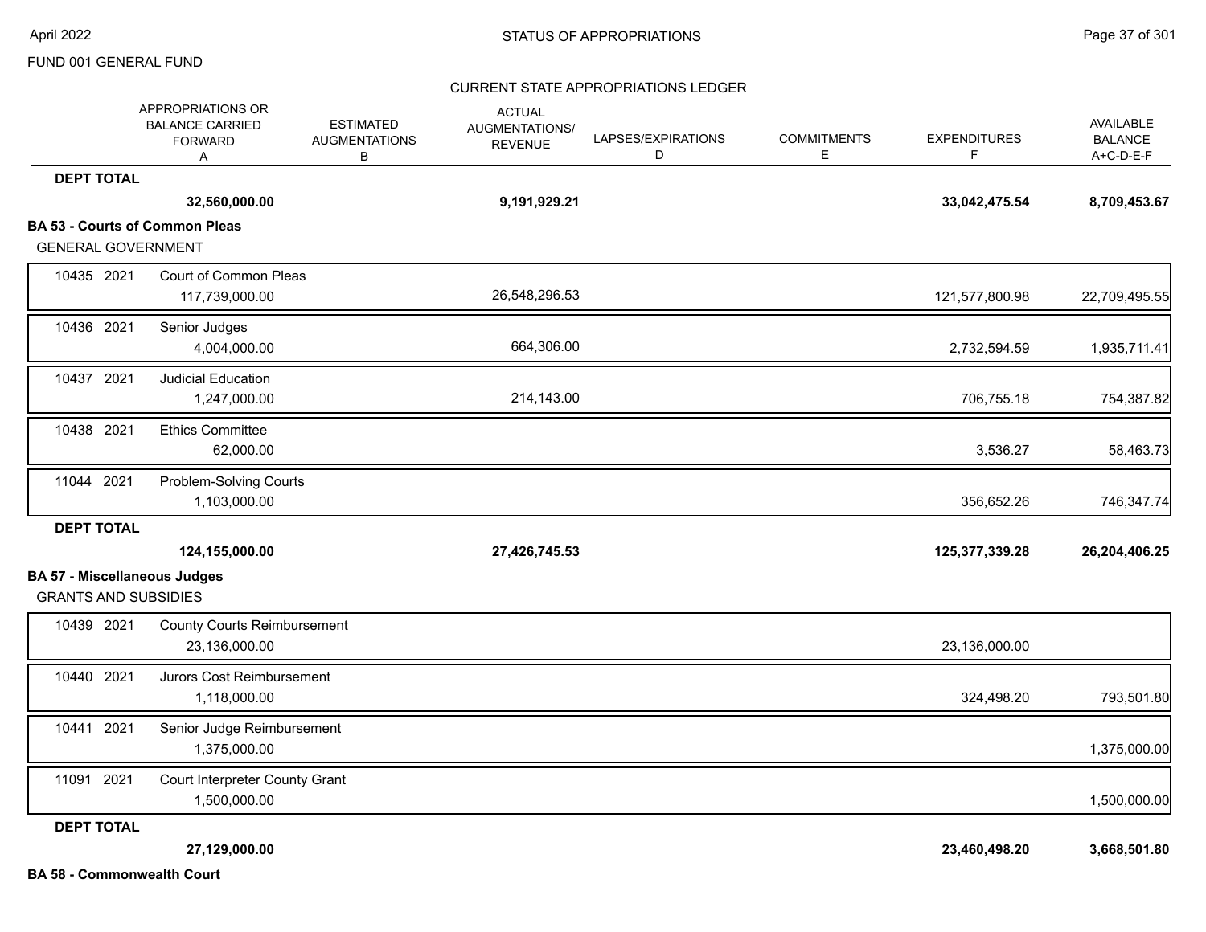FUND 001 GENERAL FUND

CURRENT STATE APPROPRIATIONS LEDGER

| | | APPROPRIATIONS OR BALANCE CARRIED FORWARD A | ESTIMATED AUGMENTATIONS B | ACTUAL AUGMENTATIONS/ REVENUE | LAPSES/EXPIRATIONS D | COMMITMENTS E | EXPENDITURES F | AVAILABLE BALANCE A+C-D-E-F |
|---|---|---|---|---|---|---|---|---|
| **DEPT TOTAL** | | **32,560,000.00** | | **9,191,929.21** | | | **33,042,475.54** | **8,709,453.67** |

**BA 53 - Courts of Common Pleas**

GENERAL GOVERNMENT

| | | APPROPRIATIONS OR BALANCE CARRIED FORWARD A | ESTIMATED AUGMENTATIONS B | ACTUAL AUGMENTATIONS/ REVENUE | LAPSES/EXPIRATIONS D | COMMITMENTS E | EXPENDITURES F | AVAILABLE BALANCE A+C-D-E-F |
|---|---|---|---|---|---|---|---|---|
| 10435 2021 | Court of Common Pleas | 117,739,000.00 | | 26,548,296.53 | | | 121,577,800.98 | 22,709,495.55 |
| 10436 2021 | Senior Judges | 4,004,000.00 | | 664,306.00 | | | 2,732,594.59 | 1,935,711.41 |
| 10437 2021 | Judicial Education | 1,247,000.00 | | 214,143.00 | | | 706,755.18 | 754,387.82 |
| 10438 2021 | Ethics Committee | 62,000.00 | | | | | 3,536.27 | 58,463.73 |
| 11044 2021 | Problem-Solving Courts | 1,103,000.00 | | | | | 356,652.26 | 746,347.74 |
| **DEPT TOTAL** | | **124,155,000.00** | | **27,426,745.53** | | | **125,377,339.28** | **26,204,406.25** |

**BA 57 - Miscellaneous Judges**

GRANTS AND SUBSIDIES

| | | APPROPRIATIONS OR BALANCE CARRIED FORWARD A | ESTIMATED AUGMENTATIONS B | ACTUAL AUGMENTATIONS/ REVENUE | LAPSES/EXPIRATIONS D | COMMITMENTS E | EXPENDITURES F | AVAILABLE BALANCE A+C-D-E-F |
|---|---|---|---|---|---|---|---|---|
| 10439 2021 | County Courts Reimbursement | 23,136,000.00 | | | | | 23,136,000.00 | |
| 10440 2021 | Jurors Cost Reimbursement | 1,118,000.00 | | | | | 324,498.20 | 793,501.80 |
| 10441 2021 | Senior Judge Reimbursement | 1,375,000.00 | | | | | | 1,375,000.00 |
| 11091 2021 | Court Interpreter County Grant | 1,500,000.00 | | | | | | 1,500,000.00 |
| **DEPT TOTAL** | | **27,129,000.00** | | | | | **23,460,498.20** | **3,668,501.80** |

**BA 58 - Commonwealth Court**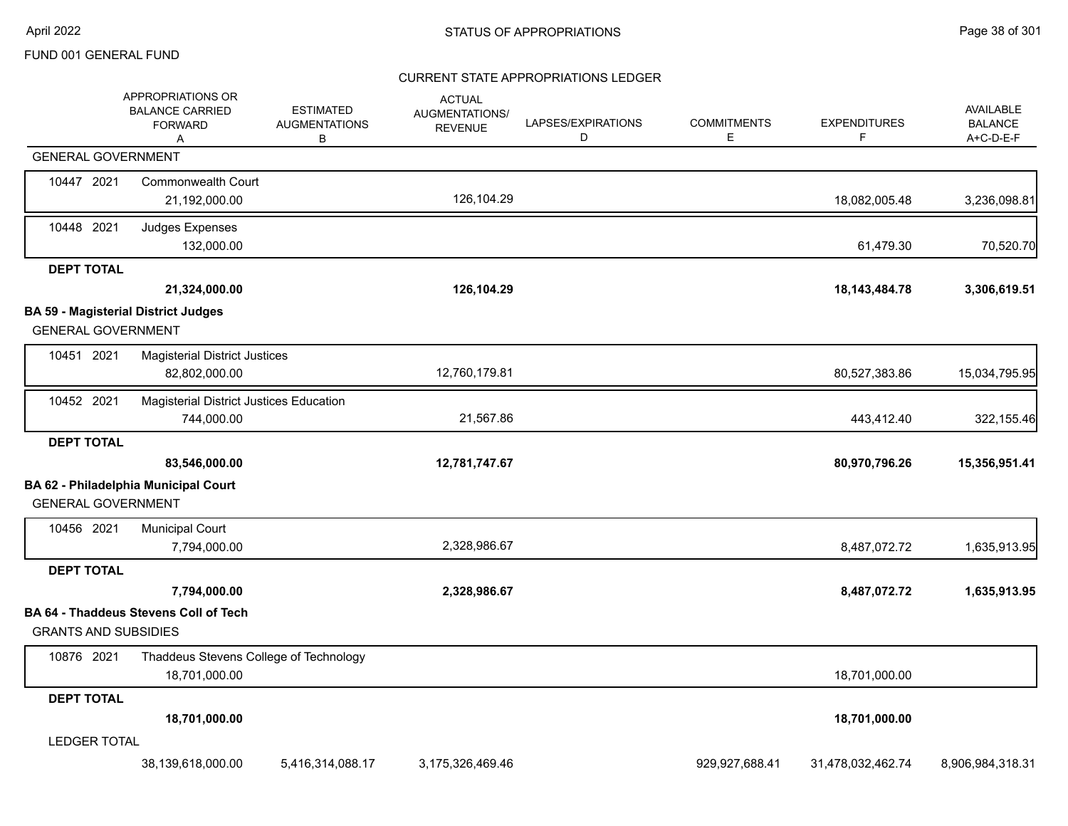FUND 001 GENERAL FUND

STATUS OF APPROPRIATIONS

CURRENT STATE APPROPRIATIONS LEDGER

| | APPROPRIATIONS OR BALANCE CARRIED FORWARD A | ESTIMATED AUGMENTATIONS B | ACTUAL AUGMENTATIONS/ REVENUE | LAPSES/EXPIRATIONS D | COMMITMENTS E | EXPENDITURES F | AVAILABLE BALANCE A+C-D-E-F |
|---|---|---|---|---|---|---|---|
| GENERAL GOVERNMENT | | | | | | | |
| 10447 2021 Commonwealth Court | 21,192,000.00 | | 126,104.29 | | | 18,082,005.48 | 3,236,098.81 |
| 10448 2021 Judges Expenses | 132,000.00 | | | | | 61,479.30 | 70,520.70 |
| **DEPT TOTAL** | **21,324,000.00** | | **126,104.29** | | | **18,143,484.78** | **3,306,619.51** |
| **BA 59 - Magisterial District Judges** | | | | | | | |
| GENERAL GOVERNMENT | | | | | | | |
| 10451 2021 Magisterial District Justices | 82,802,000.00 | | 12,760,179.81 | | | 80,527,383.86 | 15,034,795.95 |
| 10452 2021 Magisterial District Justices Education | 744,000.00 | | 21,567.86 | | | 443,412.40 | 322,155.46 |
| **DEPT TOTAL** | **83,546,000.00** | | **12,781,747.67** | | | **80,970,796.26** | **15,356,951.41** |
| **BA 62 - Philadelphia Municipal Court** | | | | | | | |
| GENERAL GOVERNMENT | | | | | | | |
| 10456 2021 Municipal Court | 7,794,000.00 | | 2,328,986.67 | | | 8,487,072.72 | 1,635,913.95 |
| **DEPT TOTAL** | **7,794,000.00** | | **2,328,986.67** | | | **8,487,072.72** | **1,635,913.95** |
| **BA 64 - Thaddeus Stevens Coll of Tech** | | | | | | | |
| GRANTS AND SUBSIDIES | | | | | | | |
| 10876 2021 Thaddeus Stevens College of Technology | 18,701,000.00 | | | | | 18,701,000.00 | |
| **DEPT TOTAL** | **18,701,000.00** | | | | | **18,701,000.00** | |
| LEDGER TOTAL | 38,139,618,000.00 | 5,416,314,088.17 | 3,175,326,469.46 | | 929,927,688.41 | 31,478,032,462.74 | 8,906,984,318.31 |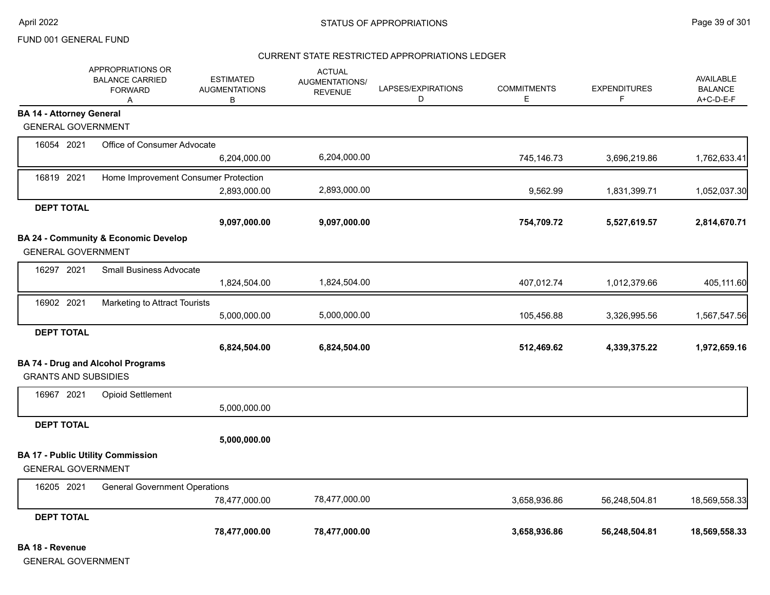FUND 001 GENERAL FUND

CURRENT STATE RESTRICTED APPROPRIATIONS LEDGER

| | | APPROPRIATIONS OR BALANCE CARRIED FORWARD A | ESTIMATED AUGMENTATIONS B | ACTUAL AUGMENTATIONS/ REVENUE | LAPSES/EXPIRATIONS D | COMMITMENTS E | EXPENDITURES F | AVAILABLE BALANCE A+C-D-E-F |
|---|---|---|---|---|---|---|---|---|
| **BA 14 - Attorney General** | | | | | | | | |
| GENERAL GOVERNMENT | | | | | | | | |
| 16054 2021 | Office of Consumer Advocate | | 6,204,000.00 | 6,204,000.00 | | 745,146.73 | 3,696,219.86 | 1,762,633.41 |
| 16819 2021 | Home Improvement Consumer Protection | | 2,893,000.00 | 2,893,000.00 | | 9,562.99 | 1,831,399.71 | 1,052,037.30 |
| **DEPT TOTAL** | | | **9,097,000.00** | **9,097,000.00** | | **754,709.72** | **5,527,619.57** | **2,814,670.71** |
| **BA 24 - Community & Economic Develop** | | | | | | | | |
| GENERAL GOVERNMENT | | | | | | | | |
| 16297 2021 | Small Business Advocate | | 1,824,504.00 | 1,824,504.00 | | 407,012.74 | 1,012,379.66 | 405,111.60 |
| 16902 2021 | Marketing to Attract Tourists | | 5,000,000.00 | 5,000,000.00 | | 105,456.88 | 3,326,995.56 | 1,567,547.56 |
| **DEPT TOTAL** | | | **6,824,504.00** | **6,824,504.00** | | **512,469.62** | **4,339,375.22** | **1,972,659.16** |
| **BA 74 - Drug and Alcohol Programs** | | | | | | | | |
| GRANTS AND SUBSIDIES | | | | | | | | |
| 16967 2021 | Opioid Settlement | | 5,000,000.00 | | | | | |
| **DEPT TOTAL** | | | **5,000,000.00** | | | | | |
| **BA 17 - Public Utility Commission** | | | | | | | | |
| GENERAL GOVERNMENT | | | | | | | | |
| 16205 2021 | General Government Operations | | 78,477,000.00 | 78,477,000.00 | | 3,658,936.86 | 56,248,504.81 | 18,569,558.33 |
| **DEPT TOTAL** | | | **78,477,000.00** | **78,477,000.00** | | **3,658,936.86** | **56,248,504.81** | **18,569,558.33** |
| **BA 18 - Revenue** | | | | | | | | |
| GENERAL GOVERNMENT | | | | | | | | |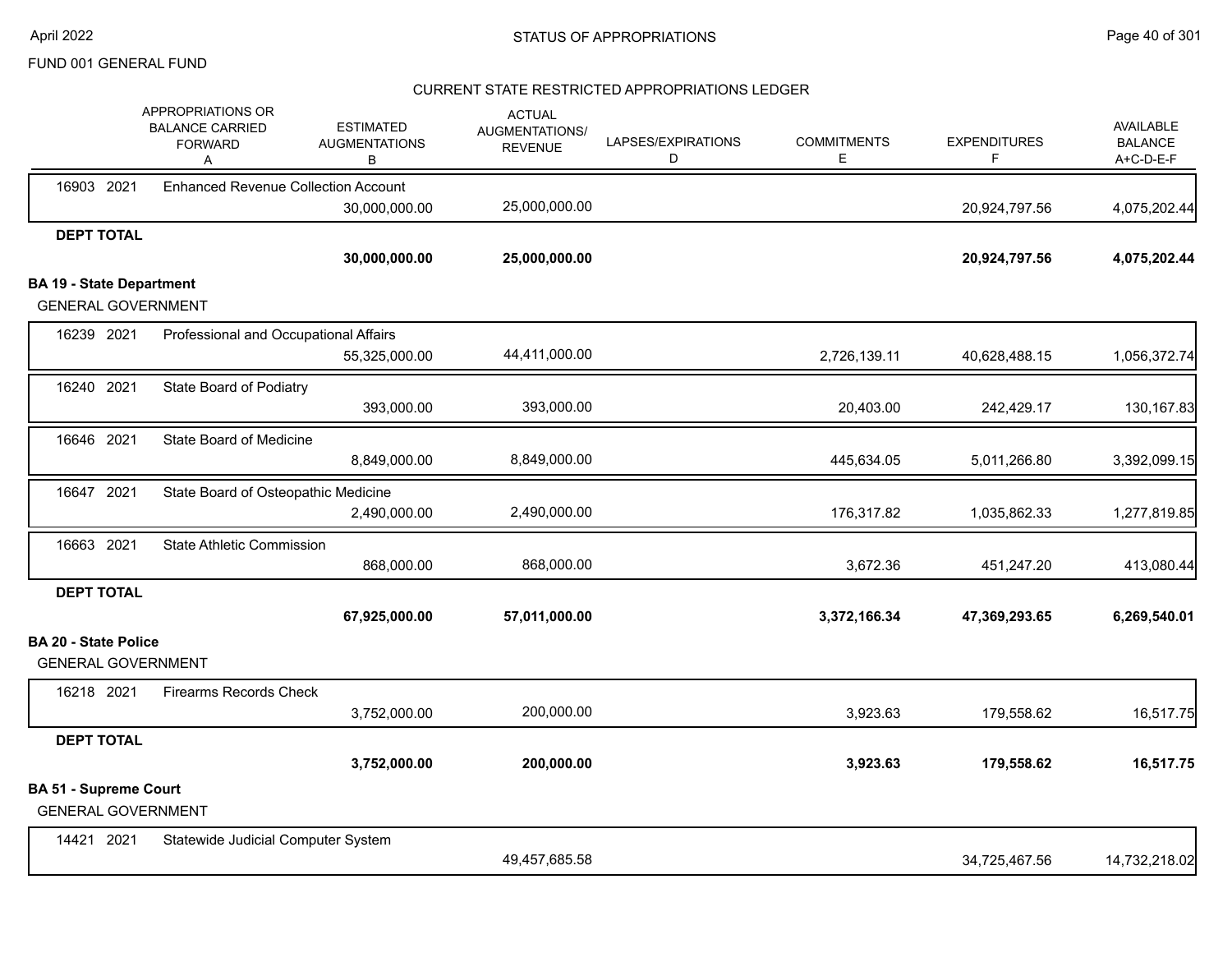FUND 001 GENERAL FUND

## CURRENT STATE RESTRICTED APPROPRIATIONS LEDGER

| | | | APPROPRIATIONS OR BALANCE CARRIED FORWARD A | ESTIMATED AUGMENTATIONS B | ACTUAL AUGMENTATIONS/ REVENUE | LAPSES/EXPIRATIONS D | COMMITMENTS E | EXPENDITURES F | AVAILABLE BALANCE A+C-D-E-F |
|---|---|---|---|---|---|---|---|---|---|
| 16903 | 2021 | Enhanced Revenue Collection Account | | 30,000,000.00 | 25,000,000.00 | | | 20,924,797.56 | 4,075,202.44 |
| **DEPT TOTAL** | | | | **30,000,000.00** | **25,000,000.00** | | | **20,924,797.56** | **4,075,202.44** |
| **BA 19 - State Department** | | | | | | | | | |
| GENERAL GOVERNMENT | | | | | | | | | |
| 16239 | 2021 | Professional and Occupational Affairs | | 55,325,000.00 | 44,411,000.00 | | 2,726,139.11 | 40,628,488.15 | 1,056,372.74 |
| 16240 | 2021 | State Board of Podiatry | | 393,000.00 | 393,000.00 | | 20,403.00 | 242,429.17 | 130,167.83 |
| 16646 | 2021 | State Board of Medicine | | 8,849,000.00 | 8,849,000.00 | | 445,634.05 | 5,011,266.80 | 3,392,099.15 |
| 16647 | 2021 | State Board of Osteopathic Medicine | | 2,490,000.00 | 2,490,000.00 | | 176,317.82 | 1,035,862.33 | 1,277,819.85 |
| 16663 | 2021 | State Athletic Commission | | 868,000.00 | 868,000.00 | | 3,672.36 | 451,247.20 | 413,080.44 |
| **DEPT TOTAL** | | | | **67,925,000.00** | **57,011,000.00** | | **3,372,166.34** | **47,369,293.65** | **6,269,540.01** |
| **BA 20 - State Police** | | | | | | | | | |
| GENERAL GOVERNMENT | | | | | | | | | |
| 16218 | 2021 | Firearms Records Check | | 3,752,000.00 | 200,000.00 | | 3,923.63 | 179,558.62 | 16,517.75 |
| **DEPT TOTAL** | | | | **3,752,000.00** | **200,000.00** | | **3,923.63** | **179,558.62** | **16,517.75** |
| **BA 51 - Supreme Court** | | | | | | | | | |
| GENERAL GOVERNMENT | | | | | | | | | |
| 14421 | 2021 | Statewide Judicial Computer System | | | 49,457,685.58 | | | 34,725,467.56 | 14,732,218.02 |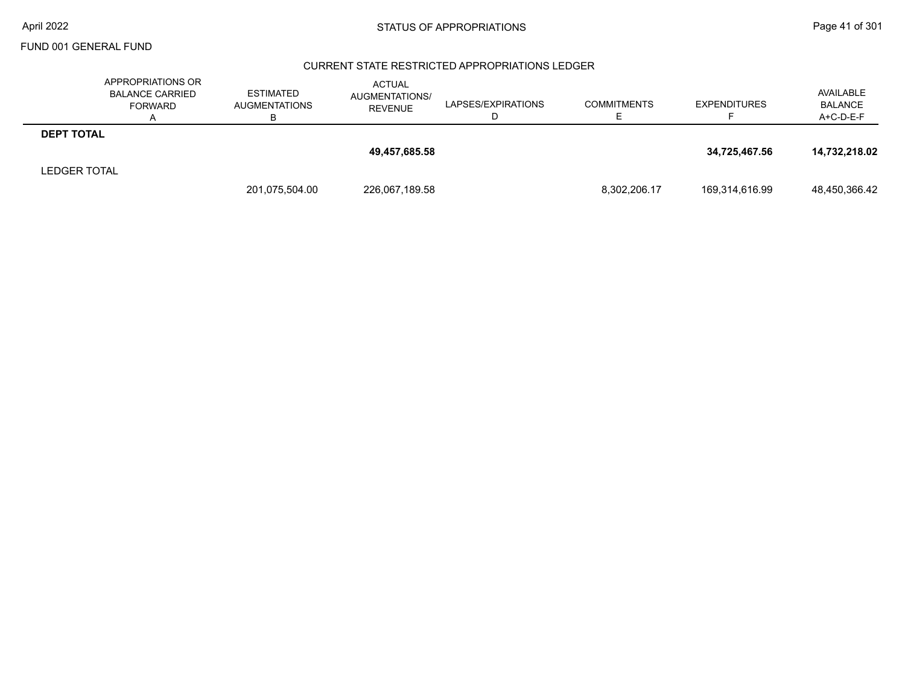FUND 001 GENERAL FUND

## STATUS OF APPROPRIATIONS

### CURRENT STATE RESTRICTED APPROPRIATIONS LEDGER

| | APPROPRIATIONS OR BALANCE CARRIED FORWARD A | ESTIMATED AUGMENTATIONS B | ACTUAL AUGMENTATIONS/ REVENUE | LAPSES/EXPIRATIONS D | COMMITMENTS E | EXPENDITURES F | AVAILABLE BALANCE A+C-D-E-F |
|---|---|---|---|---|---|---|---|
| **DEPT TOTAL** | | | | | | | |
| | | | **49,457,685.58** | | | **34,725,467.56** | **14,732,218.02** |
| LEDGER TOTAL | | | | | | | |
| | | 201,075,504.00 | 226,067,189.58 | | 8,302,206.17 | 169,314,616.99 | 48,450,366.42 |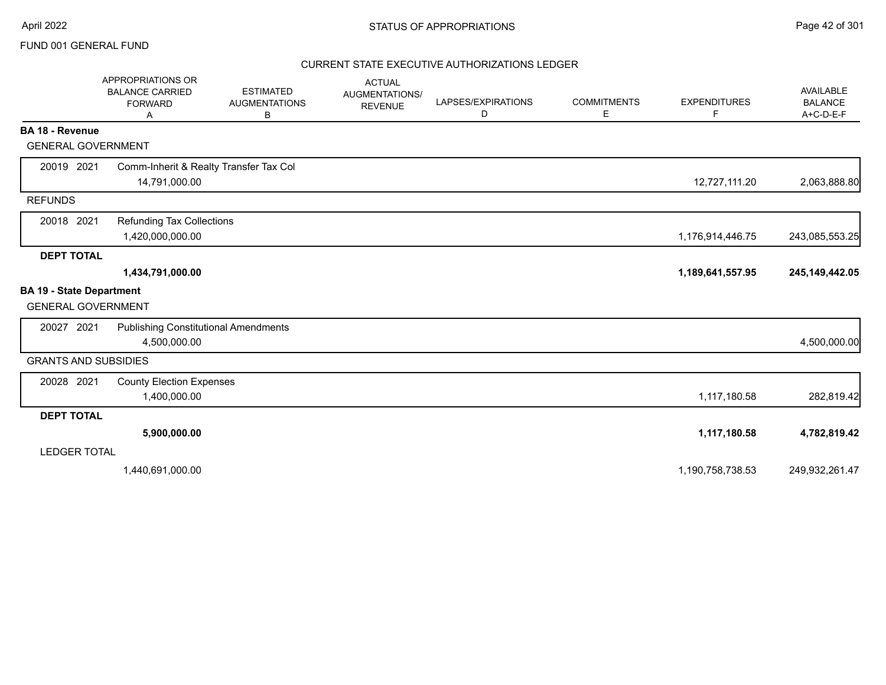FUND 001 GENERAL FUND

## STATUS OF APPROPRIATIONS

### CURRENT STATE EXECUTIVE AUTHORIZATIONS LEDGER

| | APPROPRIATIONS OR BALANCE CARRIED FORWARD A | ESTIMATED AUGMENTATIONS B | ACTUAL AUGMENTATIONS/ REVENUE | LAPSES/EXPIRATIONS D | COMMITMENTS E | EXPENDITURES F | AVAILABLE BALANCE A+C-D-E-F |
|---|---|---|---|---|---|---|---|
| **BA 18 - Revenue** | | | | | | | |
| GENERAL GOVERNMENT | | | | | | | |
| 20019 2021 | Comm-Inherit & Realty Transfer Tax Col | | | | | | |
| | 14,791,000.00 | | | | | 12,727,111.20 | 2,063,888.80 |
| REFUNDS | | | | | | | |
| 20018 2021 | Refunding Tax Collections | | | | | | |
| | 1,420,000,000.00 | | | | | 1,176,914,446.75 | 243,085,553.25 |
| **DEPT TOTAL** | | | | | | | |
| | **1,434,791,000.00** | | | | | **1,189,641,557.95** | **245,149,442.05** |
| **BA 19 - State Department** | | | | | | | |
| GENERAL GOVERNMENT | | | | | | | |
| 20027 2021 | Publishing Constitutional Amendments | | | | | | |
| | 4,500,000.00 | | | | | | 4,500,000.00 |
| GRANTS AND SUBSIDIES | | | | | | | |
| 20028 2021 | County Election Expenses | | | | | | |
| | 1,400,000.00 | | | | | 1,117,180.58 | 282,819.42 |
| **DEPT TOTAL** | | | | | | | |
| | **5,900,000.00** | | | | | **1,117,180.58** | **4,782,819.42** |
| LEDGER TOTAL | | | | | | | |
| | 1,440,691,000.00 | | | | | 1,190,758,738.53 | 249,932,261.47 |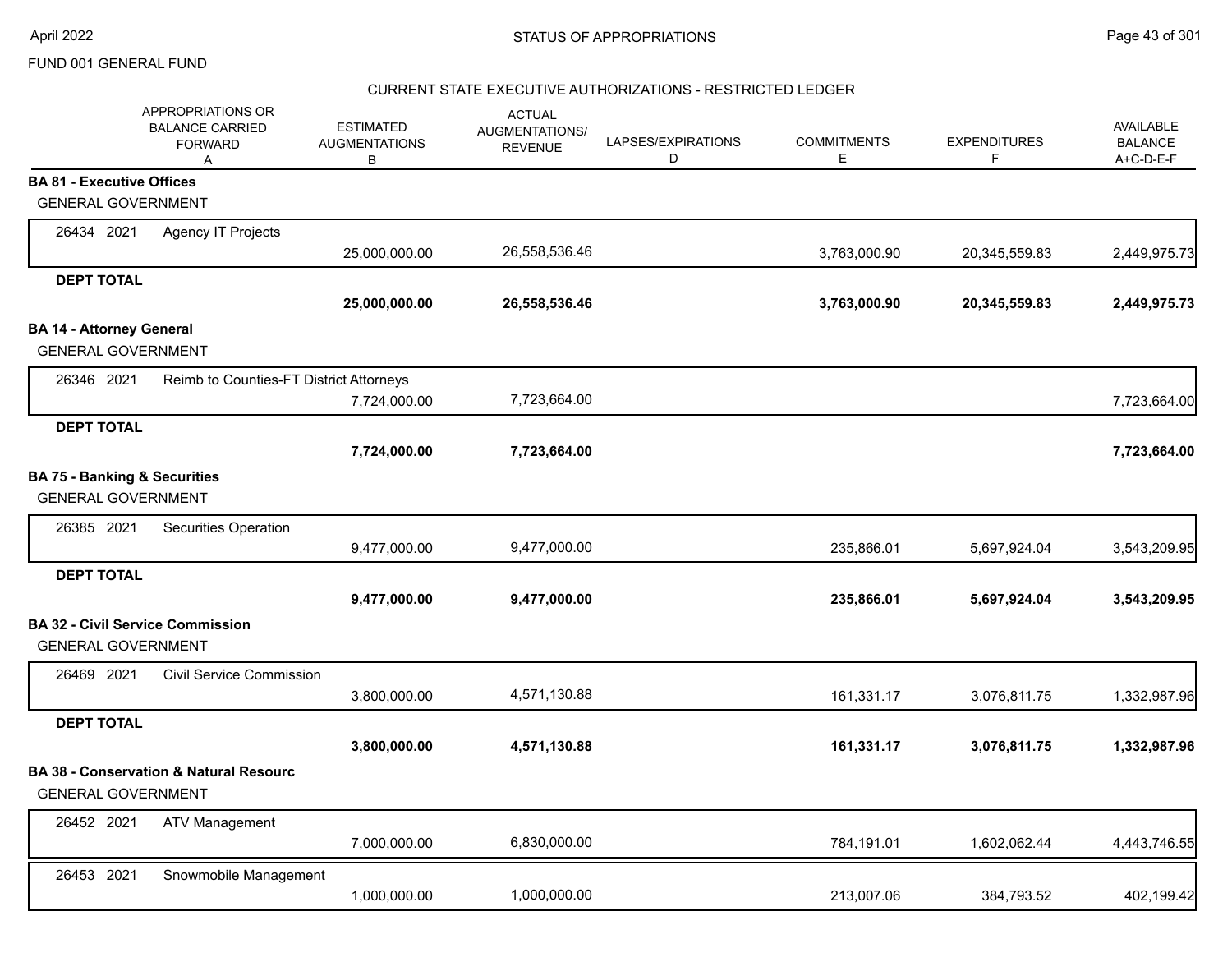FUND 001 GENERAL FUND

## CURRENT STATE EXECUTIVE AUTHORIZATIONS - RESTRICTED LEDGER

| | APPROPRIATIONS OR BALANCE CARRIED FORWARD A | ESTIMATED AUGMENTATIONS B | ACTUAL AUGMENTATIONS/ REVENUE | LAPSES/EXPIRATIONS D | COMMITMENTS E | EXPENDITURES F | AVAILABLE BALANCE A+C-D-E-F |
|---|---|---|---|---|---|---|---|
| **BA 81 - Executive Offices** | | | | | | | |
| GENERAL GOVERNMENT | | | | | | | |
| 26434 2021 | Agency IT Projects | 25,000,000.00 | 26,558,536.46 | | 3,763,000.90 | 20,345,559.83 | 2,449,975.73 |
| **DEPT TOTAL** | | **25,000,000.00** | **26,558,536.46** | | **3,763,000.90** | **20,345,559.83** | **2,449,975.73** |
| **BA 14 - Attorney General** | | | | | | | |
| GENERAL GOVERNMENT | | | | | | | |
| 26346 2021 | Reimb to Counties-FT District Attorneys | 7,724,000.00 | 7,723,664.00 | | | | 7,723,664.00 |
| **DEPT TOTAL** | | **7,724,000.00** | **7,723,664.00** | | | | **7,723,664.00** |
| **BA 75 - Banking & Securities** | | | | | | | |
| GENERAL GOVERNMENT | | | | | | | |
| 26385 2021 | Securities Operation | 9,477,000.00 | 9,477,000.00 | | 235,866.01 | 5,697,924.04 | 3,543,209.95 |
| **DEPT TOTAL** | | **9,477,000.00** | **9,477,000.00** | | **235,866.01** | **5,697,924.04** | **3,543,209.95** |
| **BA 32 - Civil Service Commission** | | | | | | | |
| GENERAL GOVERNMENT | | | | | | | |
| 26469 2021 | Civil Service Commission | 3,800,000.00 | 4,571,130.88 | | 161,331.17 | 3,076,811.75 | 1,332,987.96 |
| **DEPT TOTAL** | | **3,800,000.00** | **4,571,130.88** | | **161,331.17** | **3,076,811.75** | **1,332,987.96** |
| **BA 38 - Conservation & Natural Resourc** | | | | | | | |
| GENERAL GOVERNMENT | | | | | | | |
| 26452 2021 | ATV Management | 7,000,000.00 | 6,830,000.00 | | 784,191.01 | 1,602,062.44 | 4,443,746.55 |
| 26453 2021 | Snowmobile Management | 1,000,000.00 | 1,000,000.00 | | 213,007.06 | 384,793.52 | 402,199.42 |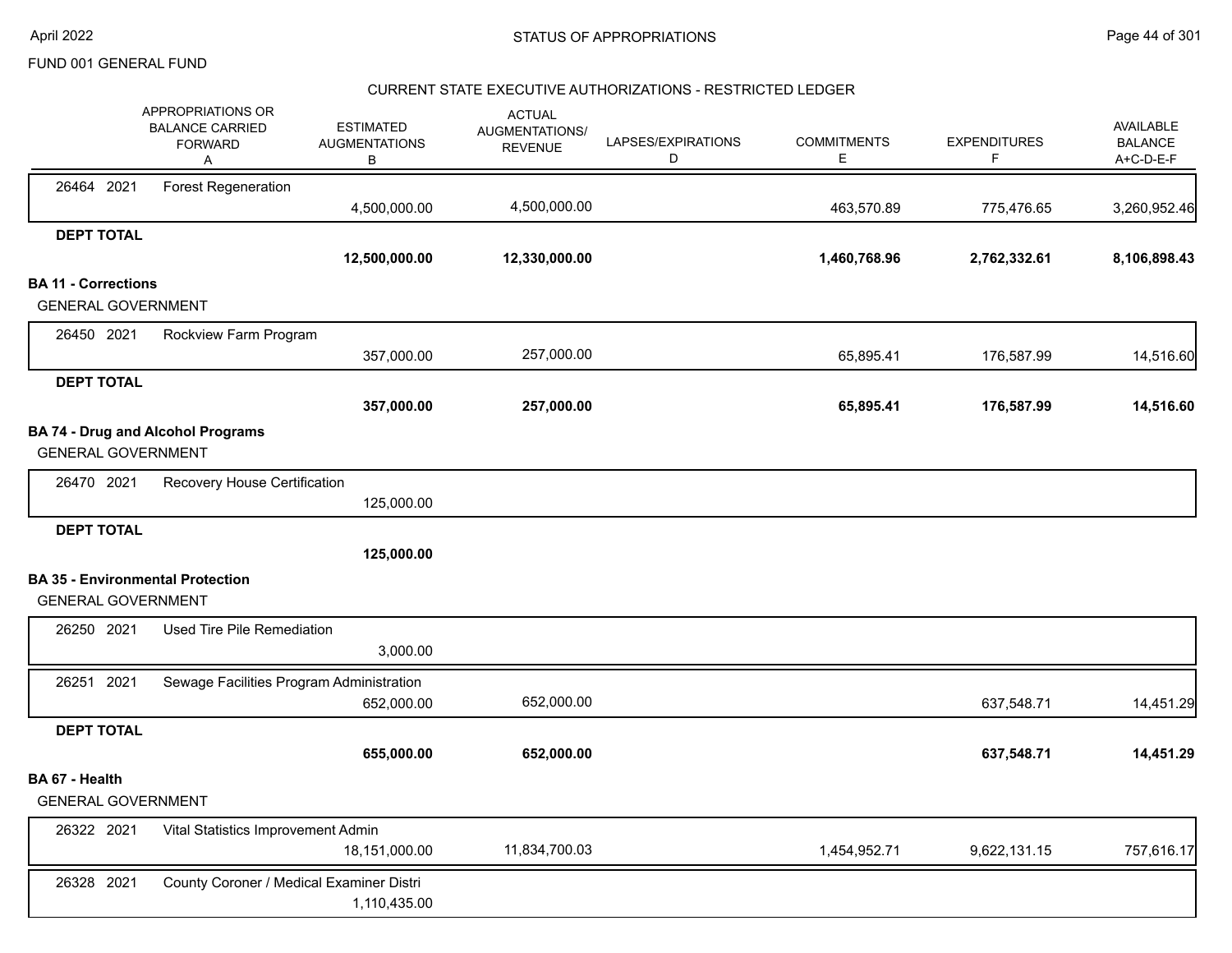FUND 001 GENERAL FUND

## STATUS OF APPROPRIATIONS

### CURRENT STATE EXECUTIVE AUTHORIZATIONS - RESTRICTED LEDGER

| | APPROPRIATIONS OR BALANCE CARRIED FORWARD A | ESTIMATED AUGMENTATIONS B | ACTUAL AUGMENTATIONS/ REVENUE | LAPSES/EXPIRATIONS D | COMMITMENTS E | EXPENDITURES F | AVAILABLE BALANCE A+C-D-E-F |
|---|---|---|---|---|---|---|---|
| 26464 2021 Forest Regeneration | | 4,500,000.00 | 4,500,000.00 | | 463,570.89 | 775,476.65 | 3,260,952.46 |
| **DEPT TOTAL** | | **12,500,000.00** | **12,330,000.00** | | **1,460,768.96** | **2,762,332.61** | **8,106,898.43** |
| **BA 11 - Corrections** | | | | | | | |
| GENERAL GOVERNMENT | | | | | | | |
| 26450 2021 Rockview Farm Program | | 357,000.00 | 257,000.00 | | 65,895.41 | 176,587.99 | 14,516.60 |
| **DEPT TOTAL** | | **357,000.00** | **257,000.00** | | **65,895.41** | **176,587.99** | **14,516.60** |
| **BA 74 - Drug and Alcohol Programs** | | | | | | | |
| GENERAL GOVERNMENT | | | | | | | |
| 26470 2021 Recovery House Certification | | 125,000.00 | | | | | |
| **DEPT TOTAL** | | **125,000.00** | | | | | |
| **BA 35 - Environmental Protection** | | | | | | | |
| GENERAL GOVERNMENT | | | | | | | |
| 26250 2021 Used Tire Pile Remediation | | 3,000.00 | | | | | |
| 26251 2021 Sewage Facilities Program Administration | | 652,000.00 | 652,000.00 | | | 637,548.71 | 14,451.29 |
| **DEPT TOTAL** | | **655,000.00** | **652,000.00** | | | **637,548.71** | **14,451.29** |
| **BA 67 - Health** | | | | | | | |
| GENERAL GOVERNMENT | | | | | | | |
| 26322 2021 Vital Statistics Improvement Admin | | 18,151,000.00 | 11,834,700.03 | | 1,454,952.71 | 9,622,131.15 | 757,616.17 |
| 26328 2021 County Coroner / Medical Examiner Distri | | 1,110,435.00 | | | | | |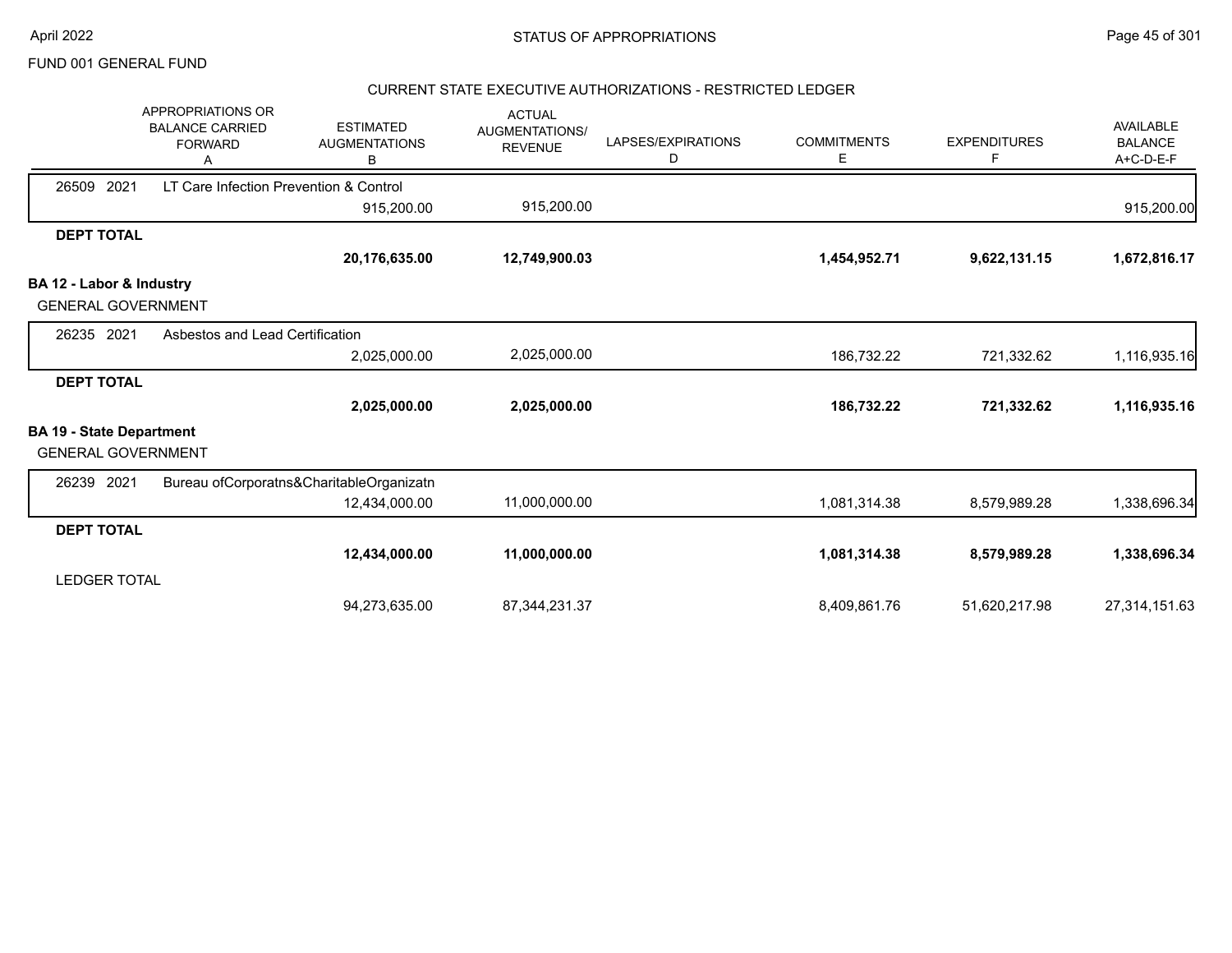FUND 001 GENERAL FUND

## CURRENT STATE EXECUTIVE AUTHORIZATIONS - RESTRICTED LEDGER

| | APPROPRIATIONS OR BALANCE CARRIED FORWARD A | ESTIMATED AUGMENTATIONS B | ACTUAL AUGMENTATIONS/ REVENUE | LAPSES/EXPIRATIONS D | COMMITMENTS E | EXPENDITURES F | AVAILABLE BALANCE A+C-D-E-F |
|---|---|---|---|---|---|---|---|
| 26509 2021 LT Care Infection Prevention & Control | | 915,200.00 | 915,200.00 | | | | 915,200.00 |
| **DEPT TOTAL** | | **20,176,635.00** | **12,749,900.03** | | **1,454,952.71** | **9,622,131.15** | **1,672,816.17** |
| **BA 12 - Labor & Industry** | | | | | | | |
| GENERAL GOVERNMENT | | | | | | | |
| 26235 2021 Asbestos and Lead Certification | | 2,025,000.00 | 2,025,000.00 | | 186,732.22 | 721,332.62 | 1,116,935.16 |
| **DEPT TOTAL** | | **2,025,000.00** | **2,025,000.00** | | **186,732.22** | **721,332.62** | **1,116,935.16** |
| **BA 19 - State Department** | | | | | | | |
| GENERAL GOVERNMENT | | | | | | | |
| 26239 2021 Bureau ofCorporatns&CharitableOrganizatn | | 12,434,000.00 | 11,000,000.00 | | 1,081,314.38 | 8,579,989.28 | 1,338,696.34 |
| **DEPT TOTAL** | | **12,434,000.00** | **11,000,000.00** | | **1,081,314.38** | **8,579,989.28** | **1,338,696.34** |
| LEDGER TOTAL | | 94,273,635.00 | 87,344,231.37 | | 8,409,861.76 | 51,620,217.98 | 27,314,151.63 |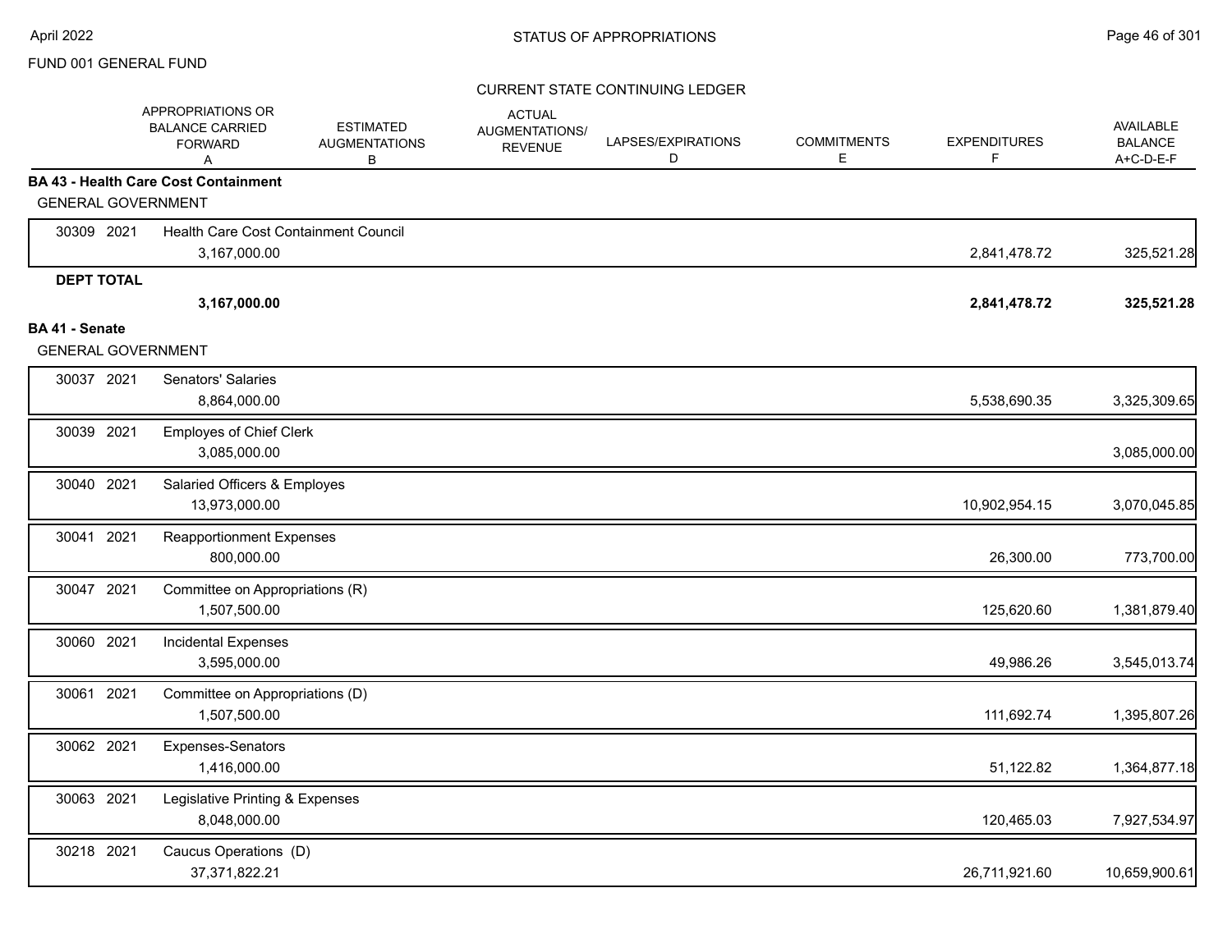STATUS OF APPROPRIATIONS

FUND 001 GENERAL FUND

CURRENT STATE CONTINUING LEDGER

| | | APPROPRIATIONS OR BALANCE CARRIED FORWARD A | ESTIMATED AUGMENTATIONS B | ACTUAL AUGMENTATIONS/ REVENUE | LAPSES/EXPIRATIONS D | COMMITMENTS E | EXPENDITURES F | AVAILABLE BALANCE A+C-D-E-F |
|---|---|---|---|---|---|---|---|---|
| **BA 43 - Health Care Cost Containment** | | | | | | | | |
| GENERAL GOVERNMENT | | | | | | | | |
| 30309 2021 | Health Care Cost Containment Council | 3,167,000.00 | | | | | 2,841,478.72 | 325,521.28 |
| **DEPT TOTAL** | | **3,167,000.00** | | | | | **2,841,478.72** | **325,521.28** |
| **BA 41 - Senate** | | | | | | | | |
| GENERAL GOVERNMENT | | | | | | | | |
| 30037 2021 | Senators' Salaries | 8,864,000.00 | | | | | 5,538,690.35 | 3,325,309.65 |
| 30039 2021 | Employes of Chief Clerk | 3,085,000.00 | | | | | | 3,085,000.00 |
| 30040 2021 | Salaried Officers & Employes | 13,973,000.00 | | | | | 10,902,954.15 | 3,070,045.85 |
| 30041 2021 | Reapportionment Expenses | 800,000.00 | | | | | 26,300.00 | 773,700.00 |
| 30047 2021 | Committee on Appropriations (R) | 1,507,500.00 | | | | | 125,620.60 | 1,381,879.40 |
| 30060 2021 | Incidental Expenses | 3,595,000.00 | | | | | 49,986.26 | 3,545,013.74 |
| 30061 2021 | Committee on Appropriations (D) | 1,507,500.00 | | | | | 111,692.74 | 1,395,807.26 |
| 30062 2021 | Expenses-Senators | 1,416,000.00 | | | | | 51,122.82 | 1,364,877.18 |
| 30063 2021 | Legislative Printing & Expenses | 8,048,000.00 | | | | | 120,465.03 | 7,927,534.97 |
| 30218 2021 | Caucus Operations (D) | 37,371,822.21 | | | | | 26,711,921.60 | 10,659,900.61 |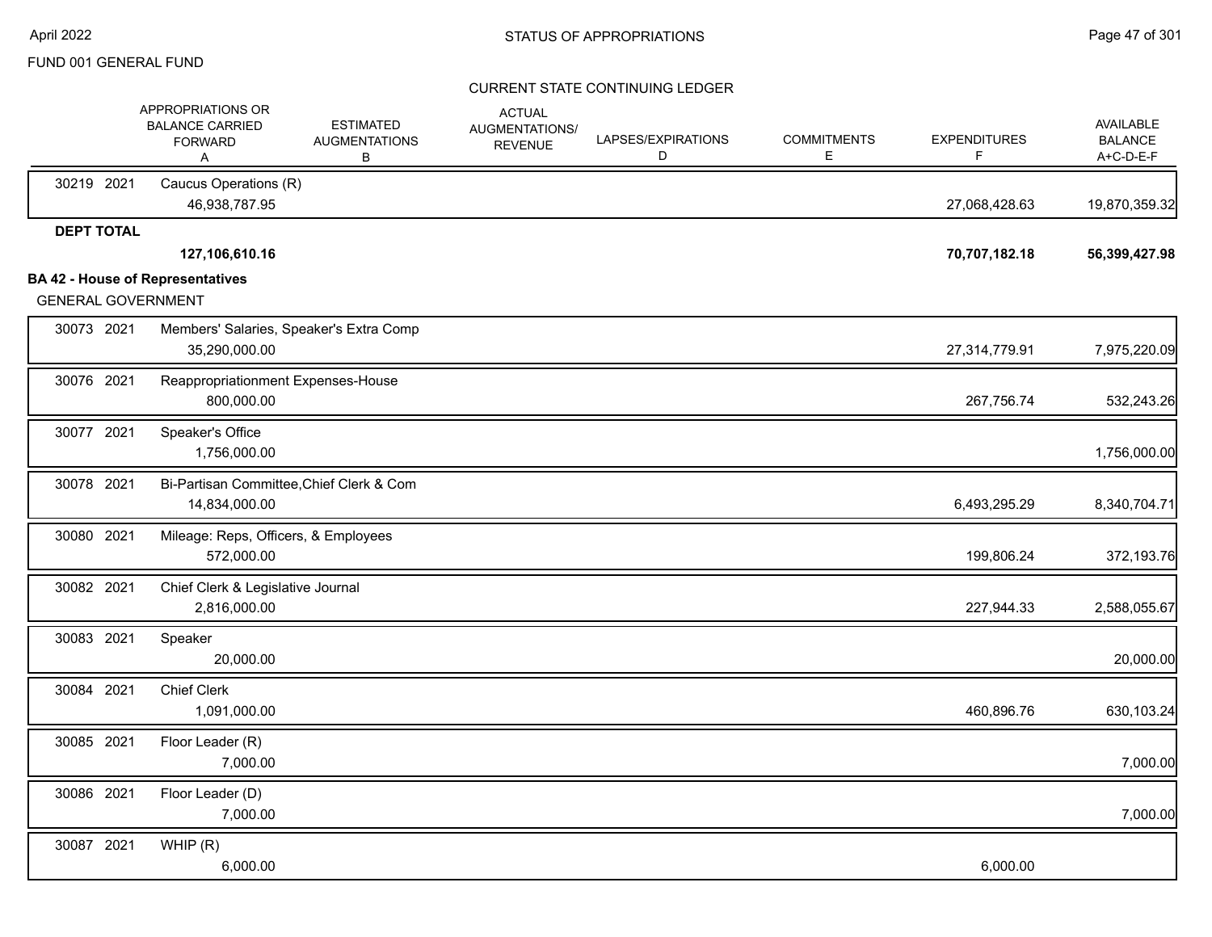FUND 001 GENERAL FUND

## STATUS OF APPROPRIATIONS

### CURRENT STATE CONTINUING LEDGER

| | | Appropriations or Balance Carried Forward A | Estimated Augmentations B | Actual Augmentations/ Revenue C | Lapses/Expirations D | Commitments E | Expenditures F | Available Balance A+C-D-E-F |
|---|---|---|---|---|---|---|---|---|
| 30219 | 2021 | Caucus Operations (R) | | | | | | |
| | | 46,938,787.95 | | | | | 27,068,428.63 | 19,870,359.32 |
| **DEPT TOTAL** | | | | | | | | |
| | | **127,106,610.16** | | | | | **70,707,182.18** | **56,399,427.98** |

**BA 42 - House of Representatives**

GENERAL GOVERNMENT

| | | Appropriations or Balance Carried Forward A | Estimated Augmentations B | Actual Augmentations/ Revenue C | Lapses/Expirations D | Commitments E | Expenditures F | Available Balance A+C-D-E-F |
|---|---|---|---|---|---|---|---|---|
| 30073 | 2021 | Members' Salaries, Speaker's Extra Comp | | | | | | |
| | | 35,290,000.00 | | | | | 27,314,779.91 | 7,975,220.09 |
| 30076 | 2021 | Reappropriationment Expenses-House | | | | | | |
| | | 800,000.00 | | | | | 267,756.74 | 532,243.26 |
| 30077 | 2021 | Speaker's Office | | | | | | |
| | | 1,756,000.00 | | | | | | 1,756,000.00 |
| 30078 | 2021 | Bi-Partisan Committee,Chief Clerk & Com | | | | | | |
| | | 14,834,000.00 | | | | | 6,493,295.29 | 8,340,704.71 |
| 30080 | 2021 | Mileage: Reps, Officers, & Employees | | | | | | |
| | | 572,000.00 | | | | | 199,806.24 | 372,193.76 |
| 30082 | 2021 | Chief Clerk & Legislative Journal | | | | | | |
| | | 2,816,000.00 | | | | | 227,944.33 | 2,588,055.67 |
| 30083 | 2021 | Speaker | | | | | | |
| | | 20,000.00 | | | | | | 20,000.00 |
| 30084 | 2021 | Chief Clerk | | | | | | |
| | | 1,091,000.00 | | | | | 460,896.76 | 630,103.24 |
| 30085 | 2021 | Floor Leader (R) | | | | | | |
| | | 7,000.00 | | | | | | 7,000.00 |
| 30086 | 2021 | Floor Leader (D) | | | | | | |
| | | 7,000.00 | | | | | | 7,000.00 |
| 30087 | 2021 | WHIP (R) | | | | | | |
| | | 6,000.00 | | | | | 6,000.00 | |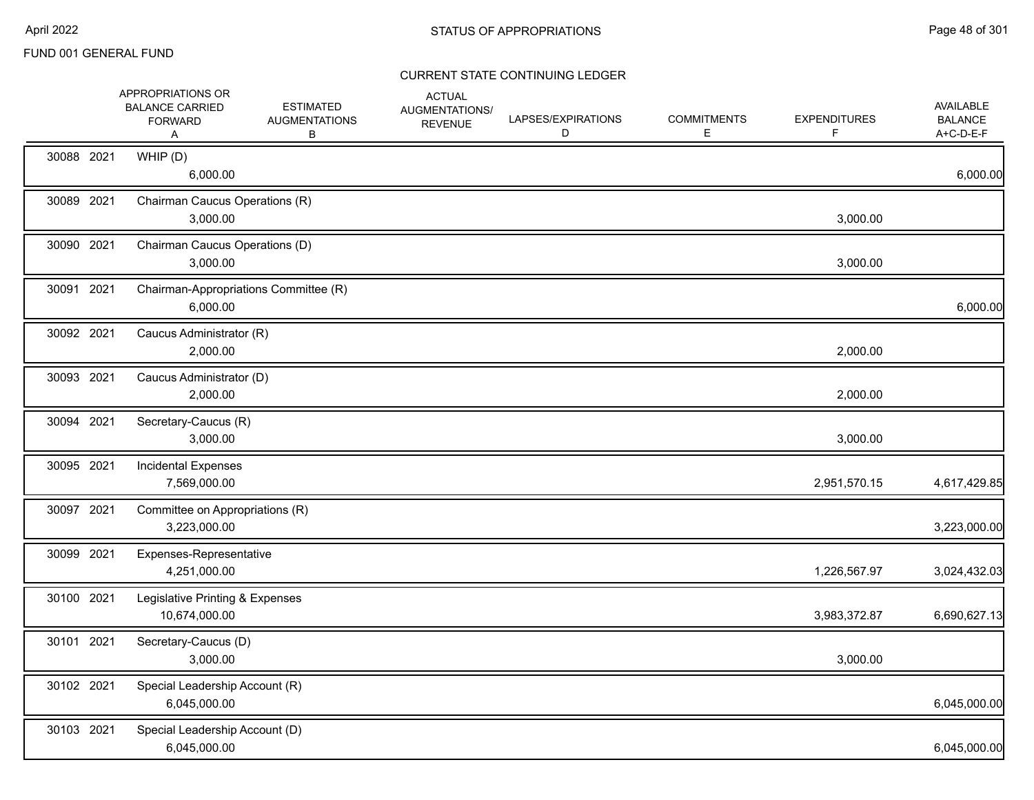FUND 001 GENERAL FUND

## CURRENT STATE CONTINUING LEDGER

| | | | APPROPRIATIONS OR BALANCE CARRIED FORWARD A | ESTIMATED AUGMENTATIONS B | ACTUAL AUGMENTATIONS/ REVENUE | LAPSES/EXPIRATIONS D | COMMITMENTS E | EXPENDITURES F | AVAILABLE BALANCE A+C-D-E-F |
|---|---|---|---|---|---|---|---|---|---|
| 30088 | 2021 | WHIP (D) | 6,000.00 | | | | | | 6,000.00 |
| 30089 | 2021 | Chairman Caucus Operations (R) | 3,000.00 | | | | | 3,000.00 | |
| 30090 | 2021 | Chairman Caucus Operations (D) | 3,000.00 | | | | | 3,000.00 | |
| 30091 | 2021 | Chairman-Appropriations Committee (R) | 6,000.00 | | | | | | 6,000.00 |
| 30092 | 2021 | Caucus Administrator (R) | 2,000.00 | | | | | 2,000.00 | |
| 30093 | 2021 | Caucus Administrator (D) | 2,000.00 | | | | | 2,000.00 | |
| 30094 | 2021 | Secretary-Caucus (R) | 3,000.00 | | | | | 3,000.00 | |
| 30095 | 2021 | Incidental Expenses | 7,569,000.00 | | | | | 2,951,570.15 | 4,617,429.85 |
| 30097 | 2021 | Committee on Appropriations (R) | 3,223,000.00 | | | | | | 3,223,000.00 |
| 30099 | 2021 | Expenses-Representative | 4,251,000.00 | | | | | 1,226,567.97 | 3,024,432.03 |
| 30100 | 2021 | Legislative Printing & Expenses | 10,674,000.00 | | | | | 3,983,372.87 | 6,690,627.13 |
| 30101 | 2021 | Secretary-Caucus (D) | 3,000.00 | | | | | 3,000.00 | |
| 30102 | 2021 | Special Leadership Account (R) | 6,045,000.00 | | | | | | 6,045,000.00 |
| 30103 | 2021 | Special Leadership Account (D) | 6,045,000.00 | | | | | | 6,045,000.00 |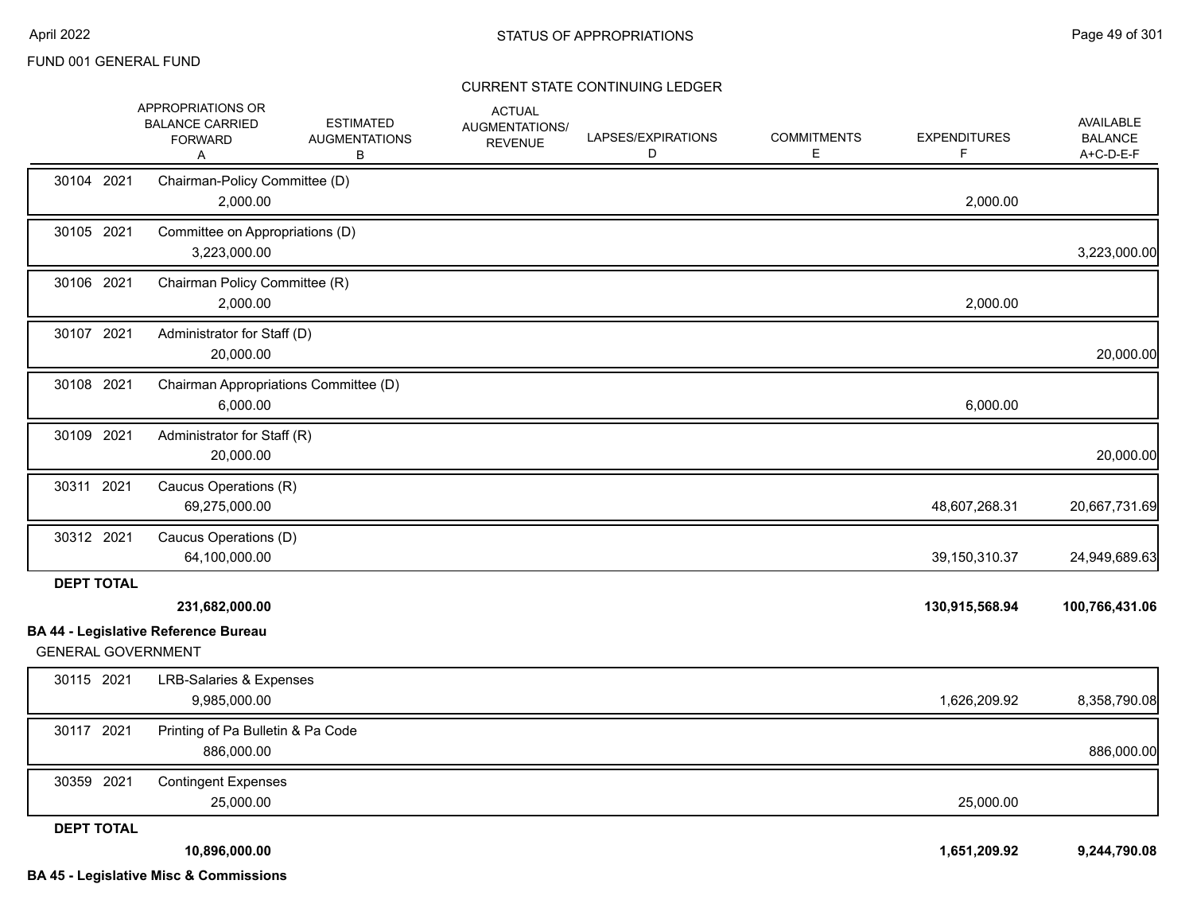FUND 001 GENERAL FUND

## STATUS OF APPROPRIATIONS

### CURRENT STATE CONTINUING LEDGER

| | APPROPRIATIONS OR BALANCE CARRIED FORWARD A | ESTIMATED AUGMENTATIONS B | ACTUAL AUGMENTATIONS/ REVENUE | LAPSES/EXPIRATIONS D | COMMITMENTS E | EXPENDITURES F | AVAILABLE BALANCE A+C-D-E-F |
|---|---|---|---|---|---|---|---|
| 30104 2021 | Chairman-Policy Committee (D) | | | | | | |
| | 2,000.00 | | | | | 2,000.00 | |
| 30105 2021 | Committee on Appropriations (D) | | | | | | |
| | 3,223,000.00 | | | | | | 3,223,000.00 |
| 30106 2021 | Chairman Policy Committee (R) | | | | | | |
| | 2,000.00 | | | | | 2,000.00 | |
| 30107 2021 | Administrator for Staff (D) | | | | | | |
| | 20,000.00 | | | | | | 20,000.00 |
| 30108 2021 | Chairman Appropriations Committee (D) | | | | | | |
| | 6,000.00 | | | | | 6,000.00 | |
| 30109 2021 | Administrator for Staff (R) | | | | | | |
| | 20,000.00 | | | | | | 20,000.00 |
| 30311 2021 | Caucus Operations (R) | | | | | | |
| | 69,275,000.00 | | | | | 48,607,268.31 | 20,667,731.69 |
| 30312 2021 | Caucus Operations (D) | | | | | | |
| | 64,100,000.00 | | | | | 39,150,310.37 | 24,949,689.63 |
| **DEPT TOTAL** | | | | | | | |
| | **231,682,000.00** | | | | | **130,915,568.94** | **100,766,431.06** |

**BA 44 - Legislative Reference Bureau**

GENERAL GOVERNMENT

| | APPROPRIATIONS OR BALANCE CARRIED FORWARD A | ESTIMATED AUGMENTATIONS B | ACTUAL AUGMENTATIONS/ REVENUE | LAPSES/EXPIRATIONS D | COMMITMENTS E | EXPENDITURES F | AVAILABLE BALANCE A+C-D-E-F |
|---|---|---|---|---|---|---|---|
| 30115 2021 | LRB-Salaries & Expenses | | | | | | |
| | 9,985,000.00 | | | | | 1,626,209.92 | 8,358,790.08 |
| 30117 2021 | Printing of Pa Bulletin & Pa Code | | | | | | |
| | 886,000.00 | | | | | | 886,000.00 |
| 30359 2021 | Contingent Expenses | | | | | | |
| | 25,000.00 | | | | | 25,000.00 | |
| **DEPT TOTAL** | | | | | | | |
| | **10,896,000.00** | | | | | **1,651,209.92** | **9,244,790.08** |

**BA 45 - Legislative Misc & Commissions**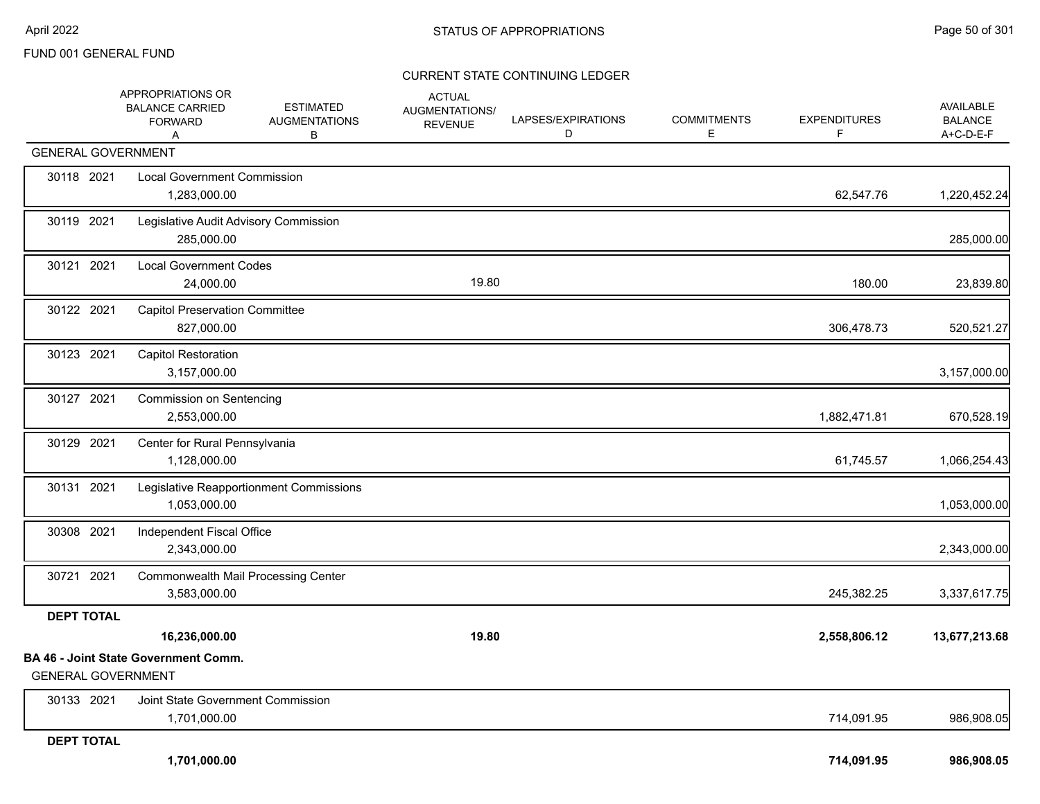FUND 001 GENERAL FUND

## STATUS OF APPROPRIATIONS

### CURRENT STATE CONTINUING LEDGER

| | | APPROPRIATIONS OR BALANCE CARRIED FORWARD A | ESTIMATED AUGMENTATIONS B | ACTUAL AUGMENTATIONS/ REVENUE | LAPSES/EXPIRATIONS D | COMMITMENTS E | EXPENDITURES F | AVAILABLE BALANCE A+C-D-E-F |
|---|---|---|---|---|---|---|---|---|
| **GENERAL GOVERNMENT** | | | | | | | | |
| 30118 | 2021 | Local Government Commission | | | | | | |
| | | 1,283,000.00 | | | | | 62,547.76 | 1,220,452.24 |
| 30119 | 2021 | Legislative Audit Advisory Commission | | | | | | |
| | | 285,000.00 | | | | | | 285,000.00 |
| 30121 | 2021 | Local Government Codes | | | | | | |
| | | 24,000.00 | | 19.80 | | | 180.00 | 23,839.80 |
| 30122 | 2021 | Capitol Preservation Committee | | | | | | |
| | | 827,000.00 | | | | | 306,478.73 | 520,521.27 |
| 30123 | 2021 | Capitol Restoration | | | | | | |
| | | 3,157,000.00 | | | | | | 3,157,000.00 |
| 30127 | 2021 | Commission on Sentencing | | | | | | |
| | | 2,553,000.00 | | | | | 1,882,471.81 | 670,528.19 |
| 30129 | 2021 | Center for Rural Pennsylvania | | | | | | |
| | | 1,128,000.00 | | | | | 61,745.57 | 1,066,254.43 |
| 30131 | 2021 | Legislative Reapportionment Commissions | | | | | | |
| | | 1,053,000.00 | | | | | | 1,053,000.00 |
| 30308 | 2021 | Independent Fiscal Office | | | | | | |
| | | 2,343,000.00 | | | | | | 2,343,000.00 |
| 30721 | 2021 | Commonwealth Mail Processing Center | | | | | | |
| | | 3,583,000.00 | | | | | 245,382.25 | 3,337,617.75 |
| **DEPT TOTAL** | | **16,236,000.00** | | **19.80** | | | **2,558,806.12** | **13,677,213.68** |

**BA 46 - Joint State Government Comm.**

| | | APPROPRIATIONS OR BALANCE CARRIED FORWARD A | ESTIMATED AUGMENTATIONS B | ACTUAL AUGMENTATIONS/ REVENUE | LAPSES/EXPIRATIONS D | COMMITMENTS E | EXPENDITURES F | AVAILABLE BALANCE A+C-D-E-F |
|---|---|---|---|---|---|---|---|---|
| **GENERAL GOVERNMENT** | | | | | | | | |
| 30133 | 2021 | Joint State Government Commission | | | | | | |
| | | 1,701,000.00 | | | | | 714,091.95 | 986,908.05 |
| **DEPT TOTAL** | | **1,701,000.00** | | | | | **714,091.95** | **986,908.05** |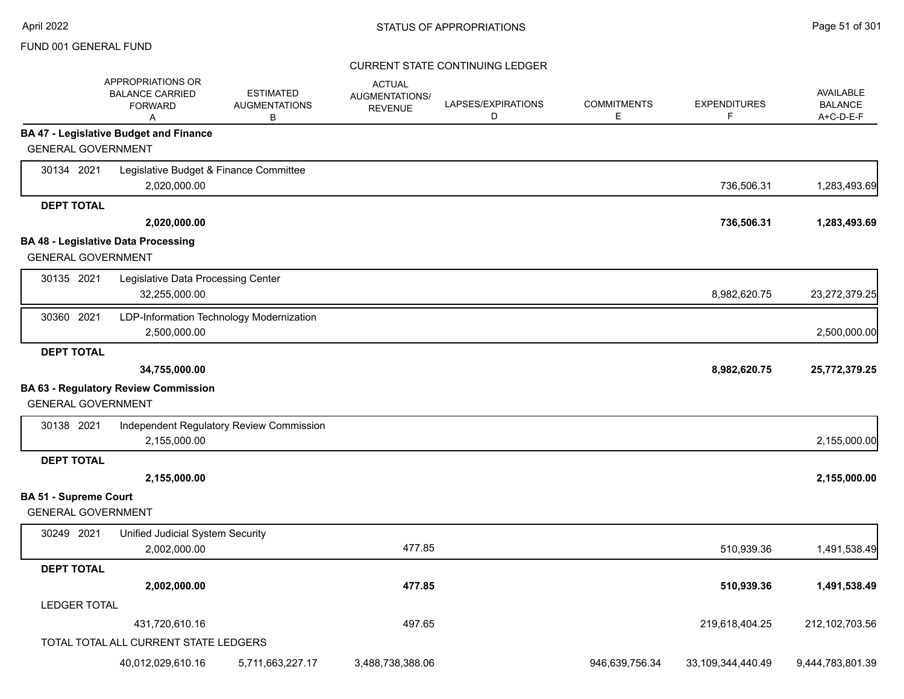FUND 001 GENERAL FUND

STATUS OF APPROPRIATIONS

CURRENT STATE CONTINUING LEDGER

| | APPROPRIATIONS OR BALANCE CARRIED FORWARD A | ESTIMATED AUGMENTATIONS B | ACTUAL AUGMENTATIONS/ REVENUE | LAPSES/EXPIRATIONS D | COMMITMENTS E | EXPENDITURES F | AVAILABLE BALANCE A+C-D-E-F |
|---|---|---|---|---|---|---|---|
| **BA 47 - Legislative Budget and Finance** | | | | | | | |
| GENERAL GOVERNMENT | | | | | | | |
| 30134 2021 Legislative Budget & Finance Committee | 2,020,000.00 | | | | | 736,506.31 | 1,283,493.69 |
| **DEPT TOTAL** | **2,020,000.00** | | | | | **736,506.31** | **1,283,493.69** |
| **BA 48 - Legislative Data Processing** | | | | | | | |
| GENERAL GOVERNMENT | | | | | | | |
| 30135 2021 Legislative Data Processing Center | 32,255,000.00 | | | | | 8,982,620.75 | 23,272,379.25 |
| 30360 2021 LDP-Information Technology Modernization | 2,500,000.00 | | | | | | 2,500,000.00 |
| **DEPT TOTAL** | **34,755,000.00** | | | | | **8,982,620.75** | **25,772,379.25** |
| **BA 63 - Regulatory Review Commission** | | | | | | | |
| GENERAL GOVERNMENT | | | | | | | |
| 30138 2021 Independent Regulatory Review Commission | 2,155,000.00 | | | | | | 2,155,000.00 |
| **DEPT TOTAL** | **2,155,000.00** | | | | | | **2,155,000.00** |
| **BA 51 - Supreme Court** | | | | | | | |
| GENERAL GOVERNMENT | | | | | | | |
| 30249 2021 Unified Judicial System Security | 2,002,000.00 | | 477.85 | | | 510,939.36 | 1,491,538.49 |
| **DEPT TOTAL** | **2,002,000.00** | | **477.85** | | | **510,939.36** | **1,491,538.49** |
| LEDGER TOTAL | 431,720,610.16 | | 497.65 | | | 219,618,404.25 | 212,102,703.56 |
| TOTAL TOTAL ALL CURRENT STATE LEDGERS | 40,012,029,610.16 | 5,711,663,227.17 | 3,488,738,388.06 | | 946,639,756.34 | 33,109,344,440.49 | 9,444,783,801.39 |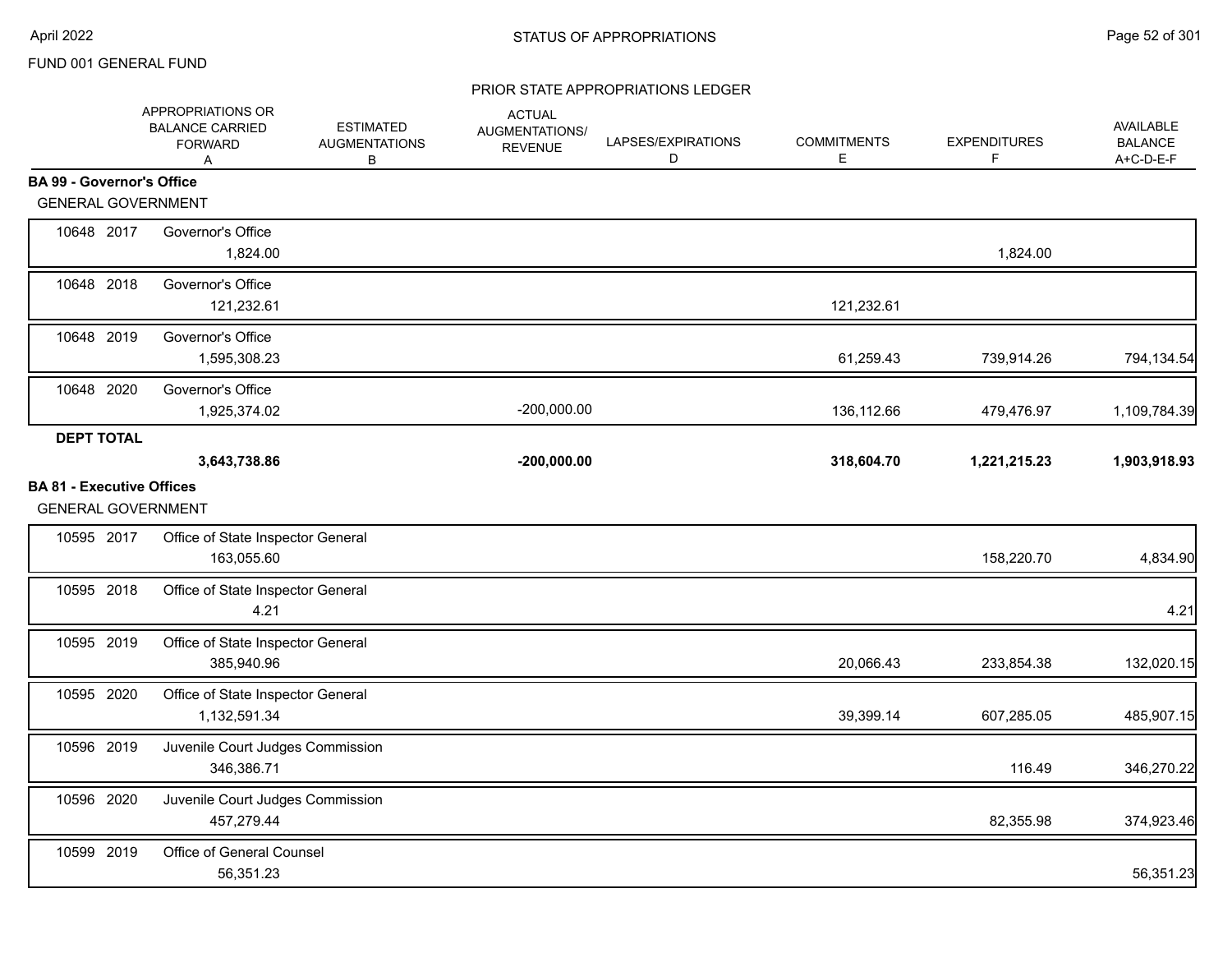FUND 001 GENERAL FUND

## STATUS OF APPROPRIATIONS

### PRIOR STATE APPROPRIATIONS LEDGER

| | | APPROPRIATIONS OR BALANCE CARRIED FORWARD A | ESTIMATED AUGMENTATIONS B | ACTUAL AUGMENTATIONS/ REVENUE | LAPSES/EXPIRATIONS D | COMMITMENTS E | EXPENDITURES F | AVAILABLE BALANCE A+C-D-E-F |
|---|---|---|---|---|---|---|---|---|
| **BA 99 - Governor's Office** | | | | | | | | |
| GENERAL GOVERNMENT | | | | | | | | |
| 10648 | 2017 | Governor's Office | | | | | | |
| | | 1,824.00 | | | | | 1,824.00 | |
| 10648 | 2018 | Governor's Office | | | | | | |
| | | 121,232.61 | | | | 121,232.61 | | |
| 10648 | 2019 | Governor's Office | | | | | | |
| | | 1,595,308.23 | | | | 61,259.43 | 739,914.26 | 794,134.54 |
| 10648 | 2020 | Governor's Office | | | | | | |
| | | 1,925,374.02 | | -200,000.00 | | 136,112.66 | 479,476.97 | 1,109,784.39 |
| **DEPT TOTAL** | | | | | | | | |
| | | **3,643,738.86** | | **-200,000.00** | | **318,604.70** | **1,221,215.23** | **1,903,918.93** |
| **BA 81 - Executive Offices** | | | | | | | | |
| GENERAL GOVERNMENT | | | | | | | | |
| 10595 | 2017 | Office of State Inspector General | | | | | | |
| | | 163,055.60 | | | | | 158,220.70 | 4,834.90 |
| 10595 | 2018 | Office of State Inspector General | | | | | | |
| | | 4.21 | | | | | | 4.21 |
| 10595 | 2019 | Office of State Inspector General | | | | | | |
| | | 385,940.96 | | | | 20,066.43 | 233,854.38 | 132,020.15 |
| 10595 | 2020 | Office of State Inspector General | | | | | | |
| | | 1,132,591.34 | | | | 39,399.14 | 607,285.05 | 485,907.15 |
| 10596 | 2019 | Juvenile Court Judges Commission | | | | | | |
| | | 346,386.71 | | | | | 116.49 | 346,270.22 |
| 10596 | 2020 | Juvenile Court Judges Commission | | | | | | |
| | | 457,279.44 | | | | | 82,355.98 | 374,923.46 |
| 10599 | 2019 | Office of General Counsel | | | | | | |
| | | 56,351.23 | | | | | | 56,351.23 |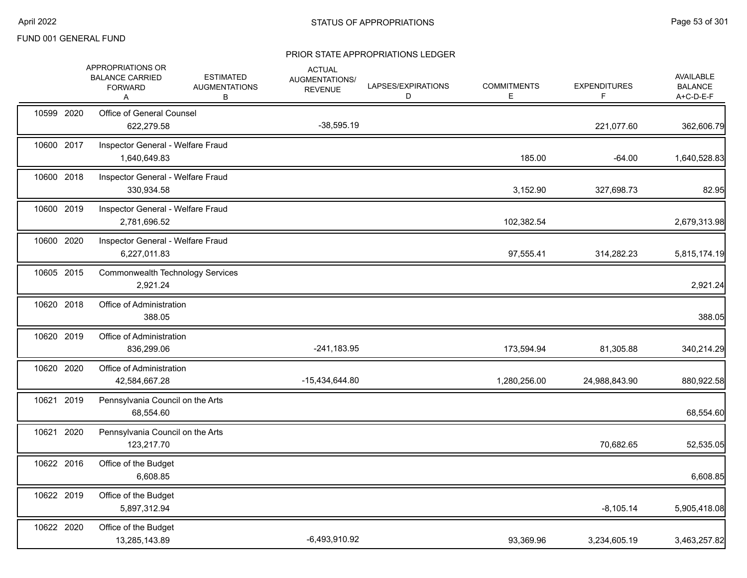FUND 001 GENERAL FUND

## STATUS OF APPROPRIATIONS

### PRIOR STATE APPROPRIATIONS LEDGER

| | | | APPROPRIATIONS OR BALANCE CARRIED FORWARD A | ESTIMATED AUGMENTATIONS B | ACTUAL AUGMENTATIONS/ REVENUE C | LAPSES/EXPIRATIONS D | COMMITMENTS E | EXPENDITURES F | AVAILABLE BALANCE A+C-D-E-F |
|---|---|---|---|---|---|---|---|---|---|
| 10599 | 2020 | Office of General Counsel | 622,279.58 | | -38,595.19 | | | 221,077.60 | 362,606.79 |
| 10600 | 2017 | Inspector General - Welfare Fraud | 1,640,649.83 | | | | 185.00 | -64.00 | 1,640,528.83 |
| 10600 | 2018 | Inspector General - Welfare Fraud | 330,934.58 | | | | 3,152.90 | 327,698.73 | 82.95 |
| 10600 | 2019 | Inspector General - Welfare Fraud | 2,781,696.52 | | | | 102,382.54 | | 2,679,313.98 |
| 10600 | 2020 | Inspector General - Welfare Fraud | 6,227,011.83 | | | | 97,555.41 | 314,282.23 | 5,815,174.19 |
| 10605 | 2015 | Commonwealth Technology Services | 2,921.24 | | | | | | 2,921.24 |
| 10620 | 2018 | Office of Administration | 388.05 | | | | | | 388.05 |
| 10620 | 2019 | Office of Administration | 836,299.06 | | -241,183.95 | | 173,594.94 | 81,305.88 | 340,214.29 |
| 10620 | 2020 | Office of Administration | 42,584,667.28 | | -15,434,644.80 | | 1,280,256.00 | 24,988,843.90 | 880,922.58 |
| 10621 | 2019 | Pennsylvania Council on the Arts | 68,554.60 | | | | | | 68,554.60 |
| 10621 | 2020 | Pennsylvania Council on the Arts | 123,217.70 | | | | | 70,682.65 | 52,535.05 |
| 10622 | 2016 | Office of the Budget | 6,608.85 | | | | | | 6,608.85 |
| 10622 | 2019 | Office of the Budget | 5,897,312.94 | | | | | -8,105.14 | 5,905,418.08 |
| 10622 | 2020 | Office of the Budget | 13,285,143.89 | | -6,493,910.92 | | 93,369.96 | 3,234,605.19 | 3,463,257.82 |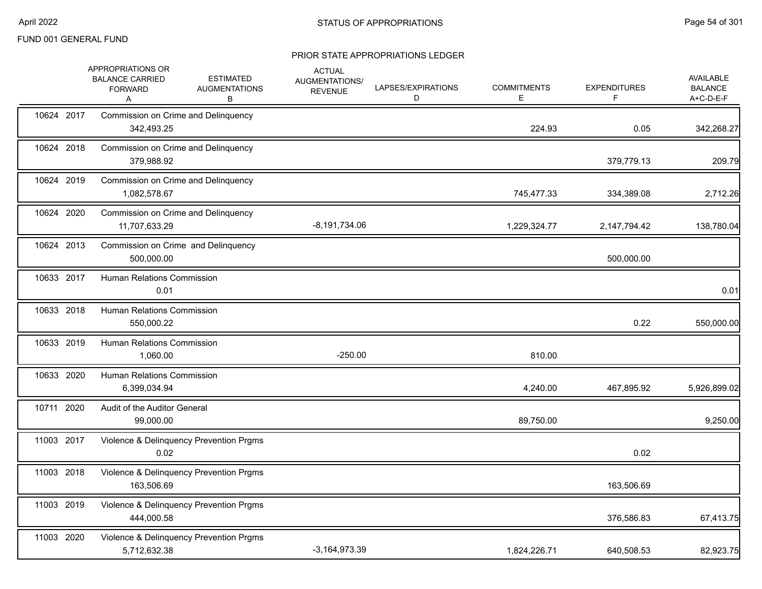FUND 001 GENERAL FUND

## STATUS OF APPROPRIATIONS

### PRIOR STATE APPROPRIATIONS LEDGER

| Code | Year | Description | APPROPRIATIONS OR BALANCE CARRIED FORWARD A | ESTIMATED AUGMENTATIONS B | ACTUAL AUGMENTATIONS/ REVENUE C | LAPSES/EXPIRATIONS D | COMMITMENTS E | EXPENDITURES F | AVAILABLE BALANCE A+C-D-E-F |
|---|---|---|---|---|---|---|---|---|---|
| 10624 | 2017 | Commission on Crime and Delinquency | 342,493.25 | | | | 224.93 | 0.05 | 342,268.27 |
| 10624 | 2018 | Commission on Crime and Delinquency | 379,988.92 | | | | | 379,779.13 | 209.79 |
| 10624 | 2019 | Commission on Crime and Delinquency | 1,082,578.67 | | | | 745,477.33 | 334,389.08 | 2,712.26 |
| 10624 | 2020 | Commission on Crime and Delinquency | 11,707,633.29 | | -8,191,734.06 | | 1,229,324.77 | 2,147,794.42 | 138,780.04 |
| 10624 | 2013 | Commission on Crime and Delinquency | 500,000.00 | | | | | 500,000.00 | |
| 10633 | 2017 | Human Relations Commission | 0.01 | | | | | | 0.01 |
| 10633 | 2018 | Human Relations Commission | 550,000.22 | | | | | 0.22 | 550,000.00 |
| 10633 | 2019 | Human Relations Commission | 1,060.00 | | -250.00 | | 810.00 | | |
| 10633 | 2020 | Human Relations Commission | 6,399,034.94 | | | | 4,240.00 | 467,895.92 | 5,926,899.02 |
| 10711 | 2020 | Audit of the Auditor General | 99,000.00 | | | | 89,750.00 | | 9,250.00 |
| 11003 | 2017 | Violence & Delinquency Prevention Prgms | 0.02 | | | | | 0.02 | |
| 11003 | 2018 | Violence & Delinquency Prevention Prgms | 163,506.69 | | | | | 163,506.69 | |
| 11003 | 2019 | Violence & Delinquency Prevention Prgms | 444,000.58 | | | | | 376,586.83 | 67,413.75 |
| 11003 | 2020 | Violence & Delinquency Prevention Prgms | 5,712,632.38 | | -3,164,973.39 | | 1,824,226.71 | 640,508.53 | 82,923.75 |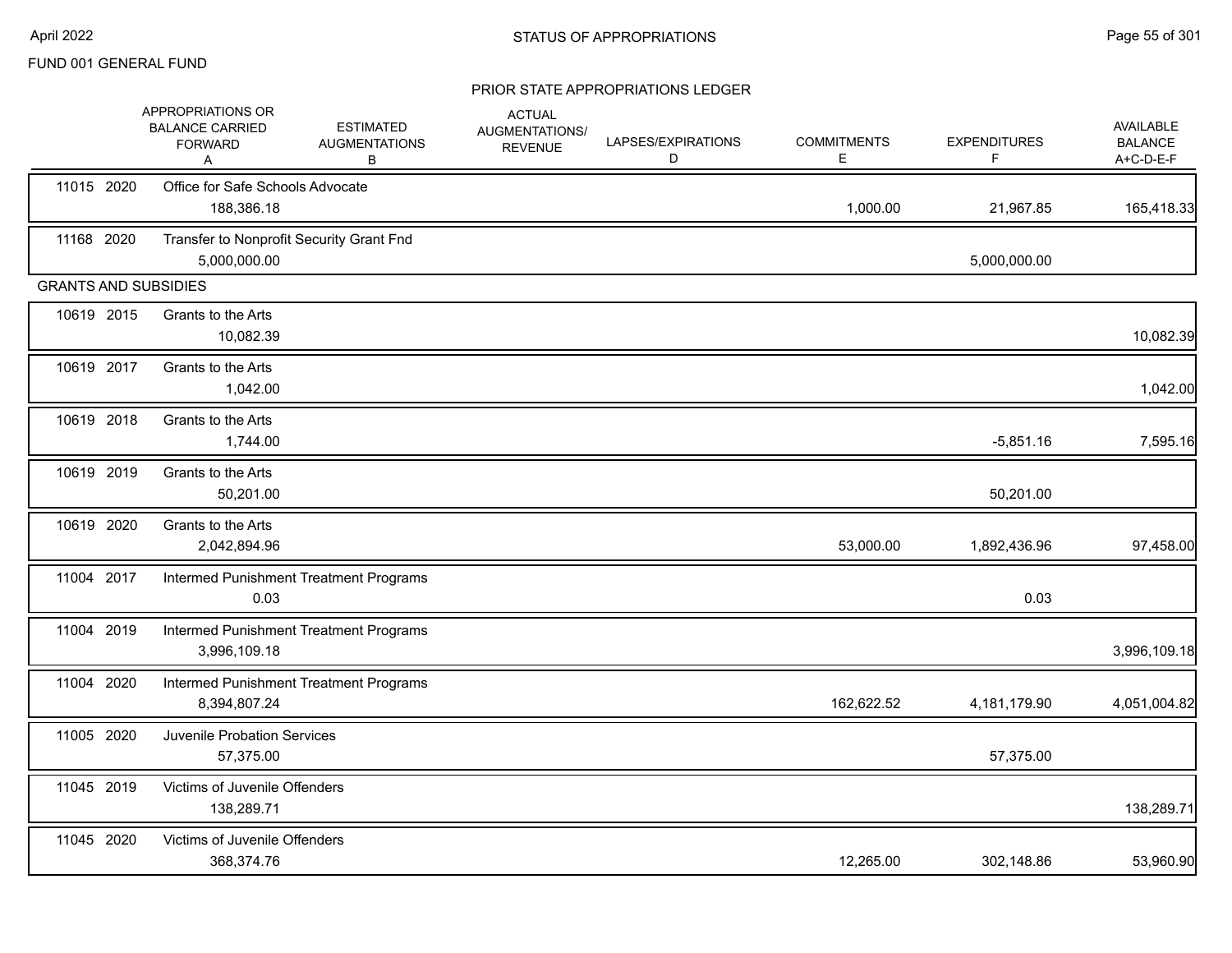FUND 001 GENERAL FUND

## STATUS OF APPROPRIATIONS

### PRIOR STATE APPROPRIATIONS LEDGER

| | | APPROPRIATIONS OR BALANCE CARRIED FORWARD A | ESTIMATED AUGMENTATIONS B | ACTUAL AUGMENTATIONS/ REVENUE | LAPSES/EXPIRATIONS D | COMMITMENTS E | EXPENDITURES F | AVAILABLE BALANCE A+C-D-E-F |
|---|---|---|---|---|---|---|---|---|
| 11015 2020 | Office for Safe Schools Advocate | 188,386.18 | | | | 1,000.00 | 21,967.85 | 165,418.33 |
| 11168 2020 | Transfer to Nonprofit Security Grant Fnd | 5,000,000.00 | | | | | 5,000,000.00 | |
| **GRANTS AND SUBSIDIES** | | | | | | | | |
| 10619 2015 | Grants to the Arts | 10,082.39 | | | | | | 10,082.39 |
| 10619 2017 | Grants to the Arts | 1,042.00 | | | | | | 1,042.00 |
| 10619 2018 | Grants to the Arts | 1,744.00 | | | | | -5,851.16 | 7,595.16 |
| 10619 2019 | Grants to the Arts | 50,201.00 | | | | | 50,201.00 | |
| 10619 2020 | Grants to the Arts | 2,042,894.96 | | | | 53,000.00 | 1,892,436.96 | 97,458.00 |
| 11004 2017 | Intermed Punishment Treatment Programs | 0.03 | | | | | 0.03 | |
| 11004 2019 | Intermed Punishment Treatment Programs | 3,996,109.18 | | | | | | 3,996,109.18 |
| 11004 2020 | Intermed Punishment Treatment Programs | 8,394,807.24 | | | | 162,622.52 | 4,181,179.90 | 4,051,004.82 |
| 11005 2020 | Juvenile Probation Services | 57,375.00 | | | | | 57,375.00 | |
| 11045 2019 | Victims of Juvenile Offenders | 138,289.71 | | | | | | 138,289.71 |
| 11045 2020 | Victims of Juvenile Offenders | 368,374.76 | | | | 12,265.00 | 302,148.86 | 53,960.90 |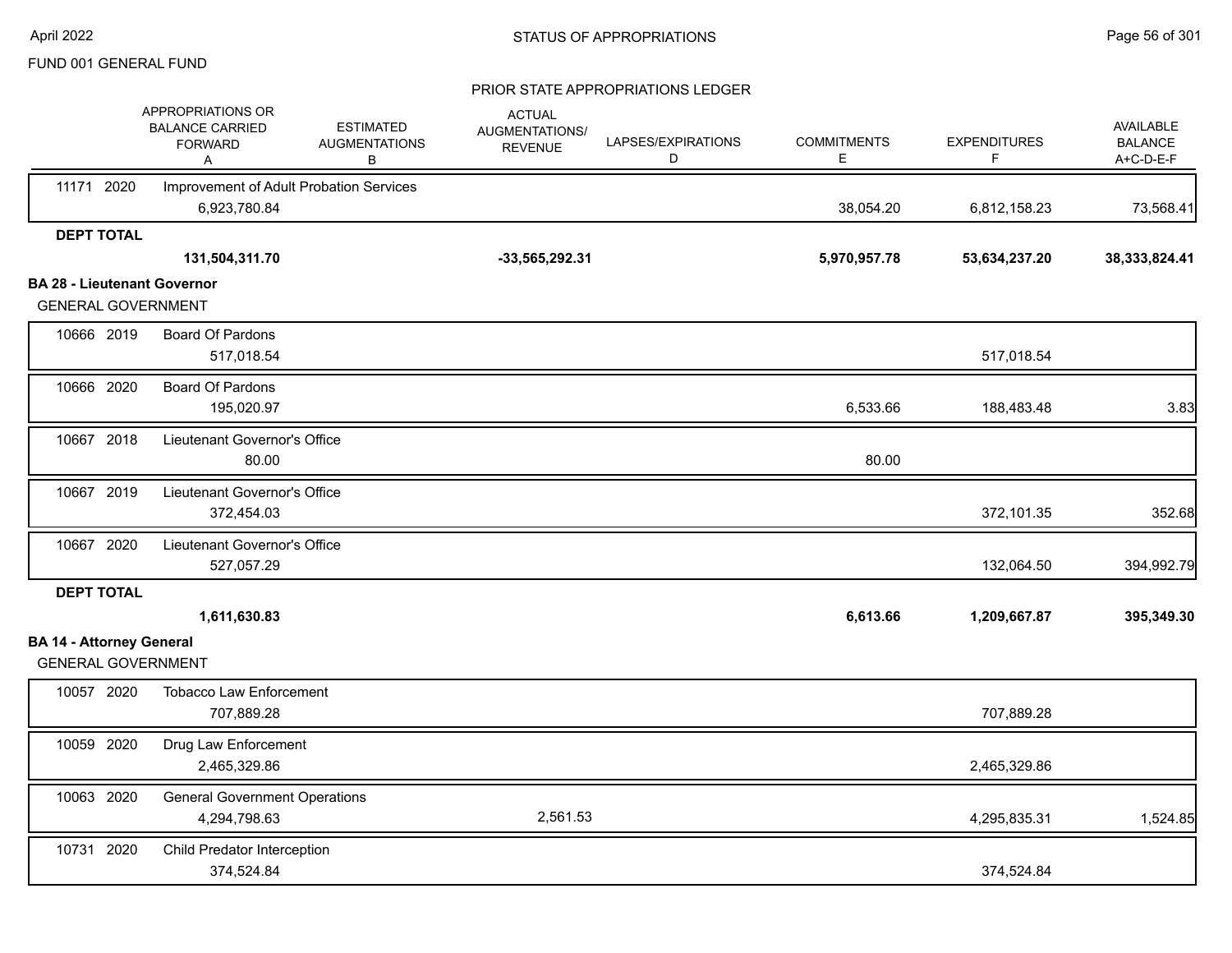FUND 001 GENERAL FUND

## STATUS OF APPROPRIATIONS

### PRIOR STATE APPROPRIATIONS LEDGER

| | APPROPRIATIONS OR BALANCE CARRIED FORWARD A | ESTIMATED AUGMENTATIONS B | ACTUAL AUGMENTATIONS/ REVENUE | LAPSES/EXPIRATIONS D | COMMITMENTS E | EXPENDITURES F | AVAILABLE BALANCE A+C-D-E-F |
|---|---|---|---|---|---|---|---|
| 11171 2020 | Improvement of Adult Probation Services | | | | | | |
| | 6,923,780.84 | | | | 38,054.20 | 6,812,158.23 | 73,568.41 |
| **DEPT TOTAL** | | | | | | | |
| | **131,504,311.70** | | **-33,565,292.31** | | **5,970,957.78** | **53,634,237.20** | **38,333,824.41** |
| **BA 28 - Lieutenant Governor** | | | | | | | |
| GENERAL GOVERNMENT | | | | | | | |
| 10666 2019 | Board Of Pardons | | | | | | |
| | 517,018.54 | | | | | 517,018.54 | |
| 10666 2020 | Board Of Pardons | | | | | | |
| | 195,020.97 | | | | 6,533.66 | 188,483.48 | 3.83 |
| 10667 2018 | Lieutenant Governor's Office | | | | | | |
| | 80.00 | | | | 80.00 | | |
| 10667 2019 | Lieutenant Governor's Office | | | | | | |
| | 372,454.03 | | | | | 372,101.35 | 352.68 |
| 10667 2020 | Lieutenant Governor's Office | | | | | | |
| | 527,057.29 | | | | | 132,064.50 | 394,992.79 |
| **DEPT TOTAL** | | | | | | | |
| | **1,611,630.83** | | | | **6,613.66** | **1,209,667.87** | **395,349.30** |
| **BA 14 - Attorney General** | | | | | | | |
| GENERAL GOVERNMENT | | | | | | | |
| 10057 2020 | Tobacco Law Enforcement | | | | | | |
| | 707,889.28 | | | | | 707,889.28 | |
| 10059 2020 | Drug Law Enforcement | | | | | | |
| | 2,465,329.86 | | | | | 2,465,329.86 | |
| 10063 2020 | General Government Operations | | | | | | |
| | 4,294,798.63 | | 2,561.53 | | | 4,295,835.31 | 1,524.85 |
| 10731 2020 | Child Predator Interception | | | | | | |
| | 374,524.84 | | | | | 374,524.84 | |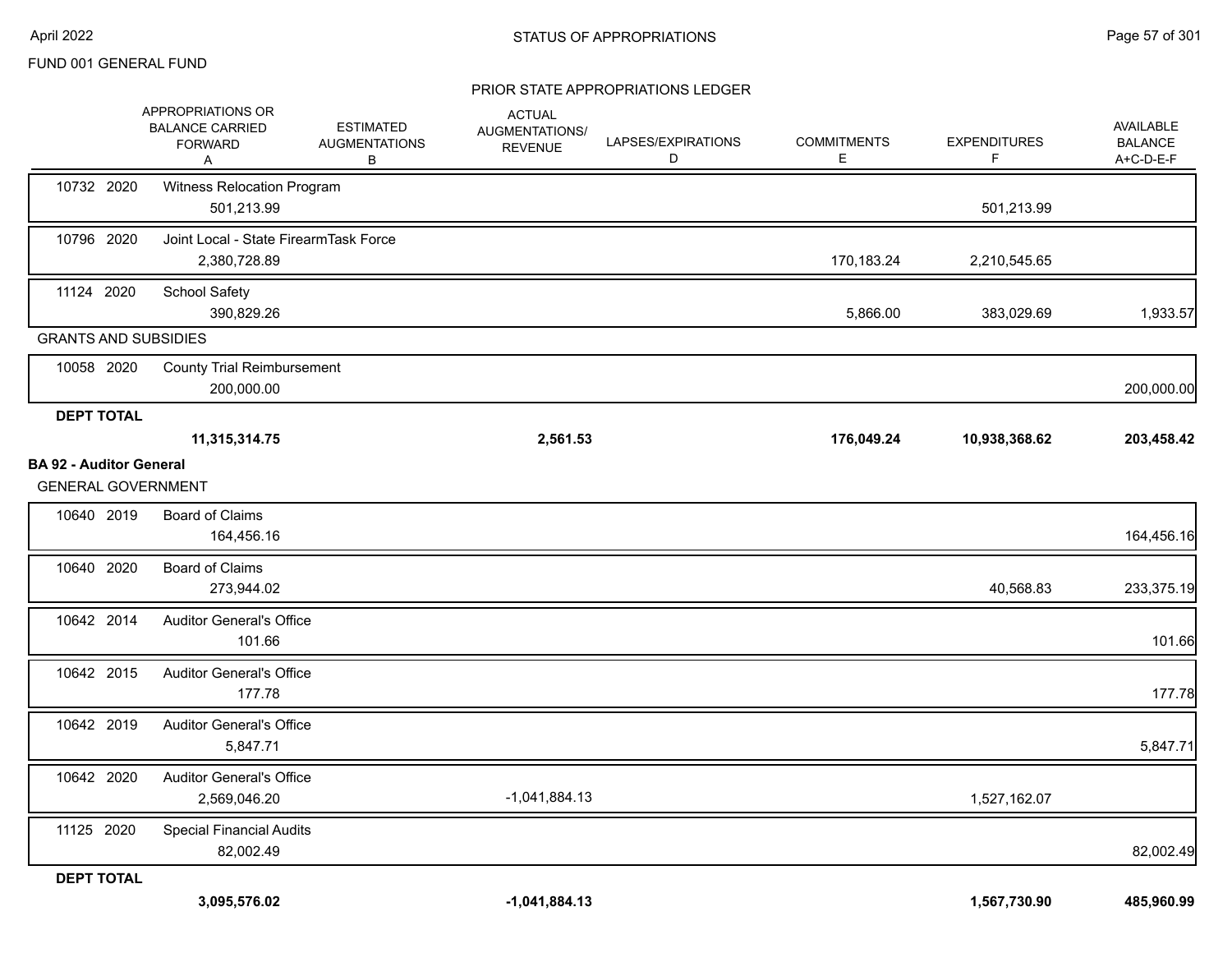FUND 001 GENERAL FUND

## PRIOR STATE APPROPRIATIONS LEDGER

| | APPROPRIATIONS OR BALANCE CARRIED FORWARD A | ESTIMATED AUGMENTATIONS B | ACTUAL AUGMENTATIONS/ REVENUE | LAPSES/EXPIRATIONS D | COMMITMENTS E | EXPENDITURES F | AVAILABLE BALANCE A+C-D-E-F |
|---|---|---|---|---|---|---|---|
| 10732 2020 | Witness Relocation Program | | | | | | |
| | 501,213.99 | | | | | 501,213.99 | |
| 10796 2020 | Joint Local - State FirearmTask Force | | | | | | |
| | 2,380,728.89 | | | | 170,183.24 | 2,210,545.65 | |
| 11124 2020 | School Safety | | | | | | |
| | 390,829.26 | | | | 5,866.00 | 383,029.69 | 1,933.57 |
| GRANTS AND SUBSIDIES | | | | | | | |
| 10058 2020 | County Trial Reimbursement | | | | | | |
| | 200,000.00 | | | | | | 200,000.00 |
| **DEPT TOTAL** | | | | | | | |
| | **11,315,314.75** | | **2,561.53** | | **176,049.24** | **10,938,368.62** | **203,458.42** |
| **BA 92 - Auditor General** | | | | | | | |
| GENERAL GOVERNMENT | | | | | | | |
| 10640 2019 | Board of Claims | | | | | | |
| | 164,456.16 | | | | | | 164,456.16 |
| 10640 2020 | Board of Claims | | | | | | |
| | 273,944.02 | | | | | 40,568.83 | 233,375.19 |
| 10642 2014 | Auditor General's Office | | | | | | |
| | 101.66 | | | | | | 101.66 |
| 10642 2015 | Auditor General's Office | | | | | | |
| | 177.78 | | | | | | 177.78 |
| 10642 2019 | Auditor General's Office | | | | | | |
| | 5,847.71 | | | | | | 5,847.71 |
| 10642 2020 | Auditor General's Office | | | | | | |
| | 2,569,046.20 | | -1,041,884.13 | | | 1,527,162.07 | |
| 11125 2020 | Special Financial Audits | | | | | | |
| | 82,002.49 | | | | | | 82,002.49 |
| **DEPT TOTAL** | | | | | | | |
| | **3,095,576.02** | | **-1,041,884.13** | | | **1,567,730.90** | **485,960.99** |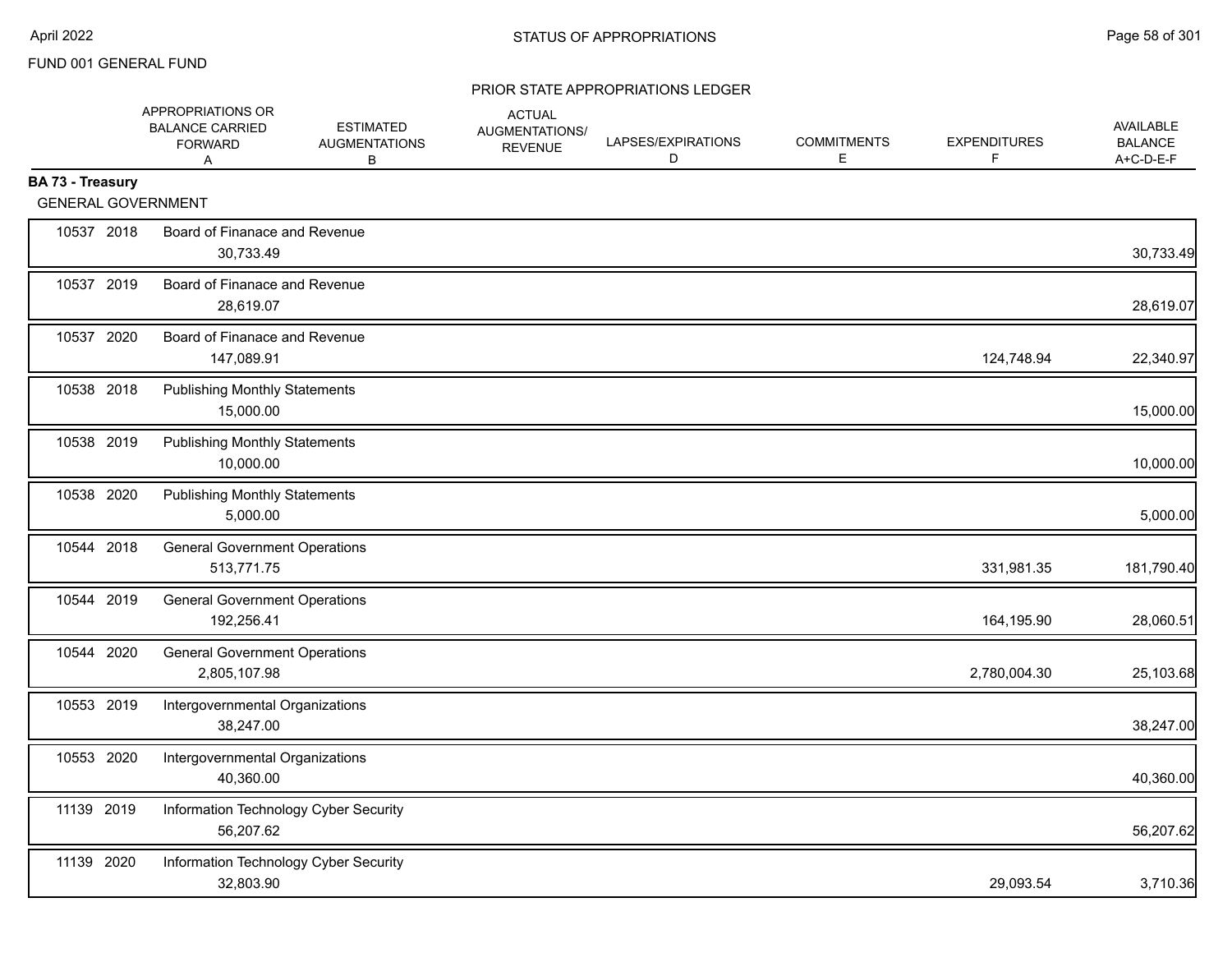FUND 001 GENERAL FUND

## PRIOR STATE APPROPRIATIONS LEDGER

### BA 73 - Treasury

GENERAL GOVERNMENT

| | | APPROPRIATIONS OR BALANCE CARRIED FORWARD A | ESTIMATED AUGMENTATIONS B | ACTUAL AUGMENTATIONS/ REVENUE | LAPSES/EXPIRATIONS D | COMMITMENTS E | EXPENDITURES F | AVAILABLE BALANCE A+C-D-E-F |
|---|---|---|---|---|---|---|---|---|
| 10537 2018 | Board of Finanace and Revenue | 30,733.49 | | | | | | 30,733.49 |
| 10537 2019 | Board of Finanace and Revenue | 28,619.07 | | | | | | 28,619.07 |
| 10537 2020 | Board of Finanace and Revenue | 147,089.91 | | | | | 124,748.94 | 22,340.97 |
| 10538 2018 | Publishing Monthly Statements | 15,000.00 | | | | | | 15,000.00 |
| 10538 2019 | Publishing Monthly Statements | 10,000.00 | | | | | | 10,000.00 |
| 10538 2020 | Publishing Monthly Statements | 5,000.00 | | | | | | 5,000.00 |
| 10544 2018 | General Government Operations | 513,771.75 | | | | | 331,981.35 | 181,790.40 |
| 10544 2019 | General Government Operations | 192,256.41 | | | | | 164,195.90 | 28,060.51 |
| 10544 2020 | General Government Operations | 2,805,107.98 | | | | | 2,780,004.30 | 25,103.68 |
| 10553 2019 | Intergovernmental Organizations | 38,247.00 | | | | | | 38,247.00 |
| 10553 2020 | Intergovernmental Organizations | 40,360.00 | | | | | | 40,360.00 |
| 11139 2019 | Information Technology Cyber Security | 56,207.62 | | | | | | 56,207.62 |
| 11139 2020 | Information Technology Cyber Security | 32,803.90 | | | | | 29,093.54 | 3,710.36 |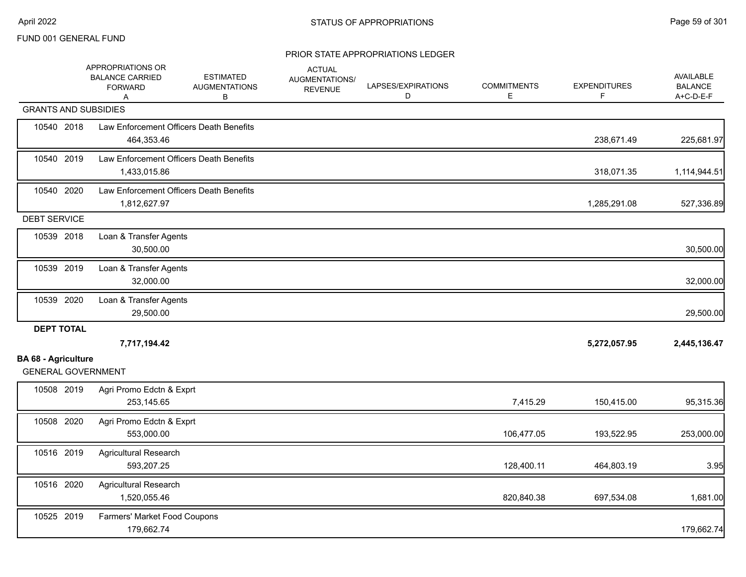STATUS OF APPROPRIATIONS

FUND 001 GENERAL FUND

PRIOR STATE APPROPRIATIONS LEDGER

| | | APPROPRIATIONS OR BALANCE CARRIED FORWARD A | ESTIMATED AUGMENTATIONS B | ACTUAL AUGMENTATIONS/ REVENUE | LAPSES/EXPIRATIONS D | COMMITMENTS E | EXPENDITURES F | AVAILABLE BALANCE A+C-D-E-F |
|---|---|---|---|---|---|---|---|---|
| **GRANTS AND SUBSIDIES** | | | | | | | | |
| 10540 2018 | Law Enforcement Officers Death Benefits | 464,353.46 | | | | | 238,671.49 | 225,681.97 |
| 10540 2019 | Law Enforcement Officers Death Benefits | 1,433,015.86 | | | | | 318,071.35 | 1,114,944.51 |
| 10540 2020 | Law Enforcement Officers Death Benefits | 1,812,627.97 | | | | | 1,285,291.08 | 527,336.89 |
| **DEBT SERVICE** | | | | | | | | |
| 10539 2018 | Loan & Transfer Agents | 30,500.00 | | | | | | 30,500.00 |
| 10539 2019 | Loan & Transfer Agents | 32,000.00 | | | | | | 32,000.00 |
| 10539 2020 | Loan & Transfer Agents | 29,500.00 | | | | | | 29,500.00 |
| **DEPT TOTAL** | | **7,717,194.42** | | | | | **5,272,057.95** | **2,445,136.47** |

**BA 68 - Agriculture**

| | | APPROPRIATIONS OR BALANCE CARRIED FORWARD A | ESTIMATED AUGMENTATIONS B | ACTUAL AUGMENTATIONS/ REVENUE | LAPSES/EXPIRATIONS D | COMMITMENTS E | EXPENDITURES F | AVAILABLE BALANCE A+C-D-E-F |
|---|---|---|---|---|---|---|---|---|
| **GENERAL GOVERNMENT** | | | | | | | | |
| 10508 2019 | Agri Promo Edctn & Exprt | 253,145.65 | | | | 7,415.29 | 150,415.00 | 95,315.36 |
| 10508 2020 | Agri Promo Edctn & Exprt | 553,000.00 | | | | 106,477.05 | 193,522.95 | 253,000.00 |
| 10516 2019 | Agricultural Research | 593,207.25 | | | | 128,400.11 | 464,803.19 | 3.95 |
| 10516 2020 | Agricultural Research | 1,520,055.46 | | | | 820,840.38 | 697,534.08 | 1,681.00 |
| 10525 2019 | Farmers' Market Food Coupons | 179,662.74 | | | | | | 179,662.74 |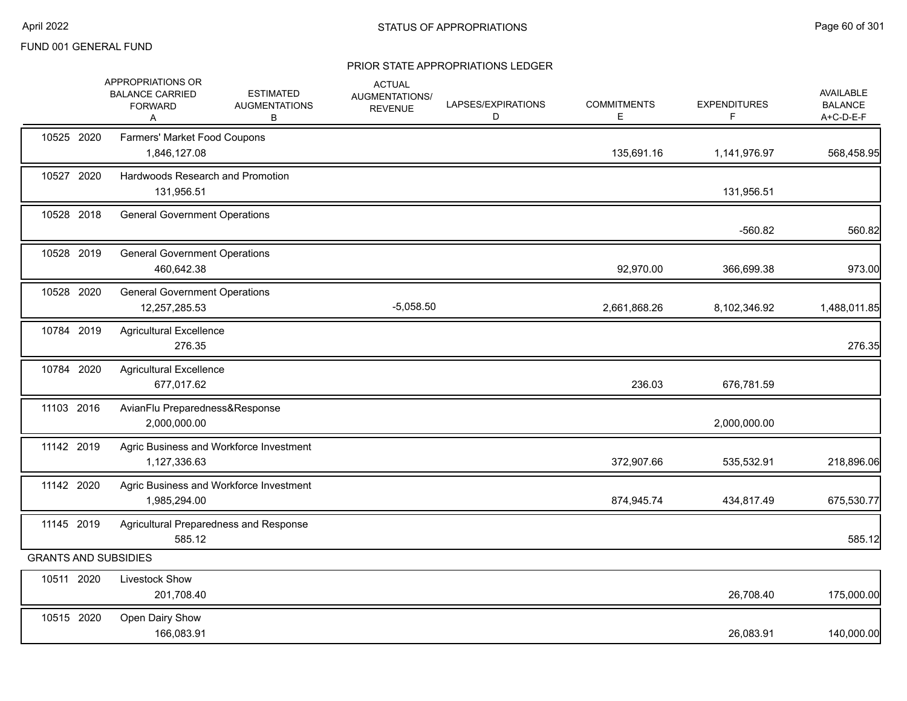FUND 001 GENERAL FUND

## STATUS OF APPROPRIATIONS

### PRIOR STATE APPROPRIATIONS LEDGER

| | | APPROPRIATIONS OR BALANCE CARRIED FORWARD A | ESTIMATED AUGMENTATIONS B | ACTUAL AUGMENTATIONS/ REVENUE | LAPSES/EXPIRATIONS D | COMMITMENTS E | EXPENDITURES F | AVAILABLE BALANCE A+C-D-E-F |
|---|---|---|---|---|---|---|---|---|
| 10525 | 2020 | Farmers' Market Food Coupons | | | | | | |
| | | 1,846,127.08 | | | | 135,691.16 | 1,141,976.97 | 568,458.95 |
| 10527 | 2020 | Hardwoods Research and Promotion | | | | | | |
| | | 131,956.51 | | | | | 131,956.51 | |
| 10528 | 2018 | General Government Operations | | | | | | |
| | | | | | | | -560.82 | 560.82 |
| 10528 | 2019 | General Government Operations | | | | | | |
| | | 460,642.38 | | | | 92,970.00 | 366,699.38 | 973.00 |
| 10528 | 2020 | General Government Operations | | | | | | |
| | | 12,257,285.53 | | -5,058.50 | | 2,661,868.26 | 8,102,346.92 | 1,488,011.85 |
| 10784 | 2019 | Agricultural Excellence | | | | | | |
| | | 276.35 | | | | | | 276.35 |
| 10784 | 2020 | Agricultural Excellence | | | | | | |
| | | 677,017.62 | | | | 236.03 | 676,781.59 | |
| 11103 | 2016 | AvianFlu Preparedness&Response | | | | | | |
| | | 2,000,000.00 | | | | | 2,000,000.00 | |
| 11142 | 2019 | Agric Business and Workforce Investment | | | | | | |
| | | 1,127,336.63 | | | | 372,907.66 | 535,532.91 | 218,896.06 |
| 11142 | 2020 | Agric Business and Workforce Investment | | | | | | |
| | | 1,985,294.00 | | | | 874,945.74 | 434,817.49 | 675,530.77 |
| 11145 | 2019 | Agricultural Preparedness and Response | | | | | | |
| | | 585.12 | | | | | | 585.12 |
| GRANTS AND SUBSIDIES | | | | | | | | |
| 10511 | 2020 | Livestock Show | | | | | | |
| | | 201,708.40 | | | | | 26,708.40 | 175,000.00 |
| 10515 | 2020 | Open Dairy Show | | | | | | |
| | | 166,083.91 | | | | | 26,083.91 | 140,000.00 |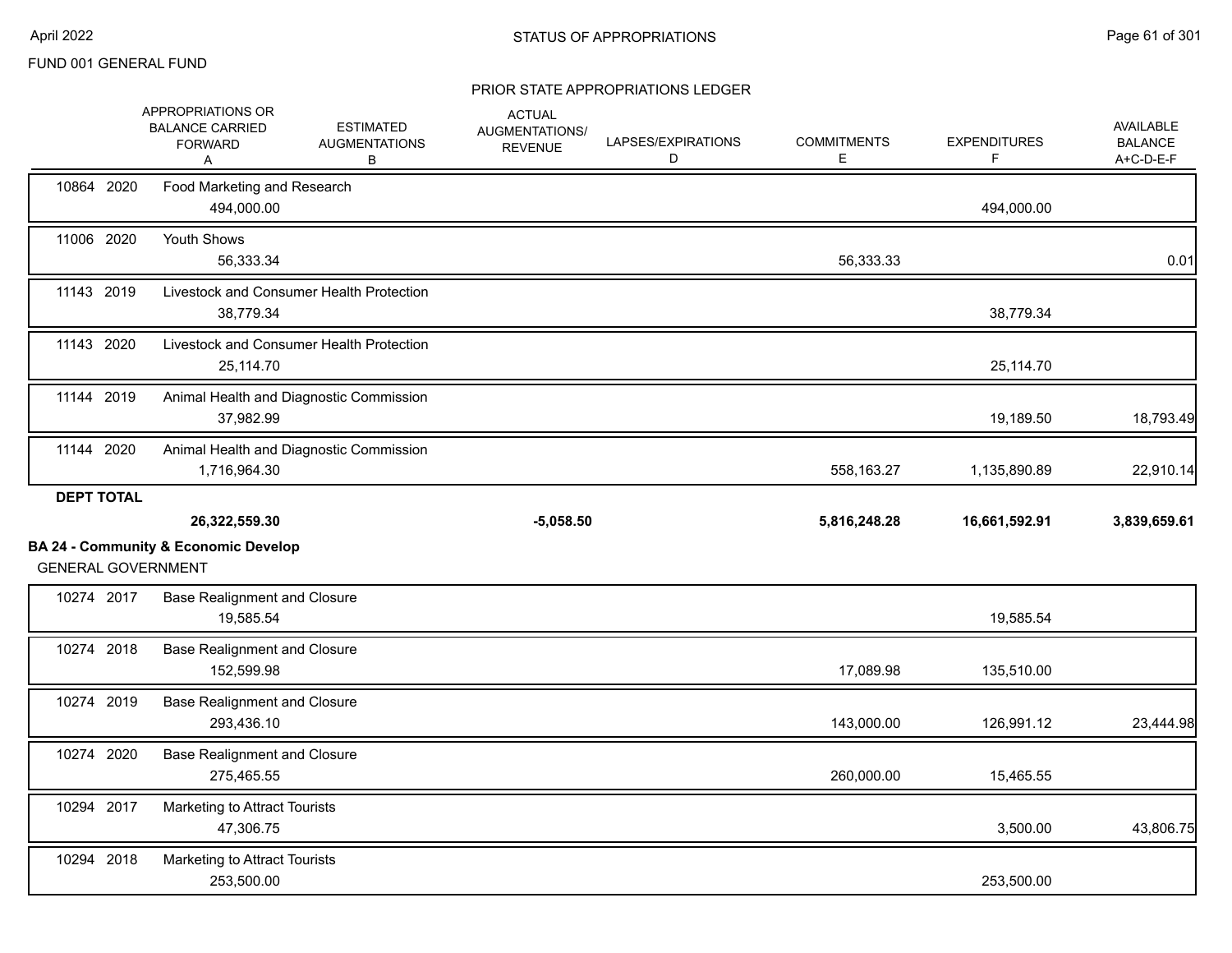FUND 001 GENERAL FUND

## STATUS OF APPROPRIATIONS

### PRIOR STATE APPROPRIATIONS LEDGER

| | | APPROPRIATIONS OR BALANCE CARRIED FORWARD A | ESTIMATED AUGMENTATIONS B | ACTUAL AUGMENTATIONS/ REVENUE | LAPSES/EXPIRATIONS D | COMMITMENTS E | EXPENDITURES F | AVAILABLE BALANCE A+C-D-E-F |
|---|---|---|---|---|---|---|---|---|
| 10864 | 2020 | Food Marketing and Research | | | | | | |
| | | 494,000.00 | | | | | 494,000.00 | |
| 11006 | 2020 | Youth Shows | | | | | | |
| | | 56,333.34 | | | | 56,333.33 | | 0.01 |
| 11143 | 2019 | Livestock and Consumer Health Protection | | | | | | |
| | | 38,779.34 | | | | | 38,779.34 | |
| 11143 | 2020 | Livestock and Consumer Health Protection | | | | | | |
| | | 25,114.70 | | | | | 25,114.70 | |
| 11144 | 2019 | Animal Health and Diagnostic Commission | | | | | | |
| | | 37,982.99 | | | | | 19,189.50 | 18,793.49 |
| 11144 | 2020 | Animal Health and Diagnostic Commission | | | | | | |
| | | 1,716,964.30 | | | | 558,163.27 | 1,135,890.89 | 22,910.14 |
| **DEPT TOTAL** | | | | | | | | |
| | | **26,322,559.30** | | **-5,058.50** | | **5,816,248.28** | **16,661,592.91** | **3,839,659.61** |

**BA 24 - Community & Economic Develop**

GENERAL GOVERNMENT

| | | APPROPRIATIONS OR BALANCE CARRIED FORWARD A | ESTIMATED AUGMENTATIONS B | ACTUAL AUGMENTATIONS/ REVENUE | LAPSES/EXPIRATIONS D | COMMITMENTS E | EXPENDITURES F | AVAILABLE BALANCE A+C-D-E-F |
|---|---|---|---|---|---|---|---|---|
| 10274 | 2017 | Base Realignment and Closure | | | | | | |
| | | 19,585.54 | | | | | 19,585.54 | |
| 10274 | 2018 | Base Realignment and Closure | | | | | | |
| | | 152,599.98 | | | | 17,089.98 | 135,510.00 | |
| 10274 | 2019 | Base Realignment and Closure | | | | | | |
| | | 293,436.10 | | | | 143,000.00 | 126,991.12 | 23,444.98 |
| 10274 | 2020 | Base Realignment and Closure | | | | | | |
| | | 275,465.55 | | | | 260,000.00 | 15,465.55 | |
| 10294 | 2017 | Marketing to Attract Tourists | | | | | | |
| | | 47,306.75 | | | | | 3,500.00 | 43,806.75 |
| 10294 | 2018 | Marketing to Attract Tourists | | | | | | |
| | | 253,500.00 | | | | | 253,500.00 | |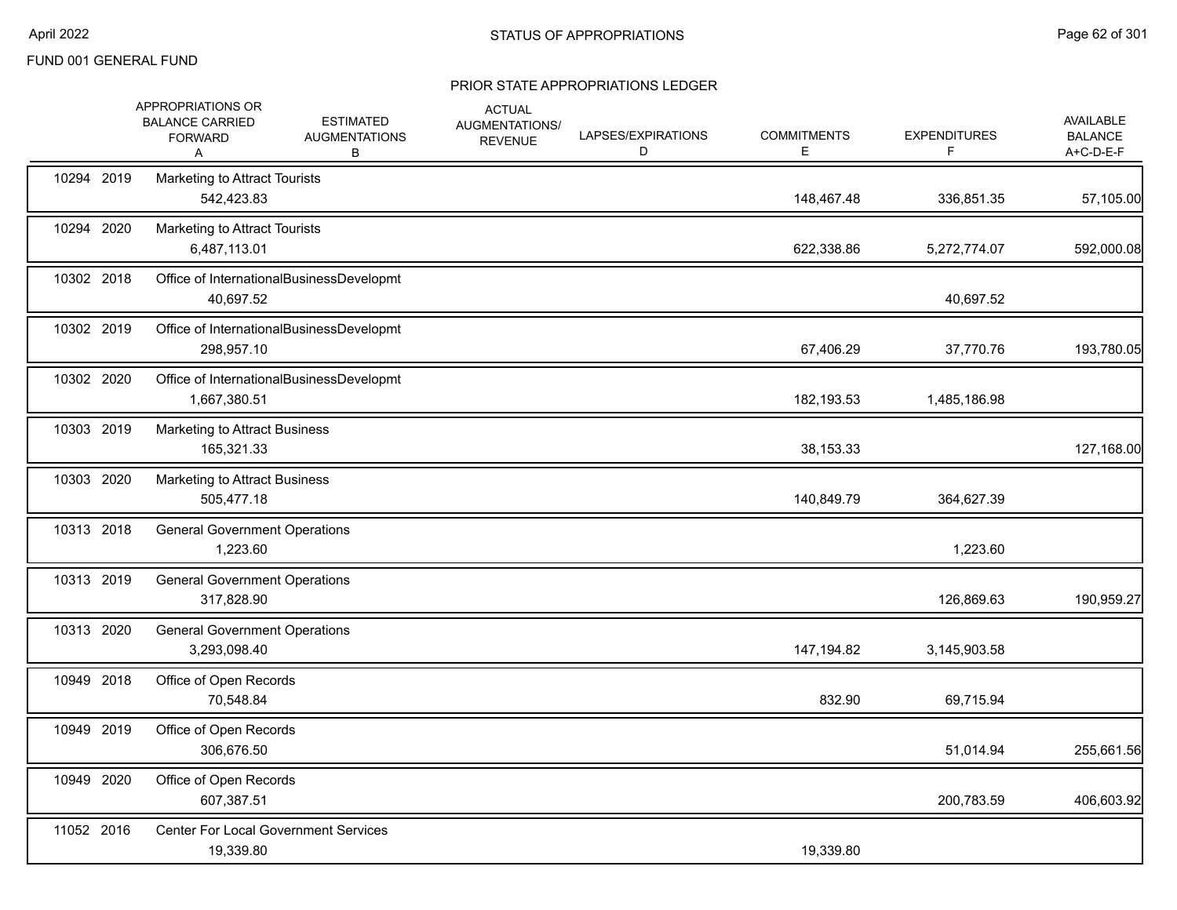FUND 001 GENERAL FUND

## STATUS OF APPROPRIATIONS

### PRIOR STATE APPROPRIATIONS LEDGER

| | APPROPRIATIONS OR BALANCE CARRIED FORWARD A | ESTIMATED AUGMENTATIONS B | ACTUAL AUGMENTATIONS/ REVENUE | LAPSES/EXPIRATIONS D | COMMITMENTS E | EXPENDITURES F | AVAILABLE BALANCE A+C-D-E-F |
|---|---|---|---|---|---|---|---|
| 10294 2019 Marketing to Attract Tourists | 542,423.83 | | | | 148,467.48 | 336,851.35 | 57,105.00 |
| 10294 2020 Marketing to Attract Tourists | 6,487,113.01 | | | | 622,338.86 | 5,272,774.07 | 592,000.08 |
| 10302 2018 Office of InternationalBusinessDevelopmt | 40,697.52 | | | | | 40,697.52 | |
| 10302 2019 Office of InternationalBusinessDevelopmt | 298,957.10 | | | | 67,406.29 | 37,770.76 | 193,780.05 |
| 10302 2020 Office of InternationalBusinessDevelopmt | 1,667,380.51 | | | | 182,193.53 | 1,485,186.98 | |
| 10303 2019 Marketing to Attract Business | 165,321.33 | | | | 38,153.33 | | 127,168.00 |
| 10303 2020 Marketing to Attract Business | 505,477.18 | | | | 140,849.79 | 364,627.39 | |
| 10313 2018 General Government Operations | 1,223.60 | | | | | 1,223.60 | |
| 10313 2019 General Government Operations | 317,828.90 | | | | | 126,869.63 | 190,959.27 |
| 10313 2020 General Government Operations | 3,293,098.40 | | | | 147,194.82 | 3,145,903.58 | |
| 10949 2018 Office of Open Records | 70,548.84 | | | | 832.90 | 69,715.94 | |
| 10949 2019 Office of Open Records | 306,676.50 | | | | | 51,014.94 | 255,661.56 |
| 10949 2020 Office of Open Records | 607,387.51 | | | | | 200,783.59 | 406,603.92 |
| 11052 2016 Center For Local Government Services | 19,339.80 | | | | 19,339.80 | | |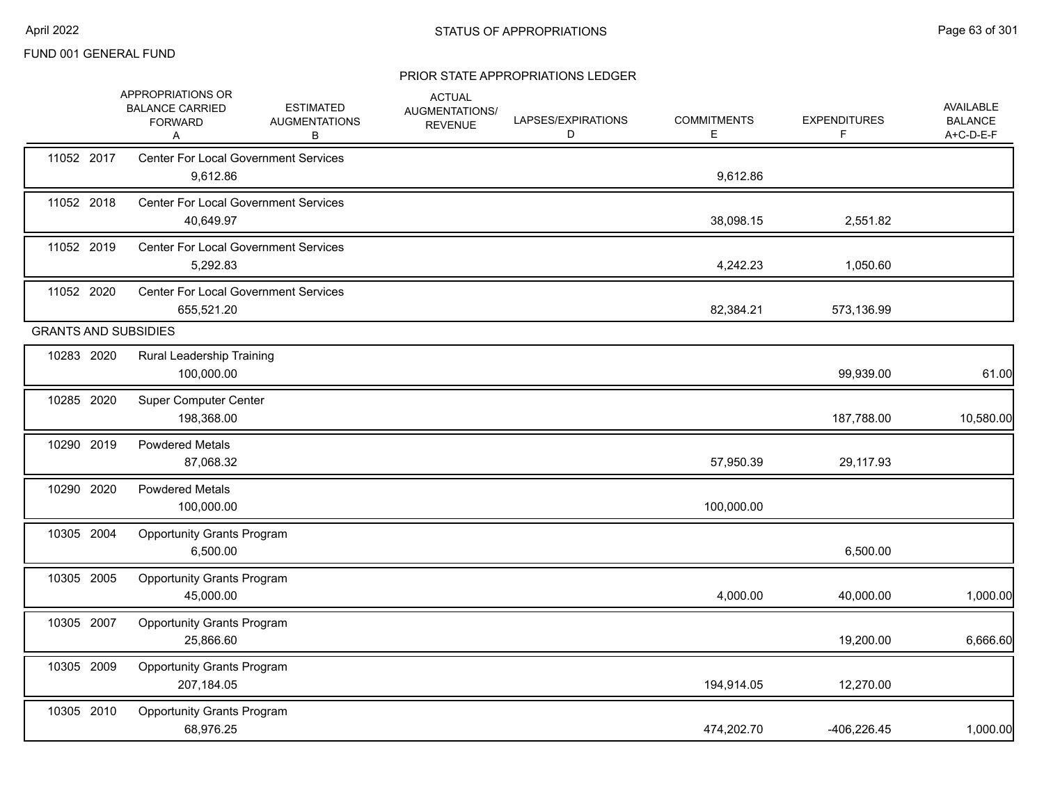FUND 001 GENERAL FUND

## STATUS OF APPROPRIATIONS

### PRIOR STATE APPROPRIATIONS LEDGER

| | APPROPRIATIONS OR BALANCE CARRIED FORWARD A | ESTIMATED AUGMENTATIONS B | ACTUAL AUGMENTATIONS/ REVENUE | LAPSES/EXPIRATIONS D | COMMITMENTS E | EXPENDITURES F | AVAILABLE BALANCE A+C-D-E-F |
|---|---|---|---|---|---|---|---|
| 11052 2017 | Center For Local Government Services | | | | | | |
| | 9,612.86 | | | | 9,612.86 | | |
| 11052 2018 | Center For Local Government Services | | | | | | |
| | 40,649.97 | | | | 38,098.15 | 2,551.82 | |
| 11052 2019 | Center For Local Government Services | | | | | | |
| | 5,292.83 | | | | 4,242.23 | 1,050.60 | |
| 11052 2020 | Center For Local Government Services | | | | | | |
| | 655,521.20 | | | | 82,384.21 | 573,136.99 | |
| GRANTS AND SUBSIDIES | | | | | | | |
| 10283 2020 | Rural Leadership Training | | | | | | |
| | 100,000.00 | | | | | 99,939.00 | 61.00 |
| 10285 2020 | Super Computer Center | | | | | | |
| | 198,368.00 | | | | | 187,788.00 | 10,580.00 |
| 10290 2019 | Powdered Metals | | | | | | |
| | 87,068.32 | | | | 57,950.39 | 29,117.93 | |
| 10290 2020 | Powdered Metals | | | | | | |
| | 100,000.00 | | | | 100,000.00 | | |
| 10305 2004 | Opportunity Grants Program | | | | | | |
| | 6,500.00 | | | | | 6,500.00 | |
| 10305 2005 | Opportunity Grants Program | | | | | | |
| | 45,000.00 | | | | 4,000.00 | 40,000.00 | 1,000.00 |
| 10305 2007 | Opportunity Grants Program | | | | | | |
| | 25,866.60 | | | | | 19,200.00 | 6,666.60 |
| 10305 2009 | Opportunity Grants Program | | | | | | |
| | 207,184.05 | | | | 194,914.05 | 12,270.00 | |
| 10305 2010 | Opportunity Grants Program | | | | | | |
| | 68,976.25 | | | | 474,202.70 | -406,226.45 | 1,000.00 |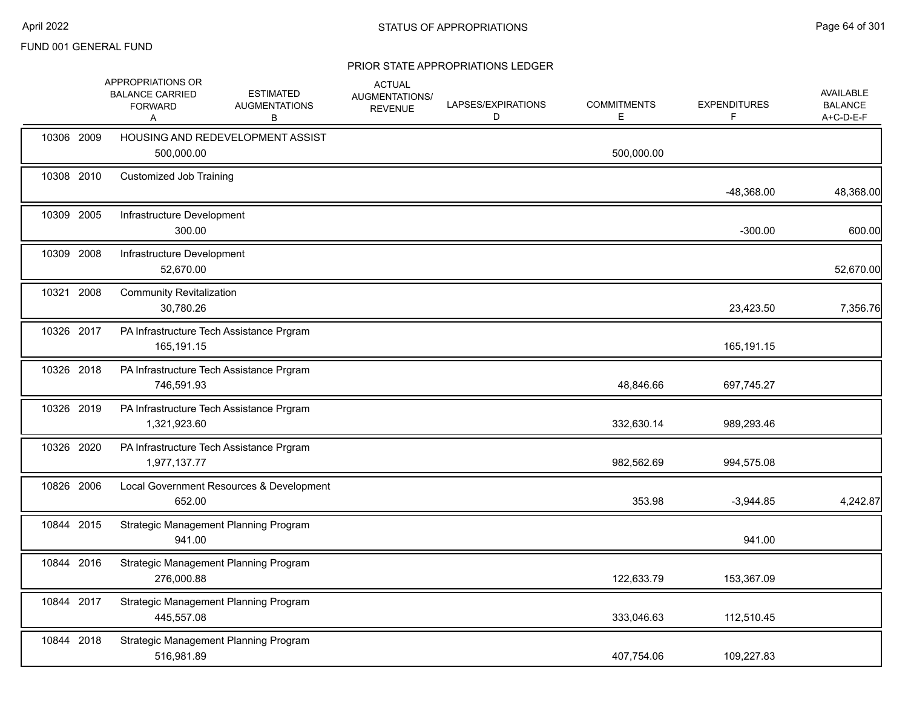FUND 001 GENERAL FUND

## PRIOR STATE APPROPRIATIONS LEDGER

| | | APPROPRIATIONS OR BALANCE CARRIED FORWARD A | ESTIMATED AUGMENTATIONS B | ACTUAL AUGMENTATIONS/ REVENUE | LAPSES/EXPIRATIONS D | COMMITMENTS E | EXPENDITURES F | AVAILABLE BALANCE A+C-D-E-F |
|---|---|---|---|---|---|---|---|---|
| 10306 | 2009 | HOUSING AND REDEVELOPMENT ASSIST | | | | | | |
| | | 500,000.00 | | | | 500,000.00 | | |
| 10308 | 2010 | Customized Job Training | | | | | | |
| | | | | | | | -48,368.00 | 48,368.00 |
| 10309 | 2005 | Infrastructure Development | | | | | | |
| | | 300.00 | | | | | -300.00 | 600.00 |
| 10309 | 2008 | Infrastructure Development | | | | | | |
| | | 52,670.00 | | | | | | 52,670.00 |
| 10321 | 2008 | Community Revitalization | | | | | | |
| | | 30,780.26 | | | | | 23,423.50 | 7,356.76 |
| 10326 | 2017 | PA Infrastructure Tech Assistance Prgram | | | | | | |
| | | 165,191.15 | | | | | 165,191.15 | |
| 10326 | 2018 | PA Infrastructure Tech Assistance Prgram | | | | | | |
| | | 746,591.93 | | | | 48,846.66 | 697,745.27 | |
| 10326 | 2019 | PA Infrastructure Tech Assistance Prgram | | | | | | |
| | | 1,321,923.60 | | | | 332,630.14 | 989,293.46 | |
| 10326 | 2020 | PA Infrastructure Tech Assistance Prgram | | | | | | |
| | | 1,977,137.77 | | | | 982,562.69 | 994,575.08 | |
| 10826 | 2006 | Local Government Resources & Development | | | | | | |
| | | 652.00 | | | | 353.98 | -3,944.85 | 4,242.87 |
| 10844 | 2015 | Strategic Management Planning Program | | | | | | |
| | | 941.00 | | | | | 941.00 | |
| 10844 | 2016 | Strategic Management Planning Program | | | | | | |
| | | 276,000.88 | | | | 122,633.79 | 153,367.09 | |
| 10844 | 2017 | Strategic Management Planning Program | | | | | | |
| | | 445,557.08 | | | | 333,046.63 | 112,510.45 | |
| 10844 | 2018 | Strategic Management Planning Program | | | | | | |
| | | 516,981.89 | | | | 407,754.06 | 109,227.83 | |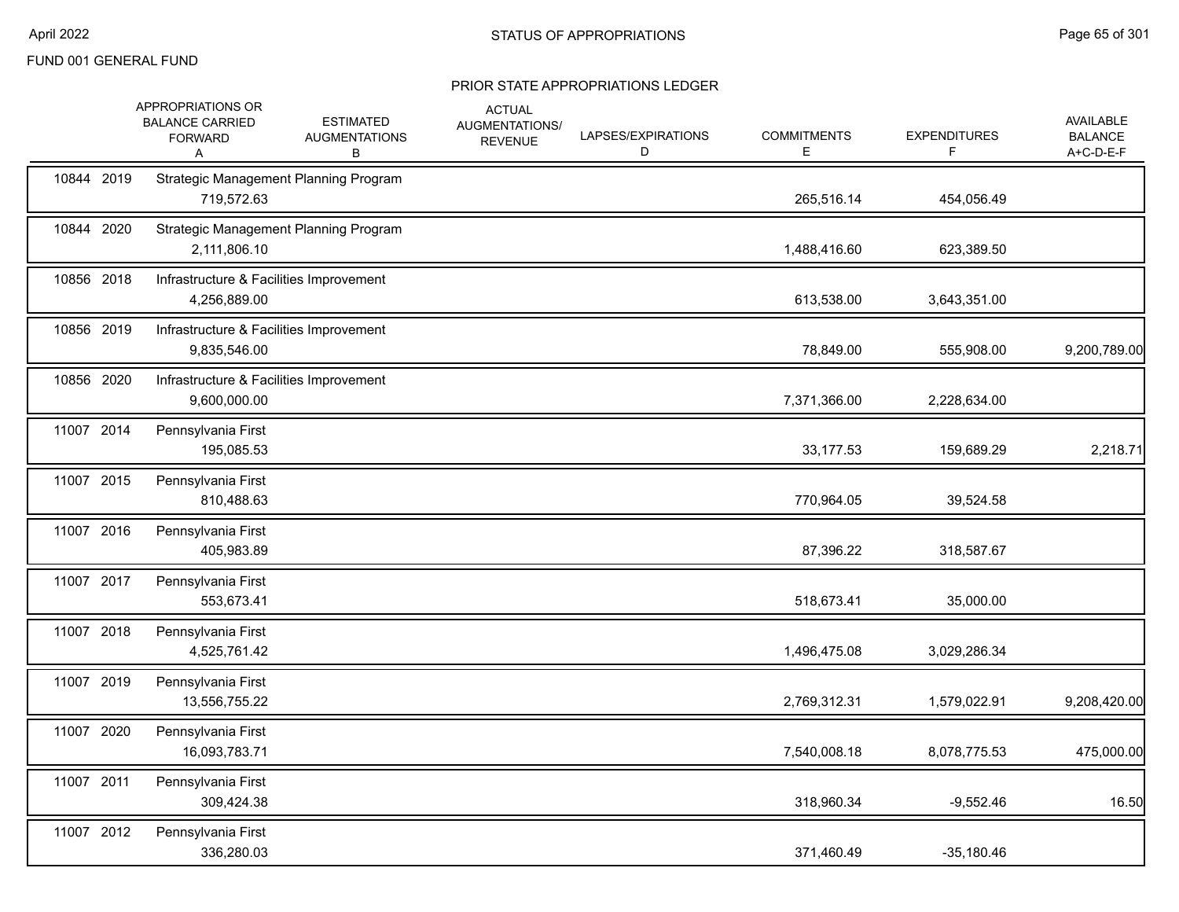FUND 001 GENERAL FUND

## STATUS OF APPROPRIATIONS

### PRIOR STATE APPROPRIATIONS LEDGER

| | APPROPRIATIONS OR BALANCE CARRIED FORWARD A | ESTIMATED AUGMENTATIONS B | ACTUAL AUGMENTATIONS/ REVENUE | LAPSES/EXPIRATIONS D | COMMITMENTS E | EXPENDITURES F | AVAILABLE BALANCE A+C-D-E-F |
|---|---|---|---|---|---|---|---|
| 10844 2019 | Strategic Management Planning Program | | | | | | |
| | 719,572.63 | | | | 265,516.14 | 454,056.49 | |
| 10844 2020 | Strategic Management Planning Program | | | | | | |
| | 2,111,806.10 | | | | 1,488,416.60 | 623,389.50 | |
| 10856 2018 | Infrastructure & Facilities Improvement | | | | | | |
| | 4,256,889.00 | | | | 613,538.00 | 3,643,351.00 | |
| 10856 2019 | Infrastructure & Facilities Improvement | | | | | | |
| | 9,835,546.00 | | | | 78,849.00 | 555,908.00 | 9,200,789.00 |
| 10856 2020 | Infrastructure & Facilities Improvement | | | | | | |
| | 9,600,000.00 | | | | 7,371,366.00 | 2,228,634.00 | |
| 11007 2014 | Pennsylvania First | | | | | | |
| | 195,085.53 | | | | 33,177.53 | 159,689.29 | 2,218.71 |
| 11007 2015 | Pennsylvania First | | | | | | |
| | 810,488.63 | | | | 770,964.05 | 39,524.58 | |
| 11007 2016 | Pennsylvania First | | | | | | |
| | 405,983.89 | | | | 87,396.22 | 318,587.67 | |
| 11007 2017 | Pennsylvania First | | | | | | |
| | 553,673.41 | | | | 518,673.41 | 35,000.00 | |
| 11007 2018 | Pennsylvania First | | | | | | |
| | 4,525,761.42 | | | | 1,496,475.08 | 3,029,286.34 | |
| 11007 2019 | Pennsylvania First | | | | | | |
| | 13,556,755.22 | | | | 2,769,312.31 | 1,579,022.91 | 9,208,420.00 |
| 11007 2020 | Pennsylvania First | | | | | | |
| | 16,093,783.71 | | | | 7,540,008.18 | 8,078,775.53 | 475,000.00 |
| 11007 2011 | Pennsylvania First | | | | | | |
| | 309,424.38 | | | | 318,960.34 | -9,552.46 | 16.50 |
| 11007 2012 | Pennsylvania First | | | | | | |
| | 336,280.03 | | | | 371,460.49 | -35,180.46 | |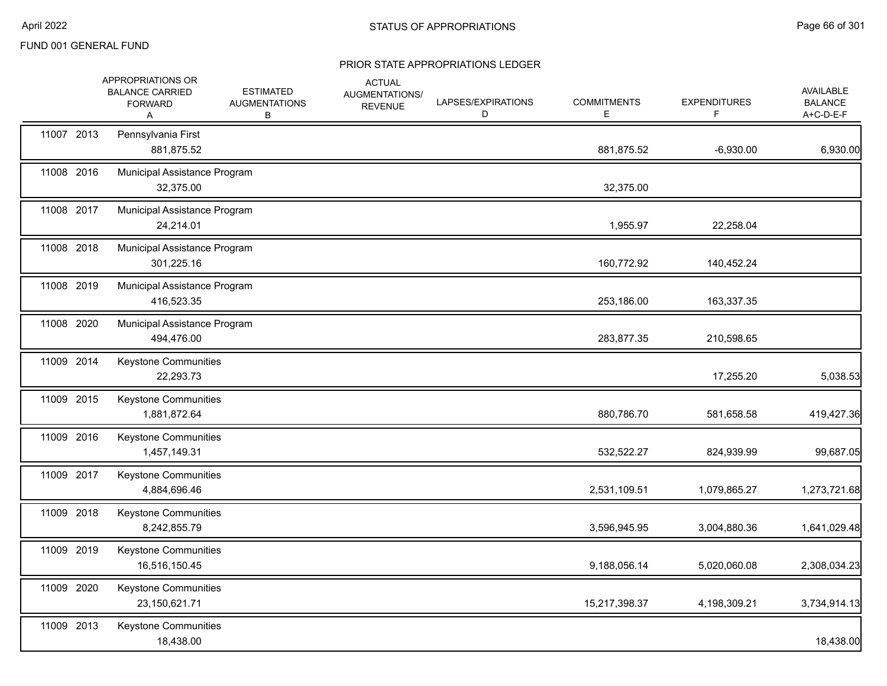FUND 001 GENERAL FUND

## STATUS OF APPROPRIATIONS

### PRIOR STATE APPROPRIATIONS LEDGER

| | | | APPROPRIATIONS OR BALANCE CARRIED FORWARD A | ESTIMATED AUGMENTATIONS B | ACTUAL AUGMENTATIONS/ REVENUE | LAPSES/EXPIRATIONS D | COMMITMENTS E | EXPENDITURES F | AVAILABLE BALANCE A+C-D-E-F |
|---|---|---|---|---|---|---|---|---|---|
| 11007 | 2013 | Pennsylvania First | 881,875.52 | | | | 881,875.52 | -6,930.00 | 6,930.00 |
| 11008 | 2016 | Municipal Assistance Program | 32,375.00 | | | | 32,375.00 | | |
| 11008 | 2017 | Municipal Assistance Program | 24,214.01 | | | | 1,955.97 | 22,258.04 | |
| 11008 | 2018 | Municipal Assistance Program | 301,225.16 | | | | 160,772.92 | 140,452.24 | |
| 11008 | 2019 | Municipal Assistance Program | 416,523.35 | | | | 253,186.00 | 163,337.35 | |
| 11008 | 2020 | Municipal Assistance Program | 494,476.00 | | | | 283,877.35 | 210,598.65 | |
| 11009 | 2014 | Keystone Communities | 22,293.73 | | | | | 17,255.20 | 5,038.53 |
| 11009 | 2015 | Keystone Communities | 1,881,872.64 | | | | 880,786.70 | 581,658.58 | 419,427.36 |
| 11009 | 2016 | Keystone Communities | 1,457,149.31 | | | | 532,522.27 | 824,939.99 | 99,687.05 |
| 11009 | 2017 | Keystone Communities | 4,884,696.46 | | | | 2,531,109.51 | 1,079,865.27 | 1,273,721.68 |
| 11009 | 2018 | Keystone Communities | 8,242,855.79 | | | | 3,596,945.95 | 3,004,880.36 | 1,641,029.48 |
| 11009 | 2019 | Keystone Communities | 16,516,150.45 | | | | 9,188,056.14 | 5,020,060.08 | 2,308,034.23 |
| 11009 | 2020 | Keystone Communities | 23,150,621.71 | | | | 15,217,398.37 | 4,198,309.21 | 3,734,914.13 |
| 11009 | 2013 | Keystone Communities | 18,438.00 | | | | | | 18,438.00 |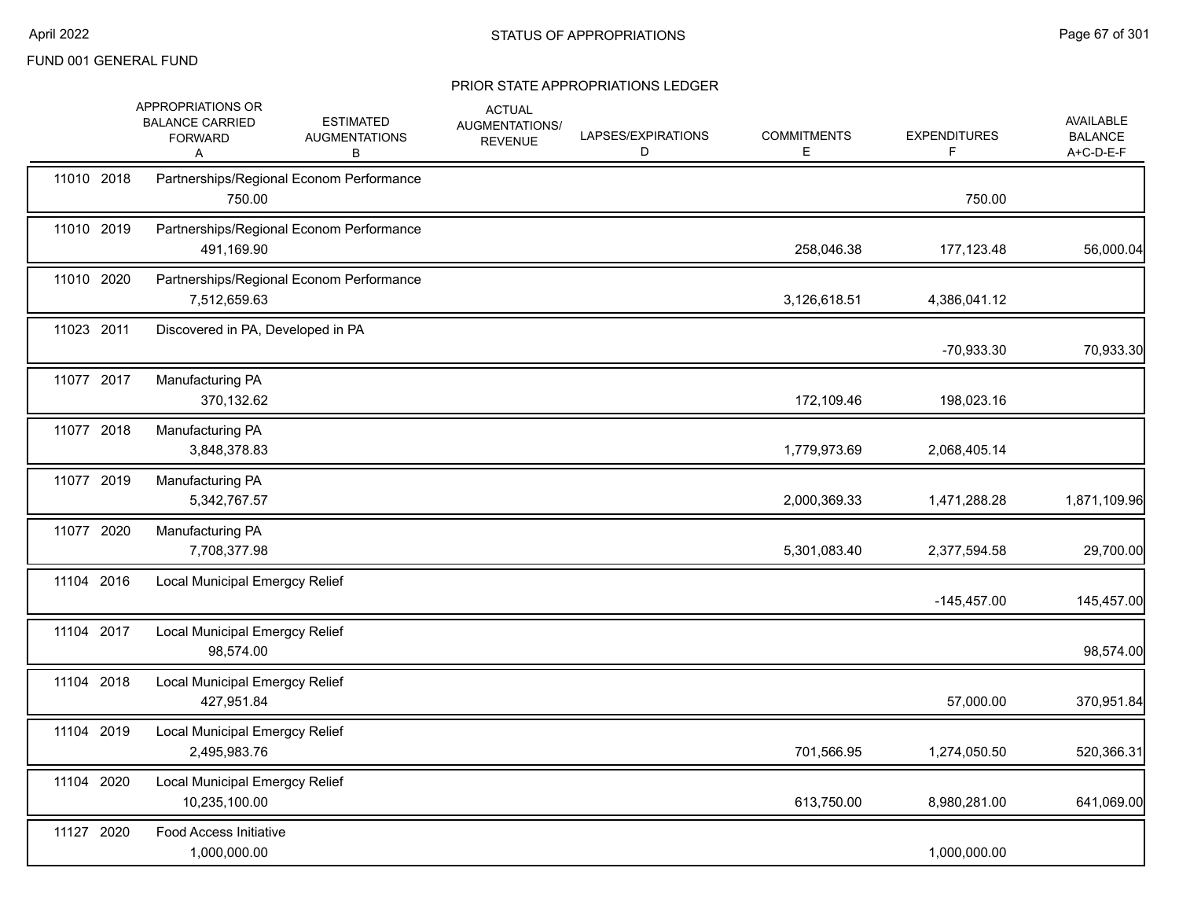FUND 001 GENERAL FUND

## PRIOR STATE APPROPRIATIONS LEDGER

| | APPROPRIATIONS OR BALANCE CARRIED FORWARD A | ESTIMATED AUGMENTATIONS B | ACTUAL AUGMENTATIONS/ REVENUE | LAPSES/EXPIRATIONS D | COMMITMENTS E | EXPENDITURES F | AVAILABLE BALANCE A+C-D-E-F |
|---|---|---|---|---|---|---|---|
| 11010 2018 | Partnerships/Regional Econom Performance | | | | | | |
| | 750.00 | | | | | 750.00 | |
| 11010 2019 | Partnerships/Regional Econom Performance | | | | | | |
| | 491,169.90 | | | | 258,046.38 | 177,123.48 | 56,000.04 |
| 11010 2020 | Partnerships/Regional Econom Performance | | | | | | |
| | 7,512,659.63 | | | | 3,126,618.51 | 4,386,041.12 | |
| 11023 2011 | Discovered in PA, Developed in PA | | | | | | |
| | | | | | | -70,933.30 | 70,933.30 |
| 11077 2017 | Manufacturing PA | | | | | | |
| | 370,132.62 | | | | 172,109.46 | 198,023.16 | |
| 11077 2018 | Manufacturing PA | | | | | | |
| | 3,848,378.83 | | | | 1,779,973.69 | 2,068,405.14 | |
| 11077 2019 | Manufacturing PA | | | | | | |
| | 5,342,767.57 | | | | 2,000,369.33 | 1,471,288.28 | 1,871,109.96 |
| 11077 2020 | Manufacturing PA | | | | | | |
| | 7,708,377.98 | | | | 5,301,083.40 | 2,377,594.58 | 29,700.00 |
| 11104 2016 | Local Municipal Emergcy Relief | | | | | | |
| | | | | | | -145,457.00 | 145,457.00 |
| 11104 2017 | Local Municipal Emergcy Relief | | | | | | |
| | 98,574.00 | | | | | | 98,574.00 |
| 11104 2018 | Local Municipal Emergcy Relief | | | | | | |
| | 427,951.84 | | | | | 57,000.00 | 370,951.84 |
| 11104 2019 | Local Municipal Emergcy Relief | | | | | | |
| | 2,495,983.76 | | | | 701,566.95 | 1,274,050.50 | 520,366.31 |
| 11104 2020 | Local Municipal Emergcy Relief | | | | | | |
| | 10,235,100.00 | | | | 613,750.00 | 8,980,281.00 | 641,069.00 |
| 11127 2020 | Food Access Initiative | | | | | | |
| | 1,000,000.00 | | | | | 1,000,000.00 | |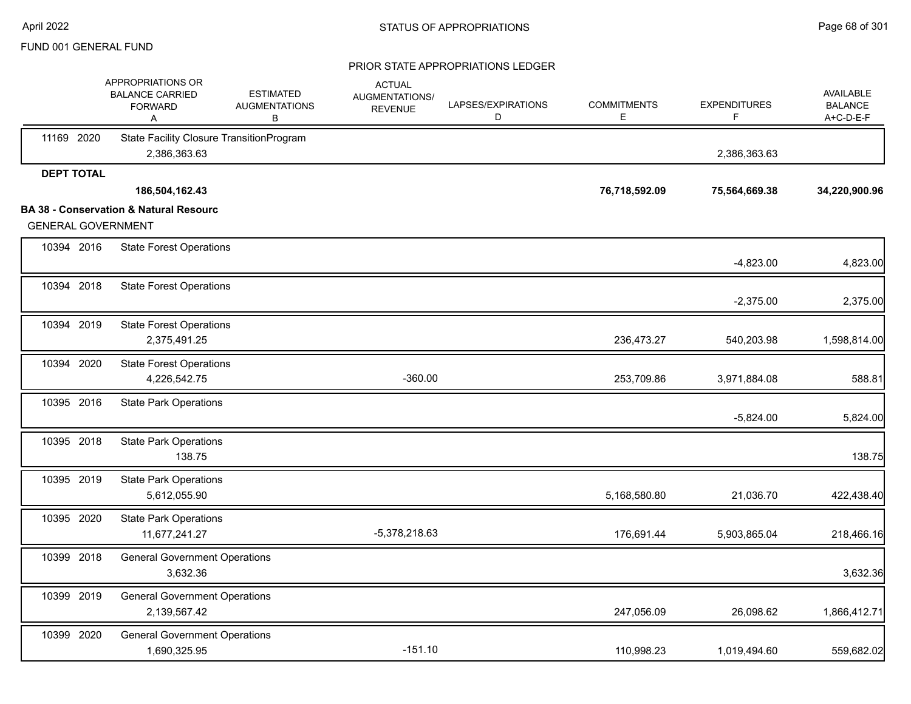FUND 001 GENERAL FUND

PRIOR STATE APPROPRIATIONS LEDGER

| | APPROPRIATIONS OR BALANCE CARRIED FORWARD A | ESTIMATED AUGMENTATIONS B | ACTUAL AUGMENTATIONS/ REVENUE | LAPSES/EXPIRATIONS D | COMMITMENTS E | EXPENDITURES F | AVAILABLE BALANCE A+C-D-E-F |
|---|---|---|---|---|---|---|---|
| 11169 2020 State Facility Closure TransitionProgram | 2,386,363.63 | | | | | 2,386,363.63 | |
| **DEPT TOTAL** | **186,504,162.43** | | | | **76,718,592.09** | **75,564,669.38** | **34,220,900.96** |
| **BA 38 - Conservation & Natural Resourc** | | | | | | | |
| GENERAL GOVERNMENT | | | | | | | |
| 10394 2016 State Forest Operations | | | | | | -4,823.00 | 4,823.00 |
| 10394 2018 State Forest Operations | | | | | | -2,375.00 | 2,375.00 |
| 10394 2019 State Forest Operations | 2,375,491.25 | | | | 236,473.27 | 540,203.98 | 1,598,814.00 |
| 10394 2020 State Forest Operations | 4,226,542.75 | | -360.00 | | 253,709.86 | 3,971,884.08 | 588.81 |
| 10395 2016 State Park Operations | | | | | | -5,824.00 | 5,824.00 |
| 10395 2018 State Park Operations | 138.75 | | | | | | 138.75 |
| 10395 2019 State Park Operations | 5,612,055.90 | | | | 5,168,580.80 | 21,036.70 | 422,438.40 |
| 10395 2020 State Park Operations | 11,677,241.27 | | -5,378,218.63 | | 176,691.44 | 5,903,865.04 | 218,466.16 |
| 10399 2018 General Government Operations | 3,632.36 | | | | | | 3,632.36 |
| 10399 2019 General Government Operations | 2,139,567.42 | | | | 247,056.09 | 26,098.62 | 1,866,412.71 |
| 10399 2020 General Government Operations | 1,690,325.95 | | -151.10 | | 110,998.23 | 1,019,494.60 | 559,682.02 |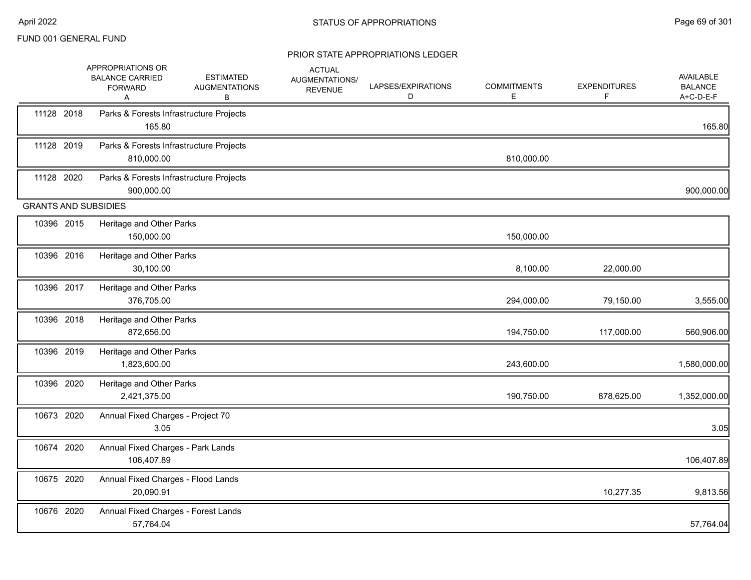FUND 001 GENERAL FUND

## STATUS OF APPROPRIATIONS

### PRIOR STATE APPROPRIATIONS LEDGER

| | APPROPRIATIONS OR BALANCE CARRIED FORWARD A | ESTIMATED AUGMENTATIONS B | ACTUAL AUGMENTATIONS/ REVENUE | LAPSES/EXPIRATIONS D | COMMITMENTS E | EXPENDITURES F | AVAILABLE BALANCE A+C-D-E-F |
|---|---|---|---|---|---|---|---|
| 11128 2018 | Parks & Forests Infrastructure Projects | | | | | | |
| | 165.80 | | | | | | 165.80 |
| 11128 2019 | Parks & Forests Infrastructure Projects | | | | | | |
| | 810,000.00 | | | | 810,000.00 | | |
| 11128 2020 | Parks & Forests Infrastructure Projects | | | | | | |
| | 900,000.00 | | | | | | 900,000.00 |
| GRANTS AND SUBSIDIES | | | | | | | |
| 10396 2015 | Heritage and Other Parks | | | | | | |
| | 150,000.00 | | | | 150,000.00 | | |
| 10396 2016 | Heritage and Other Parks | | | | | | |
| | 30,100.00 | | | | 8,100.00 | 22,000.00 | |
| 10396 2017 | Heritage and Other Parks | | | | | | |
| | 376,705.00 | | | | 294,000.00 | 79,150.00 | 3,555.00 |
| 10396 2018 | Heritage and Other Parks | | | | | | |
| | 872,656.00 | | | | 194,750.00 | 117,000.00 | 560,906.00 |
| 10396 2019 | Heritage and Other Parks | | | | | | |
| | 1,823,600.00 | | | | 243,600.00 | | 1,580,000.00 |
| 10396 2020 | Heritage and Other Parks | | | | | | |
| | 2,421,375.00 | | | | 190,750.00 | 878,625.00 | 1,352,000.00 |
| 10673 2020 | Annual Fixed Charges - Project 70 | | | | | | |
| | 3.05 | | | | | | 3.05 |
| 10674 2020 | Annual Fixed Charges - Park Lands | | | | | | |
| | 106,407.89 | | | | | | 106,407.89 |
| 10675 2020 | Annual Fixed Charges - Flood Lands | | | | | | |
| | 20,090.91 | | | | | 10,277.35 | 9,813.56 |
| 10676 2020 | Annual Fixed Charges - Forest Lands | | | | | | |
| | 57,764.04 | | | | | | 57,764.04 |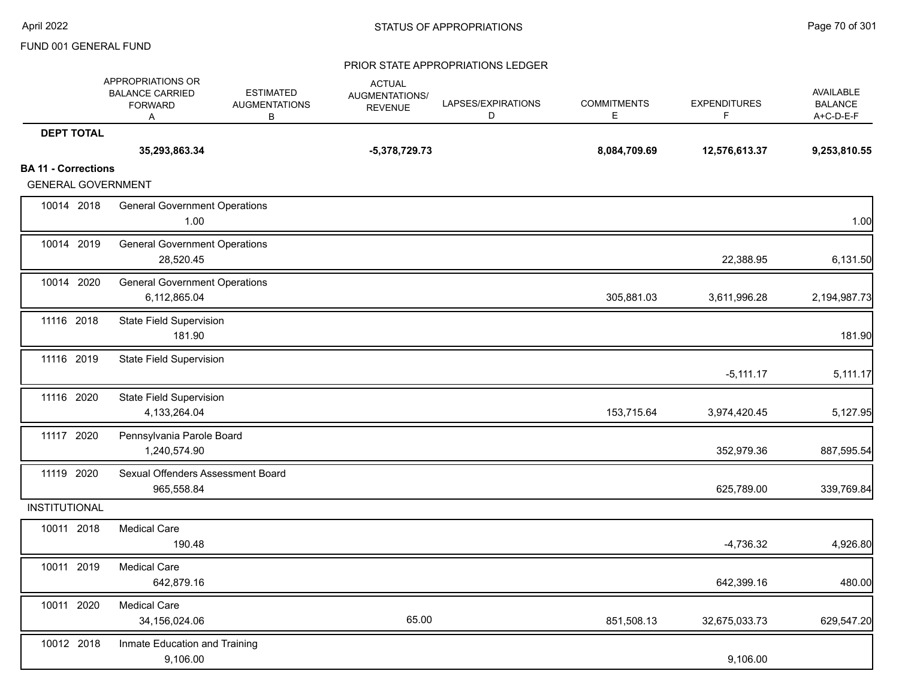FUND 001 GENERAL FUND

## STATUS OF APPROPRIATIONS

### PRIOR STATE APPROPRIATIONS LEDGER

| | | APPROPRIATIONS OR BALANCE CARRIED FORWARD A | ESTIMATED AUGMENTATIONS B | ACTUAL AUGMENTATIONS/ REVENUE | LAPSES/EXPIRATIONS D | COMMITMENTS E | EXPENDITURES F | AVAILABLE BALANCE A+C-D-E-F |
|---|---|---|---|---|---|---|---|---|
| **DEPT TOTAL** | | **35,293,863.34** | | **-5,378,729.73** | | **8,084,709.69** | **12,576,613.37** | **9,253,810.55** |
| **BA 11 - Corrections** | | | | | | | | |
| GENERAL GOVERNMENT | | | | | | | | |
| 10014 2018 | General Government Operations | 1.00 | | | | | | 1.00 |
| 10014 2019 | General Government Operations | 28,520.45 | | | | | 22,388.95 | 6,131.50 |
| 10014 2020 | General Government Operations | 6,112,865.04 | | | | 305,881.03 | 3,611,996.28 | 2,194,987.73 |
| 11116 2018 | State Field Supervision | 181.90 | | | | | | 181.90 |
| 11116 2019 | State Field Supervision | | | | | | -5,111.17 | 5,111.17 |
| 11116 2020 | State Field Supervision | 4,133,264.04 | | | | 153,715.64 | 3,974,420.45 | 5,127.95 |
| 11117 2020 | Pennsylvania Parole Board | 1,240,574.90 | | | | | 352,979.36 | 887,595.54 |
| 11119 2020 | Sexual Offenders Assessment Board | 965,558.84 | | | | | 625,789.00 | 339,769.84 |
| INSTITUTIONAL | | | | | | | | |
| 10011 2018 | Medical Care | 190.48 | | | | | -4,736.32 | 4,926.80 |
| 10011 2019 | Medical Care | 642,879.16 | | | | | 642,399.16 | 480.00 |
| 10011 2020 | Medical Care | 34,156,024.06 | | 65.00 | | 851,508.13 | 32,675,033.73 | 629,547.20 |
| 10012 2018 | Inmate Education and Training | 9,106.00 | | | | | 9,106.00 | |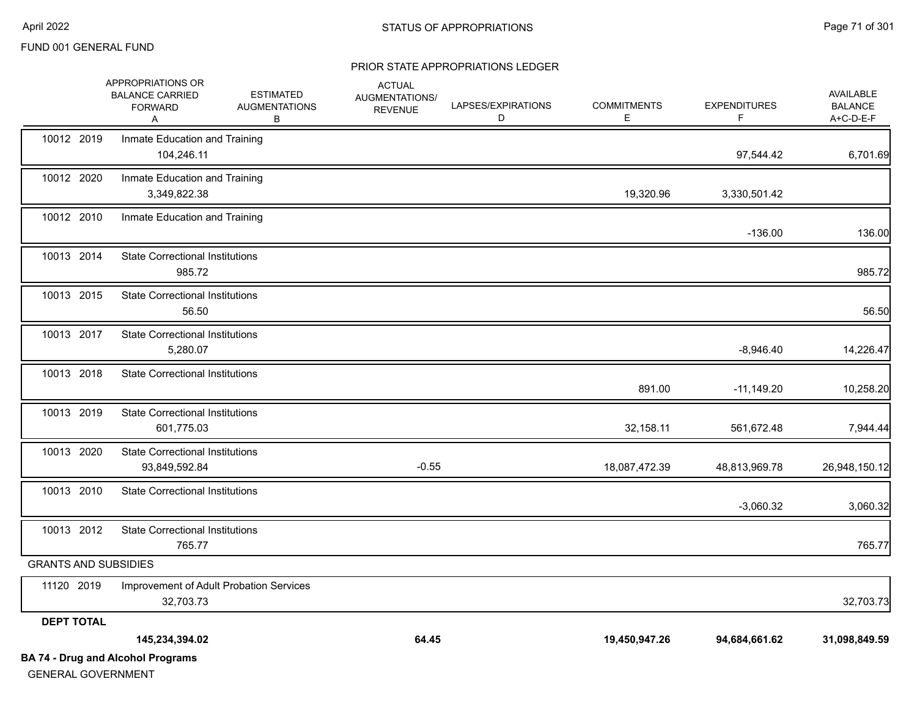FUND 001 GENERAL FUND

## PRIOR STATE APPROPRIATIONS LEDGER

| | | APPROPRIATIONS OR BALANCE CARRIED FORWARD A | ESTIMATED AUGMENTATIONS B | ACTUAL AUGMENTATIONS/ REVENUE | LAPSES/EXPIRATIONS D | COMMITMENTS E | EXPENDITURES F | AVAILABLE BALANCE A+C-D-E-F |
|---|---|---|---|---|---|---|---|---|
| 10012 2019 | Inmate Education and Training | 104,246.11 | | | | | 97,544.42 | 6,701.69 |
| 10012 2020 | Inmate Education and Training | 3,349,822.38 | | | | 19,320.96 | 3,330,501.42 | |
| 10012 2010 | Inmate Education and Training | | | | | | -136.00 | 136.00 |
| 10013 2014 | State Correctional Institutions | 985.72 | | | | | | 985.72 |
| 10013 2015 | State Correctional Institutions | 56.50 | | | | | | 56.50 |
| 10013 2017 | State Correctional Institutions | 5,280.07 | | | | | -8,946.40 | 14,226.47 |
| 10013 2018 | State Correctional Institutions | | | | | 891.00 | -11,149.20 | 10,258.20 |
| 10013 2019 | State Correctional Institutions | 601,775.03 | | | | 32,158.11 | 561,672.48 | 7,944.44 |
| 10013 2020 | State Correctional Institutions | 93,849,592.84 | | -0.55 | | 18,087,472.39 | 48,813,969.78 | 26,948,150.12 |
| 10013 2010 | State Correctional Institutions | | | | | | -3,060.32 | 3,060.32 |
| 10013 2012 | State Correctional Institutions | 765.77 | | | | | | 765.77 |
| GRANTS AND SUBSIDIES | | | | | | | | |
| 11120 2019 | Improvement of Adult Probation Services | 32,703.73 | | | | | | 32,703.73 |
| **DEPT TOTAL** | | **145,234,394.02** | | **64.45** | | **19,450,947.26** | **94,684,661.62** | **31,098,849.59** |

**BA 74 - Drug and Alcohol Programs**

GENERAL GOVERNMENT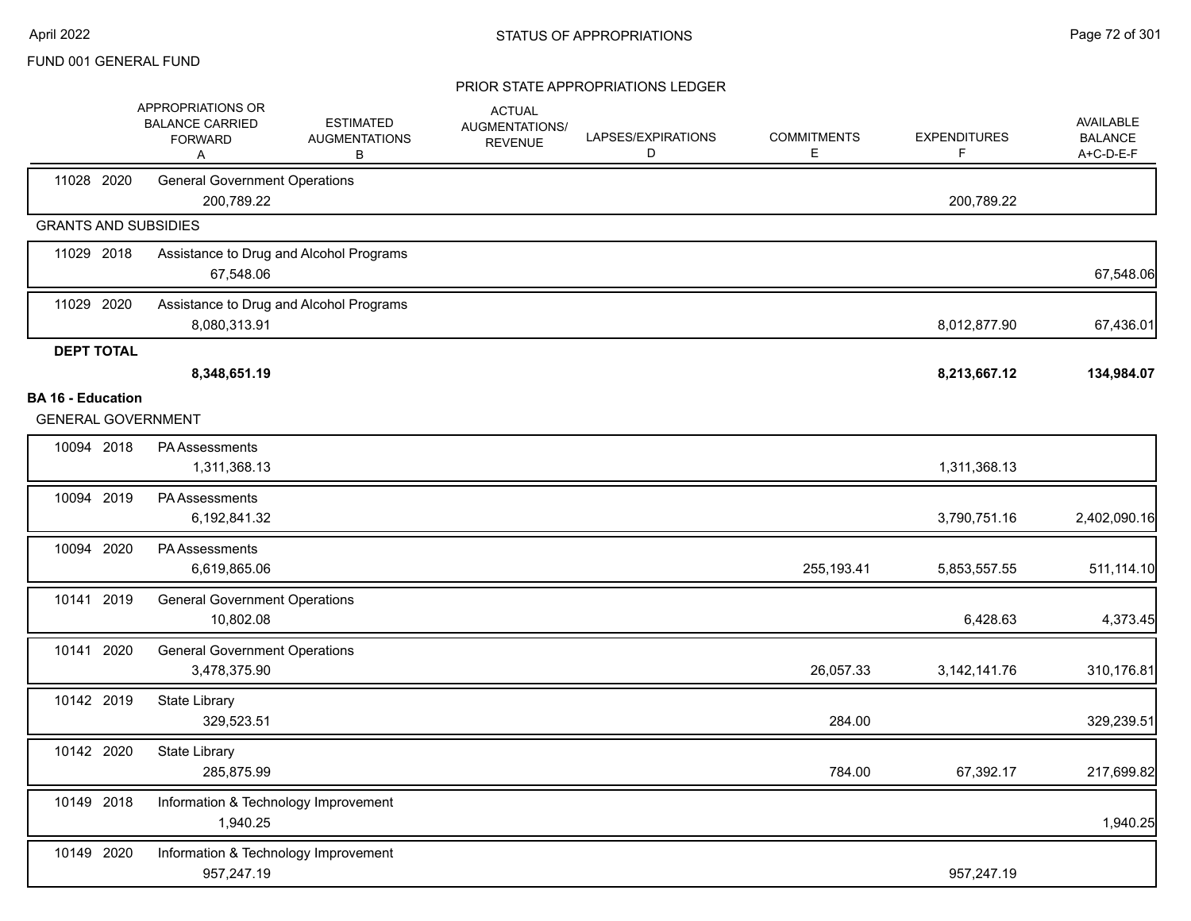FUND 001 GENERAL FUND

STATUS OF APPROPRIATIONS

PRIOR STATE APPROPRIATIONS LEDGER

| | APPROPRIATIONS OR BALANCE CARRIED FORWARD A | ESTIMATED AUGMENTATIONS B | ACTUAL AUGMENTATIONS/ REVENUE | LAPSES/EXPIRATIONS D | COMMITMENTS E | EXPENDITURES F | AVAILABLE BALANCE A+C-D-E-F |
|---|---|---|---|---|---|---|---|
| 11028 2020 General Government Operations | | | | | | | |
| | 200,789.22 | | | | | 200,789.22 | |
| **GRANTS AND SUBSIDIES** | | | | | | | |
| 11029 2018 Assistance to Drug and Alcohol Programs | | | | | | | |
| | 67,548.06 | | | | | | 67,548.06 |
| 11029 2020 Assistance to Drug and Alcohol Programs | | | | | | | |
| | 8,080,313.91 | | | | | 8,012,877.90 | 67,436.01 |
| **DEPT TOTAL** | **8,348,651.19** | | | | | **8,213,667.12** | **134,984.07** |
| **BA 16 - Education** | | | | | | | |
| GENERAL GOVERNMENT | | | | | | | |
| 10094 2018 PA Assessments | | | | | | | |
| | 1,311,368.13 | | | | | 1,311,368.13 | |
| 10094 2019 PA Assessments | | | | | | | |
| | 6,192,841.32 | | | | | 3,790,751.16 | 2,402,090.16 |
| 10094 2020 PA Assessments | | | | | | | |
| | 6,619,865.06 | | | | 255,193.41 | 5,853,557.55 | 511,114.10 |
| 10141 2019 General Government Operations | | | | | | | |
| | 10,802.08 | | | | | 6,428.63 | 4,373.45 |
| 10141 2020 General Government Operations | | | | | | | |
| | 3,478,375.90 | | | | 26,057.33 | 3,142,141.76 | 310,176.81 |
| 10142 2019 State Library | | | | | | | |
| | 329,523.51 | | | | 284.00 | | 329,239.51 |
| 10142 2020 State Library | | | | | | | |
| | 285,875.99 | | | | 784.00 | 67,392.17 | 217,699.82 |
| 10149 2018 Information & Technology Improvement | | | | | | | |
| | 1,940.25 | | | | | | 1,940.25 |
| 10149 2020 Information & Technology Improvement | | | | | | | |
| | 957,247.19 | | | | | 957,247.19 | |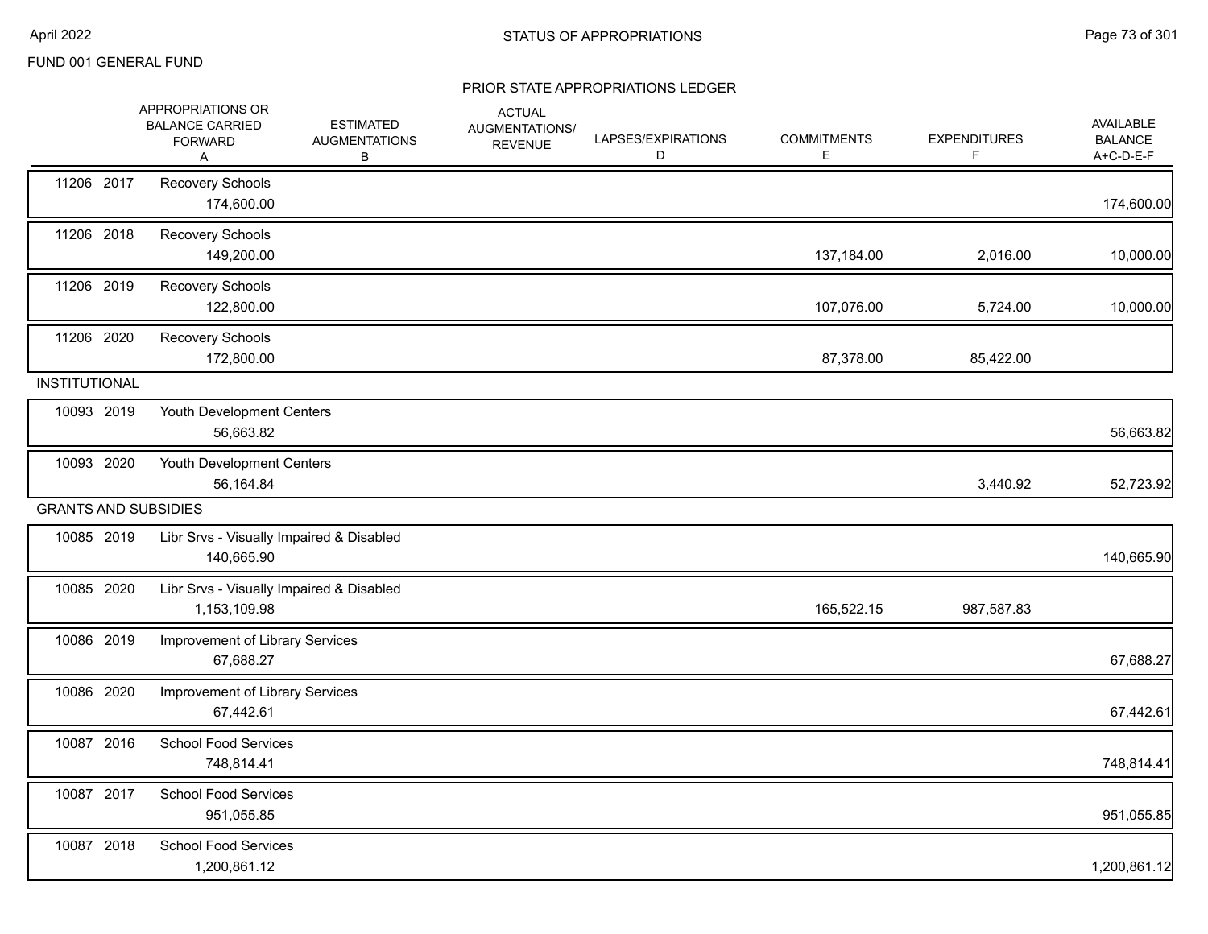FUND 001 GENERAL FUND

## STATUS OF APPROPRIATIONS

### PRIOR STATE APPROPRIATIONS LEDGER

| | | APPROPRIATIONS OR BALANCE CARRIED FORWARD A | ESTIMATED AUGMENTATIONS B | ACTUAL AUGMENTATIONS/ REVENUE | LAPSES/EXPIRATIONS D | COMMITMENTS E | EXPENDITURES F | AVAILABLE BALANCE A+C-D-E-F |
|---|---|---|---|---|---|---|---|---|
| 11206 2017 | Recovery Schools | 174,600.00 | | | | | | 174,600.00 |
| 11206 2018 | Recovery Schools | 149,200.00 | | | | 137,184.00 | 2,016.00 | 10,000.00 |
| 11206 2019 | Recovery Schools | 122,800.00 | | | | 107,076.00 | 5,724.00 | 10,000.00 |
| 11206 2020 | Recovery Schools | 172,800.00 | | | | 87,378.00 | 85,422.00 | |
| INSTITUTIONAL | | | | | | | | |
| 10093 2019 | Youth Development Centers | 56,663.82 | | | | | | 56,663.82 |
| 10093 2020 | Youth Development Centers | 56,164.84 | | | | | 3,440.92 | 52,723.92 |
| GRANTS AND SUBSIDIES | | | | | | | | |
| 10085 2019 | Libr Srvs - Visually Impaired & Disabled | 140,665.90 | | | | | | 140,665.90 |
| 10085 2020 | Libr Srvs - Visually Impaired & Disabled | 1,153,109.98 | | | | 165,522.15 | 987,587.83 | |
| 10086 2019 | Improvement of Library Services | 67,688.27 | | | | | | 67,688.27 |
| 10086 2020 | Improvement of Library Services | 67,442.61 | | | | | | 67,442.61 |
| 10087 2016 | School Food Services | 748,814.41 | | | | | | 748,814.41 |
| 10087 2017 | School Food Services | 951,055.85 | | | | | | 951,055.85 |
| 10087 2018 | School Food Services | 1,200,861.12 | | | | | | 1,200,861.12 |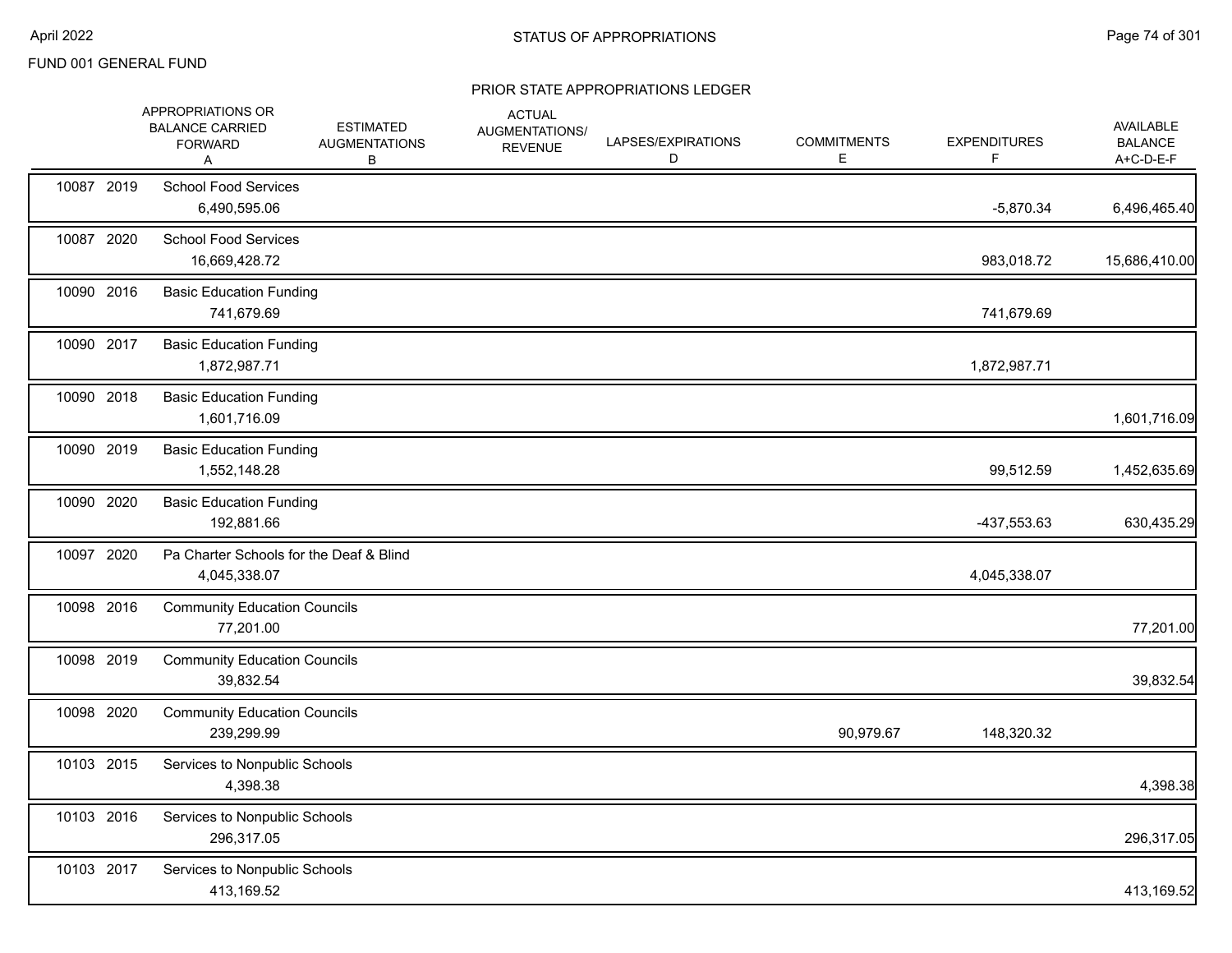FUND 001 GENERAL FUND

STATUS OF APPROPRIATIONS

PRIOR STATE APPROPRIATIONS LEDGER

| | | APPROPRIATIONS OR BALANCE CARRIED FORWARD A | ESTIMATED AUGMENTATIONS B | ACTUAL AUGMENTATIONS/ REVENUE | LAPSES/EXPIRATIONS D | COMMITMENTS E | EXPENDITURES F | AVAILABLE BALANCE A+C-D-E-F |
|---|---|---|---|---|---|---|---|---|
| 10087 | 2019 | School Food Services | | | | | | |
| | | 6,490,595.06 | | | | | -5,870.34 | 6,496,465.40 |
| 10087 | 2020 | School Food Services | | | | | | |
| | | 16,669,428.72 | | | | | 983,018.72 | 15,686,410.00 |
| 10090 | 2016 | Basic Education Funding | | | | | | |
| | | 741,679.69 | | | | | 741,679.69 | |
| 10090 | 2017 | Basic Education Funding | | | | | | |
| | | 1,872,987.71 | | | | | 1,872,987.71 | |
| 10090 | 2018 | Basic Education Funding | | | | | | |
| | | 1,601,716.09 | | | | | | 1,601,716.09 |
| 10090 | 2019 | Basic Education Funding | | | | | | |
| | | 1,552,148.28 | | | | | 99,512.59 | 1,452,635.69 |
| 10090 | 2020 | Basic Education Funding | | | | | | |
| | | 192,881.66 | | | | | -437,553.63 | 630,435.29 |
| 10097 | 2020 | Pa Charter Schools for the Deaf & Blind | | | | | | |
| | | 4,045,338.07 | | | | | 4,045,338.07 | |
| 10098 | 2016 | Community Education Councils | | | | | | |
| | | 77,201.00 | | | | | | 77,201.00 |
| 10098 | 2019 | Community Education Councils | | | | | | |
| | | 39,832.54 | | | | | | 39,832.54 |
| 10098 | 2020 | Community Education Councils | | | | | | |
| | | 239,299.99 | | | | 90,979.67 | 148,320.32 | |
| 10103 | 2015 | Services to Nonpublic Schools | | | | | | |
| | | 4,398.38 | | | | | | 4,398.38 |
| 10103 | 2016 | Services to Nonpublic Schools | | | | | | |
| | | 296,317.05 | | | | | | 296,317.05 |
| 10103 | 2017 | Services to Nonpublic Schools | | | | | | |
| | | 413,169.52 | | | | | | 413,169.52 |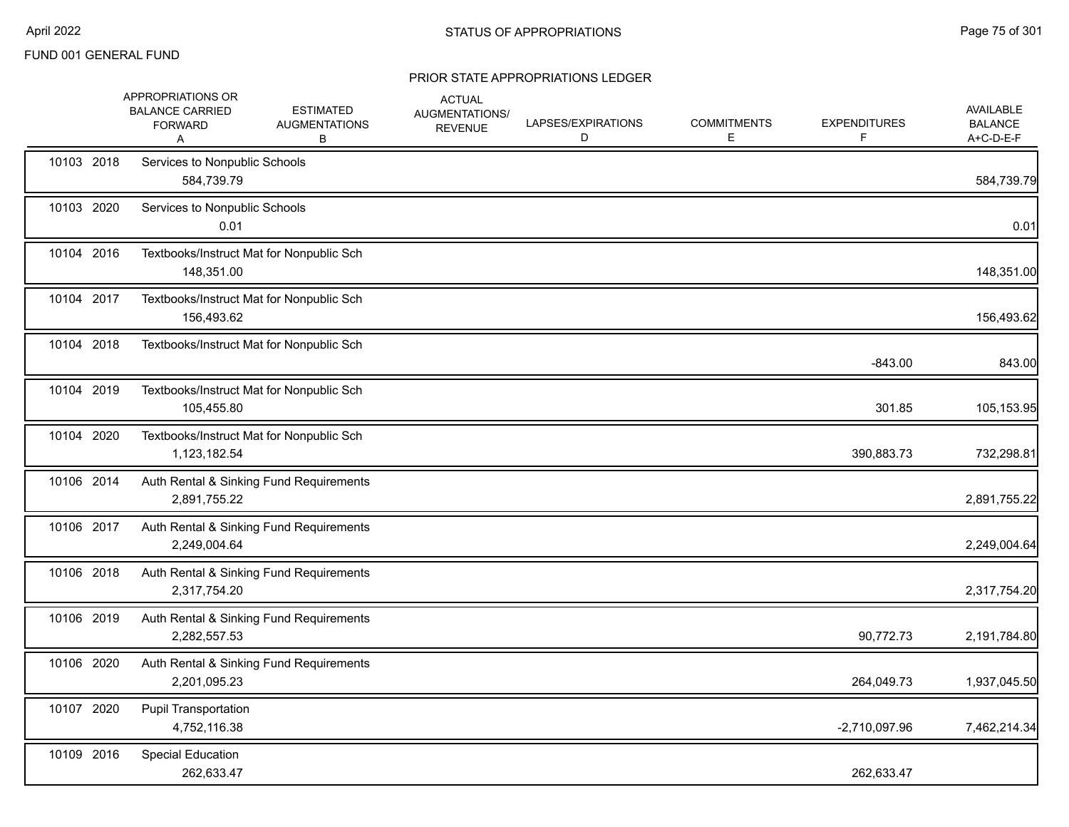FUND 001 GENERAL FUND

## STATUS OF APPROPRIATIONS

### PRIOR STATE APPROPRIATIONS LEDGER

| | | | APPROPRIATIONS OR BALANCE CARRIED FORWARD A | ESTIMATED AUGMENTATIONS B | ACTUAL AUGMENTATIONS/ REVENUE | LAPSES/EXPIRATIONS D | COMMITMENTS E | EXPENDITURES F | AVAILABLE BALANCE A+C-D-E-F |
|---|---|---|---|---|---|---|---|---|---|
| 10103 | 2018 | Services to Nonpublic Schools | 584,739.79 | | | | | | 584,739.79 |
| 10103 | 2020 | Services to Nonpublic Schools | 0.01 | | | | | | 0.01 |
| 10104 | 2016 | Textbooks/Instruct Mat for Nonpublic Sch | 148,351.00 | | | | | | 148,351.00 |
| 10104 | 2017 | Textbooks/Instruct Mat for Nonpublic Sch | 156,493.62 | | | | | | 156,493.62 |
| 10104 | 2018 | Textbooks/Instruct Mat for Nonpublic Sch | | | | | | -843.00 | 843.00 |
| 10104 | 2019 | Textbooks/Instruct Mat for Nonpublic Sch | 105,455.80 | | | | | 301.85 | 105,153.95 |
| 10104 | 2020 | Textbooks/Instruct Mat for Nonpublic Sch | 1,123,182.54 | | | | | 390,883.73 | 732,298.81 |
| 10106 | 2014 | Auth Rental & Sinking Fund Requirements | 2,891,755.22 | | | | | | 2,891,755.22 |
| 10106 | 2017 | Auth Rental & Sinking Fund Requirements | 2,249,004.64 | | | | | | 2,249,004.64 |
| 10106 | 2018 | Auth Rental & Sinking Fund Requirements | 2,317,754.20 | | | | | | 2,317,754.20 |
| 10106 | 2019 | Auth Rental & Sinking Fund Requirements | 2,282,557.53 | | | | | 90,772.73 | 2,191,784.80 |
| 10106 | 2020 | Auth Rental & Sinking Fund Requirements | 2,201,095.23 | | | | | 264,049.73 | 1,937,045.50 |
| 10107 | 2020 | Pupil Transportation | 4,752,116.38 | | | | | -2,710,097.96 | 7,462,214.34 |
| 10109 | 2016 | Special Education | 262,633.47 | | | | | 262,633.47 | |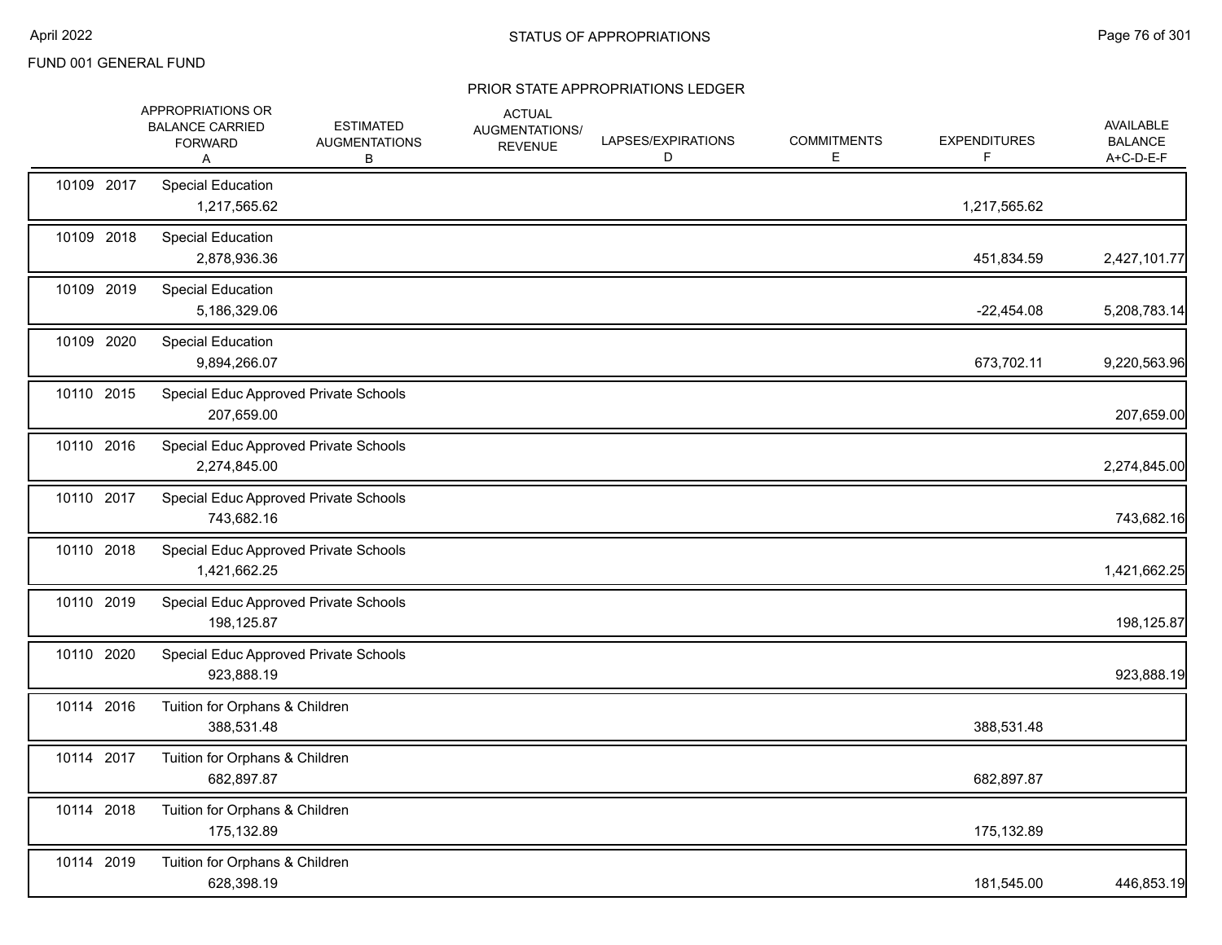FUND 001 GENERAL FUND

## STATUS OF APPROPRIATIONS

### PRIOR STATE APPROPRIATIONS LEDGER

| | APPROPRIATIONS OR BALANCE CARRIED FORWARD A | ESTIMATED AUGMENTATIONS B | ACTUAL AUGMENTATIONS/ REVENUE | LAPSES/EXPIRATIONS D | COMMITMENTS E | EXPENDITURES F | AVAILABLE BALANCE A+C-D-E-F |
|---|---|---|---|---|---|---|---|
| 10109 2017 | Special Education | | | | | | |
| | 1,217,565.62 | | | | | 1,217,565.62 | |
| 10109 2018 | Special Education | | | | | | |
| | 2,878,936.36 | | | | | 451,834.59 | 2,427,101.77 |
| 10109 2019 | Special Education | | | | | | |
| | 5,186,329.06 | | | | | -22,454.08 | 5,208,783.14 |
| 10109 2020 | Special Education | | | | | | |
| | 9,894,266.07 | | | | | 673,702.11 | 9,220,563.96 |
| 10110 2015 | Special Educ Approved Private Schools | | | | | | |
| | 207,659.00 | | | | | | 207,659.00 |
| 10110 2016 | Special Educ Approved Private Schools | | | | | | |
| | 2,274,845.00 | | | | | | 2,274,845.00 |
| 10110 2017 | Special Educ Approved Private Schools | | | | | | |
| | 743,682.16 | | | | | | 743,682.16 |
| 10110 2018 | Special Educ Approved Private Schools | | | | | | |
| | 1,421,662.25 | | | | | | 1,421,662.25 |
| 10110 2019 | Special Educ Approved Private Schools | | | | | | |
| | 198,125.87 | | | | | | 198,125.87 |
| 10110 2020 | Special Educ Approved Private Schools | | | | | | |
| | 923,888.19 | | | | | | 923,888.19 |
| 10114 2016 | Tuition for Orphans & Children | | | | | | |
| | 388,531.48 | | | | | 388,531.48 | |
| 10114 2017 | Tuition for Orphans & Children | | | | | | |
| | 682,897.87 | | | | | 682,897.87 | |
| 10114 2018 | Tuition for Orphans & Children | | | | | | |
| | 175,132.89 | | | | | 175,132.89 | |
| 10114 2019 | Tuition for Orphans & Children | | | | | | |
| | 628,398.19 | | | | | 181,545.00 | 446,853.19 |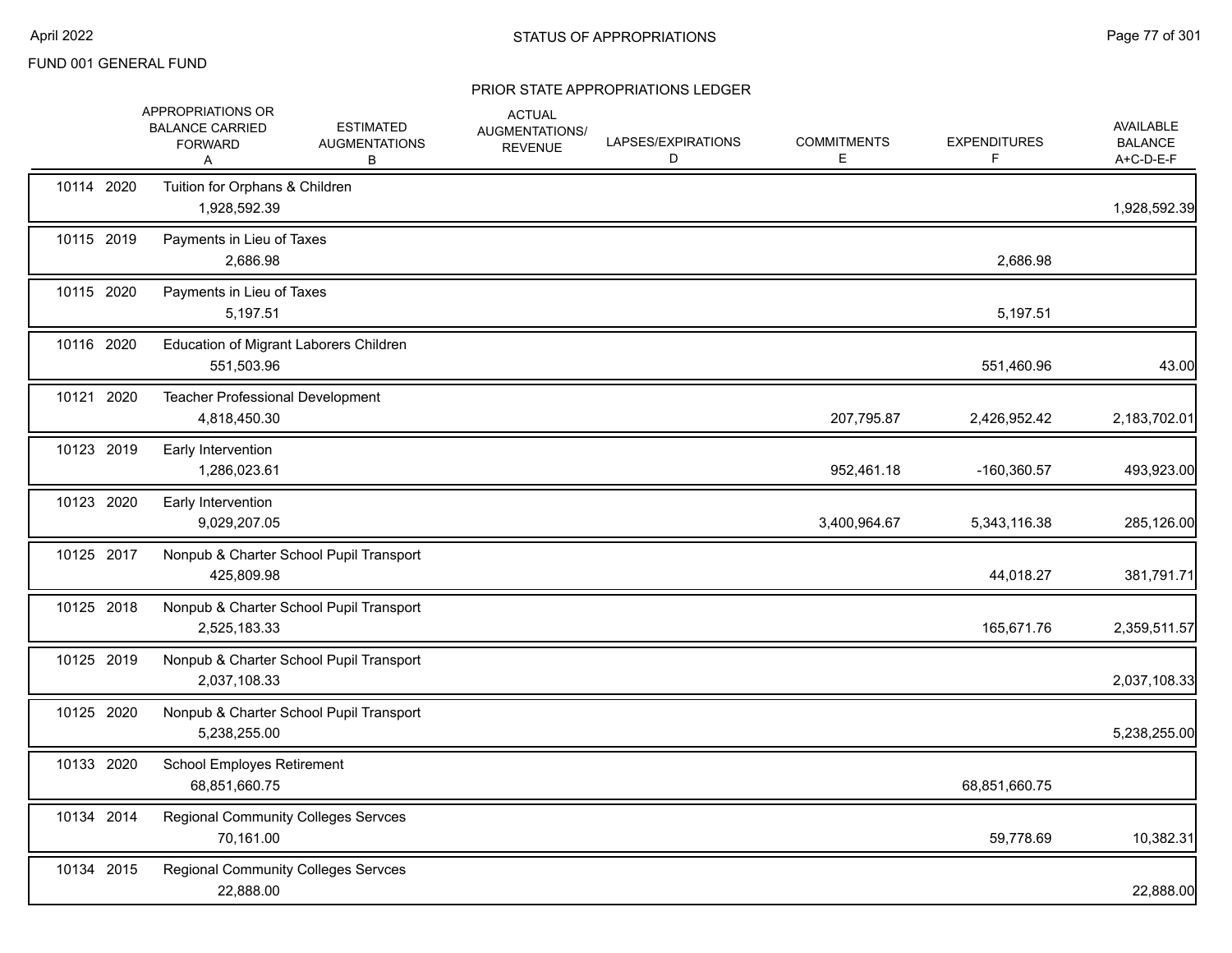FUND 001 GENERAL FUND

## STATUS OF APPROPRIATIONS

### PRIOR STATE APPROPRIATIONS LEDGER

| | | APPROPRIATIONS OR BALANCE CARRIED FORWARD A | ESTIMATED AUGMENTATIONS B | ACTUAL AUGMENTATIONS/ REVENUE | LAPSES/EXPIRATIONS D | COMMITMENTS E | EXPENDITURES F | AVAILABLE BALANCE A+C-D-E-F |
|---|---|---|---|---|---|---|---|---|
| 10114 | 2020 | Tuition for Orphans & Children | | | | | | |
| | | 1,928,592.39 | | | | | | 1,928,592.39 |
| 10115 | 2019 | Payments in Lieu of Taxes | | | | | | |
| | | 2,686.98 | | | | | 2,686.98 | |
| 10115 | 2020 | Payments in Lieu of Taxes | | | | | | |
| | | 5,197.51 | | | | | 5,197.51 | |
| 10116 | 2020 | Education of Migrant Laborers Children | | | | | | |
| | | 551,503.96 | | | | | 551,460.96 | 43.00 |
| 10121 | 2020 | Teacher Professional Development | | | | | | |
| | | 4,818,450.30 | | | | 207,795.87 | 2,426,952.42 | 2,183,702.01 |
| 10123 | 2019 | Early Intervention | | | | | | |
| | | 1,286,023.61 | | | | 952,461.18 | -160,360.57 | 493,923.00 |
| 10123 | 2020 | Early Intervention | | | | | | |
| | | 9,029,207.05 | | | | 3,400,964.67 | 5,343,116.38 | 285,126.00 |
| 10125 | 2017 | Nonpub & Charter School Pupil Transport | | | | | | |
| | | 425,809.98 | | | | | 44,018.27 | 381,791.71 |
| 10125 | 2018 | Nonpub & Charter School Pupil Transport | | | | | | |
| | | 2,525,183.33 | | | | | 165,671.76 | 2,359,511.57 |
| 10125 | 2019 | Nonpub & Charter School Pupil Transport | | | | | | |
| | | 2,037,108.33 | | | | | | 2,037,108.33 |
| 10125 | 2020 | Nonpub & Charter School Pupil Transport | | | | | | |
| | | 5,238,255.00 | | | | | | 5,238,255.00 |
| 10133 | 2020 | School Employes Retirement | | | | | | |
| | | 68,851,660.75 | | | | | 68,851,660.75 | |
| 10134 | 2014 | Regional Community Colleges Servces | | | | | | |
| | | 70,161.00 | | | | | 59,778.69 | 10,382.31 |
| 10134 | 2015 | Regional Community Colleges Servces | | | | | | |
| | | 22,888.00 | | | | | | 22,888.00 |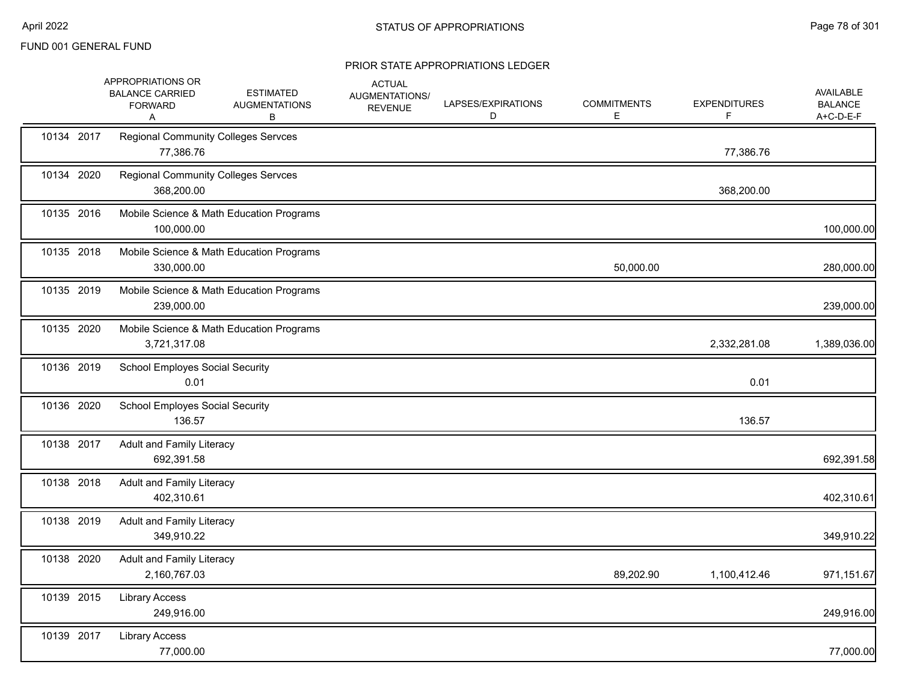FUND 001 GENERAL FUND

## STATUS OF APPROPRIATIONS

### PRIOR STATE APPROPRIATIONS LEDGER

| | APPROPRIATIONS OR BALANCE CARRIED FORWARD A | ESTIMATED AUGMENTATIONS B | ACTUAL AUGMENTATIONS/ REVENUE | LAPSES/EXPIRATIONS D | COMMITMENTS E | EXPENDITURES F | AVAILABLE BALANCE A+C-D-E-F |
|---|---|---|---|---|---|---|---|
| 10134 2017 Regional Community Colleges Servces | 77,386.76 | | | | | 77,386.76 | |
| 10134 2020 Regional Community Colleges Servces | 368,200.00 | | | | | 368,200.00 | |
| 10135 2016 Mobile Science & Math Education Programs | 100,000.00 | | | | | | 100,000.00 |
| 10135 2018 Mobile Science & Math Education Programs | 330,000.00 | | | | 50,000.00 | | 280,000.00 |
| 10135 2019 Mobile Science & Math Education Programs | 239,000.00 | | | | | | 239,000.00 |
| 10135 2020 Mobile Science & Math Education Programs | 3,721,317.08 | | | | | 2,332,281.08 | 1,389,036.00 |
| 10136 2019 School Employes Social Security | 0.01 | | | | | 0.01 | |
| 10136 2020 School Employes Social Security | 136.57 | | | | | 136.57 | |
| 10138 2017 Adult and Family Literacy | 692,391.58 | | | | | | 692,391.58 |
| 10138 2018 Adult and Family Literacy | 402,310.61 | | | | | | 402,310.61 |
| 10138 2019 Adult and Family Literacy | 349,910.22 | | | | | | 349,910.22 |
| 10138 2020 Adult and Family Literacy | 2,160,767.03 | | | | 89,202.90 | 1,100,412.46 | 971,151.67 |
| 10139 2015 Library Access | 249,916.00 | | | | | | 249,916.00 |
| 10139 2017 Library Access | 77,000.00 | | | | | | 77,000.00 |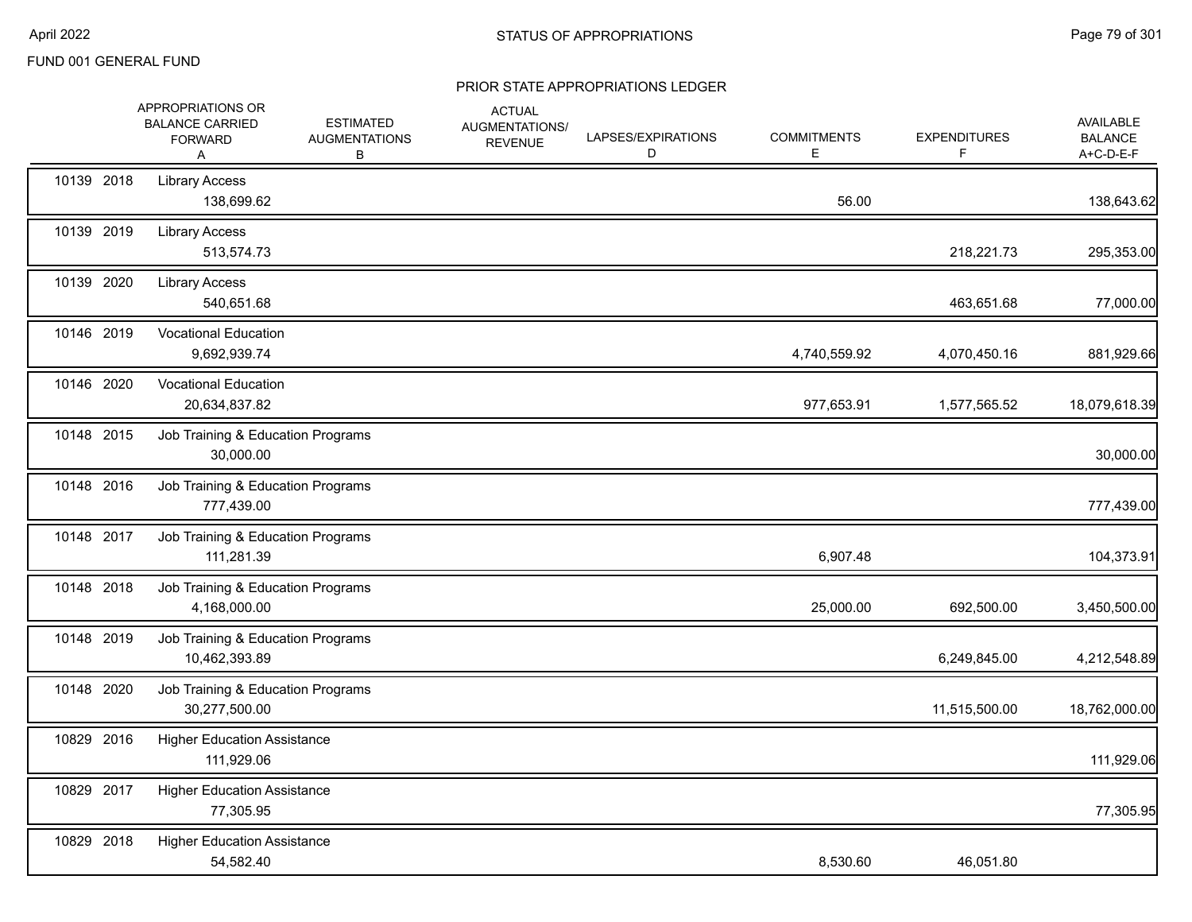FUND 001 GENERAL FUND

## STATUS OF APPROPRIATIONS

### PRIOR STATE APPROPRIATIONS LEDGER

| | | APPROPRIATIONS OR BALANCE CARRIED FORWARD A | ESTIMATED AUGMENTATIONS B | ACTUAL AUGMENTATIONS/ REVENUE | LAPSES/EXPIRATIONS D | COMMITMENTS E | EXPENDITURES F | AVAILABLE BALANCE A+C-D-E-F |
|---|---|---|---|---|---|---|---|---|
| 10139 | 2018 | Library Access | | | | | | |
| | | 138,699.62 | | | | 56.00 | | 138,643.62 |
| 10139 | 2019 | Library Access | | | | | | |
| | | 513,574.73 | | | | | 218,221.73 | 295,353.00 |
| 10139 | 2020 | Library Access | | | | | | |
| | | 540,651.68 | | | | | 463,651.68 | 77,000.00 |
| 10146 | 2019 | Vocational Education | | | | | | |
| | | 9,692,939.74 | | | | 4,740,559.92 | 4,070,450.16 | 881,929.66 |
| 10146 | 2020 | Vocational Education | | | | | | |
| | | 20,634,837.82 | | | | 977,653.91 | 1,577,565.52 | 18,079,618.39 |
| 10148 | 2015 | Job Training & Education Programs | | | | | | |
| | | 30,000.00 | | | | | | 30,000.00 |
| 10148 | 2016 | Job Training & Education Programs | | | | | | |
| | | 777,439.00 | | | | | | 777,439.00 |
| 10148 | 2017 | Job Training & Education Programs | | | | | | |
| | | 111,281.39 | | | | 6,907.48 | | 104,373.91 |
| 10148 | 2018 | Job Training & Education Programs | | | | | | |
| | | 4,168,000.00 | | | | 25,000.00 | 692,500.00 | 3,450,500.00 |
| 10148 | 2019 | Job Training & Education Programs | | | | | | |
| | | 10,462,393.89 | | | | | 6,249,845.00 | 4,212,548.89 |
| 10148 | 2020 | Job Training & Education Programs | | | | | | |
| | | 30,277,500.00 | | | | | 11,515,500.00 | 18,762,000.00 |
| 10829 | 2016 | Higher Education Assistance | | | | | | |
| | | 111,929.06 | | | | | | 111,929.06 |
| 10829 | 2017 | Higher Education Assistance | | | | | | |
| | | 77,305.95 | | | | | | 77,305.95 |
| 10829 | 2018 | Higher Education Assistance | | | | | | |
| | | 54,582.40 | | | | 8,530.60 | 46,051.80 | |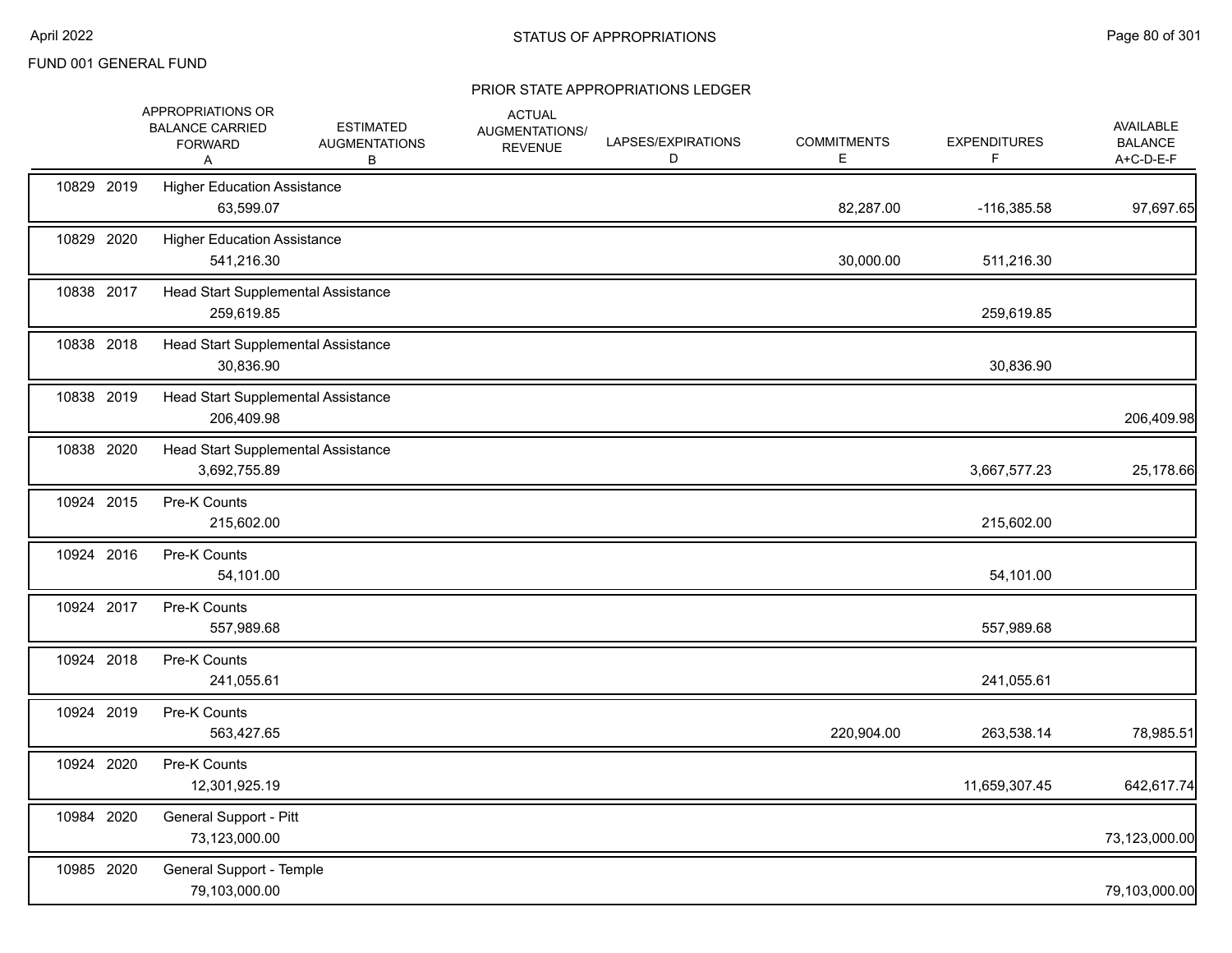FUND 001 GENERAL FUND

## PRIOR STATE APPROPRIATIONS LEDGER

| | APPROPRIATIONS OR BALANCE CARRIED FORWARD A | ESTIMATED AUGMENTATIONS B | ACTUAL AUGMENTATIONS/ REVENUE | LAPSES/EXPIRATIONS D | COMMITMENTS E | EXPENDITURES F | AVAILABLE BALANCE A+C-D-E-F |
|---|---|---|---|---|---|---|---|
| 10829 2019 | Higher Education Assistance | | | | | | |
| | 63,599.07 | | | | 82,287.00 | -116,385.58 | 97,697.65 |
| 10829 2020 | Higher Education Assistance | | | | | | |
| | 541,216.30 | | | | 30,000.00 | 511,216.30 | |
| 10838 2017 | Head Start Supplemental Assistance | | | | | | |
| | 259,619.85 | | | | | 259,619.85 | |
| 10838 2018 | Head Start Supplemental Assistance | | | | | | |
| | 30,836.90 | | | | | 30,836.90 | |
| 10838 2019 | Head Start Supplemental Assistance | | | | | | |
| | 206,409.98 | | | | | | 206,409.98 |
| 10838 2020 | Head Start Supplemental Assistance | | | | | | |
| | 3,692,755.89 | | | | | 3,667,577.23 | 25,178.66 |
| 10924 2015 | Pre-K Counts | | | | | | |
| | 215,602.00 | | | | | 215,602.00 | |
| 10924 2016 | Pre-K Counts | | | | | | |
| | 54,101.00 | | | | | 54,101.00 | |
| 10924 2017 | Pre-K Counts | | | | | | |
| | 557,989.68 | | | | | 557,989.68 | |
| 10924 2018 | Pre-K Counts | | | | | | |
| | 241,055.61 | | | | | 241,055.61 | |
| 10924 2019 | Pre-K Counts | | | | | | |
| | 563,427.65 | | | | 220,904.00 | 263,538.14 | 78,985.51 |
| 10924 2020 | Pre-K Counts | | | | | | |
| | 12,301,925.19 | | | | | 11,659,307.45 | 642,617.74 |
| 10984 2020 | General Support - Pitt | | | | | | |
| | 73,123,000.00 | | | | | | 73,123,000.00 |
| 10985 2020 | General Support - Temple | | | | | | |
| | 79,103,000.00 | | | | | | 79,103,000.00 |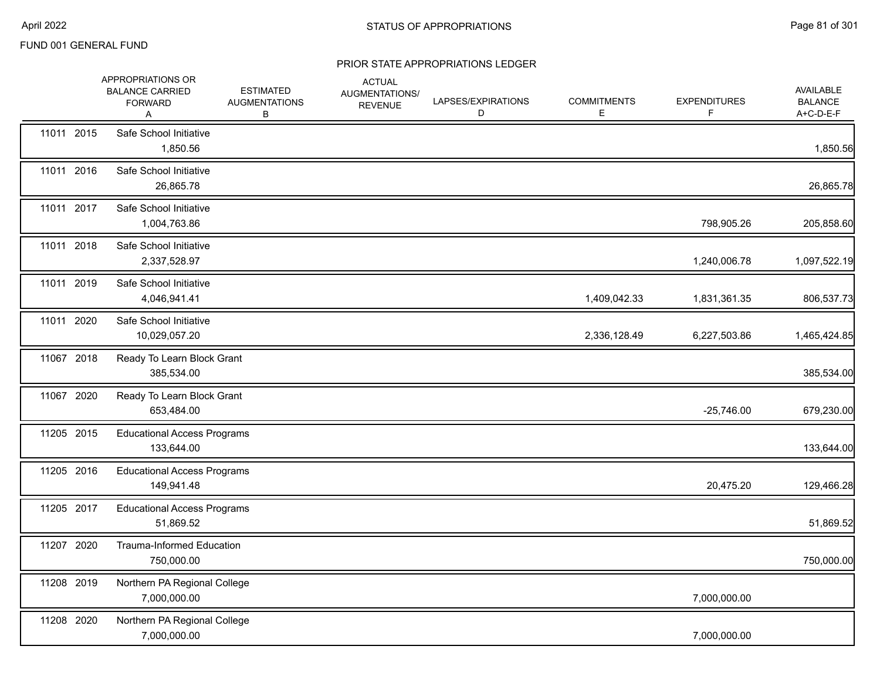FUND 001 GENERAL FUND

## STATUS OF APPROPRIATIONS

### PRIOR STATE APPROPRIATIONS LEDGER

| | | APPROPRIATIONS OR BALANCE CARRIED FORWARD A | ESTIMATED AUGMENTATIONS B | ACTUAL AUGMENTATIONS/ REVENUE | LAPSES/EXPIRATIONS D | COMMITMENTS E | EXPENDITURES F | AVAILABLE BALANCE A+C-D-E-F |
|---|---|---|---|---|---|---|---|---|
| 11011 2015 | Safe School Initiative | 1,850.56 | | | | | | 1,850.56 |
| 11011 2016 | Safe School Initiative | 26,865.78 | | | | | | 26,865.78 |
| 11011 2017 | Safe School Initiative | 1,004,763.86 | | | | | 798,905.26 | 205,858.60 |
| 11011 2018 | Safe School Initiative | 2,337,528.97 | | | | | 1,240,006.78 | 1,097,522.19 |
| 11011 2019 | Safe School Initiative | 4,046,941.41 | | | | 1,409,042.33 | 1,831,361.35 | 806,537.73 |
| 11011 2020 | Safe School Initiative | 10,029,057.20 | | | | 2,336,128.49 | 6,227,503.86 | 1,465,424.85 |
| 11067 2018 | Ready To Learn Block Grant | 385,534.00 | | | | | | 385,534.00 |
| 11067 2020 | Ready To Learn Block Grant | 653,484.00 | | | | | -25,746.00 | 679,230.00 |
| 11205 2015 | Educational Access Programs | 133,644.00 | | | | | | 133,644.00 |
| 11205 2016 | Educational Access Programs | 149,941.48 | | | | | 20,475.20 | 129,466.28 |
| 11205 2017 | Educational Access Programs | 51,869.52 | | | | | | 51,869.52 |
| 11207 2020 | Trauma-Informed Education | 750,000.00 | | | | | | 750,000.00 |
| 11208 2019 | Northern PA Regional College | 7,000,000.00 | | | | | 7,000,000.00 | |
| 11208 2020 | Northern PA Regional College | 7,000,000.00 | | | | | 7,000,000.00 | |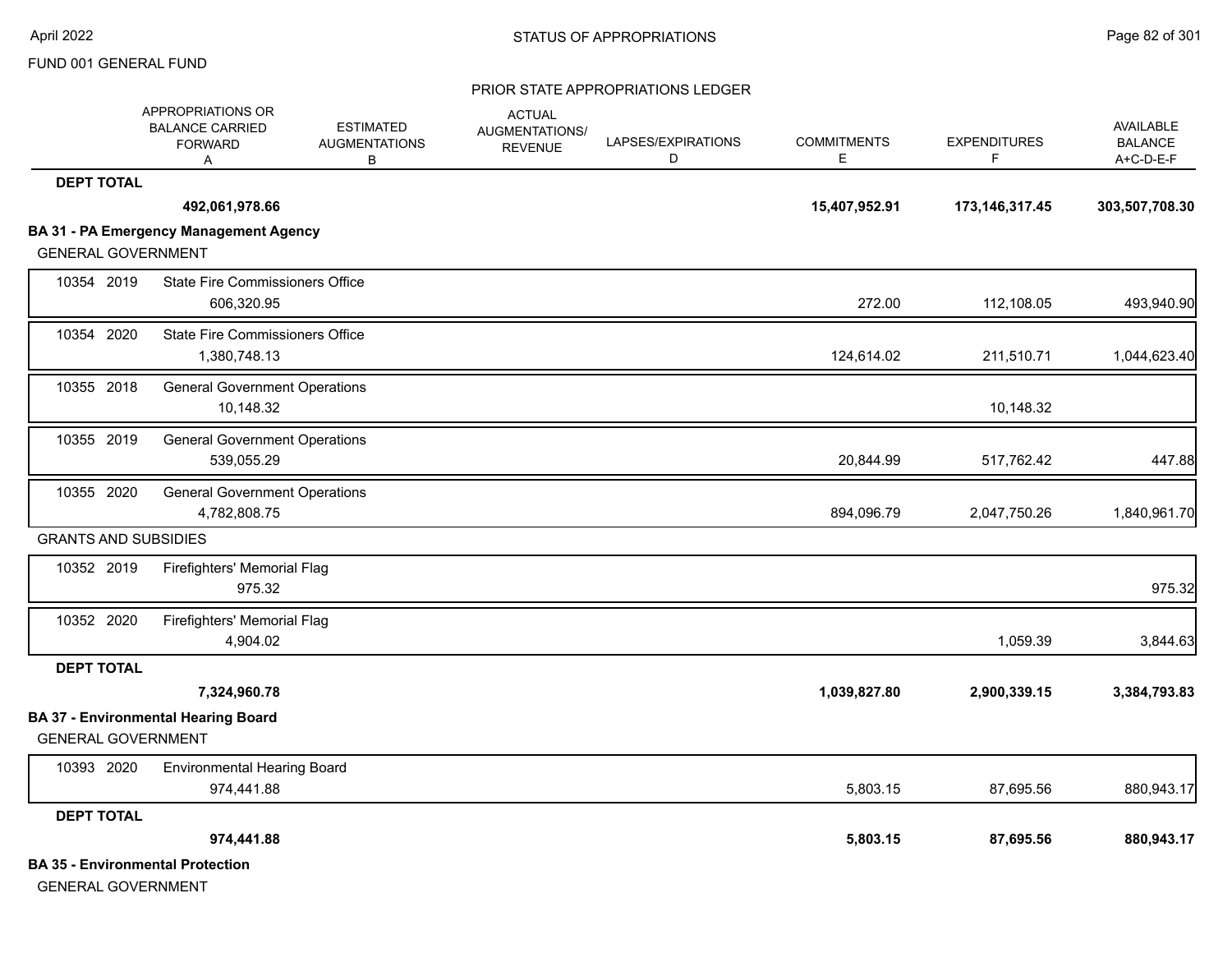FUND 001 GENERAL FUND

PRIOR STATE APPROPRIATIONS LEDGER

| | | APPROPRIATIONS OR BALANCE CARRIED FORWARD A | ESTIMATED AUGMENTATIONS B | ACTUAL AUGMENTATIONS/ REVENUE | LAPSES/EXPIRATIONS D | COMMITMENTS E | EXPENDITURES F | AVAILABLE BALANCE A+C-D-E-F |
|---|---|---|---|---|---|---|---|---|
| **DEPT TOTAL** | | **492,061,978.66** | | | | **15,407,952.91** | **173,146,317.45** | **303,507,708.30** |
| **BA 31 - PA Emergency Management Agency** | | | | | | | | |
| GENERAL GOVERNMENT | | | | | | | | |
| 10354 2019 | State Fire Commissioners Office | 606,320.95 | | | | 272.00 | 112,108.05 | 493,940.90 |
| 10354 2020 | State Fire Commissioners Office | 1,380,748.13 | | | | 124,614.02 | 211,510.71 | 1,044,623.40 |
| 10355 2018 | General Government Operations | 10,148.32 | | | | | 10,148.32 | |
| 10355 2019 | General Government Operations | 539,055.29 | | | | 20,844.99 | 517,762.42 | 447.88 |
| 10355 2020 | General Government Operations | 4,782,808.75 | | | | 894,096.79 | 2,047,750.26 | 1,840,961.70 |
| GRANTS AND SUBSIDIES | | | | | | | | |
| 10352 2019 | Firefighters' Memorial Flag | 975.32 | | | | | | 975.32 |
| 10352 2020 | Firefighters' Memorial Flag | 4,904.02 | | | | | 1,059.39 | 3,844.63 |
| **DEPT TOTAL** | | **7,324,960.78** | | | | **1,039,827.80** | **2,900,339.15** | **3,384,793.83** |
| **BA 37 - Environmental Hearing Board** | | | | | | | | |
| GENERAL GOVERNMENT | | | | | | | | |
| 10393 2020 | Environmental Hearing Board | 974,441.88 | | | | 5,803.15 | 87,695.56 | 880,943.17 |
| **DEPT TOTAL** | | **974,441.88** | | | | **5,803.15** | **87,695.56** | **880,943.17** |
| **BA 35 - Environmental Protection** | | | | | | | | |
| GENERAL GOVERNMENT | | | | | | | | |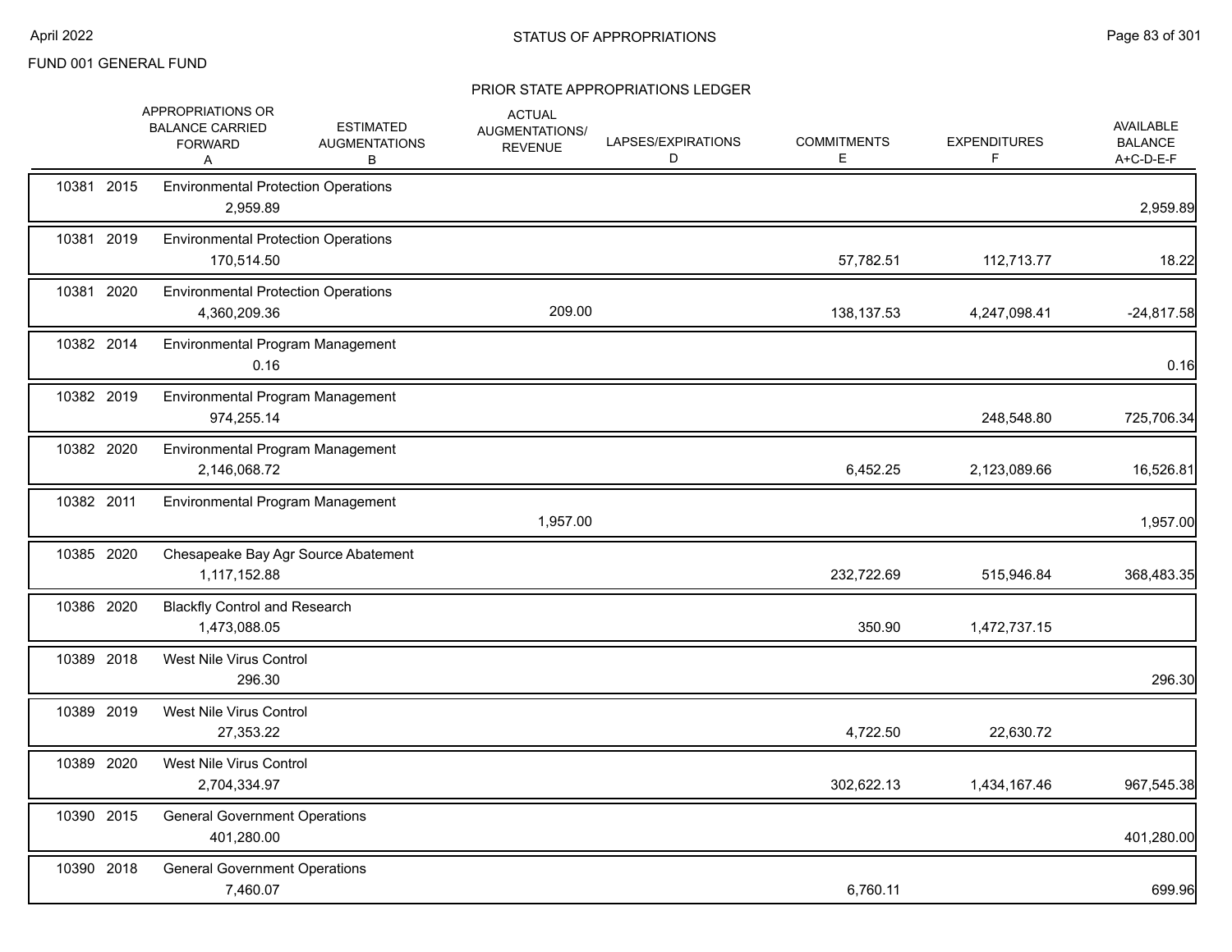FUND 001 GENERAL FUND

STATUS OF APPROPRIATIONS

PRIOR STATE APPROPRIATIONS LEDGER

| | | | APPROPRIATIONS OR BALANCE CARRIED FORWARD A | ESTIMATED AUGMENTATIONS B | ACTUAL AUGMENTATIONS/ REVENUE | LAPSES/EXPIRATIONS D | COMMITMENTS E | EXPENDITURES F | AVAILABLE BALANCE A+C-D-E-F |
|---|---|---|---|---|---|---|---|---|---|
| 10381 | 2015 | Environmental Protection Operations | 2,959.89 | | | | | | 2,959.89 |
| 10381 | 2019 | Environmental Protection Operations | 170,514.50 | | | | 57,782.51 | 112,713.77 | 18.22 |
| 10381 | 2020 | Environmental Protection Operations | 4,360,209.36 | | 209.00 | | 138,137.53 | 4,247,098.41 | -24,817.58 |
| 10382 | 2014 | Environmental Program Management | 0.16 | | | | | | 0.16 |
| 10382 | 2019 | Environmental Program Management | 974,255.14 | | | | | 248,548.80 | 725,706.34 |
| 10382 | 2020 | Environmental Program Management | 2,146,068.72 | | | | 6,452.25 | 2,123,089.66 | 16,526.81 |
| 10382 | 2011 | Environmental Program Management | | | 1,957.00 | | | | 1,957.00 |
| 10385 | 2020 | Chesapeake Bay Agr Source Abatement | 1,117,152.88 | | | | 232,722.69 | 515,946.84 | 368,483.35 |
| 10386 | 2020 | Blackfly Control and Research | 1,473,088.05 | | | | 350.90 | 1,472,737.15 | |
| 10389 | 2018 | West Nile Virus Control | 296.30 | | | | | | 296.30 |
| 10389 | 2019 | West Nile Virus Control | 27,353.22 | | | | 4,722.50 | 22,630.72 | |
| 10389 | 2020 | West Nile Virus Control | 2,704,334.97 | | | | 302,622.13 | 1,434,167.46 | 967,545.38 |
| 10390 | 2015 | General Government Operations | 401,280.00 | | | | | | 401,280.00 |
| 10390 | 2018 | General Government Operations | 7,460.07 | | | | 6,760.11 | | 699.96 |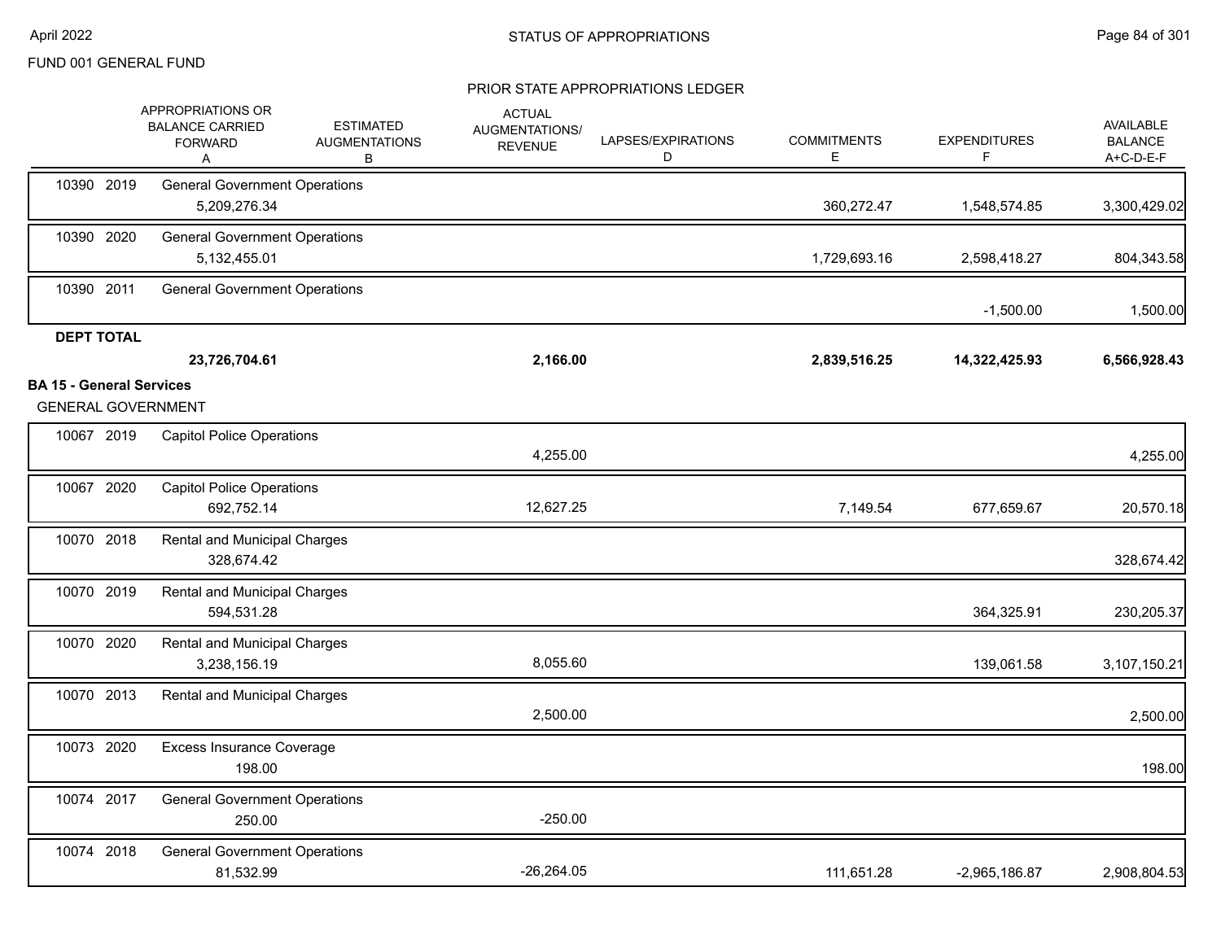FUND 001 GENERAL FUND

## STATUS OF APPROPRIATIONS

### PRIOR STATE APPROPRIATIONS LEDGER

| | | APPROPRIATIONS OR BALANCE CARRIED FORWARD A | ESTIMATED AUGMENTATIONS B | ACTUAL AUGMENTATIONS/ REVENUE | LAPSES/EXPIRATIONS D | COMMITMENTS E | EXPENDITURES F | AVAILABLE BALANCE A+C-D-E-F |
|---|---|---|---|---|---|---|---|---|
| 10390 2019 | General Government Operations | 5,209,276.34 | | | | 360,272.47 | 1,548,574.85 | 3,300,429.02 |
| 10390 2020 | General Government Operations | 5,132,455.01 | | | | 1,729,693.16 | 2,598,418.27 | 804,343.58 |
| 10390 2011 | General Government Operations | | | | | | -1,500.00 | 1,500.00 |
| **DEPT TOTAL** | | **23,726,704.61** | | **2,166.00** | | **2,839,516.25** | **14,322,425.93** | **6,566,928.43** |

**BA 15 - General Services**

GENERAL GOVERNMENT

| | | APPROPRIATIONS OR BALANCE CARRIED FORWARD A | ESTIMATED AUGMENTATIONS B | ACTUAL AUGMENTATIONS/ REVENUE | LAPSES/EXPIRATIONS D | COMMITMENTS E | EXPENDITURES F | AVAILABLE BALANCE A+C-D-E-F |
|---|---|---|---|---|---|---|---|---|
| 10067 2019 | Capitol Police Operations | | | 4,255.00 | | | | 4,255.00 |
| 10067 2020 | Capitol Police Operations | 692,752.14 | | 12,627.25 | | 7,149.54 | 677,659.67 | 20,570.18 |
| 10070 2018 | Rental and Municipal Charges | 328,674.42 | | | | | | 328,674.42 |
| 10070 2019 | Rental and Municipal Charges | 594,531.28 | | | | | 364,325.91 | 230,205.37 |
| 10070 2020 | Rental and Municipal Charges | 3,238,156.19 | | 8,055.60 | | | 139,061.58 | 3,107,150.21 |
| 10070 2013 | Rental and Municipal Charges | | | 2,500.00 | | | | 2,500.00 |
| 10073 2020 | Excess Insurance Coverage | 198.00 | | | | | | 198.00 |
| 10074 2017 | General Government Operations | 250.00 | | -250.00 | | | | |
| 10074 2018 | General Government Operations | 81,532.99 | | -26,264.05 | | 111,651.28 | -2,965,186.87 | 2,908,804.53 |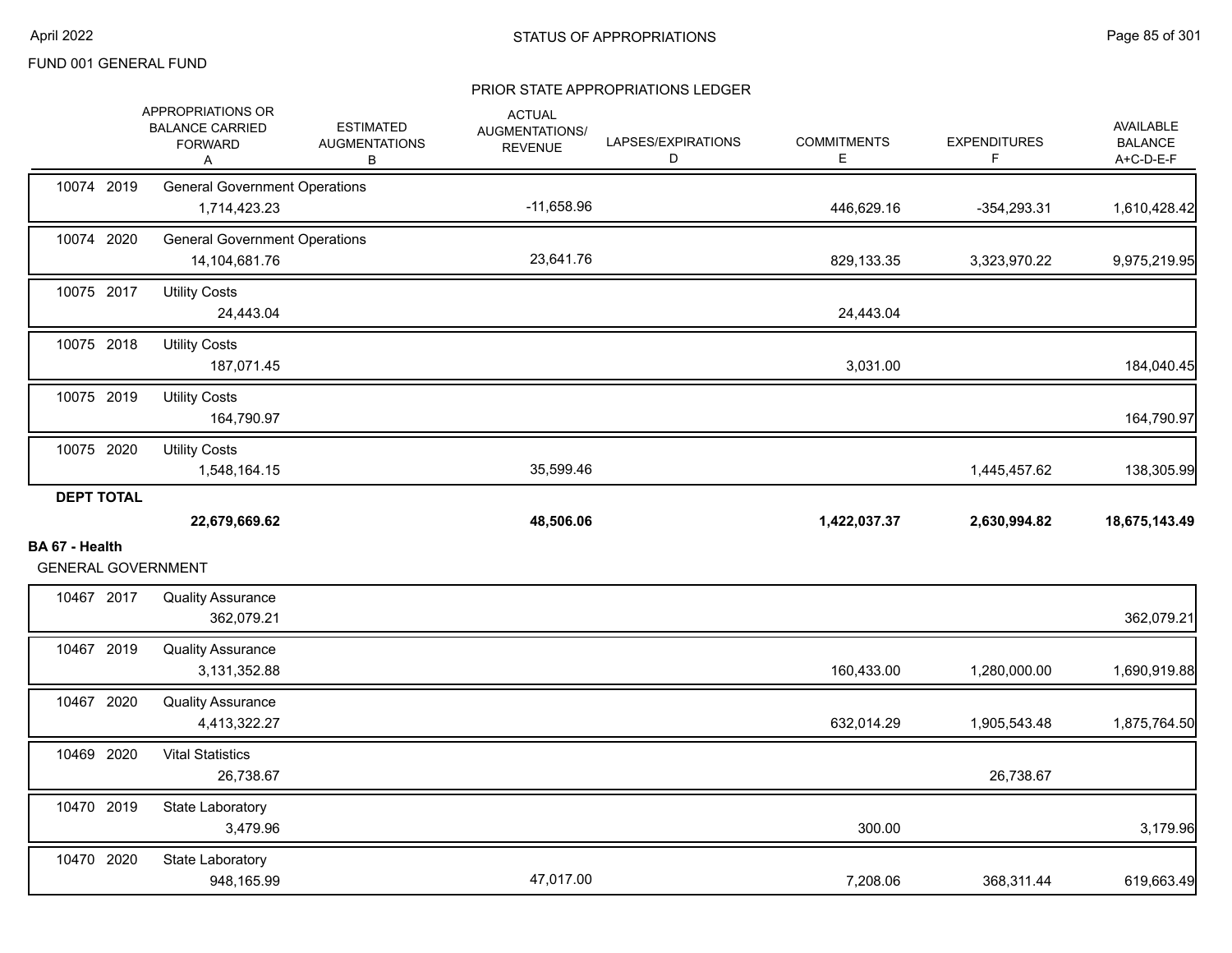FUND 001 GENERAL FUND

STATUS OF APPROPRIATIONS

PRIOR STATE APPROPRIATIONS LEDGER

| | | APPROPRIATIONS OR BALANCE CARRIED FORWARD A | ESTIMATED AUGMENTATIONS B | ACTUAL AUGMENTATIONS/ REVENUE C | LAPSES/EXPIRATIONS D | COMMITMENTS E | EXPENDITURES F | AVAILABLE BALANCE A+C-D-E-F |
|---|---|---|---|---|---|---|---|---|
| 10074 | 2019 | General Government Operations | | | | | | |
| | | 1,714,423.23 | | -11,658.96 | | 446,629.16 | -354,293.31 | 1,610,428.42 |
| 10074 | 2020 | General Government Operations | | | | | | |
| | | 14,104,681.76 | | 23,641.76 | | 829,133.35 | 3,323,970.22 | 9,975,219.95 |
| 10075 | 2017 | Utility Costs | | | | | | |
| | | 24,443.04 | | | | 24,443.04 | | |
| 10075 | 2018 | Utility Costs | | | | | | |
| | | 187,071.45 | | | | 3,031.00 | | 184,040.45 |
| 10075 | 2019 | Utility Costs | | | | | | |
| | | 164,790.97 | | | | | | 164,790.97 |
| 10075 | 2020 | Utility Costs | | | | | | |
| | | 1,548,164.15 | | 35,599.46 | | | 1,445,457.62 | 138,305.99 |
| **DEPT TOTAL** | | | | | | | | |
| | | **22,679,669.62** | | **48,506.06** | | **1,422,037.37** | **2,630,994.82** | **18,675,143.49** |

**BA 67 - Health**

GENERAL GOVERNMENT

| | | APPROPRIATIONS OR BALANCE CARRIED FORWARD A | ESTIMATED AUGMENTATIONS B | ACTUAL AUGMENTATIONS/ REVENUE C | LAPSES/EXPIRATIONS D | COMMITMENTS E | EXPENDITURES F | AVAILABLE BALANCE A+C-D-E-F |
|---|---|---|---|---|---|---|---|---|
| 10467 | 2017 | Quality Assurance | | | | | | |
| | | 362,079.21 | | | | | | 362,079.21 |
| 10467 | 2019 | Quality Assurance | | | | | | |
| | | 3,131,352.88 | | | | 160,433.00 | 1,280,000.00 | 1,690,919.88 |
| 10467 | 2020 | Quality Assurance | | | | | | |
| | | 4,413,322.27 | | | | 632,014.29 | 1,905,543.48 | 1,875,764.50 |
| 10469 | 2020 | Vital Statistics | | | | | | |
| | | 26,738.67 | | | | | 26,738.67 | |
| 10470 | 2019 | State Laboratory | | | | | | |
| | | 3,479.96 | | | | 300.00 | | 3,179.96 |
| 10470 | 2020 | State Laboratory | | | | | | |
| | | 948,165.99 | | 47,017.00 | | 7,208.06 | 368,311.44 | 619,663.49 |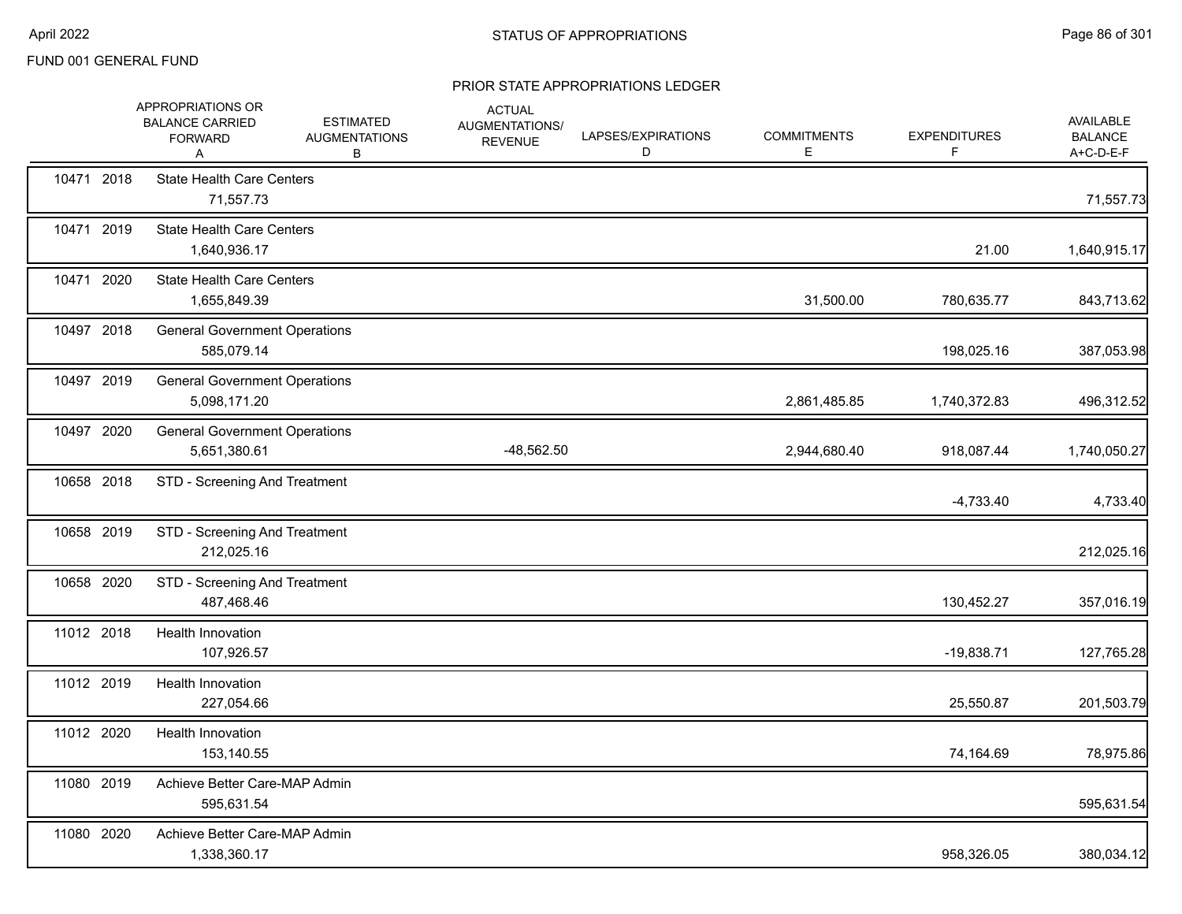FUND 001 GENERAL FUND

## STATUS OF APPROPRIATIONS

### PRIOR STATE APPROPRIATIONS LEDGER

| | | APPROPRIATIONS OR BALANCE CARRIED FORWARD A | ESTIMATED AUGMENTATIONS B | ACTUAL AUGMENTATIONS/ REVENUE | LAPSES/EXPIRATIONS D | COMMITMENTS E | EXPENDITURES F | AVAILABLE BALANCE A+C-D-E-F |
|---|---|---|---|---|---|---|---|---|
| 10471 | 2018 | State Health Care Centers | | | | | | |
| | | 71,557.73 | | | | | | 71,557.73 |
| 10471 | 2019 | State Health Care Centers | | | | | | |
| | | 1,640,936.17 | | | | | 21.00 | 1,640,915.17 |
| 10471 | 2020 | State Health Care Centers | | | | | | |
| | | 1,655,849.39 | | | | 31,500.00 | 780,635.77 | 843,713.62 |
| 10497 | 2018 | General Government Operations | | | | | | |
| | | 585,079.14 | | | | | 198,025.16 | 387,053.98 |
| 10497 | 2019 | General Government Operations | | | | | | |
| | | 5,098,171.20 | | | | 2,861,485.85 | 1,740,372.83 | 496,312.52 |
| 10497 | 2020 | General Government Operations | | | | | | |
| | | 5,651,380.61 | | -48,562.50 | | 2,944,680.40 | 918,087.44 | 1,740,050.27 |
| 10658 | 2018 | STD - Screening And Treatment | | | | | | |
| | | | | | | | -4,733.40 | 4,733.40 |
| 10658 | 2019 | STD - Screening And Treatment | | | | | | |
| | | 212,025.16 | | | | | | 212,025.16 |
| 10658 | 2020 | STD - Screening And Treatment | | | | | | |
| | | 487,468.46 | | | | | 130,452.27 | 357,016.19 |
| 11012 | 2018 | Health Innovation | | | | | | |
| | | 107,926.57 | | | | | -19,838.71 | 127,765.28 |
| 11012 | 2019 | Health Innovation | | | | | | |
| | | 227,054.66 | | | | | 25,550.87 | 201,503.79 |
| 11012 | 2020 | Health Innovation | | | | | | |
| | | 153,140.55 | | | | | 74,164.69 | 78,975.86 |
| 11080 | 2019 | Achieve Better Care-MAP Admin | | | | | | |
| | | 595,631.54 | | | | | | 595,631.54 |
| 11080 | 2020 | Achieve Better Care-MAP Admin | | | | | | |
| | | 1,338,360.17 | | | | | 958,326.05 | 380,034.12 |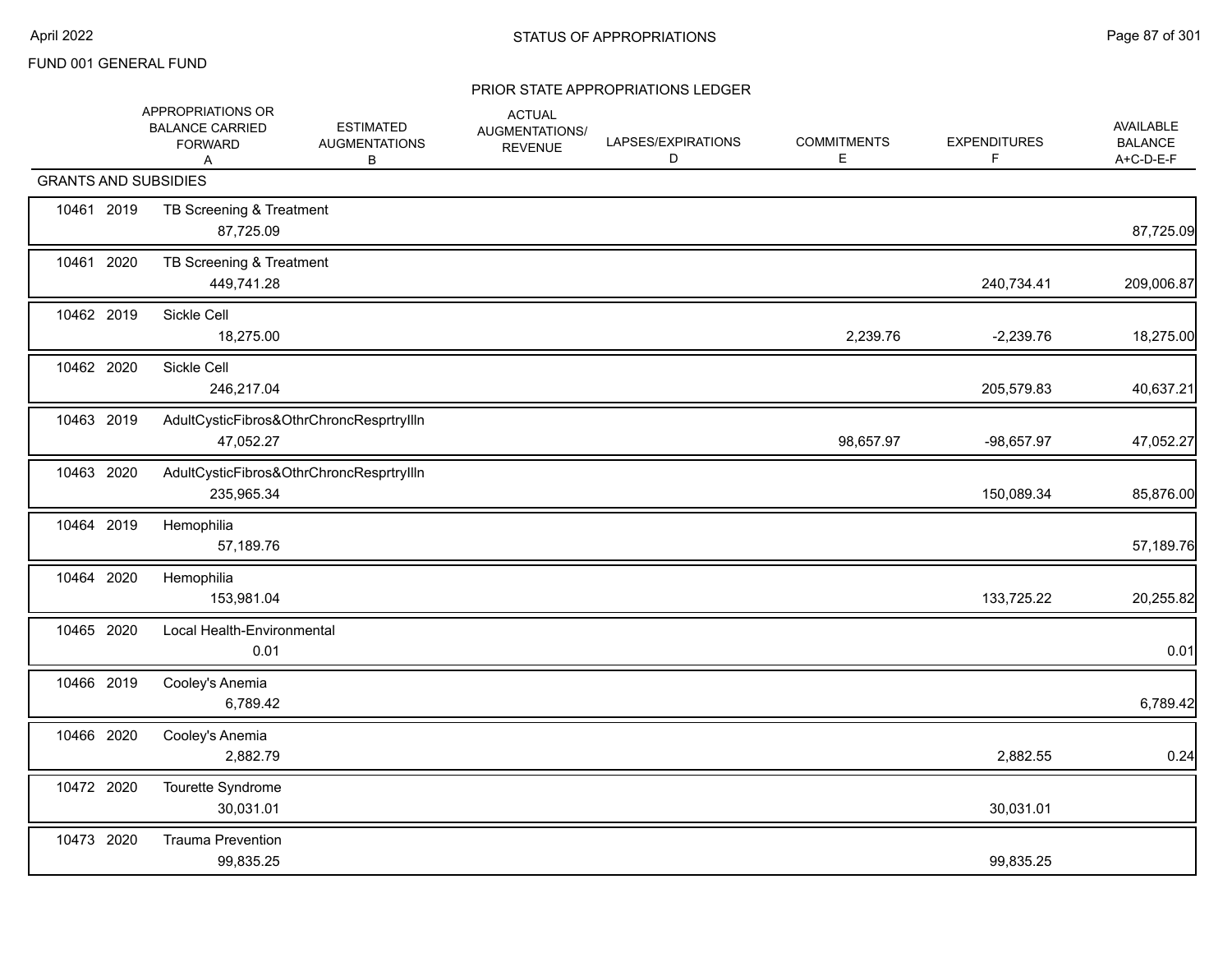FUND 001 GENERAL FUND

STATUS OF APPROPRIATIONS

PRIOR STATE APPROPRIATIONS LEDGER

| | APPROPRIATIONS OR BALANCE CARRIED FORWARD A | ESTIMATED AUGMENTATIONS B | ACTUAL AUGMENTATIONS/ REVENUE | LAPSES/EXPIRATIONS D | COMMITMENTS E | EXPENDITURES F | AVAILABLE BALANCE A+C-D-E-F |
|---|---|---|---|---|---|---|---|
| **GRANTS AND SUBSIDIES** | | | | | | | |
| 10461 2019 TB Screening & Treatment | 87,725.09 | | | | | | 87,725.09 |
| 10461 2020 TB Screening & Treatment | 449,741.28 | | | | | 240,734.41 | 209,006.87 |
| 10462 2019 Sickle Cell | 18,275.00 | | | | 2,239.76 | -2,239.76 | 18,275.00 |
| 10462 2020 Sickle Cell | 246,217.04 | | | | | 205,579.83 | 40,637.21 |
| 10463 2019 AdultCysticFibros&OthrChroncResprtryIlln | 47,052.27 | | | | 98,657.97 | -98,657.97 | 47,052.27 |
| 10463 2020 AdultCysticFibros&OthrChroncResprtryIlln | 235,965.34 | | | | | 150,089.34 | 85,876.00 |
| 10464 2019 Hemophilia | 57,189.76 | | | | | | 57,189.76 |
| 10464 2020 Hemophilia | 153,981.04 | | | | | 133,725.22 | 20,255.82 |
| 10465 2020 Local Health-Environmental | 0.01 | | | | | | 0.01 |
| 10466 2019 Cooley's Anemia | 6,789.42 | | | | | | 6,789.42 |
| 10466 2020 Cooley's Anemia | 2,882.79 | | | | | 2,882.55 | 0.24 |
| 10472 2020 Tourette Syndrome | 30,031.01 | | | | | 30,031.01 | |
| 10473 2020 Trauma Prevention | 99,835.25 | | | | | 99,835.25 | |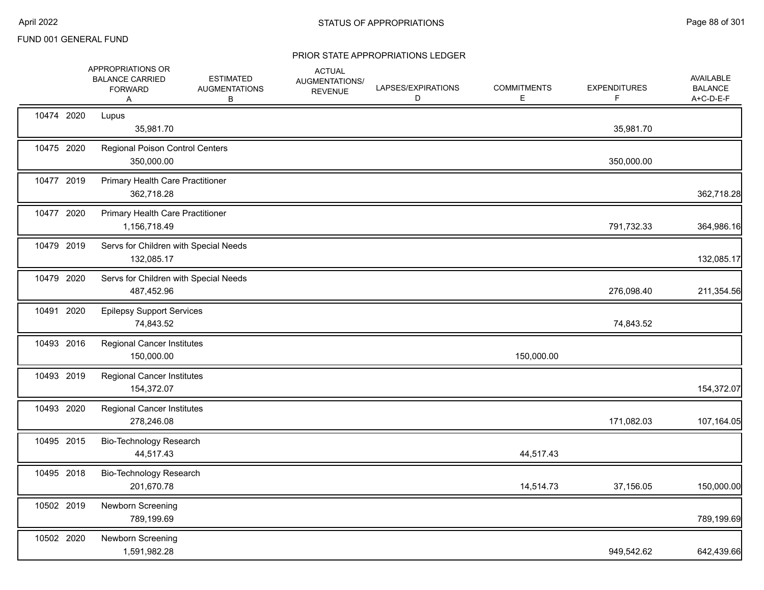FUND 001 GENERAL FUND

## STATUS OF APPROPRIATIONS

### PRIOR STATE APPROPRIATIONS LEDGER

| | | APPROPRIATIONS OR BALANCE CARRIED FORWARD A | ESTIMATED AUGMENTATIONS B | ACTUAL AUGMENTATIONS/ REVENUE | LAPSES/EXPIRATIONS D | COMMITMENTS E | EXPENDITURES F | AVAILABLE BALANCE A+C-D-E-F |
|---|---|---|---|---|---|---|---|---|
| 10474 2020 | Lupus | 35,981.70 | | | | | 35,981.70 | |
| 10475 2020 | Regional Poison Control Centers | 350,000.00 | | | | | 350,000.00 | |
| 10477 2019 | Primary Health Care Practitioner | 362,718.28 | | | | | | 362,718.28 |
| 10477 2020 | Primary Health Care Practitioner | 1,156,718.49 | | | | | 791,732.33 | 364,986.16 |
| 10479 2019 | Servs for Children with Special Needs | 132,085.17 | | | | | | 132,085.17 |
| 10479 2020 | Servs for Children with Special Needs | 487,452.96 | | | | | 276,098.40 | 211,354.56 |
| 10491 2020 | Epilepsy Support Services | 74,843.52 | | | | | 74,843.52 | |
| 10493 2016 | Regional Cancer Institutes | 150,000.00 | | | | 150,000.00 | | |
| 10493 2019 | Regional Cancer Institutes | 154,372.07 | | | | | | 154,372.07 |
| 10493 2020 | Regional Cancer Institutes | 278,246.08 | | | | | 171,082.03 | 107,164.05 |
| 10495 2015 | Bio-Technology Research | 44,517.43 | | | | 44,517.43 | | |
| 10495 2018 | Bio-Technology Research | 201,670.78 | | | | 14,514.73 | 37,156.05 | 150,000.00 |
| 10502 2019 | Newborn Screening | 789,199.69 | | | | | | 789,199.69 |
| 10502 2020 | Newborn Screening | 1,591,982.28 | | | | | 949,542.62 | 642,439.66 |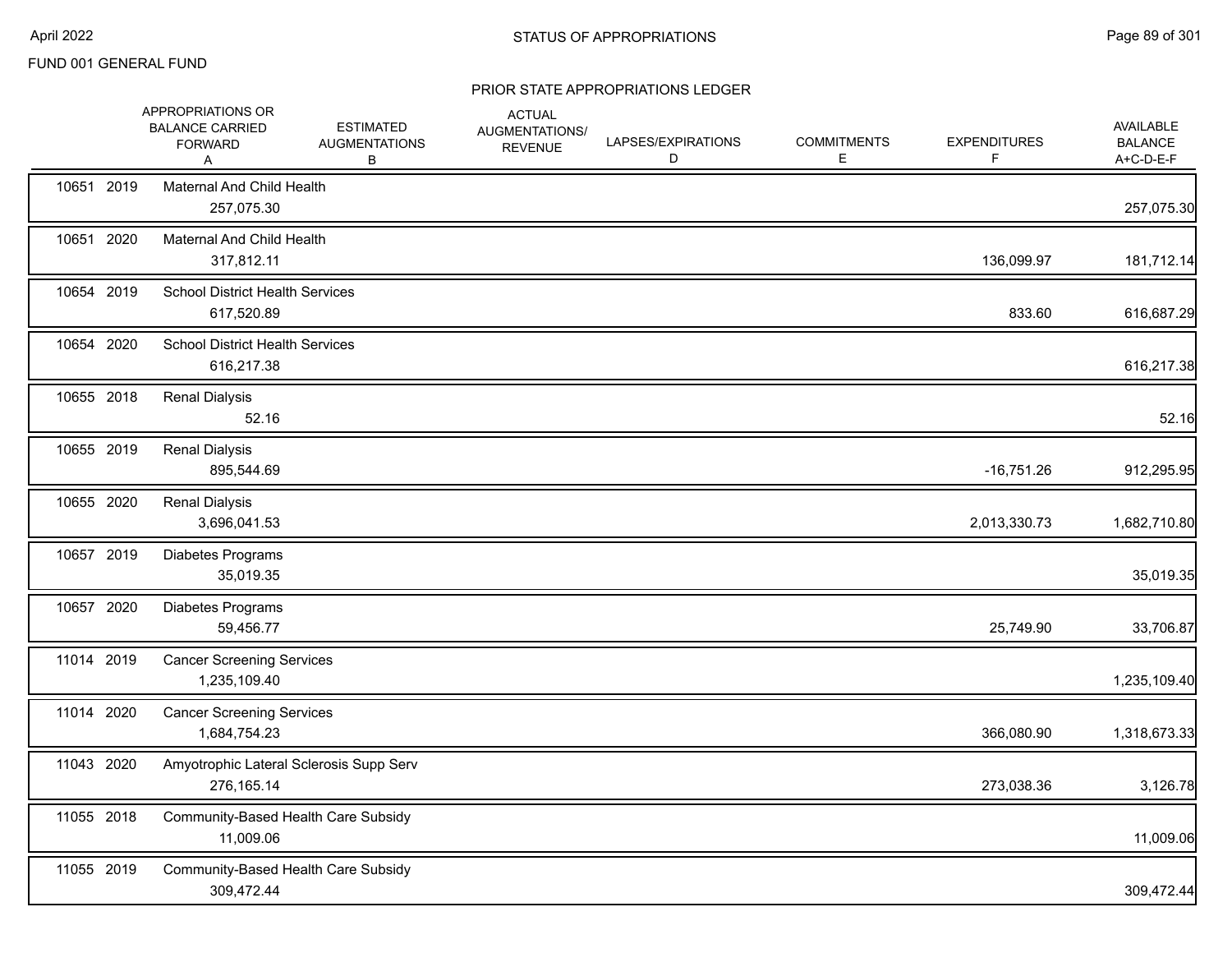FUND 001 GENERAL FUND

## STATUS OF APPROPRIATIONS

### PRIOR STATE APPROPRIATIONS LEDGER

| Appropriation | Year | Description | APPROPRIATIONS OR BALANCE CARRIED FORWARD A | ESTIMATED AUGMENTATIONS B | ACTUAL AUGMENTATIONS/ REVENUE | LAPSES/EXPIRATIONS D | COMMITMENTS E | EXPENDITURES F | AVAILABLE BALANCE A+C-D-E-F |
|---|---|---|---|---|---|---|---|---|---|
| 10651 | 2019 | Maternal And Child Health | 257,075.30 | | | | | | 257,075.30 |
| 10651 | 2020 | Maternal And Child Health | 317,812.11 | | | | | 136,099.97 | 181,712.14 |
| 10654 | 2019 | School District Health Services | 617,520.89 | | | | | 833.60 | 616,687.29 |
| 10654 | 2020 | School District Health Services | 616,217.38 | | | | | | 616,217.38 |
| 10655 | 2018 | Renal Dialysis | 52.16 | | | | | | 52.16 |
| 10655 | 2019 | Renal Dialysis | 895,544.69 | | | | | -16,751.26 | 912,295.95 |
| 10655 | 2020 | Renal Dialysis | 3,696,041.53 | | | | | 2,013,330.73 | 1,682,710.80 |
| 10657 | 2019 | Diabetes Programs | 35,019.35 | | | | | | 35,019.35 |
| 10657 | 2020 | Diabetes Programs | 59,456.77 | | | | | 25,749.90 | 33,706.87 |
| 11014 | 2019 | Cancer Screening Services | 1,235,109.40 | | | | | | 1,235,109.40 |
| 11014 | 2020 | Cancer Screening Services | 1,684,754.23 | | | | | 366,080.90 | 1,318,673.33 |
| 11043 | 2020 | Amyotrophic Lateral Sclerosis Supp Serv | 276,165.14 | | | | | 273,038.36 | 3,126.78 |
| 11055 | 2018 | Community-Based Health Care Subsidy | 11,009.06 | | | | | | 11,009.06 |
| 11055 | 2019 | Community-Based Health Care Subsidy | 309,472.44 | | | | | | 309,472.44 |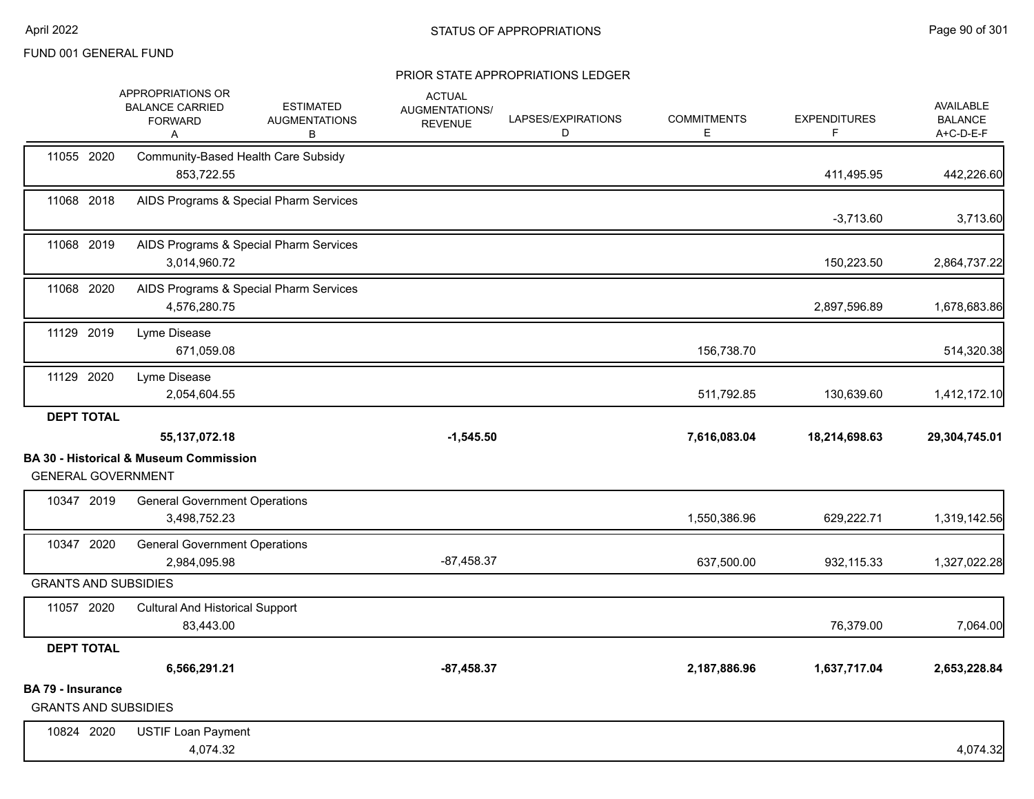FUND 001 GENERAL FUND

PRIOR STATE APPROPRIATIONS LEDGER

| | APPROPRIATIONS OR BALANCE CARRIED FORWARD A | ESTIMATED AUGMENTATIONS B | ACTUAL AUGMENTATIONS/ REVENUE C | LAPSES/EXPIRATIONS D | COMMITMENTS E | EXPENDITURES F | AVAILABLE BALANCE A+C-D-E-F |
|---|---|---|---|---|---|---|---|
| 11055 2020 Community-Based Health Care Subsidy | 853,722.55 | | | | | 411,495.95 | 442,226.60 |
| 11068 2018 AIDS Programs & Special Pharm Services | | | | | | -3,713.60 | 3,713.60 |
| 11068 2019 AIDS Programs & Special Pharm Services | 3,014,960.72 | | | | | 150,223.50 | 2,864,737.22 |
| 11068 2020 AIDS Programs & Special Pharm Services | 4,576,280.75 | | | | | 2,897,596.89 | 1,678,683.86 |
| 11129 2019 Lyme Disease | 671,059.08 | | | | 156,738.70 | | 514,320.38 |
| 11129 2020 Lyme Disease | 2,054,604.55 | | | | 511,792.85 | 130,639.60 | 1,412,172.10 |
| **DEPT TOTAL** | **55,137,072.18** | | **-1,545.50** | | **7,616,083.04** | **18,214,698.63** | **29,304,745.01** |

**BA 30 - Historical & Museum Commission**

GENERAL GOVERNMENT

| | APPROPRIATIONS OR BALANCE CARRIED FORWARD A | ESTIMATED AUGMENTATIONS B | ACTUAL AUGMENTATIONS/ REVENUE C | LAPSES/EXPIRATIONS D | COMMITMENTS E | EXPENDITURES F | AVAILABLE BALANCE A+C-D-E-F |
|---|---|---|---|---|---|---|---|
| 10347 2019 General Government Operations | 3,498,752.23 | | | | 1,550,386.96 | 629,222.71 | 1,319,142.56 |
| 10347 2020 General Government Operations | 2,984,095.98 | | -87,458.37 | | 637,500.00 | 932,115.33 | 1,327,022.28 |
| GRANTS AND SUBSIDIES | | | | | | | |
| 11057 2020 Cultural And Historical Support | 83,443.00 | | | | | 76,379.00 | 7,064.00 |
| **DEPT TOTAL** | **6,566,291.21** | | **-87,458.37** | | **2,187,886.96** | **1,637,717.04** | **2,653,228.84** |

**BA 79 - Insurance**

GRANTS AND SUBSIDIES

| | APPROPRIATIONS OR BALANCE CARRIED FORWARD A | ESTIMATED AUGMENTATIONS B | ACTUAL AUGMENTATIONS/ REVENUE C | LAPSES/EXPIRATIONS D | COMMITMENTS E | EXPENDITURES F | AVAILABLE BALANCE A+C-D-E-F |
|---|---|---|---|---|---|---|---|
| 10824 2020 USTIF Loan Payment | 4,074.32 | | | | | | 4,074.32 |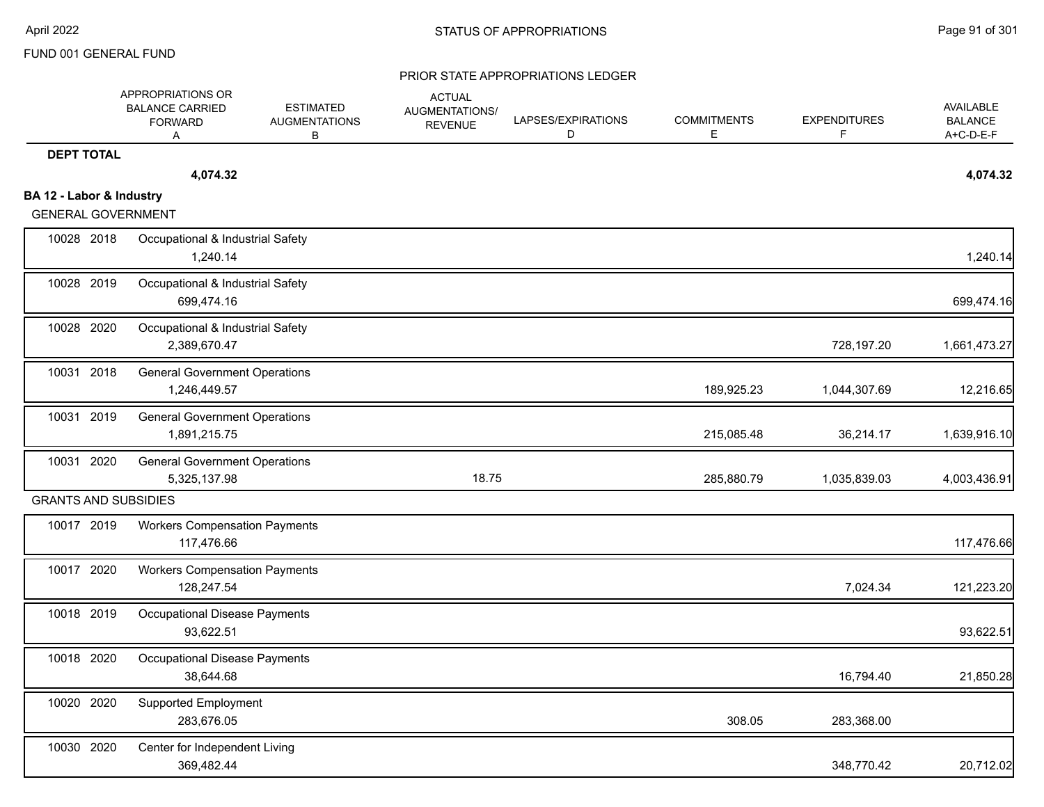FUND 001 GENERAL FUND

STATUS OF APPROPRIATIONS

PRIOR STATE APPROPRIATIONS LEDGER

| | APPROPRIATIONS OR BALANCE CARRIED FORWARD A | ESTIMATED AUGMENTATIONS B | ACTUAL AUGMENTATIONS/ REVENUE | LAPSES/EXPIRATIONS D | COMMITMENTS E | EXPENDITURES F | AVAILABLE BALANCE A+C-D-E-F |
|---|---|---|---|---|---|---|---|
| **DEPT TOTAL** | **4,074.32** | | | | | | **4,074.32** |
| **BA 12 - Labor & Industry** | | | | | | | |
| GENERAL GOVERNMENT | | | | | | | |
| 10028 2018 Occupational & Industrial Safety | 1,240.14 | | | | | | 1,240.14 |
| 10028 2019 Occupational & Industrial Safety | 699,474.16 | | | | | | 699,474.16 |
| 10028 2020 Occupational & Industrial Safety | 2,389,670.47 | | | | | 728,197.20 | 1,661,473.27 |
| 10031 2018 General Government Operations | 1,246,449.57 | | | | 189,925.23 | 1,044,307.69 | 12,216.65 |
| 10031 2019 General Government Operations | 1,891,215.75 | | | | 215,085.48 | 36,214.17 | 1,639,916.10 |
| 10031 2020 General Government Operations | 5,325,137.98 | | 18.75 | | 285,880.79 | 1,035,839.03 | 4,003,436.91 |
| GRANTS AND SUBSIDIES | | | | | | | |
| 10017 2019 Workers Compensation Payments | 117,476.66 | | | | | | 117,476.66 |
| 10017 2020 Workers Compensation Payments | 128,247.54 | | | | | 7,024.34 | 121,223.20 |
| 10018 2019 Occupational Disease Payments | 93,622.51 | | | | | | 93,622.51 |
| 10018 2020 Occupational Disease Payments | 38,644.68 | | | | | 16,794.40 | 21,850.28 |
| 10020 2020 Supported Employment | 283,676.05 | | | | 308.05 | 283,368.00 | |
| 10030 2020 Center for Independent Living | 369,482.44 | | | | | 348,770.42 | 20,712.02 |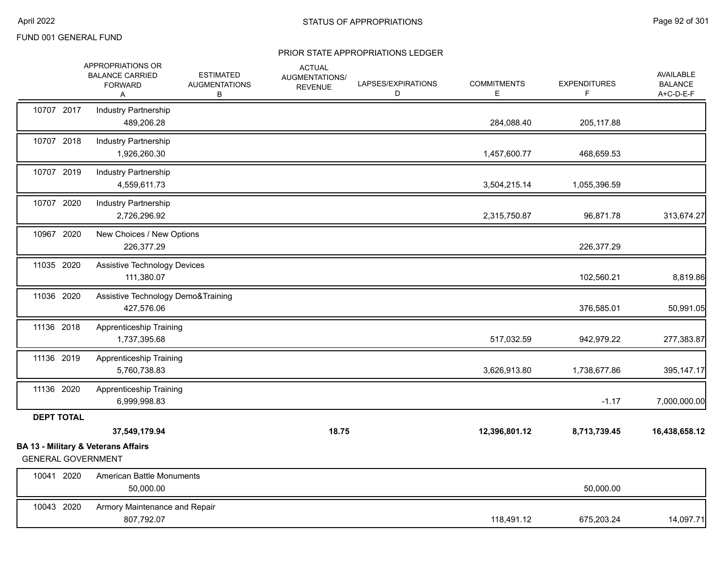FUND 001 GENERAL FUND

## PRIOR STATE APPROPRIATIONS LEDGER

| | | APPROPRIATIONS OR BALANCE CARRIED FORWARD A | ESTIMATED AUGMENTATIONS B | ACTUAL AUGMENTATIONS/ REVENUE | LAPSES/EXPIRATIONS D | COMMITMENTS E | EXPENDITURES F | AVAILABLE BALANCE A+C-D-E-F |
|---|---|---|---|---|---|---|---|---|
| 10707 2017 | Industry Partnership | 489,206.28 | | | | 284,088.40 | 205,117.88 | |
| 10707 2018 | Industry Partnership | 1,926,260.30 | | | | 1,457,600.77 | 468,659.53 | |
| 10707 2019 | Industry Partnership | 4,559,611.73 | | | | 3,504,215.14 | 1,055,396.59 | |
| 10707 2020 | Industry Partnership | 2,726,296.92 | | | | 2,315,750.87 | 96,871.78 | 313,674.27 |
| 10967 2020 | New Choices / New Options | 226,377.29 | | | | | 226,377.29 | |
| 11035 2020 | Assistive Technology Devices | 111,380.07 | | | | | 102,560.21 | 8,819.86 |
| 11036 2020 | Assistive Technology Demo&Training | 427,576.06 | | | | | 376,585.01 | 50,991.05 |
| 11136 2018 | Apprenticeship Training | 1,737,395.68 | | | | 517,032.59 | 942,979.22 | 277,383.87 |
| 11136 2019 | Apprenticeship Training | 5,760,738.83 | | | | 3,626,913.80 | 1,738,677.86 | 395,147.17 |
| 11136 2020 | Apprenticeship Training | 6,999,998.83 | | | | | -1.17 | 7,000,000.00 |
| **DEPT TOTAL** | | **37,549,179.94** | | **18.75** | | **12,396,801.12** | **8,713,739.45** | **16,438,658.12** |

**BA 13 - Military & Veterans Affairs**

GENERAL GOVERNMENT

| | | APPROPRIATIONS OR BALANCE CARRIED FORWARD A | ESTIMATED AUGMENTATIONS B | ACTUAL AUGMENTATIONS/ REVENUE | LAPSES/EXPIRATIONS D | COMMITMENTS E | EXPENDITURES F | AVAILABLE BALANCE A+C-D-E-F |
|---|---|---|---|---|---|---|---|---|
| 10041 2020 | American Battle Monuments | 50,000.00 | | | | | 50,000.00 | |
| 10043 2020 | Armory Maintenance and Repair | 807,792.07 | | | | 118,491.12 | 675,203.24 | 14,097.71 |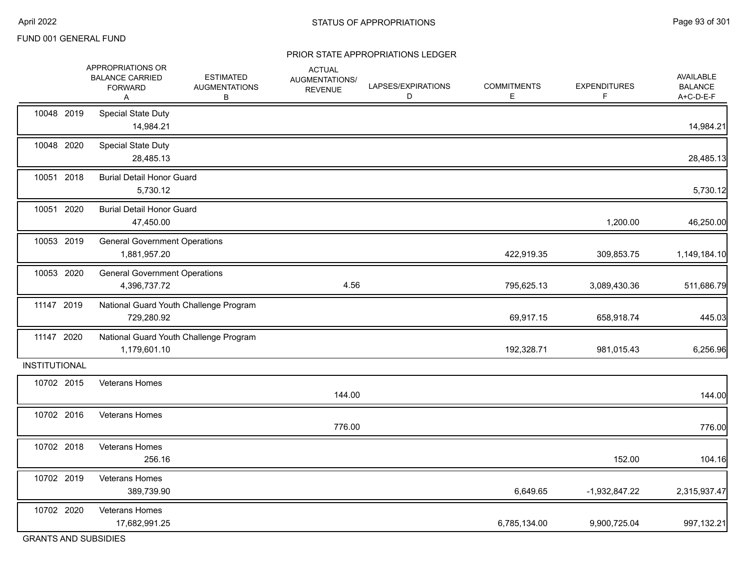FUND 001 GENERAL FUND

## STATUS OF APPROPRIATIONS

### PRIOR STATE APPROPRIATIONS LEDGER

| | | APPROPRIATIONS OR BALANCE CARRIED FORWARD A | ESTIMATED AUGMENTATIONS B | ACTUAL AUGMENTATIONS/ REVENUE | LAPSES/EXPIRATIONS D | COMMITMENTS E | EXPENDITURES F | AVAILABLE BALANCE A+C-D-E-F |
|---|---|---|---|---|---|---|---|---|
| 10048 2019 | Special State Duty | 14,984.21 | | | | | | 14,984.21 |
| 10048 2020 | Special State Duty | 28,485.13 | | | | | | 28,485.13 |
| 10051 2018 | Burial Detail Honor Guard | 5,730.12 | | | | | | 5,730.12 |
| 10051 2020 | Burial Detail Honor Guard | 47,450.00 | | | | | 1,200.00 | 46,250.00 |
| 10053 2019 | General Government Operations | 1,881,957.20 | | | | 422,919.35 | 309,853.75 | 1,149,184.10 |
| 10053 2020 | General Government Operations | 4,396,737.72 | | 4.56 | | 795,625.13 | 3,089,430.36 | 511,686.79 |
| 11147 2019 | National Guard Youth Challenge Program | 729,280.92 | | | | 69,917.15 | 658,918.74 | 445.03 |
| 11147 2020 | National Guard Youth Challenge Program | 1,179,601.10 | | | | 192,328.71 | 981,015.43 | 6,256.96 |
| **INSTITUTIONAL** | | | | | | | | |
| 10702 2015 | Veterans Homes | | | 144.00 | | | | 144.00 |
| 10702 2016 | Veterans Homes | | | 776.00 | | | | 776.00 |
| 10702 2018 | Veterans Homes | 256.16 | | | | | 152.00 | 104.16 |
| 10702 2019 | Veterans Homes | 389,739.90 | | | | 6,649.65 | -1,932,847.22 | 2,315,937.47 |
| 10702 2020 | Veterans Homes | 17,682,991.25 | | | | 6,785,134.00 | 9,900,725.04 | 997,132.21 |
| **GRANTS AND SUBSIDIES** | | | | | | | | |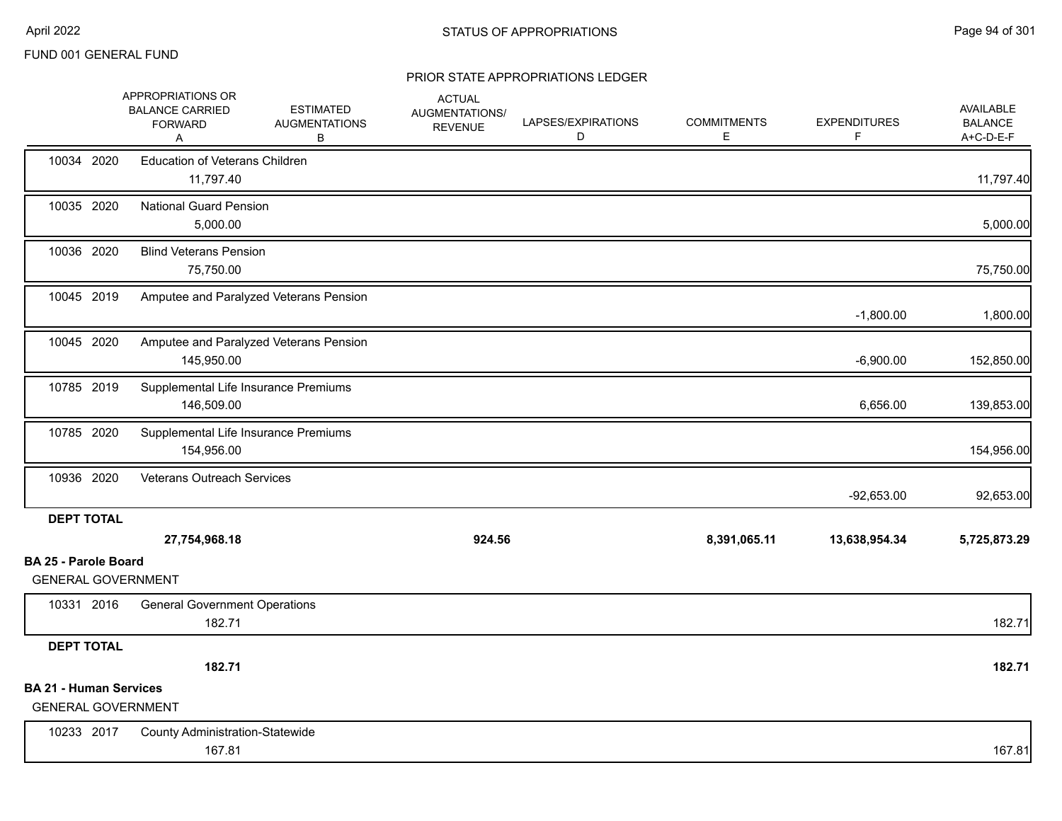FUND 001 GENERAL FUND

PRIOR STATE APPROPRIATIONS LEDGER

| | APPROPRIATIONS OR BALANCE CARRIED FORWARD A | ESTIMATED AUGMENTATIONS B | ACTUAL AUGMENTATIONS/ REVENUE | LAPSES/EXPIRATIONS D | COMMITMENTS E | EXPENDITURES F | AVAILABLE BALANCE A+C-D-E-F |
|---|---|---|---|---|---|---|---|
| 10034 2020 Education of Veterans Children | 11,797.40 | | | | | | 11,797.40 |
| 10035 2020 National Guard Pension | 5,000.00 | | | | | | 5,000.00 |
| 10036 2020 Blind Veterans Pension | 75,750.00 | | | | | | 75,750.00 |
| 10045 2019 Amputee and Paralyzed Veterans Pension | | | | | | -1,800.00 | 1,800.00 |
| 10045 2020 Amputee and Paralyzed Veterans Pension | 145,950.00 | | | | | -6,900.00 | 152,850.00 |
| 10785 2019 Supplemental Life Insurance Premiums | 146,509.00 | | | | | 6,656.00 | 139,853.00 |
| 10785 2020 Supplemental Life Insurance Premiums | 154,956.00 | | | | | | 154,956.00 |
| 10936 2020 Veterans Outreach Services | | | | | | -92,653.00 | 92,653.00 |
| **DEPT TOTAL** | **27,754,968.18** | | **924.56** | | **8,391,065.11** | **13,638,954.34** | **5,725,873.29** |

**BA 25 - Parole Board**

GENERAL GOVERNMENT

| | A | B | C | D | E | F | A+C-D-E-F |
|---|---|---|---|---|---|---|---|
| 10331 2016 General Government Operations | 182.71 | | | | | | 182.71 |
| **DEPT TOTAL** | **182.71** | | | | | | **182.71** |

**BA 21 - Human Services**

GENERAL GOVERNMENT

| | A | B | C | D | E | F | A+C-D-E-F |
|---|---|---|---|---|---|---|---|
| 10233 2017 County Administration-Statewide | 167.81 | | | | | | 167.81 |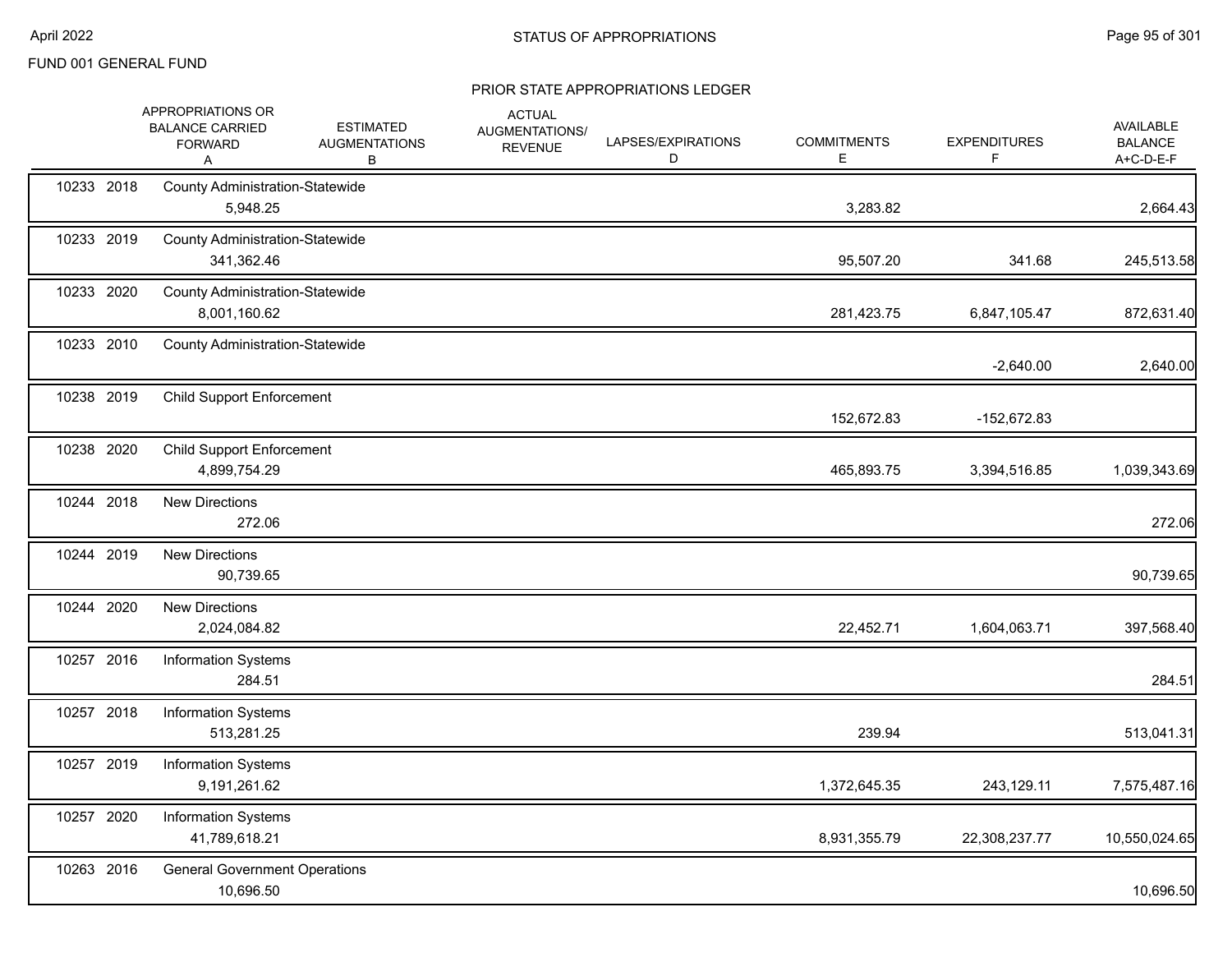FUND 001 GENERAL FUND

## STATUS OF APPROPRIATIONS

### PRIOR STATE APPROPRIATIONS LEDGER

| | | APPROPRIATIONS OR BALANCE CARRIED FORWARD A | ESTIMATED AUGMENTATIONS B | ACTUAL AUGMENTATIONS/ REVENUE | LAPSES/EXPIRATIONS D | COMMITMENTS E | EXPENDITURES F | AVAILABLE BALANCE A+C-D-E-F |
|---|---|---|---|---|---|---|---|---|
| 10233 | 2018 | County Administration-Statewide | | | | | | |
| | | 5,948.25 | | | | 3,283.82 | | 2,664.43 |
| 10233 | 2019 | County Administration-Statewide | | | | | | |
| | | 341,362.46 | | | | 95,507.20 | 341.68 | 245,513.58 |
| 10233 | 2020 | County Administration-Statewide | | | | | | |
| | | 8,001,160.62 | | | | 281,423.75 | 6,847,105.47 | 872,631.40 |
| 10233 | 2010 | County Administration-Statewide | | | | | | |
| | | | | | | | -2,640.00 | 2,640.00 |
| 10238 | 2019 | Child Support Enforcement | | | | | | |
| | | | | | | 152,672.83 | -152,672.83 | |
| 10238 | 2020 | Child Support Enforcement | | | | | | |
| | | 4,899,754.29 | | | | 465,893.75 | 3,394,516.85 | 1,039,343.69 |
| 10244 | 2018 | New Directions | | | | | | |
| | | 272.06 | | | | | | 272.06 |
| 10244 | 2019 | New Directions | | | | | | |
| | | 90,739.65 | | | | | | 90,739.65 |
| 10244 | 2020 | New Directions | | | | | | |
| | | 2,024,084.82 | | | | 22,452.71 | 1,604,063.71 | 397,568.40 |
| 10257 | 2016 | Information Systems | | | | | | |
| | | 284.51 | | | | | | 284.51 |
| 10257 | 2018 | Information Systems | | | | | | |
| | | 513,281.25 | | | | 239.94 | | 513,041.31 |
| 10257 | 2019 | Information Systems | | | | | | |
| | | 9,191,261.62 | | | | 1,372,645.35 | 243,129.11 | 7,575,487.16 |
| 10257 | 2020 | Information Systems | | | | | | |
| | | 41,789,618.21 | | | | 8,931,355.79 | 22,308,237.77 | 10,550,024.65 |
| 10263 | 2016 | General Government Operations | | | | | | |
| | | 10,696.50 | | | | | | 10,696.50 |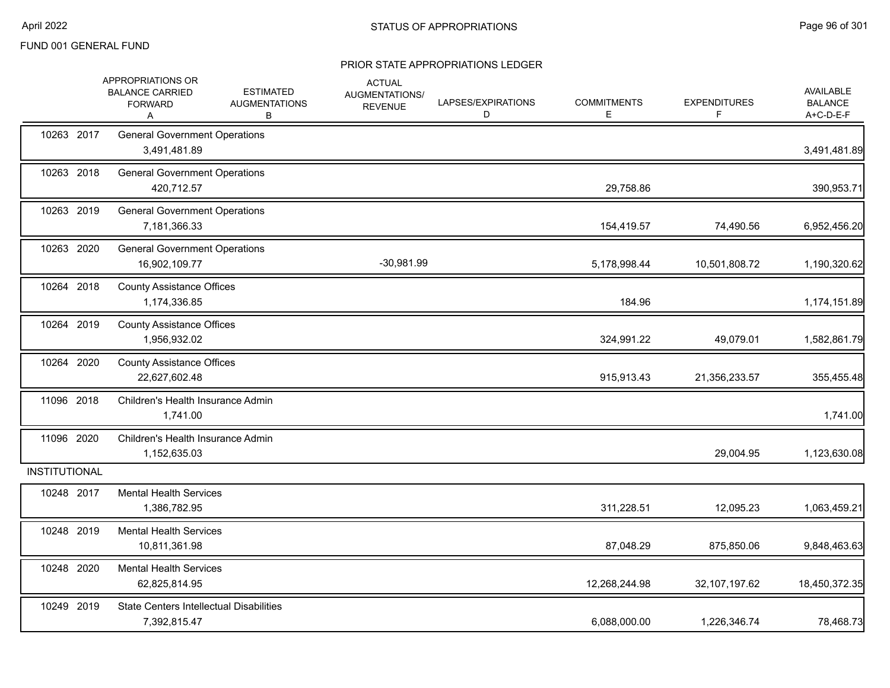FUND 001 GENERAL FUND

# STATUS OF APPROPRIATIONS

## PRIOR STATE APPROPRIATIONS LEDGER

| | APPROPRIATIONS OR BALANCE CARRIED FORWARD A | ESTIMATED AUGMENTATIONS B | ACTUAL AUGMENTATIONS/ REVENUE | LAPSES/EXPIRATIONS D | COMMITMENTS E | EXPENDITURES F | AVAILABLE BALANCE A+C-D-E-F |
|---|---|---|---|---|---|---|---|
| 10263 2017 | General Government Operations | | | | | | |
| | 3,491,481.89 | | | | | | 3,491,481.89 |
| 10263 2018 | General Government Operations | | | | | | |
| | 420,712.57 | | | | 29,758.86 | | 390,953.71 |
| 10263 2019 | General Government Operations | | | | | | |
| | 7,181,366.33 | | | | 154,419.57 | 74,490.56 | 6,952,456.20 |
| 10263 2020 | General Government Operations | | | | | | |
| | 16,902,109.77 | | -30,981.99 | | 5,178,998.44 | 10,501,808.72 | 1,190,320.62 |
| 10264 2018 | County Assistance Offices | | | | | | |
| | 1,174,336.85 | | | | 184.96 | | 1,174,151.89 |
| 10264 2019 | County Assistance Offices | | | | | | |
| | 1,956,932.02 | | | | 324,991.22 | 49,079.01 | 1,582,861.79 |
| 10264 2020 | County Assistance Offices | | | | | | |
| | 22,627,602.48 | | | | 915,913.43 | 21,356,233.57 | 355,455.48 |
| 11096 2018 | Children's Health Insurance Admin | | | | | | |
| | 1,741.00 | | | | | | 1,741.00 |
| 11096 2020 | Children's Health Insurance Admin | | | | | | |
| | 1,152,635.03 | | | | | 29,004.95 | 1,123,630.08 |
| INSTITUTIONAL | | | | | | | |
| 10248 2017 | Mental Health Services | | | | | | |
| | 1,386,782.95 | | | | 311,228.51 | 12,095.23 | 1,063,459.21 |
| 10248 2019 | Mental Health Services | | | | | | |
| | 10,811,361.98 | | | | 87,048.29 | 875,850.06 | 9,848,463.63 |
| 10248 2020 | Mental Health Services | | | | | | |
| | 62,825,814.95 | | | | 12,268,244.98 | 32,107,197.62 | 18,450,372.35 |
| 10249 2019 | State Centers Intellectual Disabilities | | | | | | |
| | 7,392,815.47 | | | | 6,088,000.00 | 1,226,346.74 | 78,468.73 |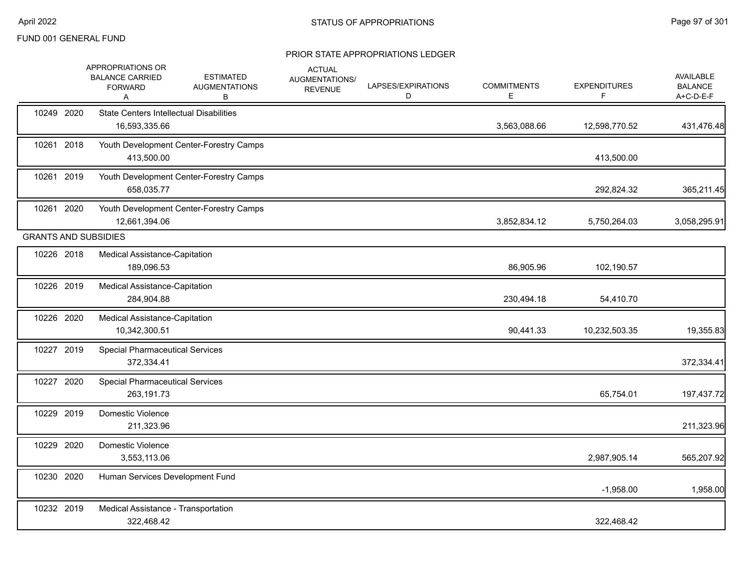FUND 001 GENERAL FUND

## STATUS OF APPROPRIATIONS

### PRIOR STATE APPROPRIATIONS LEDGER

| | APPROPRIATIONS OR BALANCE CARRIED FORWARD A | ESTIMATED AUGMENTATIONS B | ACTUAL AUGMENTATIONS/ REVENUE | LAPSES/EXPIRATIONS D | COMMITMENTS E | EXPENDITURES F | AVAILABLE BALANCE A+C-D-E-F |
|---|---|---|---|---|---|---|---|
| 10249 2020 | State Centers Intellectual Disabilities | | | | | | |
| | 16,593,335.66 | | | | 3,563,088.66 | 12,598,770.52 | 431,476.48 |
| 10261 2018 | Youth Development Center-Forestry Camps | | | | | | |
| | 413,500.00 | | | | | 413,500.00 | |
| 10261 2019 | Youth Development Center-Forestry Camps | | | | | | |
| | 658,035.77 | | | | | 292,824.32 | 365,211.45 |
| 10261 2020 | Youth Development Center-Forestry Camps | | | | | | |
| | 12,661,394.06 | | | | 3,852,834.12 | 5,750,264.03 | 3,058,295.91 |
| GRANTS AND SUBSIDIES | | | | | | | |
| 10226 2018 | Medical Assistance-Capitation | | | | | | |
| | 189,096.53 | | | | 86,905.96 | 102,190.57 | |
| 10226 2019 | Medical Assistance-Capitation | | | | | | |
| | 284,904.88 | | | | 230,494.18 | 54,410.70 | |
| 10226 2020 | Medical Assistance-Capitation | | | | | | |
| | 10,342,300.51 | | | | 90,441.33 | 10,232,503.35 | 19,355.83 |
| 10227 2019 | Special Pharmaceutical Services | | | | | | |
| | 372,334.41 | | | | | | 372,334.41 |
| 10227 2020 | Special Pharmaceutical Services | | | | | | |
| | 263,191.73 | | | | | 65,754.01 | 197,437.72 |
| 10229 2019 | Domestic Violence | | | | | | |
| | 211,323.96 | | | | | | 211,323.96 |
| 10229 2020 | Domestic Violence | | | | | | |
| | 3,553,113.06 | | | | | 2,987,905.14 | 565,207.92 |
| 10230 2020 | Human Services Development Fund | | | | | | |
| | | | | | | -1,958.00 | 1,958.00 |
| 10232 2019 | Medical Assistance - Transportation | | | | | | |
| | 322,468.42 | | | | | 322,468.42 | |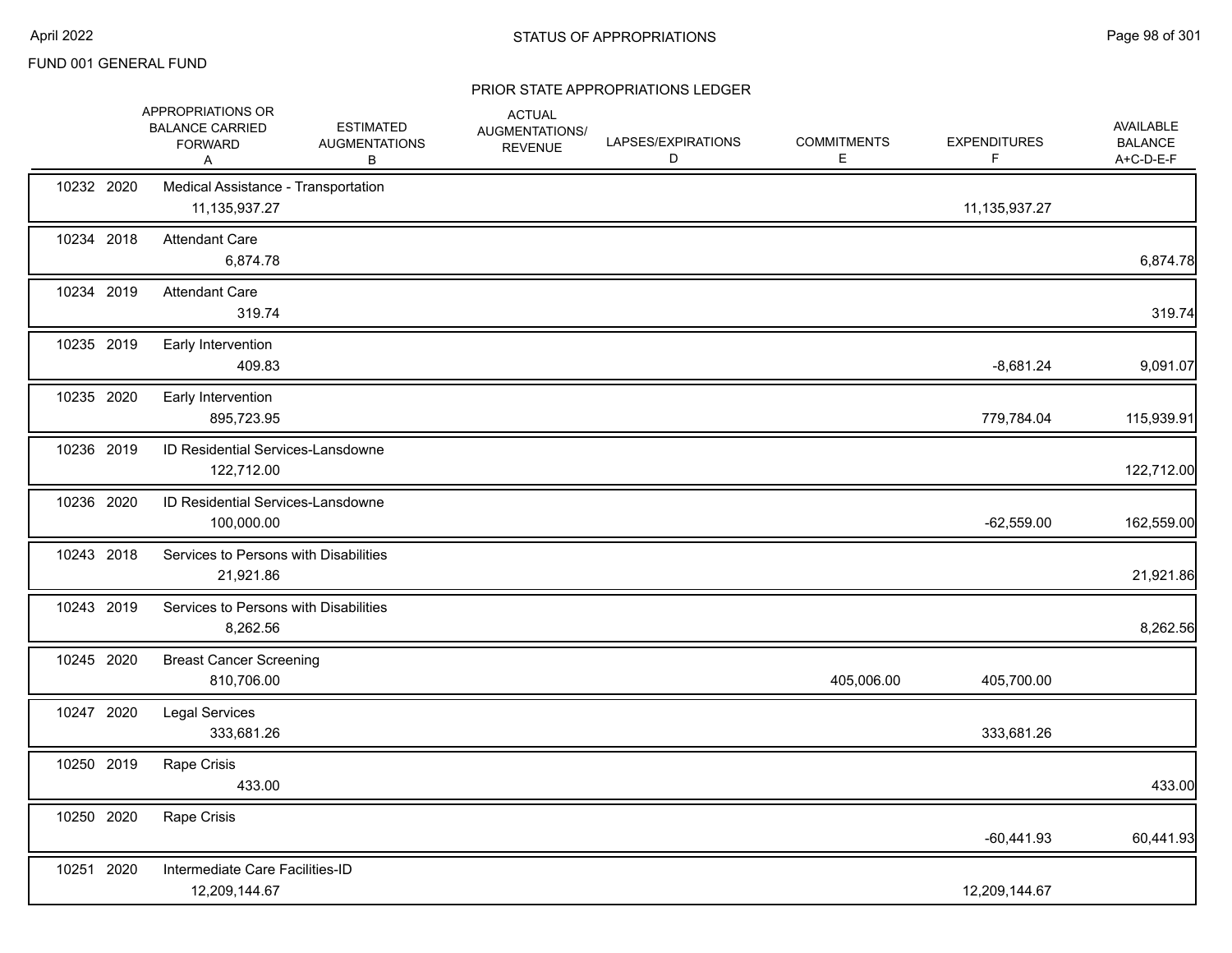FUND 001 GENERAL FUND

# STATUS OF APPROPRIATIONS

## PRIOR STATE APPROPRIATIONS LEDGER

| | | APPROPRIATIONS OR BALANCE CARRIED FORWARD A | ESTIMATED AUGMENTATIONS B | ACTUAL AUGMENTATIONS/ REVENUE | LAPSES/EXPIRATIONS D | COMMITMENTS E | EXPENDITURES F | AVAILABLE BALANCE A+C-D-E-F |
|---|---|---|---|---|---|---|---|---|
| 10232 | 2020 | Medical Assistance - Transportation | | | | | | |
| | | 11,135,937.27 | | | | | 11,135,937.27 | |
| 10234 | 2018 | Attendant Care | | | | | | |
| | | 6,874.78 | | | | | | 6,874.78 |
| 10234 | 2019 | Attendant Care | | | | | | |
| | | 319.74 | | | | | | 319.74 |
| 10235 | 2019 | Early Intervention | | | | | | |
| | | 409.83 | | | | | -8,681.24 | 9,091.07 |
| 10235 | 2020 | Early Intervention | | | | | | |
| | | 895,723.95 | | | | | 779,784.04 | 115,939.91 |
| 10236 | 2019 | ID Residential Services-Lansdowne | | | | | | |
| | | 122,712.00 | | | | | | 122,712.00 |
| 10236 | 2020 | ID Residential Services-Lansdowne | | | | | | |
| | | 100,000.00 | | | | | -62,559.00 | 162,559.00 |
| 10243 | 2018 | Services to Persons with Disabilities | | | | | | |
| | | 21,921.86 | | | | | | 21,921.86 |
| 10243 | 2019 | Services to Persons with Disabilities | | | | | | |
| | | 8,262.56 | | | | | | 8,262.56 |
| 10245 | 2020 | Breast Cancer Screening | | | | | | |
| | | 810,706.00 | | | | 405,006.00 | 405,700.00 | |
| 10247 | 2020 | Legal Services | | | | | | |
| | | 333,681.26 | | | | | 333,681.26 | |
| 10250 | 2019 | Rape Crisis | | | | | | |
| | | 433.00 | | | | | | 433.00 |
| 10250 | 2020 | Rape Crisis | | | | | | |
| | | | | | | | -60,441.93 | 60,441.93 |
| 10251 | 2020 | Intermediate Care Facilities-ID | | | | | | |
| | | 12,209,144.67 | | | | | 12,209,144.67 | |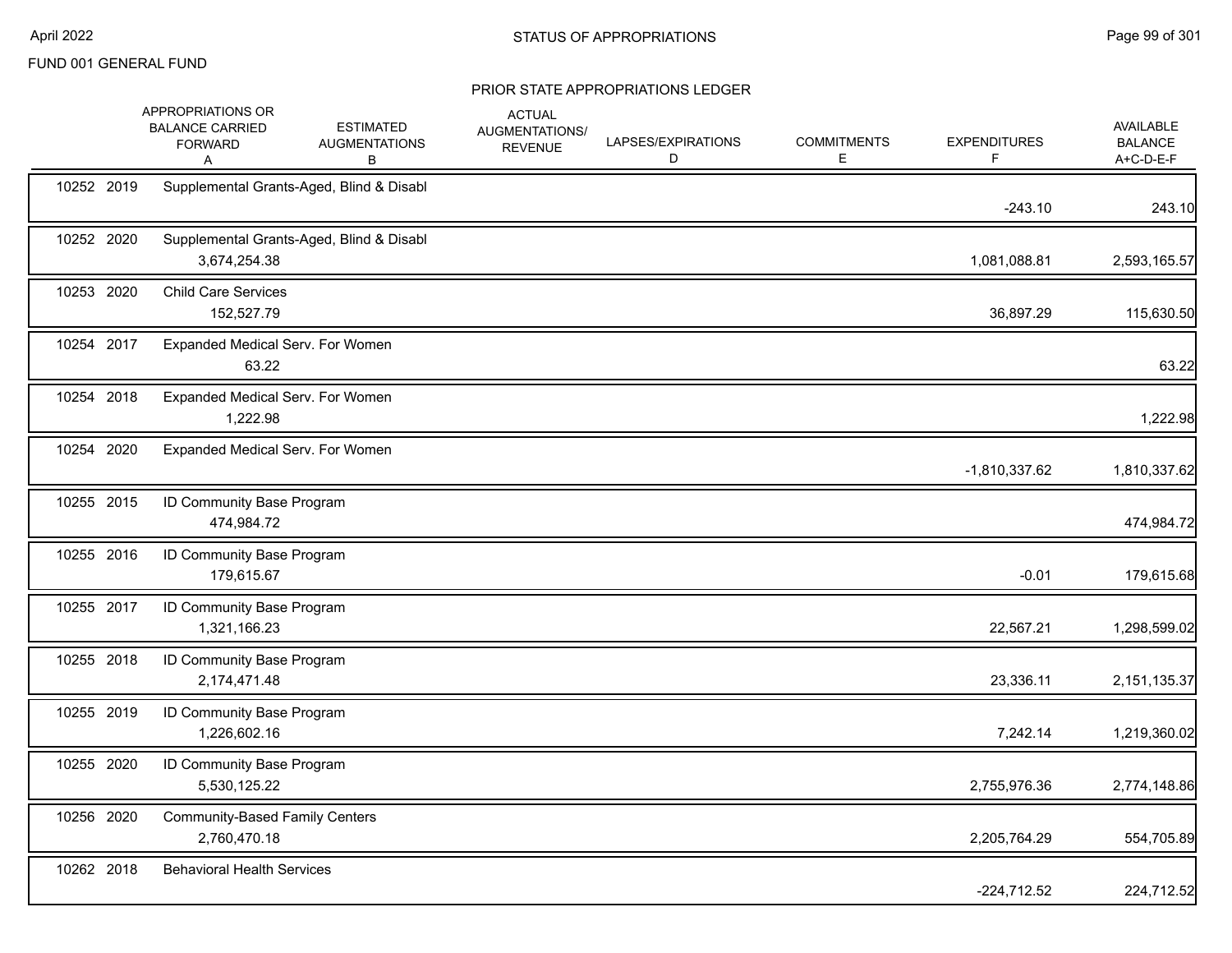FUND 001 GENERAL FUND

## STATUS OF APPROPRIATIONS

### PRIOR STATE APPROPRIATIONS LEDGER

| | | APPROPRIATIONS OR BALANCE CARRIED FORWARD A | ESTIMATED AUGMENTATIONS B | ACTUAL AUGMENTATIONS/ REVENUE | LAPSES/EXPIRATIONS D | COMMITMENTS E | EXPENDITURES F | AVAILABLE BALANCE A+C-D-E-F |
|---|---|---|---|---|---|---|---|---|
| 10252 2019 | Supplemental Grants-Aged, Blind & Disabl | | | | | | -243.10 | 243.10 |
| 10252 2020 | Supplemental Grants-Aged, Blind & Disabl | 3,674,254.38 | | | | | 1,081,088.81 | 2,593,165.57 |
| 10253 2020 | Child Care Services | 152,527.79 | | | | | 36,897.29 | 115,630.50 |
| 10254 2017 | Expanded Medical Serv. For Women | 63.22 | | | | | | 63.22 |
| 10254 2018 | Expanded Medical Serv. For Women | 1,222.98 | | | | | | 1,222.98 |
| 10254 2020 | Expanded Medical Serv. For Women | | | | | | -1,810,337.62 | 1,810,337.62 |
| 10255 2015 | ID Community Base Program | 474,984.72 | | | | | | 474,984.72 |
| 10255 2016 | ID Community Base Program | 179,615.67 | | | | | -0.01 | 179,615.68 |
| 10255 2017 | ID Community Base Program | 1,321,166.23 | | | | | 22,567.21 | 1,298,599.02 |
| 10255 2018 | ID Community Base Program | 2,174,471.48 | | | | | 23,336.11 | 2,151,135.37 |
| 10255 2019 | ID Community Base Program | 1,226,602.16 | | | | | 7,242.14 | 1,219,360.02 |
| 10255 2020 | ID Community Base Program | 5,530,125.22 | | | | | 2,755,976.36 | 2,774,148.86 |
| 10256 2020 | Community-Based Family Centers | 2,760,470.18 | | | | | 2,205,764.29 | 554,705.89 |
| 10262 2018 | Behavioral Health Services | | | | | | -224,712.52 | 224,712.52 |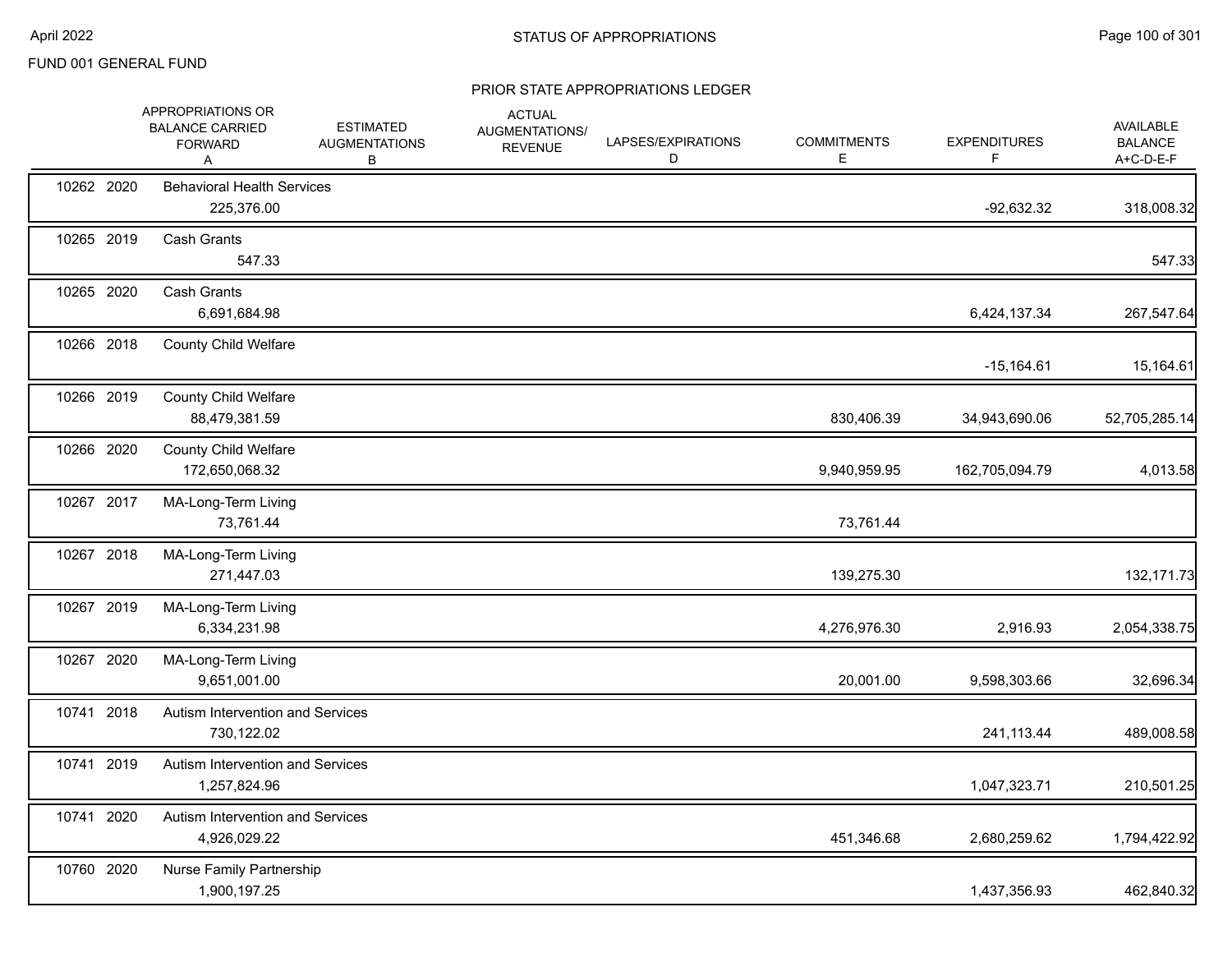FUND 001 GENERAL FUND

## STATUS OF APPROPRIATIONS

### PRIOR STATE APPROPRIATIONS LEDGER

| | | | APPROPRIATIONS OR BALANCE CARRIED FORWARD A | ESTIMATED AUGMENTATIONS B | ACTUAL AUGMENTATIONS/ REVENUE | LAPSES/EXPIRATIONS D | COMMITMENTS E | EXPENDITURES F | AVAILABLE BALANCE A+C-D-E-F |
|---|---|---|---|---|---|---|---|---|---|
| 10262 | 2020 | Behavioral Health Services | 225,376.00 | | | | | -92,632.32 | 318,008.32 |
| 10265 | 2019 | Cash Grants | 547.33 | | | | | | 547.33 |
| 10265 | 2020 | Cash Grants | 6,691,684.98 | | | | | 6,424,137.34 | 267,547.64 |
| 10266 | 2018 | County Child Welfare | | | | | | -15,164.61 | 15,164.61 |
| 10266 | 2019 | County Child Welfare | 88,479,381.59 | | | | 830,406.39 | 34,943,690.06 | 52,705,285.14 |
| 10266 | 2020 | County Child Welfare | 172,650,068.32 | | | | 9,940,959.95 | 162,705,094.79 | 4,013.58 |
| 10267 | 2017 | MA-Long-Term Living | 73,761.44 | | | | 73,761.44 | | |
| 10267 | 2018 | MA-Long-Term Living | 271,447.03 | | | | 139,275.30 | | 132,171.73 |
| 10267 | 2019 | MA-Long-Term Living | 6,334,231.98 | | | | 4,276,976.30 | 2,916.93 | 2,054,338.75 |
| 10267 | 2020 | MA-Long-Term Living | 9,651,001.00 | | | | 20,001.00 | 9,598,303.66 | 32,696.34 |
| 10741 | 2018 | Autism Intervention and Services | 730,122.02 | | | | | 241,113.44 | 489,008.58 |
| 10741 | 2019 | Autism Intervention and Services | 1,257,824.96 | | | | | 1,047,323.71 | 210,501.25 |
| 10741 | 2020 | Autism Intervention and Services | 4,926,029.22 | | | | 451,346.68 | 2,680,259.62 | 1,794,422.92 |
| 10760 | 2020 | Nurse Family Partnership | 1,900,197.25 | | | | | 1,437,356.93 | 462,840.32 |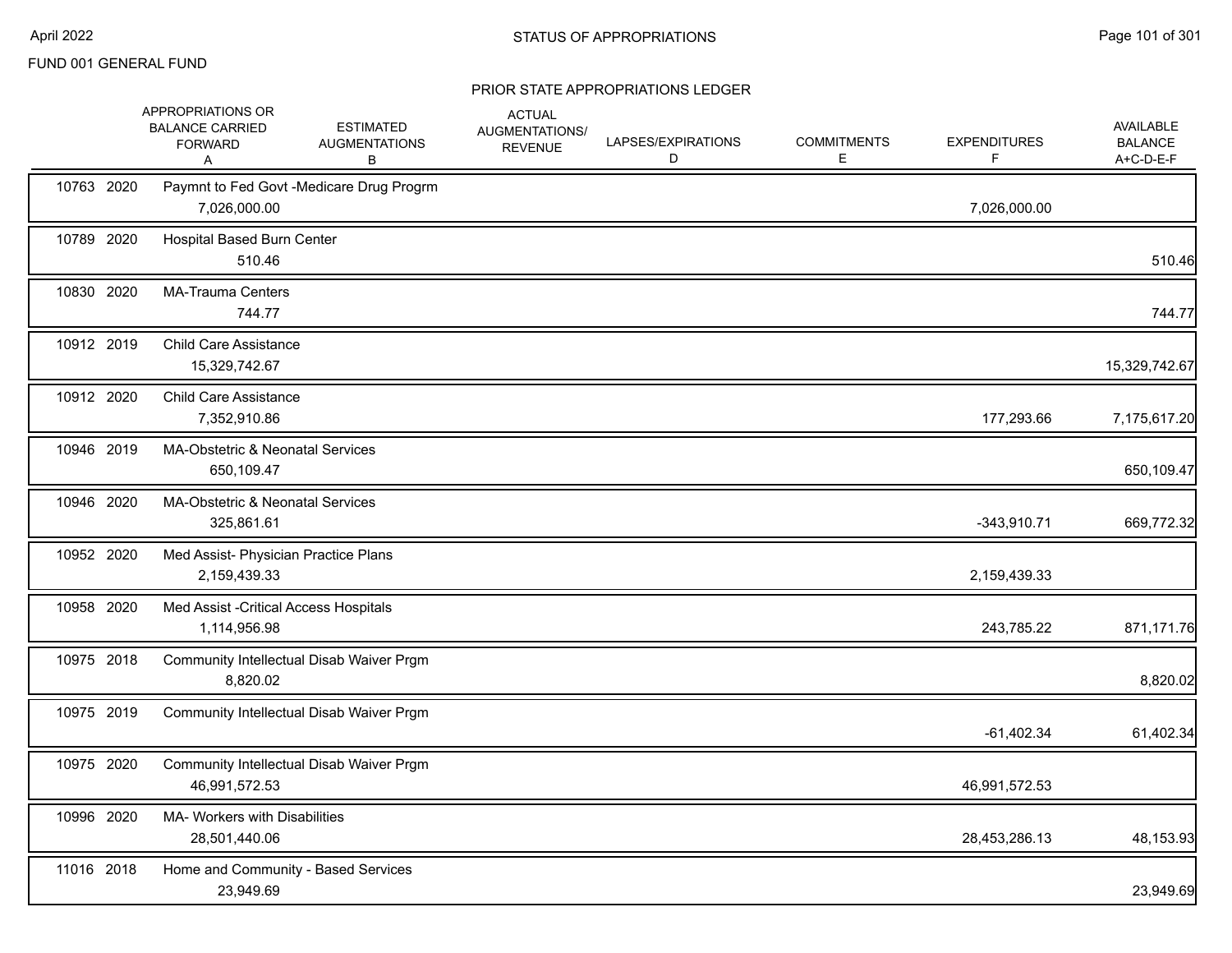FUND 001 GENERAL FUND

## STATUS OF APPROPRIATIONS

### PRIOR STATE APPROPRIATIONS LEDGER

| | | APPROPRIATIONS OR BALANCE CARRIED FORWARD A | ESTIMATED AUGMENTATIONS B | ACTUAL AUGMENTATIONS/ REVENUE | LAPSES/EXPIRATIONS D | COMMITMENTS E | EXPENDITURES F | AVAILABLE BALANCE A+C-D-E-F |
|---|---|---|---|---|---|---|---|---|
| 10763 | 2020 | Paymnt to Fed Govt -Medicare Drug Progrm | | | | | | |
| | | 7,026,000.00 | | | | | 7,026,000.00 | |
| 10789 | 2020 | Hospital Based Burn Center | | | | | | |
| | | 510.46 | | | | | | 510.46 |
| 10830 | 2020 | MA-Trauma Centers | | | | | | |
| | | 744.77 | | | | | | 744.77 |
| 10912 | 2019 | Child Care Assistance | | | | | | |
| | | 15,329,742.67 | | | | | | 15,329,742.67 |
| 10912 | 2020 | Child Care Assistance | | | | | | |
| | | 7,352,910.86 | | | | | 177,293.66 | 7,175,617.20 |
| 10946 | 2019 | MA-Obstetric & Neonatal Services | | | | | | |
| | | 650,109.47 | | | | | | 650,109.47 |
| 10946 | 2020 | MA-Obstetric & Neonatal Services | | | | | | |
| | | 325,861.61 | | | | | -343,910.71 | 669,772.32 |
| 10952 | 2020 | Med Assist- Physician Practice Plans | | | | | | |
| | | 2,159,439.33 | | | | | 2,159,439.33 | |
| 10958 | 2020 | Med Assist -Critical Access Hospitals | | | | | | |
| | | 1,114,956.98 | | | | | 243,785.22 | 871,171.76 |
| 10975 | 2018 | Community Intellectual Disab Waiver Prgm | | | | | | |
| | | 8,820.02 | | | | | | 8,820.02 |
| 10975 | 2019 | Community Intellectual Disab Waiver Prgm | | | | | | |
| | | | | | | | -61,402.34 | 61,402.34 |
| 10975 | 2020 | Community Intellectual Disab Waiver Prgm | | | | | | |
| | | 46,991,572.53 | | | | | 46,991,572.53 | |
| 10996 | 2020 | MA- Workers with Disabilities | | | | | | |
| | | 28,501,440.06 | | | | | 28,453,286.13 | 48,153.93 |
| 11016 | 2018 | Home and Community - Based Services | | | | | | |
| | | 23,949.69 | | | | | | 23,949.69 |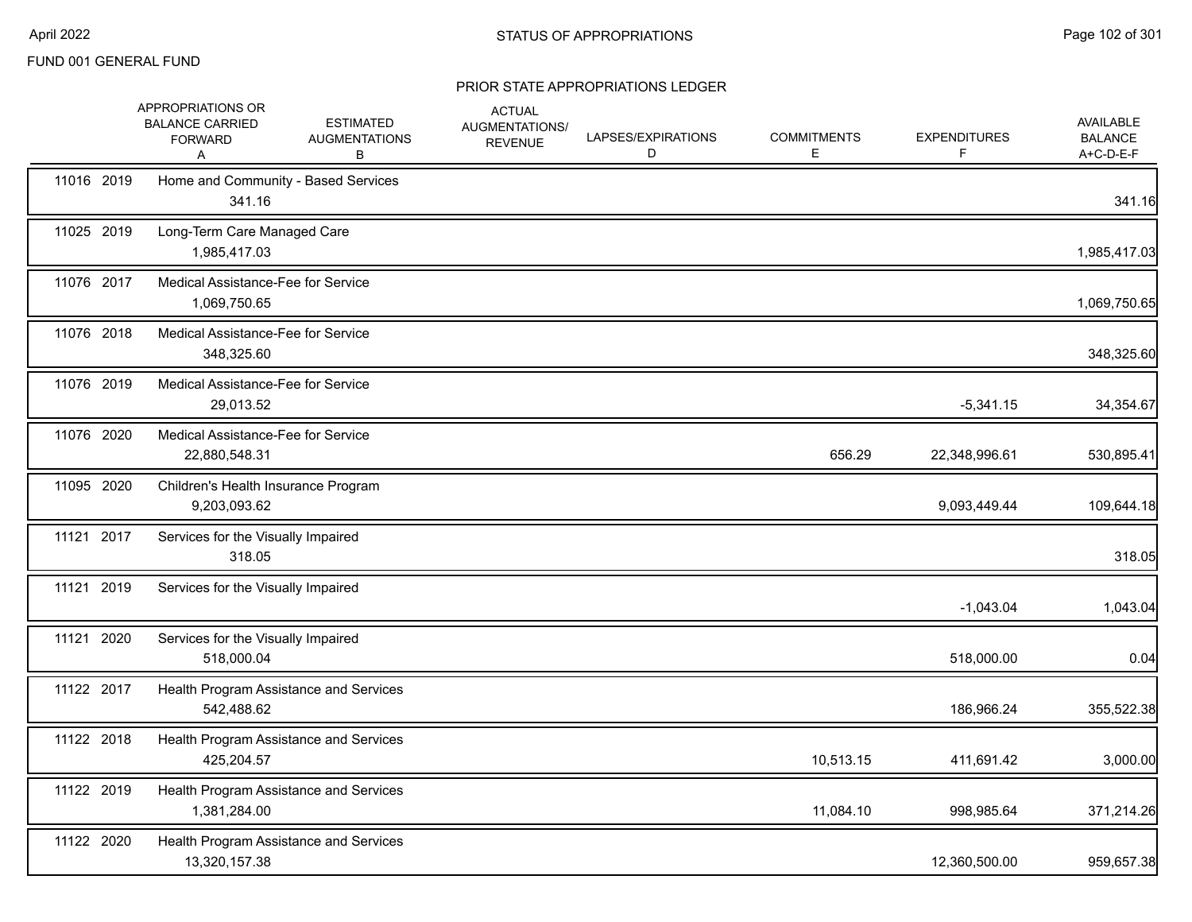FUND 001 GENERAL FUND

## STATUS OF APPROPRIATIONS

### PRIOR STATE APPROPRIATIONS LEDGER

| | APPROPRIATIONS OR BALANCE CARRIED FORWARD A | ESTIMATED AUGMENTATIONS B | ACTUAL AUGMENTATIONS/ REVENUE | LAPSES/EXPIRATIONS D | COMMITMENTS E | EXPENDITURES F | AVAILABLE BALANCE A+C-D-E-F |
|---|---|---|---|---|---|---|---|
| 11016 2019 | Home and Community - Based Services | | | | | | |
| | 341.16 | | | | | | 341.16 |
| 11025 2019 | Long-Term Care Managed Care | | | | | | |
| | 1,985,417.03 | | | | | | 1,985,417.03 |
| 11076 2017 | Medical Assistance-Fee for Service | | | | | | |
| | 1,069,750.65 | | | | | | 1,069,750.65 |
| 11076 2018 | Medical Assistance-Fee for Service | | | | | | |
| | 348,325.60 | | | | | | 348,325.60 |
| 11076 2019 | Medical Assistance-Fee for Service | | | | | | |
| | 29,013.52 | | | | | -5,341.15 | 34,354.67 |
| 11076 2020 | Medical Assistance-Fee for Service | | | | | | |
| | 22,880,548.31 | | | | 656.29 | 22,348,996.61 | 530,895.41 |
| 11095 2020 | Children's Health Insurance Program | | | | | | |
| | 9,203,093.62 | | | | | 9,093,449.44 | 109,644.18 |
| 11121 2017 | Services for the Visually Impaired | | | | | | |
| | 318.05 | | | | | | 318.05 |
| 11121 2019 | Services for the Visually Impaired | | | | | | |
| | | | | | | -1,043.04 | 1,043.04 |
| 11121 2020 | Services for the Visually Impaired | | | | | | |
| | 518,000.04 | | | | | 518,000.00 | 0.04 |
| 11122 2017 | Health Program Assistance and Services | | | | | | |
| | 542,488.62 | | | | | 186,966.24 | 355,522.38 |
| 11122 2018 | Health Program Assistance and Services | | | | | | |
| | 425,204.57 | | | | 10,513.15 | 411,691.42 | 3,000.00 |
| 11122 2019 | Health Program Assistance and Services | | | | | | |
| | 1,381,284.00 | | | | 11,084.10 | 998,985.64 | 371,214.26 |
| 11122 2020 | Health Program Assistance and Services | | | | | | |
| | 13,320,157.38 | | | | | 12,360,500.00 | 959,657.38 |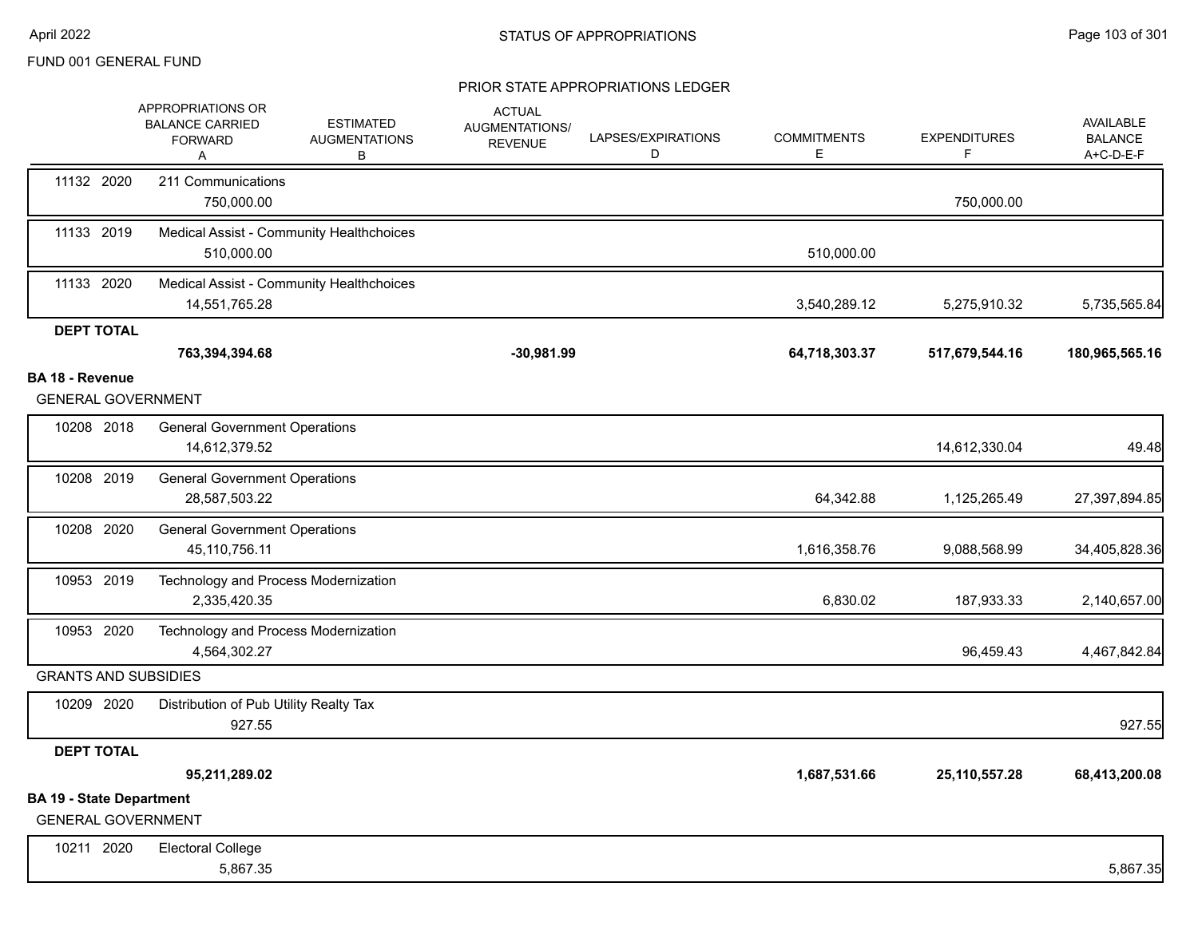FUND 001 GENERAL FUND

## PRIOR STATE APPROPRIATIONS LEDGER

| | APPROPRIATIONS OR BALANCE CARRIED FORWARD A | ESTIMATED AUGMENTATIONS B | ACTUAL AUGMENTATIONS/ REVENUE | LAPSES/EXPIRATIONS D | COMMITMENTS E | EXPENDITURES F | AVAILABLE BALANCE A+C-D-E-F |
|---|---|---|---|---|---|---|---|
| 11132 2020 | 211 Communications | | | | | | |
| | 750,000.00 | | | | | 750,000.00 | |
| 11133 2019 | Medical Assist - Community Healthchoices | | | | | | |
| | 510,000.00 | | | | 510,000.00 | | |
| 11133 2020 | Medical Assist - Community Healthchoices | | | | | | |
| | 14,551,765.28 | | | | 3,540,289.12 | 5,275,910.32 | 5,735,565.84 |
| **DEPT TOTAL** | | | | | | | |
| | **763,394,394.68** | | **-30,981.99** | | **64,718,303.37** | **517,679,544.16** | **180,965,565.16** |
| **BA 18 - Revenue** | | | | | | | |
| GENERAL GOVERNMENT | | | | | | | |
| 10208 2018 | General Government Operations | | | | | | |
| | 14,612,379.52 | | | | | 14,612,330.04 | 49.48 |
| 10208 2019 | General Government Operations | | | | | | |
| | 28,587,503.22 | | | | 64,342.88 | 1,125,265.49 | 27,397,894.85 |
| 10208 2020 | General Government Operations | | | | | | |
| | 45,110,756.11 | | | | 1,616,358.76 | 9,088,568.99 | 34,405,828.36 |
| 10953 2019 | Technology and Process Modernization | | | | | | |
| | 2,335,420.35 | | | | 6,830.02 | 187,933.33 | 2,140,657.00 |
| 10953 2020 | Technology and Process Modernization | | | | | | |
| | 4,564,302.27 | | | | | 96,459.43 | 4,467,842.84 |
| GRANTS AND SUBSIDIES | | | | | | | |
| 10209 2020 | Distribution of Pub Utility Realty Tax | | | | | | |
| | 927.55 | | | | | | 927.55 |
| **DEPT TOTAL** | | | | | | | |
| | **95,211,289.02** | | | | **1,687,531.66** | **25,110,557.28** | **68,413,200.08** |
| **BA 19 - State Department** | | | | | | | |
| GENERAL GOVERNMENT | | | | | | | |
| 10211 2020 | Electoral College | | | | | | |
| | 5,867.35 | | | | | | 5,867.35 |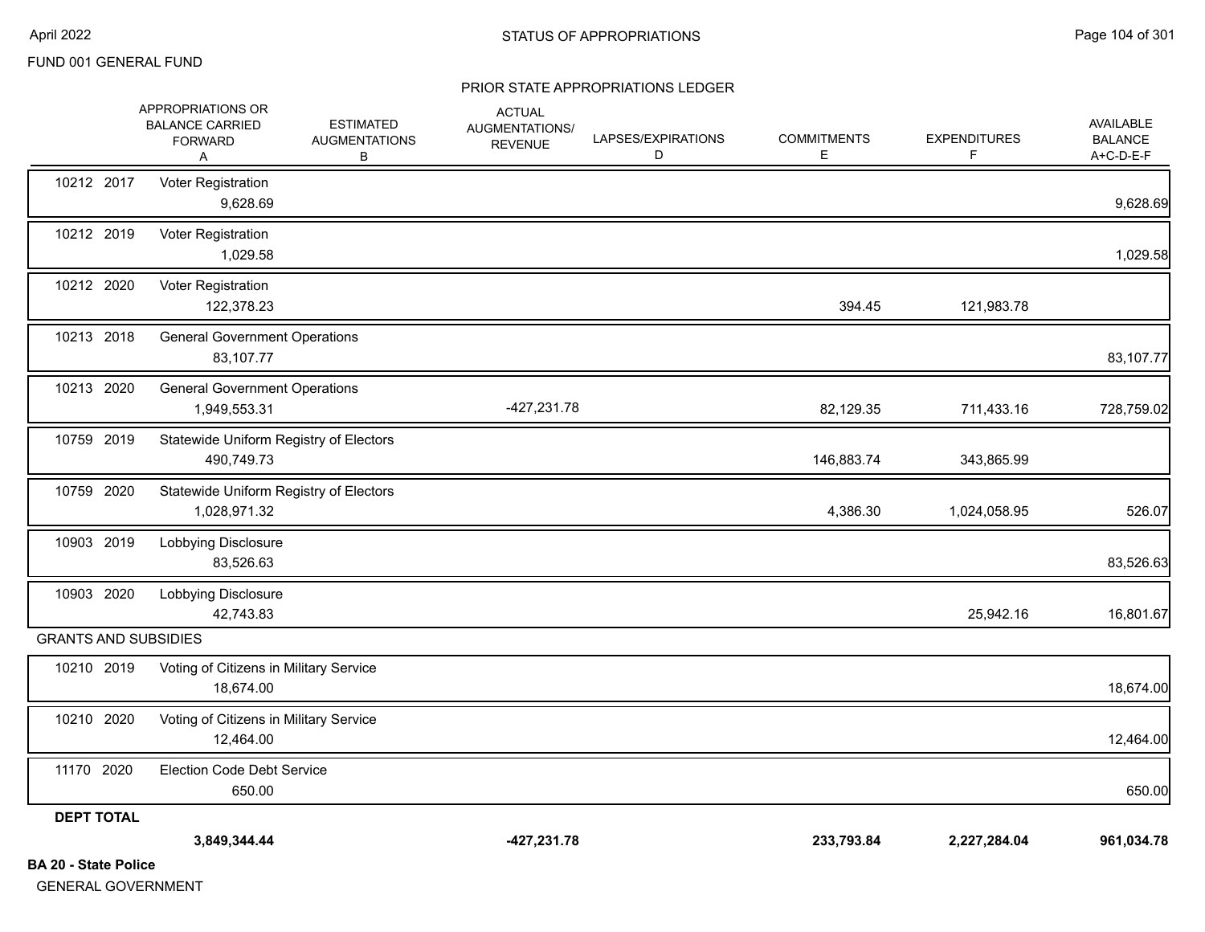FUND 001 GENERAL FUND

STATUS OF APPROPRIATIONS

PRIOR STATE APPROPRIATIONS LEDGER

| | APPROPRIATIONS OR BALANCE CARRIED FORWARD A | ESTIMATED AUGMENTATIONS B | ACTUAL AUGMENTATIONS/ REVENUE | LAPSES/EXPIRATIONS D | COMMITMENTS E | EXPENDITURES F | AVAILABLE BALANCE A+C-D-E-F |
|---|---|---|---|---|---|---|---|
| 10212 2017 Voter Registration | 9,628.69 | | | | | | 9,628.69 |
| 10212 2019 Voter Registration | 1,029.58 | | | | | | 1,029.58 |
| 10212 2020 Voter Registration | 122,378.23 | | | | 394.45 | 121,983.78 | |
| 10213 2018 General Government Operations | 83,107.77 | | | | | | 83,107.77 |
| 10213 2020 General Government Operations | 1,949,553.31 | | -427,231.78 | | 82,129.35 | 711,433.16 | 728,759.02 |
| 10759 2019 Statewide Uniform Registry of Electors | 490,749.73 | | | | 146,883.74 | 343,865.99 | |
| 10759 2020 Statewide Uniform Registry of Electors | 1,028,971.32 | | | | 4,386.30 | 1,024,058.95 | 526.07 |
| 10903 2019 Lobbying Disclosure | 83,526.63 | | | | | | 83,526.63 |
| 10903 2020 Lobbying Disclosure | 42,743.83 | | | | | 25,942.16 | 16,801.67 |
| **GRANTS AND SUBSIDIES** | | | | | | | |
| 10210 2019 Voting of Citizens in Military Service | 18,674.00 | | | | | | 18,674.00 |
| 10210 2020 Voting of Citizens in Military Service | 12,464.00 | | | | | | 12,464.00 |
| 11170 2020 Election Code Debt Service | 650.00 | | | | | | 650.00 |
| **DEPT TOTAL** | **3,849,344.44** | | **-427,231.78** | | **233,793.84** | **2,227,284.04** | **961,034.78** |

**BA 20 - State Police**

GENERAL GOVERNMENT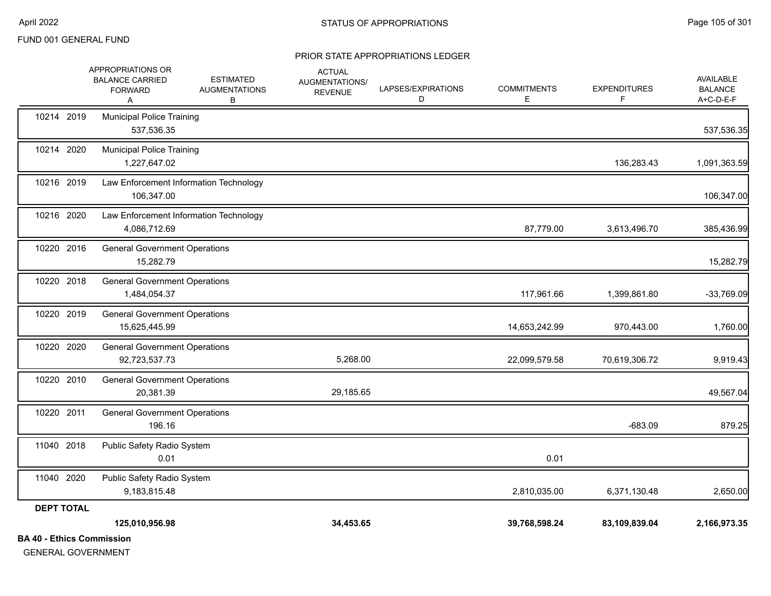FUND 001 GENERAL FUND

## STATUS OF APPROPRIATIONS

### PRIOR STATE APPROPRIATIONS LEDGER

| | | APPROPRIATIONS OR BALANCE CARRIED FORWARD A | ESTIMATED AUGMENTATIONS B | ACTUAL AUGMENTATIONS/ REVENUE | LAPSES/EXPIRATIONS D | COMMITMENTS E | EXPENDITURES F | AVAILABLE BALANCE A+C-D-E-F |
|---|---|---|---|---|---|---|---|---|
| 10214 | 2019 | Municipal Police Training | | | | | | |
| | | 537,536.35 | | | | | | 537,536.35 |
| 10214 | 2020 | Municipal Police Training | | | | | | |
| | | 1,227,647.02 | | | | | 136,283.43 | 1,091,363.59 |
| 10216 | 2019 | Law Enforcement Information Technology | | | | | | |
| | | 106,347.00 | | | | | | 106,347.00 |
| 10216 | 2020 | Law Enforcement Information Technology | | | | | | |
| | | 4,086,712.69 | | | | 87,779.00 | 3,613,496.70 | 385,436.99 |
| 10220 | 2016 | General Government Operations | | | | | | |
| | | 15,282.79 | | | | | | 15,282.79 |
| 10220 | 2018 | General Government Operations | | | | | | |
| | | 1,484,054.37 | | | | 117,961.66 | 1,399,861.80 | -33,769.09 |
| 10220 | 2019 | General Government Operations | | | | | | |
| | | 15,625,445.99 | | | | 14,653,242.99 | 970,443.00 | 1,760.00 |
| 10220 | 2020 | General Government Operations | | | | | | |
| | | 92,723,537.73 | | 5,268.00 | | 22,099,579.58 | 70,619,306.72 | 9,919.43 |
| 10220 | 2010 | General Government Operations | | | | | | |
| | | 20,381.39 | | 29,185.65 | | | | 49,567.04 |
| 10220 | 2011 | General Government Operations | | | | | | |
| | | 196.16 | | | | | -683.09 | 879.25 |
| 11040 | 2018 | Public Safety Radio System | | | | | | |
| | | 0.01 | | | | 0.01 | | |
| 11040 | 2020 | Public Safety Radio System | | | | | | |
| | | 9,183,815.48 | | | | 2,810,035.00 | 6,371,130.48 | 2,650.00 |
| **DEPT TOTAL** | | | | | | | | |
| | | **125,010,956.98** | | **34,453.65** | | **39,768,598.24** | **83,109,839.04** | **2,166,973.35** |

**BA 40 - Ethics Commission**

GENERAL GOVERNMENT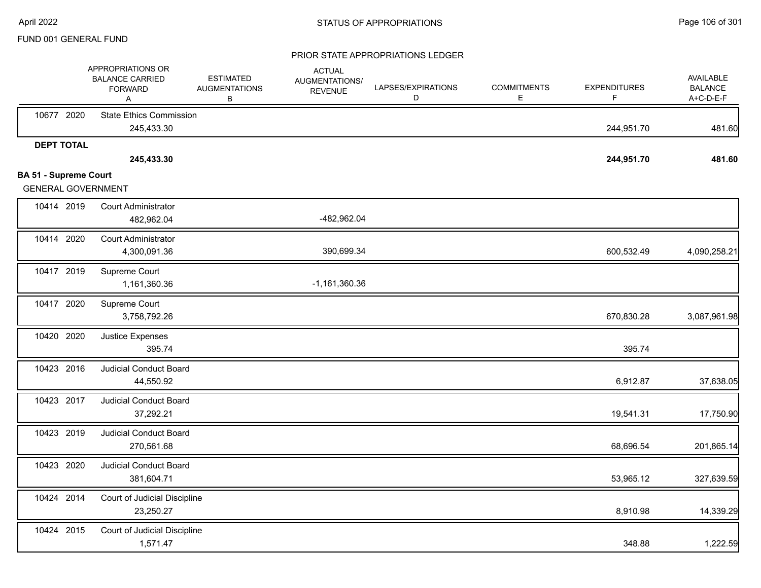FUND 001 GENERAL FUND

STATUS OF APPROPRIATIONS

PRIOR STATE APPROPRIATIONS LEDGER

| | | APPROPRIATIONS OR BALANCE CARRIED FORWARD A | ESTIMATED AUGMENTATIONS B | ACTUAL AUGMENTATIONS/ REVENUE | LAPSES/EXPIRATIONS D | COMMITMENTS E | EXPENDITURES F | AVAILABLE BALANCE A+C-D-E-F |
|---|---|---|---|---|---|---|---|---|
| 10677 2020 | State Ethics Commission | 245,433.30 | | | | | 244,951.70 | 481.60 |
| **DEPT TOTAL** | | **245,433.30** | | | | | **244,951.70** | **481.60** |

**BA 51 - Supreme Court**

GENERAL GOVERNMENT

| | | APPROPRIATIONS OR BALANCE CARRIED FORWARD A | ESTIMATED AUGMENTATIONS B | ACTUAL AUGMENTATIONS/ REVENUE | LAPSES/EXPIRATIONS D | COMMITMENTS E | EXPENDITURES F | AVAILABLE BALANCE A+C-D-E-F |
|---|---|---|---|---|---|---|---|---|
| 10414 2019 | Court Administrator | 482,962.04 | | -482,962.04 | | | | |
| 10414 2020 | Court Administrator | 4,300,091.36 | | 390,699.34 | | | 600,532.49 | 4,090,258.21 |
| 10417 2019 | Supreme Court | 1,161,360.36 | | -1,161,360.36 | | | | |
| 10417 2020 | Supreme Court | 3,758,792.26 | | | | | 670,830.28 | 3,087,961.98 |
| 10420 2020 | Justice Expenses | 395.74 | | | | | 395.74 | |
| 10423 2016 | Judicial Conduct Board | 44,550.92 | | | | | 6,912.87 | 37,638.05 |
| 10423 2017 | Judicial Conduct Board | 37,292.21 | | | | | 19,541.31 | 17,750.90 |
| 10423 2019 | Judicial Conduct Board | 270,561.68 | | | | | 68,696.54 | 201,865.14 |
| 10423 2020 | Judicial Conduct Board | 381,604.71 | | | | | 53,965.12 | 327,639.59 |
| 10424 2014 | Court of Judicial Discipline | 23,250.27 | | | | | 8,910.98 | 14,339.29 |
| 10424 2015 | Court of Judicial Discipline | 1,571.47 | | | | | 348.88 | 1,222.59 |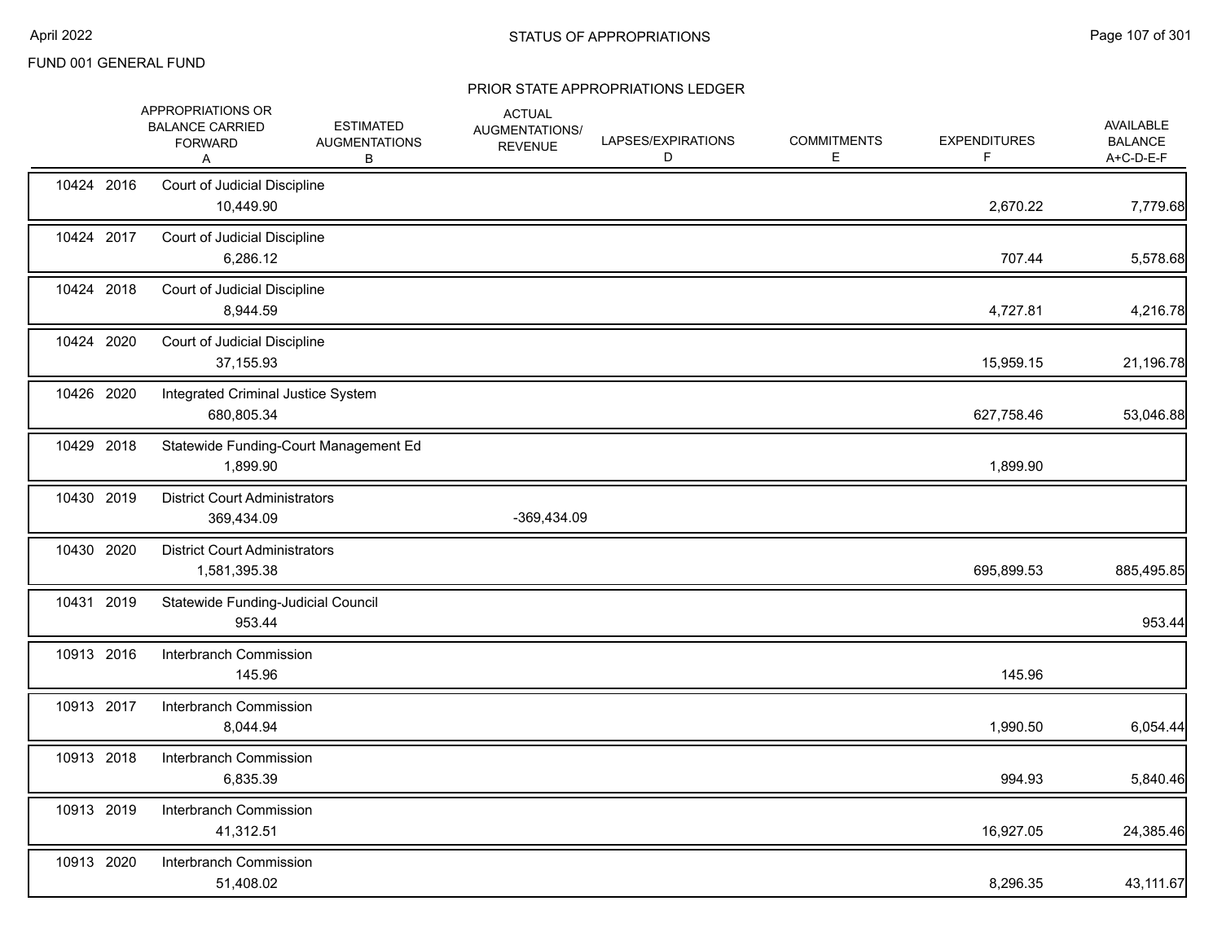FUND 001 GENERAL FUND

## PRIOR STATE APPROPRIATIONS LEDGER

| | APPROPRIATIONS OR BALANCE CARRIED FORWARD A | ESTIMATED AUGMENTATIONS B | ACTUAL AUGMENTATIONS/ REVENUE | LAPSES/EXPIRATIONS D | COMMITMENTS E | EXPENDITURES F | AVAILABLE BALANCE A+C-D-E-F |
|---|---|---|---|---|---|---|---|
| 10424 2016 | Court of Judicial Discipline | | | | | | |
| | 10,449.90 | | | | | 2,670.22 | 7,779.68 |
| 10424 2017 | Court of Judicial Discipline | | | | | | |
| | 6,286.12 | | | | | 707.44 | 5,578.68 |
| 10424 2018 | Court of Judicial Discipline | | | | | | |
| | 8,944.59 | | | | | 4,727.81 | 4,216.78 |
| 10424 2020 | Court of Judicial Discipline | | | | | | |
| | 37,155.93 | | | | | 15,959.15 | 21,196.78 |
| 10426 2020 | Integrated Criminal Justice System | | | | | | |
| | 680,805.34 | | | | | 627,758.46 | 53,046.88 |
| 10429 2018 | Statewide Funding-Court Management Ed | | | | | | |
| | 1,899.90 | | | | | 1,899.90 | |
| 10430 2019 | District Court Administrators | | | | | | |
| | 369,434.09 | | -369,434.09 | | | | |
| 10430 2020 | District Court Administrators | | | | | | |
| | 1,581,395.38 | | | | | 695,899.53 | 885,495.85 |
| 10431 2019 | Statewide Funding-Judicial Council | | | | | | |
| | 953.44 | | | | | | 953.44 |
| 10913 2016 | Interbranch Commission | | | | | | |
| | 145.96 | | | | | 145.96 | |
| 10913 2017 | Interbranch Commission | | | | | | |
| | 8,044.94 | | | | | 1,990.50 | 6,054.44 |
| 10913 2018 | Interbranch Commission | | | | | | |
| | 6,835.39 | | | | | 994.93 | 5,840.46 |
| 10913 2019 | Interbranch Commission | | | | | | |
| | 41,312.51 | | | | | 16,927.05 | 24,385.46 |
| 10913 2020 | Interbranch Commission | | | | | | |
| | 51,408.02 | | | | | 8,296.35 | 43,111.67 |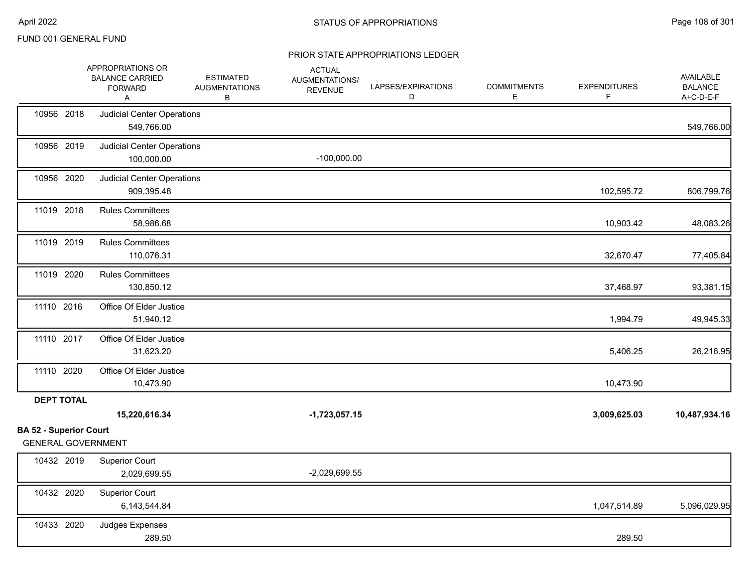FUND 001 GENERAL FUND

## STATUS OF APPROPRIATIONS

### PRIOR STATE APPROPRIATIONS LEDGER

| | | APPROPRIATIONS OR BALANCE CARRIED FORWARD A | ESTIMATED AUGMENTATIONS B | ACTUAL AUGMENTATIONS/ REVENUE C | LAPSES/EXPIRATIONS D | COMMITMENTS E | EXPENDITURES F | AVAILABLE BALANCE A+C-D-E-F |
|---|---|---|---|---|---|---|---|---|
| 10956 2018 | Judicial Center Operations | 549,766.00 | | | | | | 549,766.00 |
| 10956 2019 | Judicial Center Operations | 100,000.00 | | -100,000.00 | | | | |
| 10956 2020 | Judicial Center Operations | 909,395.48 | | | | | 102,595.72 | 806,799.76 |
| 11019 2018 | Rules Committees | 58,986.68 | | | | | 10,903.42 | 48,083.26 |
| 11019 2019 | Rules Committees | 110,076.31 | | | | | 32,670.47 | 77,405.84 |
| 11019 2020 | Rules Committees | 130,850.12 | | | | | 37,468.97 | 93,381.15 |
| 11110 2016 | Office Of Elder Justice | 51,940.12 | | | | | 1,994.79 | 49,945.33 |
| 11110 2017 | Office Of Elder Justice | 31,623.20 | | | | | 5,406.25 | 26,216.95 |
| 11110 2020 | Office Of Elder Justice | 10,473.90 | | | | | 10,473.90 | |
| **DEPT TOTAL** | | **15,220,616.34** | | **-1,723,057.15** | | | **3,009,625.03** | **10,487,934.16** |

**BA 52 - Superior Court**

GENERAL GOVERNMENT

| | | APPROPRIATIONS OR BALANCE CARRIED FORWARD A | ESTIMATED AUGMENTATIONS B | ACTUAL AUGMENTATIONS/ REVENUE C | LAPSES/EXPIRATIONS D | COMMITMENTS E | EXPENDITURES F | AVAILABLE BALANCE A+C-D-E-F |
|---|---|---|---|---|---|---|---|---|
| 10432 2019 | Superior Court | 2,029,699.55 | | -2,029,699.55 | | | | |
| 10432 2020 | Superior Court | 6,143,544.84 | | | | | 1,047,514.89 | 5,096,029.95 |
| 10433 2020 | Judges Expenses | 289.50 | | | | | 289.50 | |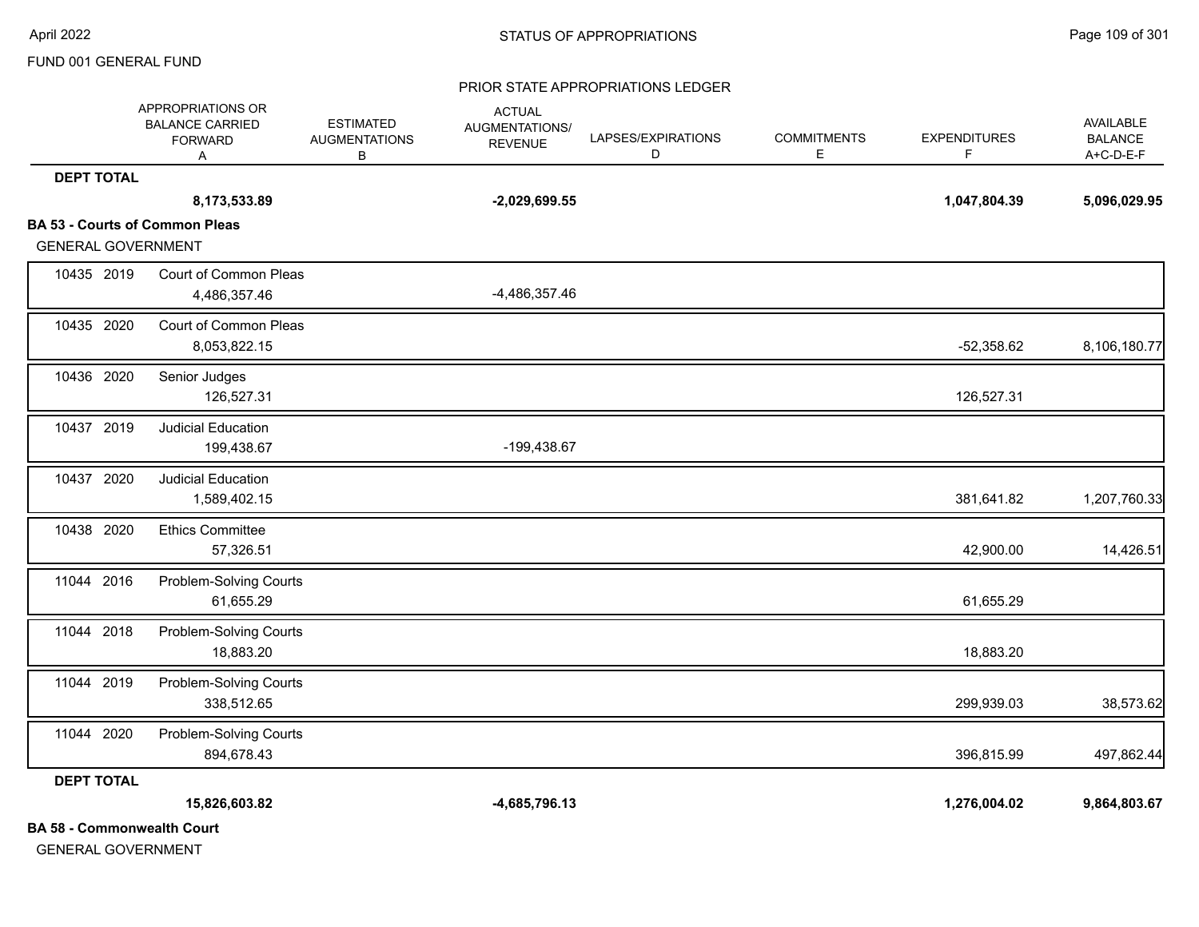FUND 001 GENERAL FUND

PRIOR STATE APPROPRIATIONS LEDGER

| | | APPROPRIATIONS OR BALANCE CARRIED FORWARD A | ESTIMATED AUGMENTATIONS B | ACTUAL AUGMENTATIONS/ REVENUE | LAPSES/EXPIRATIONS D | COMMITMENTS E | EXPENDITURES F | AVAILABLE BALANCE A+C-D-E-F |
|---|---|---|---|---|---|---|---|---|
| **DEPT TOTAL** | | **8,173,533.89** | | **-2,029,699.55** | | | **1,047,804.39** | **5,096,029.95** |

**BA 53 - Courts of Common Pleas**

GENERAL GOVERNMENT

| | | APPROPRIATIONS OR BALANCE CARRIED FORWARD A | ESTIMATED AUGMENTATIONS B | ACTUAL AUGMENTATIONS/ REVENUE | LAPSES/EXPIRATIONS D | COMMITMENTS E | EXPENDITURES F | AVAILABLE BALANCE A+C-D-E-F |
|---|---|---|---|---|---|---|---|---|
| 10435 2019 | Court of Common Pleas | 4,486,357.46 | | -4,486,357.46 | | | | |
| 10435 2020 | Court of Common Pleas | 8,053,822.15 | | | | | -52,358.62 | 8,106,180.77 |
| 10436 2020 | Senior Judges | 126,527.31 | | | | | 126,527.31 | |
| 10437 2019 | Judicial Education | 199,438.67 | | -199,438.67 | | | | |
| 10437 2020 | Judicial Education | 1,589,402.15 | | | | | 381,641.82 | 1,207,760.33 |
| 10438 2020 | Ethics Committee | 57,326.51 | | | | | 42,900.00 | 14,426.51 |
| 11044 2016 | Problem-Solving Courts | 61,655.29 | | | | | 61,655.29 | |
| 11044 2018 | Problem-Solving Courts | 18,883.20 | | | | | 18,883.20 | |
| 11044 2019 | Problem-Solving Courts | 338,512.65 | | | | | 299,939.03 | 38,573.62 |
| 11044 2020 | Problem-Solving Courts | 894,678.43 | | | | | 396,815.99 | 497,862.44 |
| **DEPT TOTAL** | | **15,826,603.82** | | **-4,685,796.13** | | | **1,276,004.02** | **9,864,803.67** |

**BA 58 - Commonwealth Court**

GENERAL GOVERNMENT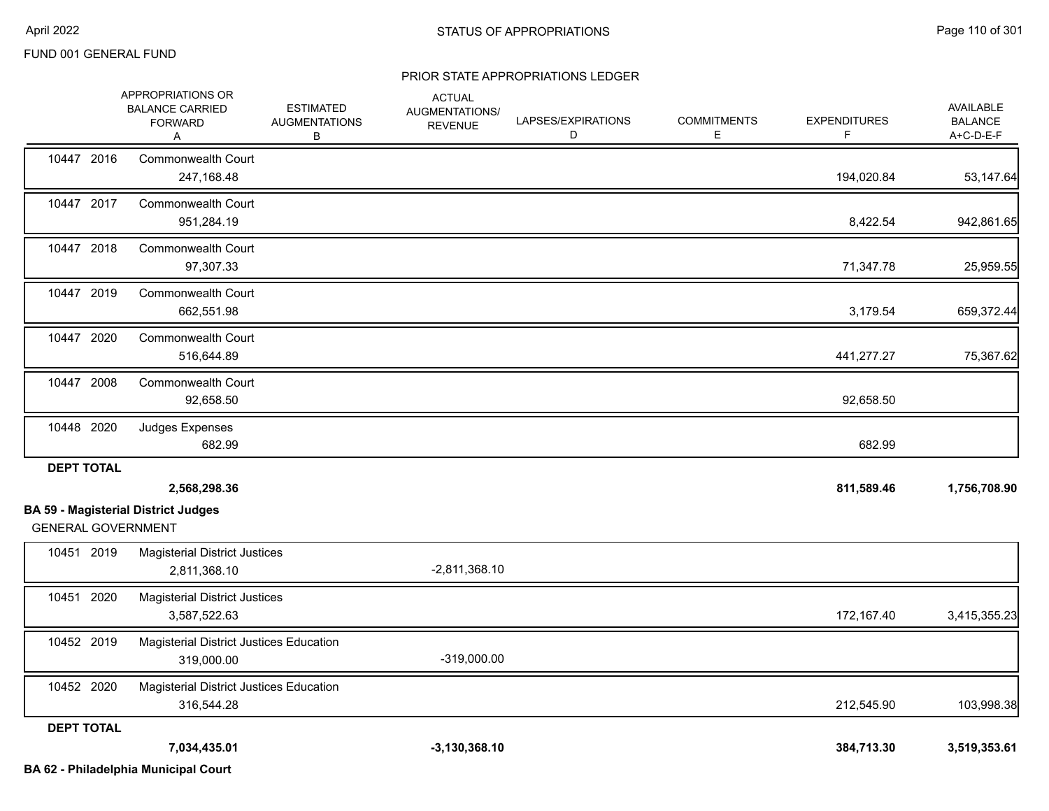FUND 001 GENERAL FUND

STATUS OF APPROPRIATIONS

PRIOR STATE APPROPRIATIONS LEDGER

| | APPROPRIATIONS OR BALANCE CARRIED FORWARD A | ESTIMATED AUGMENTATIONS B | ACTUAL AUGMENTATIONS/ REVENUE | LAPSES/EXPIRATIONS D | COMMITMENTS E | EXPENDITURES F | AVAILABLE BALANCE A+C-D-E-F |
|---|---|---|---|---|---|---|---|
| 10447 2016 Commonwealth Court | 247,168.48 | | | | | 194,020.84 | 53,147.64 |
| 10447 2017 Commonwealth Court | 951,284.19 | | | | | 8,422.54 | 942,861.65 |
| 10447 2018 Commonwealth Court | 97,307.33 | | | | | 71,347.78 | 25,959.55 |
| 10447 2019 Commonwealth Court | 662,551.98 | | | | | 3,179.54 | 659,372.44 |
| 10447 2020 Commonwealth Court | 516,644.89 | | | | | 441,277.27 | 75,367.62 |
| 10447 2008 Commonwealth Court | 92,658.50 | | | | | 92,658.50 | |
| 10448 2020 Judges Expenses | 682.99 | | | | | 682.99 | |
| **DEPT TOTAL** | **2,568,298.36** | | | | | **811,589.46** | **1,756,708.90** |

**BA 59 - Magisterial District Judges**

GENERAL GOVERNMENT

| | APPROPRIATIONS OR BALANCE CARRIED FORWARD A | ESTIMATED AUGMENTATIONS B | ACTUAL AUGMENTATIONS/ REVENUE | LAPSES/EXPIRATIONS D | COMMITMENTS E | EXPENDITURES F | AVAILABLE BALANCE A+C-D-E-F |
|---|---|---|---|---|---|---|---|
| 10451 2019 Magisterial District Justices | 2,811,368.10 | | -2,811,368.10 | | | | |
| 10451 2020 Magisterial District Justices | 3,587,522.63 | | | | | 172,167.40 | 3,415,355.23 |
| 10452 2019 Magisterial District Justices Education | 319,000.00 | | -319,000.00 | | | | |
| 10452 2020 Magisterial District Justices Education | 316,544.28 | | | | | 212,545.90 | 103,998.38 |
| **DEPT TOTAL** | **7,034,435.01** | | **-3,130,368.10** | | | **384,713.30** | **3,519,353.61** |

**BA 62 - Philadelphia Municipal Court**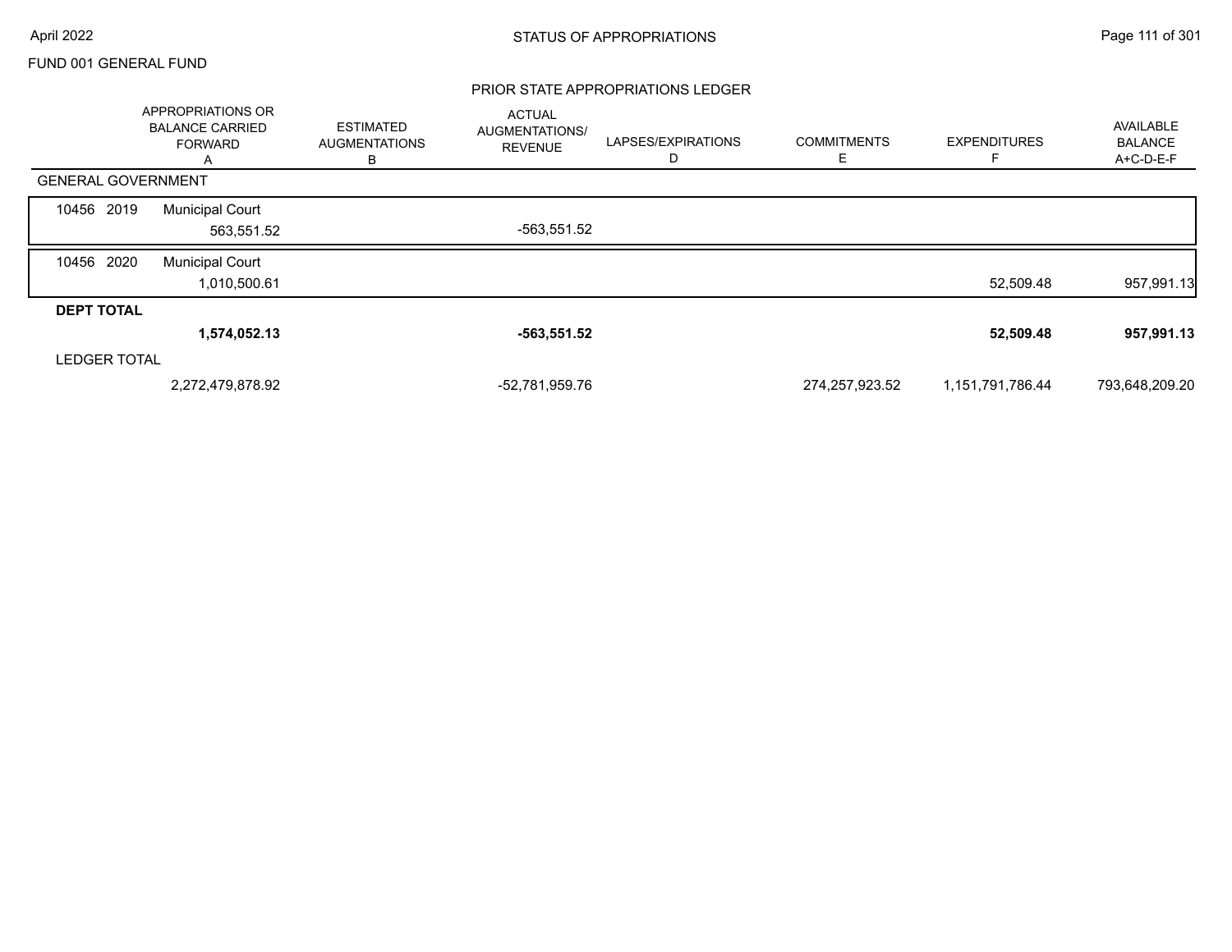FUND 001 GENERAL FUND

## PRIOR STATE APPROPRIATIONS LEDGER

| | APPROPRIATIONS OR BALANCE CARRIED FORWARD A | ESTIMATED AUGMENTATIONS B | ACTUAL AUGMENTATIONS/ REVENUE | LAPSES/EXPIRATIONS D | COMMITMENTS E | EXPENDITURES F | AVAILABLE BALANCE A+C-D-E-F |
|---|---|---|---|---|---|---|---|
| **GENERAL GOVERNMENT** | | | | | | | |
| 10456 2019 Municipal Court | 563,551.52 | | -563,551.52 | | | | |
| 10456 2020 Municipal Court | 1,010,500.61 | | | | | 52,509.48 | 957,991.13 |
| **DEPT TOTAL** | **1,574,052.13** | | **-563,551.52** | | | **52,509.48** | **957,991.13** |
| LEDGER TOTAL | 2,272,479,878.92 | | -52,781,959.76 | | 274,257,923.52 | 1,151,791,786.44 | 793,648,209.20 |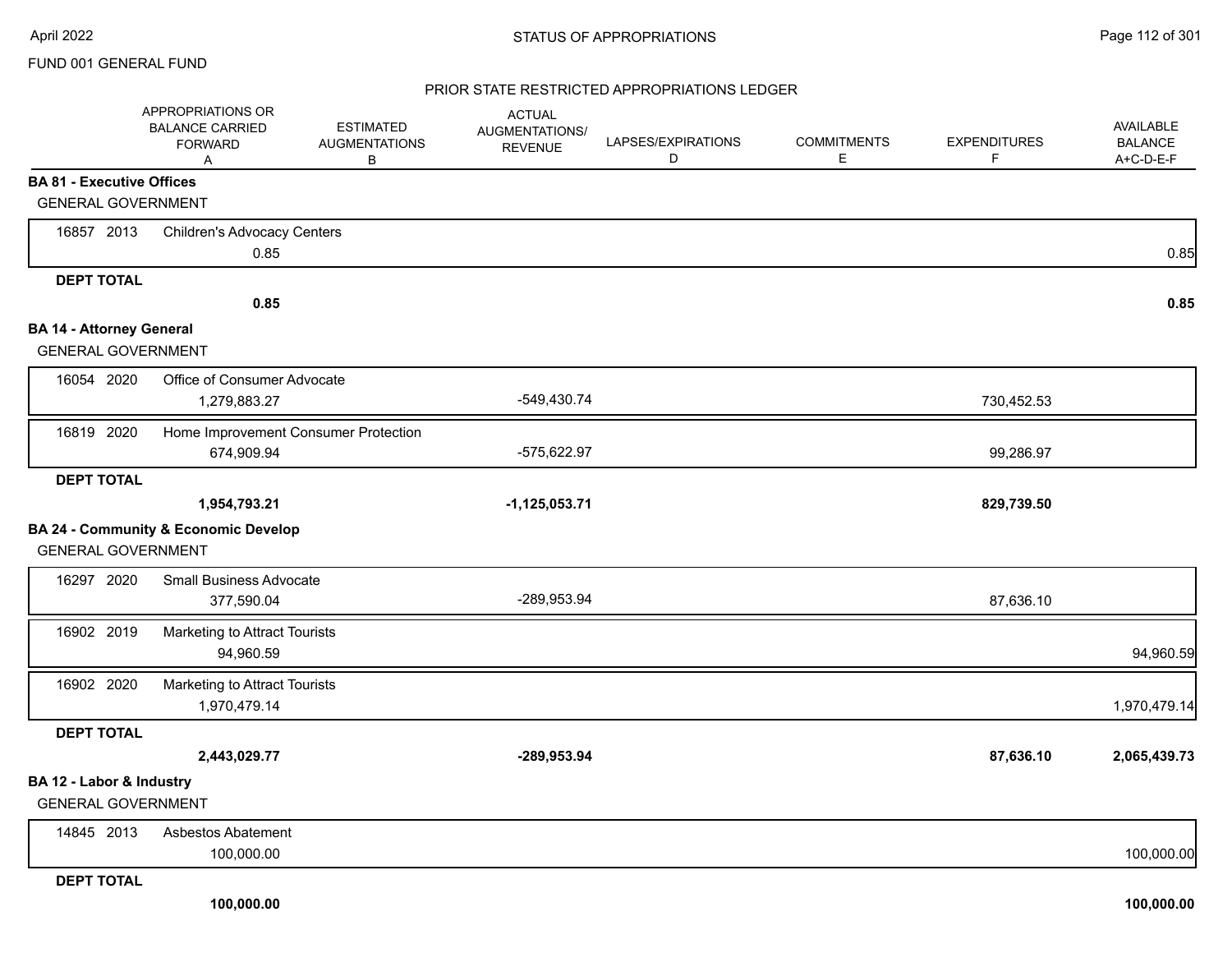FUND 001 GENERAL FUND

## PRIOR STATE RESTRICTED APPROPRIATIONS LEDGER

| | | APPROPRIATIONS OR BALANCE CARRIED FORWARD A | ESTIMATED AUGMENTATIONS B | ACTUAL AUGMENTATIONS/ REVENUE | LAPSES/EXPIRATIONS D | COMMITMENTS E | EXPENDITURES F | AVAILABLE BALANCE A+C-D-E-F |
|---|---|---|---|---|---|---|---|---|
| **BA 81 - Executive Offices** | | | | | | | | |
| GENERAL GOVERNMENT | | | | | | | | |
| 16857 2013 | Children's Advocacy Centers | 0.85 | | | | | | 0.85 |
| **DEPT TOTAL** | | **0.85** | | | | | | **0.85** |
| **BA 14 - Attorney General** | | | | | | | | |
| GENERAL GOVERNMENT | | | | | | | | |
| 16054 2020 | Office of Consumer Advocate | 1,279,883.27 | | -549,430.74 | | | 730,452.53 | |
| 16819 2020 | Home Improvement Consumer Protection | 674,909.94 | | -575,622.97 | | | 99,286.97 | |
| **DEPT TOTAL** | | **1,954,793.21** | | **-1,125,053.71** | | | **829,739.50** | |
| **BA 24 - Community & Economic Develop** | | | | | | | | |
| GENERAL GOVERNMENT | | | | | | | | |
| 16297 2020 | Small Business Advocate | 377,590.04 | | -289,953.94 | | | 87,636.10 | |
| 16902 2019 | Marketing to Attract Tourists | 94,960.59 | | | | | | 94,960.59 |
| 16902 2020 | Marketing to Attract Tourists | 1,970,479.14 | | | | | | 1,970,479.14 |
| **DEPT TOTAL** | | **2,443,029.77** | | **-289,953.94** | | | **87,636.10** | **2,065,439.73** |
| **BA 12 - Labor & Industry** | | | | | | | | |
| GENERAL GOVERNMENT | | | | | | | | |
| 14845 2013 | Asbestos Abatement | 100,000.00 | | | | | | 100,000.00 |
| **DEPT TOTAL** | | **100,000.00** | | | | | | **100,000.00** |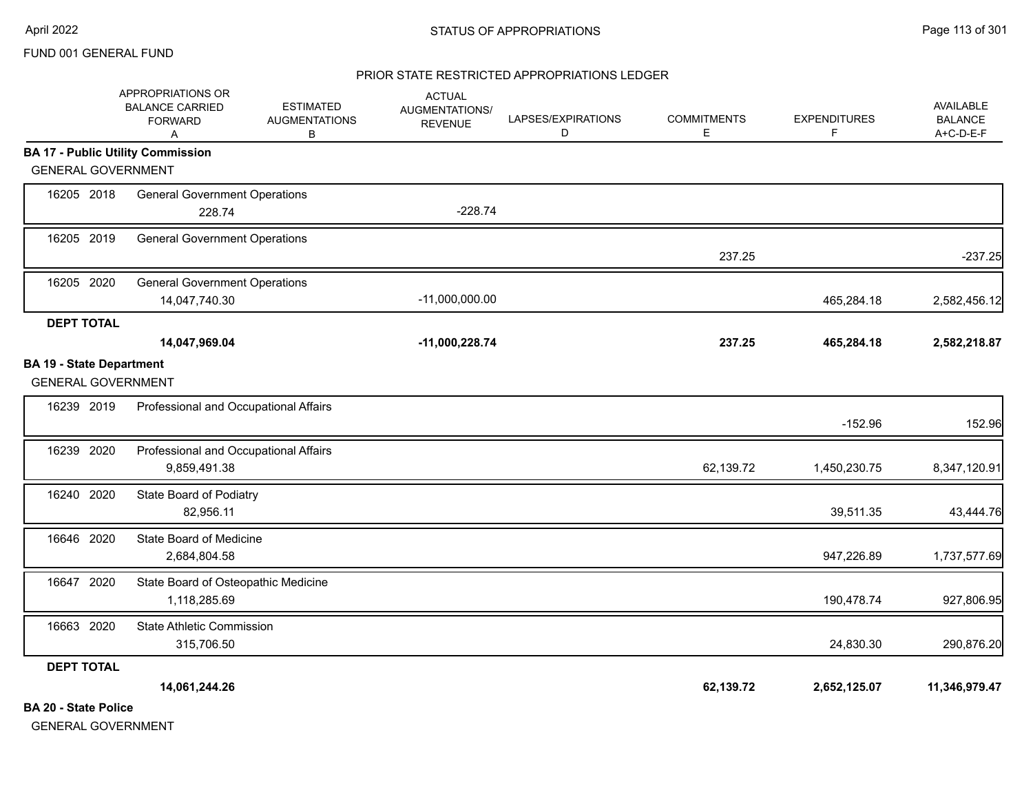FUND 001 GENERAL FUND

## STATUS OF APPROPRIATIONS

### PRIOR STATE RESTRICTED APPROPRIATIONS LEDGER

| | APPROPRIATIONS OR BALANCE CARRIED FORWARD A | ESTIMATED AUGMENTATIONS B | ACTUAL AUGMENTATIONS/ REVENUE | LAPSES/EXPIRATIONS D | COMMITMENTS E | EXPENDITURES F | AVAILABLE BALANCE A+C-D-E-F |
|---|---|---|---|---|---|---|---|
| **BA 17 - Public Utility Commission** | | | | | | | |
| GENERAL GOVERNMENT | | | | | | | |
| 16205 2018 General Government Operations | 228.74 | | -228.74 | | | | |
| 16205 2019 General Government Operations | | | | | 237.25 | | -237.25 |
| 16205 2020 General Government Operations | 14,047,740.30 | | -11,000,000.00 | | | 465,284.18 | 2,582,456.12 |
| **DEPT TOTAL** | **14,047,969.04** | | **-11,000,228.74** | | **237.25** | **465,284.18** | **2,582,218.87** |
| **BA 19 - State Department** | | | | | | | |
| GENERAL GOVERNMENT | | | | | | | |
| 16239 2019 Professional and Occupational Affairs | | | | | | -152.96 | 152.96 |
| 16239 2020 Professional and Occupational Affairs | 9,859,491.38 | | | | 62,139.72 | 1,450,230.75 | 8,347,120.91 |
| 16240 2020 State Board of Podiatry | 82,956.11 | | | | | 39,511.35 | 43,444.76 |
| 16646 2020 State Board of Medicine | 2,684,804.58 | | | | | 947,226.89 | 1,737,577.69 |
| 16647 2020 State Board of Osteopathic Medicine | 1,118,285.69 | | | | | 190,478.74 | 927,806.95 |
| 16663 2020 State Athletic Commission | 315,706.50 | | | | | 24,830.30 | 290,876.20 |
| **DEPT TOTAL** | **14,061,244.26** | | | | **62,139.72** | **2,652,125.07** | **11,346,979.47** |
| **BA 20 - State Police** | | | | | | | |
| GENERAL GOVERNMENT | | | | | | | |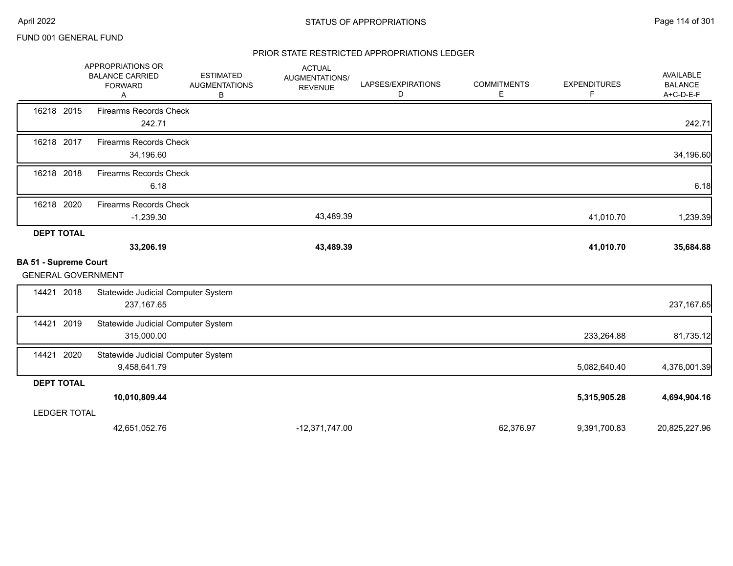FUND 001 GENERAL FUND

## STATUS OF APPROPRIATIONS

### PRIOR STATE RESTRICTED APPROPRIATIONS LEDGER

| | APPROPRIATIONS OR BALANCE CARRIED FORWARD A | ESTIMATED AUGMENTATIONS B | ACTUAL AUGMENTATIONS/ REVENUE | LAPSES/EXPIRATIONS D | COMMITMENTS E | EXPENDITURES F | AVAILABLE BALANCE A+C-D-E-F |
|---|---|---|---|---|---|---|---|
| 16218 2015 Firearms Records Check | 242.71 | | | | | | 242.71 |
| 16218 2017 Firearms Records Check | 34,196.60 | | | | | | 34,196.60 |
| 16218 2018 Firearms Records Check | 6.18 | | | | | | 6.18 |
| 16218 2020 Firearms Records Check | -1,239.30 | | 43,489.39 | | | 41,010.70 | 1,239.39 |
| **DEPT TOTAL** | **33,206.19** | | **43,489.39** | | | **41,010.70** | **35,684.88** |
| **BA 51 - Supreme Court** | | | | | | | |
| GENERAL GOVERNMENT | | | | | | | |
| 14421 2018 Statewide Judicial Computer System | 237,167.65 | | | | | | 237,167.65 |
| 14421 2019 Statewide Judicial Computer System | 315,000.00 | | | | | 233,264.88 | 81,735.12 |
| 14421 2020 Statewide Judicial Computer System | 9,458,641.79 | | | | | 5,082,640.40 | 4,376,001.39 |
| **DEPT TOTAL** | **10,010,809.44** | | | | | **5,315,905.28** | **4,694,904.16** |
| LEDGER TOTAL | 42,651,052.76 | | -12,371,747.00 | | 62,376.97 | 9,391,700.83 | 20,825,227.96 |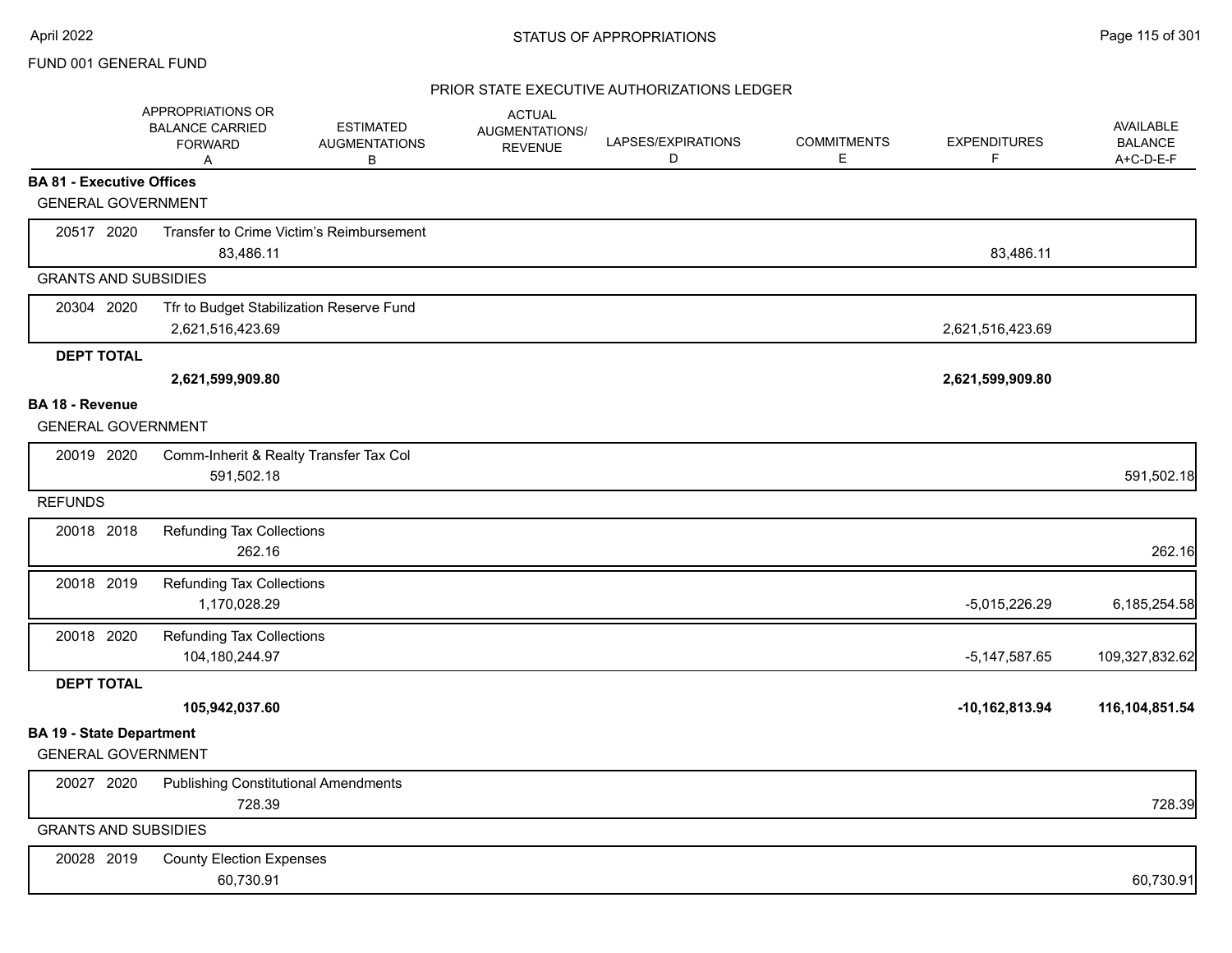FUND 001 GENERAL FUND

## STATUS OF APPROPRIATIONS

### PRIOR STATE EXECUTIVE AUTHORIZATIONS LEDGER

| | APPROPRIATIONS OR BALANCE CARRIED FORWARD A | ESTIMATED AUGMENTATIONS B | ACTUAL AUGMENTATIONS/ REVENUE | LAPSES/EXPIRATIONS D | COMMITMENTS E | EXPENDITURES F | AVAILABLE BALANCE A+C-D-E-F |
|---|---|---|---|---|---|---|---|
| **BA 81 - Executive Offices** | | | | | | | |
| GENERAL GOVERNMENT | | | | | | | |
| 20517 2020 Transfer to Crime Victim's Reimbursement | 83,486.11 | | | | | 83,486.11 | |
| GRANTS AND SUBSIDIES | | | | | | | |
| 20304 2020 Tfr to Budget Stabilization Reserve Fund | 2,621,516,423.69 | | | | | 2,621,516,423.69 | |
| **DEPT TOTAL** | **2,621,599,909.80** | | | | | **2,621,599,909.80** | |
| **BA 18 - Revenue** | | | | | | | |
| GENERAL GOVERNMENT | | | | | | | |
| 20019 2020 Comm-Inherit & Realty Transfer Tax Col | 591,502.18 | | | | | | 591,502.18 |
| REFUNDS | | | | | | | |
| 20018 2018 Refunding Tax Collections | 262.16 | | | | | | 262.16 |
| 20018 2019 Refunding Tax Collections | 1,170,028.29 | | | | | -5,015,226.29 | 6,185,254.58 |
| 20018 2020 Refunding Tax Collections | 104,180,244.97 | | | | | -5,147,587.65 | 109,327,832.62 |
| **DEPT TOTAL** | **105,942,037.60** | | | | | **-10,162,813.94** | **116,104,851.54** |
| **BA 19 - State Department** | | | | | | | |
| GENERAL GOVERNMENT | | | | | | | |
| 20027 2020 Publishing Constitutional Amendments | 728.39 | | | | | | 728.39 |
| GRANTS AND SUBSIDIES | | | | | | | |
| 20028 2019 County Election Expenses | 60,730.91 | | | | | | 60,730.91 |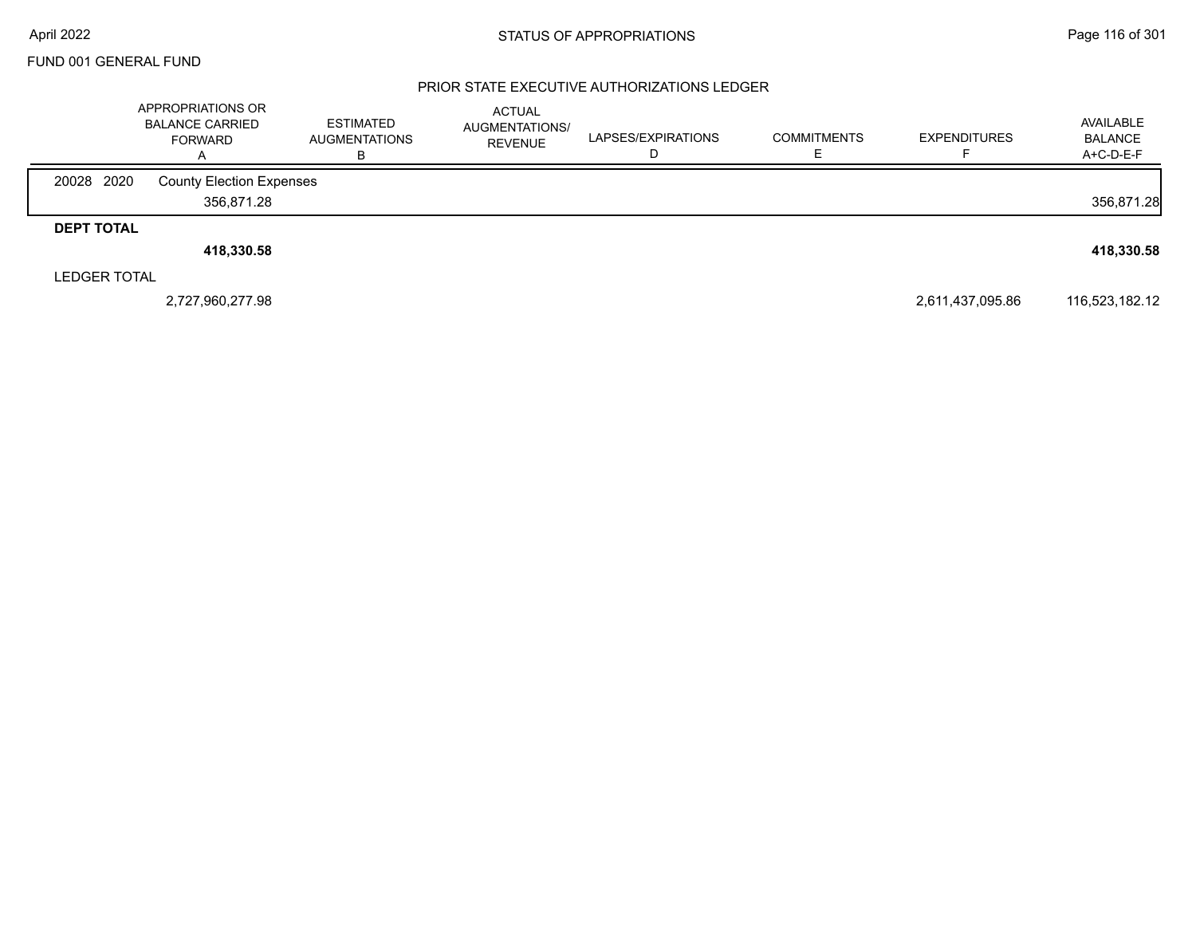FUND 001 GENERAL FUND

## STATUS OF APPROPRIATIONS

### PRIOR STATE EXECUTIVE AUTHORIZATIONS LEDGER

| | APPROPRIATIONS OR BALANCE CARRIED FORWARD A | ESTIMATED AUGMENTATIONS B | ACTUAL AUGMENTATIONS/ REVENUE | LAPSES/EXPIRATIONS D | COMMITMENTS E | EXPENDITURES F | AVAILABLE BALANCE A+C-D-E-F |
|---|---|---|---|---|---|---|---|
| 20028 2020 County Election Expenses | | | | | | | |
| | 356,871.28 | | | | | | 356,871.28 |
| **DEPT TOTAL** | | | | | | | |
| | **418,330.58** | | | | | | **418,330.58** |
| LEDGER TOTAL | | | | | | | |
| | 2,727,960,277.98 | | | | | 2,611,437,095.86 | 116,523,182.12 |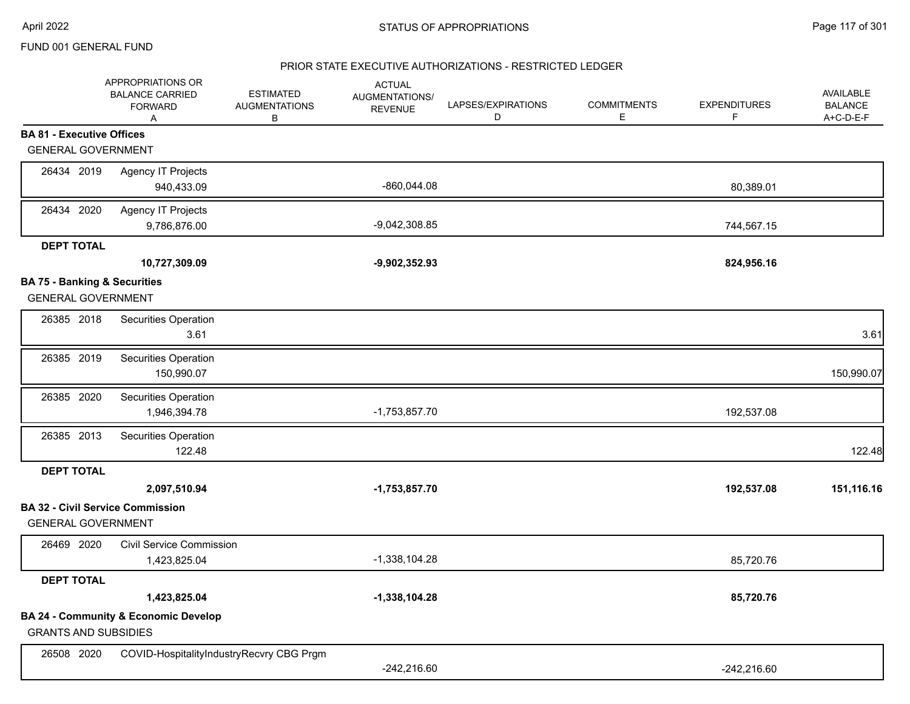FUND 001 GENERAL FUND

## STATUS OF APPROPRIATIONS

### PRIOR STATE EXECUTIVE AUTHORIZATIONS - RESTRICTED LEDGER

| | APPROPRIATIONS OR BALANCE CARRIED FORWARD A | ESTIMATED AUGMENTATIONS B | ACTUAL AUGMENTATIONS/ REVENUE | LAPSES/EXPIRATIONS D | COMMITMENTS E | EXPENDITURES F | AVAILABLE BALANCE A+C-D-E-F |
|---|---|---|---|---|---|---|---|
| **BA 81 - Executive Offices** | | | | | | | |
| GENERAL GOVERNMENT | | | | | | | |
| 26434 2019 Agency IT Projects | 940,433.09 | | -860,044.08 | | | 80,389.01 | |
| 26434 2020 Agency IT Projects | 9,786,876.00 | | -9,042,308.85 | | | 744,567.15 | |
| **DEPT TOTAL** | **10,727,309.09** | | **-9,902,352.93** | | | **824,956.16** | |
| **BA 75 - Banking & Securities** | | | | | | | |
| GENERAL GOVERNMENT | | | | | | | |
| 26385 2018 Securities Operation | 3.61 | | | | | | 3.61 |
| 26385 2019 Securities Operation | 150,990.07 | | | | | | 150,990.07 |
| 26385 2020 Securities Operation | 1,946,394.78 | | -1,753,857.70 | | | 192,537.08 | |
| 26385 2013 Securities Operation | 122.48 | | | | | | 122.48 |
| **DEPT TOTAL** | **2,097,510.94** | | **-1,753,857.70** | | | **192,537.08** | **151,116.16** |
| **BA 32 - Civil Service Commission** | | | | | | | |
| GENERAL GOVERNMENT | | | | | | | |
| 26469 2020 Civil Service Commission | 1,423,825.04 | | -1,338,104.28 | | | 85,720.76 | |
| **DEPT TOTAL** | **1,423,825.04** | | **-1,338,104.28** | | | **85,720.76** | |
| **BA 24 - Community & Economic Develop** | | | | | | | |
| GRANTS AND SUBSIDIES | | | | | | | |
| 26508 2020 COVID-HospitalityIndustryRecvry CBG Prgm | | | -242,216.60 | | | -242,216.60 | |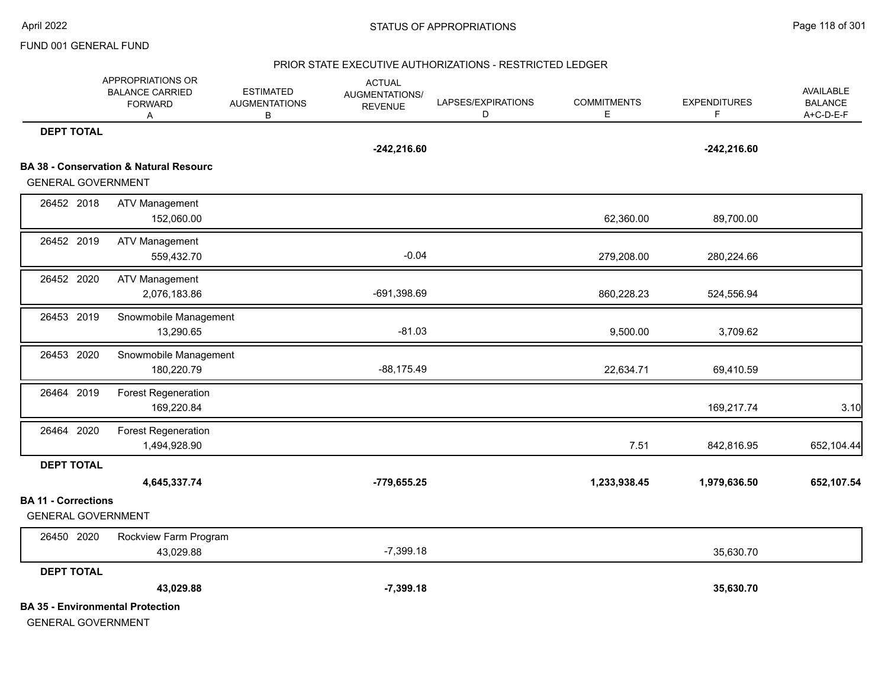FUND 001 GENERAL FUND

## STATUS OF APPROPRIATIONS

### PRIOR STATE EXECUTIVE AUTHORIZATIONS - RESTRICTED LEDGER

| | APPROPRIATIONS OR BALANCE CARRIED FORWARD A | ESTIMATED AUGMENTATIONS B | ACTUAL AUGMENTATIONS/ REVENUE | LAPSES/EXPIRATIONS D | COMMITMENTS E | EXPENDITURES F | AVAILABLE BALANCE A+C-D-E-F |
|---|---|---|---|---|---|---|---|
| **DEPT TOTAL** | | | **-242,216.60** | | | **-242,216.60** | |
| **BA 38 - Conservation & Natural Resourc** | | | | | | | |
| GENERAL GOVERNMENT | | | | | | | |
| 26452 2018 ATV Management | 152,060.00 | | | | 62,360.00 | 89,700.00 | |
| 26452 2019 ATV Management | 559,432.70 | | -0.04 | | 279,208.00 | 280,224.66 | |
| 26452 2020 ATV Management | 2,076,183.86 | | -691,398.69 | | 860,228.23 | 524,556.94 | |
| 26453 2019 Snowmobile Management | 13,290.65 | | -81.03 | | 9,500.00 | 3,709.62 | |
| 26453 2020 Snowmobile Management | 180,220.79 | | -88,175.49 | | 22,634.71 | 69,410.59 | |
| 26464 2019 Forest Regeneration | 169,220.84 | | | | | 169,217.74 | 3.10 |
| 26464 2020 Forest Regeneration | 1,494,928.90 | | | | 7.51 | 842,816.95 | 652,104.44 |
| **DEPT TOTAL** | **4,645,337.74** | | **-779,655.25** | | **1,233,938.45** | **1,979,636.50** | **652,107.54** |
| **BA 11 - Corrections** | | | | | | | |
| GENERAL GOVERNMENT | | | | | | | |
| 26450 2020 Rockview Farm Program | 43,029.88 | | -7,399.18 | | | 35,630.70 | |
| **DEPT TOTAL** | **43,029.88** | | **-7,399.18** | | | **35,630.70** | |
| **BA 35 - Environmental Protection** | | | | | | | |
| GENERAL GOVERNMENT | | | | | | | |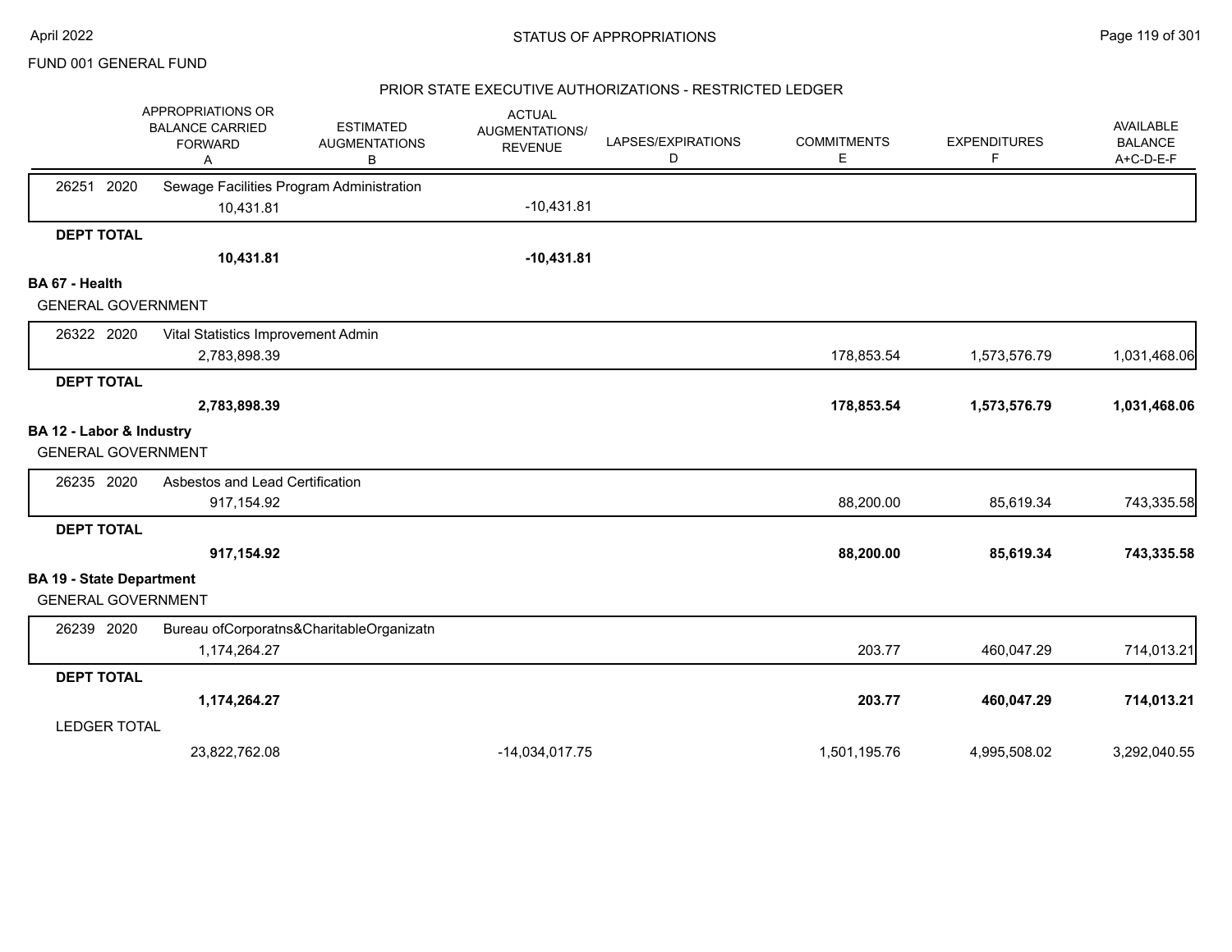FUND 001 GENERAL FUND

## PRIOR STATE EXECUTIVE AUTHORIZATIONS - RESTRICTED LEDGER

| | APPROPRIATIONS OR BALANCE CARRIED FORWARD A | ESTIMATED AUGMENTATIONS B | ACTUAL AUGMENTATIONS/ REVENUE | LAPSES/EXPIRATIONS D | COMMITMENTS E | EXPENDITURES F | AVAILABLE BALANCE A+C-D-E-F |
|---|---|---|---|---|---|---|---|
| 26251 2020 Sewage Facilities Program Administration | 10,431.81 | | -10,431.81 | | | | |
| **DEPT TOTAL** | **10,431.81** | | **-10,431.81** | | | | |
| **BA 67 - Health** | | | | | | | |
| GENERAL GOVERNMENT | | | | | | | |
| 26322 2020 Vital Statistics Improvement Admin | 2,783,898.39 | | | | 178,853.54 | 1,573,576.79 | 1,031,468.06 |
| **DEPT TOTAL** | **2,783,898.39** | | | | **178,853.54** | **1,573,576.79** | **1,031,468.06** |
| **BA 12 - Labor & Industry** | | | | | | | |
| GENERAL GOVERNMENT | | | | | | | |
| 26235 2020 Asbestos and Lead Certification | 917,154.92 | | | | 88,200.00 | 85,619.34 | 743,335.58 |
| **DEPT TOTAL** | **917,154.92** | | | | **88,200.00** | **85,619.34** | **743,335.58** |
| **BA 19 - State Department** | | | | | | | |
| GENERAL GOVERNMENT | | | | | | | |
| 26239 2020 Bureau ofCorporatns&CharitableOrganizatn | 1,174,264.27 | | | | 203.77 | 460,047.29 | 714,013.21 |
| **DEPT TOTAL** | **1,174,264.27** | | | | **203.77** | **460,047.29** | **714,013.21** |
| LEDGER TOTAL | 23,822,762.08 | | -14,034,017.75 | | 1,501,195.76 | 4,995,508.02 | 3,292,040.55 |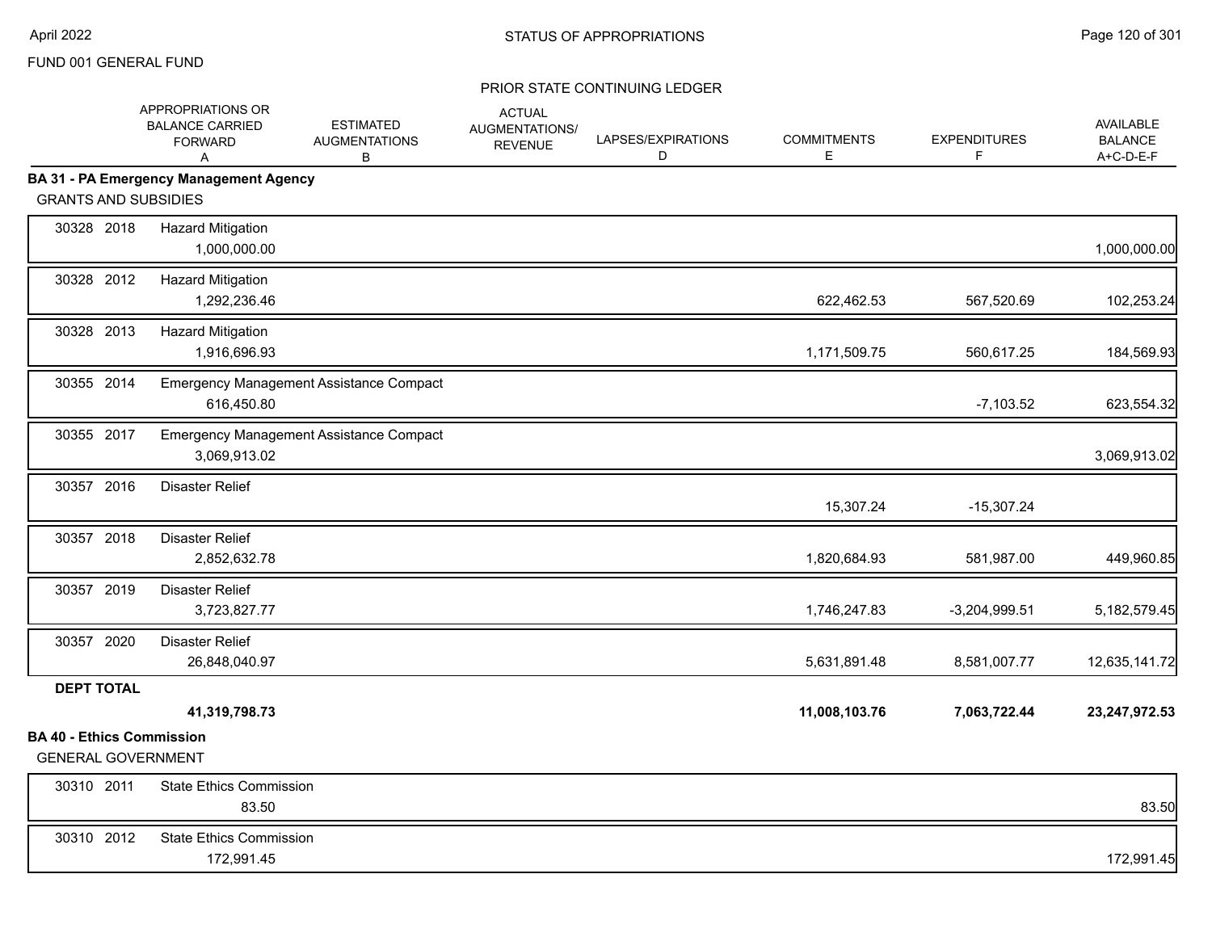FUND 001 GENERAL FUND

## STATUS OF APPROPRIATIONS

### PRIOR STATE CONTINUING LEDGER

| | | APPROPRIATIONS OR BALANCE CARRIED FORWARD A | ESTIMATED AUGMENTATIONS B | ACTUAL AUGMENTATIONS/ REVENUE | LAPSES/EXPIRATIONS D | COMMITMENTS E | EXPENDITURES F | AVAILABLE BALANCE A+C-D-E-F |
|---|---|---|---|---|---|---|---|---|
| **BA 31 - PA Emergency Management Agency** | | | | | | | | |
| GRANTS AND SUBSIDIES | | | | | | | | |
| 30328 | 2018 | Hazard Mitigation | | | | | | |
| | | 1,000,000.00 | | | | | | 1,000,000.00 |
| 30328 | 2012 | Hazard Mitigation | | | | | | |
| | | 1,292,236.46 | | | | 622,462.53 | 567,520.69 | 102,253.24 |
| 30328 | 2013 | Hazard Mitigation | | | | | | |
| | | 1,916,696.93 | | | | 1,171,509.75 | 560,617.25 | 184,569.93 |
| 30355 | 2014 | Emergency Management Assistance Compact | | | | | | |
| | | 616,450.80 | | | | | -7,103.52 | 623,554.32 |
| 30355 | 2017 | Emergency Management Assistance Compact | | | | | | |
| | | 3,069,913.02 | | | | | | 3,069,913.02 |
| 30357 | 2016 | Disaster Relief | | | | | | |
| | | | | | | 15,307.24 | -15,307.24 | |
| 30357 | 2018 | Disaster Relief | | | | | | |
| | | 2,852,632.78 | | | | 1,820,684.93 | 581,987.00 | 449,960.85 |
| 30357 | 2019 | Disaster Relief | | | | | | |
| | | 3,723,827.77 | | | | 1,746,247.83 | -3,204,999.51 | 5,182,579.45 |
| 30357 | 2020 | Disaster Relief | | | | | | |
| | | 26,848,040.97 | | | | 5,631,891.48 | 8,581,007.77 | 12,635,141.72 |
| **DEPT TOTAL** | | | | | | | | |
| | | **41,319,798.73** | | | | **11,008,103.76** | **7,063,722.44** | **23,247,972.53** |
| **BA 40 - Ethics Commission** | | | | | | | | |
| GENERAL GOVERNMENT | | | | | | | | |
| 30310 | 2011 | State Ethics Commission | | | | | | |
| | | 83.50 | | | | | | 83.50 |
| 30310 | 2012 | State Ethics Commission | | | | | | |
| | | 172,991.45 | | | | | | 172,991.45 |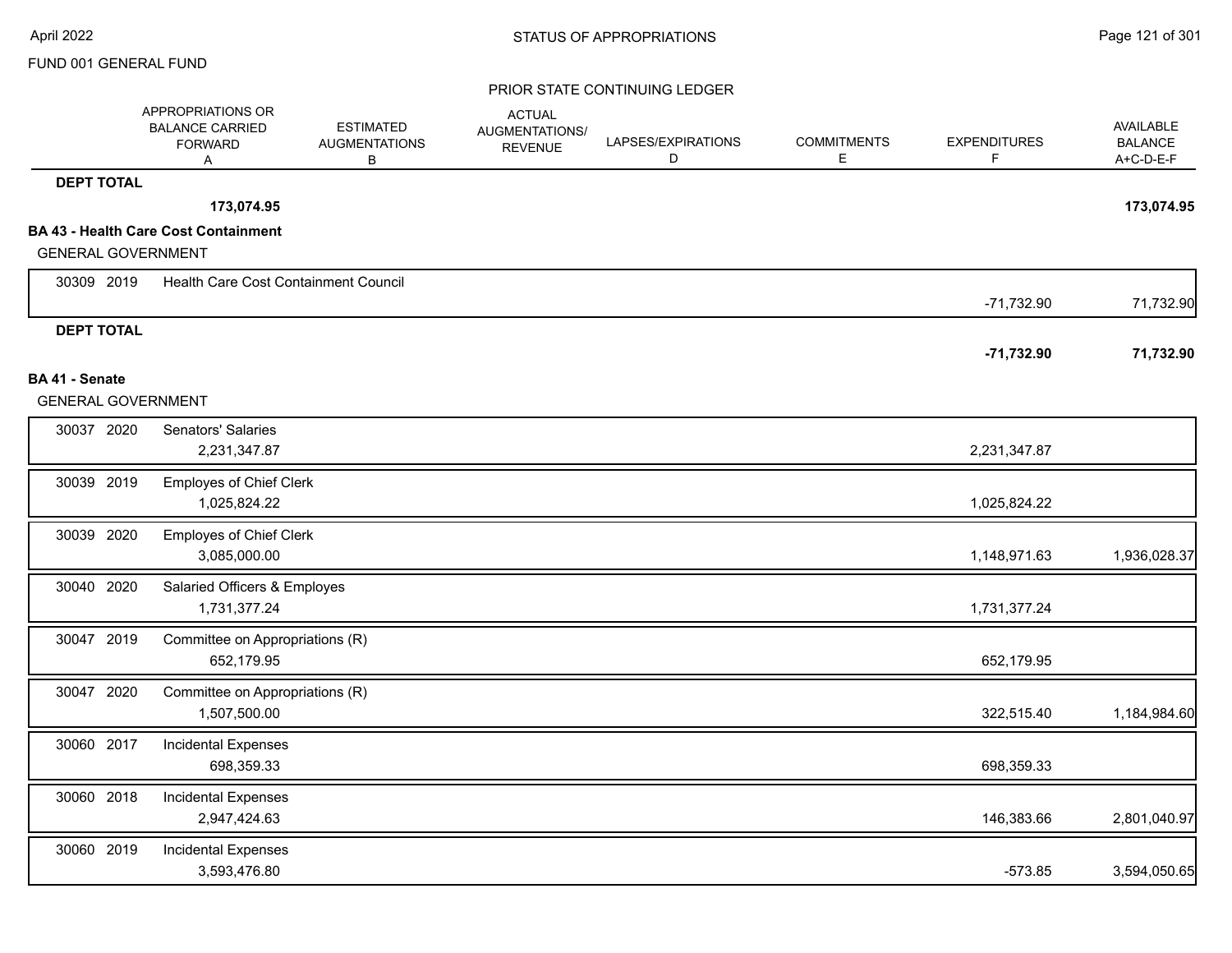FUND 001 GENERAL FUND

STATUS OF APPROPRIATIONS

PRIOR STATE CONTINUING LEDGER

| | APPROPRIATIONS OR BALANCE CARRIED FORWARD A | ESTIMATED AUGMENTATIONS B | ACTUAL AUGMENTATIONS/ REVENUE | LAPSES/EXPIRATIONS D | COMMITMENTS E | EXPENDITURES F | AVAILABLE BALANCE A+C-D-E-F |
|---|---|---|---|---|---|---|---|
| **DEPT TOTAL** | **173,074.95** | | | | | | **173,074.95** |
| **BA 43 - Health Care Cost Containment** | | | | | | | |
| GENERAL GOVERNMENT | | | | | | | |
| 30309 2019 Health Care Cost Containment Council | | | | | | -71,732.90 | 71,732.90 |
| **DEPT TOTAL** | | | | | | **-71,732.90** | **71,732.90** |
| **BA 41 - Senate** | | | | | | | |
| GENERAL GOVERNMENT | | | | | | | |
| 30037 2020 Senators' Salaries | 2,231,347.87 | | | | | 2,231,347.87 | |
| 30039 2019 Employes of Chief Clerk | 1,025,824.22 | | | | | 1,025,824.22 | |
| 30039 2020 Employes of Chief Clerk | 3,085,000.00 | | | | | 1,148,971.63 | 1,936,028.37 |
| 30040 2020 Salaried Officers & Employes | 1,731,377.24 | | | | | 1,731,377.24 | |
| 30047 2019 Committee on Appropriations (R) | 652,179.95 | | | | | 652,179.95 | |
| 30047 2020 Committee on Appropriations (R) | 1,507,500.00 | | | | | 322,515.40 | 1,184,984.60 |
| 30060 2017 Incidental Expenses | 698,359.33 | | | | | 698,359.33 | |
| 30060 2018 Incidental Expenses | 2,947,424.63 | | | | | 146,383.66 | 2,801,040.97 |
| 30060 2019 Incidental Expenses | 3,593,476.80 | | | | | -573.85 | 3,594,050.65 |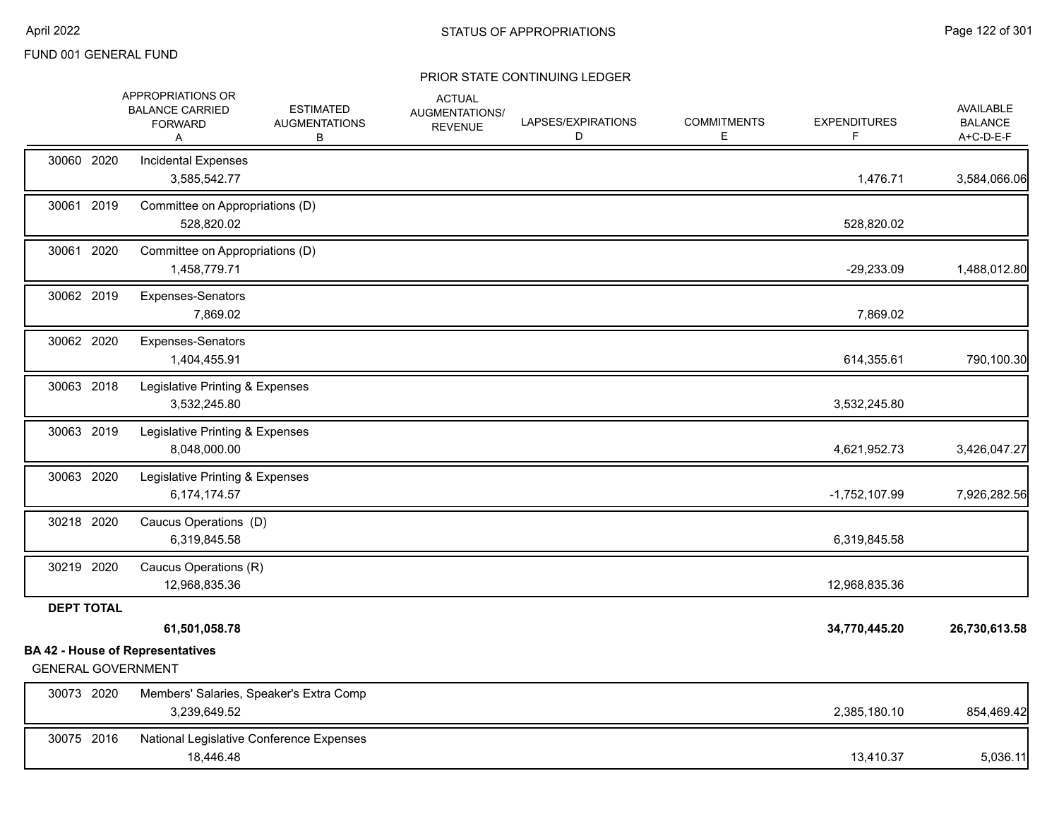FUND 001 GENERAL FUND

## STATUS OF APPROPRIATIONS

### PRIOR STATE CONTINUING LEDGER

| | APPROPRIATIONS OR BALANCE CARRIED FORWARD A | ESTIMATED AUGMENTATIONS B | ACTUAL AUGMENTATIONS/ REVENUE | LAPSES/EXPIRATIONS D | COMMITMENTS E | EXPENDITURES F | AVAILABLE BALANCE A+C-D-E-F |
|---|---|---|---|---|---|---|---|
| 30060 2020 Incidental Expenses | 3,585,542.77 | | | | | 1,476.71 | 3,584,066.06 |
| 30061 2019 Committee on Appropriations (D) | 528,820.02 | | | | | 528,820.02 | |
| 30061 2020 Committee on Appropriations (D) | 1,458,779.71 | | | | | -29,233.09 | 1,488,012.80 |
| 30062 2019 Expenses-Senators | 7,869.02 | | | | | 7,869.02 | |
| 30062 2020 Expenses-Senators | 1,404,455.91 | | | | | 614,355.61 | 790,100.30 |
| 30063 2018 Legislative Printing & Expenses | 3,532,245.80 | | | | | 3,532,245.80 | |
| 30063 2019 Legislative Printing & Expenses | 8,048,000.00 | | | | | 4,621,952.73 | 3,426,047.27 |
| 30063 2020 Legislative Printing & Expenses | 6,174,174.57 | | | | | -1,752,107.99 | 7,926,282.56 |
| 30218 2020 Caucus Operations (D) | 6,319,845.58 | | | | | 6,319,845.58 | |
| 30219 2020 Caucus Operations (R) | 12,968,835.36 | | | | | 12,968,835.36 | |
| **DEPT TOTAL** | **61,501,058.78** | | | | | **34,770,445.20** | **26,730,613.58** |

**BA 42 - House of Representatives**

GENERAL GOVERNMENT

| | APPROPRIATIONS OR BALANCE CARRIED FORWARD A | ESTIMATED AUGMENTATIONS B | ACTUAL AUGMENTATIONS/ REVENUE | LAPSES/EXPIRATIONS D | COMMITMENTS E | EXPENDITURES F | AVAILABLE BALANCE A+C-D-E-F |
|---|---|---|---|---|---|---|---|
| 30073 2020 Members' Salaries, Speaker's Extra Comp | 3,239,649.52 | | | | | 2,385,180.10 | 854,469.42 |
| 30075 2016 National Legislative Conference Expenses | 18,446.48 | | | | | 13,410.37 | 5,036.11 |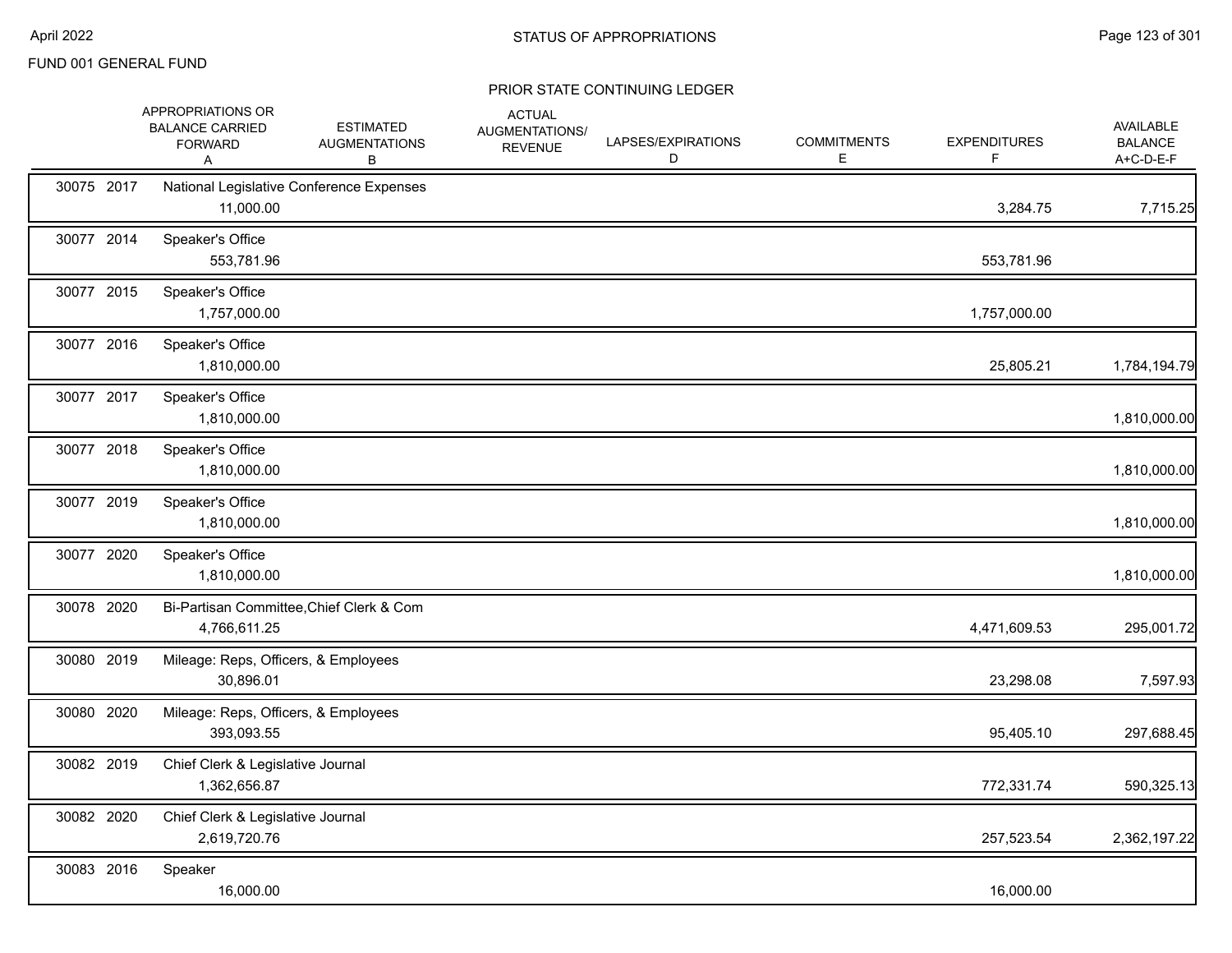FUND 001 GENERAL FUND

## PRIOR STATE CONTINUING LEDGER

| | | | APPROPRIATIONS OR BALANCE CARRIED FORWARD A | ESTIMATED AUGMENTATIONS B | ACTUAL AUGMENTATIONS/ REVENUE | LAPSES/EXPIRATIONS D | COMMITMENTS E | EXPENDITURES F | AVAILABLE BALANCE A+C-D-E-F |
|---|---|---|---|---|---|---|---|---|---|
| 30075 | 2017 | National Legislative Conference Expenses | 11,000.00 | | | | | 3,284.75 | 7,715.25 |
| 30077 | 2014 | Speaker's Office | 553,781.96 | | | | | 553,781.96 | |
| 30077 | 2015 | Speaker's Office | 1,757,000.00 | | | | | 1,757,000.00 | |
| 30077 | 2016 | Speaker's Office | 1,810,000.00 | | | | | 25,805.21 | 1,784,194.79 |
| 30077 | 2017 | Speaker's Office | 1,810,000.00 | | | | | | 1,810,000.00 |
| 30077 | 2018 | Speaker's Office | 1,810,000.00 | | | | | | 1,810,000.00 |
| 30077 | 2019 | Speaker's Office | 1,810,000.00 | | | | | | 1,810,000.00 |
| 30077 | 2020 | Speaker's Office | 1,810,000.00 | | | | | | 1,810,000.00 |
| 30078 | 2020 | Bi-Partisan Committee,Chief Clerk & Com | 4,766,611.25 | | | | | 4,471,609.53 | 295,001.72 |
| 30080 | 2019 | Mileage: Reps, Officers, & Employees | 30,896.01 | | | | | 23,298.08 | 7,597.93 |
| 30080 | 2020 | Mileage: Reps, Officers, & Employees | 393,093.55 | | | | | 95,405.10 | 297,688.45 |
| 30082 | 2019 | Chief Clerk & Legislative Journal | 1,362,656.87 | | | | | 772,331.74 | 590,325.13 |
| 30082 | 2020 | Chief Clerk & Legislative Journal | 2,619,720.76 | | | | | 257,523.54 | 2,362,197.22 |
| 30083 | 2016 | Speaker | 16,000.00 | | | | | 16,000.00 | |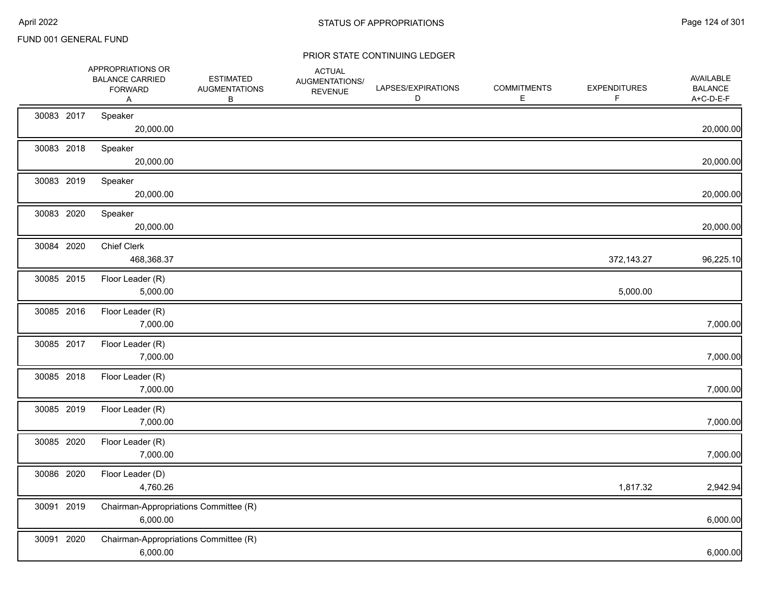FUND 001 GENERAL FUND

## STATUS OF APPROPRIATIONS

### PRIOR STATE CONTINUING LEDGER

| | | | APPROPRIATIONS OR BALANCE CARRIED FORWARD A | ESTIMATED AUGMENTATIONS B | ACTUAL AUGMENTATIONS/ REVENUE | LAPSES/EXPIRATIONS D | COMMITMENTS E | EXPENDITURES F | AVAILABLE BALANCE A+C-D-E-F |
|---|---|---|---|---|---|---|---|---|---|
| 30083 | 2017 | Speaker | 20,000.00 | | | | | | 20,000.00 |
| 30083 | 2018 | Speaker | 20,000.00 | | | | | | 20,000.00 |
| 30083 | 2019 | Speaker | 20,000.00 | | | | | | 20,000.00 |
| 30083 | 2020 | Speaker | 20,000.00 | | | | | | 20,000.00 |
| 30084 | 2020 | Chief Clerk | 468,368.37 | | | | | 372,143.27 | 96,225.10 |
| 30085 | 2015 | Floor Leader (R) | 5,000.00 | | | | | 5,000.00 | |
| 30085 | 2016 | Floor Leader (R) | 7,000.00 | | | | | | 7,000.00 |
| 30085 | 2017 | Floor Leader (R) | 7,000.00 | | | | | | 7,000.00 |
| 30085 | 2018 | Floor Leader (R) | 7,000.00 | | | | | | 7,000.00 |
| 30085 | 2019 | Floor Leader (R) | 7,000.00 | | | | | | 7,000.00 |
| 30085 | 2020 | Floor Leader (R) | 7,000.00 | | | | | | 7,000.00 |
| 30086 | 2020 | Floor Leader (D) | 4,760.26 | | | | | 1,817.32 | 2,942.94 |
| 30091 | 2019 | Chairman-Appropriations Committee (R) | 6,000.00 | | | | | | 6,000.00 |
| 30091 | 2020 | Chairman-Appropriations Committee (R) | 6,000.00 | | | | | | 6,000.00 |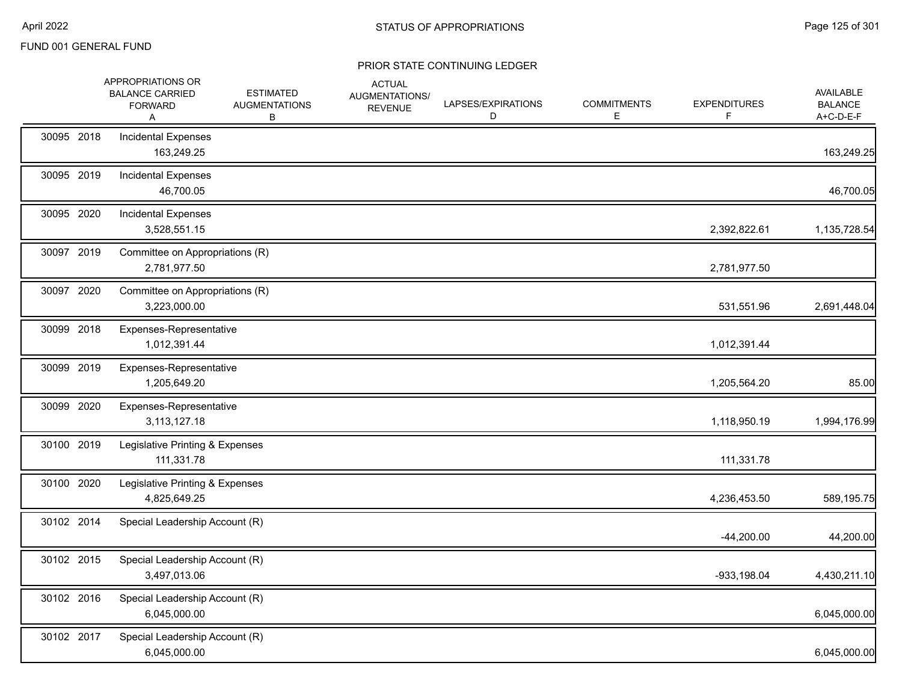FUND 001 GENERAL FUND

## STATUS OF APPROPRIATIONS

### PRIOR STATE CONTINUING LEDGER

| Appropriation | Year | Description | APPROPRIATIONS OR BALANCE CARRIED FORWARD A | ESTIMATED AUGMENTATIONS B | ACTUAL AUGMENTATIONS/ REVENUE | LAPSES/EXPIRATIONS D | COMMITMENTS E | EXPENDITURES F | AVAILABLE BALANCE A+C-D-E-F |
|---|---|---|---|---|---|---|---|---|---|
| 30095 | 2018 | Incidental Expenses | 163,249.25 | | | | | | 163,249.25 |
| 30095 | 2019 | Incidental Expenses | 46,700.05 | | | | | | 46,700.05 |
| 30095 | 2020 | Incidental Expenses | 3,528,551.15 | | | | | 2,392,822.61 | 1,135,728.54 |
| 30097 | 2019 | Committee on Appropriations (R) | 2,781,977.50 | | | | | 2,781,977.50 | |
| 30097 | 2020 | Committee on Appropriations (R) | 3,223,000.00 | | | | | 531,551.96 | 2,691,448.04 |
| 30099 | 2018 | Expenses-Representative | 1,012,391.44 | | | | | 1,012,391.44 | |
| 30099 | 2019 | Expenses-Representative | 1,205,649.20 | | | | | 1,205,564.20 | 85.00 |
| 30099 | 2020 | Expenses-Representative | 3,113,127.18 | | | | | 1,118,950.19 | 1,994,176.99 |
| 30100 | 2019 | Legislative Printing & Expenses | 111,331.78 | | | | | 111,331.78 | |
| 30100 | 2020 | Legislative Printing & Expenses | 4,825,649.25 | | | | | 4,236,453.50 | 589,195.75 |
| 30102 | 2014 | Special Leadership Account (R) | | | | | | -44,200.00 | 44,200.00 |
| 30102 | 2015 | Special Leadership Account (R) | 3,497,013.06 | | | | | -933,198.04 | 4,430,211.10 |
| 30102 | 2016 | Special Leadership Account (R) | 6,045,000.00 | | | | | | 6,045,000.00 |
| 30102 | 2017 | Special Leadership Account (R) | 6,045,000.00 | | | | | | 6,045,000.00 |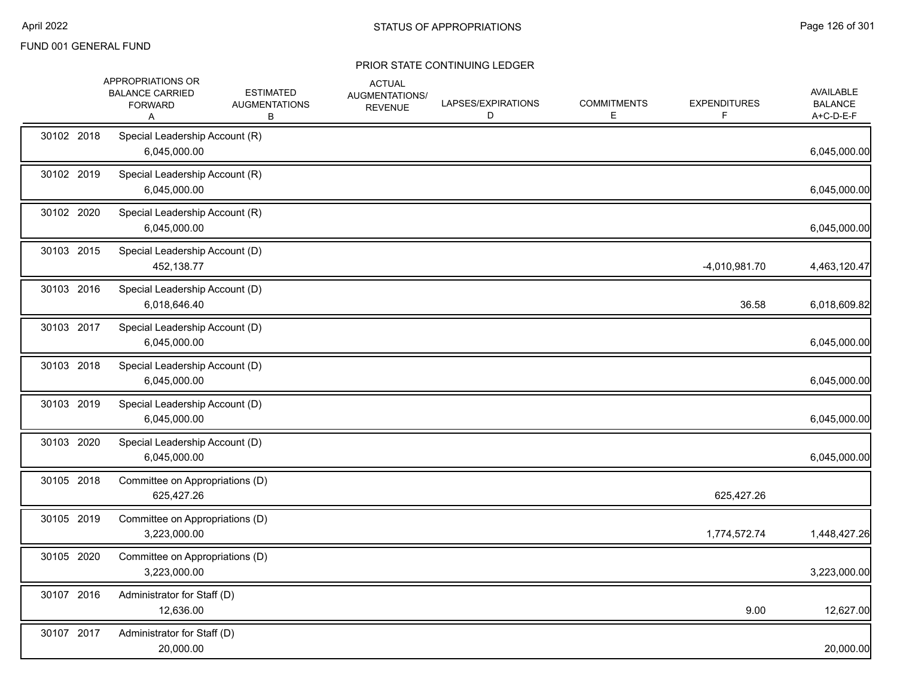FUND 001 GENERAL FUND

## PRIOR STATE CONTINUING LEDGER

| | APPROPRIATIONS OR BALANCE CARRIED FORWARD A | ESTIMATED AUGMENTATIONS B | ACTUAL AUGMENTATIONS/ REVENUE | LAPSES/EXPIRATIONS D | COMMITMENTS E | EXPENDITURES F | AVAILABLE BALANCE A+C-D-E-F |
|---|---|---|---|---|---|---|---|
| 30102 2018 | Special Leadership Account (R) | | | | | | |
| | 6,045,000.00 | | | | | | 6,045,000.00 |
| 30102 2019 | Special Leadership Account (R) | | | | | | |
| | 6,045,000.00 | | | | | | 6,045,000.00 |
| 30102 2020 | Special Leadership Account (R) | | | | | | |
| | 6,045,000.00 | | | | | | 6,045,000.00 |
| 30103 2015 | Special Leadership Account (D) | | | | | | |
| | 452,138.77 | | | | | -4,010,981.70 | 4,463,120.47 |
| 30103 2016 | Special Leadership Account (D) | | | | | | |
| | 6,018,646.40 | | | | | 36.58 | 6,018,609.82 |
| 30103 2017 | Special Leadership Account (D) | | | | | | |
| | 6,045,000.00 | | | | | | 6,045,000.00 |
| 30103 2018 | Special Leadership Account (D) | | | | | | |
| | 6,045,000.00 | | | | | | 6,045,000.00 |
| 30103 2019 | Special Leadership Account (D) | | | | | | |
| | 6,045,000.00 | | | | | | 6,045,000.00 |
| 30103 2020 | Special Leadership Account (D) | | | | | | |
| | 6,045,000.00 | | | | | | 6,045,000.00 |
| 30105 2018 | Committee on Appropriations (D) | | | | | | |
| | 625,427.26 | | | | | 625,427.26 | |
| 30105 2019 | Committee on Appropriations (D) | | | | | | |
| | 3,223,000.00 | | | | | 1,774,572.74 | 1,448,427.26 |
| 30105 2020 | Committee on Appropriations (D) | | | | | | |
| | 3,223,000.00 | | | | | | 3,223,000.00 |
| 30107 2016 | Administrator for Staff (D) | | | | | | |
| | 12,636.00 | | | | | 9.00 | 12,627.00 |
| 30107 2017 | Administrator for Staff (D) | | | | | | |
| | 20,000.00 | | | | | | 20,000.00 |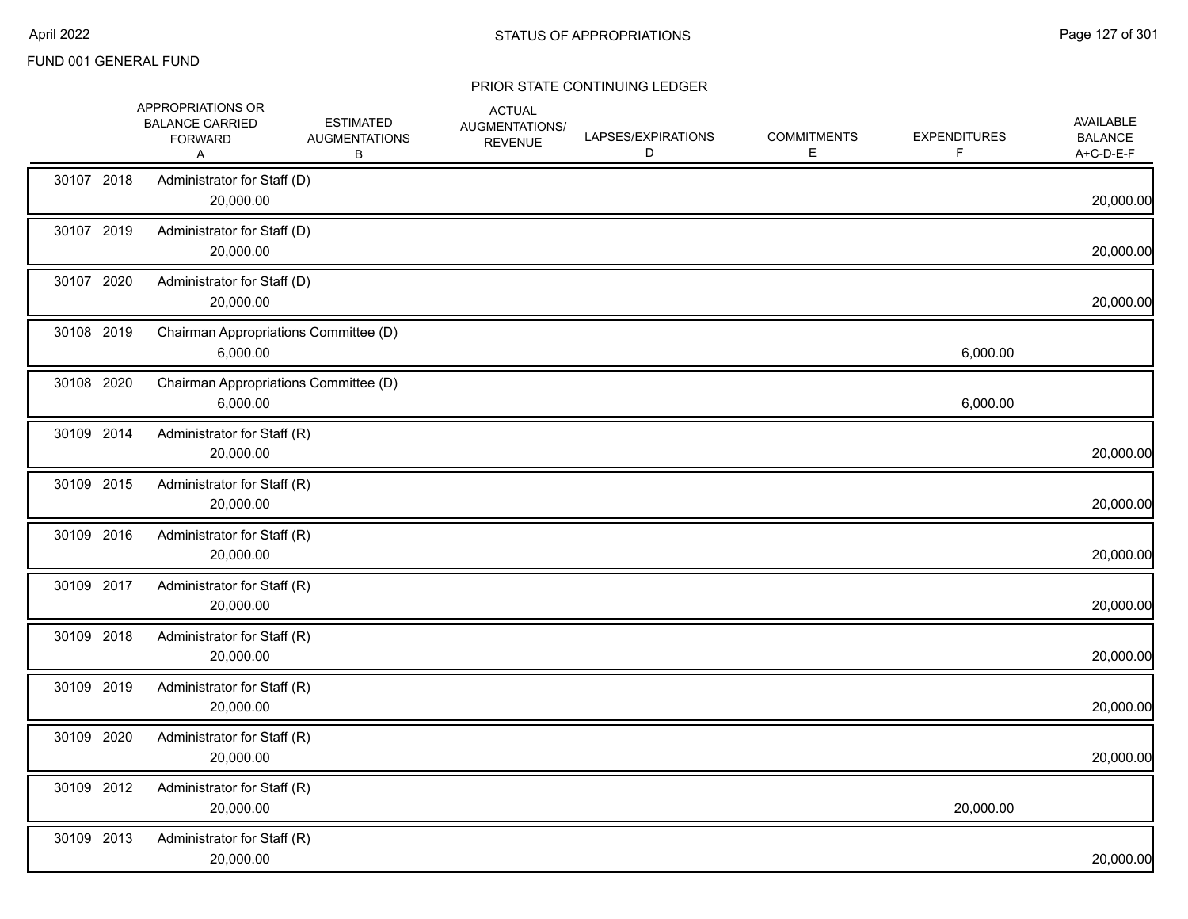FUND 001 GENERAL FUND

## PRIOR STATE CONTINUING LEDGER

| | APPROPRIATIONS OR BALANCE CARRIED FORWARD A | ESTIMATED AUGMENTATIONS B | ACTUAL AUGMENTATIONS/ REVENUE | LAPSES/EXPIRATIONS D | COMMITMENTS E | EXPENDITURES F | AVAILABLE BALANCE A+C-D-E-F |
|---|---|---|---|---|---|---|---|
| 30107 2018 | Administrator for Staff (D) | | | | | | |
| | 20,000.00 | | | | | | 20,000.00 |
| 30107 2019 | Administrator for Staff (D) | | | | | | |
| | 20,000.00 | | | | | | 20,000.00 |
| 30107 2020 | Administrator for Staff (D) | | | | | | |
| | 20,000.00 | | | | | | 20,000.00 |
| 30108 2019 | Chairman Appropriations Committee (D) | | | | | | |
| | 6,000.00 | | | | | 6,000.00 | |
| 30108 2020 | Chairman Appropriations Committee (D) | | | | | | |
| | 6,000.00 | | | | | 6,000.00 | |
| 30109 2014 | Administrator for Staff (R) | | | | | | |
| | 20,000.00 | | | | | | 20,000.00 |
| 30109 2015 | Administrator for Staff (R) | | | | | | |
| | 20,000.00 | | | | | | 20,000.00 |
| 30109 2016 | Administrator for Staff (R) | | | | | | |
| | 20,000.00 | | | | | | 20,000.00 |
| 30109 2017 | Administrator for Staff (R) | | | | | | |
| | 20,000.00 | | | | | | 20,000.00 |
| 30109 2018 | Administrator for Staff (R) | | | | | | |
| | 20,000.00 | | | | | | 20,000.00 |
| 30109 2019 | Administrator for Staff (R) | | | | | | |
| | 20,000.00 | | | | | | 20,000.00 |
| 30109 2020 | Administrator for Staff (R) | | | | | | |
| | 20,000.00 | | | | | | 20,000.00 |
| 30109 2012 | Administrator for Staff (R) | | | | | | |
| | 20,000.00 | | | | | 20,000.00 | |
| 30109 2013 | Administrator for Staff (R) | | | | | | |
| | 20,000.00 | | | | | | 20,000.00 |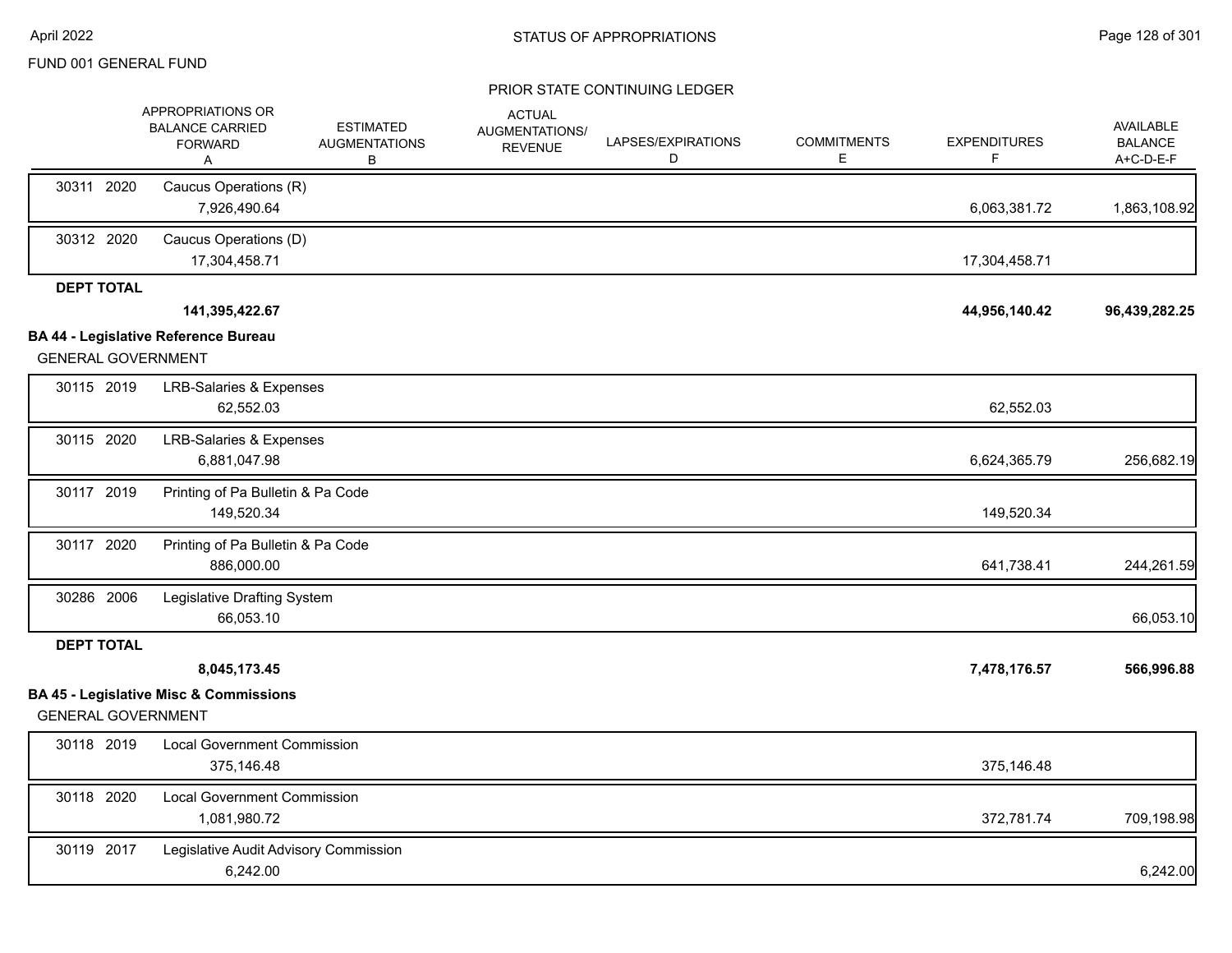FUND 001 GENERAL FUND

STATUS OF APPROPRIATIONS

PRIOR STATE CONTINUING LEDGER

| | APPROPRIATIONS OR BALANCE CARRIED FORWARD A | ESTIMATED AUGMENTATIONS B | ACTUAL AUGMENTATIONS/ REVENUE | LAPSES/EXPIRATIONS D | COMMITMENTS E | EXPENDITURES F | AVAILABLE BALANCE A+C-D-E-F |
|---|---|---|---|---|---|---|---|
| 30311 2020 Caucus Operations (R) | 7,926,490.64 | | | | | 6,063,381.72 | 1,863,108.92 |
| 30312 2020 Caucus Operations (D) | 17,304,458.71 | | | | | 17,304,458.71 | |
| **DEPT TOTAL** | **141,395,422.67** | | | | | **44,956,140.42** | **96,439,282.25** |

**BA 44 - Legislative Reference Bureau**

GENERAL GOVERNMENT

| | APPROPRIATIONS OR BALANCE CARRIED FORWARD A | ESTIMATED AUGMENTATIONS B | ACTUAL AUGMENTATIONS/ REVENUE | LAPSES/EXPIRATIONS D | COMMITMENTS E | EXPENDITURES F | AVAILABLE BALANCE A+C-D-E-F |
|---|---|---|---|---|---|---|---|
| 30115 2019 LRB-Salaries & Expenses | 62,552.03 | | | | | 62,552.03 | |
| 30115 2020 LRB-Salaries & Expenses | 6,881,047.98 | | | | | 6,624,365.79 | 256,682.19 |
| 30117 2019 Printing of Pa Bulletin & Pa Code | 149,520.34 | | | | | 149,520.34 | |
| 30117 2020 Printing of Pa Bulletin & Pa Code | 886,000.00 | | | | | 641,738.41 | 244,261.59 |
| 30286 2006 Legislative Drafting System | 66,053.10 | | | | | | 66,053.10 |
| **DEPT TOTAL** | **8,045,173.45** | | | | | **7,478,176.57** | **566,996.88** |

**BA 45 - Legislative Misc & Commissions**

GENERAL GOVERNMENT

| | APPROPRIATIONS OR BALANCE CARRIED FORWARD A | ESTIMATED AUGMENTATIONS B | ACTUAL AUGMENTATIONS/ REVENUE | LAPSES/EXPIRATIONS D | COMMITMENTS E | EXPENDITURES F | AVAILABLE BALANCE A+C-D-E-F |
|---|---|---|---|---|---|---|---|
| 30118 2019 Local Government Commission | 375,146.48 | | | | | 375,146.48 | |
| 30118 2020 Local Government Commission | 1,081,980.72 | | | | | 372,781.74 | 709,198.98 |
| 30119 2017 Legislative Audit Advisory Commission | 6,242.00 | | | | | | 6,242.00 |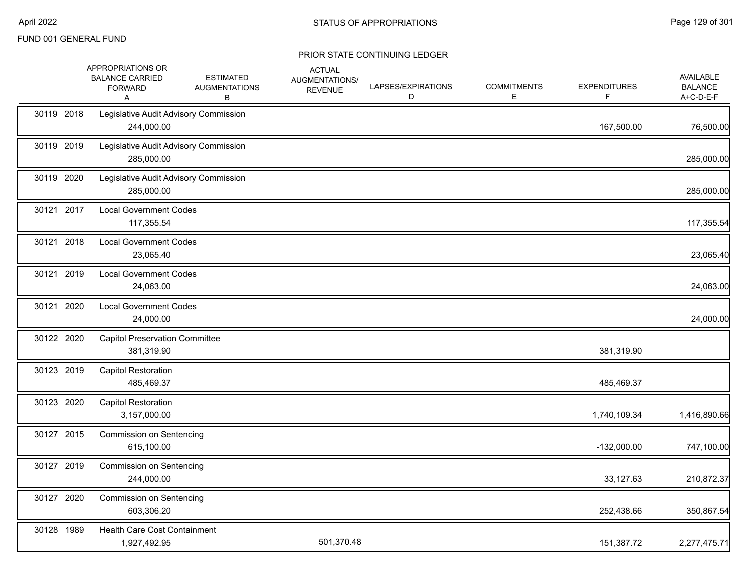FUND 001 GENERAL FUND

STATUS OF APPROPRIATIONS

PRIOR STATE CONTINUING LEDGER

| | | APPROPRIATIONS OR BALANCE CARRIED FORWARD A | ESTIMATED AUGMENTATIONS B | ACTUAL AUGMENTATIONS/ REVENUE | LAPSES/EXPIRATIONS D | COMMITMENTS E | EXPENDITURES F | AVAILABLE BALANCE A+C-D-E-F |
|---|---|---|---|---|---|---|---|---|
| 30119 2018 | Legislative Audit Advisory Commission | 244,000.00 | | | | | 167,500.00 | 76,500.00 |
| 30119 2019 | Legislative Audit Advisory Commission | 285,000.00 | | | | | | 285,000.00 |
| 30119 2020 | Legislative Audit Advisory Commission | 285,000.00 | | | | | | 285,000.00 |
| 30121 2017 | Local Government Codes | 117,355.54 | | | | | | 117,355.54 |
| 30121 2018 | Local Government Codes | 23,065.40 | | | | | | 23,065.40 |
| 30121 2019 | Local Government Codes | 24,063.00 | | | | | | 24,063.00 |
| 30121 2020 | Local Government Codes | 24,000.00 | | | | | | 24,000.00 |
| 30122 2020 | Capitol Preservation Committee | 381,319.90 | | | | | 381,319.90 | |
| 30123 2019 | Capitol Restoration | 485,469.37 | | | | | 485,469.37 | |
| 30123 2020 | Capitol Restoration | 3,157,000.00 | | | | | 1,740,109.34 | 1,416,890.66 |
| 30127 2015 | Commission on Sentencing | 615,100.00 | | | | | -132,000.00 | 747,100.00 |
| 30127 2019 | Commission on Sentencing | 244,000.00 | | | | | 33,127.63 | 210,872.37 |
| 30127 2020 | Commission on Sentencing | 603,306.20 | | | | | 252,438.66 | 350,867.54 |
| 30128 1989 | Health Care Cost Containment | 1,927,492.95 | | 501,370.48 | | | 151,387.72 | 2,277,475.71 |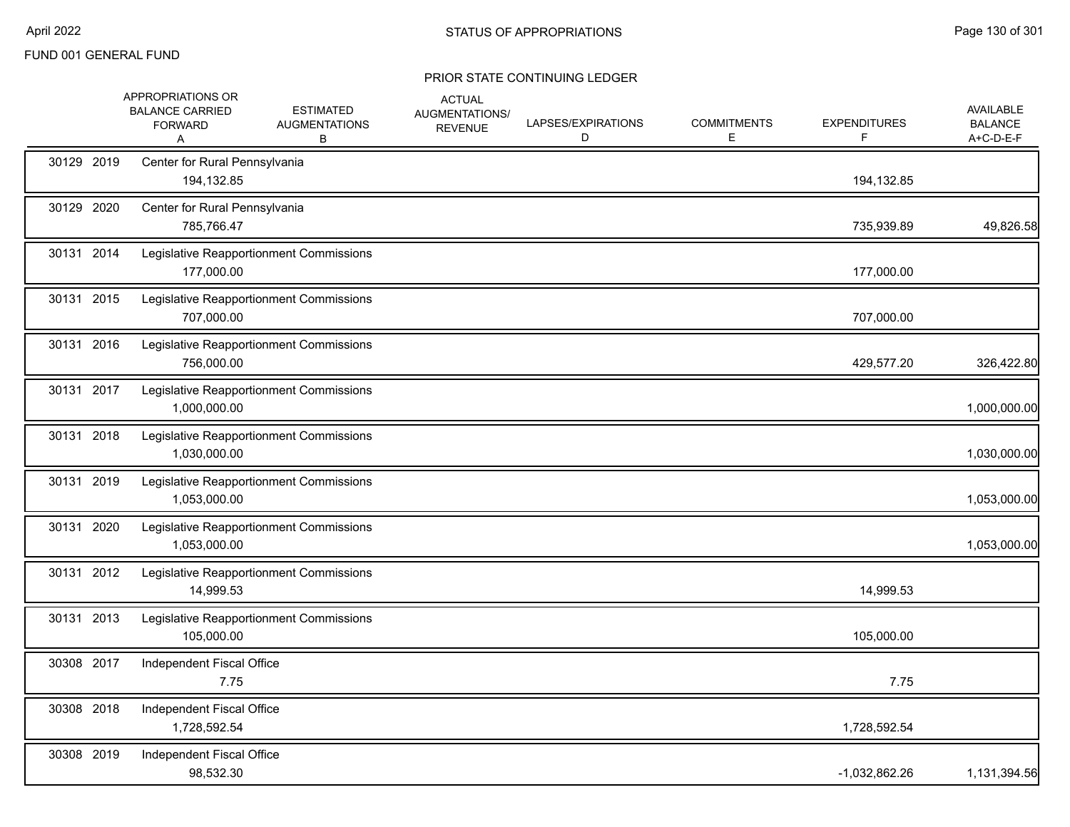FUND 001 GENERAL FUND

## STATUS OF APPROPRIATIONS

### PRIOR STATE CONTINUING LEDGER

| | APPROPRIATIONS OR BALANCE CARRIED FORWARD A | ESTIMATED AUGMENTATIONS B | ACTUAL AUGMENTATIONS/ REVENUE | LAPSES/EXPIRATIONS D | COMMITMENTS E | EXPENDITURES F | AVAILABLE BALANCE A+C-D-E-F |
|---|---|---|---|---|---|---|---|
| 30129 2019 Center for Rural Pennsylvania | 194,132.85 | | | | | 194,132.85 | |
| 30129 2020 Center for Rural Pennsylvania | 785,766.47 | | | | | 735,939.89 | 49,826.58 |
| 30131 2014 Legislative Reapportionment Commissions | 177,000.00 | | | | | 177,000.00 | |
| 30131 2015 Legislative Reapportionment Commissions | 707,000.00 | | | | | 707,000.00 | |
| 30131 2016 Legislative Reapportionment Commissions | 756,000.00 | | | | | 429,577.20 | 326,422.80 |
| 30131 2017 Legislative Reapportionment Commissions | 1,000,000.00 | | | | | | 1,000,000.00 |
| 30131 2018 Legislative Reapportionment Commissions | 1,030,000.00 | | | | | | 1,030,000.00 |
| 30131 2019 Legislative Reapportionment Commissions | 1,053,000.00 | | | | | | 1,053,000.00 |
| 30131 2020 Legislative Reapportionment Commissions | 1,053,000.00 | | | | | | 1,053,000.00 |
| 30131 2012 Legislative Reapportionment Commissions | 14,999.53 | | | | | 14,999.53 | |
| 30131 2013 Legislative Reapportionment Commissions | 105,000.00 | | | | | 105,000.00 | |
| 30308 2017 Independent Fiscal Office | 7.75 | | | | | 7.75 | |
| 30308 2018 Independent Fiscal Office | 1,728,592.54 | | | | | 1,728,592.54 | |
| 30308 2019 Independent Fiscal Office | 98,532.30 | | | | | -1,032,862.26 | 1,131,394.56 |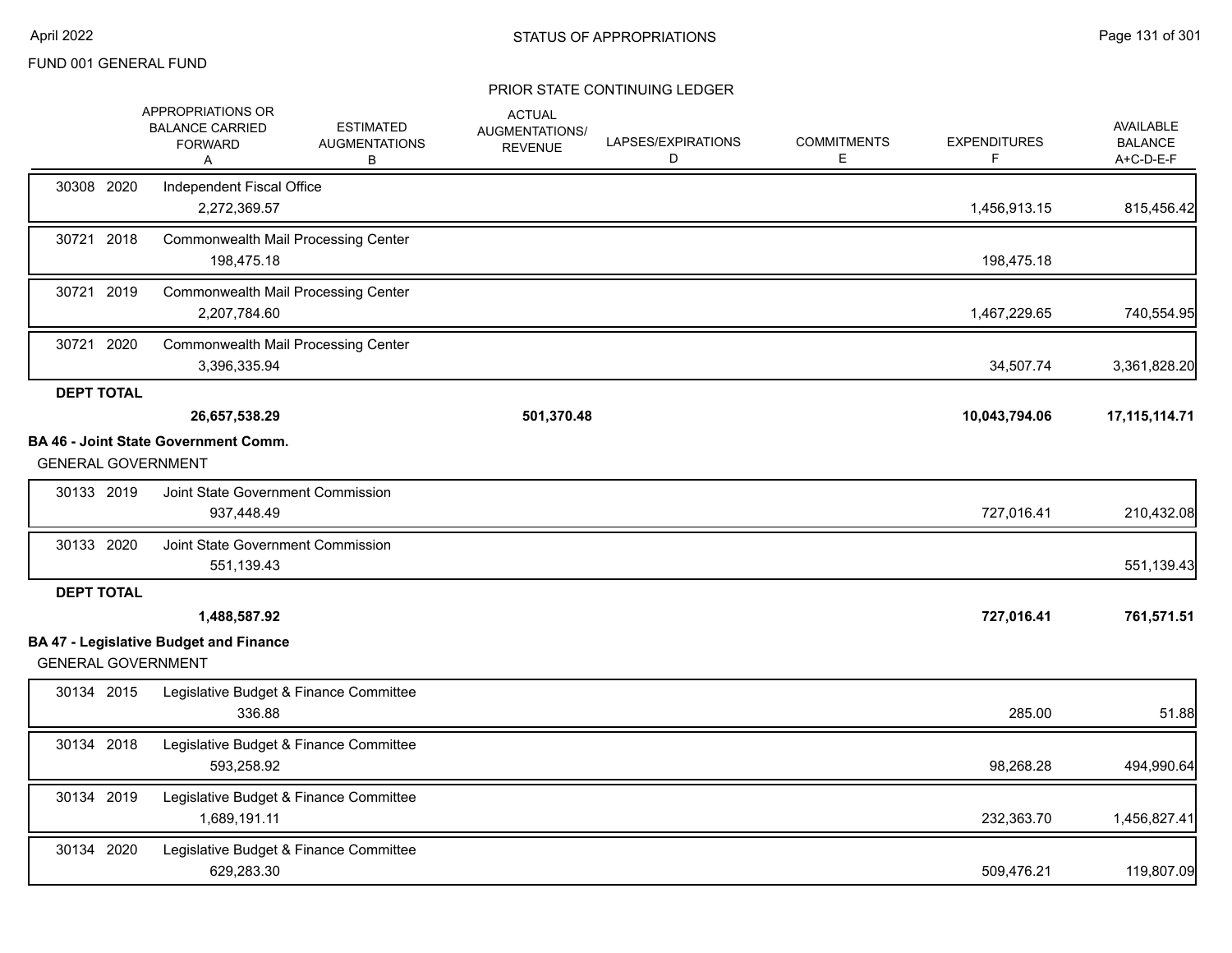FUND 001 GENERAL FUND

STATUS OF APPROPRIATIONS

PRIOR STATE CONTINUING LEDGER

| | APPROPRIATIONS OR BALANCE CARRIED FORWARD A | ESTIMATED AUGMENTATIONS B | ACTUAL AUGMENTATIONS/ REVENUE | LAPSES/EXPIRATIONS D | COMMITMENTS E | EXPENDITURES F | AVAILABLE BALANCE A+C-D-E-F |
|---|---|---|---|---|---|---|---|
| 30308 2020 Independent Fiscal Office | 2,272,369.57 | | | | | 1,456,913.15 | 815,456.42 |
| 30721 2018 Commonwealth Mail Processing Center | 198,475.18 | | | | | 198,475.18 | |
| 30721 2019 Commonwealth Mail Processing Center | 2,207,784.60 | | | | | 1,467,229.65 | 740,554.95 |
| 30721 2020 Commonwealth Mail Processing Center | 3,396,335.94 | | | | | 34,507.74 | 3,361,828.20 |
| **DEPT TOTAL** | **26,657,538.29** | | **501,370.48** | | | **10,043,794.06** | **17,115,114.71** |

**BA 46 - Joint State Government Comm.**

GENERAL GOVERNMENT

| | APPROPRIATIONS OR BALANCE CARRIED FORWARD A | ESTIMATED AUGMENTATIONS B | ACTUAL AUGMENTATIONS/ REVENUE | LAPSES/EXPIRATIONS D | COMMITMENTS E | EXPENDITURES F | AVAILABLE BALANCE A+C-D-E-F |
|---|---|---|---|---|---|---|---|
| 30133 2019 Joint State Government Commission | 937,448.49 | | | | | 727,016.41 | 210,432.08 |
| 30133 2020 Joint State Government Commission | 551,139.43 | | | | | | 551,139.43 |
| **DEPT TOTAL** | **1,488,587.92** | | | | | **727,016.41** | **761,571.51** |

**BA 47 - Legislative Budget and Finance**

GENERAL GOVERNMENT

| | APPROPRIATIONS OR BALANCE CARRIED FORWARD A | ESTIMATED AUGMENTATIONS B | ACTUAL AUGMENTATIONS/ REVENUE | LAPSES/EXPIRATIONS D | COMMITMENTS E | EXPENDITURES F | AVAILABLE BALANCE A+C-D-E-F |
|---|---|---|---|---|---|---|---|
| 30134 2015 Legislative Budget & Finance Committee | 336.88 | | | | | 285.00 | 51.88 |
| 30134 2018 Legislative Budget & Finance Committee | 593,258.92 | | | | | 98,268.28 | 494,990.64 |
| 30134 2019 Legislative Budget & Finance Committee | 1,689,191.11 | | | | | 232,363.70 | 1,456,827.41 |
| 30134 2020 Legislative Budget & Finance Committee | 629,283.30 | | | | | 509,476.21 | 119,807.09 |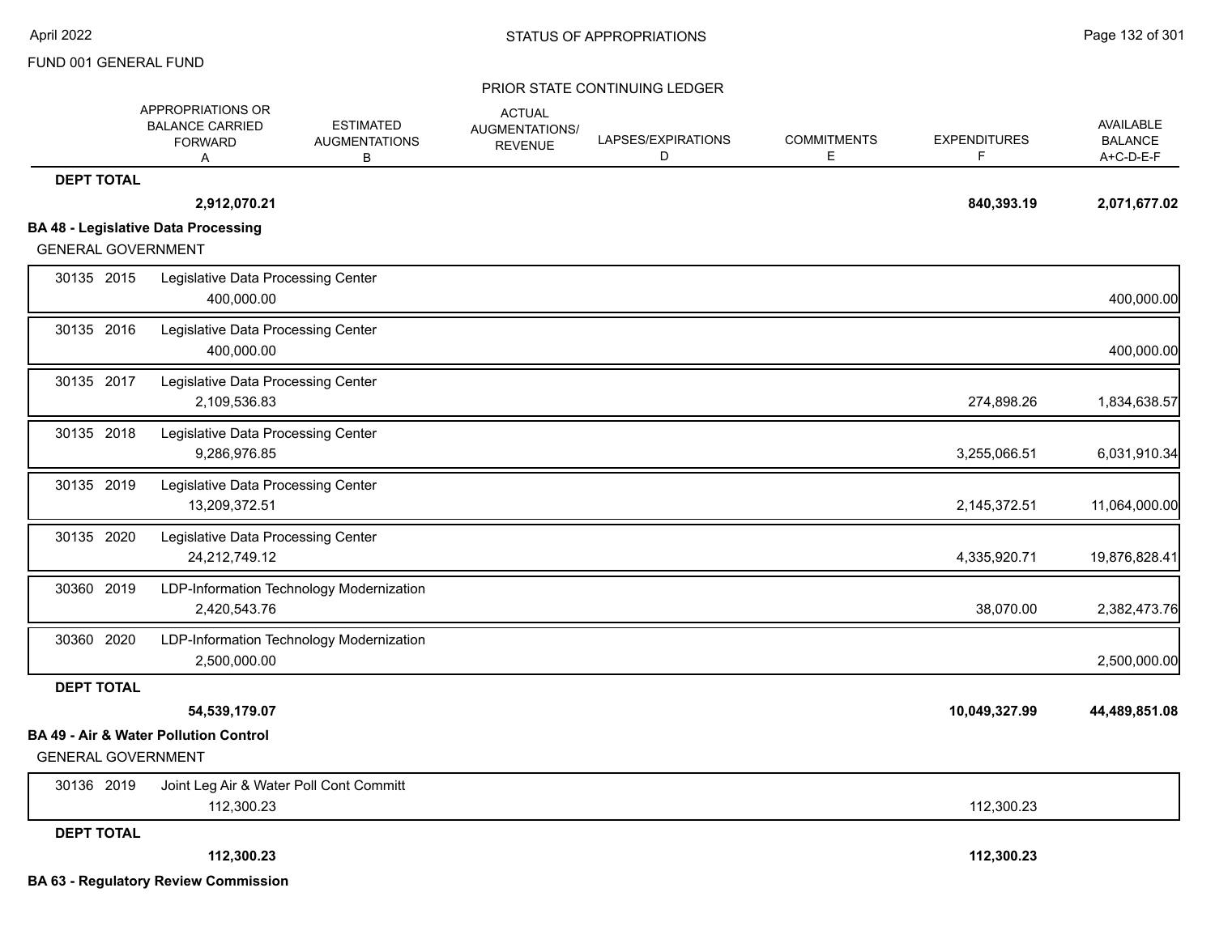FUND 001 GENERAL FUND

PRIOR STATE CONTINUING LEDGER

| | APPROPRIATIONS OR BALANCE CARRIED FORWARD A | ESTIMATED AUGMENTATIONS B | ACTUAL AUGMENTATIONS/ REVENUE | LAPSES/EXPIRATIONS D | COMMITMENTS E | EXPENDITURES F | AVAILABLE BALANCE A+C-D-E-F |
|---|---|---|---|---|---|---|---|
| **DEPT TOTAL** | **2,912,070.21** | | | | | **840,393.19** | **2,071,677.02** |
| **BA 48 - Legislative Data Processing** | | | | | | | |
| GENERAL GOVERNMENT | | | | | | | |
| 30135 2015 Legislative Data Processing Center | 400,000.00 | | | | | | 400,000.00 |
| 30135 2016 Legislative Data Processing Center | 400,000.00 | | | | | | 400,000.00 |
| 30135 2017 Legislative Data Processing Center | 2,109,536.83 | | | | | 274,898.26 | 1,834,638.57 |
| 30135 2018 Legislative Data Processing Center | 9,286,976.85 | | | | | 3,255,066.51 | 6,031,910.34 |
| 30135 2019 Legislative Data Processing Center | 13,209,372.51 | | | | | 2,145,372.51 | 11,064,000.00 |
| 30135 2020 Legislative Data Processing Center | 24,212,749.12 | | | | | 4,335,920.71 | 19,876,828.41 |
| 30360 2019 LDP-Information Technology Modernization | 2,420,543.76 | | | | | 38,070.00 | 2,382,473.76 |
| 30360 2020 LDP-Information Technology Modernization | 2,500,000.00 | | | | | | 2,500,000.00 |
| **DEPT TOTAL** | **54,539,179.07** | | | | | **10,049,327.99** | **44,489,851.08** |
| **BA 49 - Air & Water Pollution Control** | | | | | | | |
| GENERAL GOVERNMENT | | | | | | | |
| 30136 2019 Joint Leg Air & Water Poll Cont Committ | 112,300.23 | | | | | 112,300.23 | |
| **DEPT TOTAL** | **112,300.23** | | | | | **112,300.23** | |

**BA 63 - Regulatory Review Commission**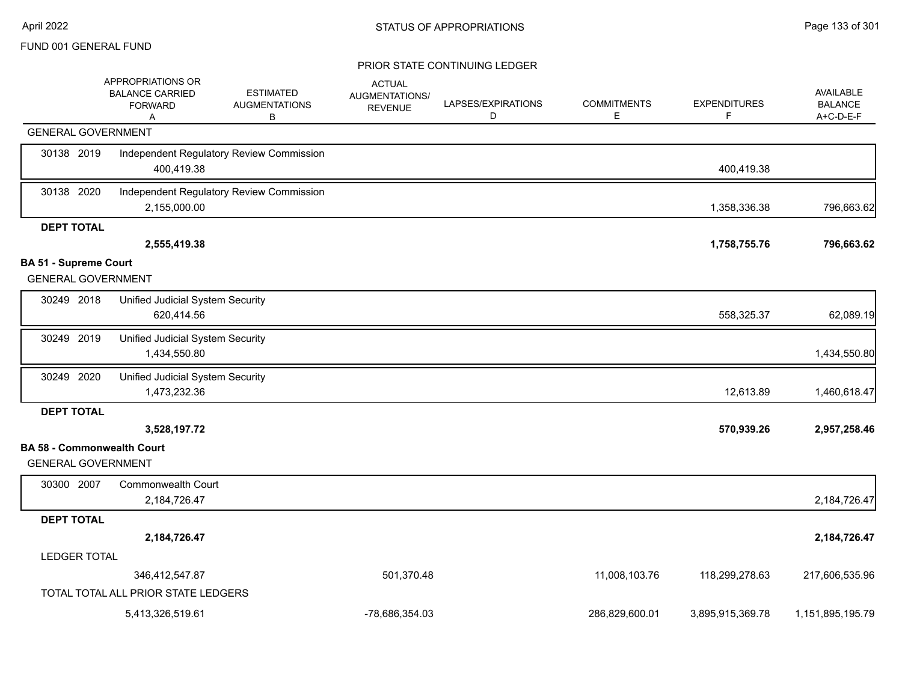FUND 001 GENERAL FUND

## PRIOR STATE CONTINUING LEDGER

| | APPROPRIATIONS OR BALANCE CARRIED FORWARD A | ESTIMATED AUGMENTATIONS B | ACTUAL AUGMENTATIONS/ REVENUE | LAPSES/EXPIRATIONS D | COMMITMENTS E | EXPENDITURES F | AVAILABLE BALANCE A+C-D-E-F |
|---|---|---|---|---|---|---|---|
| **GENERAL GOVERNMENT** | | | | | | | |
| 30138 2019 Independent Regulatory Review Commission | 400,419.38 | | | | | 400,419.38 | |
| 30138 2020 Independent Regulatory Review Commission | 2,155,000.00 | | | | | 1,358,336.38 | 796,663.62 |
| **DEPT TOTAL** | **2,555,419.38** | | | | | **1,758,755.76** | **796,663.62** |
| **BA 51 - Supreme Court** | | | | | | | |
| GENERAL GOVERNMENT | | | | | | | |
| 30249 2018 Unified Judicial System Security | 620,414.56 | | | | | 558,325.37 | 62,089.19 |
| 30249 2019 Unified Judicial System Security | 1,434,550.80 | | | | | | 1,434,550.80 |
| 30249 2020 Unified Judicial System Security | 1,473,232.36 | | | | | 12,613.89 | 1,460,618.47 |
| **DEPT TOTAL** | **3,528,197.72** | | | | | **570,939.26** | **2,957,258.46** |
| **BA 58 - Commonwealth Court** | | | | | | | |
| GENERAL GOVERNMENT | | | | | | | |
| 30300 2007 Commonwealth Court | 2,184,726.47 | | | | | | 2,184,726.47 |
| **DEPT TOTAL** | **2,184,726.47** | | | | | | **2,184,726.47** |
| LEDGER TOTAL | 346,412,547.87 | | 501,370.48 | | 11,008,103.76 | 118,299,278.63 | 217,606,535.96 |
| TOTAL TOTAL ALL PRIOR STATE LEDGERS | 5,413,326,519.61 | | -78,686,354.03 | | 286,829,600.01 | 3,895,915,369.78 | 1,151,895,195.79 |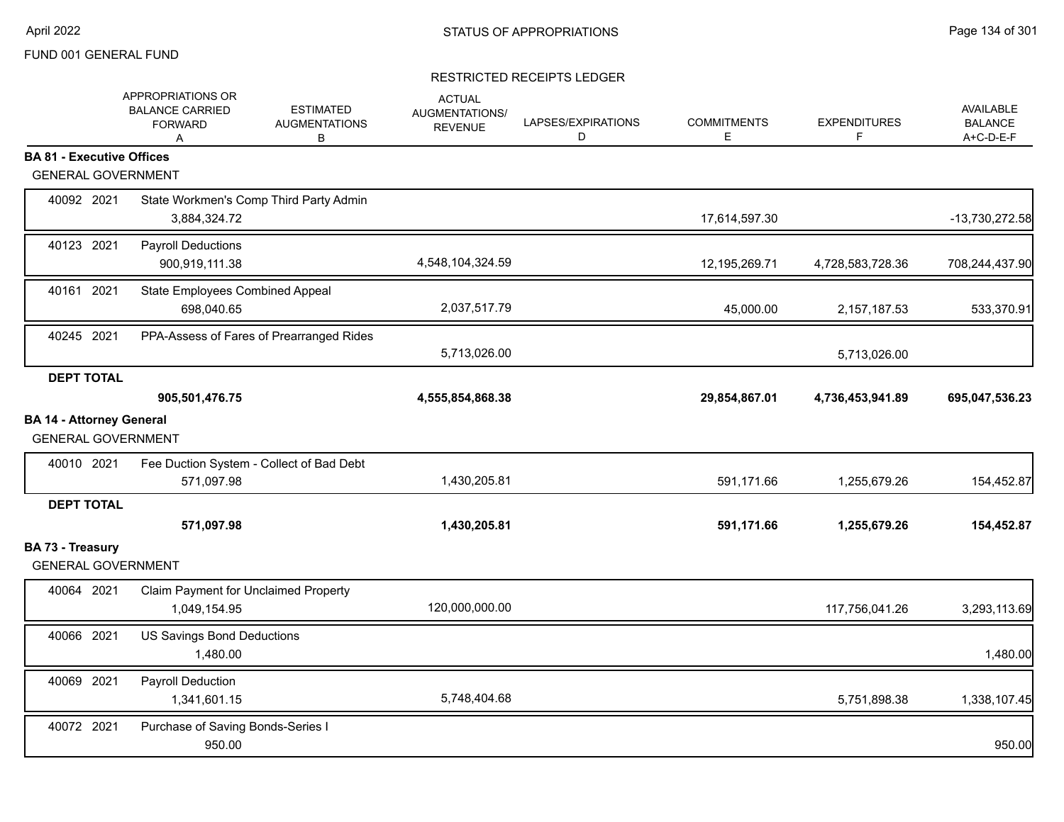FUND 001 GENERAL FUND

STATUS OF APPROPRIATIONS

RESTRICTED RECEIPTS LEDGER

| | APPROPRIATIONS OR BALANCE CARRIED FORWARD A | ESTIMATED AUGMENTATIONS B | ACTUAL AUGMENTATIONS/ REVENUE | LAPSES/EXPIRATIONS D | COMMITMENTS E | EXPENDITURES F | AVAILABLE BALANCE A+C-D-E-F |
|---|---|---|---|---|---|---|---|
| **BA 81 - Executive Offices** | | | | | | | |
| GENERAL GOVERNMENT | | | | | | | |
| 40092 2021 State Workmen's Comp Third Party Admin | 3,884,324.72 | | | | 17,614,597.30 | | -13,730,272.58 |
| 40123 2021 Payroll Deductions | 900,919,111.38 | | 4,548,104,324.59 | | 12,195,269.71 | 4,728,583,728.36 | 708,244,437.90 |
| 40161 2021 State Employees Combined Appeal | 698,040.65 | | 2,037,517.79 | | 45,000.00 | 2,157,187.53 | 533,370.91 |
| 40245 2021 PPA-Assess of Fares of Prearranged Rides | | | 5,713,026.00 | | | 5,713,026.00 | |
| **DEPT TOTAL** | **905,501,476.75** | | **4,555,854,868.38** | | **29,854,867.01** | **4,736,453,941.89** | **695,047,536.23** |
| **BA 14 - Attorney General** | | | | | | | |
| GENERAL GOVERNMENT | | | | | | | |
| 40010 2021 Fee Duction System - Collect of Bad Debt | 571,097.98 | | 1,430,205.81 | | 591,171.66 | 1,255,679.26 | 154,452.87 |
| **DEPT TOTAL** | **571,097.98** | | **1,430,205.81** | | **591,171.66** | **1,255,679.26** | **154,452.87** |
| **BA 73 - Treasury** | | | | | | | |
| GENERAL GOVERNMENT | | | | | | | |
| 40064 2021 Claim Payment for Unclaimed Property | 1,049,154.95 | | 120,000,000.00 | | | 117,756,041.26 | 3,293,113.69 |
| 40066 2021 US Savings Bond Deductions | 1,480.00 | | | | | | 1,480.00 |
| 40069 2021 Payroll Deduction | 1,341,601.15 | | 5,748,404.68 | | | 5,751,898.38 | 1,338,107.45 |
| 40072 2021 Purchase of Saving Bonds-Series I | 950.00 | | | | | | 950.00 |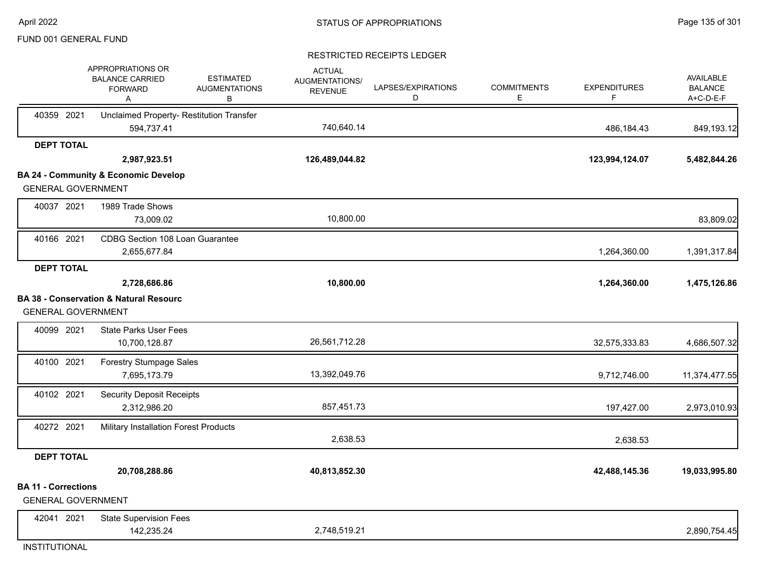FUND 001 GENERAL FUND

STATUS OF APPROPRIATIONS

RESTRICTED RECEIPTS LEDGER

| | APPROPRIATIONS OR BALANCE CARRIED FORWARD A | ESTIMATED AUGMENTATIONS B | ACTUAL AUGMENTATIONS/ REVENUE | LAPSES/EXPIRATIONS D | COMMITMENTS E | EXPENDITURES F | AVAILABLE BALANCE A+C-D-E-F |
|---|---|---|---|---|---|---|---|
| 40359 2021 Unclaimed Property- Restitution Transfer | 594,737.41 | | 740,640.14 | | | 486,184.43 | 849,193.12 |
| **DEPT TOTAL** | **2,987,923.51** | | **126,489,044.82** | | | **123,994,124.07** | **5,482,844.26** |
| **BA 24 - Community & Economic Develop** | | | | | | | |
| GENERAL GOVERNMENT | | | | | | | |
| 40037 2021 1989 Trade Shows | 73,009.02 | | 10,800.00 | | | | 83,809.02 |
| 40166 2021 CDBG Section 108 Loan Guarantee | 2,655,677.84 | | | | | 1,264,360.00 | 1,391,317.84 |
| **DEPT TOTAL** | **2,728,686.86** | | **10,800.00** | | | **1,264,360.00** | **1,475,126.86** |
| **BA 38 - Conservation & Natural Resourc** | | | | | | | |
| GENERAL GOVERNMENT | | | | | | | |
| 40099 2021 State Parks User Fees | 10,700,128.87 | | 26,561,712.28 | | | 32,575,333.83 | 4,686,507.32 |
| 40100 2021 Forestry Stumpage Sales | 7,695,173.79 | | 13,392,049.76 | | | 9,712,746.00 | 11,374,477.55 |
| 40102 2021 Security Deposit Receipts | 2,312,986.20 | | 857,451.73 | | | 197,427.00 | 2,973,010.93 |
| 40272 2021 Military Installation Forest Products | | | 2,638.53 | | | 2,638.53 | |
| **DEPT TOTAL** | **20,708,288.86** | | **40,813,852.30** | | | **42,488,145.36** | **19,033,995.80** |
| **BA 11 - Corrections** | | | | | | | |
| GENERAL GOVERNMENT | | | | | | | |
| 42041 2021 State Supervision Fees | 142,235.24 | | 2,748,519.21 | | | | 2,890,754.45 |
| INSTITUTIONAL | | | | | | | |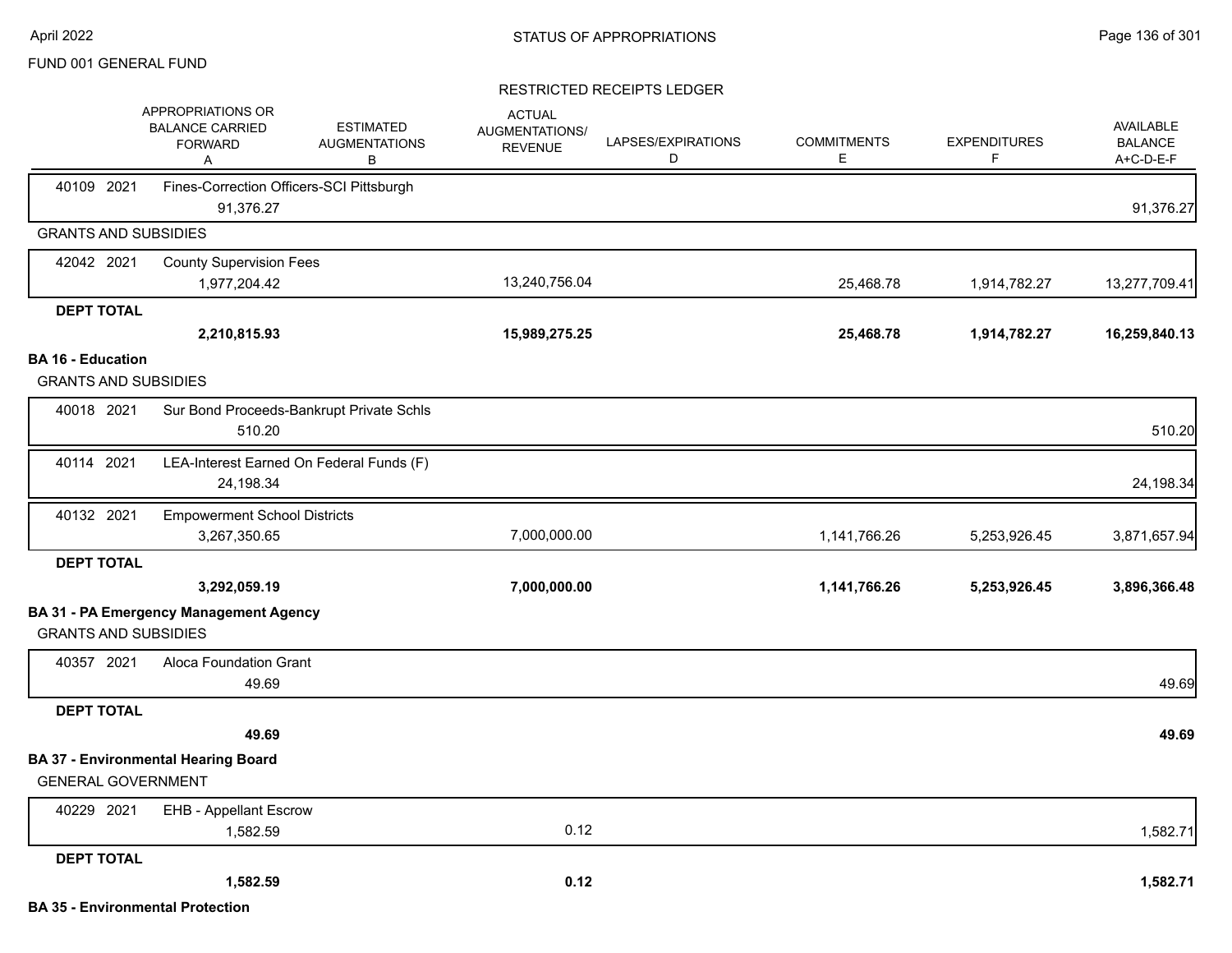FUND 001 GENERAL FUND

STATUS OF APPROPRIATIONS

RESTRICTED RECEIPTS LEDGER

| | APPROPRIATIONS OR BALANCE CARRIED FORWARD A | ESTIMATED AUGMENTATIONS B | ACTUAL AUGMENTATIONS/ REVENUE | LAPSES/EXPIRATIONS D | COMMITMENTS E | EXPENDITURES F | AVAILABLE BALANCE A+C-D-E-F |
|---|---|---|---|---|---|---|---|
| 40109 2021 Fines-Correction Officers-SCI Pittsburgh | 91,376.27 | | | | | | 91,376.27 |
| **GRANTS AND SUBSIDIES** | | | | | | | |
| 42042 2021 County Supervision Fees | 1,977,204.42 | | 13,240,756.04 | | 25,468.78 | 1,914,782.27 | 13,277,709.41 |
| **DEPT TOTAL** | **2,210,815.93** | | **15,989,275.25** | | **25,468.78** | **1,914,782.27** | **16,259,840.13** |
| **BA 16 - Education** | | | | | | | |
| GRANTS AND SUBSIDIES | | | | | | | |
| 40018 2021 Sur Bond Proceeds-Bankrupt Private Schls | 510.20 | | | | | | 510.20 |
| 40114 2021 LEA-Interest Earned On Federal Funds (F) | 24,198.34 | | | | | | 24,198.34 |
| 40132 2021 Empowerment School Districts | 3,267,350.65 | | 7,000,000.00 | | 1,141,766.26 | 5,253,926.45 | 3,871,657.94 |
| **DEPT TOTAL** | **3,292,059.19** | | **7,000,000.00** | | **1,141,766.26** | **5,253,926.45** | **3,896,366.48** |
| **BA 31 - PA Emergency Management Agency** | | | | | | | |
| GRANTS AND SUBSIDIES | | | | | | | |
| 40357 2021 Aloca Foundation Grant | 49.69 | | | | | | 49.69 |
| **DEPT TOTAL** | **49.69** | | | | | | **49.69** |
| **BA 37 - Environmental Hearing Board** | | | | | | | |
| GENERAL GOVERNMENT | | | | | | | |
| 40229 2021 EHB - Appellant Escrow | 1,582.59 | | 0.12 | | | | 1,582.71 |
| **DEPT TOTAL** | **1,582.59** | | **0.12** | | | | **1,582.71** |
| **BA 35 - Environmental Protection** | | | | | | | |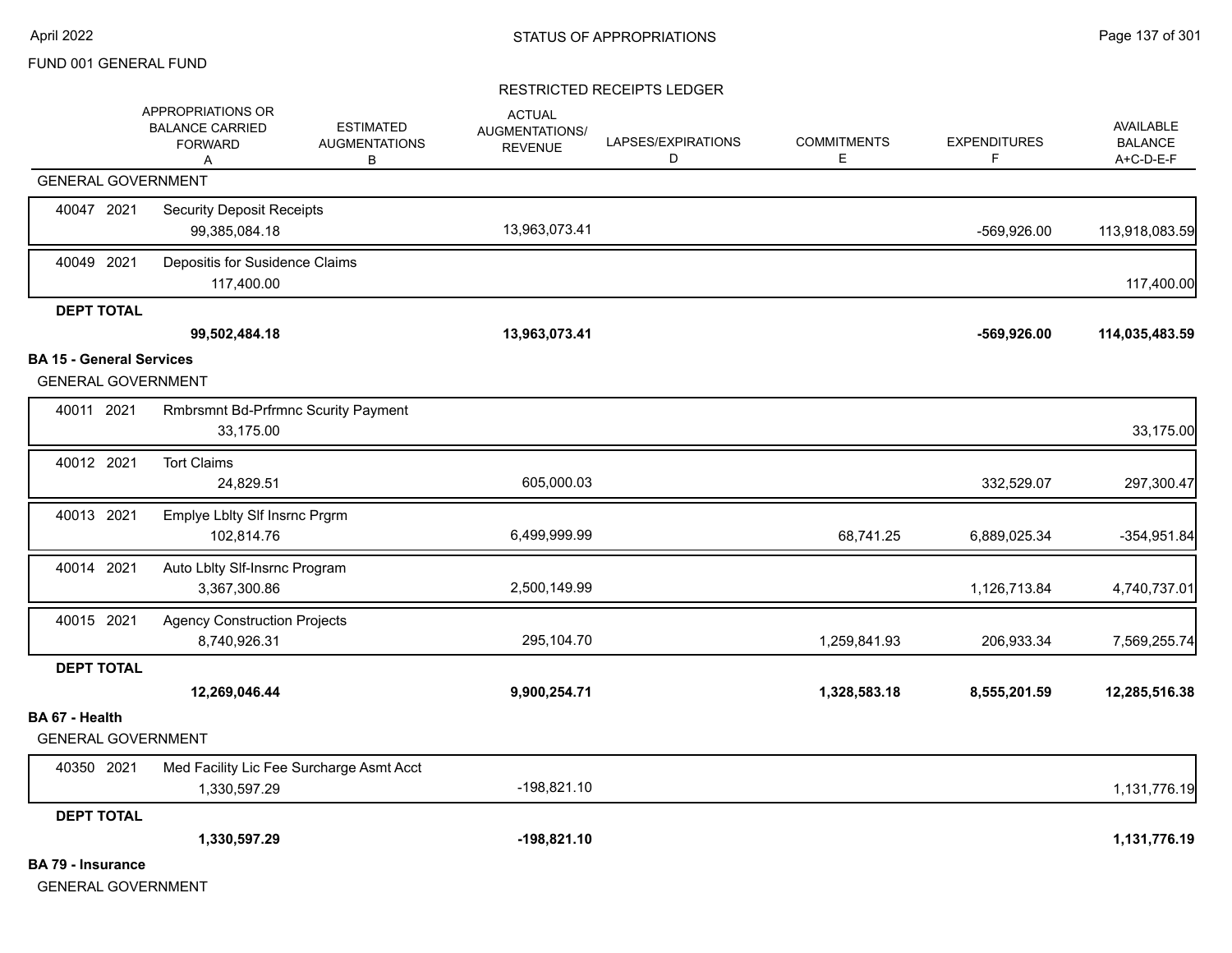FUND 001 GENERAL FUND

## STATUS OF APPROPRIATIONS

### RESTRICTED RECEIPTS LEDGER

| | APPROPRIATIONS OR BALANCE CARRIED FORWARD A | ESTIMATED AUGMENTATIONS B | ACTUAL AUGMENTATIONS/ REVENUE | LAPSES/EXPIRATIONS D | COMMITMENTS E | EXPENDITURES F | AVAILABLE BALANCE A+C-D-E-F |
|---|---|---|---|---|---|---|---|
| **GENERAL GOVERNMENT** | | | | | | | |
| 40047 2021 Security Deposit Receipts | 99,385,084.18 | | 13,963,073.41 | | | -569,926.00 | 113,918,083.59 |
| 40049 2021 Depositis for Susidence Claims | 117,400.00 | | | | | | 117,400.00 |
| **DEPT TOTAL** | **99,502,484.18** | | **13,963,073.41** | | | **-569,926.00** | **114,035,483.59** |
| **BA 15 - General Services** | | | | | | | |
| GENERAL GOVERNMENT | | | | | | | |
| 40011 2021 Rmbrsmnt Bd-Prfrmnc Scurity Payment | 33,175.00 | | | | | | 33,175.00 |
| 40012 2021 Tort Claims | 24,829.51 | | 605,000.03 | | | 332,529.07 | 297,300.47 |
| 40013 2021 Emplye Lblty Slf Insrnc Prgrm | 102,814.76 | | 6,499,999.99 | | 68,741.25 | 6,889,025.34 | -354,951.84 |
| 40014 2021 Auto Lblty Slf-Insrnc Program | 3,367,300.86 | | 2,500,149.99 | | | 1,126,713.84 | 4,740,737.01 |
| 40015 2021 Agency Construction Projects | 8,740,926.31 | | 295,104.70 | | 1,259,841.93 | 206,933.34 | 7,569,255.74 |
| **DEPT TOTAL** | **12,269,046.44** | | **9,900,254.71** | | **1,328,583.18** | **8,555,201.59** | **12,285,516.38** |
| **BA 67 - Health** | | | | | | | |
| GENERAL GOVERNMENT | | | | | | | |
| 40350 2021 Med Facility Lic Fee Surcharge Asmt Acct | 1,330,597.29 | | -198,821.10 | | | | 1,131,776.19 |
| **DEPT TOTAL** | **1,330,597.29** | | **-198,821.10** | | | | **1,131,776.19** |
| **BA 79 - Insurance** | | | | | | | |
| GENERAL GOVERNMENT | | | | | | | |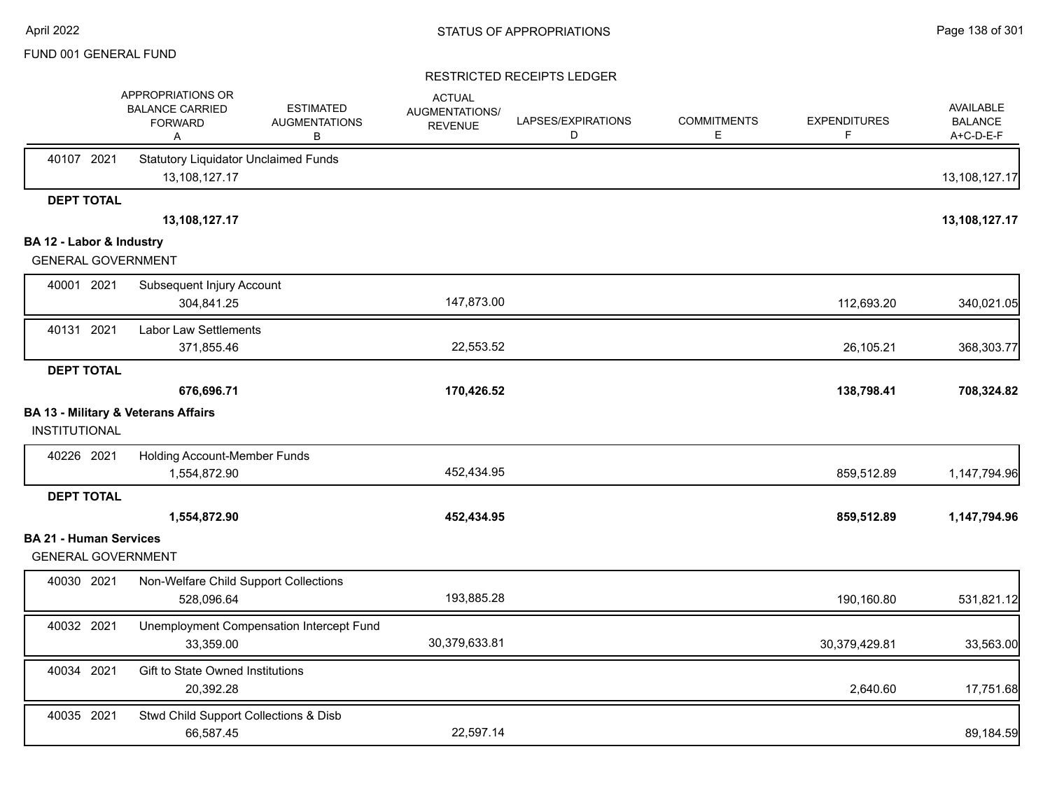## STATUS OF APPROPRIATIONS

FUND 001 GENERAL FUND

### RESTRICTED RECEIPTS LEDGER

| | APPROPRIATIONS OR BALANCE CARRIED FORWARD A | ESTIMATED AUGMENTATIONS B | ACTUAL AUGMENTATIONS/ REVENUE | LAPSES/EXPIRATIONS D | COMMITMENTS E | EXPENDITURES F | AVAILABLE BALANCE A+C-D-E-F |
|---|---|---|---|---|---|---|---|
| 40107 2021 | Statutory Liquidator Unclaimed Funds | | | | | | |
| | 13,108,127.17 | | | | | | 13,108,127.17 |
| **DEPT TOTAL** | | | | | | | |
| | **13,108,127.17** | | | | | | **13,108,127.17** |
| **BA 12 - Labor & Industry** | | | | | | | |
| GENERAL GOVERNMENT | | | | | | | |
| 40001 2021 | Subsequent Injury Account | | | | | | |
| | 304,841.25 | | 147,873.00 | | | 112,693.20 | 340,021.05 |
| 40131 2021 | Labor Law Settlements | | | | | | |
| | 371,855.46 | | 22,553.52 | | | 26,105.21 | 368,303.77 |
| **DEPT TOTAL** | | | | | | | |
| | **676,696.71** | | **170,426.52** | | | **138,798.41** | **708,324.82** |
| **BA 13 - Military & Veterans Affairs** | | | | | | | |
| INSTITUTIONAL | | | | | | | |
| 40226 2021 | Holding Account-Member Funds | | | | | | |
| | 1,554,872.90 | | 452,434.95 | | | 859,512.89 | 1,147,794.96 |
| **DEPT TOTAL** | | | | | | | |
| | **1,554,872.90** | | **452,434.95** | | | **859,512.89** | **1,147,794.96** |
| **BA 21 - Human Services** | | | | | | | |
| GENERAL GOVERNMENT | | | | | | | |
| 40030 2021 | Non-Welfare Child Support Collections | | | | | | |
| | 528,096.64 | | 193,885.28 | | | 190,160.80 | 531,821.12 |
| 40032 2021 | Unemployment Compensation Intercept Fund | | | | | | |
| | 33,359.00 | | 30,379,633.81 | | | 30,379,429.81 | 33,563.00 |
| 40034 2021 | Gift to State Owned Institutions | | | | | | |
| | 20,392.28 | | | | | 2,640.60 | 17,751.68 |
| 40035 2021 | Stwd Child Support Collections & Disb | | | | | | |
| | 66,587.45 | | 22,597.14 | | | | 89,184.59 |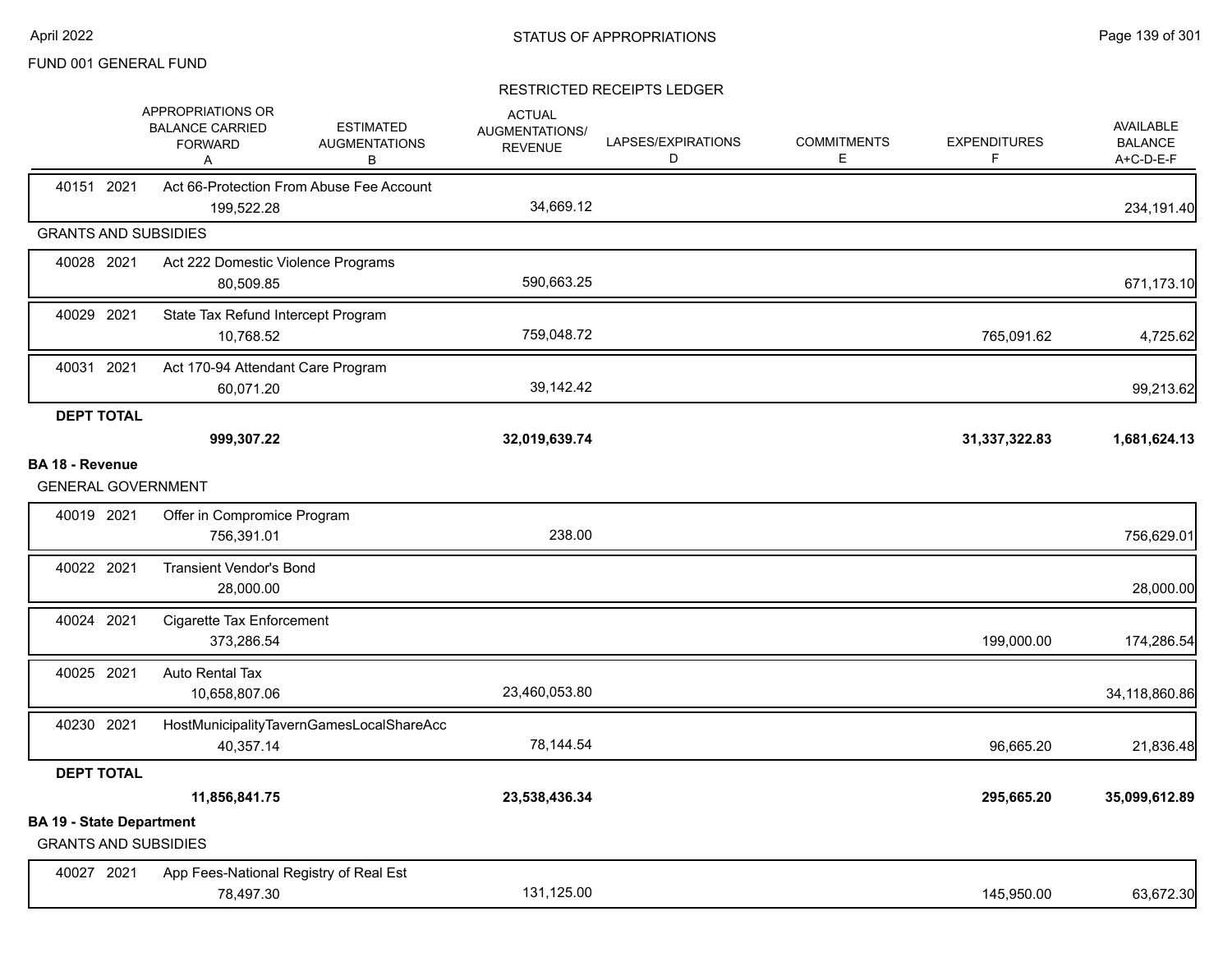FUND 001 GENERAL FUND

## STATUS OF APPROPRIATIONS

### RESTRICTED RECEIPTS LEDGER

| | APPROPRIATIONS OR BALANCE CARRIED FORWARD A | ESTIMATED AUGMENTATIONS B | ACTUAL AUGMENTATIONS/ REVENUE C | LAPSES/EXPIRATIONS D | COMMITMENTS E | EXPENDITURES F | AVAILABLE BALANCE A+C-D-E-F |
|---|---|---|---|---|---|---|---|
| 40151 2021 Act 66-Protection From Abuse Fee Account | 199,522.28 | | 34,669.12 | | | | 234,191.40 |
| **GRANTS AND SUBSIDIES** | | | | | | | |
| 40028 2021 Act 222 Domestic Violence Programs | 80,509.85 | | 590,663.25 | | | | 671,173.10 |
| 40029 2021 State Tax Refund Intercept Program | 10,768.52 | | 759,048.72 | | | 765,091.62 | 4,725.62 |
| 40031 2021 Act 170-94 Attendant Care Program | 60,071.20 | | 39,142.42 | | | | 99,213.62 |
| **DEPT TOTAL** | **999,307.22** | | **32,019,639.74** | | | **31,337,322.83** | **1,681,624.13** |
| **BA 18 - Revenue** | | | | | | | |
| **GENERAL GOVERNMENT** | | | | | | | |
| 40019 2021 Offer in Compromice Program | 756,391.01 | | 238.00 | | | | 756,629.01 |
| 40022 2021 Transient Vendor's Bond | 28,000.00 | | | | | | 28,000.00 |
| 40024 2021 Cigarette Tax Enforcement | 373,286.54 | | | | | 199,000.00 | 174,286.54 |
| 40025 2021 Auto Rental Tax | 10,658,807.06 | | 23,460,053.80 | | | | 34,118,860.86 |
| 40230 2021 HostMunicipalityTavernGamesLocalShareAcc | 40,357.14 | | 78,144.54 | | | 96,665.20 | 21,836.48 |
| **DEPT TOTAL** | **11,856,841.75** | | **23,538,436.34** | | | **295,665.20** | **35,099,612.89** |
| **BA 19 - State Department** | | | | | | | |
| **GRANTS AND SUBSIDIES** | | | | | | | |
| 40027 2021 App Fees-National Registry of Real Est | 78,497.30 | | 131,125.00 | | | 145,950.00 | 63,672.30 |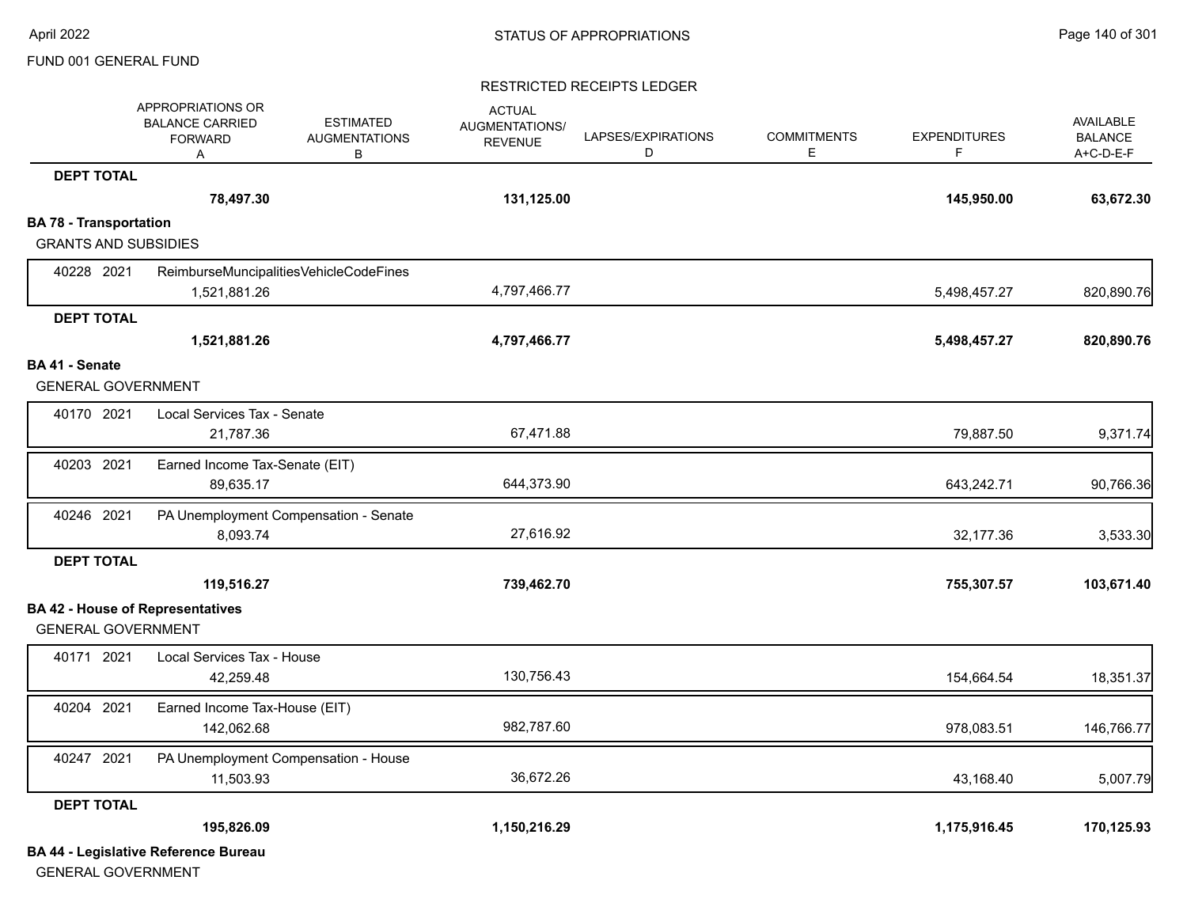FUND 001 GENERAL FUND

## RESTRICTED RECEIPTS LEDGER

| | APPROPRIATIONS OR BALANCE CARRIED FORWARD A | ESTIMATED AUGMENTATIONS B | ACTUAL AUGMENTATIONS/ REVENUE | LAPSES/EXPIRATIONS D | COMMITMENTS E | EXPENDITURES F | AVAILABLE BALANCE A+C-D-E-F |
|---|---|---|---|---|---|---|---|
| **DEPT TOTAL** | **78,497.30** | | **131,125.00** | | | **145,950.00** | **63,672.30** |
| **BA 78 - Transportation** | | | | | | | |
| GRANTS AND SUBSIDIES | | | | | | | |
| 40228 2021 ReimburseMuncipalitiesVehicleCodeFines | 1,521,881.26 | | 4,797,466.77 | | | 5,498,457.27 | 820,890.76 |
| **DEPT TOTAL** | **1,521,881.26** | | **4,797,466.77** | | | **5,498,457.27** | **820,890.76** |
| **BA 41 - Senate** | | | | | | | |
| GENERAL GOVERNMENT | | | | | | | |
| 40170 2021 Local Services Tax - Senate | 21,787.36 | | 67,471.88 | | | 79,887.50 | 9,371.74 |
| 40203 2021 Earned Income Tax-Senate (EIT) | 89,635.17 | | 644,373.90 | | | 643,242.71 | 90,766.36 |
| 40246 2021 PA Unemployment Compensation - Senate | 8,093.74 | | 27,616.92 | | | 32,177.36 | 3,533.30 |
| **DEPT TOTAL** | **119,516.27** | | **739,462.70** | | | **755,307.57** | **103,671.40** |
| **BA 42 - House of Representatives** | | | | | | | |
| GENERAL GOVERNMENT | | | | | | | |
| 40171 2021 Local Services Tax - House | 42,259.48 | | 130,756.43 | | | 154,664.54 | 18,351.37 |
| 40204 2021 Earned Income Tax-House (EIT) | 142,062.68 | | 982,787.60 | | | 978,083.51 | 146,766.77 |
| 40247 2021 PA Unemployment Compensation - House | 11,503.93 | | 36,672.26 | | | 43,168.40 | 5,007.79 |
| **DEPT TOTAL** | **195,826.09** | | **1,150,216.29** | | | **1,175,916.45** | **170,125.93** |

**BA 44 - Legislative Reference Bureau**

GENERAL GOVERNMENT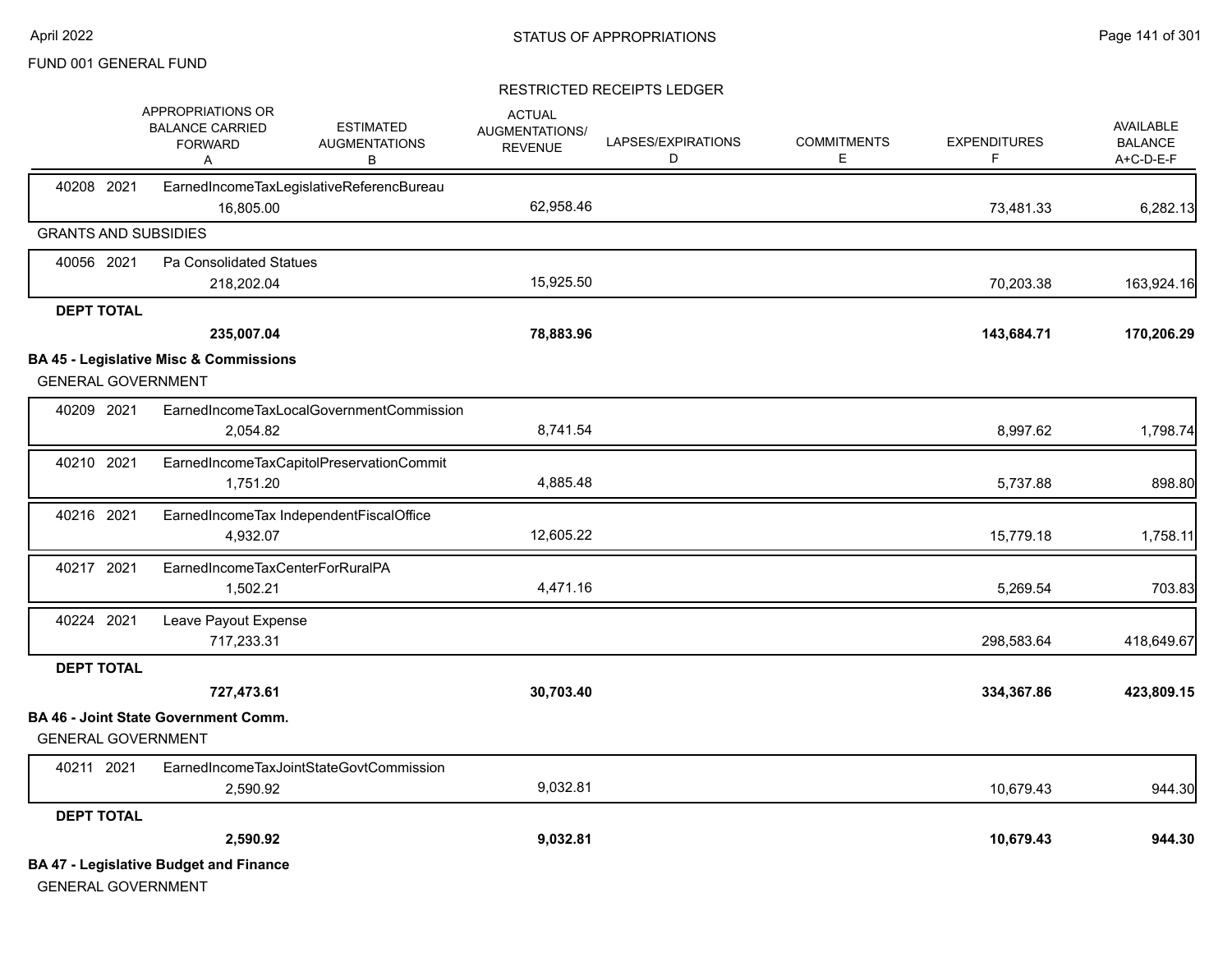FUND 001 GENERAL FUND

STATUS OF APPROPRIATIONS

RESTRICTED RECEIPTS LEDGER

| | APPROPRIATIONS OR BALANCE CARRIED FORWARD A | ESTIMATED AUGMENTATIONS B | ACTUAL AUGMENTATIONS/ REVENUE | LAPSES/EXPIRATIONS D | COMMITMENTS E | EXPENDITURES F | AVAILABLE BALANCE A+C-D-E-F |
|---|---|---|---|---|---|---|---|
| 40208 2021 EarnedIncomeTaxLegislativeReferencBureau | | | | | | | |
| | 16,805.00 | | 62,958.46 | | | 73,481.33 | 6,282.13 |
| **GRANTS AND SUBSIDIES** | | | | | | | |
| 40056 2021 Pa Consolidated Statues | | | | | | | |
| | 218,202.04 | | 15,925.50 | | | 70,203.38 | 163,924.16 |
| **DEPT TOTAL** | | | | | | | |
| | **235,007.04** | | **78,883.96** | | | **143,684.71** | **170,206.29** |
| **BA 45 - Legislative Misc & Commissions** | | | | | | | |
| GENERAL GOVERNMENT | | | | | | | |
| 40209 2021 EarnedIncomeTaxLocalGovernmentCommission | | | | | | | |
| | 2,054.82 | | 8,741.54 | | | 8,997.62 | 1,798.74 |
| 40210 2021 EarnedIncomeTaxCapitolPreservationCommit | | | | | | | |
| | 1,751.20 | | 4,885.48 | | | 5,737.88 | 898.80 |
| 40216 2021 EarnedIncomeTax IndependentFiscalOffice | | | | | | | |
| | 4,932.07 | | 12,605.22 | | | 15,779.18 | 1,758.11 |
| 40217 2021 EarnedIncomeTaxCenterForRuralPA | | | | | | | |
| | 1,502.21 | | 4,471.16 | | | 5,269.54 | 703.83 |
| 40224 2021 Leave Payout Expense | | | | | | | |
| | 717,233.31 | | | | | 298,583.64 | 418,649.67 |
| **DEPT TOTAL** | | | | | | | |
| | **727,473.61** | | **30,703.40** | | | **334,367.86** | **423,809.15** |
| **BA 46 - Joint State Government Comm.** | | | | | | | |
| GENERAL GOVERNMENT | | | | | | | |
| 40211 2021 EarnedIncomeTaxJointStateGovtCommission | | | | | | | |
| | 2,590.92 | | 9,032.81 | | | 10,679.43 | 944.30 |
| **DEPT TOTAL** | | | | | | | |
| | **2,590.92** | | **9,032.81** | | | **10,679.43** | **944.30** |

**BA 47 - Legislative Budget and Finance**

GENERAL GOVERNMENT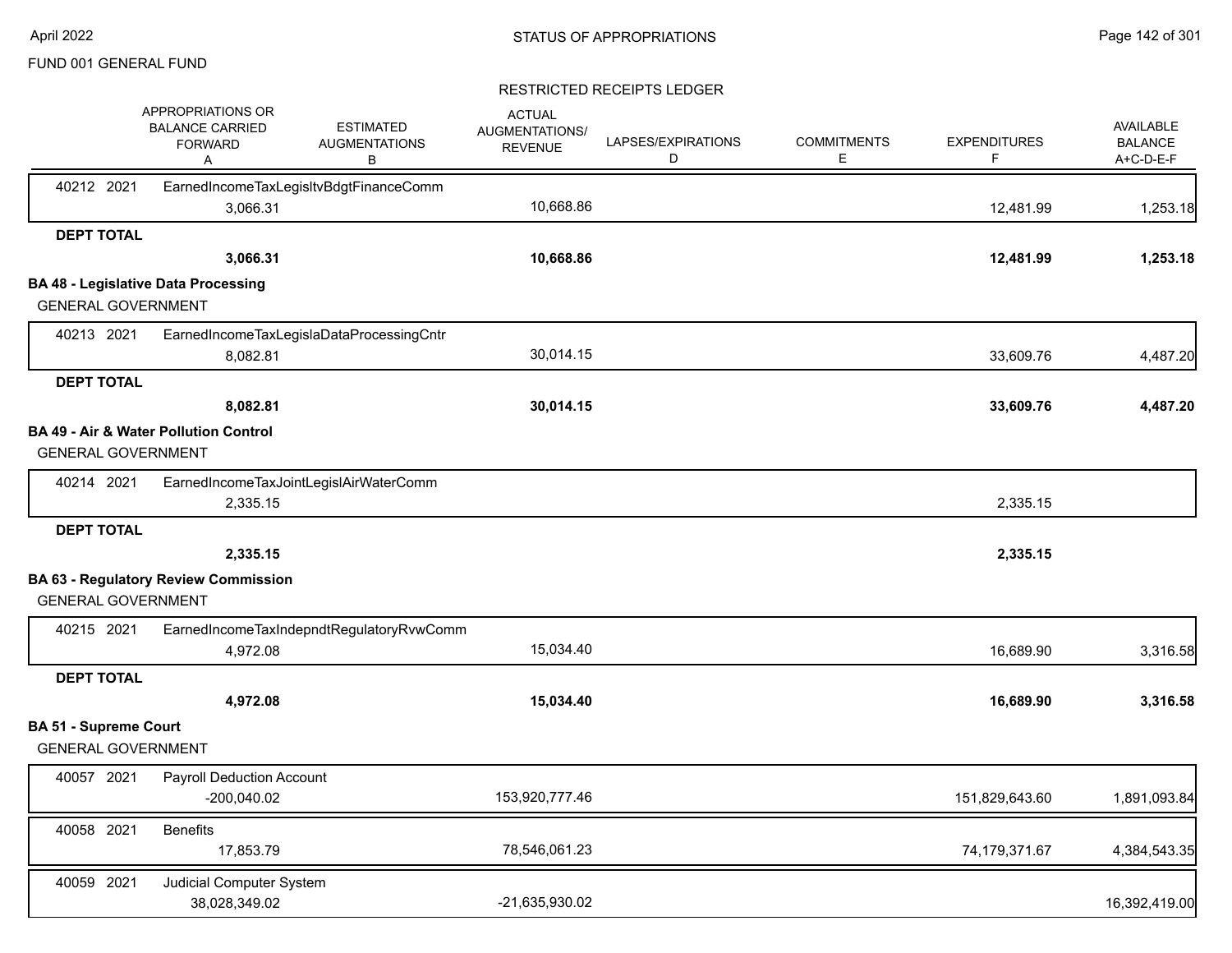FUND 001 GENERAL FUND

## RESTRICTED RECEIPTS LEDGER

| | APPROPRIATIONS OR BALANCE CARRIED FORWARD A | ESTIMATED AUGMENTATIONS B | ACTUAL AUGMENTATIONS/ REVENUE | LAPSES/EXPIRATIONS D | COMMITMENTS E | EXPENDITURES F | AVAILABLE BALANCE A+C-D-E-F |
|---|---|---|---|---|---|---|---|
| 40212 2021 EarnedIncomeTaxLegisltvBdgtFinanceComm | 3,066.31 | | 10,668.86 | | | 12,481.99 | 1,253.18 |
| **DEPT TOTAL** | **3,066.31** | | **10,668.86** | | | **12,481.99** | **1,253.18** |
| **BA 48 - Legislative Data Processing** | | | | | | | |
| GENERAL GOVERNMENT | | | | | | | |
| 40213 2021 EarnedIncomeTaxLegislaDataProcessingCntr | 8,082.81 | | 30,014.15 | | | 33,609.76 | 4,487.20 |
| **DEPT TOTAL** | **8,082.81** | | **30,014.15** | | | **33,609.76** | **4,487.20** |
| **BA 49 - Air & Water Pollution Control** | | | | | | | |
| GENERAL GOVERNMENT | | | | | | | |
| 40214 2021 EarnedIncomeTaxJointLegislAirWaterComm | 2,335.15 | | | | | 2,335.15 | |
| **DEPT TOTAL** | **2,335.15** | | | | | **2,335.15** | |
| **BA 63 - Regulatory Review Commission** | | | | | | | |
| GENERAL GOVERNMENT | | | | | | | |
| 40215 2021 EarnedIncomeTaxIndepndtRegulatoryRvwComm | 4,972.08 | | 15,034.40 | | | 16,689.90 | 3,316.58 |
| **DEPT TOTAL** | **4,972.08** | | **15,034.40** | | | **16,689.90** | **3,316.58** |
| **BA 51 - Supreme Court** | | | | | | | |
| GENERAL GOVERNMENT | | | | | | | |
| 40057 2021 Payroll Deduction Account | -200,040.02 | | 153,920,777.46 | | | 151,829,643.60 | 1,891,093.84 |
| 40058 2021 Benefits | 17,853.79 | | 78,546,061.23 | | | 74,179,371.67 | 4,384,543.35 |
| 40059 2021 Judicial Computer System | 38,028,349.02 | | -21,635,930.02 | | | | 16,392,419.00 |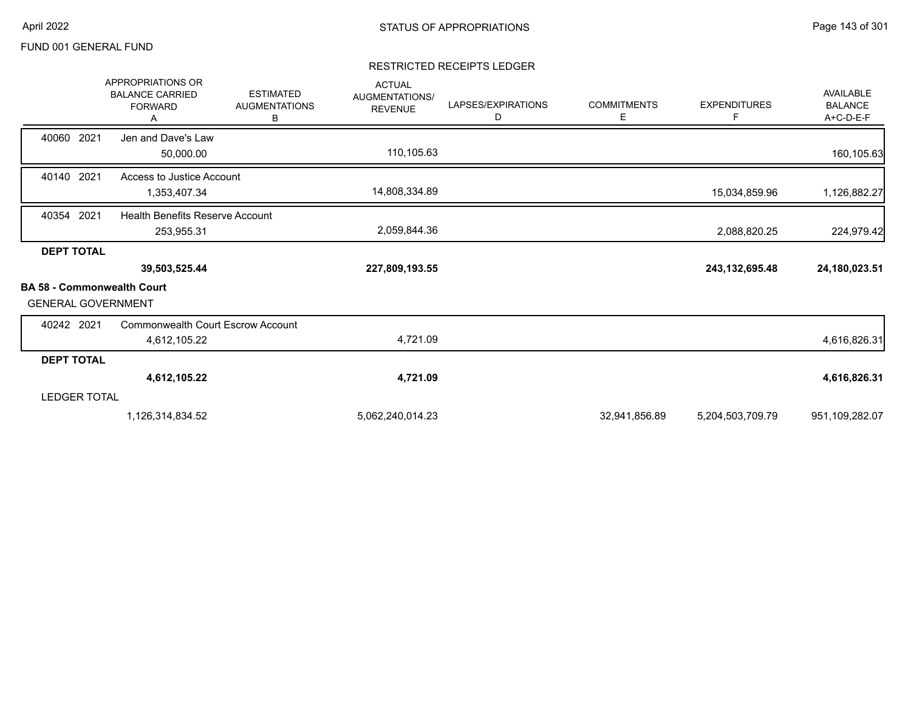FUND 001 GENERAL FUND

STATUS OF APPROPRIATIONS

## RESTRICTED RECEIPTS LEDGER

| | APPROPRIATIONS OR BALANCE CARRIED FORWARD A | ESTIMATED AUGMENTATIONS B | ACTUAL AUGMENTATIONS/ REVENUE | LAPSES/EXPIRATIONS D | COMMITMENTS E | EXPENDITURES F | AVAILABLE BALANCE A+C-D-E-F |
|---|---|---|---|---|---|---|---|
| 40060 2021 Jen and Dave's Law | 50,000.00 | | 110,105.63 | | | | 160,105.63 |
| 40140 2021 Access to Justice Account | 1,353,407.34 | | 14,808,334.89 | | | 15,034,859.96 | 1,126,882.27 |
| 40354 2021 Health Benefits Reserve Account | 253,955.31 | | 2,059,844.36 | | | 2,088,820.25 | 224,979.42 |
| **DEPT TOTAL** | **39,503,525.44** | | **227,809,193.55** | | | **243,132,695.48** | **24,180,023.51** |
| **BA 58 - Commonwealth Court** | | | | | | | |
| GENERAL GOVERNMENT | | | | | | | |
| 40242 2021 Commonwealth Court Escrow Account | 4,612,105.22 | | 4,721.09 | | | | 4,616,826.31 |
| **DEPT TOTAL** | **4,612,105.22** | | **4,721.09** | | | | **4,616,826.31** |
| LEDGER TOTAL | 1,126,314,834.52 | | 5,062,240,014.23 | | 32,941,856.89 | 5,204,503,709.79 | 951,109,282.07 |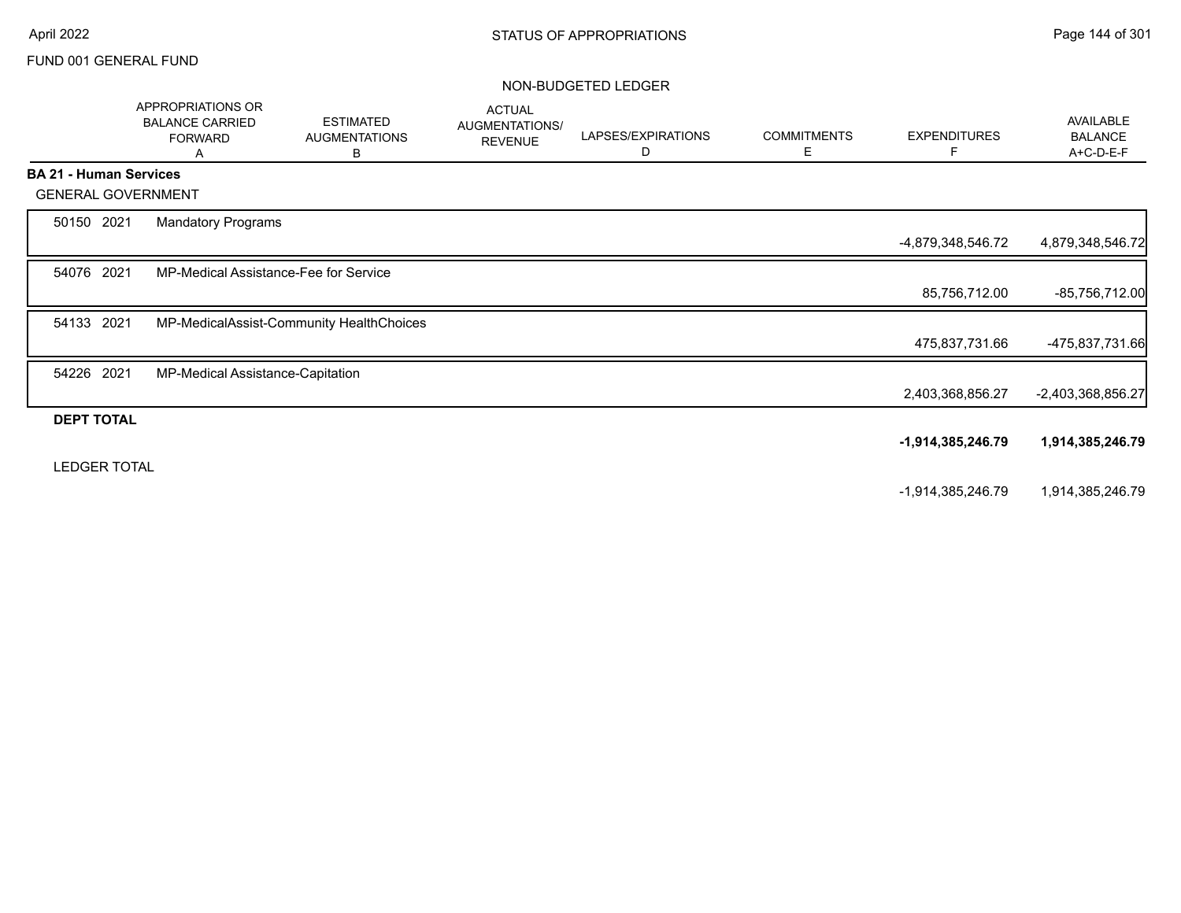FUND 001 GENERAL FUND

NON-BUDGETED LEDGER

| | APPROPRIATIONS OR BALANCE CARRIED FORWARD A | ESTIMATED AUGMENTATIONS B | ACTUAL AUGMENTATIONS/ REVENUE | LAPSES/EXPIRATIONS D | COMMITMENTS E | EXPENDITURES F | AVAILABLE BALANCE A+C-D-E-F |
|---|---|---|---|---|---|---|---|
| **BA 21 - Human Services** | | | | | | | |
| GENERAL GOVERNMENT | | | | | | | |
| 50150 2021 Mandatory Programs | | | | | | -4,879,348,546.72 | 4,879,348,546.72 |
| 54076 2021 MP-Medical Assistance-Fee for Service | | | | | | 85,756,712.00 | -85,756,712.00 |
| 54133 2021 MP-MedicalAssist-Community HealthChoices | | | | | | 475,837,731.66 | -475,837,731.66 |
| 54226 2021 MP-Medical Assistance-Capitation | | | | | | 2,403,368,856.27 | -2,403,368,856.27 |
| **DEPT TOTAL** | | | | | | **-1,914,385,246.79** | **1,914,385,246.79** |
| LEDGER TOTAL | | | | | | -1,914,385,246.79 | 1,914,385,246.79 |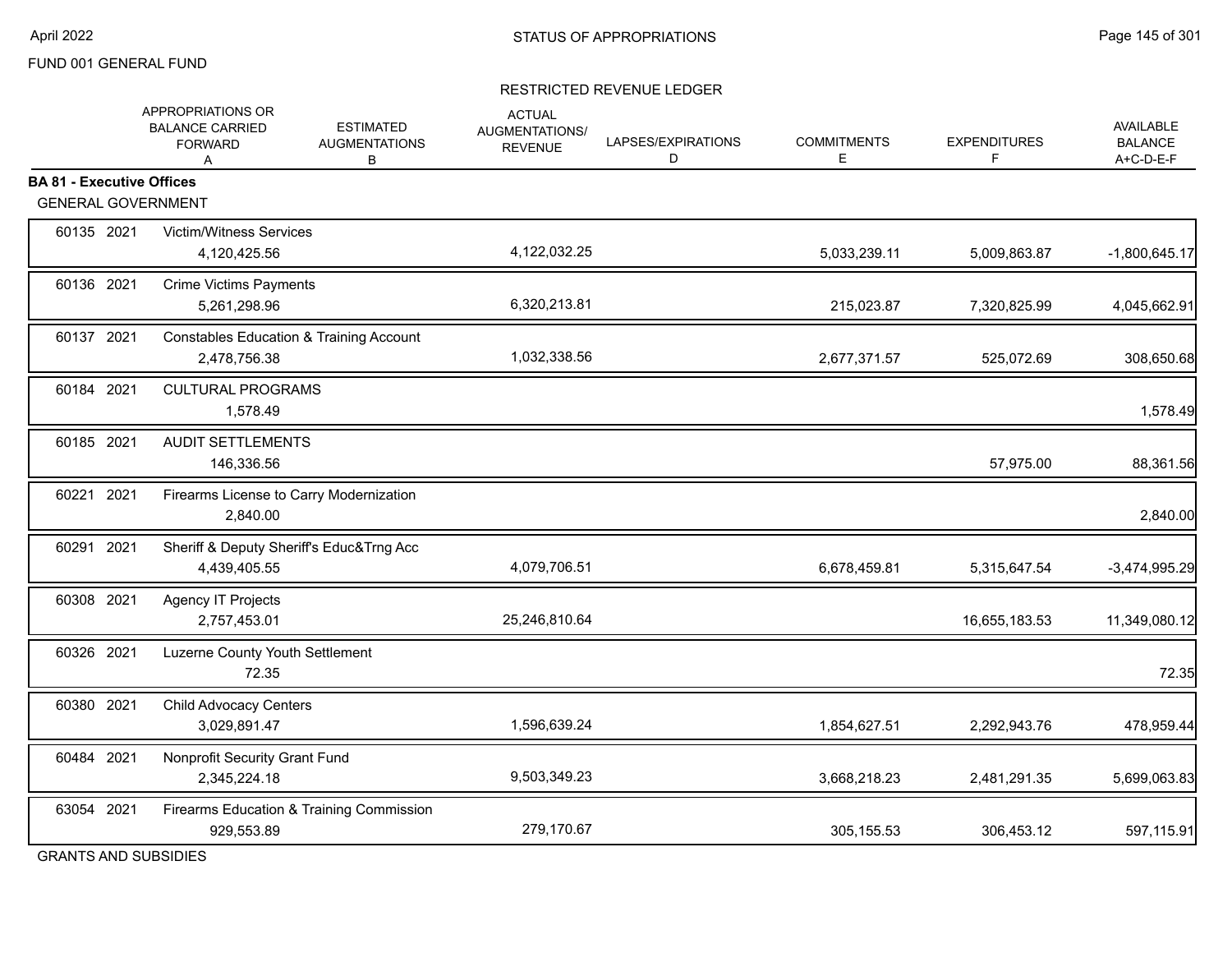FUND 001 GENERAL FUND

RESTRICTED REVENUE LEDGER

| | | APPROPRIATIONS OR BALANCE CARRIED FORWARD A | ESTIMATED AUGMENTATIONS B | ACTUAL AUGMENTATIONS/ REVENUE | LAPSES/EXPIRATIONS D | COMMITMENTS E | EXPENDITURES F | AVAILABLE BALANCE A+C-D-E-F |
|---|---|---|---|---|---|---|---|---|
| **BA 81 - Executive Offices** | | | | | | | | |
| GENERAL GOVERNMENT | | | | | | | | |
| 60135 | 2021 | Victim/Witness Services | | | | | | |
| | | 4,120,425.56 | | 4,122,032.25 | | 5,033,239.11 | 5,009,863.87 | -1,800,645.17 |
| 60136 | 2021 | Crime Victims Payments | | | | | | |
| | | 5,261,298.96 | | 6,320,213.81 | | 215,023.87 | 7,320,825.99 | 4,045,662.91 |
| 60137 | 2021 | Constables Education & Training Account | | | | | | |
| | | 2,478,756.38 | | 1,032,338.56 | | 2,677,371.57 | 525,072.69 | 308,650.68 |
| 60184 | 2021 | CULTURAL PROGRAMS | | | | | | |
| | | 1,578.49 | | | | | | 1,578.49 |
| 60185 | 2021 | AUDIT SETTLEMENTS | | | | | | |
| | | 146,336.56 | | | | | 57,975.00 | 88,361.56 |
| 60221 | 2021 | Firearms License to Carry Modernization | | | | | | |
| | | 2,840.00 | | | | | | 2,840.00 |
| 60291 | 2021 | Sheriff & Deputy Sheriff's Educ&Trng Acc | | | | | | |
| | | 4,439,405.55 | | 4,079,706.51 | | 6,678,459.81 | 5,315,647.54 | -3,474,995.29 |
| 60308 | 2021 | Agency IT Projects | | | | | | |
| | | 2,757,453.01 | | 25,246,810.64 | | | 16,655,183.53 | 11,349,080.12 |
| 60326 | 2021 | Luzerne County Youth Settlement | | | | | | |
| | | 72.35 | | | | | | 72.35 |
| 60380 | 2021 | Child Advocacy Centers | | | | | | |
| | | 3,029,891.47 | | 1,596,639.24 | | 1,854,627.51 | 2,292,943.76 | 478,959.44 |
| 60484 | 2021 | Nonprofit Security Grant Fund | | | | | | |
| | | 2,345,224.18 | | 9,503,349.23 | | 3,668,218.23 | 2,481,291.35 | 5,699,063.83 |
| 63054 | 2021 | Firearms Education & Training Commission | | | | | | |
| | | 929,553.89 | | 279,170.67 | | 305,155.53 | 306,453.12 | 597,115.91 |

GRANTS AND SUBSIDIES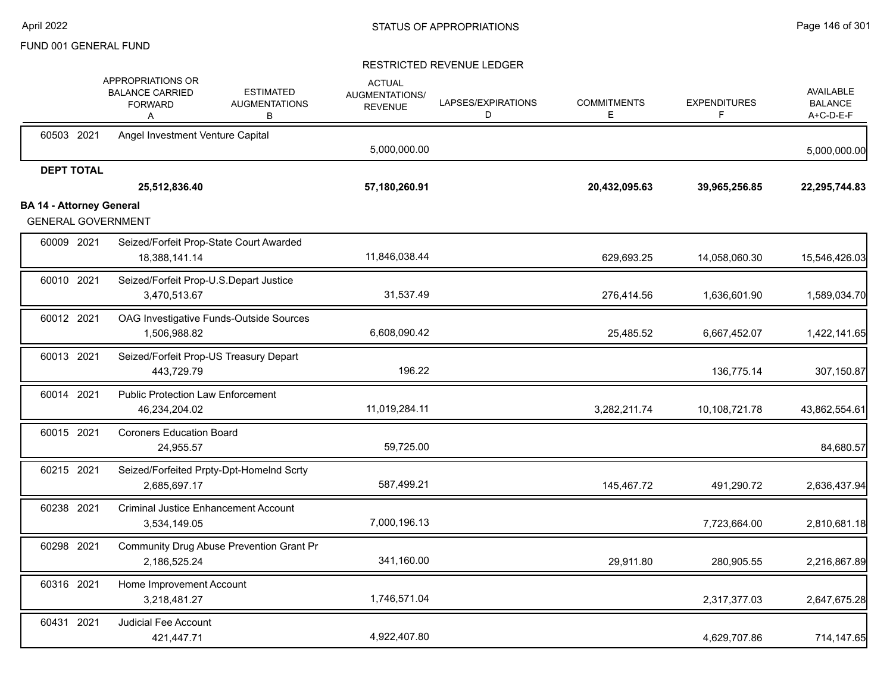FUND 001 GENERAL FUND

## STATUS OF APPROPRIATIONS

### RESTRICTED REVENUE LEDGER

| | | APPROPRIATIONS OR BALANCE CARRIED FORWARD A | ESTIMATED AUGMENTATIONS B | ACTUAL AUGMENTATIONS/ REVENUE | LAPSES/EXPIRATIONS D | COMMITMENTS E | EXPENDITURES F | AVAILABLE BALANCE A+C-D-E-F |
|---|---|---|---|---|---|---|---|---|
| 60503 2021 | Angel Investment Venture Capital | | | 5,000,000.00 | | | | 5,000,000.00 |
| **DEPT TOTAL** | | **25,512,836.40** | | **57,180,260.91** | | **20,432,095.63** | **39,965,256.85** | **22,295,744.83** |

**BA 14 - Attorney General**

GENERAL GOVERNMENT

| | | APPROPRIATIONS OR BALANCE CARRIED FORWARD A | ESTIMATED AUGMENTATIONS B | ACTUAL AUGMENTATIONS/ REVENUE | LAPSES/EXPIRATIONS D | COMMITMENTS E | EXPENDITURES F | AVAILABLE BALANCE A+C-D-E-F |
|---|---|---|---|---|---|---|---|---|
| 60009 2021 | Seized/Forfeit Prop-State Court Awarded | 18,388,141.14 | | 11,846,038.44 | | 629,693.25 | 14,058,060.30 | 15,546,426.03 |
| 60010 2021 | Seized/Forfeit Prop-U.S.Depart Justice | 3,470,513.67 | | 31,537.49 | | 276,414.56 | 1,636,601.90 | 1,589,034.70 |
| 60012 2021 | OAG Investigative Funds-Outside Sources | 1,506,988.82 | | 6,608,090.42 | | 25,485.52 | 6,667,452.07 | 1,422,141.65 |
| 60013 2021 | Seized/Forfeit Prop-US Treasury Depart | 443,729.79 | | 196.22 | | | 136,775.14 | 307,150.87 |
| 60014 2021 | Public Protection Law Enforcement | 46,234,204.02 | | 11,019,284.11 | | 3,282,211.74 | 10,108,721.78 | 43,862,554.61 |
| 60015 2021 | Coroners Education Board | 24,955.57 | | 59,725.00 | | | | 84,680.57 |
| 60215 2021 | Seized/Forfeited Prpty-Dpt-Homelnd Scrty | 2,685,697.17 | | 587,499.21 | | 145,467.72 | 491,290.72 | 2,636,437.94 |
| 60238 2021 | Criminal Justice Enhancement Account | 3,534,149.05 | | 7,000,196.13 | | | 7,723,664.00 | 2,810,681.18 |
| 60298 2021 | Community Drug Abuse Prevention Grant Pr | 2,186,525.24 | | 341,160.00 | | 29,911.80 | 280,905.55 | 2,216,867.89 |
| 60316 2021 | Home Improvement Account | 3,218,481.27 | | 1,746,571.04 | | | 2,317,377.03 | 2,647,675.28 |
| 60431 2021 | Judicial Fee Account | 421,447.71 | | 4,922,407.80 | | | 4,629,707.86 | 714,147.65 |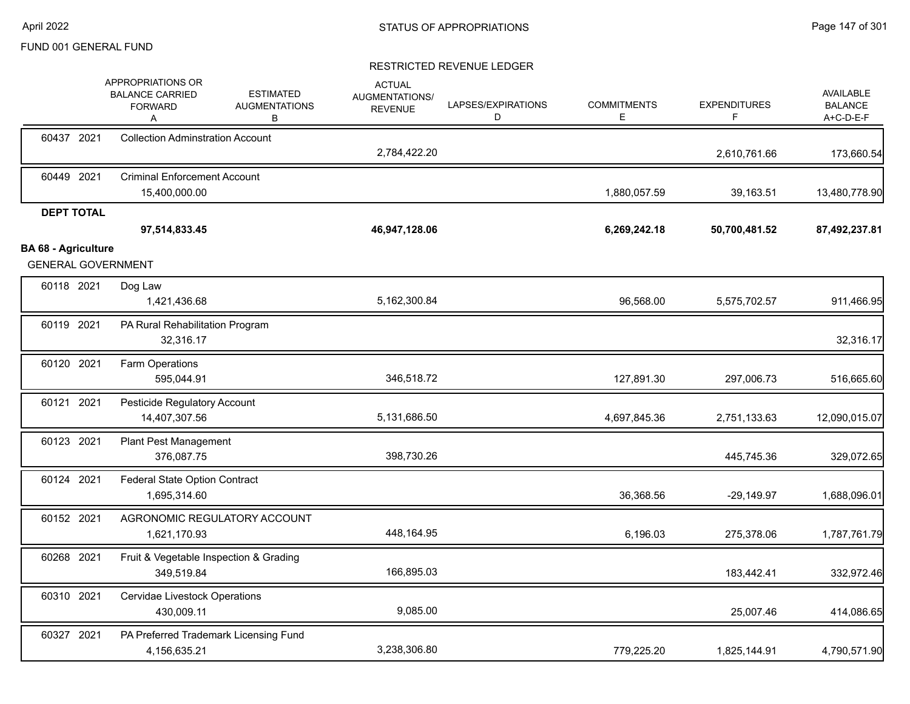FUND 001 GENERAL FUND

## RESTRICTED REVENUE LEDGER

| | APPROPRIATIONS OR BALANCE CARRIED FORWARD A | ESTIMATED AUGMENTATIONS B | ACTUAL AUGMENTATIONS/ REVENUE C | LAPSES/EXPIRATIONS D | COMMITMENTS E | EXPENDITURES F | AVAILABLE BALANCE A+C-D-E-F |
|---|---|---|---|---|---|---|---|
| 60437 2021 Collection Adminstration Account | | | 2,784,422.20 | | | 2,610,761.66 | 173,660.54 |
| 60449 2021 Criminal Enforcement Account | 15,400,000.00 | | | | 1,880,057.59 | 39,163.51 | 13,480,778.90 |
| **DEPT TOTAL** | **97,514,833.45** | | **46,947,128.06** | | **6,269,242.18** | **50,700,481.52** | **87,492,237.81** |

**BA 68 - Agriculture**

GENERAL GOVERNMENT

| | APPROPRIATIONS OR BALANCE CARRIED FORWARD A | ESTIMATED AUGMENTATIONS B | ACTUAL AUGMENTATIONS/ REVENUE C | LAPSES/EXPIRATIONS D | COMMITMENTS E | EXPENDITURES F | AVAILABLE BALANCE A+C-D-E-F |
|---|---|---|---|---|---|---|---|
| 60118 2021 Dog Law | 1,421,436.68 | | 5,162,300.84 | | 96,568.00 | 5,575,702.57 | 911,466.95 |
| 60119 2021 PA Rural Rehabilitation Program | 32,316.17 | | | | | | 32,316.17 |
| 60120 2021 Farm Operations | 595,044.91 | | 346,518.72 | | 127,891.30 | 297,006.73 | 516,665.60 |
| 60121 2021 Pesticide Regulatory Account | 14,407,307.56 | | 5,131,686.50 | | 4,697,845.36 | 2,751,133.63 | 12,090,015.07 |
| 60123 2021 Plant Pest Management | 376,087.75 | | 398,730.26 | | | 445,745.36 | 329,072.65 |
| 60124 2021 Federal State Option Contract | 1,695,314.60 | | | | 36,368.56 | -29,149.97 | 1,688,096.01 |
| 60152 2021 AGRONOMIC REGULATORY ACCOUNT | 1,621,170.93 | | 448,164.95 | | 6,196.03 | 275,378.06 | 1,787,761.79 |
| 60268 2021 Fruit & Vegetable Inspection & Grading | 349,519.84 | | 166,895.03 | | | 183,442.41 | 332,972.46 |
| 60310 2021 Cervidae Livestock Operations | 430,009.11 | | 9,085.00 | | | 25,007.46 | 414,086.65 |
| 60327 2021 PA Preferred Trademark Licensing Fund | 4,156,635.21 | | 3,238,306.80 | | 779,225.20 | 1,825,144.91 | 4,790,571.90 |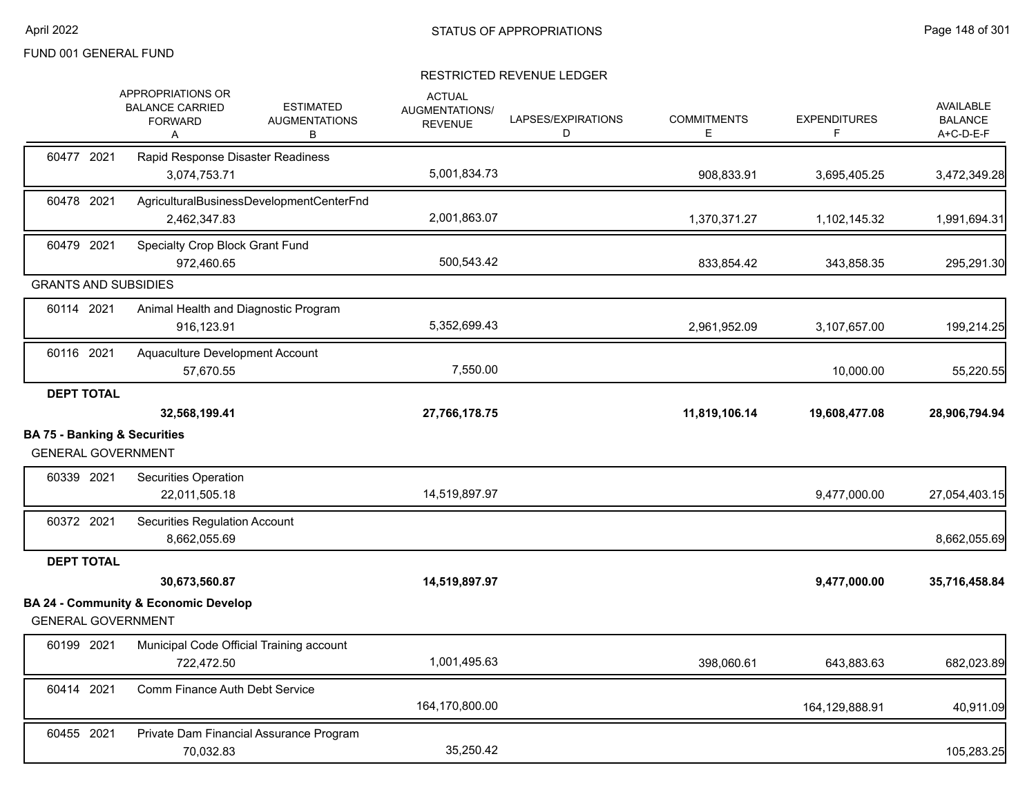FUND 001 GENERAL FUND

STATUS OF APPROPRIATIONS

RESTRICTED REVENUE LEDGER

| | APPROPRIATIONS OR BALANCE CARRIED FORWARD A | ESTIMATED AUGMENTATIONS B | ACTUAL AUGMENTATIONS/ REVENUE C | LAPSES/EXPIRATIONS D | COMMITMENTS E | EXPENDITURES F | AVAILABLE BALANCE A+C-D-E-F |
|---|---|---|---|---|---|---|---|
| 60477 2021 Rapid Response Disaster Readiness | 3,074,753.71 | | 5,001,834.73 | | 908,833.91 | 3,695,405.25 | 3,472,349.28 |
| 60478 2021 AgriculturalBusinessDevelopmentCenterFnd | 2,462,347.83 | | 2,001,863.07 | | 1,370,371.27 | 1,102,145.32 | 1,991,694.31 |
| 60479 2021 Specialty Crop Block Grant Fund | 972,460.65 | | 500,543.42 | | 833,854.42 | 343,858.35 | 295,291.30 |
| **GRANTS AND SUBSIDIES** | | | | | | | |
| 60114 2021 Animal Health and Diagnostic Program | 916,123.91 | | 5,352,699.43 | | 2,961,952.09 | 3,107,657.00 | 199,214.25 |
| 60116 2021 Aquaculture Development Account | 57,670.55 | | 7,550.00 | | | 10,000.00 | 55,220.55 |
| **DEPT TOTAL** | **32,568,199.41** | | **27,766,178.75** | | **11,819,106.14** | **19,608,477.08** | **28,906,794.94** |

## BA 75 - Banking & Securities

GENERAL GOVERNMENT

| | APPROPRIATIONS OR BALANCE CARRIED FORWARD A | ESTIMATED AUGMENTATIONS B | ACTUAL AUGMENTATIONS/ REVENUE C | LAPSES/EXPIRATIONS D | COMMITMENTS E | EXPENDITURES F | AVAILABLE BALANCE A+C-D-E-F |
|---|---|---|---|---|---|---|---|
| 60339 2021 Securities Operation | 22,011,505.18 | | 14,519,897.97 | | | 9,477,000.00 | 27,054,403.15 |
| 60372 2021 Securities Regulation Account | 8,662,055.69 | | | | | | 8,662,055.69 |
| **DEPT TOTAL** | **30,673,560.87** | | **14,519,897.97** | | | **9,477,000.00** | **35,716,458.84** |

## BA 24 - Community & Economic Develop

GENERAL GOVERNMENT

| | APPROPRIATIONS OR BALANCE CARRIED FORWARD A | ESTIMATED AUGMENTATIONS B | ACTUAL AUGMENTATIONS/ REVENUE C | LAPSES/EXPIRATIONS D | COMMITMENTS E | EXPENDITURES F | AVAILABLE BALANCE A+C-D-E-F |
|---|---|---|---|---|---|---|---|
| 60199 2021 Municipal Code Official Training account | 722,472.50 | | 1,001,495.63 | | 398,060.61 | 643,883.63 | 682,023.89 |
| 60414 2021 Comm Finance Auth Debt Service | | | 164,170,800.00 | | | 164,129,888.91 | 40,911.09 |
| 60455 2021 Private Dam Financial Assurance Program | 70,032.83 | | 35,250.42 | | | | 105,283.25 |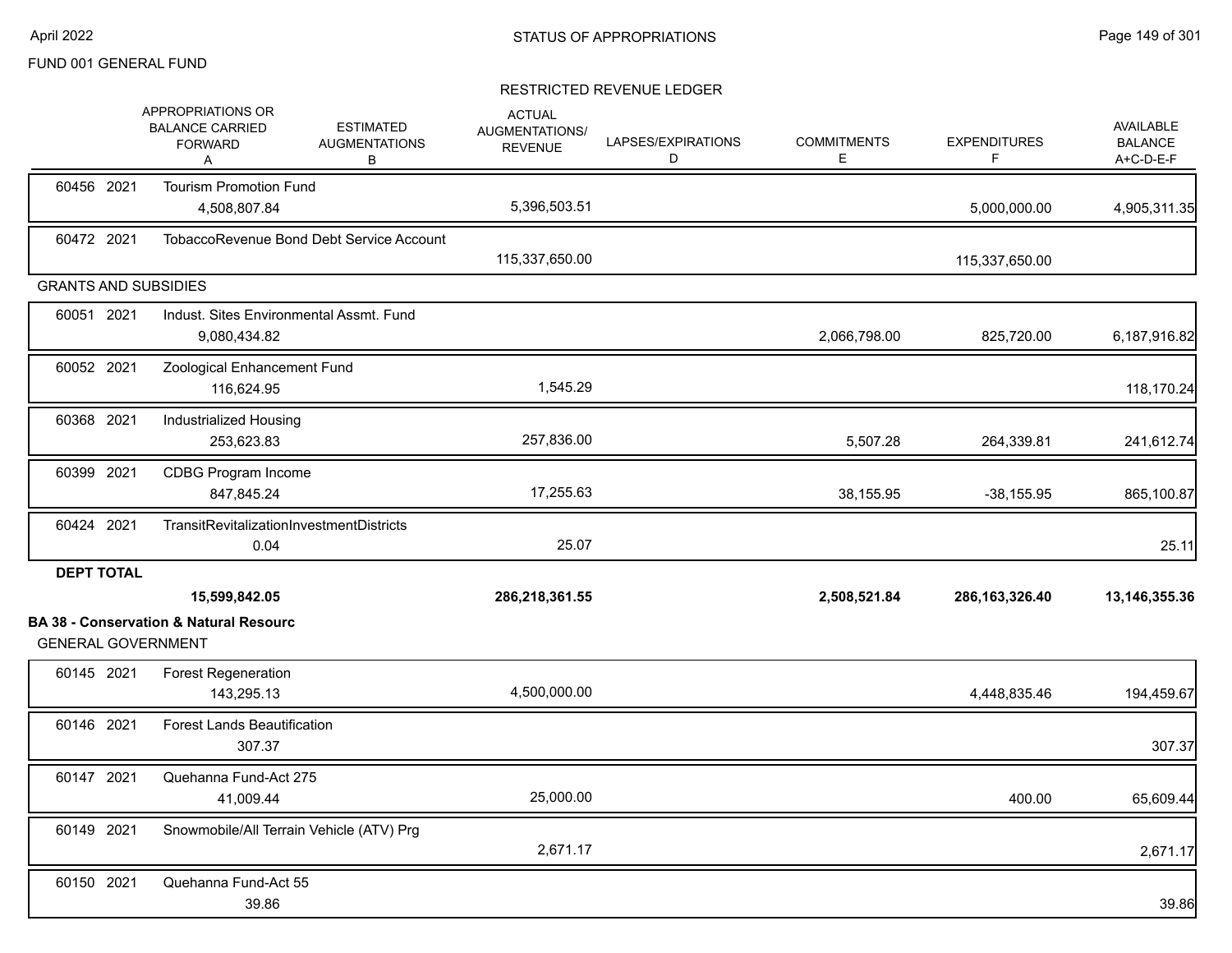FUND 001 GENERAL FUND

# STATUS OF APPROPRIATIONS

## RESTRICTED REVENUE LEDGER

| | | APPROPRIATIONS OR BALANCE CARRIED FORWARD A | ESTIMATED AUGMENTATIONS B | ACTUAL AUGMENTATIONS/ REVENUE | LAPSES/EXPIRATIONS D | COMMITMENTS E | EXPENDITURES F | AVAILABLE BALANCE A+C-D-E-F |
|---|---|---|---|---|---|---|---|---|
| 60456 | 2021 | Tourism Promotion Fund | | | | | | |
| | | 4,508,807.84 | | 5,396,503.51 | | | 5,000,000.00 | 4,905,311.35 |
| 60472 | 2021 | TobaccoRevenue Bond Debt Service Account | | | | | | |
| | | | | 115,337,650.00 | | | 115,337,650.00 | |
| GRANTS AND SUBSIDIES | | | | | | | | |
| 60051 | 2021 | Indust. Sites Environmental Assmt. Fund | | | | | | |
| | | 9,080,434.82 | | | | 2,066,798.00 | 825,720.00 | 6,187,916.82 |
| 60052 | 2021 | Zoological Enhancement Fund | | | | | | |
| | | 116,624.95 | | 1,545.29 | | | | 118,170.24 |
| 60368 | 2021 | Industrialized Housing | | | | | | |
| | | 253,623.83 | | 257,836.00 | | 5,507.28 | 264,339.81 | 241,612.74 |
| 60399 | 2021 | CDBG Program Income | | | | | | |
| | | 847,845.24 | | 17,255.63 | | 38,155.95 | -38,155.95 | 865,100.87 |
| 60424 | 2021 | TransitRevitalizationInvestmentDistricts | | | | | | |
| | | 0.04 | | 25.07 | | | | 25.11 |
| **DEPT TOTAL** | | | | | | | | |
| | | **15,599,842.05** | | **286,218,361.55** | | **2,508,521.84** | **286,163,326.40** | **13,146,355.36** |
| **BA 38 - Conservation & Natural Resourc** | | | | | | | | |
| GENERAL GOVERNMENT | | | | | | | | |
| 60145 | 2021 | Forest Regeneration | | | | | | |
| | | 143,295.13 | | 4,500,000.00 | | | 4,448,835.46 | 194,459.67 |
| 60146 | 2021 | Forest Lands Beautification | | | | | | |
| | | 307.37 | | | | | | 307.37 |
| 60147 | 2021 | Quehanna Fund-Act 275 | | | | | | |
| | | 41,009.44 | | 25,000.00 | | | 400.00 | 65,609.44 |
| 60149 | 2021 | Snowmobile/All Terrain Vehicle (ATV) Prg | | | | | | |
| | | | | 2,671.17 | | | | 2,671.17 |
| 60150 | 2021 | Quehanna Fund-Act 55 | | | | | | |
| | | 39.86 | | | | | | 39.86 |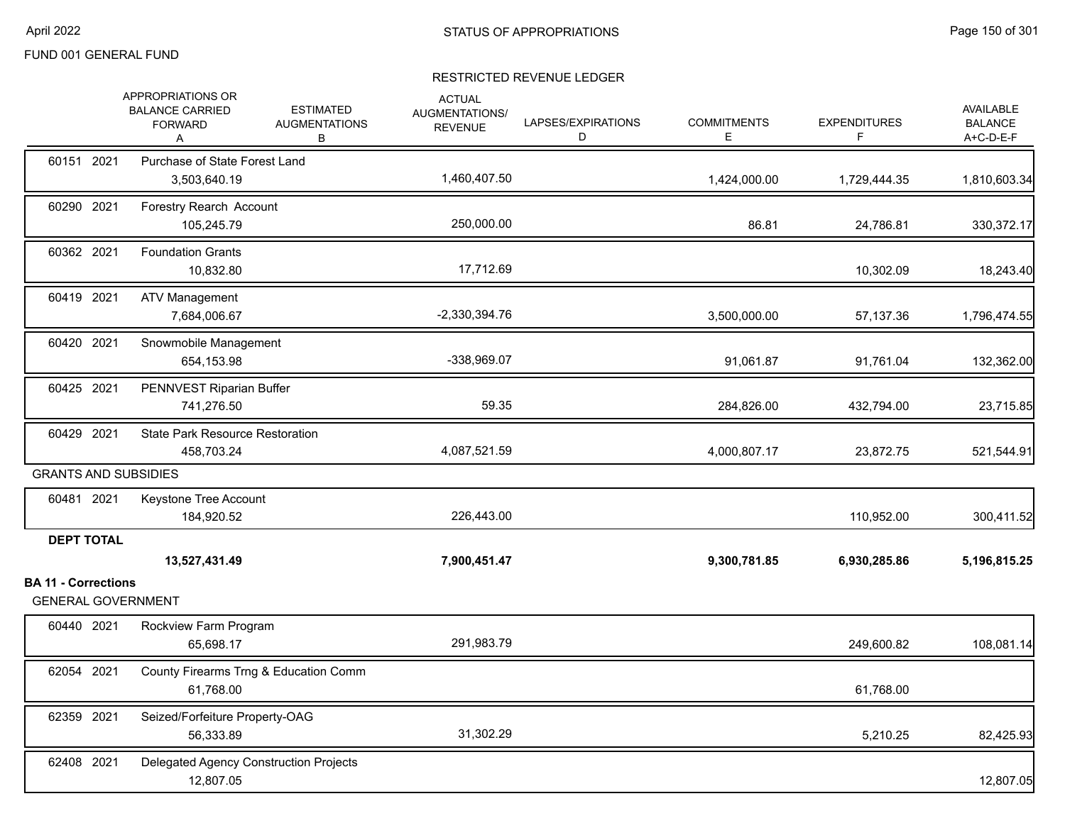FUND 001 GENERAL FUND

STATUS OF APPROPRIATIONS

RESTRICTED REVENUE LEDGER

| | APPROPRIATIONS OR BALANCE CARRIED FORWARD A | ESTIMATED AUGMENTATIONS B | ACTUAL AUGMENTATIONS/ REVENUE C | LAPSES/EXPIRATIONS D | COMMITMENTS E | EXPENDITURES F | AVAILABLE BALANCE A+C-D-E-F |
|---|---|---|---|---|---|---|---|
| 60151 2021 Purchase of State Forest Land | 3,503,640.19 | | 1,460,407.50 | | 1,424,000.00 | 1,729,444.35 | 1,810,603.34 |
| 60290 2021 Forestry Rearch Account | 105,245.79 | | 250,000.00 | | 86.81 | 24,786.81 | 330,372.17 |
| 60362 2021 Foundation Grants | 10,832.80 | | 17,712.69 | | | 10,302.09 | 18,243.40 |
| 60419 2021 ATV Management | 7,684,006.67 | | -2,330,394.76 | | 3,500,000.00 | 57,137.36 | 1,796,474.55 |
| 60420 2021 Snowmobile Management | 654,153.98 | | -338,969.07 | | 91,061.87 | 91,761.04 | 132,362.00 |
| 60425 2021 PENNVEST Riparian Buffer | 741,276.50 | | 59.35 | | 284,826.00 | 432,794.00 | 23,715.85 |
| 60429 2021 State Park Resource Restoration | 458,703.24 | | 4,087,521.59 | | 4,000,807.17 | 23,872.75 | 521,544.91 |
| **GRANTS AND SUBSIDIES** | | | | | | | |
| 60481 2021 Keystone Tree Account | 184,920.52 | | 226,443.00 | | | 110,952.00 | 300,411.52 |
| **DEPT TOTAL** | **13,527,431.49** | | **7,900,451.47** | | **9,300,781.85** | **6,930,285.86** | **5,196,815.25** |

**BA 11 - Corrections**

GENERAL GOVERNMENT

| | APPROPRIATIONS OR BALANCE CARRIED FORWARD A | ESTIMATED AUGMENTATIONS B | ACTUAL AUGMENTATIONS/ REVENUE C | LAPSES/EXPIRATIONS D | COMMITMENTS E | EXPENDITURES F | AVAILABLE BALANCE A+C-D-E-F |
|---|---|---|---|---|---|---|---|
| 60440 2021 Rockview Farm Program | 65,698.17 | | 291,983.79 | | | 249,600.82 | 108,081.14 |
| 62054 2021 County Firearms Trng & Education Comm | 61,768.00 | | | | | 61,768.00 | |
| 62359 2021 Seized/Forfeiture Property-OAG | 56,333.89 | | 31,302.29 | | | 5,210.25 | 82,425.93 |
| 62408 2021 Delegated Agency Construction Projects | 12,807.05 | | | | | | 12,807.05 |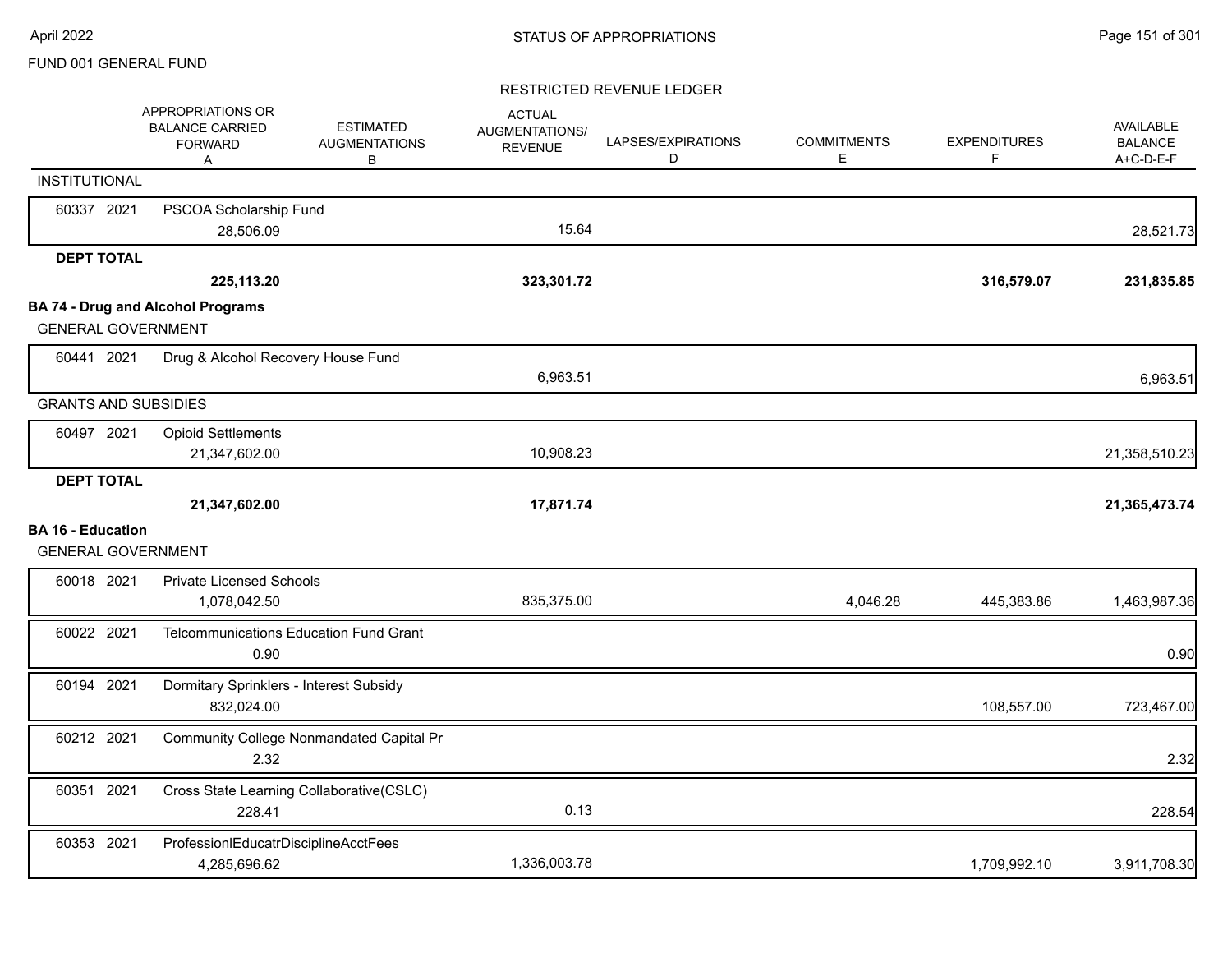FUND 001 GENERAL FUND

STATUS OF APPROPRIATIONS

RESTRICTED REVENUE LEDGER

| | APPROPRIATIONS OR BALANCE CARRIED FORWARD A | ESTIMATED AUGMENTATIONS B | ACTUAL AUGMENTATIONS/ REVENUE | LAPSES/EXPIRATIONS D | COMMITMENTS E | EXPENDITURES F | AVAILABLE BALANCE A+C-D-E-F |
|---|---|---|---|---|---|---|---|
| **INSTITUTIONAL** | | | | | | | |
| 60337 2021 PSCOA Scholarship Fund | 28,506.09 | | 15.64 | | | | 28,521.73 |
| **DEPT TOTAL** | **225,113.20** | | **323,301.72** | | | **316,579.07** | **231,835.85** |
| **BA 74 - Drug and Alcohol Programs** | | | | | | | |
| GENERAL GOVERNMENT | | | | | | | |
| 60441 2021 Drug & Alcohol Recovery House Fund | | | 6,963.51 | | | | 6,963.51 |
| GRANTS AND SUBSIDIES | | | | | | | |
| 60497 2021 Opioid Settlements | 21,347,602.00 | | 10,908.23 | | | | 21,358,510.23 |
| **DEPT TOTAL** | **21,347,602.00** | | **17,871.74** | | | | **21,365,473.74** |
| **BA 16 - Education** | | | | | | | |
| GENERAL GOVERNMENT | | | | | | | |
| 60018 2021 Private Licensed Schools | 1,078,042.50 | | 835,375.00 | | 4,046.28 | 445,383.86 | 1,463,987.36 |
| 60022 2021 Telcommunications Education Fund Grant | 0.90 | | | | | | 0.90 |
| 60194 2021 Dormitary Sprinklers - Interest Subsidy | 832,024.00 | | | | | 108,557.00 | 723,467.00 |
| 60212 2021 Community College Nonmandated Capital Pr | 2.32 | | | | | | 2.32 |
| 60351 2021 Cross State Learning Collaborative(CSLC) | 228.41 | | 0.13 | | | | 228.54 |
| 60353 2021 ProfessionlEducatrDisciplineAcctFees | 4,285,696.62 | | 1,336,003.78 | | | 1,709,992.10 | 3,911,708.30 |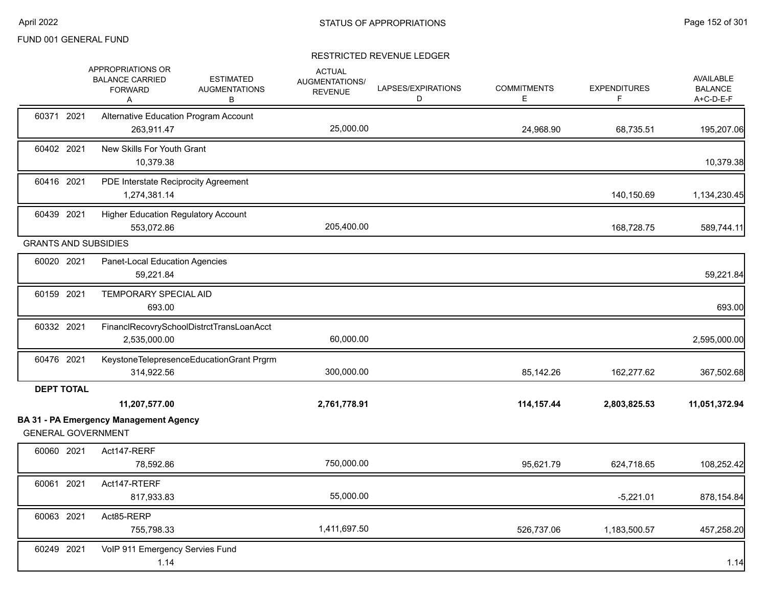FUND 001 GENERAL FUND

## STATUS OF APPROPRIATIONS

### RESTRICTED REVENUE LEDGER

| | APPROPRIATIONS OR BALANCE CARRIED FORWARD A | ESTIMATED AUGMENTATIONS B | ACTUAL AUGMENTATIONS/ REVENUE | LAPSES/EXPIRATIONS D | COMMITMENTS E | EXPENDITURES F | AVAILABLE BALANCE A+C-D-E-F |
|---|---|---|---|---|---|---|---|
| 60371 2021 Alternative Education Program Account | 263,911.47 | | 25,000.00 | | 24,968.90 | 68,735.51 | 195,207.06 |
| 60402 2021 New Skills For Youth Grant | 10,379.38 | | | | | | 10,379.38 |
| 60416 2021 PDE Interstate Reciprocity Agreement | 1,274,381.14 | | | | | 140,150.69 | 1,134,230.45 |
| 60439 2021 Higher Education Regulatory Account | 553,072.86 | | 205,400.00 | | | 168,728.75 | 589,744.11 |
| **GRANTS AND SUBSIDIES** | | | | | | | |
| 60020 2021 Panet-Local Education Agencies | 59,221.84 | | | | | | 59,221.84 |
| 60159 2021 TEMPORARY SPECIAL AID | 693.00 | | | | | | 693.00 |
| 60332 2021 FinanclRecovrySchoolDistrctTransLoanAcct | 2,535,000.00 | | 60,000.00 | | | | 2,595,000.00 |
| 60476 2021 KeystoneTelepresenceEducationGrant Prgrm | 314,922.56 | | 300,000.00 | | 85,142.26 | 162,277.62 | 367,502.68 |
| **DEPT TOTAL** | **11,207,577.00** | | **2,761,778.91** | | **114,157.44** | **2,803,825.53** | **11,051,372.94** |

**BA 31 - PA Emergency Management Agency**

| | APPROPRIATIONS OR BALANCE CARRIED FORWARD A | ESTIMATED AUGMENTATIONS B | ACTUAL AUGMENTATIONS/ REVENUE | LAPSES/EXPIRATIONS D | COMMITMENTS E | EXPENDITURES F | AVAILABLE BALANCE A+C-D-E-F |
|---|---|---|---|---|---|---|---|
| **GENERAL GOVERNMENT** | | | | | | | |
| 60060 2021 Act147-RERF | 78,592.86 | | 750,000.00 | | 95,621.79 | 624,718.65 | 108,252.42 |
| 60061 2021 Act147-RTERF | 817,933.83 | | 55,000.00 | | | -5,221.01 | 878,154.84 |
| 60063 2021 Act85-RERP | 755,798.33 | | 1,411,697.50 | | 526,737.06 | 1,183,500.57 | 457,258.20 |
| 60249 2021 VoIP 911 Emergency Servies Fund | 1.14 | | | | | | 1.14 |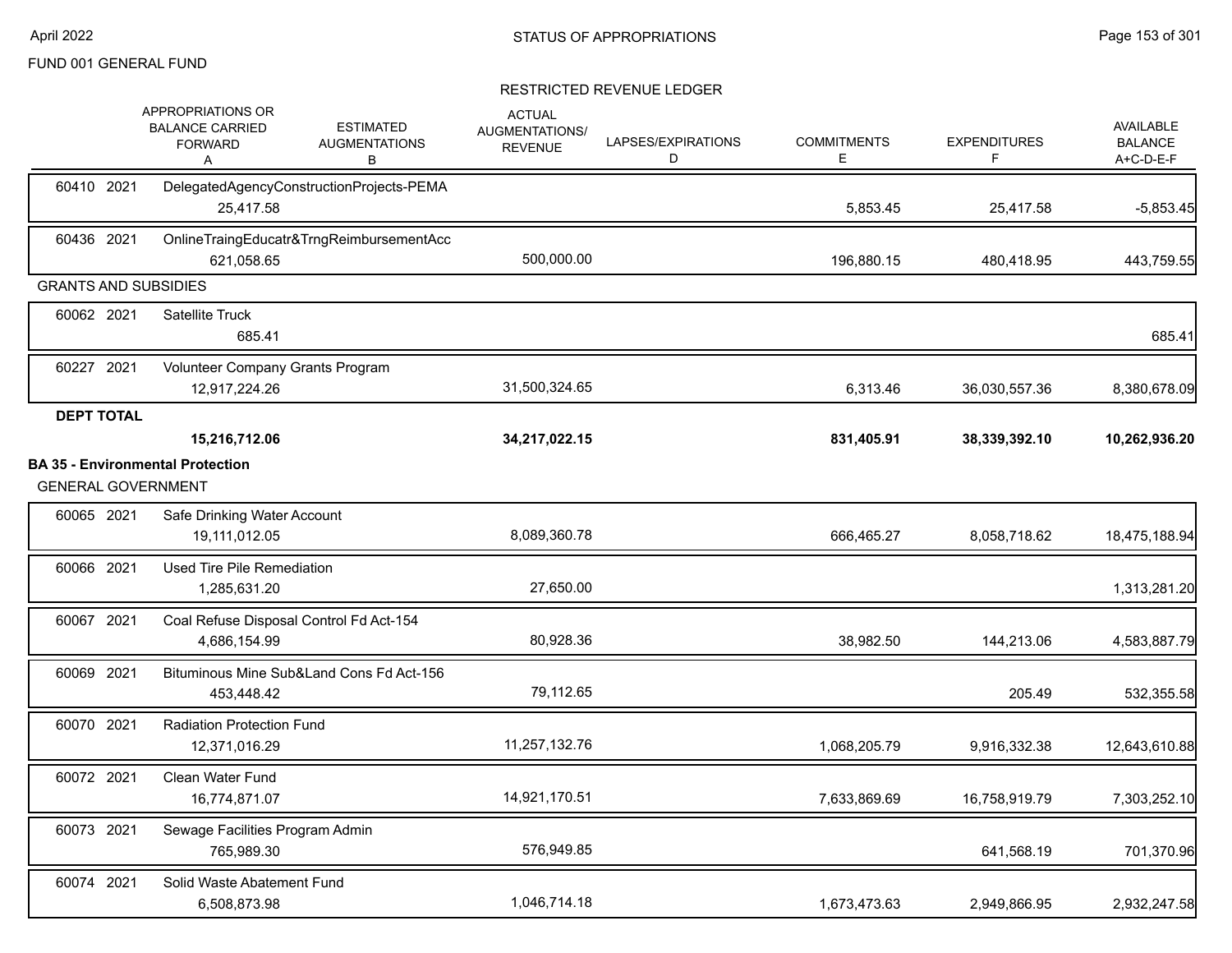FUND 001 GENERAL FUND

STATUS OF APPROPRIATIONS

RESTRICTED REVENUE LEDGER

| | APPROPRIATIONS OR BALANCE CARRIED FORWARD A | ESTIMATED AUGMENTATIONS B | ACTUAL AUGMENTATIONS/ REVENUE C | LAPSES/EXPIRATIONS D | COMMITMENTS E | EXPENDITURES F | AVAILABLE BALANCE A+C-D-E-F |
|---|---|---|---|---|---|---|---|
| 60410 2021 DelegatedAgencyConstructionProjects-PEMA | 25,417.58 | | | | 5,853.45 | 25,417.58 | -5,853.45 |
| 60436 2021 OnlineTraingEducatr&TrngReimbursementAcc | 621,058.65 | | 500,000.00 | | 196,880.15 | 480,418.95 | 443,759.55 |
| **GRANTS AND SUBSIDIES** | | | | | | | |
| 60062 2021 Satellite Truck | 685.41 | | | | | | 685.41 |
| 60227 2021 Volunteer Company Grants Program | 12,917,224.26 | | 31,500,324.65 | | 6,313.46 | 36,030,557.36 | 8,380,678.09 |
| **DEPT TOTAL** | **15,216,712.06** | | **34,217,022.15** | | **831,405.91** | **38,339,392.10** | **10,262,936.20** |
| **BA 35 - Environmental Protection** | | | | | | | |
| **GENERAL GOVERNMENT** | | | | | | | |
| 60065 2021 Safe Drinking Water Account | 19,111,012.05 | | 8,089,360.78 | | 666,465.27 | 8,058,718.62 | 18,475,188.94 |
| 60066 2021 Used Tire Pile Remediation | 1,285,631.20 | | 27,650.00 | | | | 1,313,281.20 |
| 60067 2021 Coal Refuse Disposal Control Fd Act-154 | 4,686,154.99 | | 80,928.36 | | 38,982.50 | 144,213.06 | 4,583,887.79 |
| 60069 2021 Bituminous Mine Sub&Land Cons Fd Act-156 | 453,448.42 | | 79,112.65 | | | 205.49 | 532,355.58 |
| 60070 2021 Radiation Protection Fund | 12,371,016.29 | | 11,257,132.76 | | 1,068,205.79 | 9,916,332.38 | 12,643,610.88 |
| 60072 2021 Clean Water Fund | 16,774,871.07 | | 14,921,170.51 | | 7,633,869.69 | 16,758,919.79 | 7,303,252.10 |
| 60073 2021 Sewage Facilities Program Admin | 765,989.30 | | 576,949.85 | | | 641,568.19 | 701,370.96 |
| 60074 2021 Solid Waste Abatement Fund | 6,508,873.98 | | 1,046,714.18 | | 1,673,473.63 | 2,949,866.95 | 2,932,247.58 |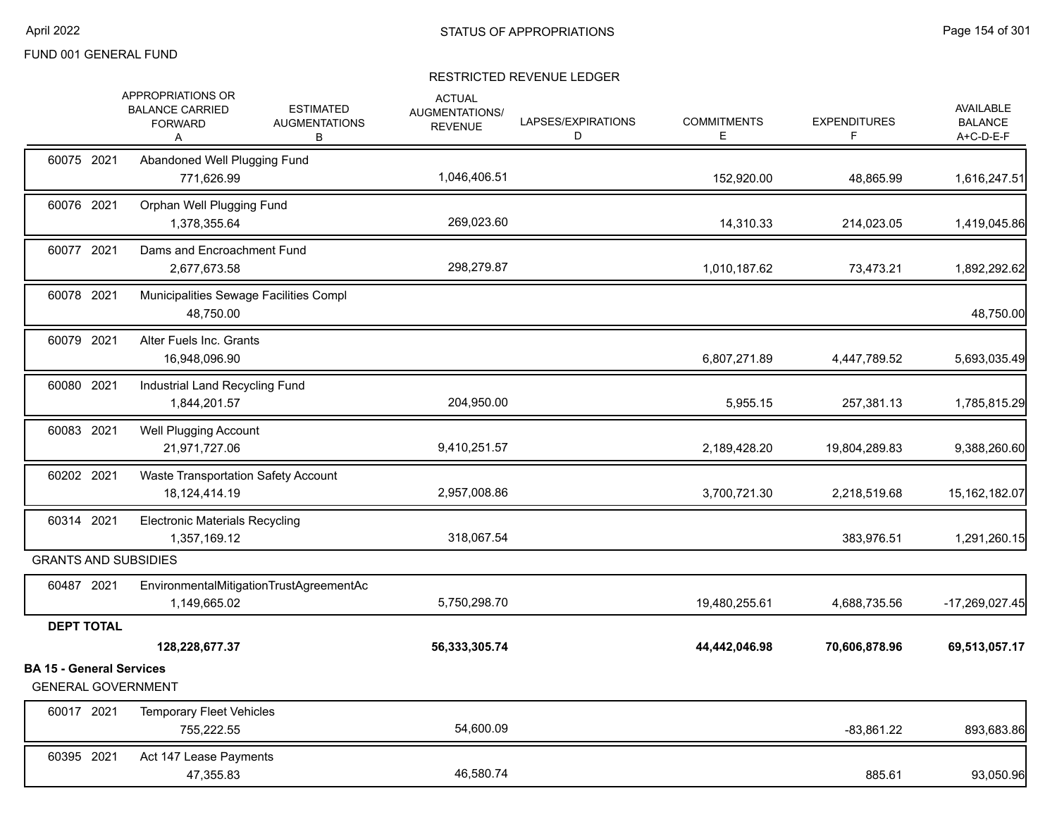FUND 001 GENERAL FUND

STATUS OF APPROPRIATIONS

## RESTRICTED REVENUE LEDGER

| | APPROPRIATIONS OR BALANCE CARRIED FORWARD A | ESTIMATED AUGMENTATIONS B | ACTUAL AUGMENTATIONS/ REVENUE C | LAPSES/EXPIRATIONS D | COMMITMENTS E | EXPENDITURES F | AVAILABLE BALANCE A+C-D-E-F |
|---|---|---|---|---|---|---|---|
| 60075 2021 Abandoned Well Plugging Fund | 771,626.99 | | 1,046,406.51 | | 152,920.00 | 48,865.99 | 1,616,247.51 |
| 60076 2021 Orphan Well Plugging Fund | 1,378,355.64 | | 269,023.60 | | 14,310.33 | 214,023.05 | 1,419,045.86 |
| 60077 2021 Dams and Encroachment Fund | 2,677,673.58 | | 298,279.87 | | 1,010,187.62 | 73,473.21 | 1,892,292.62 |
| 60078 2021 Municipalities Sewage Facilities Compl | 48,750.00 | | | | | | 48,750.00 |
| 60079 2021 Alter Fuels Inc. Grants | 16,948,096.90 | | | | 6,807,271.89 | 4,447,789.52 | 5,693,035.49 |
| 60080 2021 Industrial Land Recycling Fund | 1,844,201.57 | | 204,950.00 | | 5,955.15 | 257,381.13 | 1,785,815.29 |
| 60083 2021 Well Plugging Account | 21,971,727.06 | | 9,410,251.57 | | 2,189,428.20 | 19,804,289.83 | 9,388,260.60 |
| 60202 2021 Waste Transportation Safety Account | 18,124,414.19 | | 2,957,008.86 | | 3,700,721.30 | 2,218,519.68 | 15,162,182.07 |
| 60314 2021 Electronic Materials Recycling | 1,357,169.12 | | 318,067.54 | | | 383,976.51 | 1,291,260.15 |
| **GRANTS AND SUBSIDIES** | | | | | | | |
| 60487 2021 EnvironmentalMitigationTrustAgreementAc | 1,149,665.02 | | 5,750,298.70 | | 19,480,255.61 | 4,688,735.56 | -17,269,027.45 |
| **DEPT TOTAL** | **128,228,677.37** | | **56,333,305.74** | | **44,442,046.98** | **70,606,878.96** | **69,513,057.17** |

**BA 15 - General Services**

GENERAL GOVERNMENT

| | APPROPRIATIONS OR BALANCE CARRIED FORWARD A | ESTIMATED AUGMENTATIONS B | ACTUAL AUGMENTATIONS/ REVENUE C | LAPSES/EXPIRATIONS D | COMMITMENTS E | EXPENDITURES F | AVAILABLE BALANCE A+C-D-E-F |
|---|---|---|---|---|---|---|---|
| 60017 2021 Temporary Fleet Vehicles | 755,222.55 | | 54,600.09 | | | -83,861.22 | 893,683.86 |
| 60395 2021 Act 147 Lease Payments | 47,355.83 | | 46,580.74 | | | 885.61 | 93,050.96 |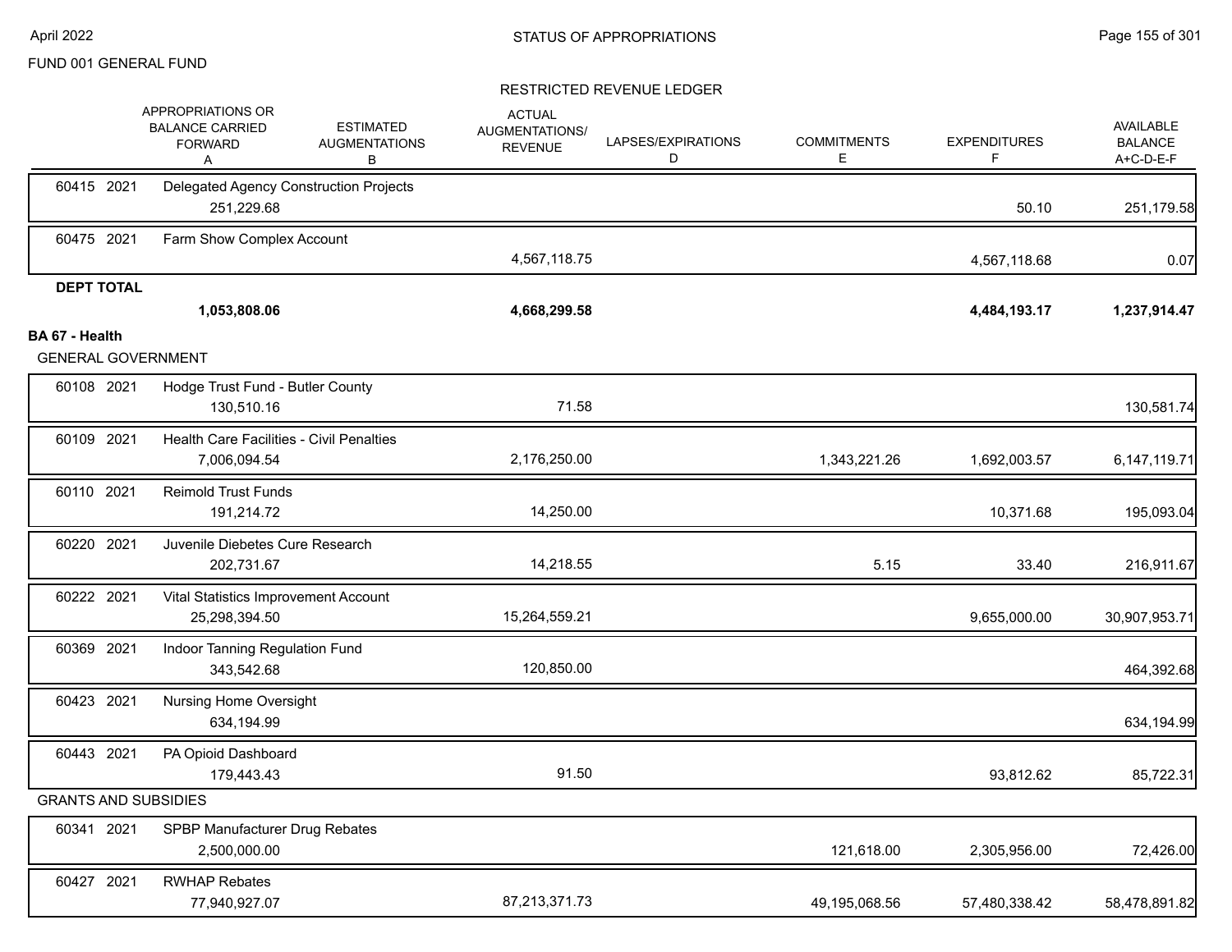FUND 001 GENERAL FUND

STATUS OF APPROPRIATIONS

RESTRICTED REVENUE LEDGER

| | APPROPRIATIONS OR BALANCE CARRIED FORWARD A | ESTIMATED AUGMENTATIONS B | ACTUAL AUGMENTATIONS/ REVENUE C | LAPSES/EXPIRATIONS D | COMMITMENTS E | EXPENDITURES F | AVAILABLE BALANCE A+C-D-E-F |
|---|---|---|---|---|---|---|---|
| 60415 2021 Delegated Agency Construction Projects | 251,229.68 | | | | | 50.10 | 251,179.58 |
| 60475 2021 Farm Show Complex Account | | | 4,567,118.75 | | | 4,567,118.68 | 0.07 |
| **DEPT TOTAL** | **1,053,808.06** | | **4,668,299.58** | | | **4,484,193.17** | **1,237,914.47** |
| **BA 67 - Health** | | | | | | | |
| GENERAL GOVERNMENT | | | | | | | |
| 60108 2021 Hodge Trust Fund - Butler County | 130,510.16 | | 71.58 | | | | 130,581.74 |
| 60109 2021 Health Care Facilities - Civil Penalties | 7,006,094.54 | | 2,176,250.00 | | 1,343,221.26 | 1,692,003.57 | 6,147,119.71 |
| 60110 2021 Reimold Trust Funds | 191,214.72 | | 14,250.00 | | | 10,371.68 | 195,093.04 |
| 60220 2021 Juvenile Diebetes Cure Research | 202,731.67 | | 14,218.55 | | 5.15 | 33.40 | 216,911.67 |
| 60222 2021 Vital Statistics Improvement Account | 25,298,394.50 | | 15,264,559.21 | | | 9,655,000.00 | 30,907,953.71 |
| 60369 2021 Indoor Tanning Regulation Fund | 343,542.68 | | 120,850.00 | | | | 464,392.68 |
| 60423 2021 Nursing Home Oversight | 634,194.99 | | | | | | 634,194.99 |
| 60443 2021 PA Opioid Dashboard | 179,443.43 | | 91.50 | | | 93,812.62 | 85,722.31 |
| GRANTS AND SUBSIDIES | | | | | | | |
| 60341 2021 SPBP Manufacturer Drug Rebates | 2,500,000.00 | | | | 121,618.00 | 2,305,956.00 | 72,426.00 |
| 60427 2021 RWHAP Rebates | 77,940,927.07 | | 87,213,371.73 | | 49,195,068.56 | 57,480,338.42 | 58,478,891.82 |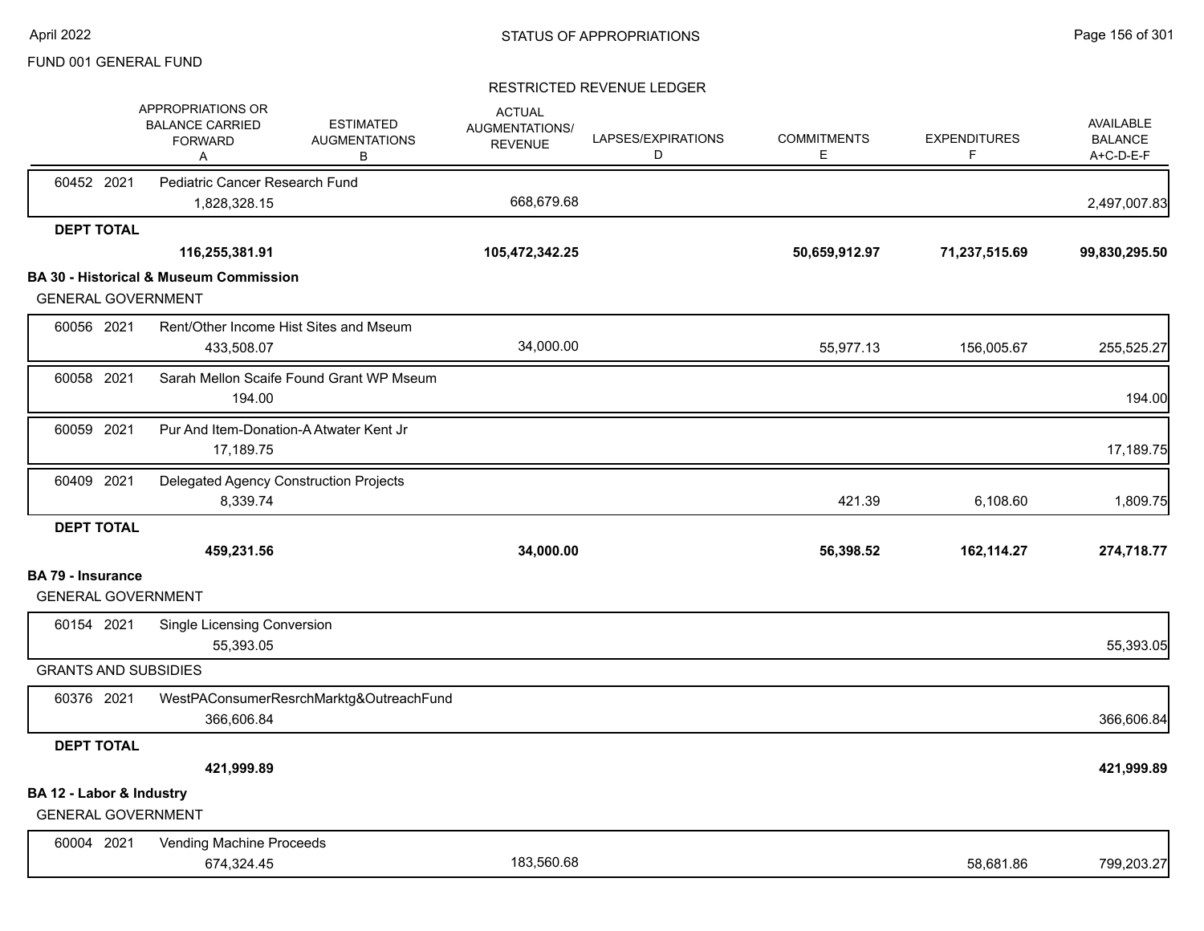FUND 001 GENERAL FUND

RESTRICTED REVENUE LEDGER

| | APPROPRIATIONS OR BALANCE CARRIED FORWARD A | ESTIMATED AUGMENTATIONS B | ACTUAL AUGMENTATIONS/ REVENUE | LAPSES/EXPIRATIONS D | COMMITMENTS E | EXPENDITURES F | AVAILABLE BALANCE A+C-D-E-F |
|---|---|---|---|---|---|---|---|
| 60452 2021 Pediatric Cancer Research Fund | | | | | | | |
| | 1,828,328.15 | | 668,679.68 | | | | 2,497,007.83 |
| **DEPT TOTAL** | | | | | | | |
| | **116,255,381.91** | | **105,472,342.25** | | **50,659,912.97** | **71,237,515.69** | **99,830,295.50** |
| **BA 30 - Historical & Museum Commission** | | | | | | | |
| GENERAL GOVERNMENT | | | | | | | |
| 60056 2021 Rent/Other Income Hist Sites and Mseum | | | | | | | |
| | 433,508.07 | | 34,000.00 | | 55,977.13 | 156,005.67 | 255,525.27 |
| 60058 2021 Sarah Mellon Scaife Found Grant WP Mseum | | | | | | | |
| | 194.00 | | | | | | 194.00 |
| 60059 2021 Pur And Item-Donation-A Atwater Kent Jr | | | | | | | |
| | 17,189.75 | | | | | | 17,189.75 |
| 60409 2021 Delegated Agency Construction Projects | | | | | | | |
| | 8,339.74 | | | | 421.39 | 6,108.60 | 1,809.75 |
| **DEPT TOTAL** | | | | | | | |
| | **459,231.56** | | **34,000.00** | | **56,398.52** | **162,114.27** | **274,718.77** |
| **BA 79 - Insurance** | | | | | | | |
| GENERAL GOVERNMENT | | | | | | | |
| 60154 2021 Single Licensing Conversion | | | | | | | |
| | 55,393.05 | | | | | | 55,393.05 |
| GRANTS AND SUBSIDIES | | | | | | | |
| 60376 2021 WestPAConsumerResrchMarktg&OutreachFund | | | | | | | |
| | 366,606.84 | | | | | | 366,606.84 |
| **DEPT TOTAL** | | | | | | | |
| | **421,999.89** | | | | | | **421,999.89** |
| **BA 12 - Labor & Industry** | | | | | | | |
| GENERAL GOVERNMENT | | | | | | | |
| 60004 2021 Vending Machine Proceeds | | | | | | | |
| | 674,324.45 | | 183,560.68 | | | 58,681.86 | 799,203.27 |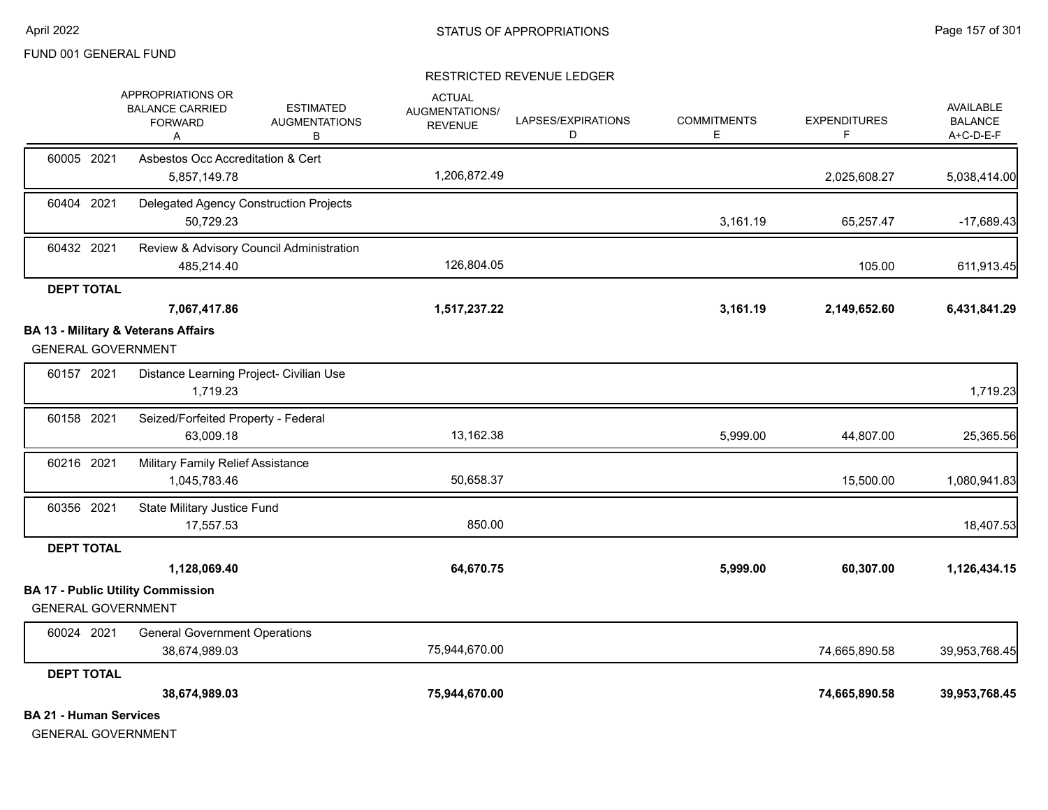FUND 001 GENERAL FUND

STATUS OF APPROPRIATIONS

RESTRICTED REVENUE LEDGER

| | APPROPRIATIONS OR BALANCE CARRIED FORWARD A | ESTIMATED AUGMENTATIONS B | ACTUAL AUGMENTATIONS/ REVENUE | LAPSES/EXPIRATIONS D | COMMITMENTS E | EXPENDITURES F | AVAILABLE BALANCE A+C-D-E-F |
|---|---|---|---|---|---|---|---|
| 60005 2021 Asbestos Occ Accreditation & Cert | 5,857,149.78 | | 1,206,872.49 | | | 2,025,608.27 | 5,038,414.00 |
| 60404 2021 Delegated Agency Construction Projects | 50,729.23 | | | | 3,161.19 | 65,257.47 | -17,689.43 |
| 60432 2021 Review & Advisory Council Administration | 485,214.40 | | 126,804.05 | | | 105.00 | 611,913.45 |
| **DEPT TOTAL** | **7,067,417.86** | | **1,517,237.22** | | **3,161.19** | **2,149,652.60** | **6,431,841.29** |
| **BA 13 - Military & Veterans Affairs** | | | | | | | |
| GENERAL GOVERNMENT | | | | | | | |
| 60157 2021 Distance Learning Project- Civilian Use | 1,719.23 | | | | | | 1,719.23 |
| 60158 2021 Seized/Forfeited Property - Federal | 63,009.18 | | 13,162.38 | | 5,999.00 | 44,807.00 | 25,365.56 |
| 60216 2021 Military Family Relief Assistance | 1,045,783.46 | | 50,658.37 | | | 15,500.00 | 1,080,941.83 |
| 60356 2021 State Military Justice Fund | 17,557.53 | | 850.00 | | | | 18,407.53 |
| **DEPT TOTAL** | **1,128,069.40** | | **64,670.75** | | **5,999.00** | **60,307.00** | **1,126,434.15** |
| **BA 17 - Public Utility Commission** | | | | | | | |
| GENERAL GOVERNMENT | | | | | | | |
| 60024 2021 General Government Operations | 38,674,989.03 | | 75,944,670.00 | | | 74,665,890.58 | 39,953,768.45 |
| **DEPT TOTAL** | **38,674,989.03** | | **75,944,670.00** | | | **74,665,890.58** | **39,953,768.45** |

**BA 21 - Human Services**

GENERAL GOVERNMENT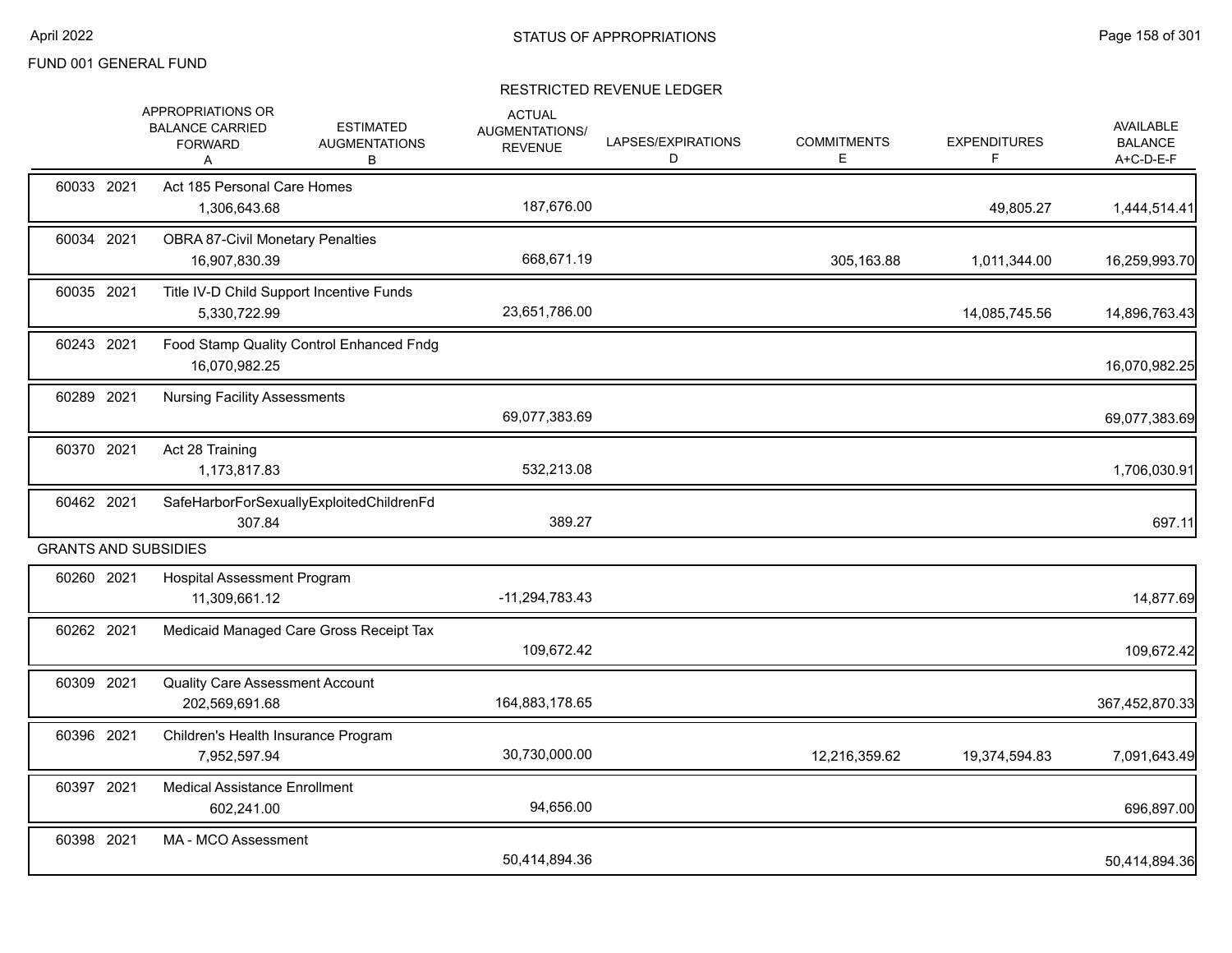FUND 001 GENERAL FUND

## RESTRICTED REVENUE LEDGER

| | | APPROPRIATIONS OR BALANCE CARRIED FORWARD A | ESTIMATED AUGMENTATIONS B | ACTUAL AUGMENTATIONS/ REVENUE | LAPSES/EXPIRATIONS D | COMMITMENTS E | EXPENDITURES F | AVAILABLE BALANCE A+C-D-E-F |
|---|---|---|---|---|---|---|---|---|
| 60033 | 2021 | Act 185 Personal Care Homes | | | | | | |
| | | 1,306,643.68 | | 187,676.00 | | | 49,805.27 | 1,444,514.41 |
| 60034 | 2021 | OBRA 87-Civil Monetary Penalties | | | | | | |
| | | 16,907,830.39 | | 668,671.19 | | 305,163.88 | 1,011,344.00 | 16,259,993.70 |
| 60035 | 2021 | Title IV-D Child Support Incentive Funds | | | | | | |
| | | 5,330,722.99 | | 23,651,786.00 | | | 14,085,745.56 | 14,896,763.43 |
| 60243 | 2021 | Food Stamp Quality Control Enhanced Fndg | | | | | | |
| | | 16,070,982.25 | | | | | | 16,070,982.25 |
| 60289 | 2021 | Nursing Facility Assessments | | | | | | |
| | | | | 69,077,383.69 | | | | 69,077,383.69 |
| 60370 | 2021 | Act 28 Training | | | | | | |
| | | 1,173,817.83 | | 532,213.08 | | | | 1,706,030.91 |
| 60462 | 2021 | SafeHarborForSexuallyExploitedChildrenFd | | | | | | |
| | | 307.84 | | 389.27 | | | | 697.11 |
| GRANTS AND SUBSIDIES | | | | | | | | |
| 60260 | 2021 | Hospital Assessment Program | | | | | | |
| | | 11,309,661.12 | | -11,294,783.43 | | | | 14,877.69 |
| 60262 | 2021 | Medicaid Managed Care Gross Receipt Tax | | | | | | |
| | | | | 109,672.42 | | | | 109,672.42 |
| 60309 | 2021 | Quality Care Assessment Account | | | | | | |
| | | 202,569,691.68 | | 164,883,178.65 | | | | 367,452,870.33 |
| 60396 | 2021 | Children's Health Insurance Program | | | | | | |
| | | 7,952,597.94 | | 30,730,000.00 | | 12,216,359.62 | 19,374,594.83 | 7,091,643.49 |
| 60397 | 2021 | Medical Assistance Enrollment | | | | | | |
| | | 602,241.00 | | 94,656.00 | | | | 696,897.00 |
| 60398 | 2021 | MA - MCO Assessment | | | | | | |
| | | | | 50,414,894.36 | | | | 50,414,894.36 |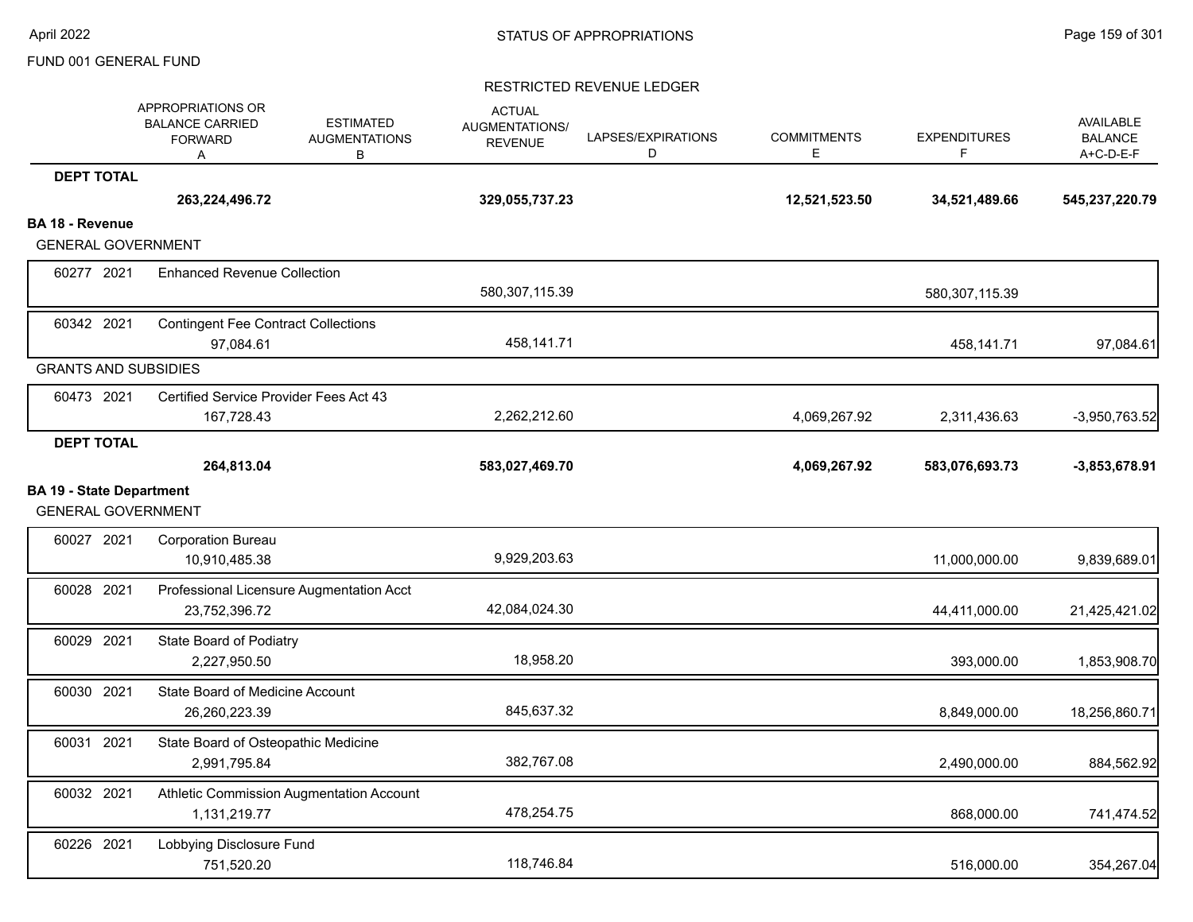FUND 001 GENERAL FUND

STATUS OF APPROPRIATIONS

RESTRICTED REVENUE LEDGER

| | | APPROPRIATIONS OR BALANCE CARRIED FORWARD A | ESTIMATED AUGMENTATIONS B | ACTUAL AUGMENTATIONS/ REVENUE | LAPSES/EXPIRATIONS D | COMMITMENTS E | EXPENDITURES F | AVAILABLE BALANCE A+C-D-E-F |
|---|---|---|---|---|---|---|---|---|
| **DEPT TOTAL** | | **263,224,496.72** | | **329,055,737.23** | | **12,521,523.50** | **34,521,489.66** | **545,237,220.79** |
| **BA 18 - Revenue** | | | | | | | | |
| GENERAL GOVERNMENT | | | | | | | | |
| 60277 2021 | Enhanced Revenue Collection | | | 580,307,115.39 | | | 580,307,115.39 | |
| 60342 2021 | Contingent Fee Contract Collections | 97,084.61 | | 458,141.71 | | | 458,141.71 | 97,084.61 |
| GRANTS AND SUBSIDIES | | | | | | | | |
| 60473 2021 | Certified Service Provider Fees Act 43 | 167,728.43 | | 2,262,212.60 | | 4,069,267.92 | 2,311,436.63 | -3,950,763.52 |
| **DEPT TOTAL** | | **264,813.04** | | **583,027,469.70** | | **4,069,267.92** | **583,076,693.73** | **-3,853,678.91** |
| **BA 19 - State Department** | | | | | | | | |
| GENERAL GOVERNMENT | | | | | | | | |
| 60027 2021 | Corporation Bureau | 10,910,485.38 | | 9,929,203.63 | | | 11,000,000.00 | 9,839,689.01 |
| 60028 2021 | Professional Licensure Augmentation Acct | 23,752,396.72 | | 42,084,024.30 | | | 44,411,000.00 | 21,425,421.02 |
| 60029 2021 | State Board of Podiatry | 2,227,950.50 | | 18,958.20 | | | 393,000.00 | 1,853,908.70 |
| 60030 2021 | State Board of Medicine Account | 26,260,223.39 | | 845,637.32 | | | 8,849,000.00 | 18,256,860.71 |
| 60031 2021 | State Board of Osteopathic Medicine | 2,991,795.84 | | 382,767.08 | | | 2,490,000.00 | 884,562.92 |
| 60032 2021 | Athletic Commission Augmentation Account | 1,131,219.77 | | 478,254.75 | | | 868,000.00 | 741,474.52 |
| 60226 2021 | Lobbying Disclosure Fund | 751,520.20 | | 118,746.84 | | | 516,000.00 | 354,267.04 |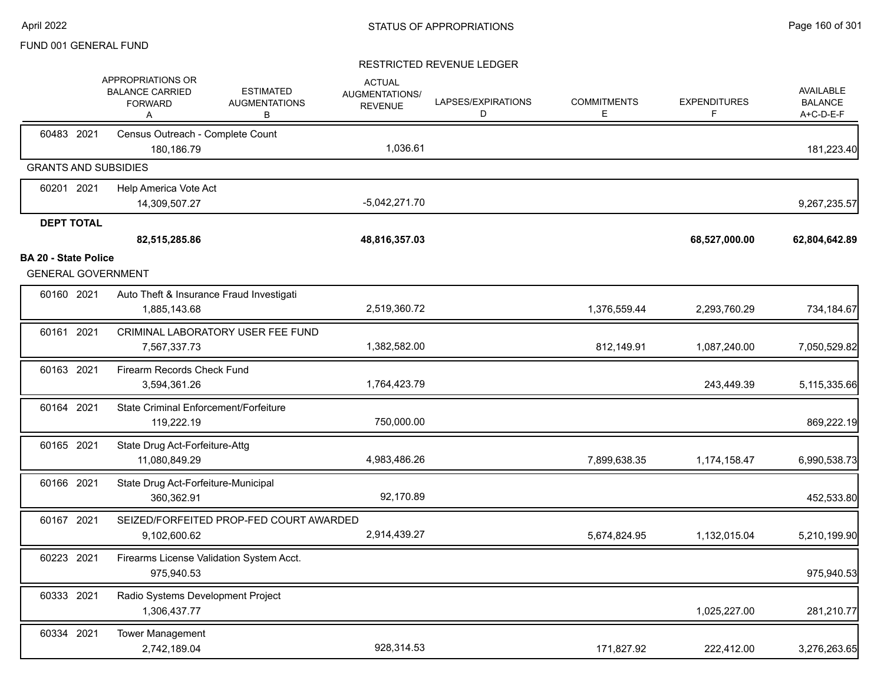FUND 001 GENERAL FUND

RESTRICTED REVENUE LEDGER

| | APPROPRIATIONS OR BALANCE CARRIED FORWARD A | ESTIMATED AUGMENTATIONS B | ACTUAL AUGMENTATIONS/ REVENUE C | LAPSES/EXPIRATIONS D | COMMITMENTS E | EXPENDITURES F | AVAILABLE BALANCE A+C-D-E-F |
|---|---|---|---|---|---|---|---|
| 60483 2021 Census Outreach - Complete Count | 180,186.79 | | 1,036.61 | | | | 181,223.40 |
| **GRANTS AND SUBSIDIES** | | | | | | | |
| 60201 2021 Help America Vote Act | 14,309,507.27 | | -5,042,271.70 | | | | 9,267,235.57 |
| **DEPT TOTAL** | **82,515,285.86** | | **48,816,357.03** | | | **68,527,000.00** | **62,804,642.89** |
| **BA 20 - State Police** | | | | | | | |
| GENERAL GOVERNMENT | | | | | | | |
| 60160 2021 Auto Theft & Insurance Fraud Investigati | 1,885,143.68 | | 2,519,360.72 | | 1,376,559.44 | 2,293,760.29 | 734,184.67 |
| 60161 2021 CRIMINAL LABORATORY USER FEE FUND | 7,567,337.73 | | 1,382,582.00 | | 812,149.91 | 1,087,240.00 | 7,050,529.82 |
| 60163 2021 Firearm Records Check Fund | 3,594,361.26 | | 1,764,423.79 | | | 243,449.39 | 5,115,335.66 |
| 60164 2021 State Criminal Enforcement/Forfeiture | 119,222.19 | | 750,000.00 | | | | 869,222.19 |
| 60165 2021 State Drug Act-Forfeiture-Attg | 11,080,849.29 | | 4,983,486.26 | | 7,899,638.35 | 1,174,158.47 | 6,990,538.73 |
| 60166 2021 State Drug Act-Forfeiture-Municipal | 360,362.91 | | 92,170.89 | | | | 452,533.80 |
| 60167 2021 SEIZED/FORFEITED PROP-FED COURT AWARDED | 9,102,600.62 | | 2,914,439.27 | | 5,674,824.95 | 1,132,015.04 | 5,210,199.90 |
| 60223 2021 Firearms License Validation System Acct. | 975,940.53 | | | | | | 975,940.53 |
| 60333 2021 Radio Systems Development Project | 1,306,437.77 | | | | | 1,025,227.00 | 281,210.77 |
| 60334 2021 Tower Management | 2,742,189.04 | | 928,314.53 | | 171,827.92 | 222,412.00 | 3,276,263.65 |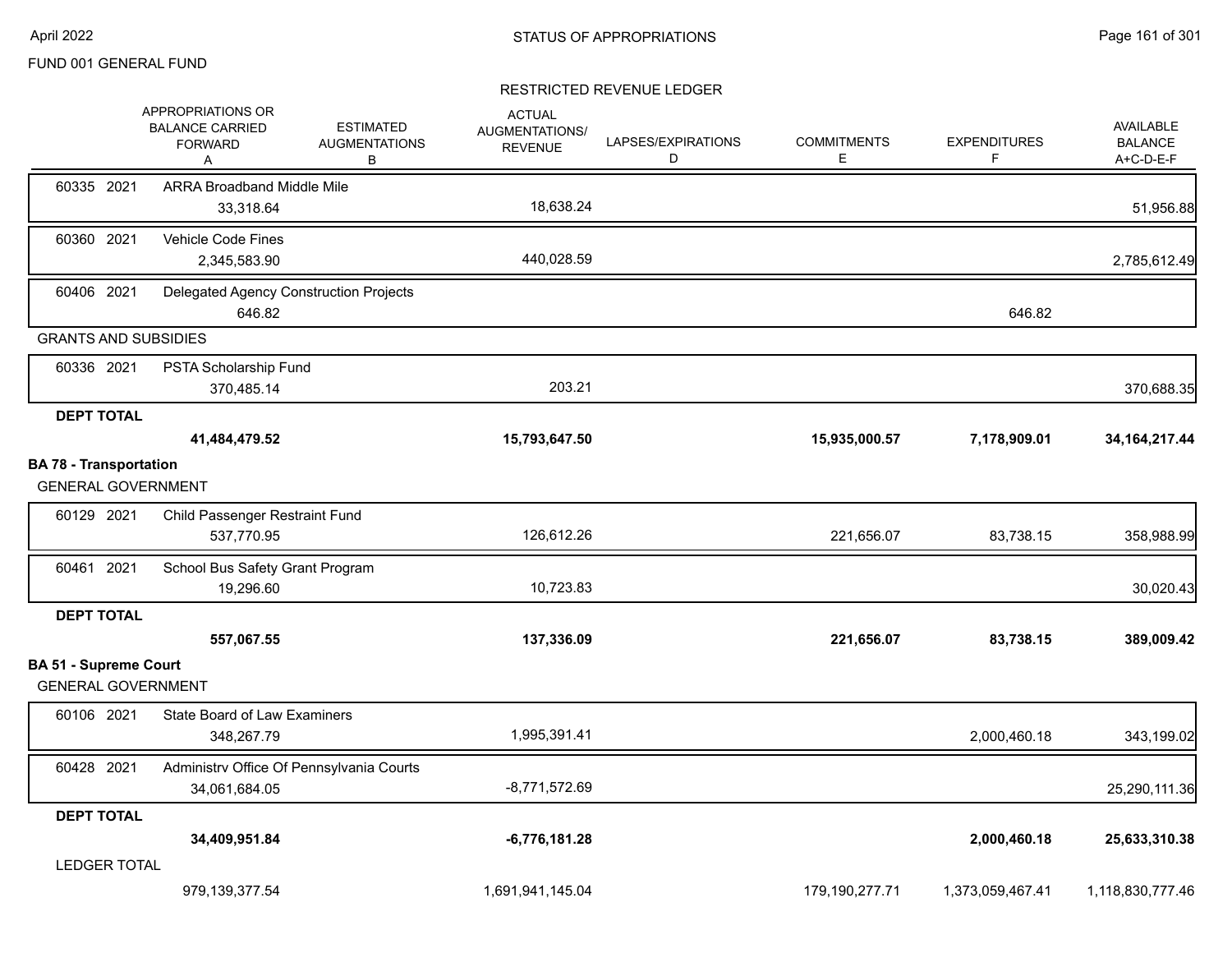FUND 001 GENERAL FUND

# STATUS OF APPROPRIATIONS

## RESTRICTED REVENUE LEDGER

| | APPROPRIATIONS OR BALANCE CARRIED FORWARD A | ESTIMATED AUGMENTATIONS B | ACTUAL AUGMENTATIONS/ REVENUE C | LAPSES/EXPIRATIONS D | COMMITMENTS E | EXPENDITURES F | AVAILABLE BALANCE A+C-D-E-F |
|---|---|---|---|---|---|---|---|
| 60335 2021 ARRA Broadband Middle Mile | 33,318.64 | | 18,638.24 | | | | 51,956.88 |
| 60360 2021 Vehicle Code Fines | 2,345,583.90 | | 440,028.59 | | | | 2,785,612.49 |
| 60406 2021 Delegated Agency Construction Projects | 646.82 | | | | | 646.82 | |
| **GRANTS AND SUBSIDIES** | | | | | | | |
| 60336 2021 PSTA Scholarship Fund | 370,485.14 | | 203.21 | | | | 370,688.35 |
| **DEPT TOTAL** | **41,484,479.52** | | **15,793,647.50** | | **15,935,000.57** | **7,178,909.01** | **34,164,217.44** |
| **BA 78 - Transportation** | | | | | | | |
| GENERAL GOVERNMENT | | | | | | | |
| 60129 2021 Child Passenger Restraint Fund | 537,770.95 | | 126,612.26 | | 221,656.07 | 83,738.15 | 358,988.99 |
| 60461 2021 School Bus Safety Grant Program | 19,296.60 | | 10,723.83 | | | | 30,020.43 |
| **DEPT TOTAL** | **557,067.55** | | **137,336.09** | | **221,656.07** | **83,738.15** | **389,009.42** |
| **BA 51 - Supreme Court** | | | | | | | |
| GENERAL GOVERNMENT | | | | | | | |
| 60106 2021 State Board of Law Examiners | 348,267.79 | | 1,995,391.41 | | | 2,000,460.18 | 343,199.02 |
| 60428 2021 Administrv Office Of Pennsylvania Courts | 34,061,684.05 | | -8,771,572.69 | | | | 25,290,111.36 |
| **DEPT TOTAL** | **34,409,951.84** | | **-6,776,181.28** | | | **2,000,460.18** | **25,633,310.38** |
| LEDGER TOTAL | 979,139,377.54 | | 1,691,941,145.04 | | 179,190,277.71 | 1,373,059,467.41 | 1,118,830,777.46 |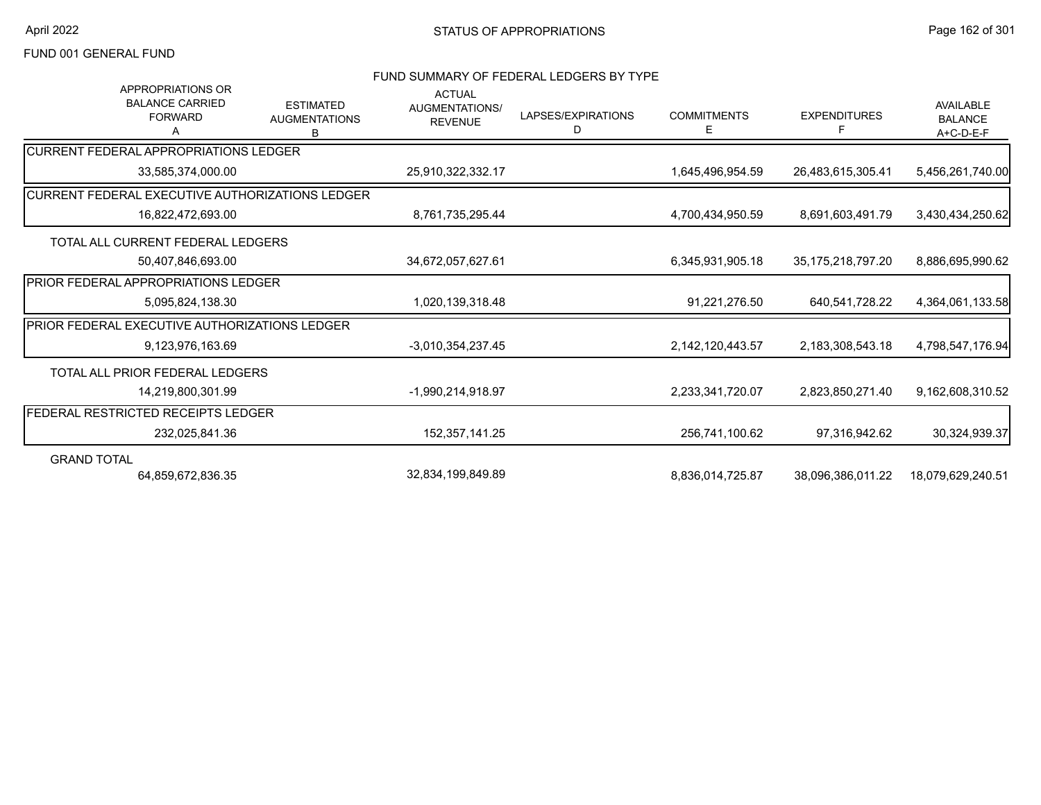FUND 001 GENERAL FUND

## STATUS OF APPROPRIATIONS

### FUND SUMMARY OF FEDERAL LEDGERS BY TYPE

| APPROPRIATIONS OR BALANCE CARRIED FORWARD A | ESTIMATED AUGMENTATIONS B | ACTUAL AUGMENTATIONS/ REVENUE | LAPSES/EXPIRATIONS D | COMMITMENTS E | EXPENDITURES F | AVAILABLE BALANCE A+C-D-E-F |
|---|---|---|---|---|---|---|
| **CURRENT FEDERAL APPROPRIATIONS LEDGER** | | | | | | |
| 33,585,374,000.00 | | 25,910,322,332.17 | | 1,645,496,954.59 | 26,483,615,305.41 | 5,456,261,740.00 |
| **CURRENT FEDERAL EXECUTIVE AUTHORIZATIONS LEDGER** | | | | | | |
| 16,822,472,693.00 | | 8,761,735,295.44 | | 4,700,434,950.59 | 8,691,603,491.79 | 3,430,434,250.62 |
| TOTAL ALL CURRENT FEDERAL LEDGERS | | | | | | |
| 50,407,846,693.00 | | 34,672,057,627.61 | | 6,345,931,905.18 | 35,175,218,797.20 | 8,886,695,990.62 |
| **PRIOR FEDERAL APPROPRIATIONS LEDGER** | | | | | | |
| 5,095,824,138.30 | | 1,020,139,318.48 | | 91,221,276.50 | 640,541,728.22 | 4,364,061,133.58 |
| **PRIOR FEDERAL EXECUTIVE AUTHORIZATIONS LEDGER** | | | | | | |
| 9,123,976,163.69 | | -3,010,354,237.45 | | 2,142,120,443.57 | 2,183,308,543.18 | 4,798,547,176.94 |
| TOTAL ALL PRIOR FEDERAL LEDGERS | | | | | | |
| 14,219,800,301.99 | | -1,990,214,918.97 | | 2,233,341,720.07 | 2,823,850,271.40 | 9,162,608,310.52 |
| **FEDERAL RESTRICTED RECEIPTS LEDGER** | | | | | | |
| 232,025,841.36 | | 152,357,141.25 | | 256,741,100.62 | 97,316,942.62 | 30,324,939.37 |
| GRAND TOTAL | | | | | | |
| 64,859,672,836.35 | | 32,834,199,849.89 | | 8,836,014,725.87 | 38,096,386,011.22 | 18,079,629,240.51 |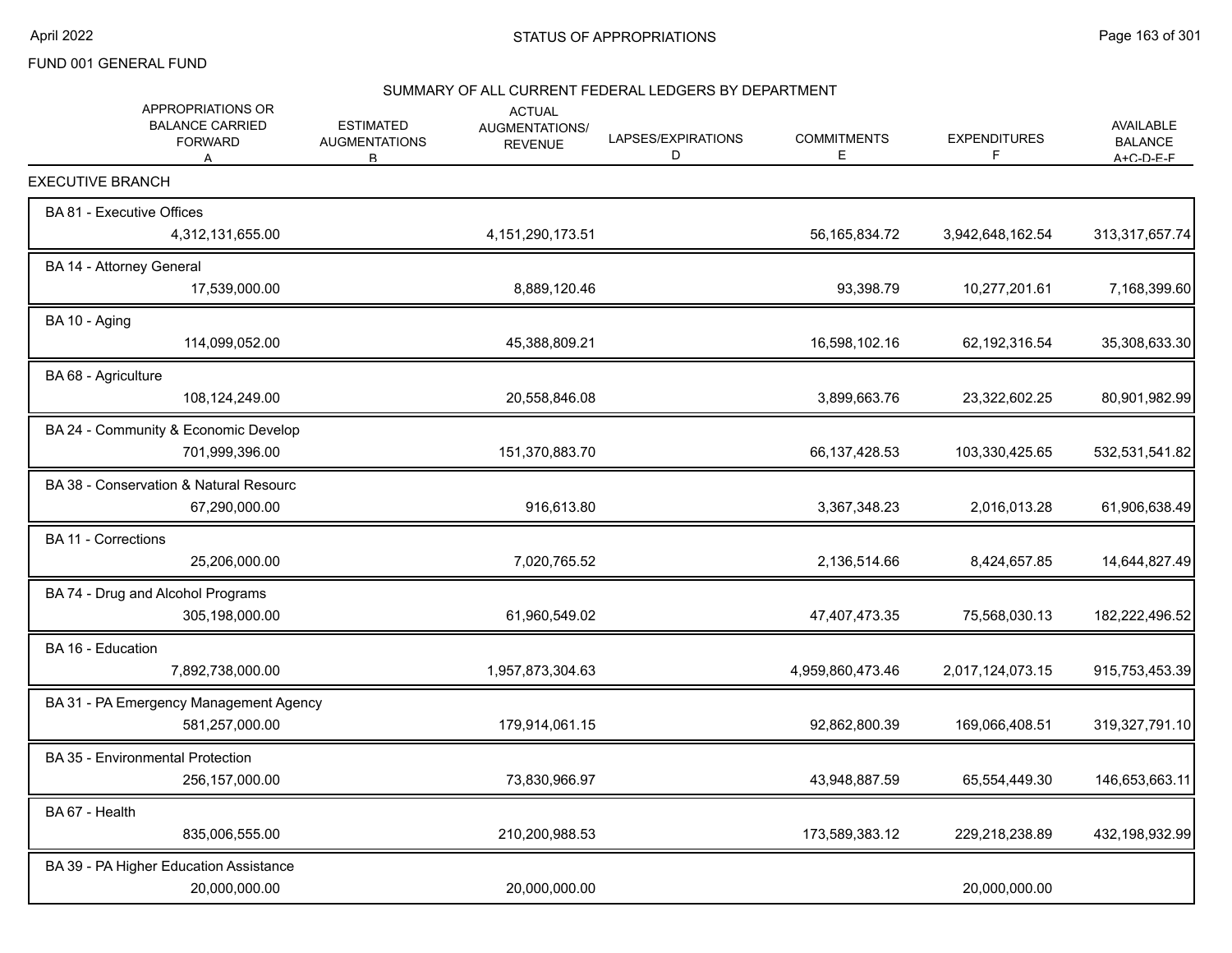FUND 001 GENERAL FUND

## SUMMARY OF ALL CURRENT FEDERAL LEDGERS BY DEPARTMENT

| | APPROPRIATIONS OR BALANCE CARRIED FORWARD A | ESTIMATED AUGMENTATIONS B | ACTUAL AUGMENTATIONS/ REVENUE | LAPSES/EXPIRATIONS D | COMMITMENTS E | EXPENDITURES F | AVAILABLE BALANCE A+C-D-E-F |
|---|---|---|---|---|---|---|---|
| **EXECUTIVE BRANCH** | | | | | | | |
| BA 81 - Executive Offices | 4,312,131,655.00 | | 4,151,290,173.51 | | 56,165,834.72 | 3,942,648,162.54 | 313,317,657.74 |
| BA 14 - Attorney General | 17,539,000.00 | | 8,889,120.46 | | 93,398.79 | 10,277,201.61 | 7,168,399.60 |
| BA 10 - Aging | 114,099,052.00 | | 45,388,809.21 | | 16,598,102.16 | 62,192,316.54 | 35,308,633.30 |
| BA 68 - Agriculture | 108,124,249.00 | | 20,558,846.08 | | 3,899,663.76 | 23,322,602.25 | 80,901,982.99 |
| BA 24 - Community & Economic Develop | 701,999,396.00 | | 151,370,883.70 | | 66,137,428.53 | 103,330,425.65 | 532,531,541.82 |
| BA 38 - Conservation & Natural Resourc | 67,290,000.00 | | 916,613.80 | | 3,367,348.23 | 2,016,013.28 | 61,906,638.49 |
| BA 11 - Corrections | 25,206,000.00 | | 7,020,765.52 | | 2,136,514.66 | 8,424,657.85 | 14,644,827.49 |
| BA 74 - Drug and Alcohol Programs | 305,198,000.00 | | 61,960,549.02 | | 47,407,473.35 | 75,568,030.13 | 182,222,496.52 |
| BA 16 - Education | 7,892,738,000.00 | | 1,957,873,304.63 | | 4,959,860,473.46 | 2,017,124,073.15 | 915,753,453.39 |
| BA 31 - PA Emergency Management Agency | 581,257,000.00 | | 179,914,061.15 | | 92,862,800.39 | 169,066,408.51 | 319,327,791.10 |
| BA 35 - Environmental Protection | 256,157,000.00 | | 73,830,966.97 | | 43,948,887.59 | 65,554,449.30 | 146,653,663.11 |
| BA 67 - Health | 835,006,555.00 | | 210,200,988.53 | | 173,589,383.12 | 229,218,238.89 | 432,198,932.99 |
| BA 39 - PA Higher Education Assistance | 20,000,000.00 | | 20,000,000.00 | | | 20,000,000.00 | |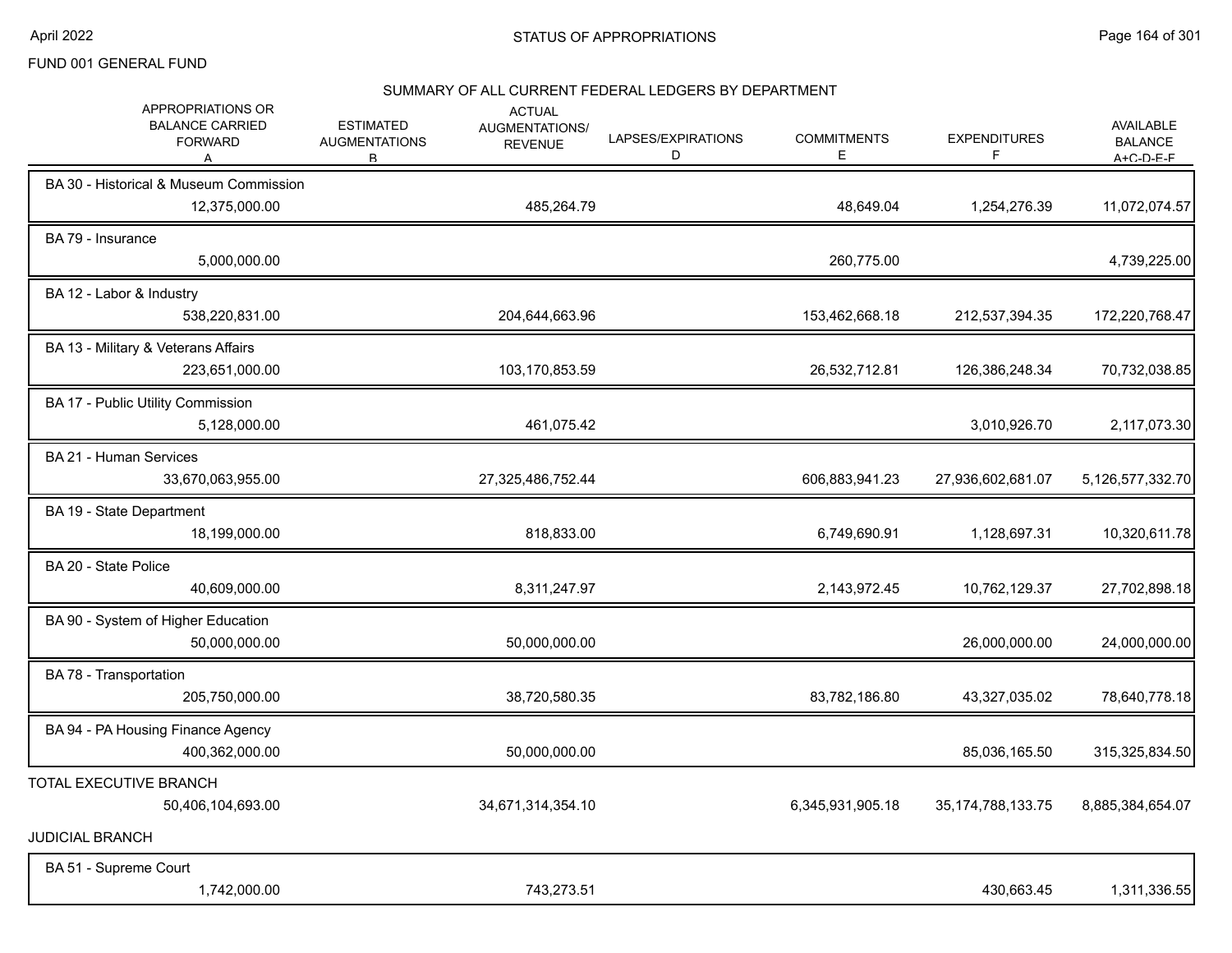FUND 001 GENERAL FUND

## SUMMARY OF ALL CURRENT FEDERAL LEDGERS BY DEPARTMENT

| APPROPRIATIONS OR BALANCE CARRIED FORWARD A | ESTIMATED AUGMENTATIONS B | ACTUAL AUGMENTATIONS/ REVENUE | LAPSES/EXPIRATIONS D | COMMITMENTS E | EXPENDITURES F | AVAILABLE BALANCE A+C-D-E-F |
|---|---|---|---|---|---|---|
| BA 30 - Historical & Museum Commission | | | | | | |
| 12,375,000.00 | | 485,264.79 | | 48,649.04 | 1,254,276.39 | 11,072,074.57 |
| BA 79 - Insurance | | | | | | |
| 5,000,000.00 | | | | 260,775.00 | | 4,739,225.00 |
| BA 12 - Labor & Industry | | | | | | |
| 538,220,831.00 | | 204,644,663.96 | | 153,462,668.18 | 212,537,394.35 | 172,220,768.47 |
| BA 13 - Military & Veterans Affairs | | | | | | |
| 223,651,000.00 | | 103,170,853.59 | | 26,532,712.81 | 126,386,248.34 | 70,732,038.85 |
| BA 17 - Public Utility Commission | | | | | | |
| 5,128,000.00 | | 461,075.42 | | | 3,010,926.70 | 2,117,073.30 |
| BA 21 - Human Services | | | | | | |
| 33,670,063,955.00 | | 27,325,486,752.44 | | 606,883,941.23 | 27,936,602,681.07 | 5,126,577,332.70 |
| BA 19 - State Department | | | | | | |
| 18,199,000.00 | | 818,833.00 | | 6,749,690.91 | 1,128,697.31 | 10,320,611.78 |
| BA 20 - State Police | | | | | | |
| 40,609,000.00 | | 8,311,247.97 | | 2,143,972.45 | 10,762,129.37 | 27,702,898.18 |
| BA 90 - System of Higher Education | | | | | | |
| 50,000,000.00 | | 50,000,000.00 | | | 26,000,000.00 | 24,000,000.00 |
| BA 78 - Transportation | | | | | | |
| 205,750,000.00 | | 38,720,580.35 | | 83,782,186.80 | 43,327,035.02 | 78,640,778.18 |
| BA 94 - PA Housing Finance Agency | | | | | | |
| 400,362,000.00 | | 50,000,000.00 | | | 85,036,165.50 | 315,325,834.50 |
| TOTAL EXECUTIVE BRANCH | | | | | | |
| 50,406,104,693.00 | | 34,671,314,354.10 | | 6,345,931,905.18 | 35,174,788,133.75 | 8,885,384,654.07 |
| JUDICIAL BRANCH | | | | | | |
| BA 51 - Supreme Court | | | | | | |
| 1,742,000.00 | | 743,273.51 | | | 430,663.45 | 1,311,336.55 |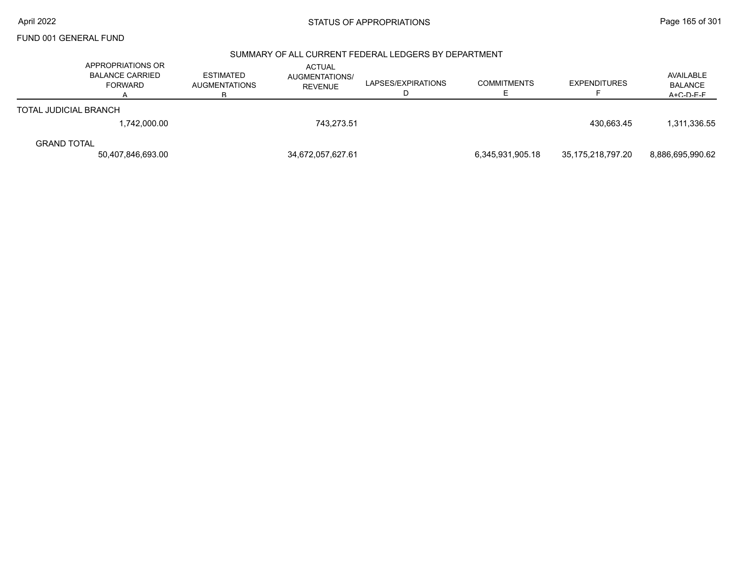FUND 001 GENERAL FUND

## SUMMARY OF ALL CURRENT FEDERAL LEDGERS BY DEPARTMENT

| | APPROPRIATIONS OR BALANCE CARRIED FORWARD A | ESTIMATED AUGMENTATIONS B | ACTUAL AUGMENTATIONS/ REVENUE C | LAPSES/EXPIRATIONS D | COMMITMENTS E | EXPENDITURES F | AVAILABLE BALANCE A+C-D-E-F |
|---|---|---|---|---|---|---|---|
| TOTAL JUDICIAL BRANCH | 1,742,000.00 | | 743,273.51 | | | 430,663.45 | 1,311,336.55 |
| GRAND TOTAL | 50,407,846,693.00 | | 34,672,057,627.61 | | 6,345,931,905.18 | 35,175,218,797.20 | 8,886,695,990.62 |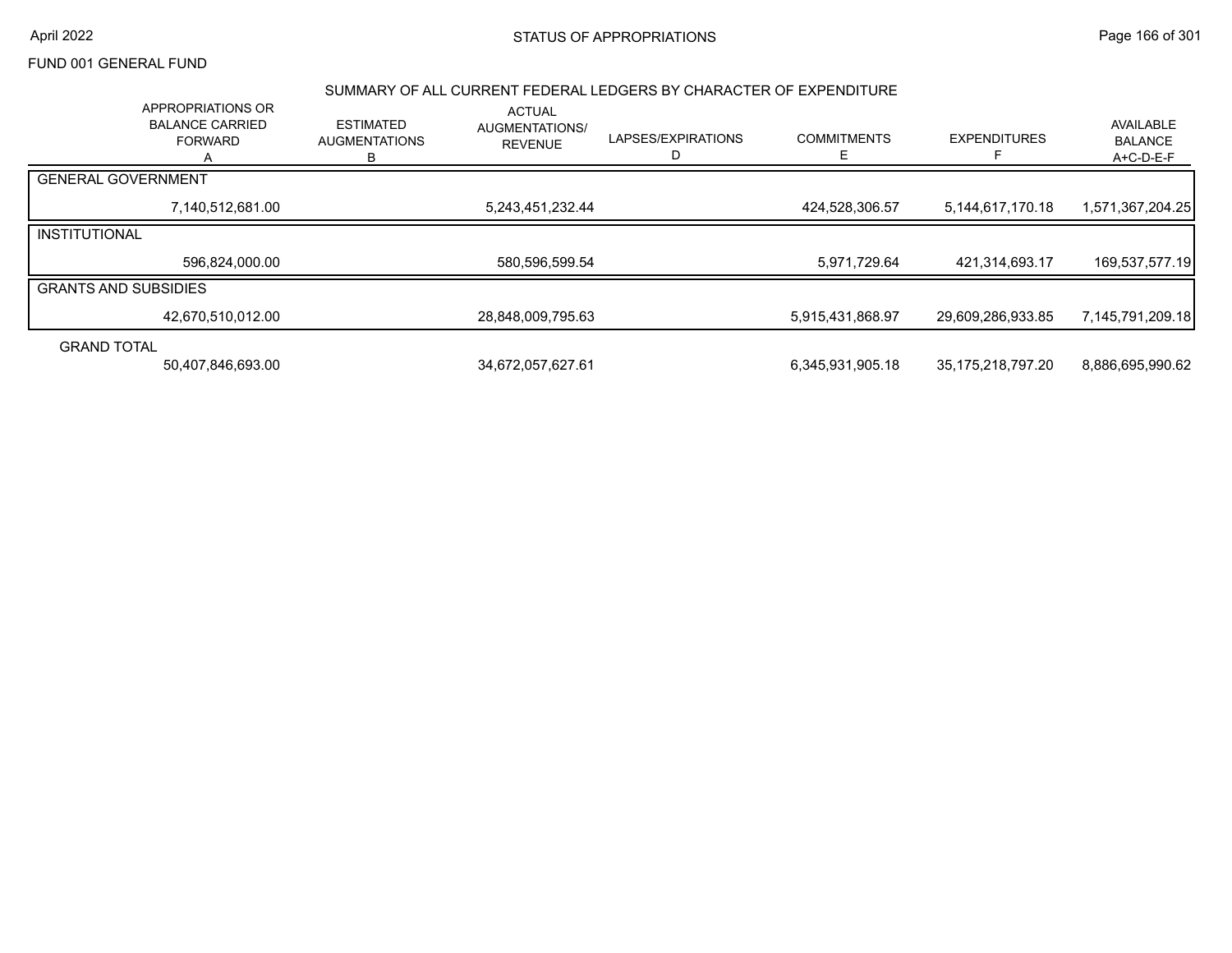FUND 001 GENERAL FUND

## SUMMARY OF ALL CURRENT FEDERAL LEDGERS BY CHARACTER OF EXPENDITURE

| | APPROPRIATIONS OR BALANCE CARRIED FORWARD A | ESTIMATED AUGMENTATIONS B | ACTUAL AUGMENTATIONS/ REVENUE | LAPSES/EXPIRATIONS D | COMMITMENTS E | EXPENDITURES F | AVAILABLE BALANCE A+C-D-E-F |
|---|---|---|---|---|---|---|---|
| GENERAL GOVERNMENT | 7,140,512,681.00 | | 5,243,451,232.44 | | 424,528,306.57 | 5,144,617,170.18 | 1,571,367,204.25 |
| INSTITUTIONAL | 596,824,000.00 | | 580,596,599.54 | | 5,971,729.64 | 421,314,693.17 | 169,537,577.19 |
| GRANTS AND SUBSIDIES | 42,670,510,012.00 | | 28,848,009,795.63 | | 5,915,431,868.97 | 29,609,286,933.85 | 7,145,791,209.18 |
| GRAND TOTAL | 50,407,846,693.00 | | 34,672,057,627.61 | | 6,345,931,905.18 | 35,175,218,797.20 | 8,886,695,990.62 |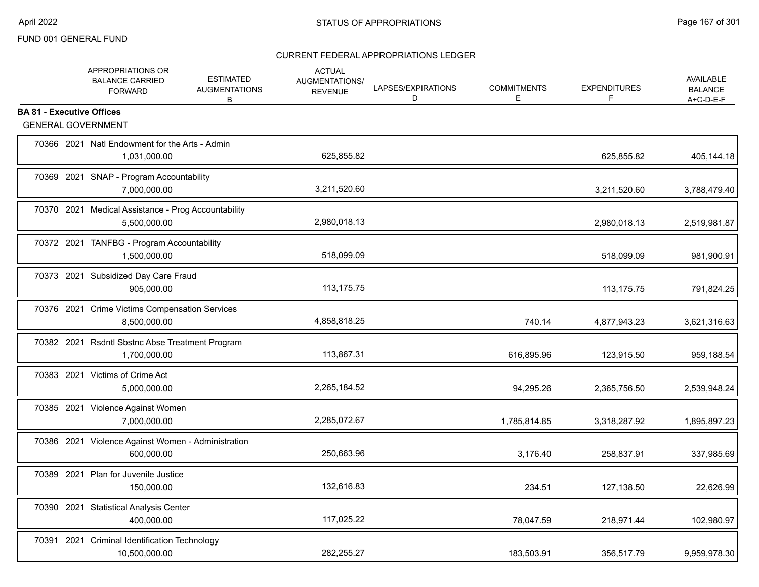FUND 001 GENERAL FUND

STATUS OF APPROPRIATIONS

CURRENT FEDERAL APPROPRIATIONS LEDGER

| | APPROPRIATIONS OR BALANCE CARRIED FORWARD | ESTIMATED AUGMENTATIONS B | ACTUAL AUGMENTATIONS/ REVENUE | LAPSES/EXPIRATIONS D | COMMITMENTS E | EXPENDITURES F | AVAILABLE BALANCE A+C-D-E-F |
|---|---|---|---|---|---|---|---|
| **BA 81 - Executive Offices** | | | | | | | |
| GENERAL GOVERNMENT | | | | | | | |
| 70366 2021 Natl Endowment for the Arts - Admin | 1,031,000.00 | | 625,855.82 | | | 625,855.82 | 405,144.18 |
| 70369 2021 SNAP - Program Accountability | 7,000,000.00 | | 3,211,520.60 | | | 3,211,520.60 | 3,788,479.40 |
| 70370 2021 Medical Assistance - Prog Accountability | 5,500,000.00 | | 2,980,018.13 | | | 2,980,018.13 | 2,519,981.87 |
| 70372 2021 TANFBG - Program Accountability | 1,500,000.00 | | 518,099.09 | | | 518,099.09 | 981,900.91 |
| 70373 2021 Subsidized Day Care Fraud | 905,000.00 | | 113,175.75 | | | 113,175.75 | 791,824.25 |
| 70376 2021 Crime Victims Compensation Services | 8,500,000.00 | | 4,858,818.25 | | 740.14 | 4,877,943.23 | 3,621,316.63 |
| 70382 2021 Rsdntl Sbstnc Abse Treatment Program | 1,700,000.00 | | 113,867.31 | | 616,895.96 | 123,915.50 | 959,188.54 |
| 70383 2021 Victims of Crime Act | 5,000,000.00 | | 2,265,184.52 | | 94,295.26 | 2,365,756.50 | 2,539,948.24 |
| 70385 2021 Violence Against Women | 7,000,000.00 | | 2,285,072.67 | | 1,785,814.85 | 3,318,287.92 | 1,895,897.23 |
| 70386 2021 Violence Against Women - Administration | 600,000.00 | | 250,663.96 | | 3,176.40 | 258,837.91 | 337,985.69 |
| 70389 2021 Plan for Juvenile Justice | 150,000.00 | | 132,616.83 | | 234.51 | 127,138.50 | 22,626.99 |
| 70390 2021 Statistical Analysis Center | 400,000.00 | | 117,025.22 | | 78,047.59 | 218,971.44 | 102,980.97 |
| 70391 2021 Criminal Identification Technology | 10,500,000.00 | | 282,255.27 | | 183,503.91 | 356,517.79 | 9,959,978.30 |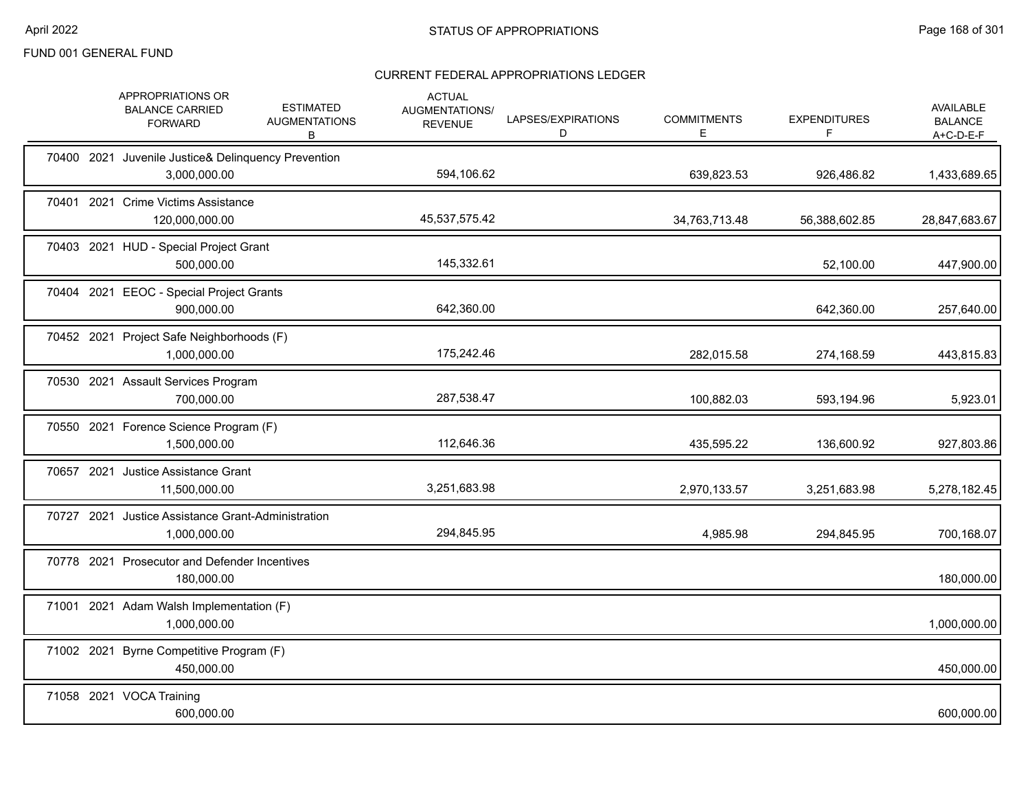FUND 001 GENERAL FUND

## CURRENT FEDERAL APPROPRIATIONS LEDGER

| | APPROPRIATIONS OR BALANCE CARRIED FORWARD | ESTIMATED AUGMENTATIONS B | ACTUAL AUGMENTATIONS/ REVENUE | LAPSES/EXPIRATIONS D | COMMITMENTS E | EXPENDITURES F | AVAILABLE BALANCE A+C-D-E-F |
|---|---|---|---|---|---|---|---|
| 70400 2021 Juvenile Justice& Delinquency Prevention | 3,000,000.00 | | 594,106.62 | | 639,823.53 | 926,486.82 | 1,433,689.65 |
| 70401 2021 Crime Victims Assistance | 120,000,000.00 | | 45,537,575.42 | | 34,763,713.48 | 56,388,602.85 | 28,847,683.67 |
| 70403 2021 HUD - Special Project Grant | 500,000.00 | | 145,332.61 | | | 52,100.00 | 447,900.00 |
| 70404 2021 EEOC - Special Project Grants | 900,000.00 | | 642,360.00 | | | 642,360.00 | 257,640.00 |
| 70452 2021 Project Safe Neighborhoods (F) | 1,000,000.00 | | 175,242.46 | | 282,015.58 | 274,168.59 | 443,815.83 |
| 70530 2021 Assault Services Program | 700,000.00 | | 287,538.47 | | 100,882.03 | 593,194.96 | 5,923.01 |
| 70550 2021 Forence Science Program (F) | 1,500,000.00 | | 112,646.36 | | 435,595.22 | 136,600.92 | 927,803.86 |
| 70657 2021 Justice Assistance Grant | 11,500,000.00 | | 3,251,683.98 | | 2,970,133.57 | 3,251,683.98 | 5,278,182.45 |
| 70727 2021 Justice Assistance Grant-Administration | 1,000,000.00 | | 294,845.95 | | 4,985.98 | 294,845.95 | 700,168.07 |
| 70778 2021 Prosecutor and Defender Incentives | 180,000.00 | | | | | | 180,000.00 |
| 71001 2021 Adam Walsh Implementation (F) | 1,000,000.00 | | | | | | 1,000,000.00 |
| 71002 2021 Byrne Competitive Program (F) | 450,000.00 | | | | | | 450,000.00 |
| 71058 2021 VOCA Training | 600,000.00 | | | | | | 600,000.00 |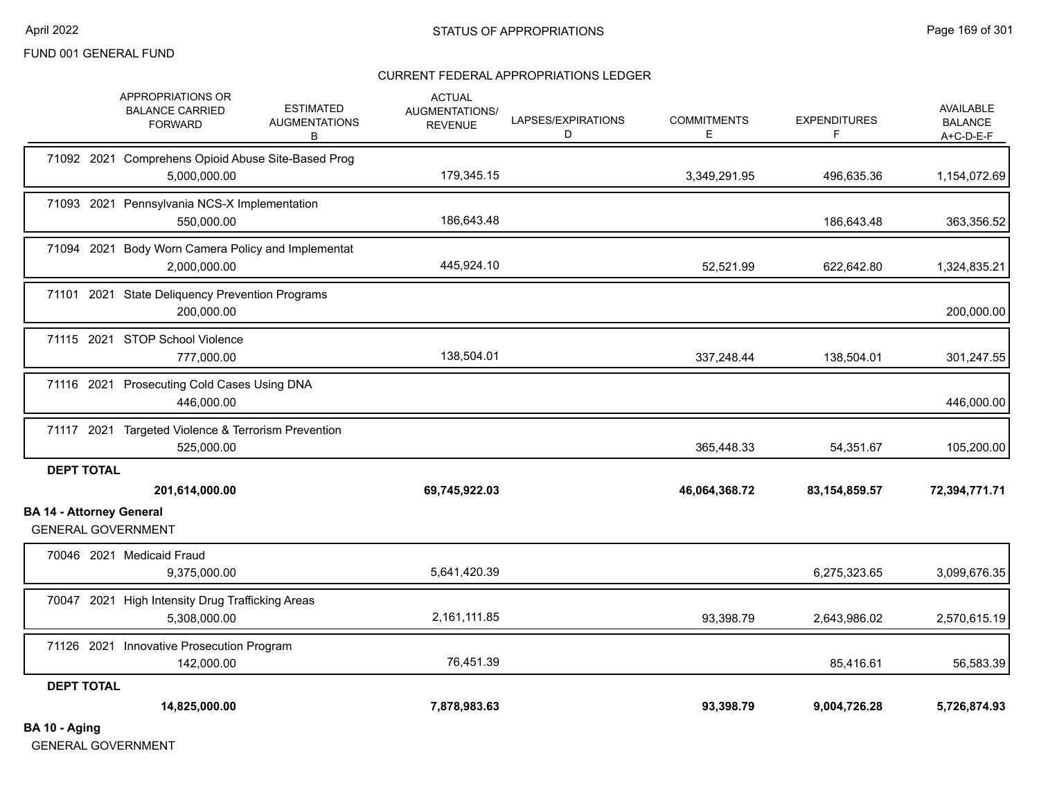FUND 001 GENERAL FUND

CURRENT FEDERAL APPROPRIATIONS LEDGER

| | APPROPRIATIONS OR BALANCE CARRIED FORWARD | ESTIMATED AUGMENTATIONS B | ACTUAL AUGMENTATIONS/ REVENUE | LAPSES/EXPIRATIONS D | COMMITMENTS E | EXPENDITURES F | AVAILABLE BALANCE A+C-D-E-F |
|---|---|---|---|---|---|---|---|
| 71092 2021 Comprehens Opioid Abuse Site-Based Prog | 5,000,000.00 | | 179,345.15 | | 3,349,291.95 | 496,635.36 | 1,154,072.69 |
| 71093 2021 Pennsylvania NCS-X Implementation | 550,000.00 | | 186,643.48 | | | 186,643.48 | 363,356.52 |
| 71094 2021 Body Worn Camera Policy and Implementat | 2,000,000.00 | | 445,924.10 | | 52,521.99 | 622,642.80 | 1,324,835.21 |
| 71101 2021 State Deliquency Prevention Programs | 200,000.00 | | | | | | 200,000.00 |
| 71115 2021 STOP School Violence | 777,000.00 | | 138,504.01 | | 337,248.44 | 138,504.01 | 301,247.55 |
| 71116 2021 Prosecuting Cold Cases Using DNA | 446,000.00 | | | | | | 446,000.00 |
| 71117 2021 Targeted Violence & Terrorism Prevention | 525,000.00 | | | | 365,448.33 | 54,351.67 | 105,200.00 |
| **DEPT TOTAL** | **201,614,000.00** | | **69,745,922.03** | | **46,064,368.72** | **83,154,859.57** | **72,394,771.71** |

**BA 14 - Attorney General**

GENERAL GOVERNMENT

| | APPROPRIATIONS OR BALANCE CARRIED FORWARD | ESTIMATED AUGMENTATIONS B | ACTUAL AUGMENTATIONS/ REVENUE | LAPSES/EXPIRATIONS D | COMMITMENTS E | EXPENDITURES F | AVAILABLE BALANCE A+C-D-E-F |
|---|---|---|---|---|---|---|---|
| 70046 2021 Medicaid Fraud | 9,375,000.00 | | 5,641,420.39 | | | 6,275,323.65 | 3,099,676.35 |
| 70047 2021 High Intensity Drug Trafficking Areas | 5,308,000.00 | | 2,161,111.85 | | 93,398.79 | 2,643,986.02 | 2,570,615.19 |
| 71126 2021 Innovative Prosecution Program | 142,000.00 | | 76,451.39 | | | 85,416.61 | 56,583.39 |
| **DEPT TOTAL** | **14,825,000.00** | | **7,878,983.63** | | **93,398.79** | **9,004,726.28** | **5,726,874.93** |

**BA 10 - Aging**

GENERAL GOVERNMENT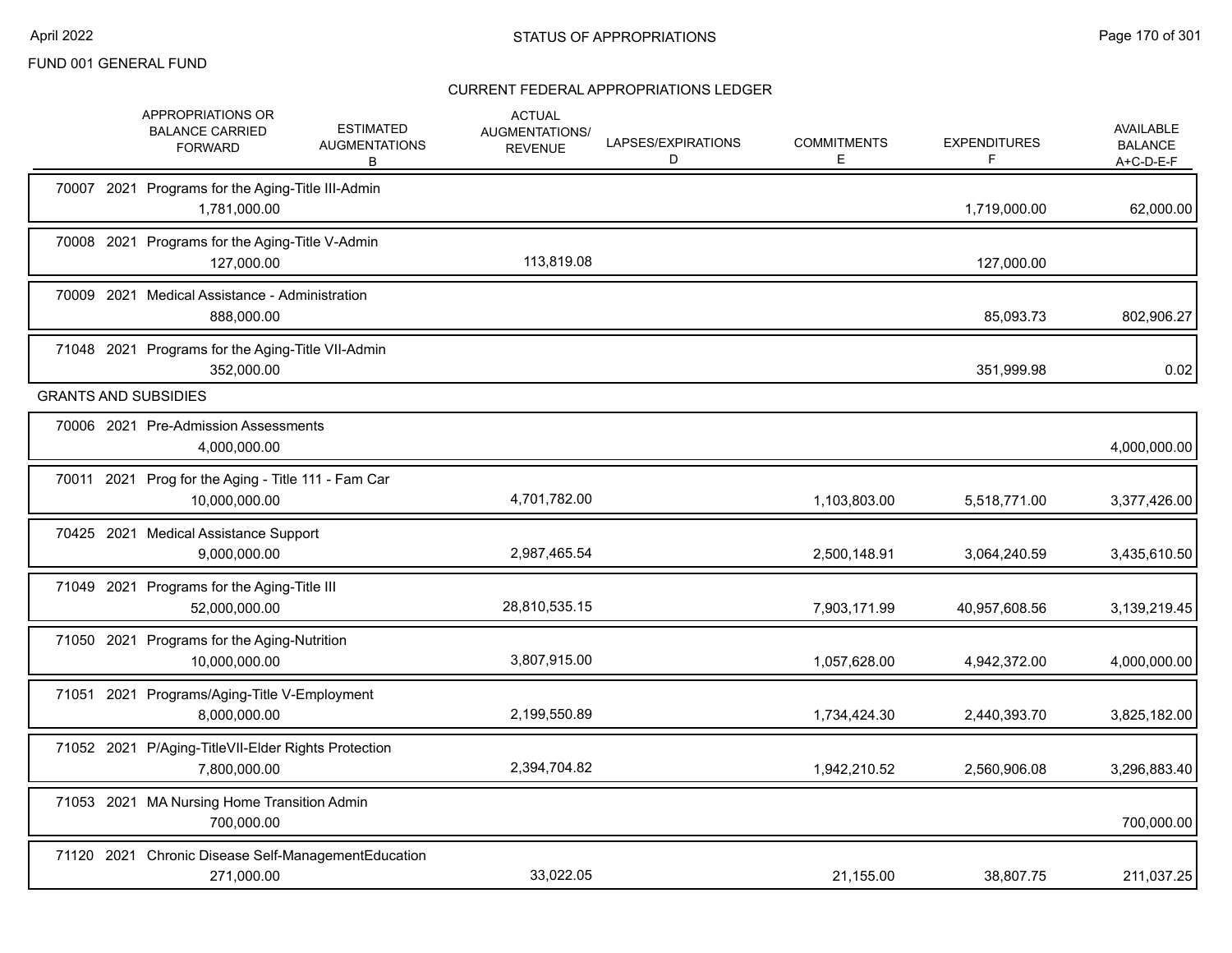FUND 001 GENERAL FUND

## CURRENT FEDERAL APPROPRIATIONS LEDGER

| | APPROPRIATIONS OR BALANCE CARRIED FORWARD | ESTIMATED AUGMENTATIONS B | ACTUAL AUGMENTATIONS/ REVENUE | LAPSES/EXPIRATIONS D | COMMITMENTS E | EXPENDITURES F | AVAILABLE BALANCE A+C-D-E-F |
|---|---|---|---|---|---|---|---|
| 70007 2021 Programs for the Aging-Title III-Admin | 1,781,000.00 | | | | | 1,719,000.00 | 62,000.00 |
| 70008 2021 Programs for the Aging-Title V-Admin | 127,000.00 | | 113,819.08 | | | 127,000.00 | |
| 70009 2021 Medical Assistance - Administration | 888,000.00 | | | | | 85,093.73 | 802,906.27 |
| 71048 2021 Programs for the Aging-Title VII-Admin | 352,000.00 | | | | | 351,999.98 | 0.02 |
| **GRANTS AND SUBSIDIES** | | | | | | | |
| 70006 2021 Pre-Admission Assessments | 4,000,000.00 | | | | | | 4,000,000.00 |
| 70011 2021 Prog for the Aging - Title 111 - Fam Car | 10,000,000.00 | | 4,701,782.00 | | 1,103,803.00 | 5,518,771.00 | 3,377,426.00 |
| 70425 2021 Medical Assistance Support | 9,000,000.00 | | 2,987,465.54 | | 2,500,148.91 | 3,064,240.59 | 3,435,610.50 |
| 71049 2021 Programs for the Aging-Title III | 52,000,000.00 | | 28,810,535.15 | | 7,903,171.99 | 40,957,608.56 | 3,139,219.45 |
| 71050 2021 Programs for the Aging-Nutrition | 10,000,000.00 | | 3,807,915.00 | | 1,057,628.00 | 4,942,372.00 | 4,000,000.00 |
| 71051 2021 Programs/Aging-Title V-Employment | 8,000,000.00 | | 2,199,550.89 | | 1,734,424.30 | 2,440,393.70 | 3,825,182.00 |
| 71052 2021 P/Aging-TitleVII-Elder Rights Protection | 7,800,000.00 | | 2,394,704.82 | | 1,942,210.52 | 2,560,906.08 | 3,296,883.40 |
| 71053 2021 MA Nursing Home Transition Admin | 700,000.00 | | | | | | 700,000.00 |
| 71120 2021 Chronic Disease Self-ManagementEducation | 271,000.00 | | 33,022.05 | | 21,155.00 | 38,807.75 | 211,037.25 |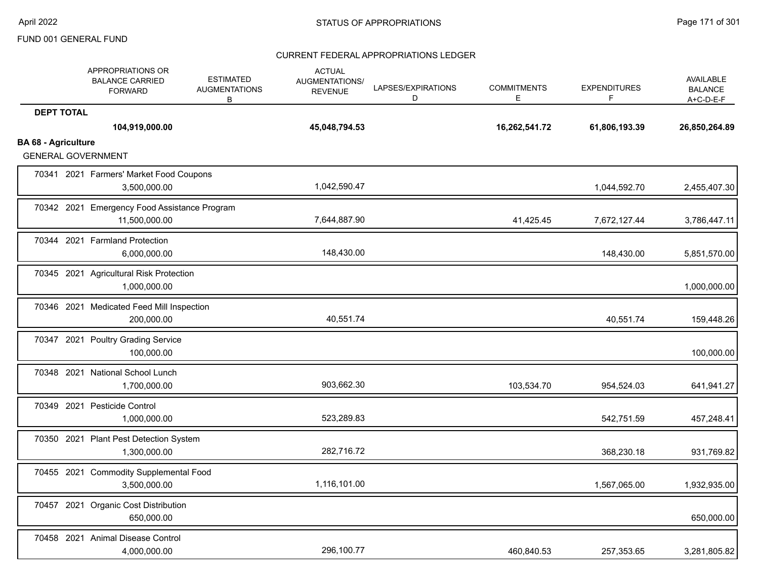FUND 001 GENERAL FUND

## STATUS OF APPROPRIATIONS

### CURRENT FEDERAL APPROPRIATIONS LEDGER

| | APPROPRIATIONS OR BALANCE CARRIED FORWARD | ESTIMATED AUGMENTATIONS B | ACTUAL AUGMENTATIONS/ REVENUE | LAPSES/EXPIRATIONS D | COMMITMENTS E | EXPENDITURES F | AVAILABLE BALANCE A+C-D-E-F |
|---|---|---|---|---|---|---|---|
| **DEPT TOTAL** | **104,919,000.00** | | **45,048,794.53** | | **16,262,541.72** | **61,806,193.39** | **26,850,264.89** |
| **BA 68 - Agriculture** | | | | | | | |
| GENERAL GOVERNMENT | | | | | | | |
| 70341 2021 Farmers' Market Food Coupons | 3,500,000.00 | | 1,042,590.47 | | | 1,044,592.70 | 2,455,407.30 |
| 70342 2021 Emergency Food Assistance Program | 11,500,000.00 | | 7,644,887.90 | | 41,425.45 | 7,672,127.44 | 3,786,447.11 |
| 70344 2021 Farmland Protection | 6,000,000.00 | | 148,430.00 | | | 148,430.00 | 5,851,570.00 |
| 70345 2021 Agricultural Risk Protection | 1,000,000.00 | | | | | | 1,000,000.00 |
| 70346 2021 Medicated Feed Mill Inspection | 200,000.00 | | 40,551.74 | | | 40,551.74 | 159,448.26 |
| 70347 2021 Poultry Grading Service | 100,000.00 | | | | | | 100,000.00 |
| 70348 2021 National School Lunch | 1,700,000.00 | | 903,662.30 | | 103,534.70 | 954,524.03 | 641,941.27 |
| 70349 2021 Pesticide Control | 1,000,000.00 | | 523,289.83 | | | 542,751.59 | 457,248.41 |
| 70350 2021 Plant Pest Detection System | 1,300,000.00 | | 282,716.72 | | | 368,230.18 | 931,769.82 |
| 70455 2021 Commodity Supplemental Food | 3,500,000.00 | | 1,116,101.00 | | | 1,567,065.00 | 1,932,935.00 |
| 70457 2021 Organic Cost Distribution | 650,000.00 | | | | | | 650,000.00 |
| 70458 2021 Animal Disease Control | 4,000,000.00 | | 296,100.77 | | 460,840.53 | 257,353.65 | 3,281,805.82 |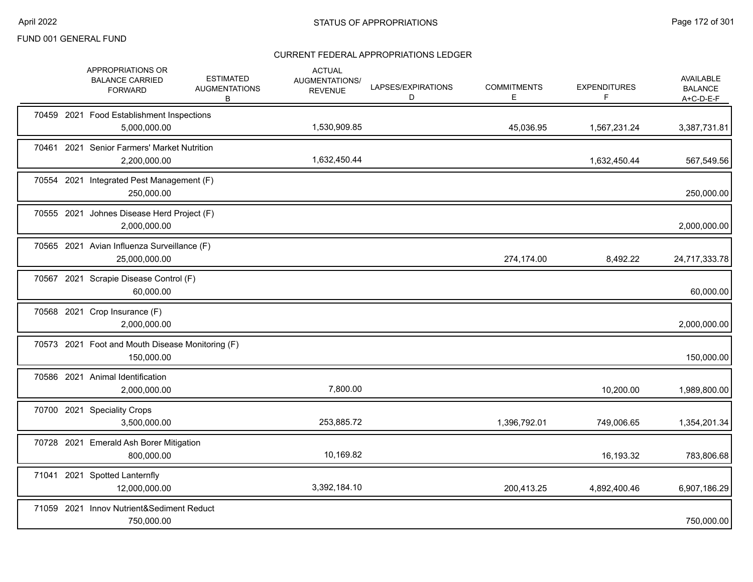FUND 001 GENERAL FUND

## CURRENT FEDERAL APPROPRIATIONS LEDGER

| | | | APPROPRIATIONS OR BALANCE CARRIED FORWARD | ESTIMATED AUGMENTATIONS B | ACTUAL AUGMENTATIONS/ REVENUE | LAPSES/EXPIRATIONS D | COMMITMENTS E | EXPENDITURES F | AVAILABLE BALANCE A+C-D-E-F |
|---|---|---|---|---|---|---|---|---|---|
| 70459 | 2021 | Food Establishment Inspections | 5,000,000.00 | | 1,530,909.85 | | 45,036.95 | 1,567,231.24 | 3,387,731.81 |
| 70461 | 2021 | Senior Farmers' Market Nutrition | 2,200,000.00 | | 1,632,450.44 | | | 1,632,450.44 | 567,549.56 |
| 70554 | 2021 | Integrated Pest Management (F) | 250,000.00 | | | | | | 250,000.00 |
| 70555 | 2021 | Johnes Disease Herd Project (F) | 2,000,000.00 | | | | | | 2,000,000.00 |
| 70565 | 2021 | Avian Influenza Surveillance (F) | 25,000,000.00 | | | | 274,174.00 | 8,492.22 | 24,717,333.78 |
| 70567 | 2021 | Scrapie Disease Control (F) | 60,000.00 | | | | | | 60,000.00 |
| 70568 | 2021 | Crop Insurance (F) | 2,000,000.00 | | | | | | 2,000,000.00 |
| 70573 | 2021 | Foot and Mouth Disease Monitoring (F) | 150,000.00 | | | | | | 150,000.00 |
| 70586 | 2021 | Animal Identification | 2,000,000.00 | | 7,800.00 | | | 10,200.00 | 1,989,800.00 |
| 70700 | 2021 | Speciality Crops | 3,500,000.00 | | 253,885.72 | | 1,396,792.01 | 749,006.65 | 1,354,201.34 |
| 70728 | 2021 | Emerald Ash Borer Mitigation | 800,000.00 | | 10,169.82 | | | 16,193.32 | 783,806.68 |
| 71041 | 2021 | Spotted Lanternfly | 12,000,000.00 | | 3,392,184.10 | | 200,413.25 | 4,892,400.46 | 6,907,186.29 |
| 71059 | 2021 | Innov Nutrient&Sediment Reduct | 750,000.00 | | | | | | 750,000.00 |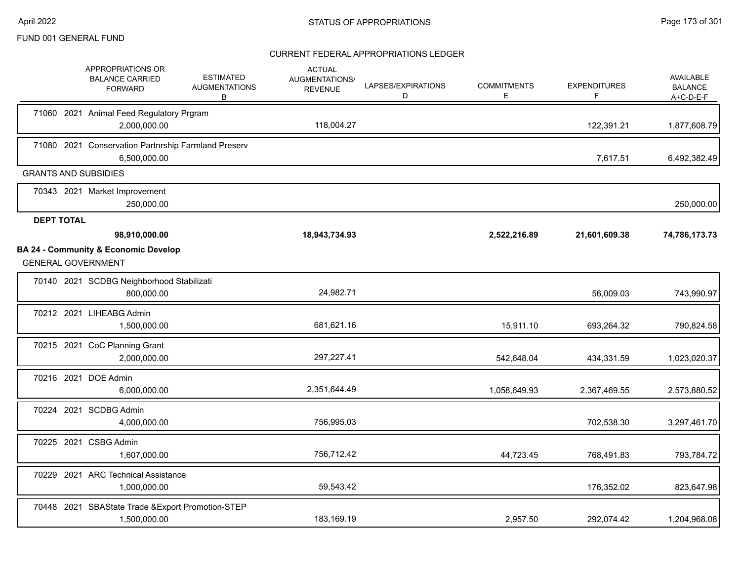FUND 001 GENERAL FUND

## CURRENT FEDERAL APPROPRIATIONS LEDGER

| | APPROPRIATIONS OR BALANCE CARRIED FORWARD | ESTIMATED AUGMENTATIONS B | ACTUAL AUGMENTATIONS/ REVENUE | LAPSES/EXPIRATIONS D | COMMITMENTS E | EXPENDITURES F | AVAILABLE BALANCE A+C-D-E-F |
|---|---|---|---|---|---|---|---|
| 71060 2021 Animal Feed Regulatory Prgram | 2,000,000.00 | | 118,004.27 | | | 122,391.21 | 1,877,608.79 |
| 71080 2021 Conservation Partnrship Farmland Preserv | 6,500,000.00 | | | | | 7,617.51 | 6,492,382.49 |
| **GRANTS AND SUBSIDIES** | | | | | | | |
| 70343 2021 Market Improvement | 250,000.00 | | | | | | 250,000.00 |
| **DEPT TOTAL** | **98,910,000.00** | | **18,943,734.93** | | **2,522,216.89** | **21,601,609.38** | **74,786,173.73** |
| **BA 24 - Community & Economic Develop** | | | | | | | |
| GENERAL GOVERNMENT | | | | | | | |
| 70140 2021 SCDBG Neighborhood Stabilizati | 800,000.00 | | 24,982.71 | | | 56,009.03 | 743,990.97 |
| 70212 2021 LIHEABG Admin | 1,500,000.00 | | 681,621.16 | | 15,911.10 | 693,264.32 | 790,824.58 |
| 70215 2021 CoC Planning Grant | 2,000,000.00 | | 297,227.41 | | 542,648.04 | 434,331.59 | 1,023,020.37 |
| 70216 2021 DOE Admin | 6,000,000.00 | | 2,351,644.49 | | 1,058,649.93 | 2,367,469.55 | 2,573,880.52 |
| 70224 2021 SCDBG Admin | 4,000,000.00 | | 756,995.03 | | | 702,538.30 | 3,297,461.70 |
| 70225 2021 CSBG Admin | 1,607,000.00 | | 756,712.42 | | 44,723.45 | 768,491.83 | 793,784.72 |
| 70229 2021 ARC Technical Assistance | 1,000,000.00 | | 59,543.42 | | | 176,352.02 | 823,647.98 |
| 70448 2021 SBAState Trade &Export Promotion-STEP | 1,500,000.00 | | 183,169.19 | | 2,957.50 | 292,074.42 | 1,204,968.08 |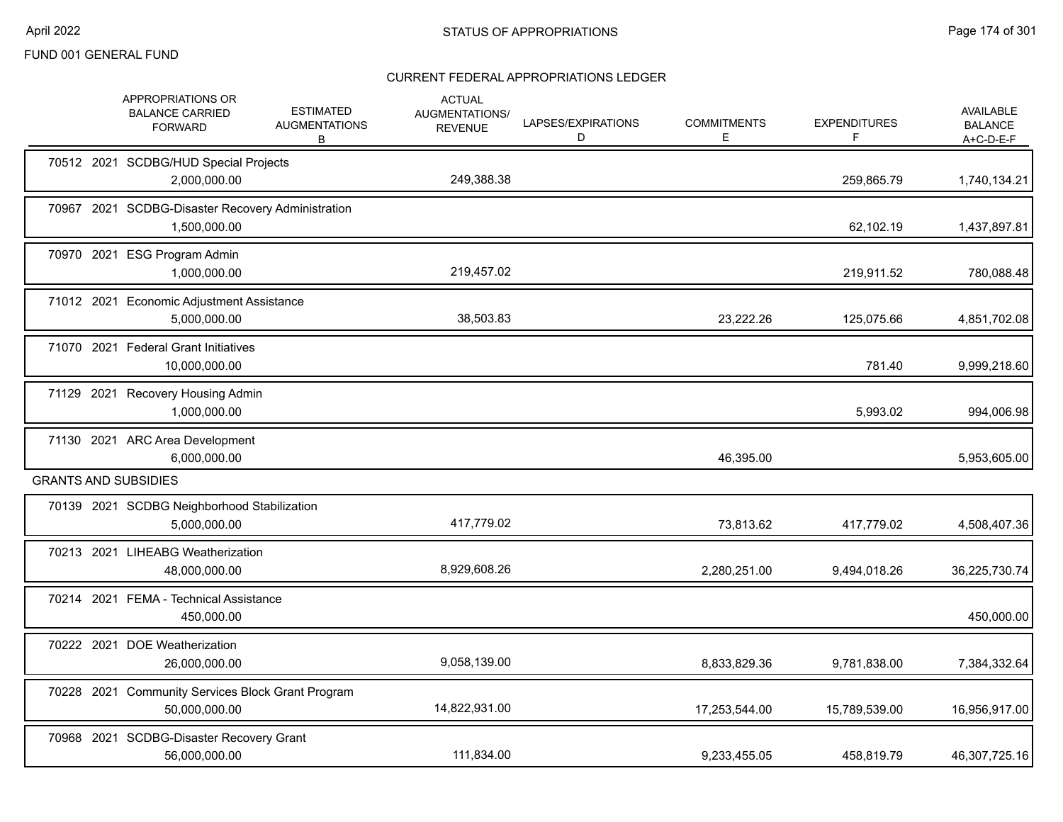FUND 001 GENERAL FUND

## CURRENT FEDERAL APPROPRIATIONS LEDGER

| | APPROPRIATIONS OR BALANCE CARRIED FORWARD | ESTIMATED AUGMENTATIONS B | ACTUAL AUGMENTATIONS/ REVENUE | LAPSES/EXPIRATIONS D | COMMITMENTS E | EXPENDITURES F | AVAILABLE BALANCE A+C-D-E-F |
|---|---|---|---|---|---|---|---|
| 70512 2021 SCDBG/HUD Special Projects | 2,000,000.00 | | 249,388.38 | | | 259,865.79 | 1,740,134.21 |
| 70967 2021 SCDBG-Disaster Recovery Administration | 1,500,000.00 | | | | | 62,102.19 | 1,437,897.81 |
| 70970 2021 ESG Program Admin | 1,000,000.00 | | 219,457.02 | | | 219,911.52 | 780,088.48 |
| 71012 2021 Economic Adjustment Assistance | 5,000,000.00 | | 38,503.83 | | 23,222.26 | 125,075.66 | 4,851,702.08 |
| 71070 2021 Federal Grant Initiatives | 10,000,000.00 | | | | | 781.40 | 9,999,218.60 |
| 71129 2021 Recovery Housing Admin | 1,000,000.00 | | | | | 5,993.02 | 994,006.98 |
| 71130 2021 ARC Area Development | 6,000,000.00 | | | | 46,395.00 | | 5,953,605.00 |
| **GRANTS AND SUBSIDIES** | | | | | | | |
| 70139 2021 SCDBG Neighborhood Stabilization | 5,000,000.00 | | 417,779.02 | | 73,813.62 | 417,779.02 | 4,508,407.36 |
| 70213 2021 LIHEABG Weatherization | 48,000,000.00 | | 8,929,608.26 | | 2,280,251.00 | 9,494,018.26 | 36,225,730.74 |
| 70214 2021 FEMA - Technical Assistance | 450,000.00 | | | | | | 450,000.00 |
| 70222 2021 DOE Weatherization | 26,000,000.00 | | 9,058,139.00 | | 8,833,829.36 | 9,781,838.00 | 7,384,332.64 |
| 70228 2021 Community Services Block Grant Program | 50,000,000.00 | | 14,822,931.00 | | 17,253,544.00 | 15,789,539.00 | 16,956,917.00 |
| 70968 2021 SCDBG-Disaster Recovery Grant | 56,000,000.00 | | 111,834.00 | | 9,233,455.05 | 458,819.79 | 46,307,725.16 |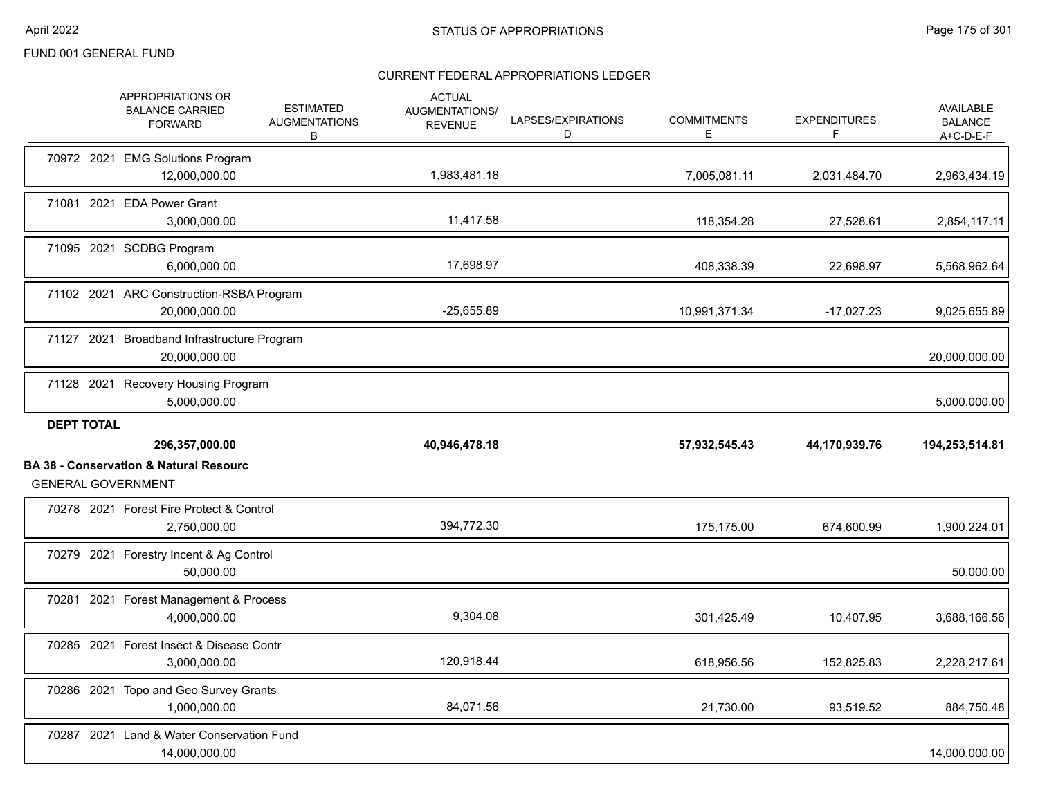FUND 001 GENERAL FUND

CURRENT FEDERAL APPROPRIATIONS LEDGER

| | APPROPRIATIONS OR BALANCE CARRIED FORWARD | ESTIMATED AUGMENTATIONS B | ACTUAL AUGMENTATIONS/ REVENUE | LAPSES/EXPIRATIONS D | COMMITMENTS E | EXPENDITURES F | AVAILABLE BALANCE A+C-D-E-F |
|---|---|---|---|---|---|---|---|
| 70972 2021 EMG Solutions Program | 12,000,000.00 | | 1,983,481.18 | | 7,005,081.11 | 2,031,484.70 | 2,963,434.19 |
| 71081 2021 EDA Power Grant | 3,000,000.00 | | 11,417.58 | | 118,354.28 | 27,528.61 | 2,854,117.11 |
| 71095 2021 SCDBG Program | 6,000,000.00 | | 17,698.97 | | 408,338.39 | 22,698.97 | 5,568,962.64 |
| 71102 2021 ARC Construction-RSBA Program | 20,000,000.00 | | -25,655.89 | | 10,991,371.34 | -17,027.23 | 9,025,655.89 |
| 71127 2021 Broadband Infrastructure Program | 20,000,000.00 | | | | | | 20,000,000.00 |
| 71128 2021 Recovery Housing Program | 5,000,000.00 | | | | | | 5,000,000.00 |
| **DEPT TOTAL** | **296,357,000.00** | | **40,946,478.18** | | **57,932,545.43** | **44,170,939.76** | **194,253,514.81** |

**BA 38 - Conservation & Natural Resourc**

GENERAL GOVERNMENT

| | APPROPRIATIONS OR BALANCE CARRIED FORWARD | ESTIMATED AUGMENTATIONS B | ACTUAL AUGMENTATIONS/ REVENUE | LAPSES/EXPIRATIONS D | COMMITMENTS E | EXPENDITURES F | AVAILABLE BALANCE A+C-D-E-F |
|---|---|---|---|---|---|---|---|
| 70278 2021 Forest Fire Protect & Control | 2,750,000.00 | | 394,772.30 | | 175,175.00 | 674,600.99 | 1,900,224.01 |
| 70279 2021 Forestry Incent & Ag Control | 50,000.00 | | | | | | 50,000.00 |
| 70281 2021 Forest Management & Process | 4,000,000.00 | | 9,304.08 | | 301,425.49 | 10,407.95 | 3,688,166.56 |
| 70285 2021 Forest Insect & Disease Contr | 3,000,000.00 | | 120,918.44 | | 618,956.56 | 152,825.83 | 2,228,217.61 |
| 70286 2021 Topo and Geo Survey Grants | 1,000,000.00 | | 84,071.56 | | 21,730.00 | 93,519.52 | 884,750.48 |
| 70287 2021 Land & Water Conservation Fund | 14,000,000.00 | | | | | | 14,000,000.00 |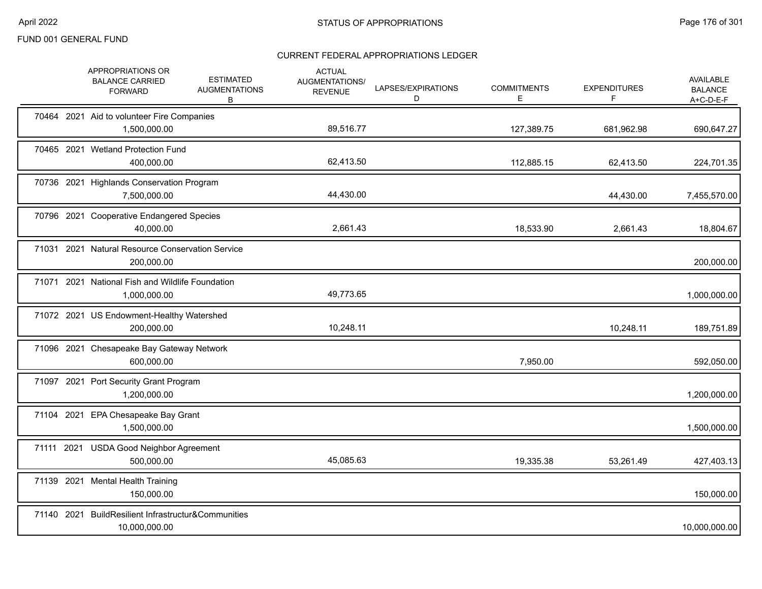FUND 001 GENERAL FUND

## STATUS OF APPROPRIATIONS

### CURRENT FEDERAL APPROPRIATIONS LEDGER

| | APPROPRIATIONS OR BALANCE CARRIED FORWARD | ESTIMATED AUGMENTATIONS B | ACTUAL AUGMENTATIONS/ REVENUE | LAPSES/EXPIRATIONS D | COMMITMENTS E | EXPENDITURES F | AVAILABLE BALANCE A+C-D-E-F |
|---|---|---|---|---|---|---|---|
| 70464 2021 Aid to volunteer Fire Companies | 1,500,000.00 | | 89,516.77 | | 127,389.75 | 681,962.98 | 690,647.27 |
| 70465 2021 Wetland Protection Fund | 400,000.00 | | 62,413.50 | | 112,885.15 | 62,413.50 | 224,701.35 |
| 70736 2021 Highlands Conservation Program | 7,500,000.00 | | 44,430.00 | | | 44,430.00 | 7,455,570.00 |
| 70796 2021 Cooperative Endangered Species | 40,000.00 | | 2,661.43 | | 18,533.90 | 2,661.43 | 18,804.67 |
| 71031 2021 Natural Resource Conservation Service | 200,000.00 | | | | | | 200,000.00 |
| 71071 2021 National Fish and Wildlife Foundation | 1,000,000.00 | | 49,773.65 | | | | 1,000,000.00 |
| 71072 2021 US Endowment-Healthy Watershed | 200,000.00 | | 10,248.11 | | | 10,248.11 | 189,751.89 |
| 71096 2021 Chesapeake Bay Gateway Network | 600,000.00 | | | | 7,950.00 | | 592,050.00 |
| 71097 2021 Port Security Grant Program | 1,200,000.00 | | | | | | 1,200,000.00 |
| 71104 2021 EPA Chesapeake Bay Grant | 1,500,000.00 | | | | | | 1,500,000.00 |
| 71111 2021 USDA Good Neighbor Agreement | 500,000.00 | | 45,085.63 | | 19,335.38 | 53,261.49 | 427,403.13 |
| 71139 2021 Mental Health Training | 150,000.00 | | | | | | 150,000.00 |
| 71140 2021 BuildResilient Infrastructur&Communities | 10,000,000.00 | | | | | | 10,000,000.00 |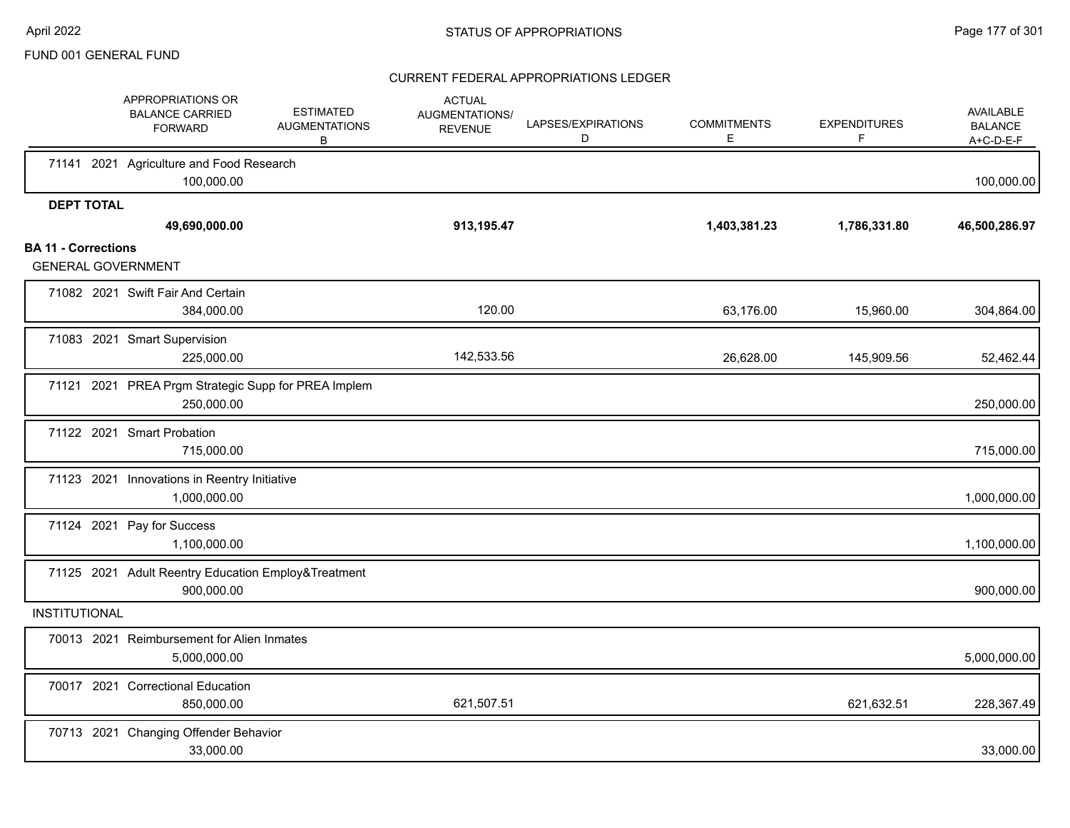FUND 001 GENERAL FUND

STATUS OF APPROPRIATIONS

CURRENT FEDERAL APPROPRIATIONS LEDGER

| | APPROPRIATIONS OR BALANCE CARRIED FORWARD | ESTIMATED AUGMENTATIONS B | ACTUAL AUGMENTATIONS/ REVENUE | LAPSES/EXPIRATIONS D | COMMITMENTS E | EXPENDITURES F | AVAILABLE BALANCE A+C-D-E-F |
|---|---|---|---|---|---|---|---|
| 71141 2021 Agriculture and Food Research | 100,000.00 | | | | | | 100,000.00 |
| **DEPT TOTAL** | **49,690,000.00** | | **913,195.47** | | **1,403,381.23** | **1,786,331.80** | **46,500,286.97** |
| **BA 11 - Corrections** | | | | | | | |
| GENERAL GOVERNMENT | | | | | | | |
| 71082 2021 Swift Fair And Certain | 384,000.00 | | 120.00 | | 63,176.00 | 15,960.00 | 304,864.00 |
| 71083 2021 Smart Supervision | 225,000.00 | | 142,533.56 | | 26,628.00 | 145,909.56 | 52,462.44 |
| 71121 2021 PREA Prgm Strategic Supp for PREA Implem | 250,000.00 | | | | | | 250,000.00 |
| 71122 2021 Smart Probation | 715,000.00 | | | | | | 715,000.00 |
| 71123 2021 Innovations in Reentry Initiative | 1,000,000.00 | | | | | | 1,000,000.00 |
| 71124 2021 Pay for Success | 1,100,000.00 | | | | | | 1,100,000.00 |
| 71125 2021 Adult Reentry Education Employ&Treatment | 900,000.00 | | | | | | 900,000.00 |
| INSTITUTIONAL | | | | | | | |
| 70013 2021 Reimbursement for Alien Inmates | 5,000,000.00 | | | | | | 5,000,000.00 |
| 70017 2021 Correctional Education | 850,000.00 | | 621,507.51 | | | 621,632.51 | 228,367.49 |
| 70713 2021 Changing Offender Behavior | 33,000.00 | | | | | | 33,000.00 |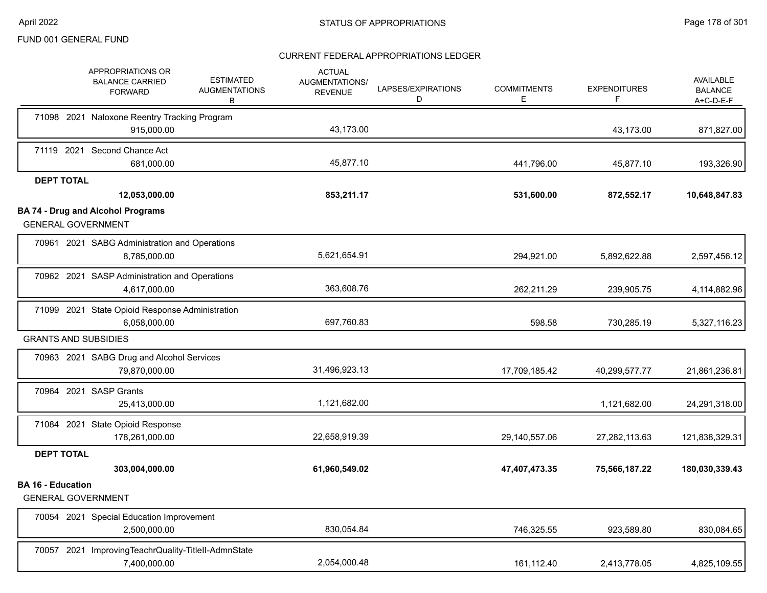FUND 001 GENERAL FUND

## CURRENT FEDERAL APPROPRIATIONS LEDGER

| APPROPRIATIONS OR BALANCE CARRIED FORWARD | ESTIMATED AUGMENTATIONS B | ACTUAL AUGMENTATIONS/ REVENUE | LAPSES/EXPIRATIONS D | COMMITMENTS E | EXPENDITURES F | AVAILABLE BALANCE A+C-D-E-F |
|---|---|---|---|---|---|---|
| 71098 2021 Naloxone Reentry Tracking Program | | | | | | |
| 915,000.00 | | 43,173.00 | | | 43,173.00 | 871,827.00 |
| 71119 2021 Second Chance Act | | | | | | |
| 681,000.00 | | 45,877.10 | | 441,796.00 | 45,877.10 | 193,326.90 |
| **DEPT TOTAL** | | | | | | |
| **12,053,000.00** | | **853,211.17** | | **531,600.00** | **872,552.17** | **10,648,847.83** |
| **BA 74 - Drug and Alcohol Programs** | | | | | | |
| GENERAL GOVERNMENT | | | | | | |
| 70961 2021 SABG Administration and Operations | | | | | | |
| 8,785,000.00 | | 5,621,654.91 | | 294,921.00 | 5,892,622.88 | 2,597,456.12 |
| 70962 2021 SASP Administration and Operations | | | | | | |
| 4,617,000.00 | | 363,608.76 | | 262,211.29 | 239,905.75 | 4,114,882.96 |
| 71099 2021 State Opioid Response Administration | | | | | | |
| 6,058,000.00 | | 697,760.83 | | 598.58 | 730,285.19 | 5,327,116.23 |
| GRANTS AND SUBSIDIES | | | | | | |
| 70963 2021 SABG Drug and Alcohol Services | | | | | | |
| 79,870,000.00 | | 31,496,923.13 | | 17,709,185.42 | 40,299,577.77 | 21,861,236.81 |
| 70964 2021 SASP Grants | | | | | | |
| 25,413,000.00 | | 1,121,682.00 | | | 1,121,682.00 | 24,291,318.00 |
| 71084 2021 State Opioid Response | | | | | | |
| 178,261,000.00 | | 22,658,919.39 | | 29,140,557.06 | 27,282,113.63 | 121,838,329.31 |
| **DEPT TOTAL** | | | | | | |
| **303,004,000.00** | | **61,960,549.02** | | **47,407,473.35** | **75,566,187.22** | **180,030,339.43** |
| **BA 16 - Education** | | | | | | |
| GENERAL GOVERNMENT | | | | | | |
| 70054 2021 Special Education Improvement | | | | | | |
| 2,500,000.00 | | 830,054.84 | | 746,325.55 | 923,589.80 | 830,084.65 |
| 70057 2021 ImprovingTeachrQuality-TitleII-AdmnState | | | | | | |
| 7,400,000.00 | | 2,054,000.48 | | 161,112.40 | 2,413,778.05 | 4,825,109.55 |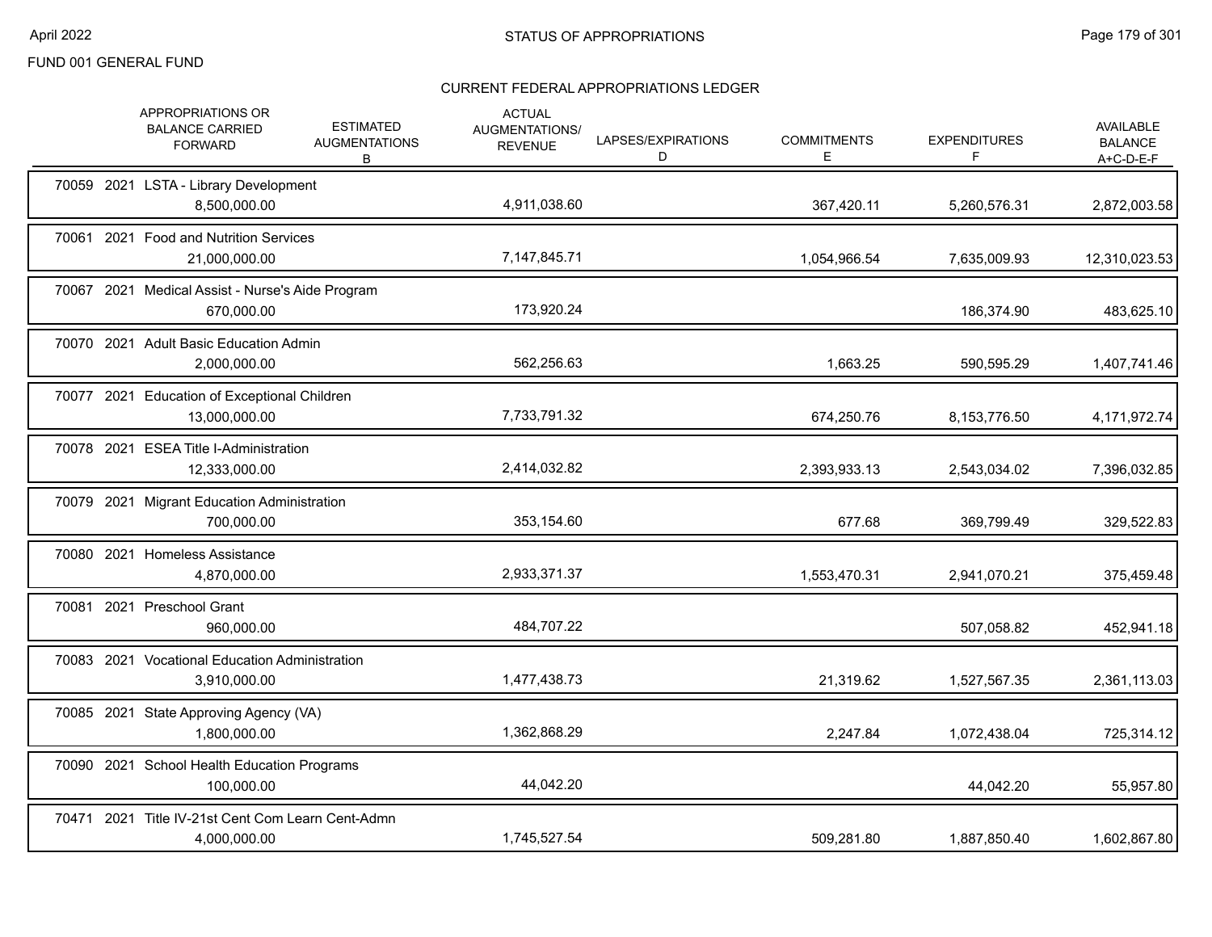FUND 001 GENERAL FUND

## STATUS OF APPROPRIATIONS

### CURRENT FEDERAL APPROPRIATIONS LEDGER

| | APPROPRIATIONS OR BALANCE CARRIED FORWARD | ESTIMATED AUGMENTATIONS B | ACTUAL AUGMENTATIONS/ REVENUE | LAPSES/EXPIRATIONS D | COMMITMENTS E | EXPENDITURES F | AVAILABLE BALANCE A+C-D-E-F |
|---|---|---|---|---|---|---|---|
| 70059 2021 LSTA - Library Development | 8,500,000.00 | | 4,911,038.60 | | 367,420.11 | 5,260,576.31 | 2,872,003.58 |
| 70061 2021 Food and Nutrition Services | 21,000,000.00 | | 7,147,845.71 | | 1,054,966.54 | 7,635,009.93 | 12,310,023.53 |
| 70067 2021 Medical Assist - Nurse's Aide Program | 670,000.00 | | 173,920.24 | | | 186,374.90 | 483,625.10 |
| 70070 2021 Adult Basic Education Admin | 2,000,000.00 | | 562,256.63 | | 1,663.25 | 590,595.29 | 1,407,741.46 |
| 70077 2021 Education of Exceptional Children | 13,000,000.00 | | 7,733,791.32 | | 674,250.76 | 8,153,776.50 | 4,171,972.74 |
| 70078 2021 ESEA Title I-Administration | 12,333,000.00 | | 2,414,032.82 | | 2,393,933.13 | 2,543,034.02 | 7,396,032.85 |
| 70079 2021 Migrant Education Administration | 700,000.00 | | 353,154.60 | | 677.68 | 369,799.49 | 329,522.83 |
| 70080 2021 Homeless Assistance | 4,870,000.00 | | 2,933,371.37 | | 1,553,470.31 | 2,941,070.21 | 375,459.48 |
| 70081 2021 Preschool Grant | 960,000.00 | | 484,707.22 | | | 507,058.82 | 452,941.18 |
| 70083 2021 Vocational Education Administration | 3,910,000.00 | | 1,477,438.73 | | 21,319.62 | 1,527,567.35 | 2,361,113.03 |
| 70085 2021 State Approving Agency (VA) | 1,800,000.00 | | 1,362,868.29 | | 2,247.84 | 1,072,438.04 | 725,314.12 |
| 70090 2021 School Health Education Programs | 100,000.00 | | 44,042.20 | | | 44,042.20 | 55,957.80 |
| 70471 2021 Title IV-21st Cent Com Learn Cent-Admn | 4,000,000.00 | | 1,745,527.54 | | 509,281.80 | 1,887,850.40 | 1,602,867.80 |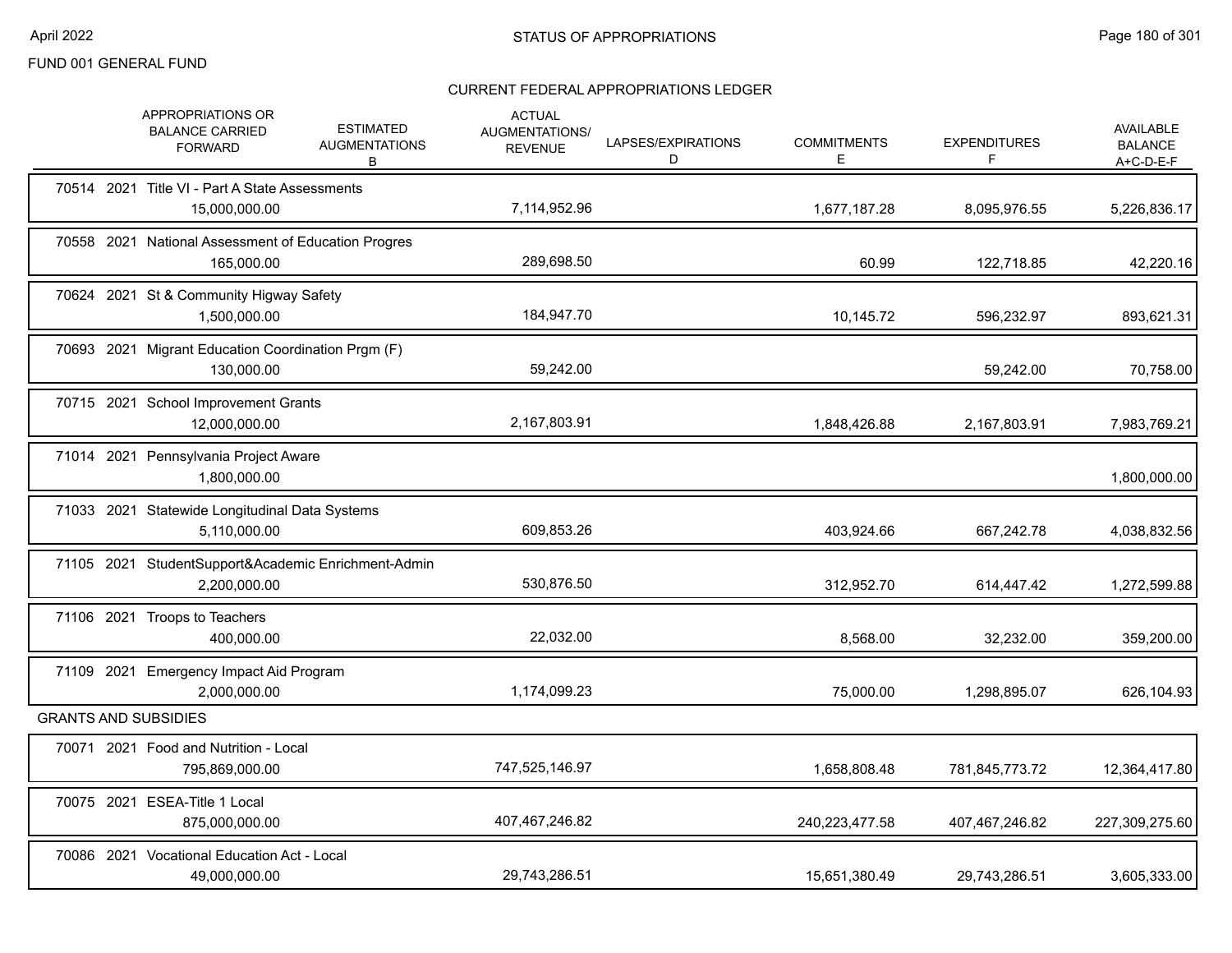FUND 001 GENERAL FUND

## STATUS OF APPROPRIATIONS

### CURRENT FEDERAL APPROPRIATIONS LEDGER

| | APPROPRIATIONS OR BALANCE CARRIED FORWARD | ESTIMATED AUGMENTATIONS B | ACTUAL AUGMENTATIONS/ REVENUE | LAPSES/EXPIRATIONS D | COMMITMENTS E | EXPENDITURES F | AVAILABLE BALANCE A+C-D-E-F |
|---|---|---|---|---|---|---|---|
| 70514 2021 Title VI - Part A State Assessments | 15,000,000.00 | | 7,114,952.96 | | 1,677,187.28 | 8,095,976.55 | 5,226,836.17 |
| 70558 2021 National Assessment of Education Progres | 165,000.00 | | 289,698.50 | | 60.99 | 122,718.85 | 42,220.16 |
| 70624 2021 St & Community Higway Safety | 1,500,000.00 | | 184,947.70 | | 10,145.72 | 596,232.97 | 893,621.31 |
| 70693 2021 Migrant Education Coordination Prgm (F) | 130,000.00 | | 59,242.00 | | | 59,242.00 | 70,758.00 |
| 70715 2021 School Improvement Grants | 12,000,000.00 | | 2,167,803.91 | | 1,848,426.88 | 2,167,803.91 | 7,983,769.21 |
| 71014 2021 Pennsylvania Project Aware | 1,800,000.00 | | | | | | 1,800,000.00 |
| 71033 2021 Statewide Longitudinal Data Systems | 5,110,000.00 | | 609,853.26 | | 403,924.66 | 667,242.78 | 4,038,832.56 |
| 71105 2021 StudentSupport&Academic Enrichment-Admin | 2,200,000.00 | | 530,876.50 | | 312,952.70 | 614,447.42 | 1,272,599.88 |
| 71106 2021 Troops to Teachers | 400,000.00 | | 22,032.00 | | 8,568.00 | 32,232.00 | 359,200.00 |
| 71109 2021 Emergency Impact Aid Program | 2,000,000.00 | | 1,174,099.23 | | 75,000.00 | 1,298,895.07 | 626,104.93 |
| **GRANTS AND SUBSIDIES** | | | | | | | |
| 70071 2021 Food and Nutrition - Local | 795,869,000.00 | | 747,525,146.97 | | 1,658,808.48 | 781,845,773.72 | 12,364,417.80 |
| 70075 2021 ESEA-Title 1 Local | 875,000,000.00 | | 407,467,246.82 | | 240,223,477.58 | 407,467,246.82 | 227,309,275.60 |
| 70086 2021 Vocational Education Act - Local | 49,000,000.00 | | 29,743,286.51 | | 15,651,380.49 | 29,743,286.51 | 3,605,333.00 |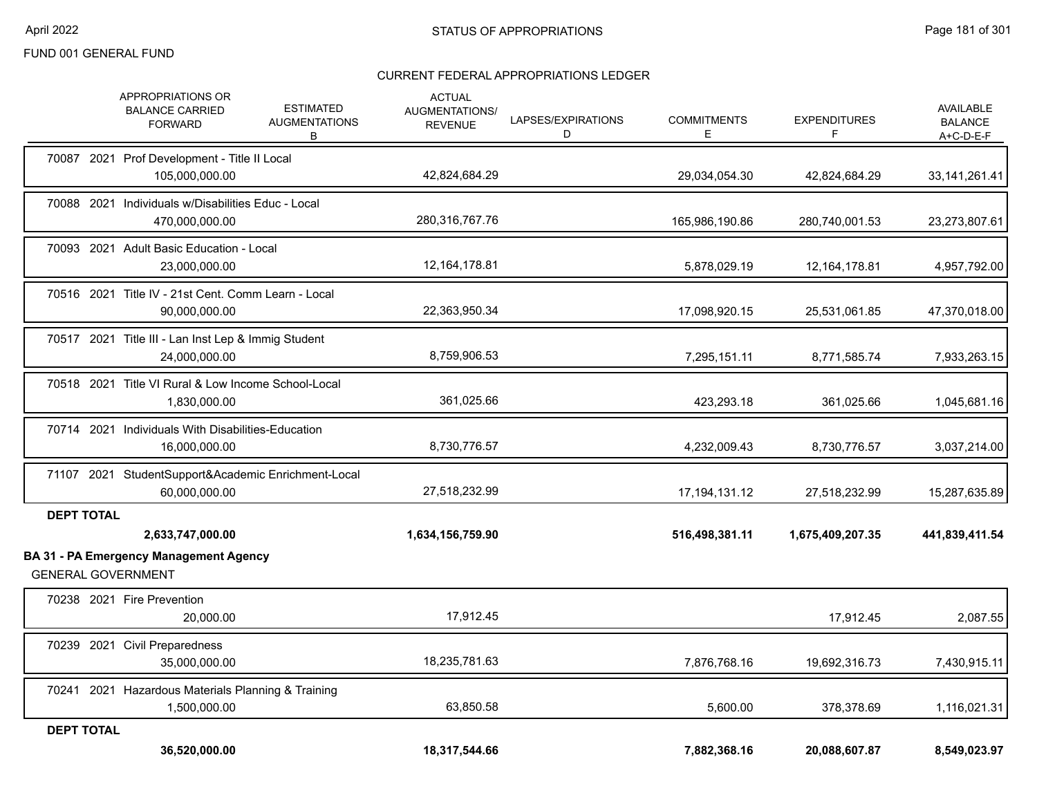FUND 001 GENERAL FUND

CURRENT FEDERAL APPROPRIATIONS LEDGER

| | APPROPRIATIONS OR BALANCE CARRIED FORWARD | ESTIMATED AUGMENTATIONS B | ACTUAL AUGMENTATIONS/ REVENUE | LAPSES/EXPIRATIONS D | COMMITMENTS E | EXPENDITURES F | AVAILABLE BALANCE A+C-D-E-F |
|---|---|---|---|---|---|---|---|
| 70087 2021 Prof Development - Title II Local | 105,000,000.00 | | 42,824,684.29 | | 29,034,054.30 | 42,824,684.29 | 33,141,261.41 |
| 70088 2021 Individuals w/Disabilities Educ - Local | 470,000,000.00 | | 280,316,767.76 | | 165,986,190.86 | 280,740,001.53 | 23,273,807.61 |
| 70093 2021 Adult Basic Education - Local | 23,000,000.00 | | 12,164,178.81 | | 5,878,029.19 | 12,164,178.81 | 4,957,792.00 |
| 70516 2021 Title IV - 21st Cent. Comm Learn - Local | 90,000,000.00 | | 22,363,950.34 | | 17,098,920.15 | 25,531,061.85 | 47,370,018.00 |
| 70517 2021 Title III - Lan Inst Lep & Immig Student | 24,000,000.00 | | 8,759,906.53 | | 7,295,151.11 | 8,771,585.74 | 7,933,263.15 |
| 70518 2021 Title VI Rural & Low Income School-Local | 1,830,000.00 | | 361,025.66 | | 423,293.18 | 361,025.66 | 1,045,681.16 |
| 70714 2021 Individuals With Disabilities-Education | 16,000,000.00 | | 8,730,776.57 | | 4,232,009.43 | 8,730,776.57 | 3,037,214.00 |
| 71107 2021 StudentSupport&Academic Enrichment-Local | 60,000,000.00 | | 27,518,232.99 | | 17,194,131.12 | 27,518,232.99 | 15,287,635.89 |
| **DEPT TOTAL** | **2,633,747,000.00** | | **1,634,156,759.90** | | **516,498,381.11** | **1,675,409,207.35** | **441,839,411.54** |

**BA 31 - PA Emergency Management Agency**

GENERAL GOVERNMENT

| | APPROPRIATIONS OR BALANCE CARRIED FORWARD | ESTIMATED AUGMENTATIONS B | ACTUAL AUGMENTATIONS/ REVENUE | LAPSES/EXPIRATIONS D | COMMITMENTS E | EXPENDITURES F | AVAILABLE BALANCE A+C-D-E-F |
|---|---|---|---|---|---|---|---|
| 70238 2021 Fire Prevention | 20,000.00 | | 17,912.45 | | | 17,912.45 | 2,087.55 |
| 70239 2021 Civil Preparedness | 35,000,000.00 | | 18,235,781.63 | | 7,876,768.16 | 19,692,316.73 | 7,430,915.11 |
| 70241 2021 Hazardous Materials Planning & Training | 1,500,000.00 | | 63,850.58 | | 5,600.00 | 378,378.69 | 1,116,021.31 |
| **DEPT TOTAL** | **36,520,000.00** | | **18,317,544.66** | | **7,882,368.16** | **20,088,607.87** | **8,549,023.97** |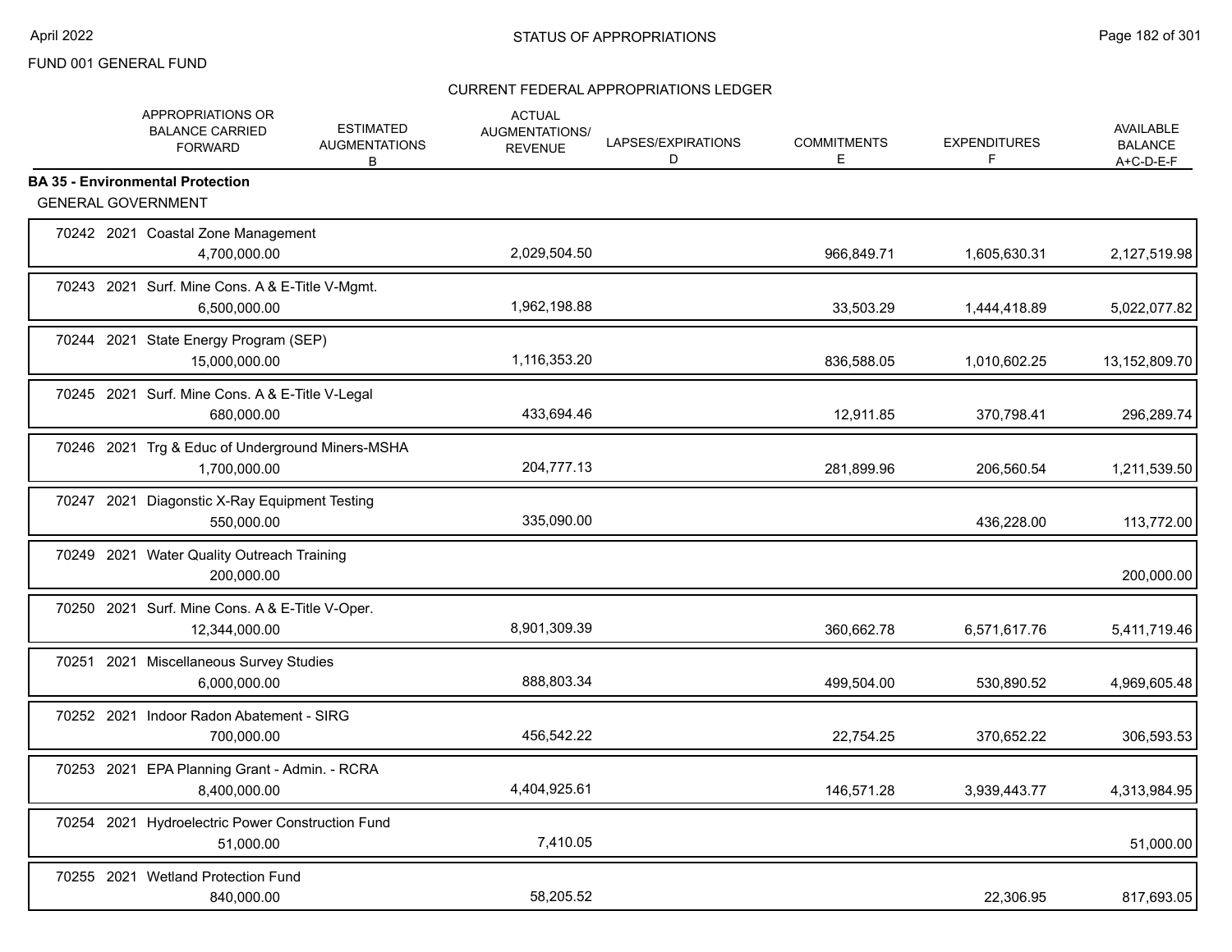FUND 001 GENERAL FUND

CURRENT FEDERAL APPROPRIATIONS LEDGER

| | APPROPRIATIONS OR BALANCE CARRIED FORWARD | ESTIMATED AUGMENTATIONS B | ACTUAL AUGMENTATIONS/ REVENUE | LAPSES/EXPIRATIONS D | COMMITMENTS E | EXPENDITURES F | AVAILABLE BALANCE A+C-D-E-F |
|---|---|---|---|---|---|---|---|
| **BA 35 - Environmental Protection** | | | | | | | |
| GENERAL GOVERNMENT | | | | | | | |
| 70242 2021 Coastal Zone Management | 4,700,000.00 | | 2,029,504.50 | | 966,849.71 | 1,605,630.31 | 2,127,519.98 |
| 70243 2021 Surf. Mine Cons. A & E-Title V-Mgmt. | 6,500,000.00 | | 1,962,198.88 | | 33,503.29 | 1,444,418.89 | 5,022,077.82 |
| 70244 2021 State Energy Program (SEP) | 15,000,000.00 | | 1,116,353.20 | | 836,588.05 | 1,010,602.25 | 13,152,809.70 |
| 70245 2021 Surf. Mine Cons. A & E-Title V-Legal | 680,000.00 | | 433,694.46 | | 12,911.85 | 370,798.41 | 296,289.74 |
| 70246 2021 Trg & Educ of Underground Miners-MSHA | 1,700,000.00 | | 204,777.13 | | 281,899.96 | 206,560.54 | 1,211,539.50 |
| 70247 2021 Diagonstic X-Ray Equipment Testing | 550,000.00 | | 335,090.00 | | | 436,228.00 | 113,772.00 |
| 70249 2021 Water Quality Outreach Training | 200,000.00 | | | | | | 200,000.00 |
| 70250 2021 Surf. Mine Cons. A & E-Title V-Oper. | 12,344,000.00 | | 8,901,309.39 | | 360,662.78 | 6,571,617.76 | 5,411,719.46 |
| 70251 2021 Miscellaneous Survey Studies | 6,000,000.00 | | 888,803.34 | | 499,504.00 | 530,890.52 | 4,969,605.48 |
| 70252 2021 Indoor Radon Abatement - SIRG | 700,000.00 | | 456,542.22 | | 22,754.25 | 370,652.22 | 306,593.53 |
| 70253 2021 EPA Planning Grant - Admin. - RCRA | 8,400,000.00 | | 4,404,925.61 | | 146,571.28 | 3,939,443.77 | 4,313,984.95 |
| 70254 2021 Hydroelectric Power Construction Fund | 51,000.00 | | 7,410.05 | | | | 51,000.00 |
| 70255 2021 Wetland Protection Fund | 840,000.00 | | 58,205.52 | | | 22,306.95 | 817,693.05 |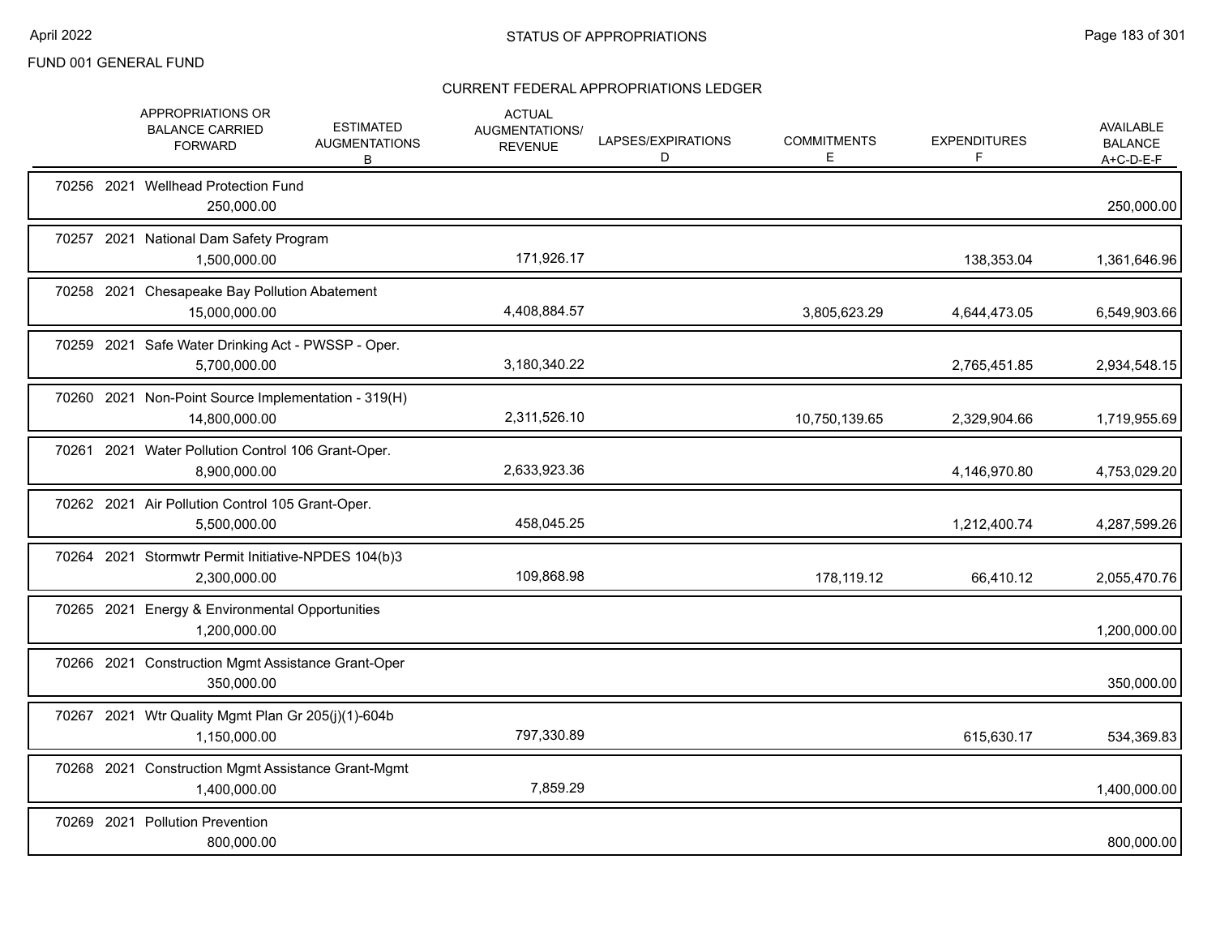FUND 001 GENERAL FUND

## STATUS OF APPROPRIATIONS

### CURRENT FEDERAL APPROPRIATIONS LEDGER

| | APPROPRIATIONS OR BALANCE CARRIED FORWARD | ESTIMATED AUGMENTATIONS B | ACTUAL AUGMENTATIONS/ REVENUE | LAPSES/EXPIRATIONS D | COMMITMENTS E | EXPENDITURES F | AVAILABLE BALANCE A+C-D-E-F |
|---|---|---|---|---|---|---|---|
| 70256 2021 Wellhead Protection Fund | 250,000.00 | | | | | | 250,000.00 |
| 70257 2021 National Dam Safety Program | 1,500,000.00 | | 171,926.17 | | | 138,353.04 | 1,361,646.96 |
| 70258 2021 Chesapeake Bay Pollution Abatement | 15,000,000.00 | | 4,408,884.57 | | 3,805,623.29 | 4,644,473.05 | 6,549,903.66 |
| 70259 2021 Safe Water Drinking Act - PWSSP - Oper. | 5,700,000.00 | | 3,180,340.22 | | | 2,765,451.85 | 2,934,548.15 |
| 70260 2021 Non-Point Source Implementation - 319(H) | 14,800,000.00 | | 2,311,526.10 | | 10,750,139.65 | 2,329,904.66 | 1,719,955.69 |
| 70261 2021 Water Pollution Control 106 Grant-Oper. | 8,900,000.00 | | 2,633,923.36 | | | 4,146,970.80 | 4,753,029.20 |
| 70262 2021 Air Pollution Control 105 Grant-Oper. | 5,500,000.00 | | 458,045.25 | | | 1,212,400.74 | 4,287,599.26 |
| 70264 2021 Stormwtr Permit Initiative-NPDES 104(b)3 | 2,300,000.00 | | 109,868.98 | | 178,119.12 | 66,410.12 | 2,055,470.76 |
| 70265 2021 Energy & Environmental Opportunities | 1,200,000.00 | | | | | | 1,200,000.00 |
| 70266 2021 Construction Mgmt Assistance Grant-Oper | 350,000.00 | | | | | | 350,000.00 |
| 70267 2021 Wtr Quality Mgmt Plan Gr 205(j)(1)-604b | 1,150,000.00 | | 797,330.89 | | | 615,630.17 | 534,369.83 |
| 70268 2021 Construction Mgmt Assistance Grant-Mgmt | 1,400,000.00 | | 7,859.29 | | | | 1,400,000.00 |
| 70269 2021 Pollution Prevention | 800,000.00 | | | | | | 800,000.00 |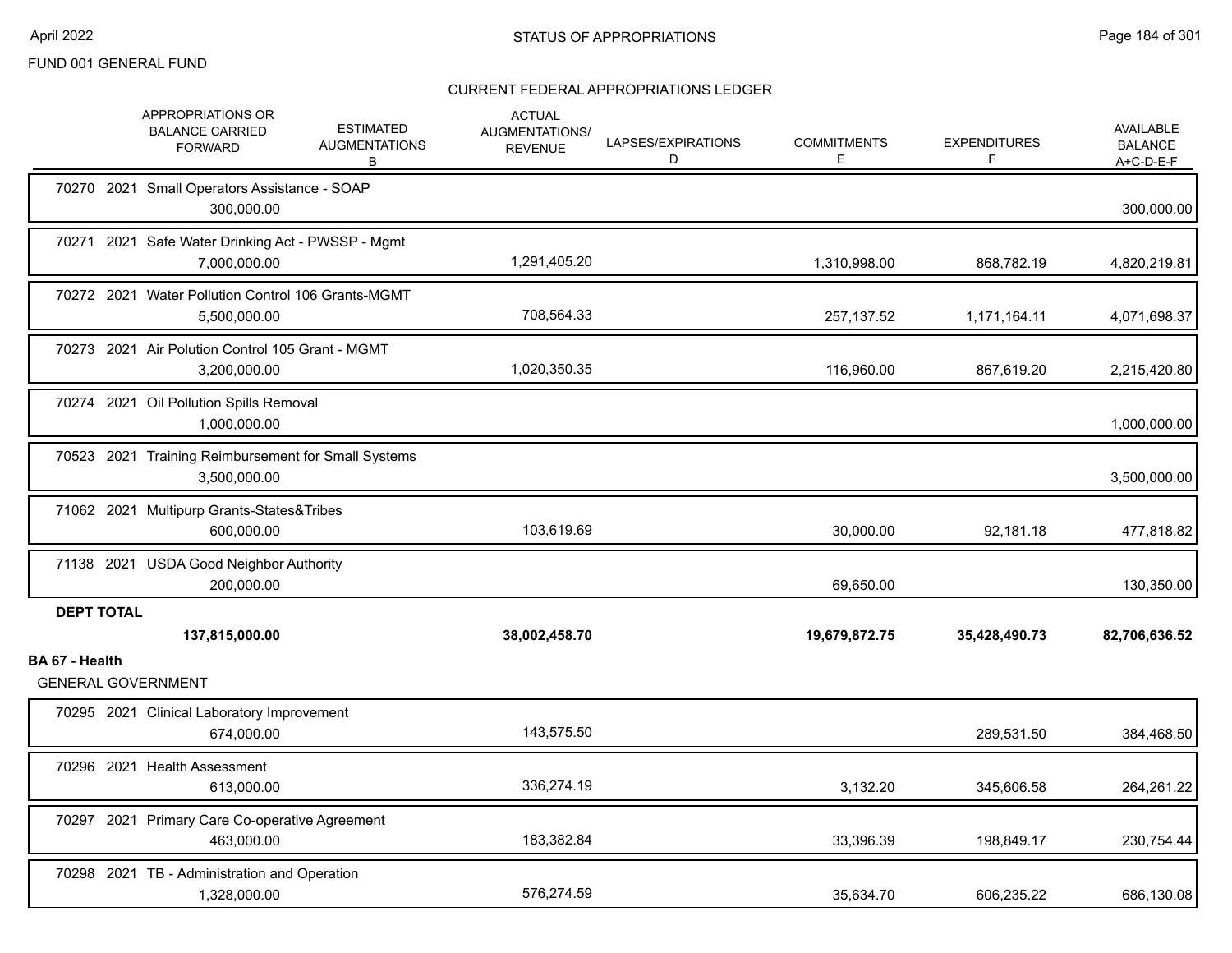FUND 001 GENERAL FUND

CURRENT FEDERAL APPROPRIATIONS LEDGER

| | APPROPRIATIONS OR BALANCE CARRIED FORWARD | ESTIMATED AUGMENTATIONS B | ACTUAL AUGMENTATIONS/ REVENUE | LAPSES/EXPIRATIONS D | COMMITMENTS E | EXPENDITURES F | AVAILABLE BALANCE A+C-D-E-F |
|---|---|---|---|---|---|---|---|
| 70270 2021 Small Operators Assistance - SOAP | 300,000.00 | | | | | | 300,000.00 |
| 70271 2021 Safe Water Drinking Act - PWSSP - Mgmt | 7,000,000.00 | | 1,291,405.20 | | 1,310,998.00 | 868,782.19 | 4,820,219.81 |
| 70272 2021 Water Pollution Control 106 Grants-MGMT | 5,500,000.00 | | 708,564.33 | | 257,137.52 | 1,171,164.11 | 4,071,698.37 |
| 70273 2021 Air Polution Control 105 Grant - MGMT | 3,200,000.00 | | 1,020,350.35 | | 116,960.00 | 867,619.20 | 2,215,420.80 |
| 70274 2021 Oil Pollution Spills Removal | 1,000,000.00 | | | | | | 1,000,000.00 |
| 70523 2021 Training Reimbursement for Small Systems | 3,500,000.00 | | | | | | 3,500,000.00 |
| 71062 2021 Multipurp Grants-States&Tribes | 600,000.00 | | 103,619.69 | | 30,000.00 | 92,181.18 | 477,818.82 |
| 71138 2021 USDA Good Neighbor Authority | 200,000.00 | | | | 69,650.00 | | 130,350.00 |
| **DEPT TOTAL** | **137,815,000.00** | | **38,002,458.70** | | **19,679,872.75** | **35,428,490.73** | **82,706,636.52** |

**BA 67 - Health**

GENERAL GOVERNMENT

| | APPROPRIATIONS OR BALANCE CARRIED FORWARD | ESTIMATED AUGMENTATIONS B | ACTUAL AUGMENTATIONS/ REVENUE | LAPSES/EXPIRATIONS D | COMMITMENTS E | EXPENDITURES F | AVAILABLE BALANCE A+C-D-E-F |
|---|---|---|---|---|---|---|---|
| 70295 2021 Clinical Laboratory Improvement | 674,000.00 | | 143,575.50 | | | 289,531.50 | 384,468.50 |
| 70296 2021 Health Assessment | 613,000.00 | | 336,274.19 | | 3,132.20 | 345,606.58 | 264,261.22 |
| 70297 2021 Primary Care Co-operative Agreement | 463,000.00 | | 183,382.84 | | 33,396.39 | 198,849.17 | 230,754.44 |
| 70298 2021 TB - Administration and Operation | 1,328,000.00 | | 576,274.59 | | 35,634.70 | 606,235.22 | 686,130.08 |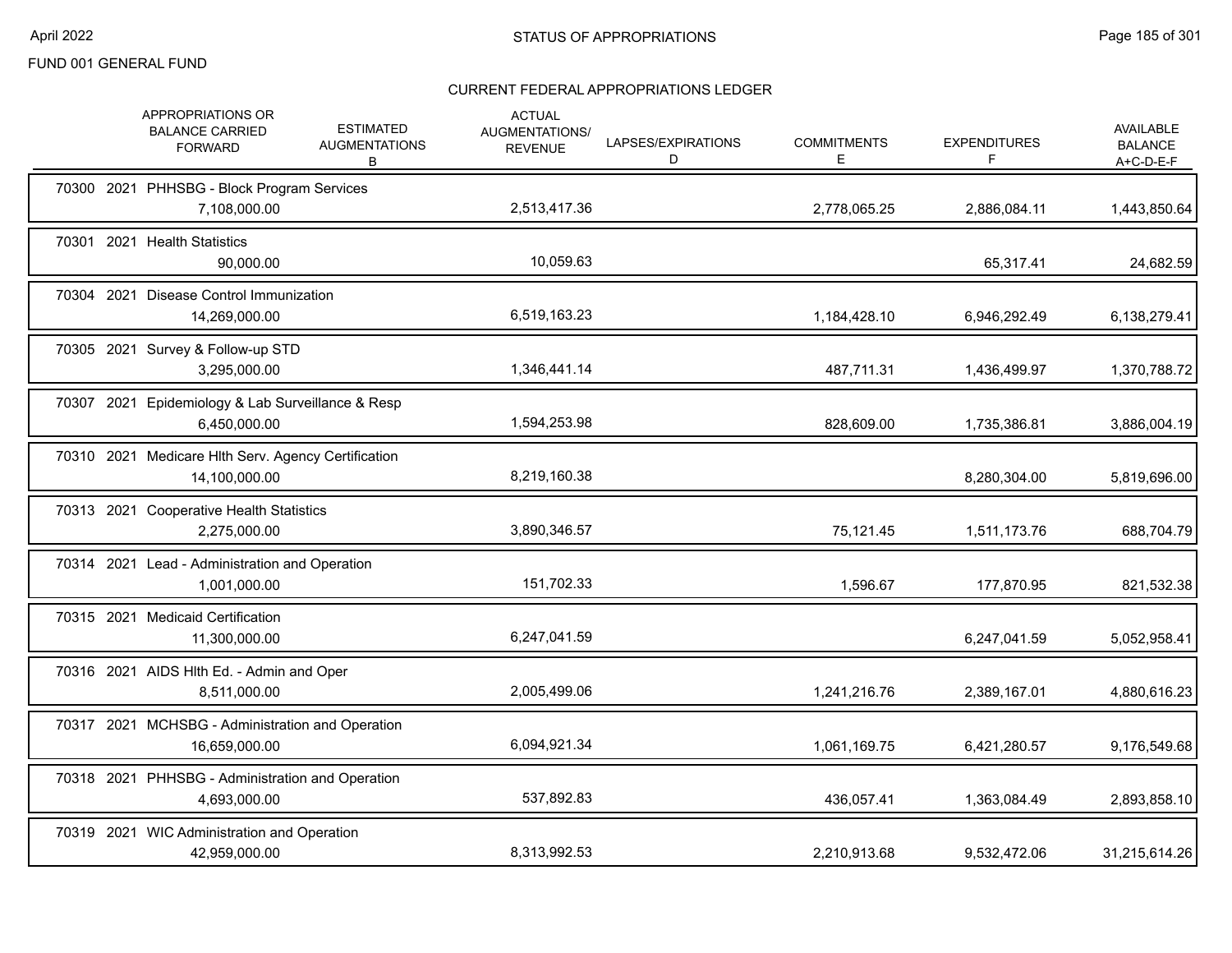FUND 001 GENERAL FUND

## STATUS OF APPROPRIATIONS

### CURRENT FEDERAL APPROPRIATIONS LEDGER

| | APPROPRIATIONS OR BALANCE CARRIED FORWARD | ESTIMATED AUGMENTATIONS B | ACTUAL AUGMENTATIONS/ REVENUE | LAPSES/EXPIRATIONS D | COMMITMENTS E | EXPENDITURES F | AVAILABLE BALANCE A+C-D-E-F |
|---|---|---|---|---|---|---|---|
| 70300 2021 PHHSBG - Block Program Services | 7,108,000.00 | | 2,513,417.36 | | 2,778,065.25 | 2,886,084.11 | 1,443,850.64 |
| 70301 2021 Health Statistics | 90,000.00 | | 10,059.63 | | | 65,317.41 | 24,682.59 |
| 70304 2021 Disease Control Immunization | 14,269,000.00 | | 6,519,163.23 | | 1,184,428.10 | 6,946,292.49 | 6,138,279.41 |
| 70305 2021 Survey & Follow-up STD | 3,295,000.00 | | 1,346,441.14 | | 487,711.31 | 1,436,499.97 | 1,370,788.72 |
| 70307 2021 Epidemiology & Lab Surveillance & Resp | 6,450,000.00 | | 1,594,253.98 | | 828,609.00 | 1,735,386.81 | 3,886,004.19 |
| 70310 2021 Medicare Hlth Serv. Agency Certification | 14,100,000.00 | | 8,219,160.38 | | | 8,280,304.00 | 5,819,696.00 |
| 70313 2021 Cooperative Health Statistics | 2,275,000.00 | | 3,890,346.57 | | 75,121.45 | 1,511,173.76 | 688,704.79 |
| 70314 2021 Lead - Administration and Operation | 1,001,000.00 | | 151,702.33 | | 1,596.67 | 177,870.95 | 821,532.38 |
| 70315 2021 Medicaid Certification | 11,300,000.00 | | 6,247,041.59 | | | 6,247,041.59 | 5,052,958.41 |
| 70316 2021 AIDS Hlth Ed. - Admin and Oper | 8,511,000.00 | | 2,005,499.06 | | 1,241,216.76 | 2,389,167.01 | 4,880,616.23 |
| 70317 2021 MCHSBG - Administration and Operation | 16,659,000.00 | | 6,094,921.34 | | 1,061,169.75 | 6,421,280.57 | 9,176,549.68 |
| 70318 2021 PHHSBG - Administration and Operation | 4,693,000.00 | | 537,892.83 | | 436,057.41 | 1,363,084.49 | 2,893,858.10 |
| 70319 2021 WIC Administration and Operation | 42,959,000.00 | | 8,313,992.53 | | 2,210,913.68 | 9,532,472.06 | 31,215,614.26 |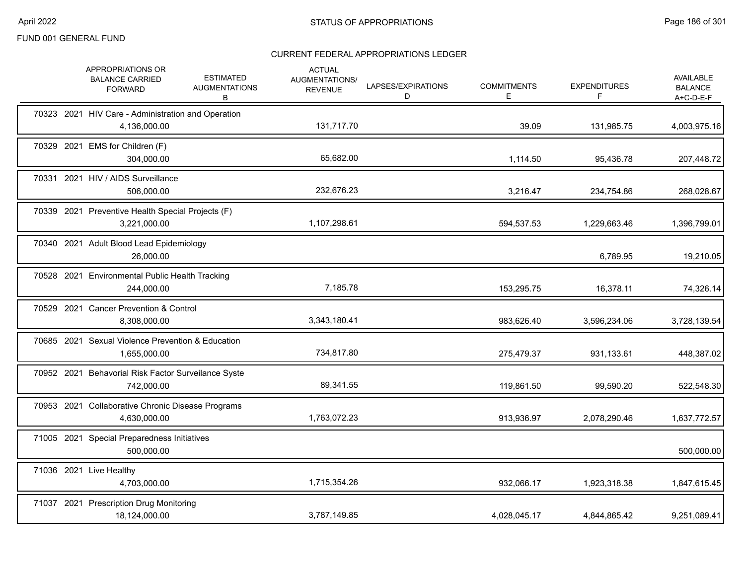FUND 001 GENERAL FUND

CURRENT FEDERAL APPROPRIATIONS LEDGER

| | APPROPRIATIONS OR BALANCE CARRIED FORWARD | ESTIMATED AUGMENTATIONS B | ACTUAL AUGMENTATIONS/ REVENUE | LAPSES/EXPIRATIONS D | COMMITMENTS E | EXPENDITURES F | AVAILABLE BALANCE A+C-D-E-F |
|---|---|---|---|---|---|---|---|
| 70323 2021 HIV Care - Administration and Operation | 4,136,000.00 | | 131,717.70 | | 39.09 | 131,985.75 | 4,003,975.16 |
| 70329 2021 EMS for Children (F) | 304,000.00 | | 65,682.00 | | 1,114.50 | 95,436.78 | 207,448.72 |
| 70331 2021 HIV / AIDS Surveillance | 506,000.00 | | 232,676.23 | | 3,216.47 | 234,754.86 | 268,028.67 |
| 70339 2021 Preventive Health Special Projects (F) | 3,221,000.00 | | 1,107,298.61 | | 594,537.53 | 1,229,663.46 | 1,396,799.01 |
| 70340 2021 Adult Blood Lead Epidemiology | 26,000.00 | | | | | 6,789.95 | 19,210.05 |
| 70528 2021 Environmental Public Health Tracking | 244,000.00 | | 7,185.78 | | 153,295.75 | 16,378.11 | 74,326.14 |
| 70529 2021 Cancer Prevention & Control | 8,308,000.00 | | 3,343,180.41 | | 983,626.40 | 3,596,234.06 | 3,728,139.54 |
| 70685 2021 Sexual Violence Prevention & Education | 1,655,000.00 | | 734,817.80 | | 275,479.37 | 931,133.61 | 448,387.02 |
| 70952 2021 Behavorial Risk Factor Surveilance Syste | 742,000.00 | | 89,341.55 | | 119,861.50 | 99,590.20 | 522,548.30 |
| 70953 2021 Collaborative Chronic Disease Programs | 4,630,000.00 | | 1,763,072.23 | | 913,936.97 | 2,078,290.46 | 1,637,772.57 |
| 71005 2021 Special Preparedness Initiatives | 500,000.00 | | | | | | 500,000.00 |
| 71036 2021 Live Healthy | 4,703,000.00 | | 1,715,354.26 | | 932,066.17 | 1,923,318.38 | 1,847,615.45 |
| 71037 2021 Prescription Drug Monitoring | 18,124,000.00 | | 3,787,149.85 | | 4,028,045.17 | 4,844,865.42 | 9,251,089.41 |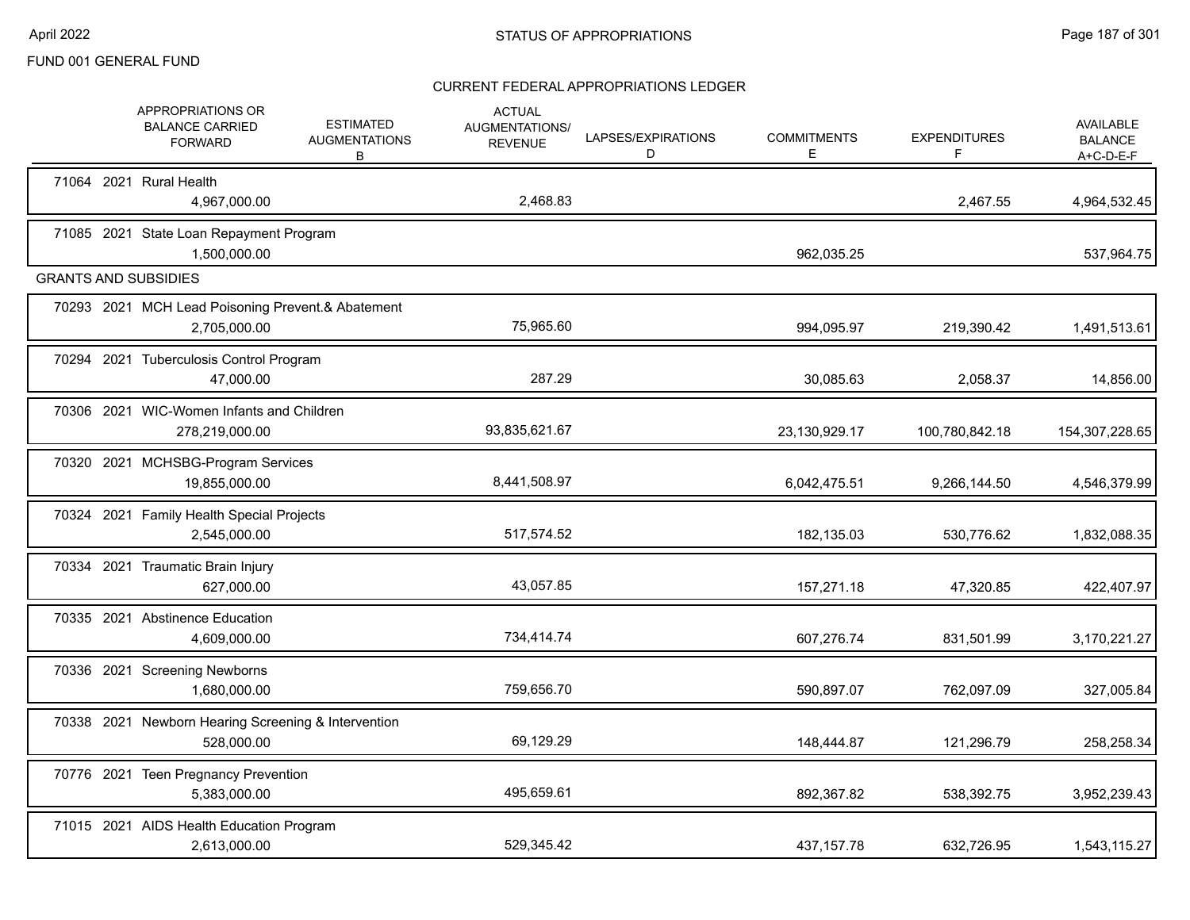FUND 001 GENERAL FUND

## CURRENT FEDERAL APPROPRIATIONS LEDGER

| | APPROPRIATIONS OR BALANCE CARRIED FORWARD | ESTIMATED AUGMENTATIONS B | ACTUAL AUGMENTATIONS/ REVENUE | LAPSES/EXPIRATIONS D | COMMITMENTS E | EXPENDITURES F | AVAILABLE BALANCE A+C-D-E-F |
|---|---|---|---|---|---|---|---|
| 71064 2021 Rural Health | 4,967,000.00 | | 2,468.83 | | | 2,467.55 | 4,964,532.45 |
| 71085 2021 State Loan Repayment Program | 1,500,000.00 | | | | 962,035.25 | | 537,964.75 |
| **GRANTS AND SUBSIDIES** | | | | | | | |
| 70293 2021 MCH Lead Poisoning Prevent.& Abatement | 2,705,000.00 | | 75,965.60 | | 994,095.97 | 219,390.42 | 1,491,513.61 |
| 70294 2021 Tuberculosis Control Program | 47,000.00 | | 287.29 | | 30,085.63 | 2,058.37 | 14,856.00 |
| 70306 2021 WIC-Women Infants and Children | 278,219,000.00 | | 93,835,621.67 | | 23,130,929.17 | 100,780,842.18 | 154,307,228.65 |
| 70320 2021 MCHSBG-Program Services | 19,855,000.00 | | 8,441,508.97 | | 6,042,475.51 | 9,266,144.50 | 4,546,379.99 |
| 70324 2021 Family Health Special Projects | 2,545,000.00 | | 517,574.52 | | 182,135.03 | 530,776.62 | 1,832,088.35 |
| 70334 2021 Traumatic Brain Injury | 627,000.00 | | 43,057.85 | | 157,271.18 | 47,320.85 | 422,407.97 |
| 70335 2021 Abstinence Education | 4,609,000.00 | | 734,414.74 | | 607,276.74 | 831,501.99 | 3,170,221.27 |
| 70336 2021 Screening Newborns | 1,680,000.00 | | 759,656.70 | | 590,897.07 | 762,097.09 | 327,005.84 |
| 70338 2021 Newborn Hearing Screening & Intervention | 528,000.00 | | 69,129.29 | | 148,444.87 | 121,296.79 | 258,258.34 |
| 70776 2021 Teen Pregnancy Prevention | 5,383,000.00 | | 495,659.61 | | 892,367.82 | 538,392.75 | 3,952,239.43 |
| 71015 2021 AIDS Health Education Program | 2,613,000.00 | | 529,345.42 | | 437,157.78 | 632,726.95 | 1,543,115.27 |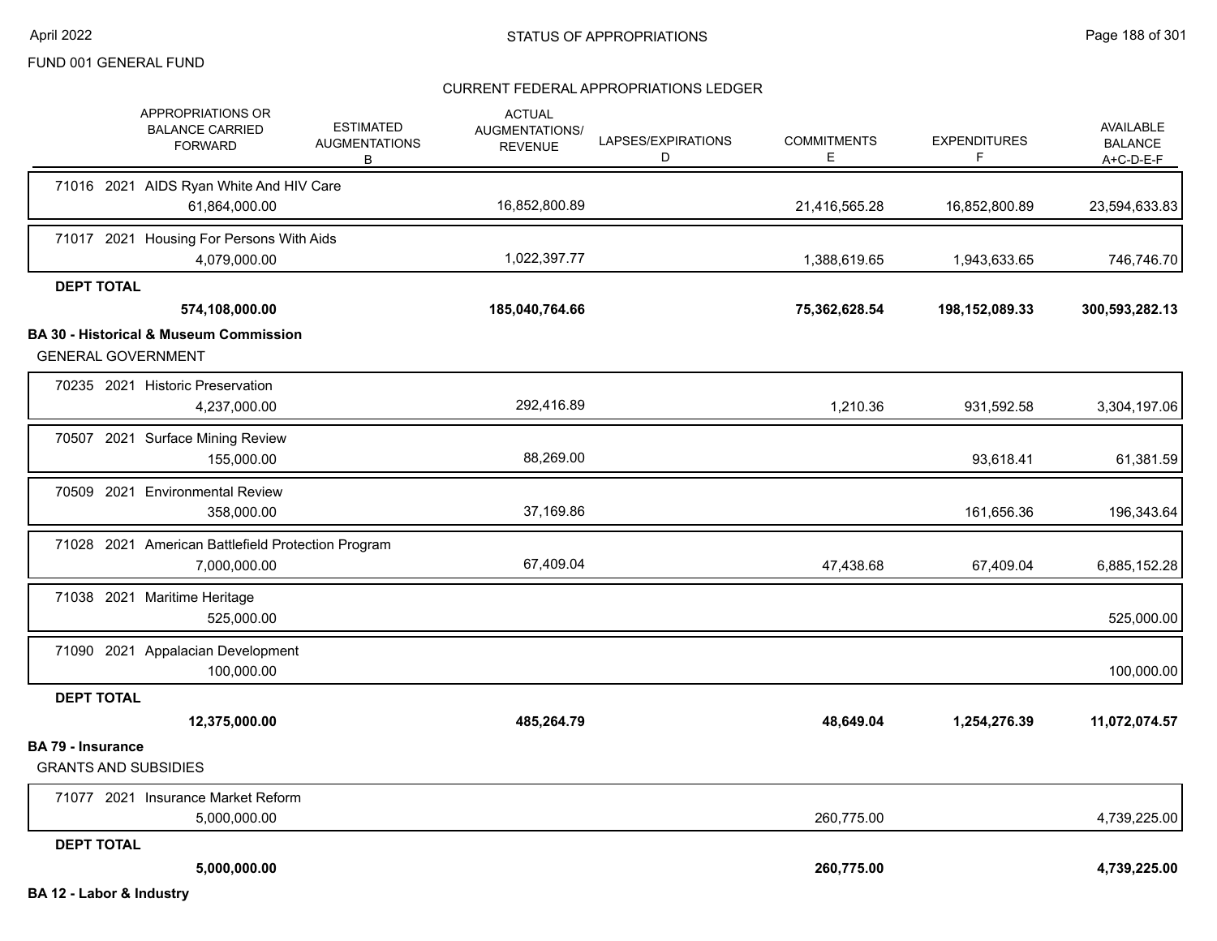FUND 001 GENERAL FUND

CURRENT FEDERAL APPROPRIATIONS LEDGER

| | APPROPRIATIONS OR BALANCE CARRIED FORWARD | ESTIMATED AUGMENTATIONS B | ACTUAL AUGMENTATIONS/ REVENUE | LAPSES/EXPIRATIONS D | COMMITMENTS E | EXPENDITURES F | AVAILABLE BALANCE A+C-D-E-F |
|---|---|---|---|---|---|---|---|
| 71016 2021 AIDS Ryan White And HIV Care | 61,864,000.00 | | 16,852,800.89 | | 21,416,565.28 | 16,852,800.89 | 23,594,633.83 |
| 71017 2021 Housing For Persons With Aids | 4,079,000.00 | | 1,022,397.77 | | 1,388,619.65 | 1,943,633.65 | 746,746.70 |
| **DEPT TOTAL** | **574,108,000.00** | | **185,040,764.66** | | **75,362,628.54** | **198,152,089.33** | **300,593,282.13** |

**BA 30 - Historical & Museum Commission**

GENERAL GOVERNMENT

| | APPROPRIATIONS OR BALANCE CARRIED FORWARD | ESTIMATED AUGMENTATIONS B | ACTUAL AUGMENTATIONS/ REVENUE | LAPSES/EXPIRATIONS D | COMMITMENTS E | EXPENDITURES F | AVAILABLE BALANCE A+C-D-E-F |
|---|---|---|---|---|---|---|---|
| 70235 2021 Historic Preservation | 4,237,000.00 | | 292,416.89 | | 1,210.36 | 931,592.58 | 3,304,197.06 |
| 70507 2021 Surface Mining Review | 155,000.00 | | 88,269.00 | | | 93,618.41 | 61,381.59 |
| 70509 2021 Environmental Review | 358,000.00 | | 37,169.86 | | | 161,656.36 | 196,343.64 |
| 71028 2021 American Battlefield Protection Program | 7,000,000.00 | | 67,409.04 | | 47,438.68 | 67,409.04 | 6,885,152.28 |
| 71038 2021 Maritime Heritage | 525,000.00 | | | | | | 525,000.00 |
| 71090 2021 Appalacian Development | 100,000.00 | | | | | | 100,000.00 |
| **DEPT TOTAL** | **12,375,000.00** | | **485,264.79** | | **48,649.04** | **1,254,276.39** | **11,072,074.57** |

**BA 79 - Insurance**

GRANTS AND SUBSIDIES

| | APPROPRIATIONS OR BALANCE CARRIED FORWARD | ESTIMATED AUGMENTATIONS B | ACTUAL AUGMENTATIONS/ REVENUE | LAPSES/EXPIRATIONS D | COMMITMENTS E | EXPENDITURES F | AVAILABLE BALANCE A+C-D-E-F |
|---|---|---|---|---|---|---|---|
| 71077 2021 Insurance Market Reform | 5,000,000.00 | | | | 260,775.00 | | 4,739,225.00 |
| **DEPT TOTAL** | **5,000,000.00** | | | | **260,775.00** | | **4,739,225.00** |

**BA 12 - Labor & Industry**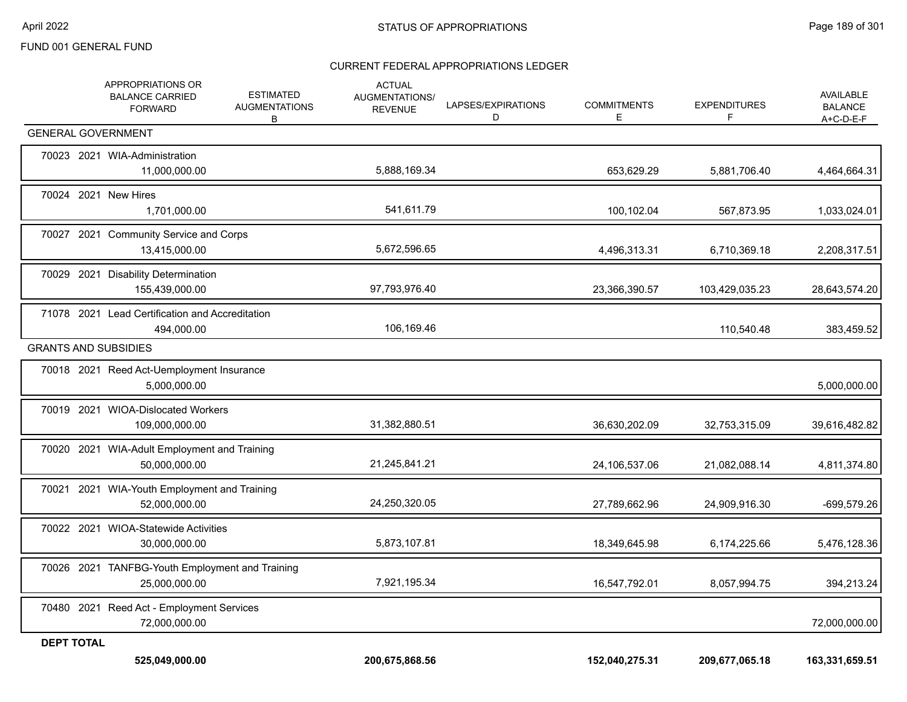FUND 001 GENERAL FUND

# STATUS OF APPROPRIATIONS

## CURRENT FEDERAL APPROPRIATIONS LEDGER

| | APPROPRIATIONS OR BALANCE CARRIED FORWARD | ESTIMATED AUGMENTATIONS B | ACTUAL AUGMENTATIONS/ REVENUE | LAPSES/EXPIRATIONS D | COMMITMENTS E | EXPENDITURES F | AVAILABLE BALANCE A+C-D-E-F |
|---|---|---|---|---|---|---|---|
| **GENERAL GOVERNMENT** | | | | | | | |
| 70023 2021 WIA-Administration | 11,000,000.00 | | 5,888,169.34 | | 653,629.29 | 5,881,706.40 | 4,464,664.31 |
| 70024 2021 New Hires | 1,701,000.00 | | 541,611.79 | | 100,102.04 | 567,873.95 | 1,033,024.01 |
| 70027 2021 Community Service and Corps | 13,415,000.00 | | 5,672,596.65 | | 4,496,313.31 | 6,710,369.18 | 2,208,317.51 |
| 70029 2021 Disability Determination | 155,439,000.00 | | 97,793,976.40 | | 23,366,390.57 | 103,429,035.23 | 28,643,574.20 |
| 71078 2021 Lead Certification and Accreditation | 494,000.00 | | 106,169.46 | | | 110,540.48 | 383,459.52 |
| **GRANTS AND SUBSIDIES** | | | | | | | |
| 70018 2021 Reed Act-Uemployment Insurance | 5,000,000.00 | | | | | | 5,000,000.00 |
| 70019 2021 WIOA-Dislocated Workers | 109,000,000.00 | | 31,382,880.51 | | 36,630,202.09 | 32,753,315.09 | 39,616,482.82 |
| 70020 2021 WIA-Adult Employment and Training | 50,000,000.00 | | 21,245,841.21 | | 24,106,537.06 | 21,082,088.14 | 4,811,374.80 |
| 70021 2021 WIA-Youth Employment and Training | 52,000,000.00 | | 24,250,320.05 | | 27,789,662.96 | 24,909,916.30 | -699,579.26 |
| 70022 2021 WIOA-Statewide Activities | 30,000,000.00 | | 5,873,107.81 | | 18,349,645.98 | 6,174,225.66 | 5,476,128.36 |
| 70026 2021 TANFBG-Youth Employment and Training | 25,000,000.00 | | 7,921,195.34 | | 16,547,792.01 | 8,057,994.75 | 394,213.24 |
| 70480 2021 Reed Act - Employment Services | 72,000,000.00 | | | | | | 72,000,000.00 |
| **DEPT TOTAL** | **525,049,000.00** | | **200,675,868.56** | | **152,040,275.31** | **209,677,065.18** | **163,331,659.51** |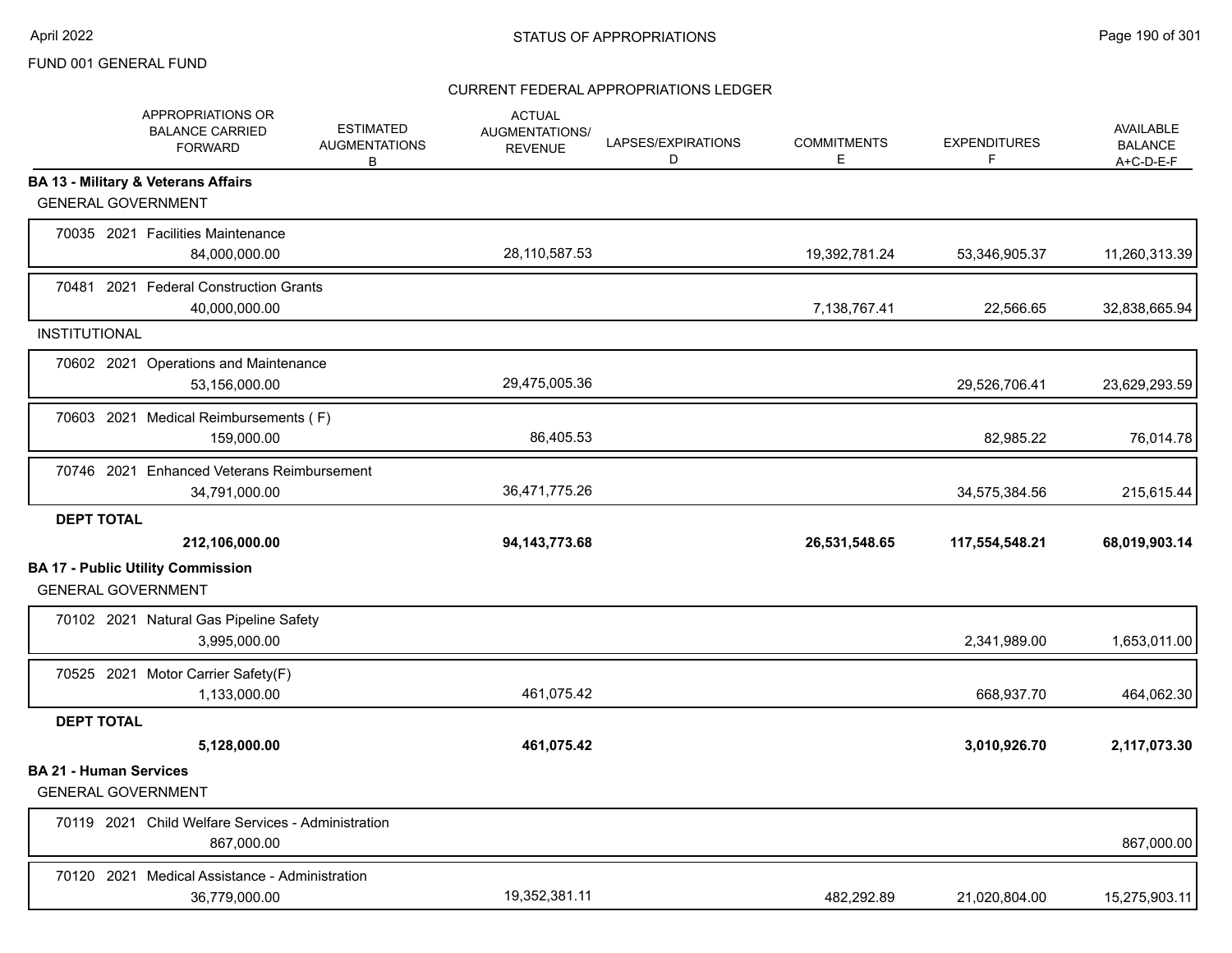FUND 001 GENERAL FUND

STATUS OF APPROPRIATIONS

CURRENT FEDERAL APPROPRIATIONS LEDGER

| APPROPRIATIONS OR BALANCE CARRIED FORWARD | ESTIMATED AUGMENTATIONS B | ACTUAL AUGMENTATIONS/ REVENUE | LAPSES/EXPIRATIONS D | COMMITMENTS E | EXPENDITURES F | AVAILABLE BALANCE A+C-D-E-F |
|---|---|---|---|---|---|---|
| **BA 13 - Military & Veterans Affairs** | | | | | | |
| GENERAL GOVERNMENT | | | | | | |
| 70035 2021 Facilities Maintenance | | | | | | |
| 84,000,000.00 | | 28,110,587.53 | | 19,392,781.24 | 53,346,905.37 | 11,260,313.39 |
| 70481 2021 Federal Construction Grants | | | | | | |
| 40,000,000.00 | | | | 7,138,767.41 | 22,566.65 | 32,838,665.94 |
| INSTITUTIONAL | | | | | | |
| 70602 2021 Operations and Maintenance | | | | | | |
| 53,156,000.00 | | 29,475,005.36 | | | 29,526,706.41 | 23,629,293.59 |
| 70603 2021 Medical Reimbursements ( F) | | | | | | |
| 159,000.00 | | 86,405.53 | | | 82,985.22 | 76,014.78 |
| 70746 2021 Enhanced Veterans Reimbursement | | | | | | |
| 34,791,000.00 | | 36,471,775.26 | | | 34,575,384.56 | 215,615.44 |
| **DEPT TOTAL** | | | | | | |
| **212,106,000.00** | | **94,143,773.68** | | **26,531,548.65** | **117,554,548.21** | **68,019,903.14** |
| **BA 17 - Public Utility Commission** | | | | | | |
| GENERAL GOVERNMENT | | | | | | |
| 70102 2021 Natural Gas Pipeline Safety | | | | | | |
| 3,995,000.00 | | | | | 2,341,989.00 | 1,653,011.00 |
| 70525 2021 Motor Carrier Safety(F) | | | | | | |
| 1,133,000.00 | | 461,075.42 | | | 668,937.70 | 464,062.30 |
| **DEPT TOTAL** | | | | | | |
| **5,128,000.00** | | **461,075.42** | | | **3,010,926.70** | **2,117,073.30** |
| **BA 21 - Human Services** | | | | | | |
| GENERAL GOVERNMENT | | | | | | |
| 70119 2021 Child Welfare Services - Administration | | | | | | |
| 867,000.00 | | | | | | 867,000.00 |
| 70120 2021 Medical Assistance - Administration | | | | | | |
| 36,779,000.00 | | 19,352,381.11 | | 482,292.89 | 21,020,804.00 | 15,275,903.11 |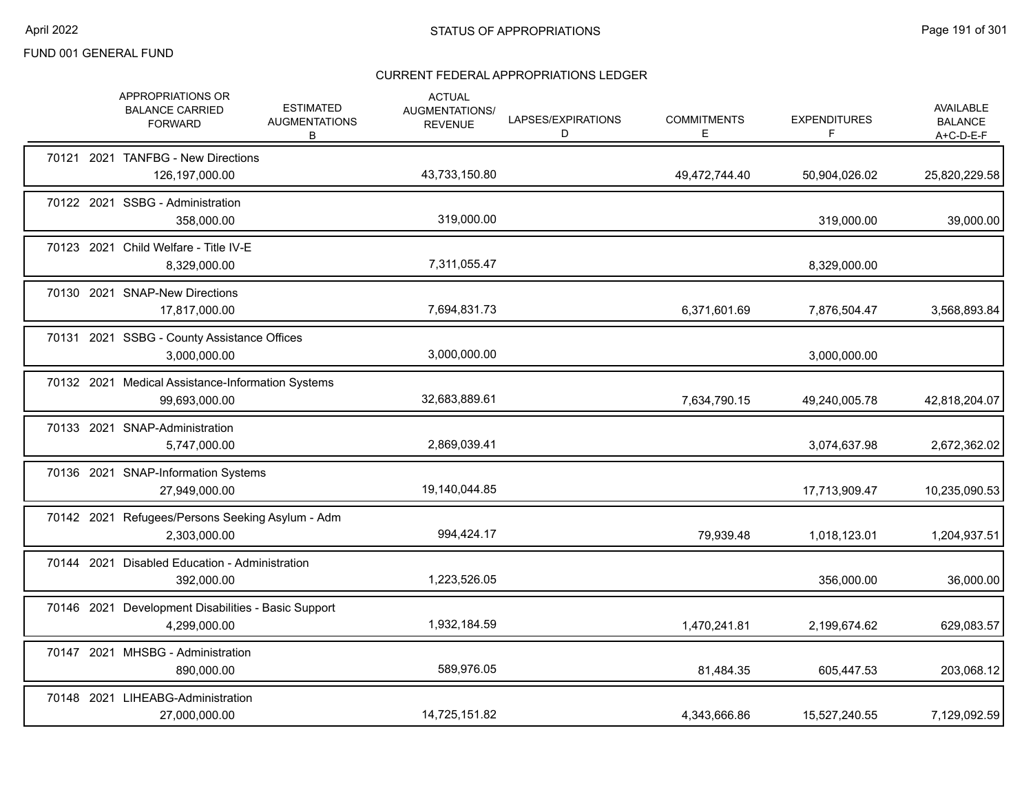FUND 001 GENERAL FUND

## CURRENT FEDERAL APPROPRIATIONS LEDGER

| | APPROPRIATIONS OR BALANCE CARRIED FORWARD | ESTIMATED AUGMENTATIONS B | ACTUAL AUGMENTATIONS/ REVENUE | LAPSES/EXPIRATIONS D | COMMITMENTS E | EXPENDITURES F | AVAILABLE BALANCE A+C-D-E-F |
|---|---|---|---|---|---|---|---|
| 70121 2021 TANFBG - New Directions | 126,197,000.00 | | 43,733,150.80 | | 49,472,744.40 | 50,904,026.02 | 25,820,229.58 |
| 70122 2021 SSBG - Administration | 358,000.00 | | 319,000.00 | | | 319,000.00 | 39,000.00 |
| 70123 2021 Child Welfare - Title IV-E | 8,329,000.00 | | 7,311,055.47 | | | 8,329,000.00 | |
| 70130 2021 SNAP-New Directions | 17,817,000.00 | | 7,694,831.73 | | 6,371,601.69 | 7,876,504.47 | 3,568,893.84 |
| 70131 2021 SSBG - County Assistance Offices | 3,000,000.00 | | 3,000,000.00 | | | 3,000,000.00 | |
| 70132 2021 Medical Assistance-Information Systems | 99,693,000.00 | | 32,683,889.61 | | 7,634,790.15 | 49,240,005.78 | 42,818,204.07 |
| 70133 2021 SNAP-Administration | 5,747,000.00 | | 2,869,039.41 | | | 3,074,637.98 | 2,672,362.02 |
| 70136 2021 SNAP-Information Systems | 27,949,000.00 | | 19,140,044.85 | | | 17,713,909.47 | 10,235,090.53 |
| 70142 2021 Refugees/Persons Seeking Asylum - Adm | 2,303,000.00 | | 994,424.17 | | 79,939.48 | 1,018,123.01 | 1,204,937.51 |
| 70144 2021 Disabled Education - Administration | 392,000.00 | | 1,223,526.05 | | | 356,000.00 | 36,000.00 |
| 70146 2021 Development Disabilities - Basic Support | 4,299,000.00 | | 1,932,184.59 | | 1,470,241.81 | 2,199,674.62 | 629,083.57 |
| 70147 2021 MHSBG - Administration | 890,000.00 | | 589,976.05 | | 81,484.35 | 605,447.53 | 203,068.12 |
| 70148 2021 LIHEABG-Administration | 27,000,000.00 | | 14,725,151.82 | | 4,343,666.86 | 15,527,240.55 | 7,129,092.59 |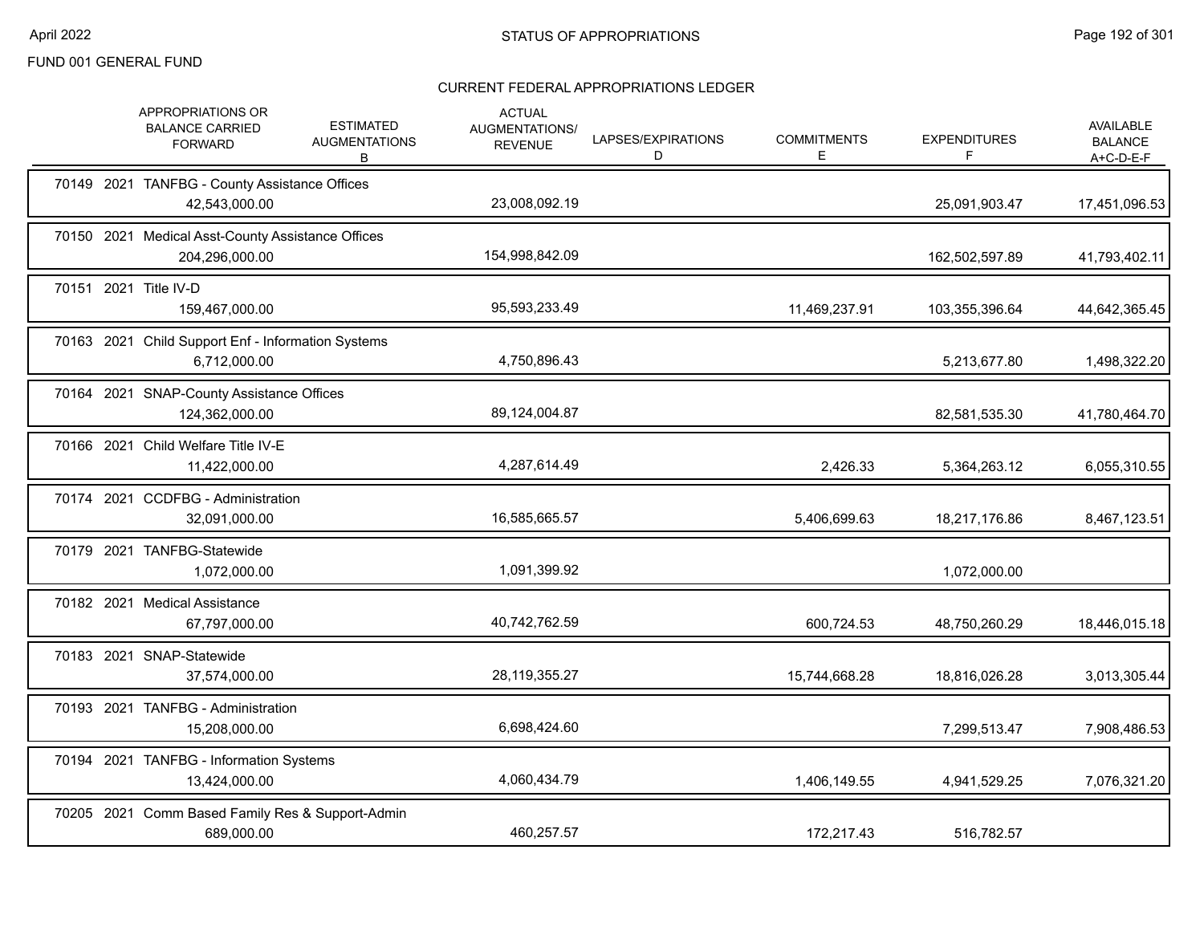FUND 001 GENERAL FUND

## STATUS OF APPROPRIATIONS

### CURRENT FEDERAL APPROPRIATIONS LEDGER

| | APPROPRIATIONS OR BALANCE CARRIED FORWARD | ESTIMATED AUGMENTATIONS B | ACTUAL AUGMENTATIONS/ REVENUE | LAPSES/EXPIRATIONS D | COMMITMENTS E | EXPENDITURES F | AVAILABLE BALANCE A+C-D-E-F |
|---|---|---|---|---|---|---|---|
| 70149 2021 TANFBG - County Assistance Offices | 42,543,000.00 | | 23,008,092.19 | | | 25,091,903.47 | 17,451,096.53 |
| 70150 2021 Medical Asst-County Assistance Offices | 204,296,000.00 | | 154,998,842.09 | | | 162,502,597.89 | 41,793,402.11 |
| 70151 2021 Title IV-D | 159,467,000.00 | | 95,593,233.49 | | 11,469,237.91 | 103,355,396.64 | 44,642,365.45 |
| 70163 2021 Child Support Enf - Information Systems | 6,712,000.00 | | 4,750,896.43 | | | 5,213,677.80 | 1,498,322.20 |
| 70164 2021 SNAP-County Assistance Offices | 124,362,000.00 | | 89,124,004.87 | | | 82,581,535.30 | 41,780,464.70 |
| 70166 2021 Child Welfare Title IV-E | 11,422,000.00 | | 4,287,614.49 | | 2,426.33 | 5,364,263.12 | 6,055,310.55 |
| 70174 2021 CCDFBG - Administration | 32,091,000.00 | | 16,585,665.57 | | 5,406,699.63 | 18,217,176.86 | 8,467,123.51 |
| 70179 2021 TANFBG-Statewide | 1,072,000.00 | | 1,091,399.92 | | | 1,072,000.00 | |
| 70182 2021 Medical Assistance | 67,797,000.00 | | 40,742,762.59 | | 600,724.53 | 48,750,260.29 | 18,446,015.18 |
| 70183 2021 SNAP-Statewide | 37,574,000.00 | | 28,119,355.27 | | 15,744,668.28 | 18,816,026.28 | 3,013,305.44 |
| 70193 2021 TANFBG - Administration | 15,208,000.00 | | 6,698,424.60 | | | 7,299,513.47 | 7,908,486.53 |
| 70194 2021 TANFBG - Information Systems | 13,424,000.00 | | 4,060,434.79 | | 1,406,149.55 | 4,941,529.25 | 7,076,321.20 |
| 70205 2021 Comm Based Family Res & Support-Admin | 689,000.00 | | 460,257.57 | | 172,217.43 | 516,782.57 | |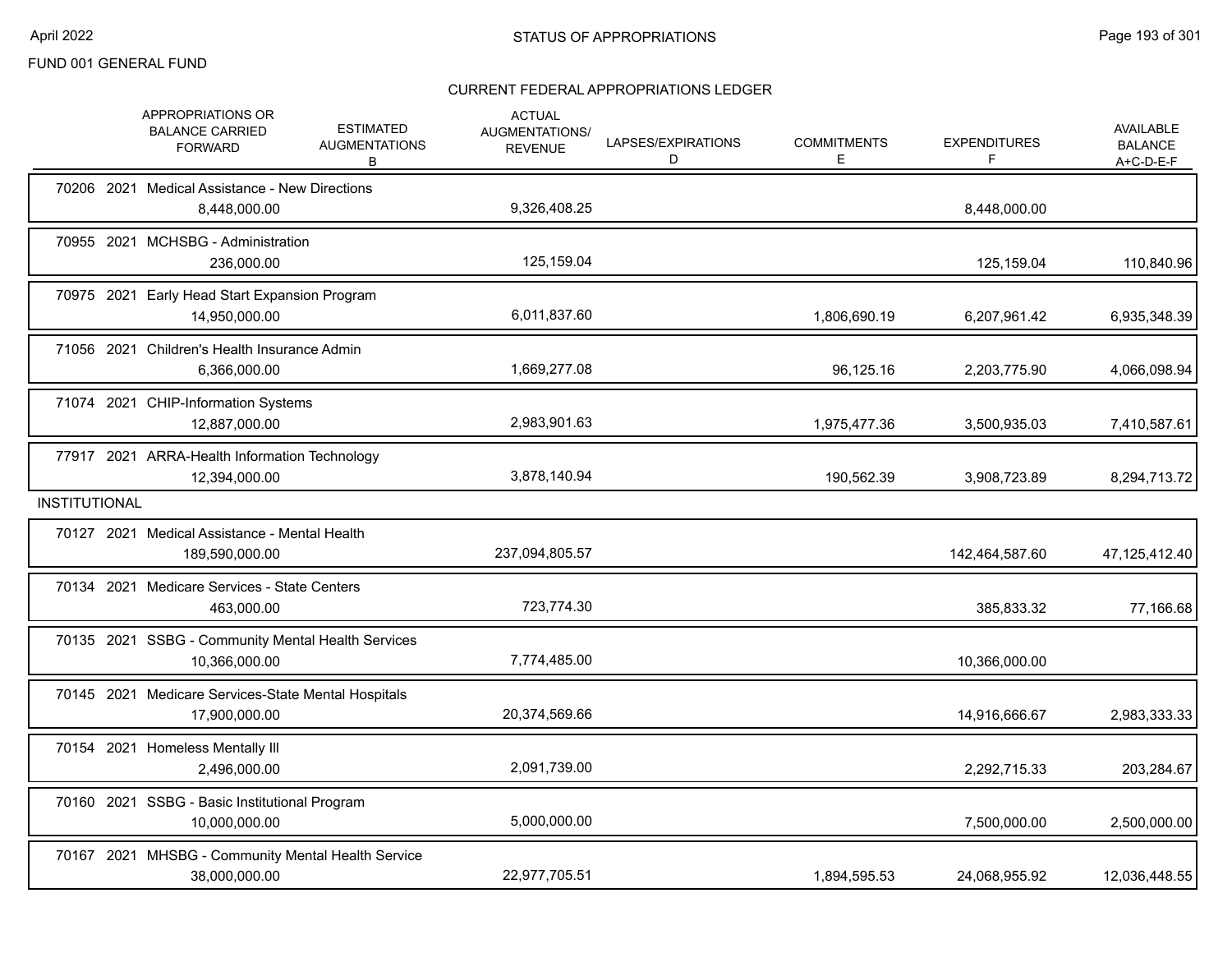FUND 001 GENERAL FUND

## STATUS OF APPROPRIATIONS

### CURRENT FEDERAL APPROPRIATIONS LEDGER

| | APPROPRIATIONS OR BALANCE CARRIED FORWARD | ESTIMATED AUGMENTATIONS B | ACTUAL AUGMENTATIONS/ REVENUE | LAPSES/EXPIRATIONS D | COMMITMENTS E | EXPENDITURES F | AVAILABLE BALANCE A+C-D-E-F |
|---|---|---|---|---|---|---|---|
| 70206 2021 Medical Assistance - New Directions | 8,448,000.00 | | 9,326,408.25 | | | 8,448,000.00 | |
| 70955 2021 MCHSBG - Administration | 236,000.00 | | 125,159.04 | | | 125,159.04 | 110,840.96 |
| 70975 2021 Early Head Start Expansion Program | 14,950,000.00 | | 6,011,837.60 | | 1,806,690.19 | 6,207,961.42 | 6,935,348.39 |
| 71056 2021 Children's Health Insurance Admin | 6,366,000.00 | | 1,669,277.08 | | 96,125.16 | 2,203,775.90 | 4,066,098.94 |
| 71074 2021 CHIP-Information Systems | 12,887,000.00 | | 2,983,901.63 | | 1,975,477.36 | 3,500,935.03 | 7,410,587.61 |
| 77917 2021 ARRA-Health Information Technology | 12,394,000.00 | | 3,878,140.94 | | 190,562.39 | 3,908,723.89 | 8,294,713.72 |
| **INSTITUTIONAL** | | | | | | | |
| 70127 2021 Medical Assistance - Mental Health | 189,590,000.00 | | 237,094,805.57 | | | 142,464,587.60 | 47,125,412.40 |
| 70134 2021 Medicare Services - State Centers | 463,000.00 | | 723,774.30 | | | 385,833.32 | 77,166.68 |
| 70135 2021 SSBG - Community Mental Health Services | 10,366,000.00 | | 7,774,485.00 | | | 10,366,000.00 | |
| 70145 2021 Medicare Services-State Mental Hospitals | 17,900,000.00 | | 20,374,569.66 | | | 14,916,666.67 | 2,983,333.33 |
| 70154 2021 Homeless Mentally Ill | 2,496,000.00 | | 2,091,739.00 | | | 2,292,715.33 | 203,284.67 |
| 70160 2021 SSBG - Basic Institutional Program | 10,000,000.00 | | 5,000,000.00 | | | 7,500,000.00 | 2,500,000.00 |
| 70167 2021 MHSBG - Community Mental Health Service | 38,000,000.00 | | 22,977,705.51 | | 1,894,595.53 | 24,068,955.92 | 12,036,448.55 |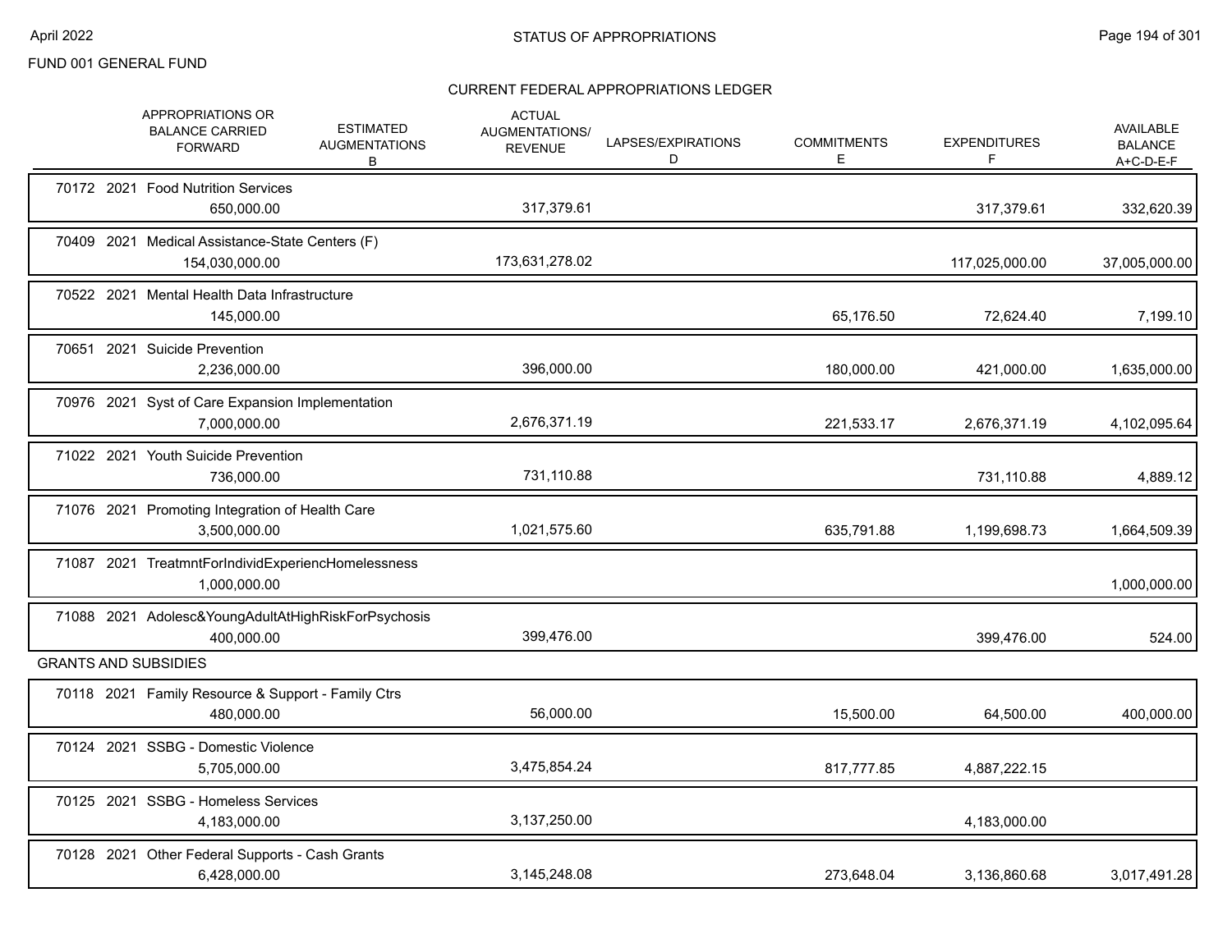FUND 001 GENERAL FUND

CURRENT FEDERAL APPROPRIATIONS LEDGER

| | APPROPRIATIONS OR BALANCE CARRIED FORWARD | ESTIMATED AUGMENTATIONS B | ACTUAL AUGMENTATIONS/ REVENUE | LAPSES/EXPIRATIONS D | COMMITMENTS E | EXPENDITURES F | AVAILABLE BALANCE A+C-D-E-F |
|---|---|---|---|---|---|---|---|
| 70172 2021 Food Nutrition Services | 650,000.00 | | 317,379.61 | | | 317,379.61 | 332,620.39 |
| 70409 2021 Medical Assistance-State Centers (F) | 154,030,000.00 | | 173,631,278.02 | | | 117,025,000.00 | 37,005,000.00 |
| 70522 2021 Mental Health Data Infrastructure | 145,000.00 | | | | 65,176.50 | 72,624.40 | 7,199.10 |
| 70651 2021 Suicide Prevention | 2,236,000.00 | | 396,000.00 | | 180,000.00 | 421,000.00 | 1,635,000.00 |
| 70976 2021 Syst of Care Expansion Implementation | 7,000,000.00 | | 2,676,371.19 | | 221,533.17 | 2,676,371.19 | 4,102,095.64 |
| 71022 2021 Youth Suicide Prevention | 736,000.00 | | 731,110.88 | | | 731,110.88 | 4,889.12 |
| 71076 2021 Promoting Integration of Health Care | 3,500,000.00 | | 1,021,575.60 | | 635,791.88 | 1,199,698.73 | 1,664,509.39 |
| 71087 2021 TreatmntForIndividExperiencHomelessness | 1,000,000.00 | | | | | | 1,000,000.00 |
| 71088 2021 Adolesc&YoungAdultAtHighRiskForPsychosis | 400,000.00 | | 399,476.00 | | | 399,476.00 | 524.00 |
| **GRANTS AND SUBSIDIES** | | | | | | | |
| 70118 2021 Family Resource & Support - Family Ctrs | 480,000.00 | | 56,000.00 | | 15,500.00 | 64,500.00 | 400,000.00 |
| 70124 2021 SSBG - Domestic Violence | 5,705,000.00 | | 3,475,854.24 | | 817,777.85 | 4,887,222.15 | |
| 70125 2021 SSBG - Homeless Services | 4,183,000.00 | | 3,137,250.00 | | | 4,183,000.00 | |
| 70128 2021 Other Federal Supports - Cash Grants | 6,428,000.00 | | 3,145,248.08 | | 273,648.04 | 3,136,860.68 | 3,017,491.28 |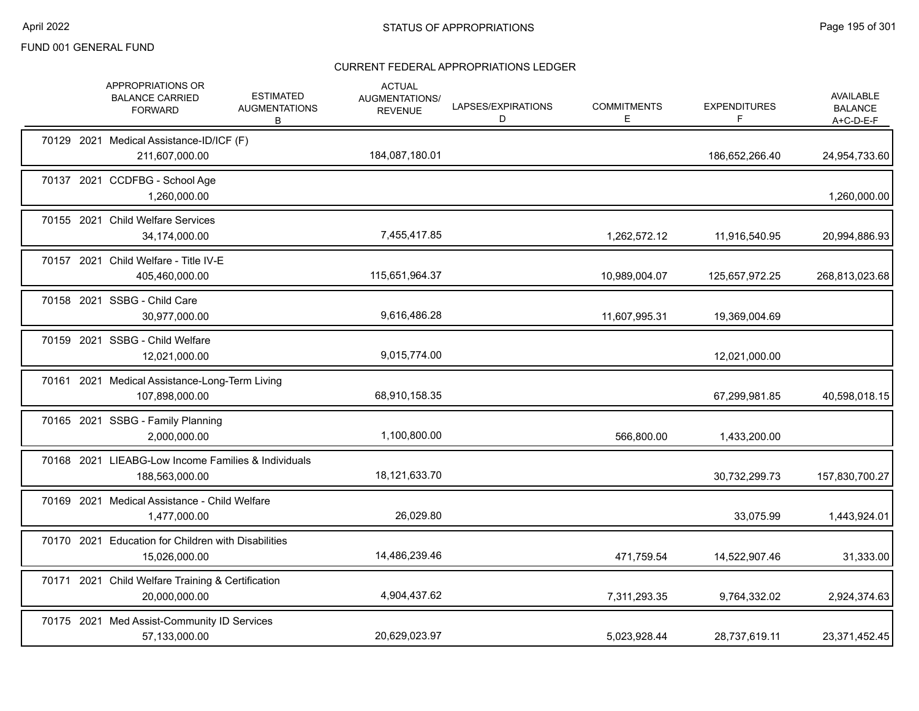FUND 001 GENERAL FUND

## CURRENT FEDERAL APPROPRIATIONS LEDGER

| | APPROPRIATIONS OR BALANCE CARRIED FORWARD | ESTIMATED AUGMENTATIONS B | ACTUAL AUGMENTATIONS/ REVENUE | LAPSES/EXPIRATIONS D | COMMITMENTS E | EXPENDITURES F | AVAILABLE BALANCE A+C-D-E-F |
|---|---|---|---|---|---|---|---|
| 70129 2021 Medical Assistance-ID/ICF (F) | 211,607,000.00 | | 184,087,180.01 | | | 186,652,266.40 | 24,954,733.60 |
| 70137 2021 CCDFBG - School Age | 1,260,000.00 | | | | | | 1,260,000.00 |
| 70155 2021 Child Welfare Services | 34,174,000.00 | | 7,455,417.85 | | 1,262,572.12 | 11,916,540.95 | 20,994,886.93 |
| 70157 2021 Child Welfare - Title IV-E | 405,460,000.00 | | 115,651,964.37 | | 10,989,004.07 | 125,657,972.25 | 268,813,023.68 |
| 70158 2021 SSBG - Child Care | 30,977,000.00 | | 9,616,486.28 | | 11,607,995.31 | 19,369,004.69 | |
| 70159 2021 SSBG - Child Welfare | 12,021,000.00 | | 9,015,774.00 | | | 12,021,000.00 | |
| 70161 2021 Medical Assistance-Long-Term Living | 107,898,000.00 | | 68,910,158.35 | | | 67,299,981.85 | 40,598,018.15 |
| 70165 2021 SSBG - Family Planning | 2,000,000.00 | | 1,100,800.00 | | 566,800.00 | 1,433,200.00 | |
| 70168 2021 LIEABG-Low Income Families & Individuals | 188,563,000.00 | | 18,121,633.70 | | | 30,732,299.73 | 157,830,700.27 |
| 70169 2021 Medical Assistance - Child Welfare | 1,477,000.00 | | 26,029.80 | | | 33,075.99 | 1,443,924.01 |
| 70170 2021 Education for Children with Disabilities | 15,026,000.00 | | 14,486,239.46 | | 471,759.54 | 14,522,907.46 | 31,333.00 |
| 70171 2021 Child Welfare Training & Certification | 20,000,000.00 | | 4,904,437.62 | | 7,311,293.35 | 9,764,332.02 | 2,924,374.63 |
| 70175 2021 Med Assist-Community ID Services | 57,133,000.00 | | 20,629,023.97 | | 5,023,928.44 | 28,737,619.11 | 23,371,452.45 |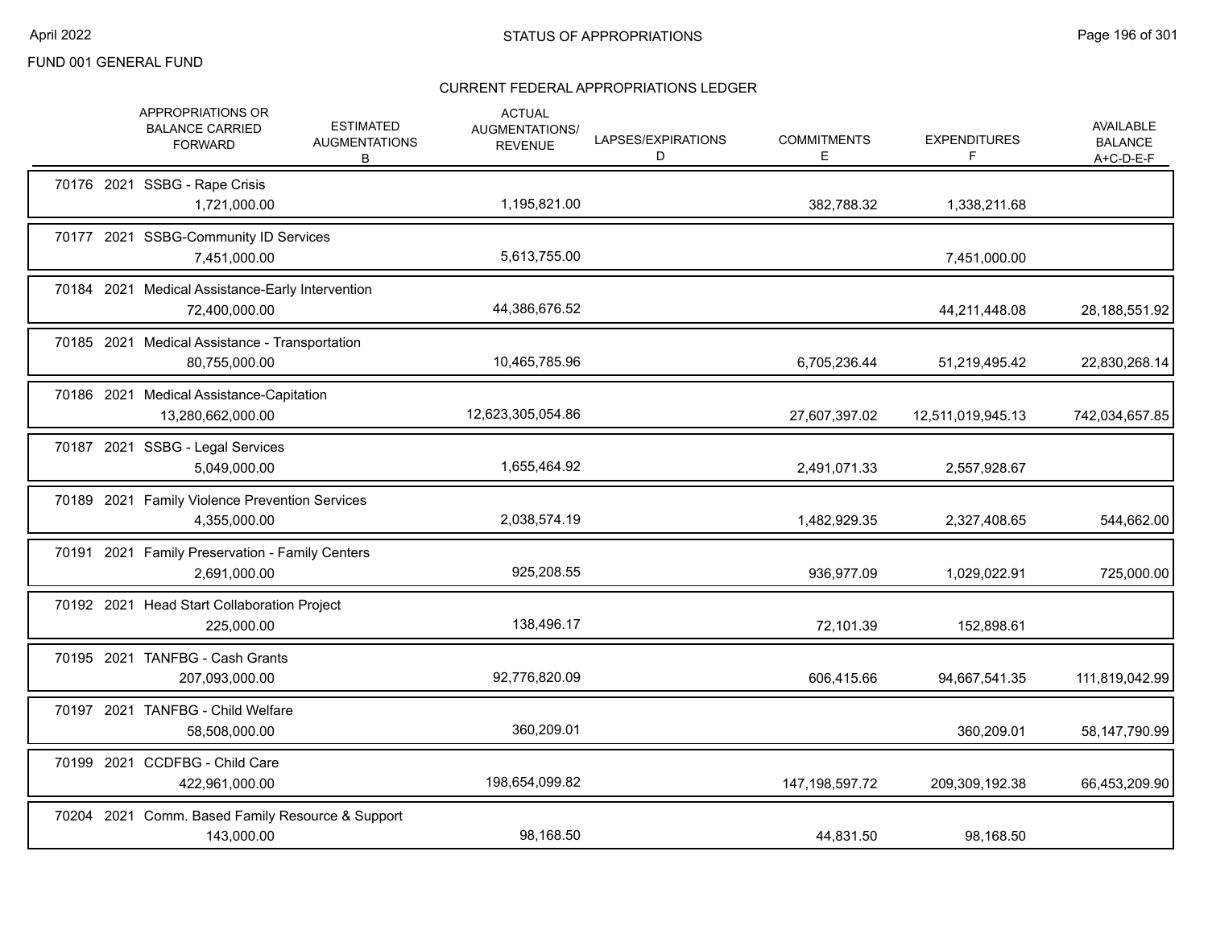FUND 001 GENERAL FUND

## CURRENT FEDERAL APPROPRIATIONS LEDGER

| | APPROPRIATIONS OR BALANCE CARRIED FORWARD | ESTIMATED AUGMENTATIONS B | ACTUAL AUGMENTATIONS/ REVENUE | LAPSES/EXPIRATIONS D | COMMITMENTS E | EXPENDITURES F | AVAILABLE BALANCE A+C-D-E-F |
|---|---|---|---|---|---|---|---|
| 70176 2021 SSBG - Rape Crisis | 1,721,000.00 | | 1,195,821.00 | | 382,788.32 | 1,338,211.68 | |
| 70177 2021 SSBG-Community ID Services | 7,451,000.00 | | 5,613,755.00 | | | 7,451,000.00 | |
| 70184 2021 Medical Assistance-Early Intervention | 72,400,000.00 | | 44,386,676.52 | | | 44,211,448.08 | 28,188,551.92 |
| 70185 2021 Medical Assistance - Transportation | 80,755,000.00 | | 10,465,785.96 | | 6,705,236.44 | 51,219,495.42 | 22,830,268.14 |
| 70186 2021 Medical Assistance-Capitation | 13,280,662,000.00 | | 12,623,305,054.86 | | 27,607,397.02 | 12,511,019,945.13 | 742,034,657.85 |
| 70187 2021 SSBG - Legal Services | 5,049,000.00 | | 1,655,464.92 | | 2,491,071.33 | 2,557,928.67 | |
| 70189 2021 Family Violence Prevention Services | 4,355,000.00 | | 2,038,574.19 | | 1,482,929.35 | 2,327,408.65 | 544,662.00 |
| 70191 2021 Family Preservation - Family Centers | 2,691,000.00 | | 925,208.55 | | 936,977.09 | 1,029,022.91 | 725,000.00 |
| 70192 2021 Head Start Collaboration Project | 225,000.00 | | 138,496.17 | | 72,101.39 | 152,898.61 | |
| 70195 2021 TANFBG - Cash Grants | 207,093,000.00 | | 92,776,820.09 | | 606,415.66 | 94,667,541.35 | 111,819,042.99 |
| 70197 2021 TANFBG - Child Welfare | 58,508,000.00 | | 360,209.01 | | | 360,209.01 | 58,147,790.99 |
| 70199 2021 CCDFBG - Child Care | 422,961,000.00 | | 198,654,099.82 | | 147,198,597.72 | 209,309,192.38 | 66,453,209.90 |
| 70204 2021 Comm. Based Family Resource & Support | 143,000.00 | | 98,168.50 | | 44,831.50 | 98,168.50 | |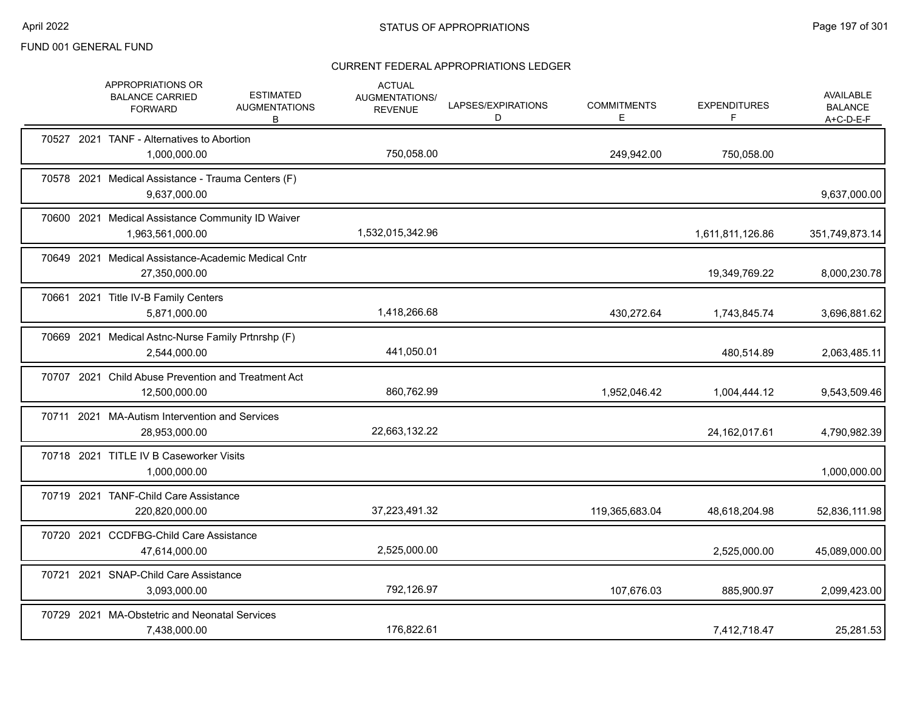FUND 001 GENERAL FUND

CURRENT FEDERAL APPROPRIATIONS LEDGER

| | APPROPRIATIONS OR BALANCE CARRIED FORWARD | ESTIMATED AUGMENTATIONS B | ACTUAL AUGMENTATIONS/ REVENUE | LAPSES/EXPIRATIONS D | COMMITMENTS E | EXPENDITURES F | AVAILABLE BALANCE A+C-D-E-F |
|---|---|---|---|---|---|---|---|
| 70527 2021 TANF - Alternatives to Abortion | 1,000,000.00 | | 750,058.00 | | 249,942.00 | 750,058.00 | |
| 70578 2021 Medical Assistance - Trauma Centers (F) | 9,637,000.00 | | | | | | 9,637,000.00 |
| 70600 2021 Medical Assistance Community ID Waiver | 1,963,561,000.00 | | 1,532,015,342.96 | | | 1,611,811,126.86 | 351,749,873.14 |
| 70649 2021 Medical Assistance-Academic Medical Cntr | 27,350,000.00 | | | | | 19,349,769.22 | 8,000,230.78 |
| 70661 2021 Title IV-B Family Centers | 5,871,000.00 | | 1,418,266.68 | | 430,272.64 | 1,743,845.74 | 3,696,881.62 |
| 70669 2021 Medical Astnc-Nurse Family Prtnrshp (F) | 2,544,000.00 | | 441,050.01 | | | 480,514.89 | 2,063,485.11 |
| 70707 2021 Child Abuse Prevention and Treatment Act | 12,500,000.00 | | 860,762.99 | | 1,952,046.42 | 1,004,444.12 | 9,543,509.46 |
| 70711 2021 MA-Autism Intervention and Services | 28,953,000.00 | | 22,663,132.22 | | | 24,162,017.61 | 4,790,982.39 |
| 70718 2021 TITLE IV B Caseworker Visits | 1,000,000.00 | | | | | | 1,000,000.00 |
| 70719 2021 TANF-Child Care Assistance | 220,820,000.00 | | 37,223,491.32 | | 119,365,683.04 | 48,618,204.98 | 52,836,111.98 |
| 70720 2021 CCDFBG-Child Care Assistance | 47,614,000.00 | | 2,525,000.00 | | | 2,525,000.00 | 45,089,000.00 |
| 70721 2021 SNAP-Child Care Assistance | 3,093,000.00 | | 792,126.97 | | 107,676.03 | 885,900.97 | 2,099,423.00 |
| 70729 2021 MA-Obstetric and Neonatal Services | 7,438,000.00 | | 176,822.61 | | | 7,412,718.47 | 25,281.53 |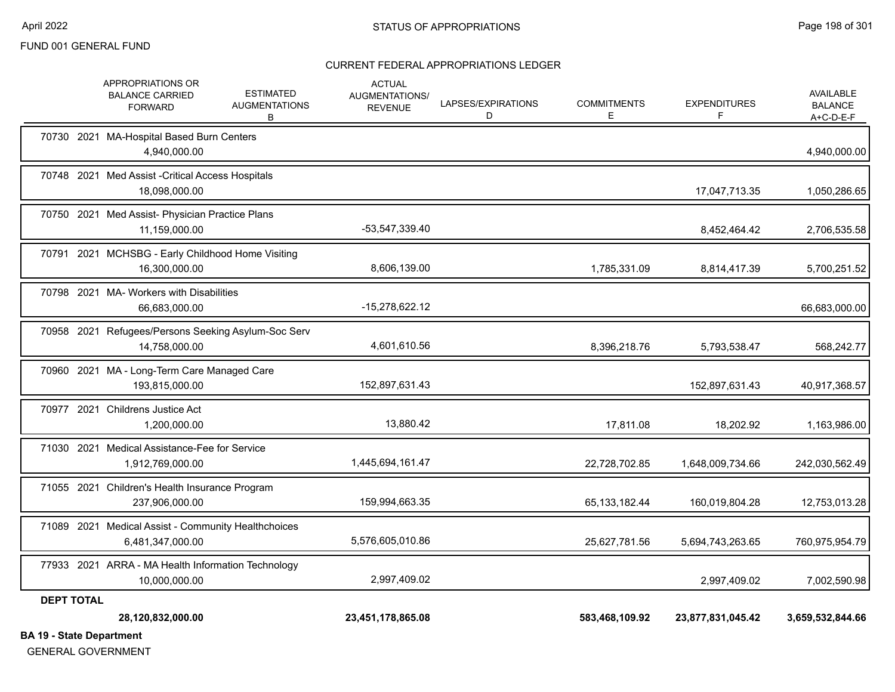FUND 001 GENERAL FUND

CURRENT FEDERAL APPROPRIATIONS LEDGER

| | APPROPRIATIONS OR BALANCE CARRIED FORWARD | ESTIMATED AUGMENTATIONS B | ACTUAL AUGMENTATIONS/ REVENUE | LAPSES/EXPIRATIONS D | COMMITMENTS E | EXPENDITURES F | AVAILABLE BALANCE A+C-D-E-F |
|---|---|---|---|---|---|---|---|
| 70730 2021 MA-Hospital Based Burn Centers | 4,940,000.00 | | | | | | 4,940,000.00 |
| 70748 2021 Med Assist -Critical Access Hospitals | 18,098,000.00 | | | | | 17,047,713.35 | 1,050,286.65 |
| 70750 2021 Med Assist- Physician Practice Plans | 11,159,000.00 | | -53,547,339.40 | | | 8,452,464.42 | 2,706,535.58 |
| 70791 2021 MCHSBG - Early Childhood Home Visiting | 16,300,000.00 | | 8,606,139.00 | | 1,785,331.09 | 8,814,417.39 | 5,700,251.52 |
| 70798 2021 MA- Workers with Disabilities | 66,683,000.00 | | -15,278,622.12 | | | | 66,683,000.00 |
| 70958 2021 Refugees/Persons Seeking Asylum-Soc Serv | 14,758,000.00 | | 4,601,610.56 | | 8,396,218.76 | 5,793,538.47 | 568,242.77 |
| 70960 2021 MA - Long-Term Care Managed Care | 193,815,000.00 | | 152,897,631.43 | | | 152,897,631.43 | 40,917,368.57 |
| 70977 2021 Childrens Justice Act | 1,200,000.00 | | 13,880.42 | | 17,811.08 | 18,202.92 | 1,163,986.00 |
| 71030 2021 Medical Assistance-Fee for Service | 1,912,769,000.00 | | 1,445,694,161.47 | | 22,728,702.85 | 1,648,009,734.66 | 242,030,562.49 |
| 71055 2021 Children's Health Insurance Program | 237,906,000.00 | | 159,994,663.35 | | 65,133,182.44 | 160,019,804.28 | 12,753,013.28 |
| 71089 2021 Medical Assist - Community Healthchoices | 6,481,347,000.00 | | 5,576,605,010.86 | | 25,627,781.56 | 5,694,743,263.65 | 760,975,954.79 |
| 77933 2021 ARRA - MA Health Information Technology | 10,000,000.00 | | 2,997,409.02 | | | 2,997,409.02 | 7,002,590.98 |
| **DEPT TOTAL** | **28,120,832,000.00** | | **23,451,178,865.08** | | **583,468,109.92** | **23,877,831,045.42** | **3,659,532,844.66** |

**BA 19 - State Department**

GENERAL GOVERNMENT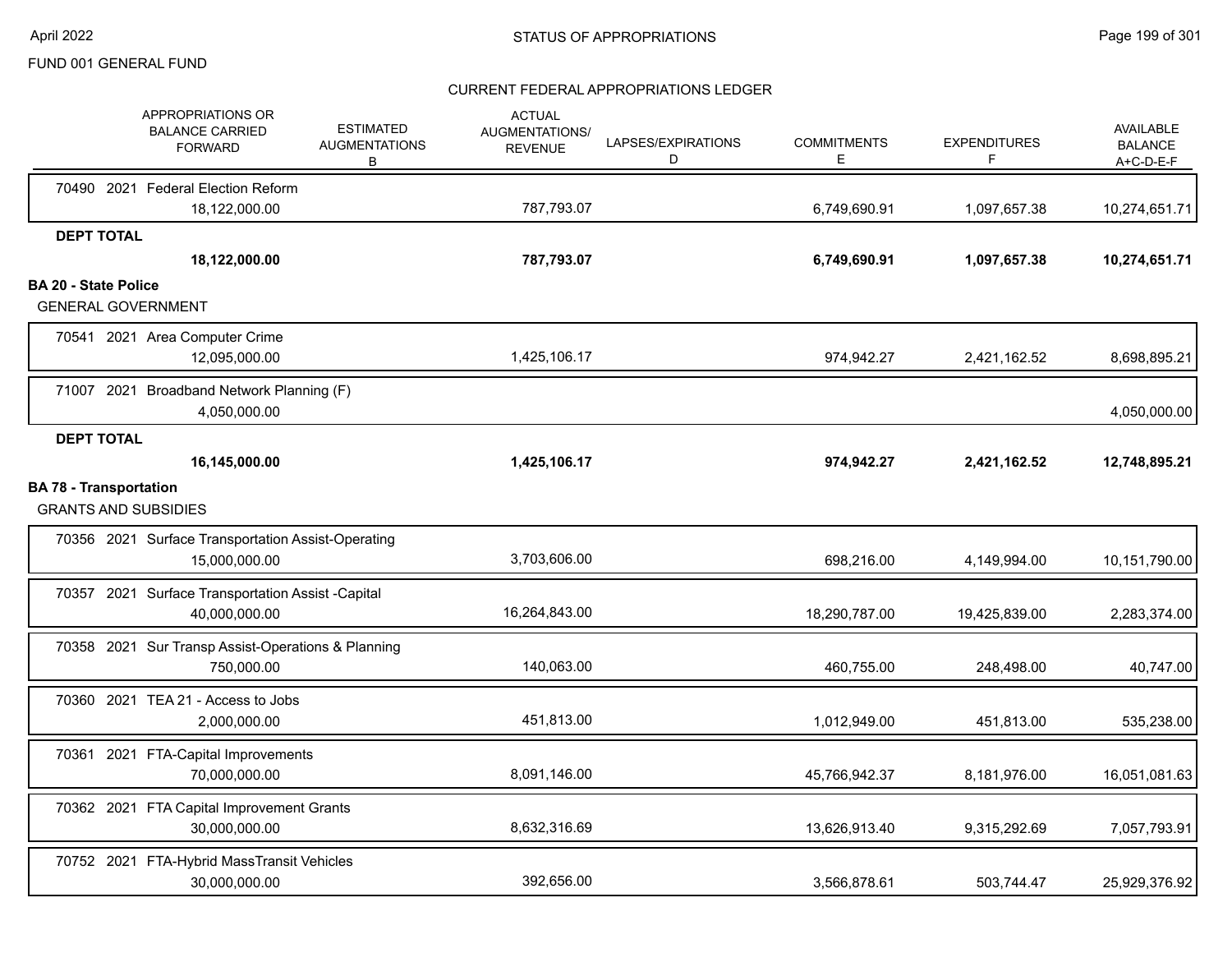FUND 001 GENERAL FUND

## CURRENT FEDERAL APPROPRIATIONS LEDGER

| APPROPRIATIONS OR BALANCE CARRIED FORWARD | ESTIMATED AUGMENTATIONS B | ACTUAL AUGMENTATIONS/ REVENUE | LAPSES/EXPIRATIONS D | COMMITMENTS E | EXPENDITURES F | AVAILABLE BALANCE A+C-D-E-F |
|---|---|---|---|---|---|---|
| 70490 2021 Federal Election Reform | | | | | | |
| 18,122,000.00 | | 787,793.07 | | 6,749,690.91 | 1,097,657.38 | 10,274,651.71 |
| **DEPT TOTAL** | | | | | | |
| **18,122,000.00** | | **787,793.07** | | **6,749,690.91** | **1,097,657.38** | **10,274,651.71** |
| **BA 20 - State Police** | | | | | | |
| GENERAL GOVERNMENT | | | | | | |
| 70541 2021 Area Computer Crime | | | | | | |
| 12,095,000.00 | | 1,425,106.17 | | 974,942.27 | 2,421,162.52 | 8,698,895.21 |
| 71007 2021 Broadband Network Planning (F) | | | | | | |
| 4,050,000.00 | | | | | | 4,050,000.00 |
| **DEPT TOTAL** | | | | | | |
| **16,145,000.00** | | **1,425,106.17** | | **974,942.27** | **2,421,162.52** | **12,748,895.21** |
| **BA 78 - Transportation** | | | | | | |
| GRANTS AND SUBSIDIES | | | | | | |
| 70356 2021 Surface Transportation Assist-Operating | | | | | | |
| 15,000,000.00 | | 3,703,606.00 | | 698,216.00 | 4,149,994.00 | 10,151,790.00 |
| 70357 2021 Surface Transportation Assist -Capital | | | | | | |
| 40,000,000.00 | | 16,264,843.00 | | 18,290,787.00 | 19,425,839.00 | 2,283,374.00 |
| 70358 2021 Sur Transp Assist-Operations & Planning | | | | | | |
| 750,000.00 | | 140,063.00 | | 460,755.00 | 248,498.00 | 40,747.00 |
| 70360 2021 TEA 21 - Access to Jobs | | | | | | |
| 2,000,000.00 | | 451,813.00 | | 1,012,949.00 | 451,813.00 | 535,238.00 |
| 70361 2021 FTA-Capital Improvements | | | | | | |
| 70,000,000.00 | | 8,091,146.00 | | 45,766,942.37 | 8,181,976.00 | 16,051,081.63 |
| 70362 2021 FTA Capital Improvement Grants | | | | | | |
| 30,000,000.00 | | 8,632,316.69 | | 13,626,913.40 | 9,315,292.69 | 7,057,793.91 |
| 70752 2021 FTA-Hybrid MassTransit Vehicles | | | | | | |
| 30,000,000.00 | | 392,656.00 | | 3,566,878.61 | 503,744.47 | 25,929,376.92 |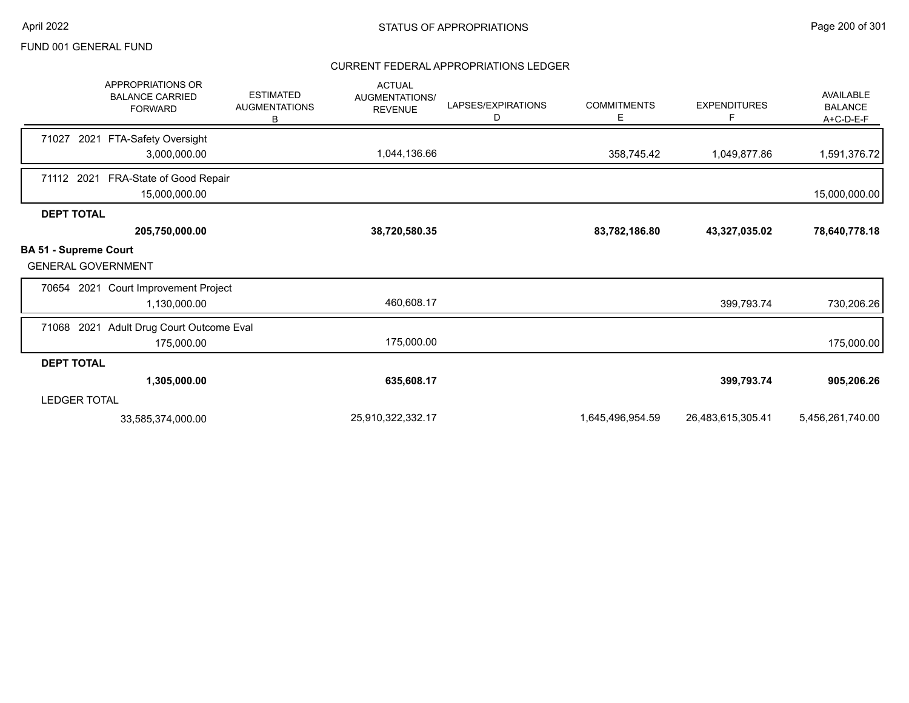FUND 001 GENERAL FUND

## CURRENT FEDERAL APPROPRIATIONS LEDGER

| APPROPRIATIONS OR BALANCE CARRIED FORWARD | ESTIMATED AUGMENTATIONS B | ACTUAL AUGMENTATIONS/ REVENUE | LAPSES/EXPIRATIONS D | COMMITMENTS E | EXPENDITURES F | AVAILABLE BALANCE A+C-D-E-F |
|---|---|---|---|---|---|---|
| 71027 2021 FTA-Safety Oversight | | | | | | |
| 3,000,000.00 | | 1,044,136.66 | | 358,745.42 | 1,049,877.86 | 1,591,376.72 |
| 71112 2021 FRA-State of Good Repair | | | | | | |
| 15,000,000.00 | | | | | | 15,000,000.00 |
| **DEPT TOTAL** | | | | | | |
| **205,750,000.00** | | **38,720,580.35** | | **83,782,186.80** | **43,327,035.02** | **78,640,778.18** |
| **BA 51 - Supreme Court** | | | | | | |
| GENERAL GOVERNMENT | | | | | | |
| 70654 2021 Court Improvement Project | | | | | | |
| 1,130,000.00 | | 460,608.17 | | | 399,793.74 | 730,206.26 |
| 71068 2021 Adult Drug Court Outcome Eval | | | | | | |
| 175,000.00 | | 175,000.00 | | | | 175,000.00 |
| **DEPT TOTAL** | | | | | | |
| **1,305,000.00** | | **635,608.17** | | | **399,793.74** | **905,206.26** |
| LEDGER TOTAL | | | | | | |
| 33,585,374,000.00 | | 25,910,322,332.17 | | 1,645,496,954.59 | 26,483,615,305.41 | 5,456,261,740.00 |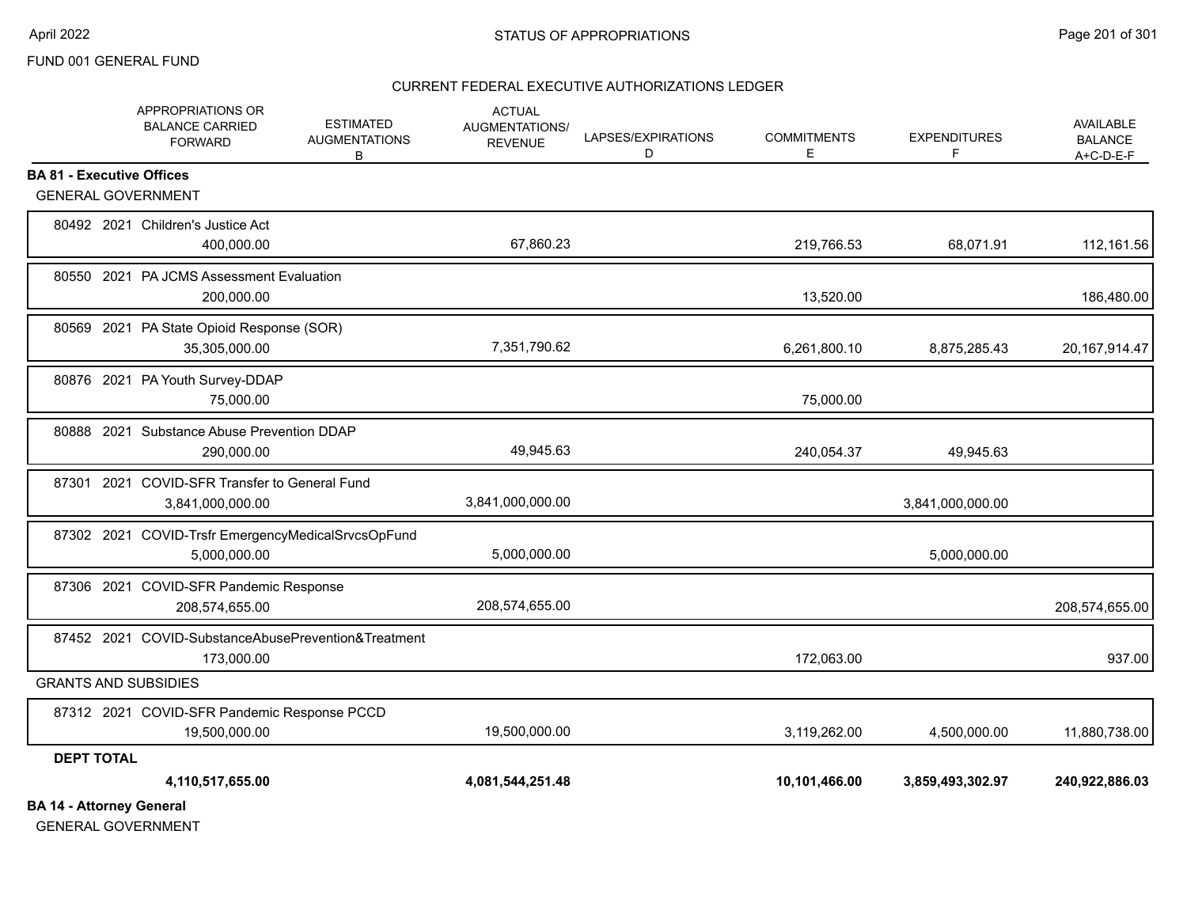FUND 001 GENERAL FUND

## STATUS OF APPROPRIATIONS

### CURRENT FEDERAL EXECUTIVE AUTHORIZATIONS LEDGER

| | APPROPRIATIONS OR BALANCE CARRIED FORWARD | ESTIMATED AUGMENTATIONS B | ACTUAL AUGMENTATIONS/ REVENUE | LAPSES/EXPIRATIONS D | COMMITMENTS E | EXPENDITURES F | AVAILABLE BALANCE A+C-D-E-F |
|---|---|---|---|---|---|---|---|
| **BA 81 - Executive Offices** | | | | | | | |
| GENERAL GOVERNMENT | | | | | | | |
| 80492 2021 Children's Justice Act | 400,000.00 | | 67,860.23 | | 219,766.53 | 68,071.91 | 112,161.56 |
| 80550 2021 PA JCMS Assessment Evaluation | 200,000.00 | | | | 13,520.00 | | 186,480.00 |
| 80569 2021 PA State Opioid Response (SOR) | 35,305,000.00 | | 7,351,790.62 | | 6,261,800.10 | 8,875,285.43 | 20,167,914.47 |
| 80876 2021 PA Youth Survey-DDAP | 75,000.00 | | | | 75,000.00 | | |
| 80888 2021 Substance Abuse Prevention DDAP | 290,000.00 | | 49,945.63 | | 240,054.37 | 49,945.63 | |
| 87301 2021 COVID-SFR Transfer to General Fund | 3,841,000,000.00 | | 3,841,000,000.00 | | | 3,841,000,000.00 | |
| 87302 2021 COVID-Trsfr EmergencyMedicalSrvcsOpFund | 5,000,000.00 | | 5,000,000.00 | | | 5,000,000.00 | |
| 87306 2021 COVID-SFR Pandemic Response | 208,574,655.00 | | 208,574,655.00 | | | | 208,574,655.00 |
| 87452 2021 COVID-SubstanceAbusePrevention&Treatment | 173,000.00 | | | | 172,063.00 | | 937.00 |
| GRANTS AND SUBSIDIES | | | | | | | |
| 87312 2021 COVID-SFR Pandemic Response PCCD | 19,500,000.00 | | 19,500,000.00 | | 3,119,262.00 | 4,500,000.00 | 11,880,738.00 |
| **DEPT TOTAL** | **4,110,517,655.00** | | **4,081,544,251.48** | | **10,101,466.00** | **3,859,493,302.97** | **240,922,886.03** |

**BA 14 - Attorney General**

GENERAL GOVERNMENT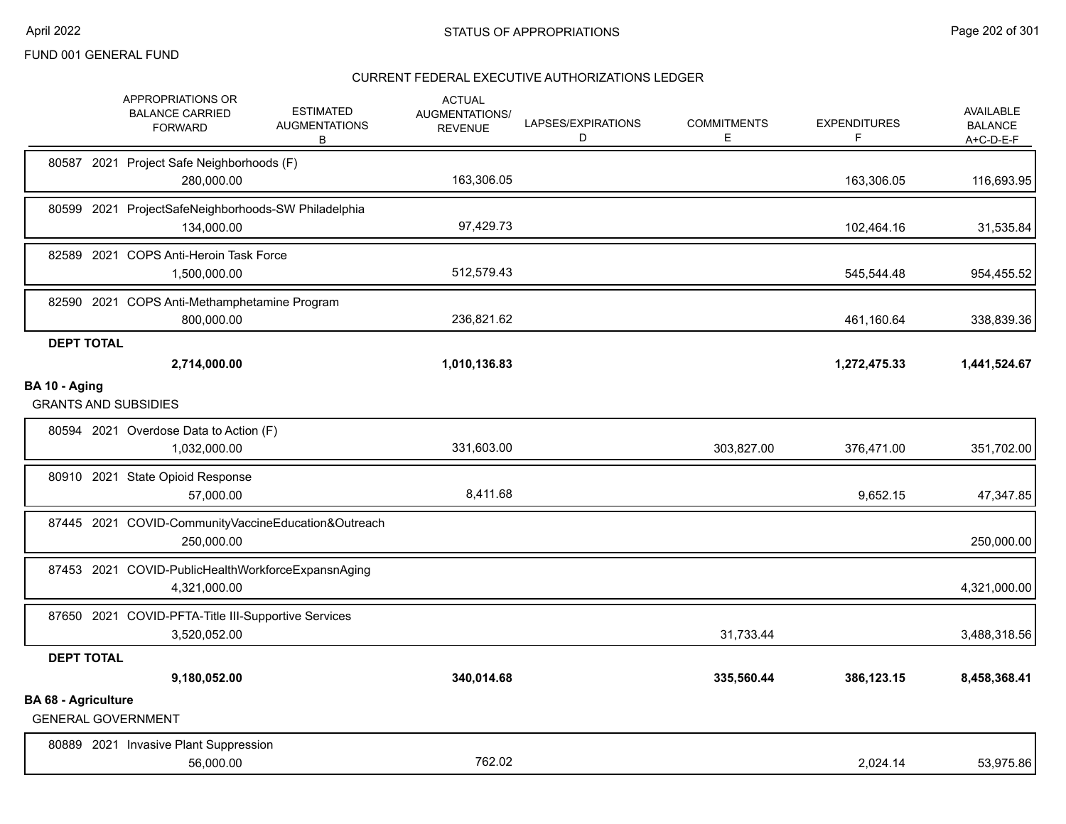FUND 001 GENERAL FUND

## STATUS OF APPROPRIATIONS

### CURRENT FEDERAL EXECUTIVE AUTHORIZATIONS LEDGER

| | APPROPRIATIONS OR BALANCE CARRIED FORWARD | ESTIMATED AUGMENTATIONS B | ACTUAL AUGMENTATIONS/ REVENUE | LAPSES/EXPIRATIONS D | COMMITMENTS E | EXPENDITURES F | AVAILABLE BALANCE A+C-D-E-F |
|---|---|---|---|---|---|---|---|
| 80587 2021 Project Safe Neighborhoods (F) | 280,000.00 | | 163,306.05 | | | 163,306.05 | 116,693.95 |
| 80599 2021 ProjectSafeNeighborhoods-SW Philadelphia | 134,000.00 | | 97,429.73 | | | 102,464.16 | 31,535.84 |
| 82589 2021 COPS Anti-Heroin Task Force | 1,500,000.00 | | 512,579.43 | | | 545,544.48 | 954,455.52 |
| 82590 2021 COPS Anti-Methamphetamine Program | 800,000.00 | | 236,821.62 | | | 461,160.64 | 338,839.36 |
| **DEPT TOTAL** | **2,714,000.00** | | **1,010,136.83** | | | **1,272,475.33** | **1,441,524.67** |

**BA 10 - Aging**

GRANTS AND SUBSIDIES

| | APPROPRIATIONS OR BALANCE CARRIED FORWARD | ESTIMATED AUGMENTATIONS B | ACTUAL AUGMENTATIONS/ REVENUE | LAPSES/EXPIRATIONS D | COMMITMENTS E | EXPENDITURES F | AVAILABLE BALANCE A+C-D-E-F |
|---|---|---|---|---|---|---|---|
| 80594 2021 Overdose Data to Action (F) | 1,032,000.00 | | 331,603.00 | | 303,827.00 | 376,471.00 | 351,702.00 |
| 80910 2021 State Opioid Response | 57,000.00 | | 8,411.68 | | | 9,652.15 | 47,347.85 |
| 87445 2021 COVID-CommunityVaccineEducation&Outreach | 250,000.00 | | | | | | 250,000.00 |
| 87453 2021 COVID-PublicHealthWorkforceExpansnAging | 4,321,000.00 | | | | | | 4,321,000.00 |
| 87650 2021 COVID-PFTA-Title III-Supportive Services | 3,520,052.00 | | | | 31,733.44 | | 3,488,318.56 |
| **DEPT TOTAL** | **9,180,052.00** | | **340,014.68** | | **335,560.44** | **386,123.15** | **8,458,368.41** |

**BA 68 - Agriculture**

GENERAL GOVERNMENT

| | APPROPRIATIONS OR BALANCE CARRIED FORWARD | ESTIMATED AUGMENTATIONS B | ACTUAL AUGMENTATIONS/ REVENUE | LAPSES/EXPIRATIONS D | COMMITMENTS E | EXPENDITURES F | AVAILABLE BALANCE A+C-D-E-F |
|---|---|---|---|---|---|---|---|
| 80889 2021 Invasive Plant Suppression | 56,000.00 | | 762.02 | | | 2,024.14 | 53,975.86 |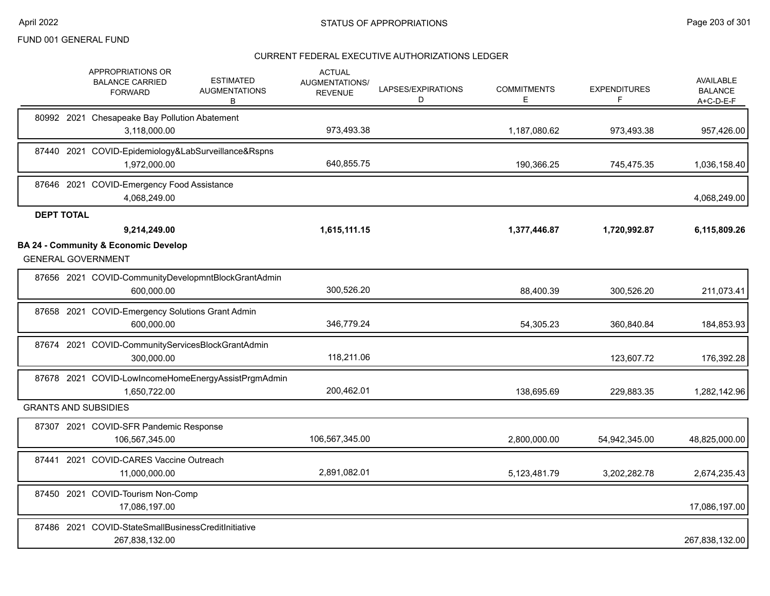FUND 001 GENERAL FUND

CURRENT FEDERAL EXECUTIVE AUTHORIZATIONS LEDGER

| | APPROPRIATIONS OR BALANCE CARRIED FORWARD | ESTIMATED AUGMENTATIONS B | ACTUAL AUGMENTATIONS/ REVENUE | LAPSES/EXPIRATIONS D | COMMITMENTS E | EXPENDITURES F | AVAILABLE BALANCE A+C-D-E-F |
|---|---|---|---|---|---|---|---|
| 80992 2021 Chesapeake Bay Pollution Abatement | 3,118,000.00 | | 973,493.38 | | 1,187,080.62 | 973,493.38 | 957,426.00 |
| 87440 2021 COVID-Epidemiology&LabSurveillance&Rspns | 1,972,000.00 | | 640,855.75 | | 190,366.25 | 745,475.35 | 1,036,158.40 |
| 87646 2021 COVID-Emergency Food Assistance | 4,068,249.00 | | | | | | 4,068,249.00 |
| **DEPT TOTAL** | **9,214,249.00** | | **1,615,111.15** | | **1,377,446.87** | **1,720,992.87** | **6,115,809.26** |
| **BA 24 - Community & Economic Develop** | | | | | | | |
| GENERAL GOVERNMENT | | | | | | | |
| 87656 2021 COVID-CommunityDevelopmntBlockGrantAdmin | 600,000.00 | | 300,526.20 | | 88,400.39 | 300,526.20 | 211,073.41 |
| 87658 2021 COVID-Emergency Solutions Grant Admin | 600,000.00 | | 346,779.24 | | 54,305.23 | 360,840.84 | 184,853.93 |
| 87674 2021 COVID-CommunityServicesBlockGrantAdmin | 300,000.00 | | 118,211.06 | | | 123,607.72 | 176,392.28 |
| 87678 2021 COVID-LowIncomeHomeEnergyAssistPrgmAdmin | 1,650,722.00 | | 200,462.01 | | 138,695.69 | 229,883.35 | 1,282,142.96 |
| GRANTS AND SUBSIDIES | | | | | | | |
| 87307 2021 COVID-SFR Pandemic Response | 106,567,345.00 | | 106,567,345.00 | | 2,800,000.00 | 54,942,345.00 | 48,825,000.00 |
| 87441 2021 COVID-CARES Vaccine Outreach | 11,000,000.00 | | 2,891,082.01 | | 5,123,481.79 | 3,202,282.78 | 2,674,235.43 |
| 87450 2021 COVID-Tourism Non-Comp | 17,086,197.00 | | | | | | 17,086,197.00 |
| 87486 2021 COVID-StateSmallBusinessCreditInitiative | 267,838,132.00 | | | | | | 267,838,132.00 |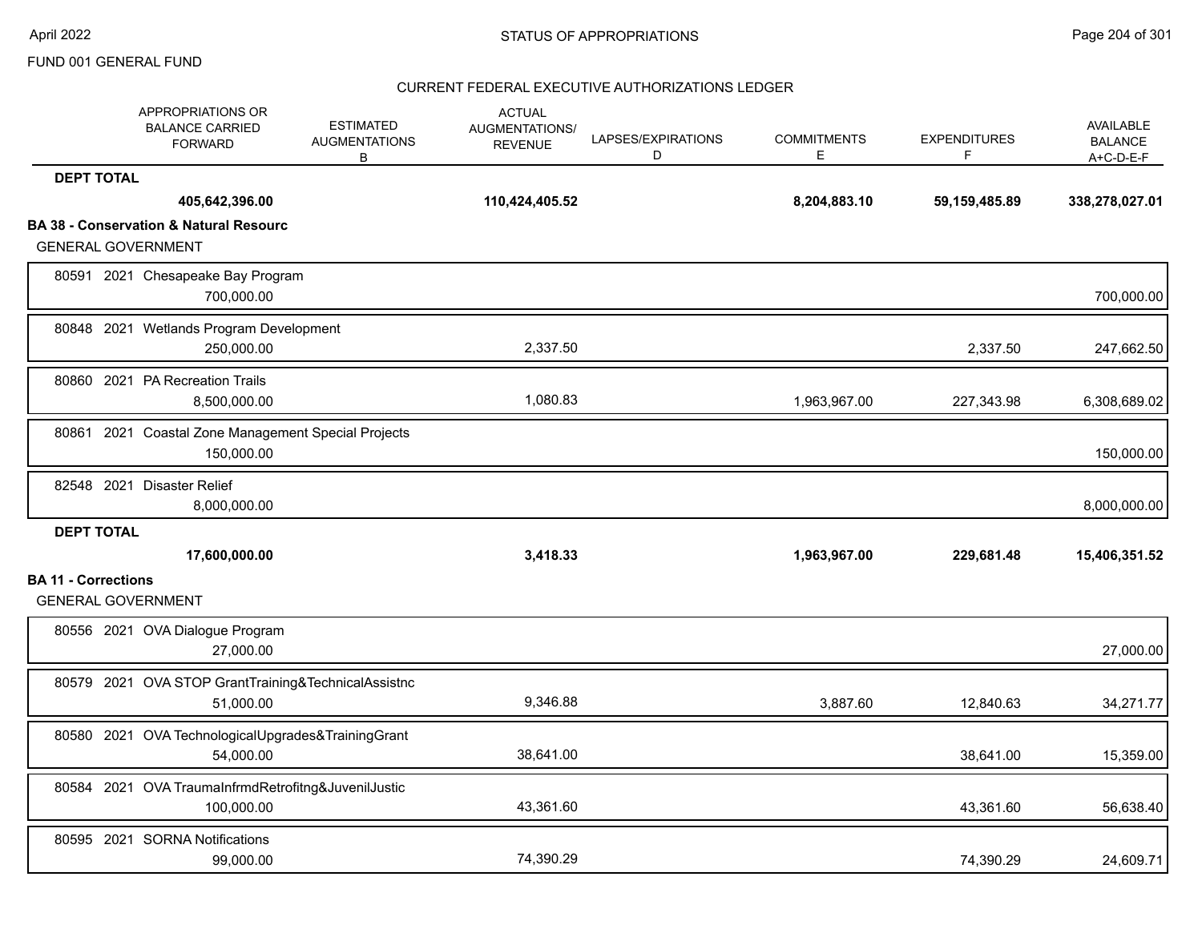FUND 001 GENERAL FUND

CURRENT FEDERAL EXECUTIVE AUTHORIZATIONS LEDGER

| | APPROPRIATIONS OR BALANCE CARRIED FORWARD | ESTIMATED AUGMENTATIONS B | ACTUAL AUGMENTATIONS/ REVENUE | LAPSES/EXPIRATIONS D | COMMITMENTS E | EXPENDITURES F | AVAILABLE BALANCE A+C-D-E-F |
|---|---|---|---|---|---|---|---|
| **DEPT TOTAL** | **405,642,396.00** | | **110,424,405.52** | | **8,204,883.10** | **59,159,485.89** | **338,278,027.01** |
| **BA 38 - Conservation & Natural Resourc** | | | | | | | |
| GENERAL GOVERNMENT | | | | | | | |
| 80591 2021 Chesapeake Bay Program | 700,000.00 | | | | | | 700,000.00 |
| 80848 2021 Wetlands Program Development | 250,000.00 | | 2,337.50 | | | 2,337.50 | 247,662.50 |
| 80860 2021 PA Recreation Trails | 8,500,000.00 | | 1,080.83 | | 1,963,967.00 | 227,343.98 | 6,308,689.02 |
| 80861 2021 Coastal Zone Management Special Projects | 150,000.00 | | | | | | 150,000.00 |
| 82548 2021 Disaster Relief | 8,000,000.00 | | | | | | 8,000,000.00 |
| **DEPT TOTAL** | **17,600,000.00** | | **3,418.33** | | **1,963,967.00** | **229,681.48** | **15,406,351.52** |
| **BA 11 - Corrections** | | | | | | | |
| GENERAL GOVERNMENT | | | | | | | |
| 80556 2021 OVA Dialogue Program | 27,000.00 | | | | | | 27,000.00 |
| 80579 2021 OVA STOP GrantTraining&TechnicalAssistnc | 51,000.00 | | 9,346.88 | | 3,887.60 | 12,840.63 | 34,271.77 |
| 80580 2021 OVA TechnologicalUpgrades&TrainingGrant | 54,000.00 | | 38,641.00 | | | 38,641.00 | 15,359.00 |
| 80584 2021 OVA TraumaInfrmdRetrofitng&JuvenilJustic | 100,000.00 | | 43,361.60 | | | 43,361.60 | 56,638.40 |
| 80595 2021 SORNA Notifications | 99,000.00 | | 74,390.29 | | | 74,390.29 | 24,609.71 |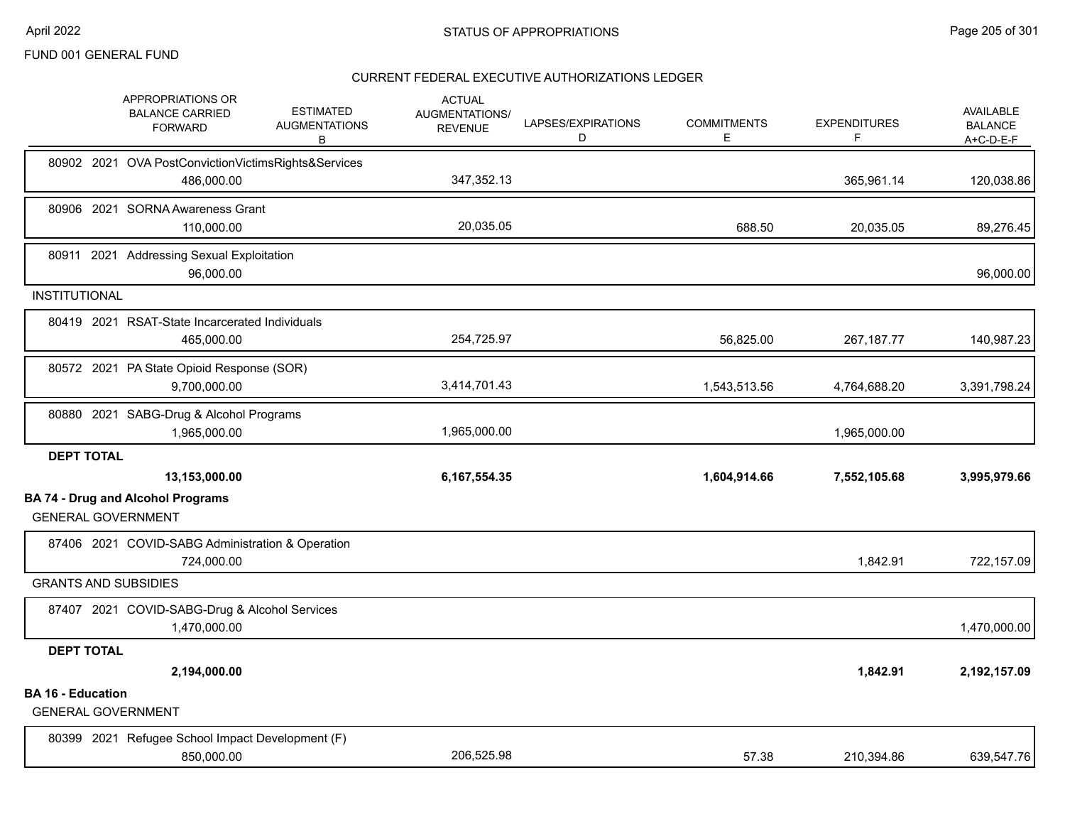FUND 001 GENERAL FUND

CURRENT FEDERAL EXECUTIVE AUTHORIZATIONS LEDGER

| APPROPRIATIONS OR BALANCE CARRIED FORWARD | ESTIMATED AUGMENTATIONS B | ACTUAL AUGMENTATIONS/ REVENUE | LAPSES/EXPIRATIONS D | COMMITMENTS E | EXPENDITURES F | AVAILABLE BALANCE A+C-D-E-F |
|---|---|---|---|---|---|---|
| 80902 2021 OVA PostConvictionVictimsRights&Services | | | | | | |
| 486,000.00 | | 347,352.13 | | | 365,961.14 | 120,038.86 |
| 80906 2021 SORNA Awareness Grant | | | | | | |
| 110,000.00 | | 20,035.05 | | 688.50 | 20,035.05 | 89,276.45 |
| 80911 2021 Addressing Sexual Exploitation | | | | | | |
| 96,000.00 | | | | | | 96,000.00 |
| INSTITUTIONAL | | | | | | |
| 80419 2021 RSAT-State Incarcerated Individuals | | | | | | |
| 465,000.00 | | 254,725.97 | | 56,825.00 | 267,187.77 | 140,987.23 |
| 80572 2021 PA State Opioid Response (SOR) | | | | | | |
| 9,700,000.00 | | 3,414,701.43 | | 1,543,513.56 | 4,764,688.20 | 3,391,798.24 |
| 80880 2021 SABG-Drug & Alcohol Programs | | | | | | |
| 1,965,000.00 | | 1,965,000.00 | | | 1,965,000.00 | |
| **DEPT TOTAL** | | | | | | |
| **13,153,000.00** | | **6,167,554.35** | | **1,604,914.66** | **7,552,105.68** | **3,995,979.66** |
| **BA 74 - Drug and Alcohol Programs** | | | | | | |
| GENERAL GOVERNMENT | | | | | | |
| 87406 2021 COVID-SABG Administration & Operation | | | | | | |
| 724,000.00 | | | | | 1,842.91 | 722,157.09 |
| GRANTS AND SUBSIDIES | | | | | | |
| 87407 2021 COVID-SABG-Drug & Alcohol Services | | | | | | |
| 1,470,000.00 | | | | | | 1,470,000.00 |
| **DEPT TOTAL** | | | | | | |
| **2,194,000.00** | | | | | **1,842.91** | **2,192,157.09** |
| **BA 16 - Education** | | | | | | |
| GENERAL GOVERNMENT | | | | | | |
| 80399 2021 Refugee School Impact Development (F) | | | | | | |
| 850,000.00 | | 206,525.98 | | 57.38 | 210,394.86 | 639,547.76 |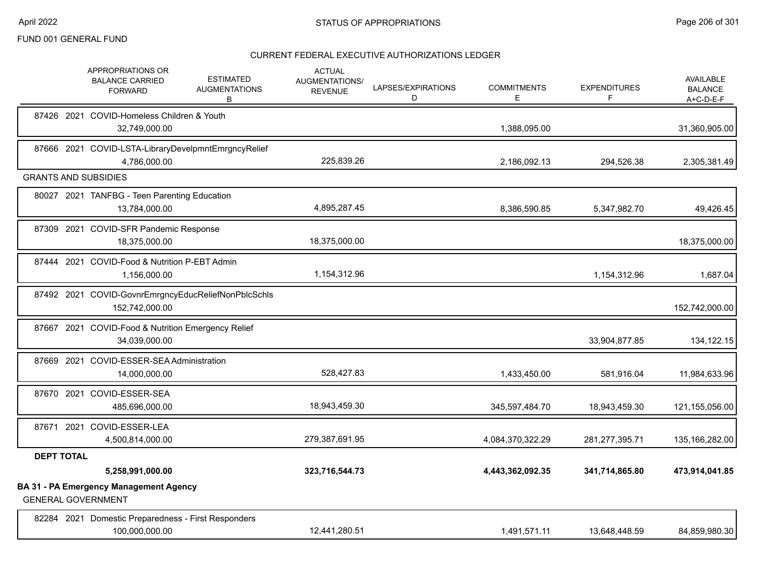FUND 001 GENERAL FUND

CURRENT FEDERAL EXECUTIVE AUTHORIZATIONS LEDGER

| | APPROPRIATIONS OR BALANCE CARRIED FORWARD | ESTIMATED AUGMENTATIONS B | ACTUAL AUGMENTATIONS/ REVENUE | LAPSES/EXPIRATIONS D | COMMITMENTS E | EXPENDITURES F | AVAILABLE BALANCE A+C-D-E-F |
|---|---|---|---|---|---|---|---|
| 87426 2021 COVID-Homeless Children & Youth | 32,749,000.00 | | | | 1,388,095.00 | | 31,360,905.00 |
| 87666 2021 COVID-LSTA-LibraryDevelpmntEmrgncyRelief | 4,786,000.00 | | 225,839.26 | | 2,186,092.13 | 294,526.38 | 2,305,381.49 |
| **GRANTS AND SUBSIDIES** | | | | | | | |
| 80027 2021 TANFBG - Teen Parenting Education | 13,784,000.00 | | 4,895,287.45 | | 8,386,590.85 | 5,347,982.70 | 49,426.45 |
| 87309 2021 COVID-SFR Pandemic Response | 18,375,000.00 | | 18,375,000.00 | | | | 18,375,000.00 |
| 87444 2021 COVID-Food & Nutrition P-EBT Admin | 1,156,000.00 | | 1,154,312.96 | | | 1,154,312.96 | 1,687.04 |
| 87492 2021 COVID-GovnrEmrgncyEducReliefNonPblcSchls | 152,742,000.00 | | | | | | 152,742,000.00 |
| 87667 2021 COVID-Food & Nutrition Emergency Relief | 34,039,000.00 | | | | | 33,904,877.85 | 134,122.15 |
| 87669 2021 COVID-ESSER-SEA Administration | 14,000,000.00 | | 528,427.83 | | 1,433,450.00 | 581,916.04 | 11,984,633.96 |
| 87670 2021 COVID-ESSER-SEA | 485,696,000.00 | | 18,943,459.30 | | 345,597,484.70 | 18,943,459.30 | 121,155,056.00 |
| 87671 2021 COVID-ESSER-LEA | 4,500,814,000.00 | | 279,387,691.95 | | 4,084,370,322.29 | 281,277,395.71 | 135,166,282.00 |
| **DEPT TOTAL** | **5,258,991,000.00** | | **323,716,544.73** | | **4,443,362,092.35** | **341,714,865.80** | **473,914,041.85** |

**BA 31 - PA Emergency Management Agency**

GENERAL GOVERNMENT

| | APPROPRIATIONS OR BALANCE CARRIED FORWARD | ESTIMATED AUGMENTATIONS B | ACTUAL AUGMENTATIONS/ REVENUE | LAPSES/EXPIRATIONS D | COMMITMENTS E | EXPENDITURES F | AVAILABLE BALANCE A+C-D-E-F |
|---|---|---|---|---|---|---|---|
| 82284 2021 Domestic Preparedness - First Responders | 100,000,000.00 | | 12,441,280.51 | | 1,491,571.11 | 13,648,448.59 | 84,859,980.30 |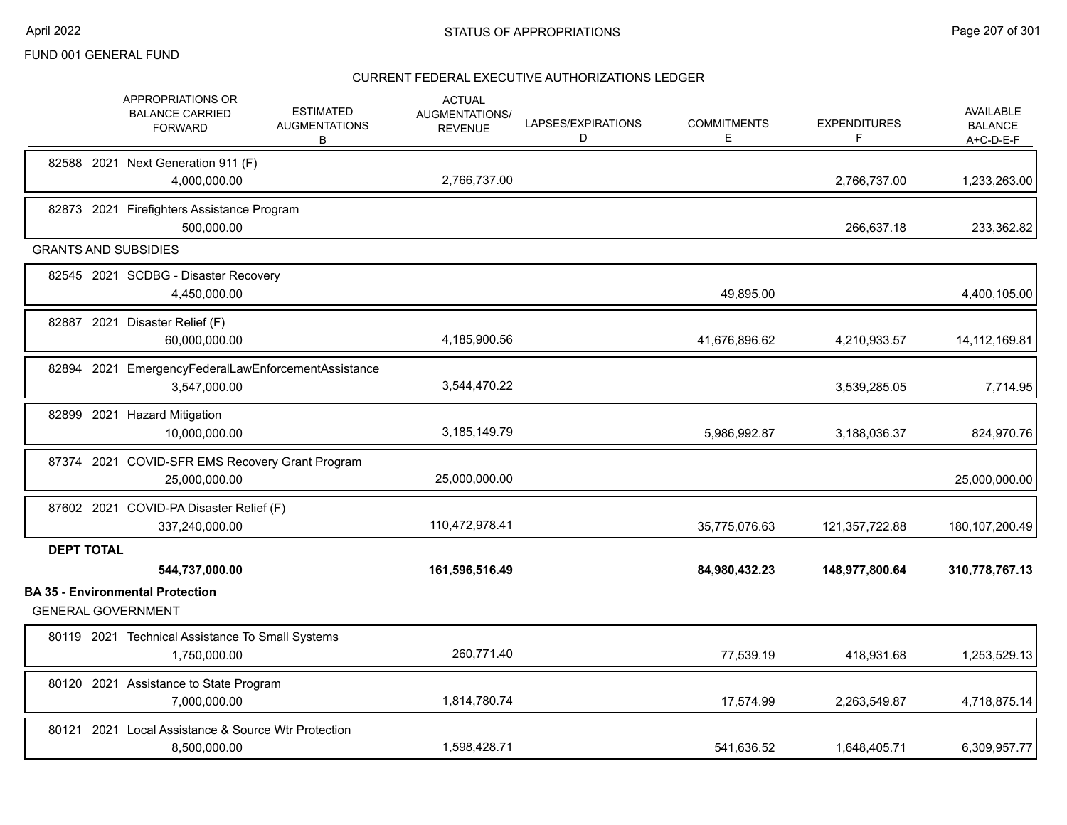FUND 001 GENERAL FUND

## CURRENT FEDERAL EXECUTIVE AUTHORIZATIONS LEDGER

| | APPROPRIATIONS OR BALANCE CARRIED FORWARD | ESTIMATED AUGMENTATIONS B | ACTUAL AUGMENTATIONS/ REVENUE | LAPSES/EXPIRATIONS D | COMMITMENTS E | EXPENDITURES F | AVAILABLE BALANCE A+C-D-E-F |
|---|---|---|---|---|---|---|---|
| 82588 2021 Next Generation 911 (F) | 4,000,000.00 | | 2,766,737.00 | | | 2,766,737.00 | 1,233,263.00 |
| 82873 2021 Firefighters Assistance Program | 500,000.00 | | | | | 266,637.18 | 233,362.82 |
| **GRANTS AND SUBSIDIES** | | | | | | | |
| 82545 2021 SCDBG - Disaster Recovery | 4,450,000.00 | | | | 49,895.00 | | 4,400,105.00 |
| 82887 2021 Disaster Relief (F) | 60,000,000.00 | | 4,185,900.56 | | 41,676,896.62 | 4,210,933.57 | 14,112,169.81 |
| 82894 2021 EmergencyFederalLawEnforcementAssistance | 3,547,000.00 | | 3,544,470.22 | | | 3,539,285.05 | 7,714.95 |
| 82899 2021 Hazard Mitigation | 10,000,000.00 | | 3,185,149.79 | | 5,986,992.87 | 3,188,036.37 | 824,970.76 |
| 87374 2021 COVID-SFR EMS Recovery Grant Program | 25,000,000.00 | | 25,000,000.00 | | | | 25,000,000.00 |
| 87602 2021 COVID-PA Disaster Relief (F) | 337,240,000.00 | | 110,472,978.41 | | 35,775,076.63 | 121,357,722.88 | 180,107,200.49 |
| **DEPT TOTAL** | **544,737,000.00** | | **161,596,516.49** | | **84,980,432.23** | **148,977,800.64** | **310,778,767.13** |

**BA 35 - Environmental Protection**

GENERAL GOVERNMENT

| | APPROPRIATIONS OR BALANCE CARRIED FORWARD | ESTIMATED AUGMENTATIONS B | ACTUAL AUGMENTATIONS/ REVENUE | LAPSES/EXPIRATIONS D | COMMITMENTS E | EXPENDITURES F | AVAILABLE BALANCE A+C-D-E-F |
|---|---|---|---|---|---|---|---|
| 80119 2021 Technical Assistance To Small Systems | 1,750,000.00 | | 260,771.40 | | 77,539.19 | 418,931.68 | 1,253,529.13 |
| 80120 2021 Assistance to State Program | 7,000,000.00 | | 1,814,780.74 | | 17,574.99 | 2,263,549.87 | 4,718,875.14 |
| 80121 2021 Local Assistance & Source Wtr Protection | 8,500,000.00 | | 1,598,428.71 | | 541,636.52 | 1,648,405.71 | 6,309,957.77 |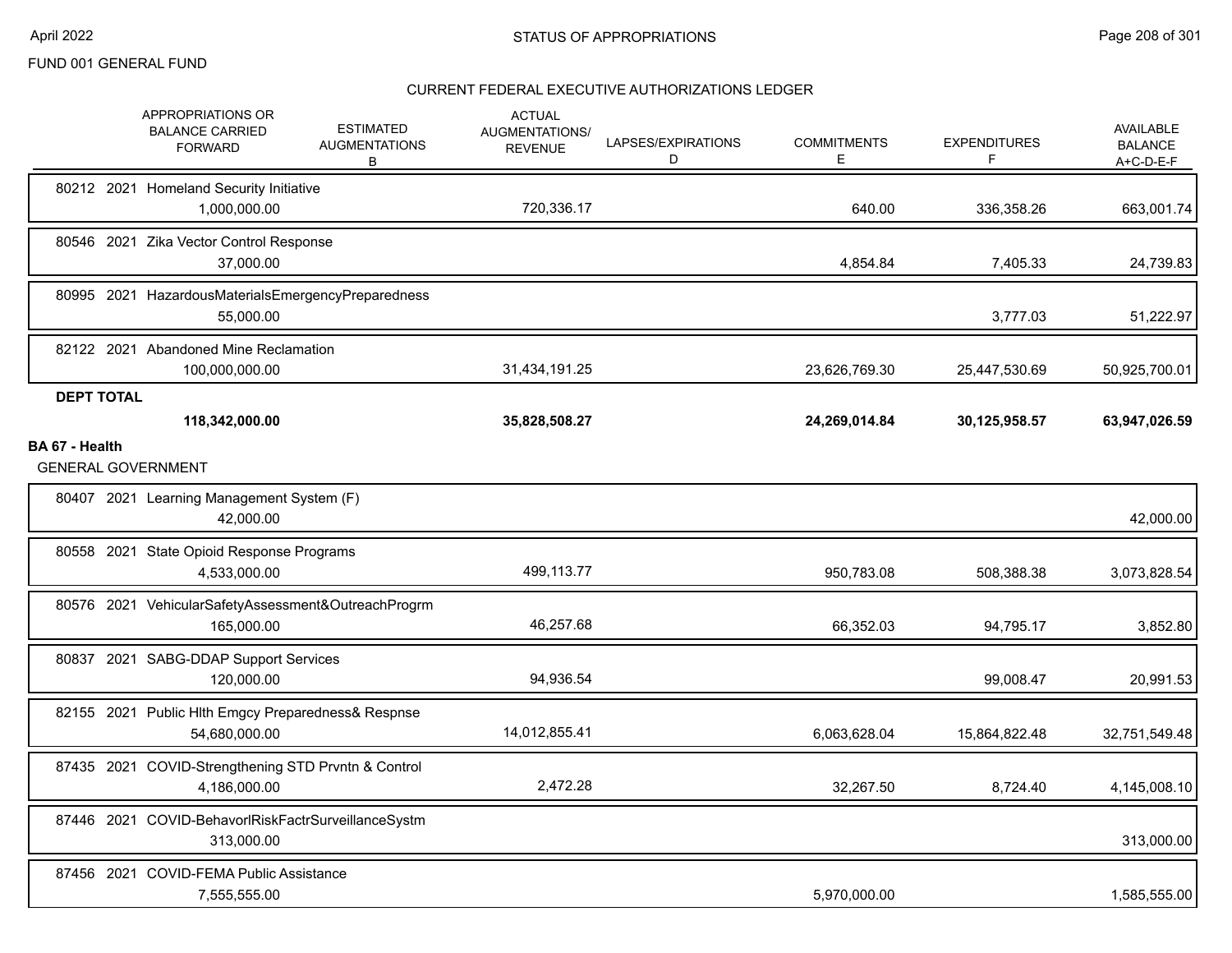FUND 001 GENERAL FUND

## CURRENT FEDERAL EXECUTIVE AUTHORIZATIONS LEDGER

| | APPROPRIATIONS OR BALANCE CARRIED FORWARD | ESTIMATED AUGMENTATIONS B | ACTUAL AUGMENTATIONS/ REVENUE | LAPSES/EXPIRATIONS D | COMMITMENTS E | EXPENDITURES F | AVAILABLE BALANCE A+C-D-E-F |
|---|---|---|---|---|---|---|---|
| 80212 2021 Homeland Security Initiative | 1,000,000.00 | | 720,336.17 | | 640.00 | 336,358.26 | 663,001.74 |
| 80546 2021 Zika Vector Control Response | 37,000.00 | | | | 4,854.84 | 7,405.33 | 24,739.83 |
| 80995 2021 HazardousMaterialsEmergencyPreparedness | 55,000.00 | | | | | 3,777.03 | 51,222.97 |
| 82122 2021 Abandoned Mine Reclamation | 100,000,000.00 | | 31,434,191.25 | | 23,626,769.30 | 25,447,530.69 | 50,925,700.01 |
| **DEPT TOTAL** | **118,342,000.00** | | **35,828,508.27** | | **24,269,014.84** | **30,125,958.57** | **63,947,026.59** |

**BA 67 - Health**

GENERAL GOVERNMENT

| | APPROPRIATIONS OR BALANCE CARRIED FORWARD | ESTIMATED AUGMENTATIONS B | ACTUAL AUGMENTATIONS/ REVENUE | LAPSES/EXPIRATIONS D | COMMITMENTS E | EXPENDITURES F | AVAILABLE BALANCE A+C-D-E-F |
|---|---|---|---|---|---|---|---|
| 80407 2021 Learning Management System (F) | 42,000.00 | | | | | | 42,000.00 |
| 80558 2021 State Opioid Response Programs | 4,533,000.00 | | 499,113.77 | | 950,783.08 | 508,388.38 | 3,073,828.54 |
| 80576 2021 VehicularSafetyAssessment&OutreachProgrm | 165,000.00 | | 46,257.68 | | 66,352.03 | 94,795.17 | 3,852.80 |
| 80837 2021 SABG-DDAP Support Services | 120,000.00 | | 94,936.54 | | | 99,008.47 | 20,991.53 |
| 82155 2021 Public Hlth Emgcy Preparedness& Respnse | 54,680,000.00 | | 14,012,855.41 | | 6,063,628.04 | 15,864,822.48 | 32,751,549.48 |
| 87435 2021 COVID-Strengthening STD Prvntn & Control | 4,186,000.00 | | 2,472.28 | | 32,267.50 | 8,724.40 | 4,145,008.10 |
| 87446 2021 COVID-BehavorlRiskFactrSurveillanceSystm | 313,000.00 | | | | | | 313,000.00 |
| 87456 2021 COVID-FEMA Public Assistance | 7,555,555.00 | | | | 5,970,000.00 | | 1,585,555.00 |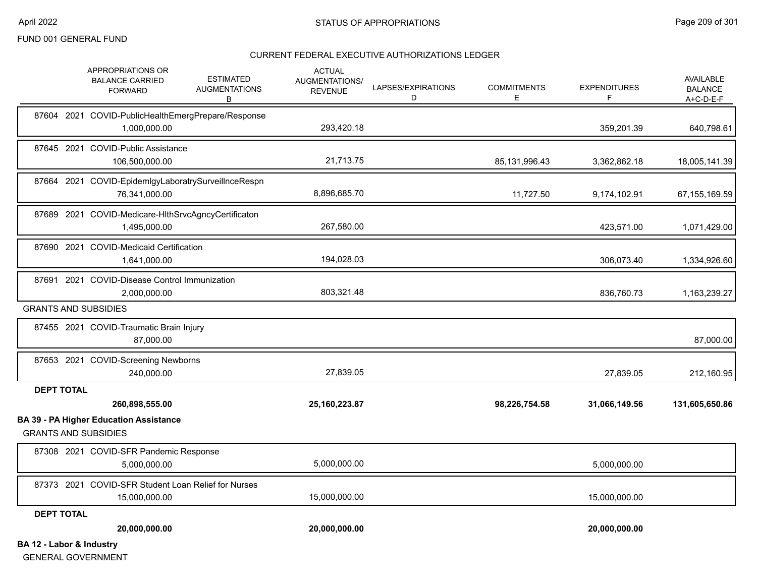FUND 001 GENERAL FUND

STATUS OF APPROPRIATIONS

CURRENT FEDERAL EXECUTIVE AUTHORIZATIONS LEDGER

| APPROPRIATIONS OR BALANCE CARRIED FORWARD | ESTIMATED AUGMENTATIONS B | ACTUAL AUGMENTATIONS/ REVENUE | LAPSES/EXPIRATIONS D | COMMITMENTS E | EXPENDITURES F | AVAILABLE BALANCE A+C-D-E-F |
|---|---|---|---|---|---|---|
| 87604 2021 COVID-PublicHealthEmergPrepare/Response | | | | | | |
| 1,000,000.00 | | 293,420.18 | | | 359,201.39 | 640,798.61 |
| 87645 2021 COVID-Public Assistance | | | | | | |
| 106,500,000.00 | | 21,713.75 | | 85,131,996.43 | 3,362,862.18 | 18,005,141.39 |
| 87664 2021 COVID-EpidemlgyLaboratrySurveillnceRespn | | | | | | |
| 76,341,000.00 | | 8,896,685.70 | | 11,727.50 | 9,174,102.91 | 67,155,169.59 |
| 87689 2021 COVID-Medicare-HlthSrvcAgncyCertificaton | | | | | | |
| 1,495,000.00 | | 267,580.00 | | | 423,571.00 | 1,071,429.00 |
| 87690 2021 COVID-Medicaid Certification | | | | | | |
| 1,641,000.00 | | 194,028.03 | | | 306,073.40 | 1,334,926.60 |
| 87691 2021 COVID-Disease Control Immunization | | | | | | |
| 2,000,000.00 | | 803,321.48 | | | 836,760.73 | 1,163,239.27 |
| GRANTS AND SUBSIDIES | | | | | | |
| 87455 2021 COVID-Traumatic Brain Injury | | | | | | |
| 87,000.00 | | | | | | 87,000.00 |
| 87653 2021 COVID-Screening Newborns | | | | | | |
| 240,000.00 | | 27,839.05 | | | 27,839.05 | 212,160.95 |
| **DEPT TOTAL** | | | | | | |
| **260,898,555.00** | | **25,160,223.87** | | **98,226,754.58** | **31,066,149.56** | **131,605,650.86** |

**BA 39 - PA Higher Education Assistance**

GRANTS AND SUBSIDIES

| APPROPRIATIONS OR BALANCE CARRIED FORWARD | ESTIMATED AUGMENTATIONS B | ACTUAL AUGMENTATIONS/ REVENUE | LAPSES/EXPIRATIONS D | COMMITMENTS E | EXPENDITURES F | AVAILABLE BALANCE A+C-D-E-F |
|---|---|---|---|---|---|---|
| 87308 2021 COVID-SFR Pandemic Response | | | | | | |
| 5,000,000.00 | | 5,000,000.00 | | | 5,000,000.00 | |
| 87373 2021 COVID-SFR Student Loan Relief for Nurses | | | | | | |
| 15,000,000.00 | | 15,000,000.00 | | | 15,000,000.00 | |
| **DEPT TOTAL** | | | | | | |
| **20,000,000.00** | | **20,000,000.00** | | | **20,000,000.00** | |

**BA 12 - Labor & Industry**

GENERAL GOVERNMENT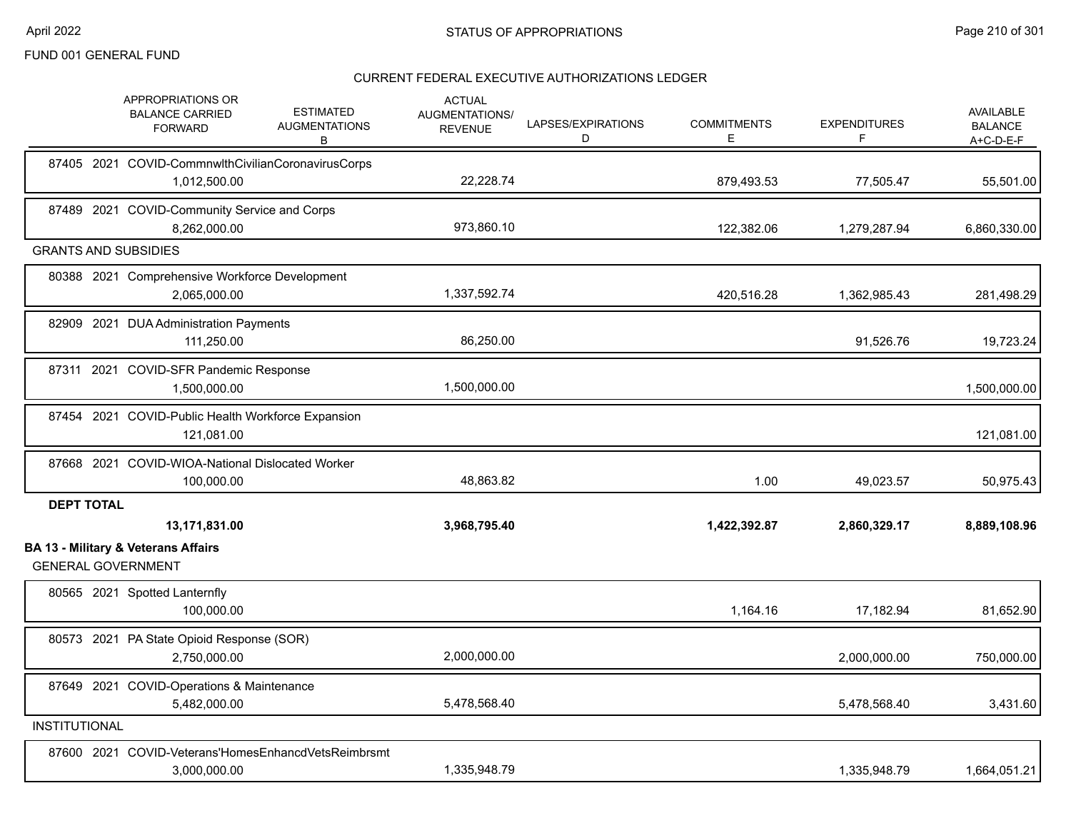FUND 001 GENERAL FUND

## STATUS OF APPROPRIATIONS

### CURRENT FEDERAL EXECUTIVE AUTHORIZATIONS LEDGER

| | APPROPRIATIONS OR BALANCE CARRIED FORWARD | ESTIMATED AUGMENTATIONS B | ACTUAL AUGMENTATIONS/ REVENUE | LAPSES/EXPIRATIONS D | COMMITMENTS E | EXPENDITURES F | AVAILABLE BALANCE A+C-D-E-F |
|---|---|---|---|---|---|---|---|
| 87405 2021 COVID-CommnwlthCivilianCoronavirusCorps | 1,012,500.00 | | 22,228.74 | | 879,493.53 | 77,505.47 | 55,501.00 |
| 87489 2021 COVID-Community Service and Corps | 8,262,000.00 | | 973,860.10 | | 122,382.06 | 1,279,287.94 | 6,860,330.00 |
| **GRANTS AND SUBSIDIES** | | | | | | | |
| 80388 2021 Comprehensive Workforce Development | 2,065,000.00 | | 1,337,592.74 | | 420,516.28 | 1,362,985.43 | 281,498.29 |
| 82909 2021 DUA Administration Payments | 111,250.00 | | 86,250.00 | | | 91,526.76 | 19,723.24 |
| 87311 2021 COVID-SFR Pandemic Response | 1,500,000.00 | | 1,500,000.00 | | | | 1,500,000.00 |
| 87454 2021 COVID-Public Health Workforce Expansion | 121,081.00 | | | | | | 121,081.00 |
| 87668 2021 COVID-WIOA-National Dislocated Worker | 100,000.00 | | 48,863.82 | | 1.00 | 49,023.57 | 50,975.43 |
| **DEPT TOTAL** | **13,171,831.00** | | **3,968,795.40** | | **1,422,392.87** | **2,860,329.17** | **8,889,108.96** |

**BA 13 - Military & Veterans Affairs**

| | APPROPRIATIONS OR BALANCE CARRIED FORWARD | ESTIMATED AUGMENTATIONS B | ACTUAL AUGMENTATIONS/ REVENUE | LAPSES/EXPIRATIONS D | COMMITMENTS E | EXPENDITURES F | AVAILABLE BALANCE A+C-D-E-F |
|---|---|---|---|---|---|---|---|
| **GENERAL GOVERNMENT** | | | | | | | |
| 80565 2021 Spotted Lanternfly | 100,000.00 | | | | 1,164.16 | 17,182.94 | 81,652.90 |
| 80573 2021 PA State Opioid Response (SOR) | 2,750,000.00 | | 2,000,000.00 | | | 2,000,000.00 | 750,000.00 |
| 87649 2021 COVID-Operations & Maintenance | 5,482,000.00 | | 5,478,568.40 | | | 5,478,568.40 | 3,431.60 |
| **INSTITUTIONAL** | | | | | | | |
| 87600 2021 COVID-Veterans'HomesEnhancdVetsReimbrsmt | 3,000,000.00 | | 1,335,948.79 | | | 1,335,948.79 | 1,664,051.21 |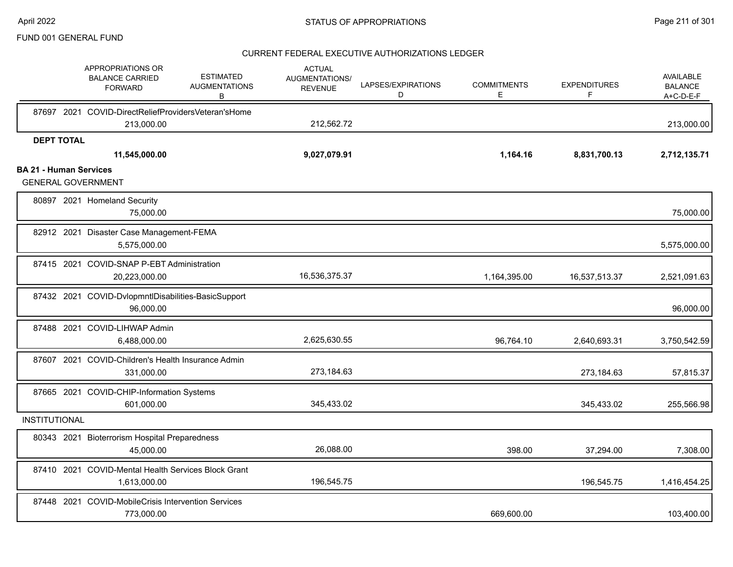FUND 001 GENERAL FUND

CURRENT FEDERAL EXECUTIVE AUTHORIZATIONS LEDGER

| APPROPRIATIONS OR BALANCE CARRIED FORWARD | ESTIMATED AUGMENTATIONS B | ACTUAL AUGMENTATIONS/ REVENUE | LAPSES/EXPIRATIONS D | COMMITMENTS E | EXPENDITURES F | AVAILABLE BALANCE A+C-D-E-F |
|---|---|---|---|---|---|---|
| 87697 2021 COVID-DirectReliefProvidersVeteran'sHome | | | | | | |
| 213,000.00 | | 212,562.72 | | | | 213,000.00 |
| **DEPT TOTAL** | | | | | | |
| **11,545,000.00** | | **9,027,079.91** | | **1,164.16** | **8,831,700.13** | **2,712,135.71** |
| **BA 21 - Human Services** | | | | | | |
| GENERAL GOVERNMENT | | | | | | |
| 80897 2021 Homeland Security | | | | | | |
| 75,000.00 | | | | | | 75,000.00 |
| 82912 2021 Disaster Case Management-FEMA | | | | | | |
| 5,575,000.00 | | | | | | 5,575,000.00 |
| 87415 2021 COVID-SNAP P-EBT Administration | | | | | | |
| 20,223,000.00 | | 16,536,375.37 | | 1,164,395.00 | 16,537,513.37 | 2,521,091.63 |
| 87432 2021 COVID-DvlopmntlDisabilities-BasicSupport | | | | | | |
| 96,000.00 | | | | | | 96,000.00 |
| 87488 2021 COVID-LIHWAP Admin | | | | | | |
| 6,488,000.00 | | 2,625,630.55 | | 96,764.10 | 2,640,693.31 | 3,750,542.59 |
| 87607 2021 COVID-Children's Health Insurance Admin | | | | | | |
| 331,000.00 | | 273,184.63 | | | 273,184.63 | 57,815.37 |
| 87665 2021 COVID-CHIP-Information Systems | | | | | | |
| 601,000.00 | | 345,433.02 | | | 345,433.02 | 255,566.98 |
| INSTITUTIONAL | | | | | | |
| 80343 2021 Bioterrorism Hospital Preparedness | | | | | | |
| 45,000.00 | | 26,088.00 | | 398.00 | 37,294.00 | 7,308.00 |
| 87410 2021 COVID-Mental Health Services Block Grant | | | | | | |
| 1,613,000.00 | | 196,545.75 | | | 196,545.75 | 1,416,454.25 |
| 87448 2021 COVID-MobileCrisis Intervention Services | | | | | | |
| 773,000.00 | | | | 669,600.00 | | 103,400.00 |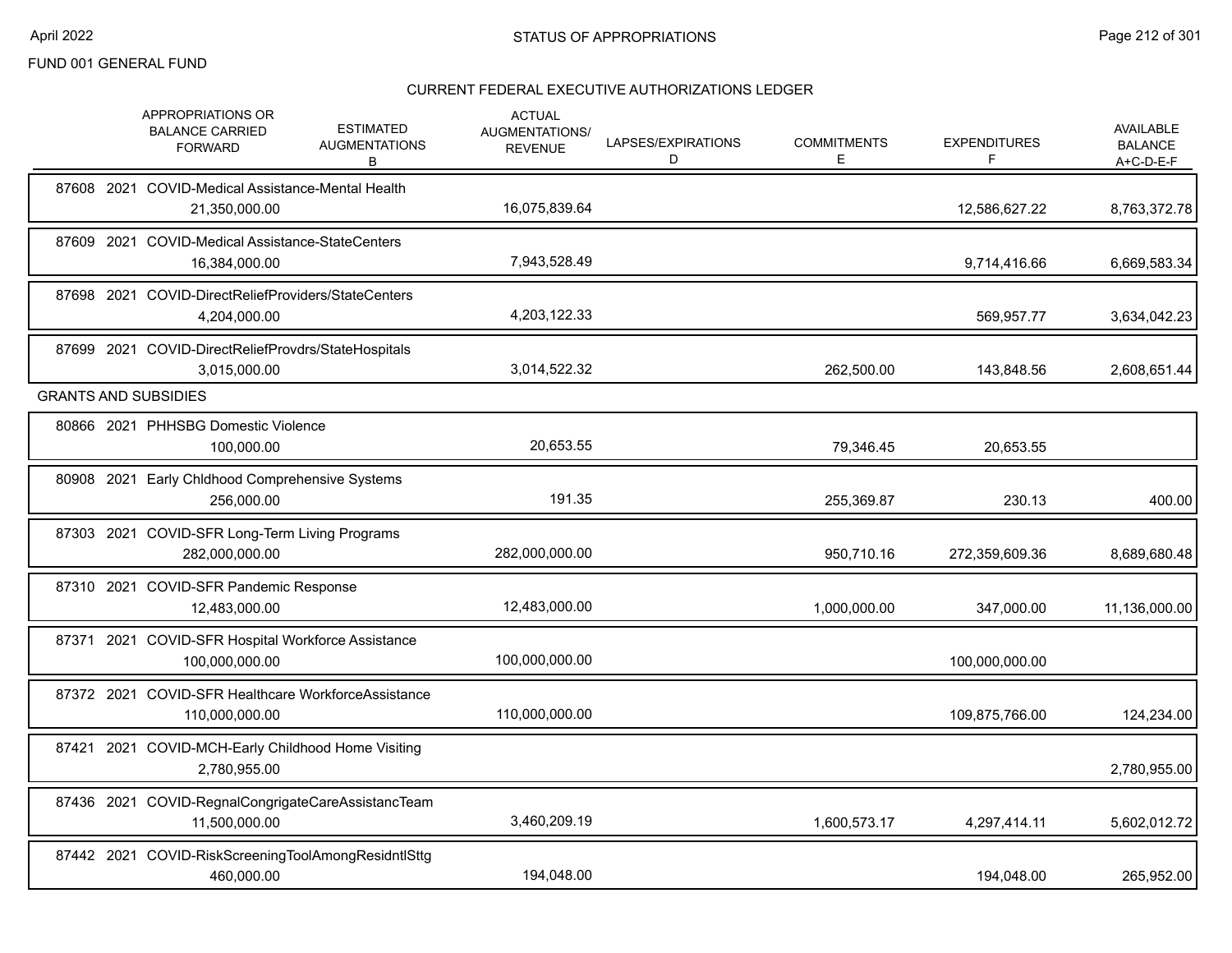FUND 001 GENERAL FUND

## STATUS OF APPROPRIATIONS

### CURRENT FEDERAL EXECUTIVE AUTHORIZATIONS LEDGER

| | APPROPRIATIONS OR BALANCE CARRIED FORWARD | ESTIMATED AUGMENTATIONS B | ACTUAL AUGMENTATIONS/ REVENUE | LAPSES/EXPIRATIONS D | COMMITMENTS E | EXPENDITURES F | AVAILABLE BALANCE A+C-D-E-F |
|---|---|---|---|---|---|---|---|
| 87608 2021 COVID-Medical Assistance-Mental Health | 21,350,000.00 | | 16,075,839.64 | | | 12,586,627.22 | 8,763,372.78 |
| 87609 2021 COVID-Medical Assistance-StateCenters | 16,384,000.00 | | 7,943,528.49 | | | 9,714,416.66 | 6,669,583.34 |
| 87698 2021 COVID-DirectReliefProviders/StateCenters | 4,204,000.00 | | 4,203,122.33 | | | 569,957.77 | 3,634,042.23 |
| 87699 2021 COVID-DirectReliefProvdrs/StateHospitals | 3,015,000.00 | | 3,014,522.32 | | 262,500.00 | 143,848.56 | 2,608,651.44 |
| **GRANTS AND SUBSIDIES** | | | | | | | |
| 80866 2021 PHHSBG Domestic Violence | 100,000.00 | | 20,653.55 | | 79,346.45 | 20,653.55 | |
| 80908 2021 Early Chldhood Comprehensive Systems | 256,000.00 | | 191.35 | | 255,369.87 | 230.13 | 400.00 |
| 87303 2021 COVID-SFR Long-Term Living Programs | 282,000,000.00 | | 282,000,000.00 | | 950,710.16 | 272,359,609.36 | 8,689,680.48 |
| 87310 2021 COVID-SFR Pandemic Response | 12,483,000.00 | | 12,483,000.00 | | 1,000,000.00 | 347,000.00 | 11,136,000.00 |
| 87371 2021 COVID-SFR Hospital Workforce Assistance | 100,000,000.00 | | 100,000,000.00 | | | 100,000,000.00 | |
| 87372 2021 COVID-SFR Healthcare WorkforceAssistance | 110,000,000.00 | | 110,000,000.00 | | | 109,875,766.00 | 124,234.00 |
| 87421 2021 COVID-MCH-Early Childhood Home Visiting | 2,780,955.00 | | | | | | 2,780,955.00 |
| 87436 2021 COVID-RegnalCongrigateCareAssistancTeam | 11,500,000.00 | | 3,460,209.19 | | 1,600,573.17 | 4,297,414.11 | 5,602,012.72 |
| 87442 2021 COVID-RiskScreeningToolAmongResidntlSttg | 460,000.00 | | 194,048.00 | | | 194,048.00 | 265,952.00 |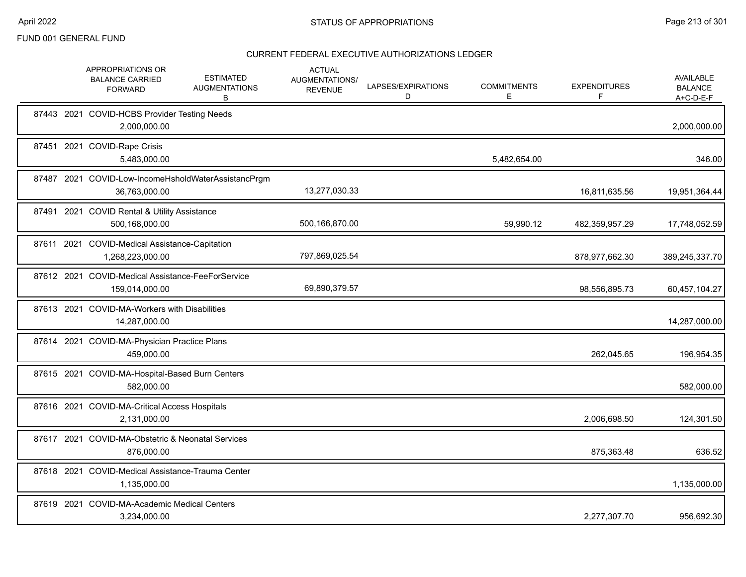FUND 001 GENERAL FUND

## CURRENT FEDERAL EXECUTIVE AUTHORIZATIONS LEDGER

| | APPROPRIATIONS OR BALANCE CARRIED FORWARD | ESTIMATED AUGMENTATIONS B | ACTUAL AUGMENTATIONS/ REVENUE | LAPSES/EXPIRATIONS D | COMMITMENTS E | EXPENDITURES F | AVAILABLE BALANCE A+C-D-E-F |
|---|---|---|---|---|---|---|---|
| 87443 2021 COVID-HCBS Provider Testing Needs | 2,000,000.00 | | | | | | 2,000,000.00 |
| 87451 2021 COVID-Rape Crisis | 5,483,000.00 | | | | 5,482,654.00 | | 346.00 |
| 87487 2021 COVID-Low-IncomeHsholdWaterAssistancPrgm | 36,763,000.00 | | 13,277,030.33 | | | 16,811,635.56 | 19,951,364.44 |
| 87491 2021 COVID Rental & Utility Assistance | 500,168,000.00 | | 500,166,870.00 | | 59,990.12 | 482,359,957.29 | 17,748,052.59 |
| 87611 2021 COVID-Medical Assistance-Capitation | 1,268,223,000.00 | | 797,869,025.54 | | | 878,977,662.30 | 389,245,337.70 |
| 87612 2021 COVID-Medical Assistance-FeeForService | 159,014,000.00 | | 69,890,379.57 | | | 98,556,895.73 | 60,457,104.27 |
| 87613 2021 COVID-MA-Workers with Disabilities | 14,287,000.00 | | | | | | 14,287,000.00 |
| 87614 2021 COVID-MA-Physician Practice Plans | 459,000.00 | | | | | 262,045.65 | 196,954.35 |
| 87615 2021 COVID-MA-Hospital-Based Burn Centers | 582,000.00 | | | | | | 582,000.00 |
| 87616 2021 COVID-MA-Critical Access Hospitals | 2,131,000.00 | | | | | 2,006,698.50 | 124,301.50 |
| 87617 2021 COVID-MA-Obstetric & Neonatal Services | 876,000.00 | | | | | 875,363.48 | 636.52 |
| 87618 2021 COVID-Medical Assistance-Trauma Center | 1,135,000.00 | | | | | | 1,135,000.00 |
| 87619 2021 COVID-MA-Academic Medical Centers | 3,234,000.00 | | | | | 2,277,307.70 | 956,692.30 |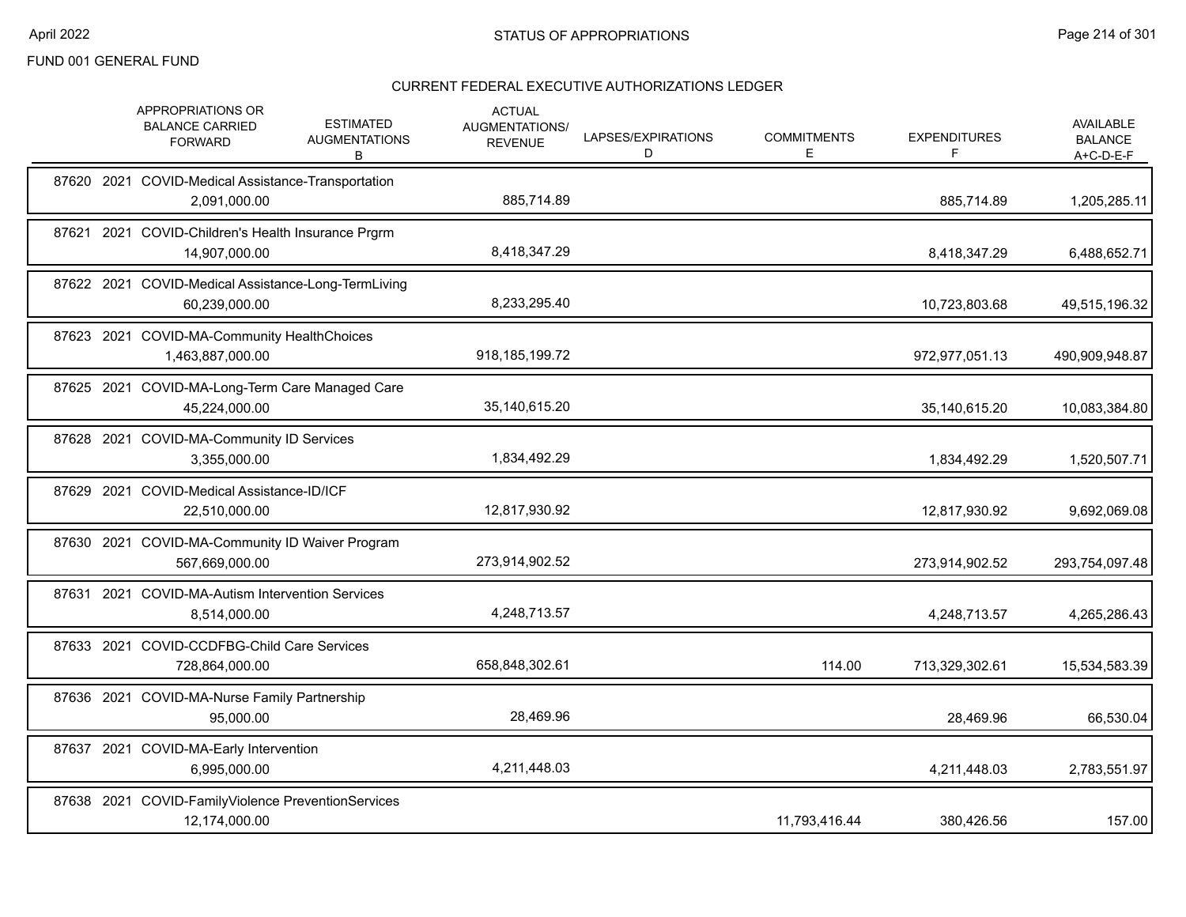FUND 001 GENERAL FUND

## CURRENT FEDERAL EXECUTIVE AUTHORIZATIONS LEDGER

| | APPROPRIATIONS OR BALANCE CARRIED FORWARD | ESTIMATED AUGMENTATIONS B | ACTUAL AUGMENTATIONS/ REVENUE | LAPSES/EXPIRATIONS D | COMMITMENTS E | EXPENDITURES F | AVAILABLE BALANCE A+C-D-E-F |
|---|---|---|---|---|---|---|---|
| 87620 2021 COVID-Medical Assistance-Transportation | 2,091,000.00 | | 885,714.89 | | | 885,714.89 | 1,205,285.11 |
| 87621 2021 COVID-Children's Health Insurance Prgrm | 14,907,000.00 | | 8,418,347.29 | | | 8,418,347.29 | 6,488,652.71 |
| 87622 2021 COVID-Medical Assistance-Long-TermLiving | 60,239,000.00 | | 8,233,295.40 | | | 10,723,803.68 | 49,515,196.32 |
| 87623 2021 COVID-MA-Community HealthChoices | 1,463,887,000.00 | | 918,185,199.72 | | | 972,977,051.13 | 490,909,948.87 |
| 87625 2021 COVID-MA-Long-Term Care Managed Care | 45,224,000.00 | | 35,140,615.20 | | | 35,140,615.20 | 10,083,384.80 |
| 87628 2021 COVID-MA-Community ID Services | 3,355,000.00 | | 1,834,492.29 | | | 1,834,492.29 | 1,520,507.71 |
| 87629 2021 COVID-Medical Assistance-ID/ICF | 22,510,000.00 | | 12,817,930.92 | | | 12,817,930.92 | 9,692,069.08 |
| 87630 2021 COVID-MA-Community ID Waiver Program | 567,669,000.00 | | 273,914,902.52 | | | 273,914,902.52 | 293,754,097.48 |
| 87631 2021 COVID-MA-Autism Intervention Services | 8,514,000.00 | | 4,248,713.57 | | | 4,248,713.57 | 4,265,286.43 |
| 87633 2021 COVID-CCDFBG-Child Care Services | 728,864,000.00 | | 658,848,302.61 | | 114.00 | 713,329,302.61 | 15,534,583.39 |
| 87636 2021 COVID-MA-Nurse Family Partnership | 95,000.00 | | 28,469.96 | | | 28,469.96 | 66,530.04 |
| 87637 2021 COVID-MA-Early Intervention | 6,995,000.00 | | 4,211,448.03 | | | 4,211,448.03 | 2,783,551.97 |
| 87638 2021 COVID-FamilyViolence PreventionServices | 12,174,000.00 | | | | 11,793,416.44 | 380,426.56 | 157.00 |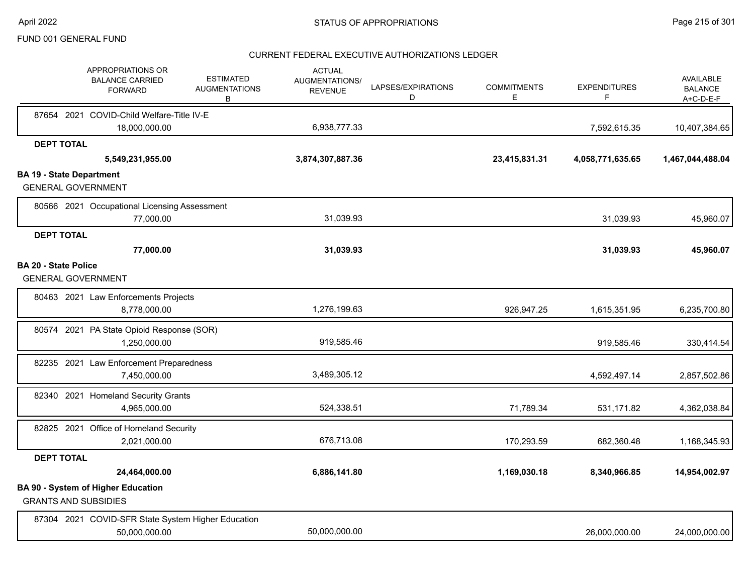FUND 001 GENERAL FUND

## CURRENT FEDERAL EXECUTIVE AUTHORIZATIONS LEDGER

| | APPROPRIATIONS OR BALANCE CARRIED FORWARD | ESTIMATED AUGMENTATIONS B | ACTUAL AUGMENTATIONS/ REVENUE | LAPSES/EXPIRATIONS D | COMMITMENTS E | EXPENDITURES F | AVAILABLE BALANCE A+C-D-E-F |
|---|---|---|---|---|---|---|---|
| 87654 2021 COVID-Child Welfare-Title IV-E | 18,000,000.00 | | 6,938,777.33 | | | 7,592,615.35 | 10,407,384.65 |
| **DEPT TOTAL** | **5,549,231,955.00** | | **3,874,307,887.36** | | **23,415,831.31** | **4,058,771,635.65** | **1,467,044,488.04** |
| **BA 19 - State Department** | | | | | | | |
| GENERAL GOVERNMENT | | | | | | | |
| 80566 2021 Occupational Licensing Assessment | 77,000.00 | | 31,039.93 | | | 31,039.93 | 45,960.07 |
| **DEPT TOTAL** | **77,000.00** | | **31,039.93** | | | **31,039.93** | **45,960.07** |
| **BA 20 - State Police** | | | | | | | |
| GENERAL GOVERNMENT | | | | | | | |
| 80463 2021 Law Enforcements Projects | 8,778,000.00 | | 1,276,199.63 | | 926,947.25 | 1,615,351.95 | 6,235,700.80 |
| 80574 2021 PA State Opioid Response (SOR) | 1,250,000.00 | | 919,585.46 | | | 919,585.46 | 330,414.54 |
| 82235 2021 Law Enforcement Preparedness | 7,450,000.00 | | 3,489,305.12 | | | 4,592,497.14 | 2,857,502.86 |
| 82340 2021 Homeland Security Grants | 4,965,000.00 | | 524,338.51 | | 71,789.34 | 531,171.82 | 4,362,038.84 |
| 82825 2021 Office of Homeland Security | 2,021,000.00 | | 676,713.08 | | 170,293.59 | 682,360.48 | 1,168,345.93 |
| **DEPT TOTAL** | **24,464,000.00** | | **6,886,141.80** | | **1,169,030.18** | **8,340,966.85** | **14,954,002.97** |
| **BA 90 - System of Higher Education** | | | | | | | |
| GRANTS AND SUBSIDIES | | | | | | | |
| 87304 2021 COVID-SFR State System Higher Education | 50,000,000.00 | | 50,000,000.00 | | | 26,000,000.00 | 24,000,000.00 |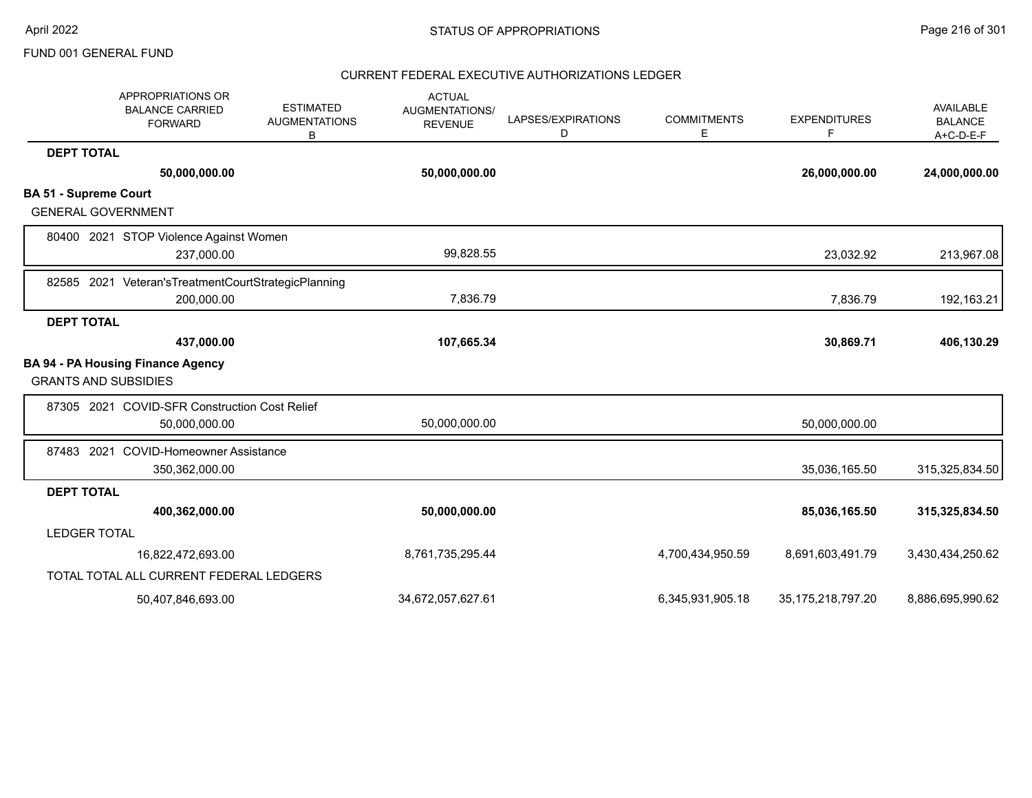FUND 001 GENERAL FUND

## STATUS OF APPROPRIATIONS

### CURRENT FEDERAL EXECUTIVE AUTHORIZATIONS LEDGER

| APPROPRIATIONS OR BALANCE CARRIED FORWARD | ESTIMATED AUGMENTATIONS B | ACTUAL AUGMENTATIONS/ REVENUE | LAPSES/EXPIRATIONS D | COMMITMENTS E | EXPENDITURES F | AVAILABLE BALANCE A+C-D-E-F |
|---|---|---|---|---|---|---|
| **DEPT TOTAL** | | | | | | |
| **50,000,000.00** | | **50,000,000.00** | | | **26,000,000.00** | **24,000,000.00** |
| **BA 51 - Supreme Court** | | | | | | |
| GENERAL GOVERNMENT | | | | | | |
| 80400 2021 STOP Violence Against Women | | | | | | |
| 237,000.00 | | 99,828.55 | | | 23,032.92 | 213,967.08 |
| 82585 2021 Veteran'sTreatmentCourtStrategicPlanning | | | | | | |
| 200,000.00 | | 7,836.79 | | | 7,836.79 | 192,163.21 |
| **DEPT TOTAL** | | | | | | |
| **437,000.00** | | **107,665.34** | | | **30,869.71** | **406,130.29** |
| **BA 94 - PA Housing Finance Agency** | | | | | | |
| GRANTS AND SUBSIDIES | | | | | | |
| 87305 2021 COVID-SFR Construction Cost Relief | | | | | | |
| 50,000,000.00 | | 50,000,000.00 | | | 50,000,000.00 | |
| 87483 2021 COVID-Homeowner Assistance | | | | | | |
| 350,362,000.00 | | | | | 35,036,165.50 | 315,325,834.50 |
| **DEPT TOTAL** | | | | | | |
| **400,362,000.00** | | **50,000,000.00** | | | **85,036,165.50** | **315,325,834.50** |
| LEDGER TOTAL | | | | | | |
| 16,822,472,693.00 | | 8,761,735,295.44 | | 4,700,434,950.59 | 8,691,603,491.79 | 3,430,434,250.62 |
| TOTAL TOTAL ALL CURRENT FEDERAL LEDGERS | | | | | | |
| 50,407,846,693.00 | | 34,672,057,627.61 | | 6,345,931,905.18 | 35,175,218,797.20 | 8,886,695,990.62 |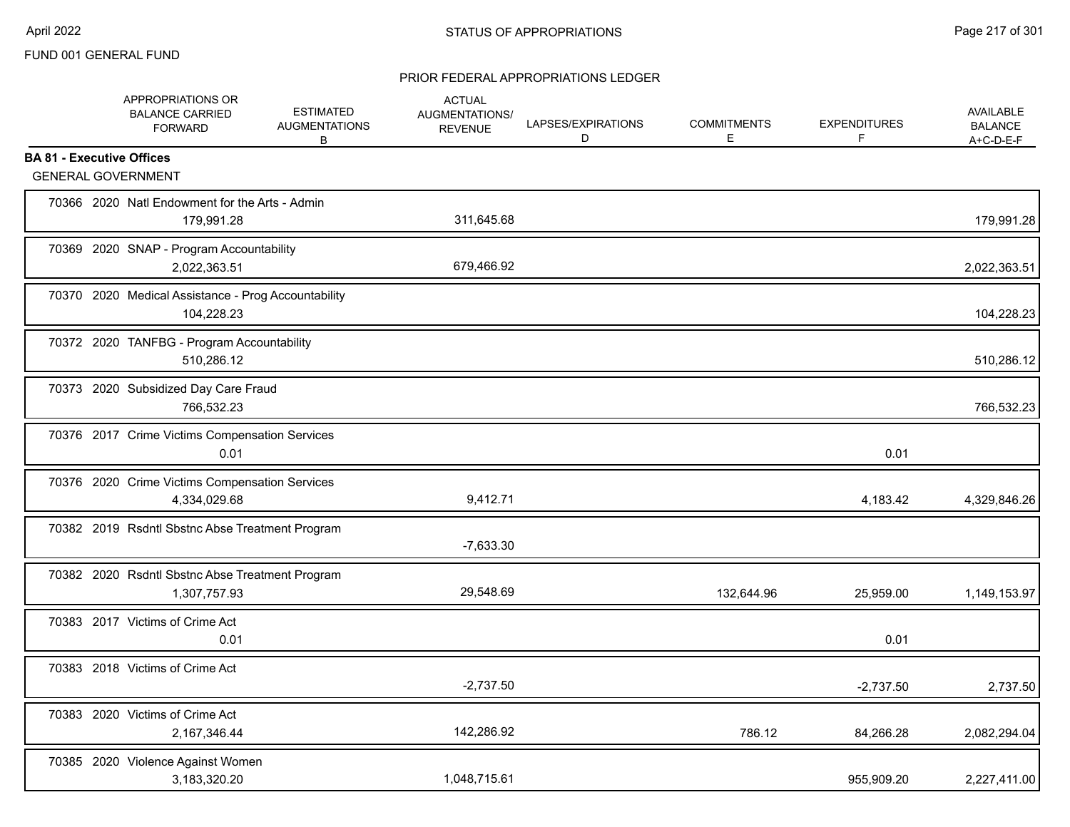FUND 001 GENERAL FUND

PRIOR FEDERAL APPROPRIATIONS LEDGER

| APPROPRIATIONS OR BALANCE CARRIED FORWARD | ESTIMATED AUGMENTATIONS B | ACTUAL AUGMENTATIONS/ REVENUE | LAPSES/EXPIRATIONS D | COMMITMENTS E | EXPENDITURES F | AVAILABLE BALANCE A+C-D-E-F |
|---|---|---|---|---|---|---|
| **BA 81 - Executive Offices** | | | | | | |
| GENERAL GOVERNMENT | | | | | | |
| 70366 2020 Natl Endowment for the Arts - Admin | | | | | | |
| 179,991.28 | | 311,645.68 | | | | 179,991.28 |
| 70369 2020 SNAP - Program Accountability | | | | | | |
| 2,022,363.51 | | 679,466.92 | | | | 2,022,363.51 |
| 70370 2020 Medical Assistance - Prog Accountability | | | | | | |
| 104,228.23 | | | | | | 104,228.23 |
| 70372 2020 TANFBG - Program Accountability | | | | | | |
| 510,286.12 | | | | | | 510,286.12 |
| 70373 2020 Subsidized Day Care Fraud | | | | | | |
| 766,532.23 | | | | | | 766,532.23 |
| 70376 2017 Crime Victims Compensation Services | | | | | | |
| 0.01 | | | | | 0.01 | |
| 70376 2020 Crime Victims Compensation Services | | | | | | |
| 4,334,029.68 | | 9,412.71 | | | 4,183.42 | 4,329,846.26 |
| 70382 2019 Rsdntl Sbstnc Abse Treatment Program | | | | | | |
| | | -7,633.30 | | | | |
| 70382 2020 Rsdntl Sbstnc Abse Treatment Program | | | | | | |
| 1,307,757.93 | | 29,548.69 | | 132,644.96 | 25,959.00 | 1,149,153.97 |
| 70383 2017 Victims of Crime Act | | | | | | |
| 0.01 | | | | | 0.01 | |
| 70383 2018 Victims of Crime Act | | | | | | |
| | | -2,737.50 | | | -2,737.50 | 2,737.50 |
| 70383 2020 Victims of Crime Act | | | | | | |
| 2,167,346.44 | | 142,286.92 | | 786.12 | 84,266.28 | 2,082,294.04 |
| 70385 2020 Violence Against Women | | | | | | |
| 3,183,320.20 | | 1,048,715.61 | | | 955,909.20 | 2,227,411.00 |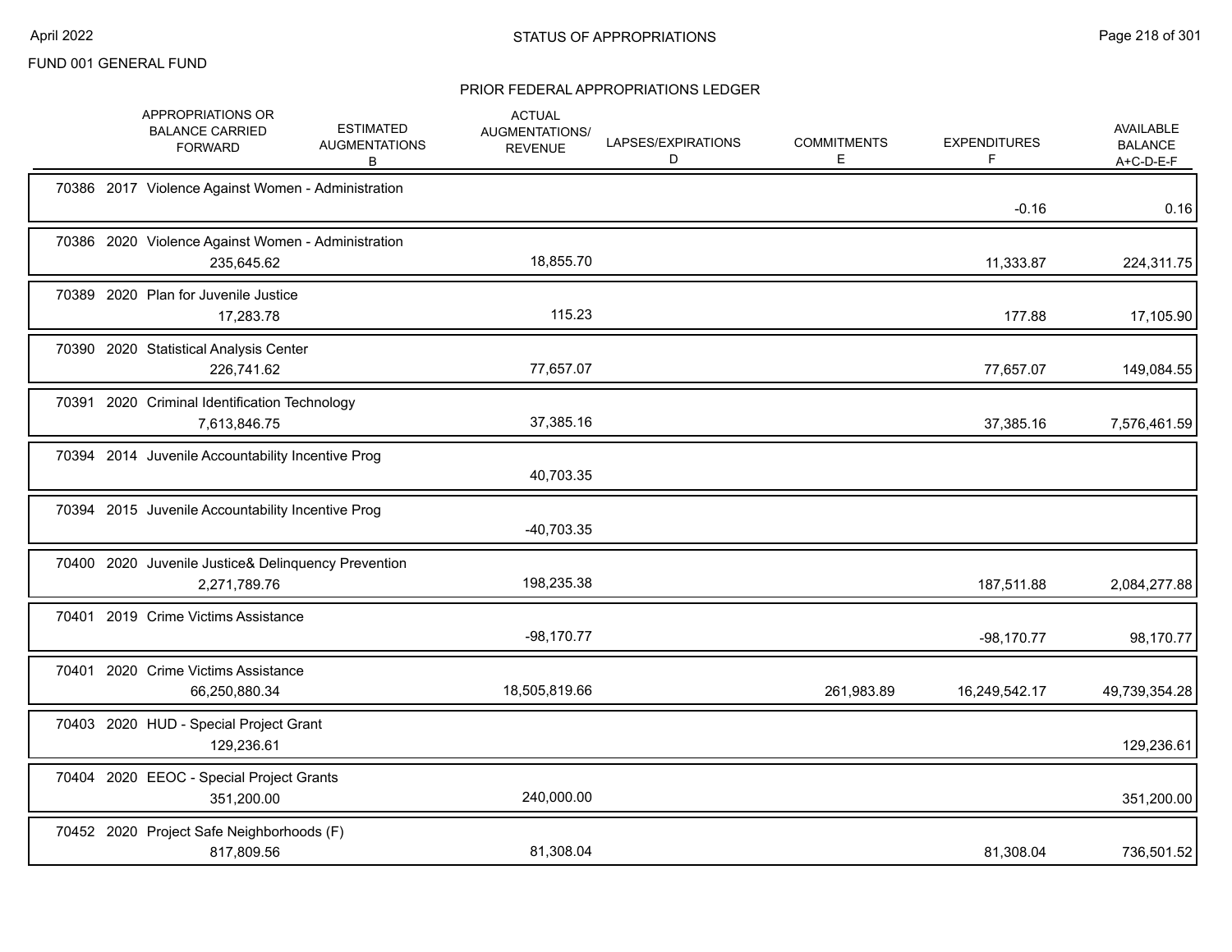FUND 001 GENERAL FUND

## STATUS OF APPROPRIATIONS

### PRIOR FEDERAL APPROPRIATIONS LEDGER

| | APPROPRIATIONS OR BALANCE CARRIED FORWARD | ESTIMATED AUGMENTATIONS B | ACTUAL AUGMENTATIONS/ REVENUE | LAPSES/EXPIRATIONS D | COMMITMENTS E | EXPENDITURES F | AVAILABLE BALANCE A+C-D-E-F |
|---|---|---|---|---|---|---|---|
| 70386 2017 Violence Against Women - Administration | | | | | | -0.16 | 0.16 |
| 70386 2020 Violence Against Women - Administration | 235,645.62 | | 18,855.70 | | | 11,333.87 | 224,311.75 |
| 70389 2020 Plan for Juvenile Justice | 17,283.78 | | 115.23 | | | 177.88 | 17,105.90 |
| 70390 2020 Statistical Analysis Center | 226,741.62 | | 77,657.07 | | | 77,657.07 | 149,084.55 |
| 70391 2020 Criminal Identification Technology | 7,613,846.75 | | 37,385.16 | | | 37,385.16 | 7,576,461.59 |
| 70394 2014 Juvenile Accountability Incentive Prog | | | 40,703.35 | | | | |
| 70394 2015 Juvenile Accountability Incentive Prog | | | -40,703.35 | | | | |
| 70400 2020 Juvenile Justice& Delinquency Prevention | 2,271,789.76 | | 198,235.38 | | | 187,511.88 | 2,084,277.88 |
| 70401 2019 Crime Victims Assistance | | | -98,170.77 | | | -98,170.77 | 98,170.77 |
| 70401 2020 Crime Victims Assistance | 66,250,880.34 | | 18,505,819.66 | | 261,983.89 | 16,249,542.17 | 49,739,354.28 |
| 70403 2020 HUD - Special Project Grant | 129,236.61 | | | | | | 129,236.61 |
| 70404 2020 EEOC - Special Project Grants | 351,200.00 | | 240,000.00 | | | | 351,200.00 |
| 70452 2020 Project Safe Neighborhoods (F) | 817,809.56 | | 81,308.04 | | | 81,308.04 | 736,501.52 |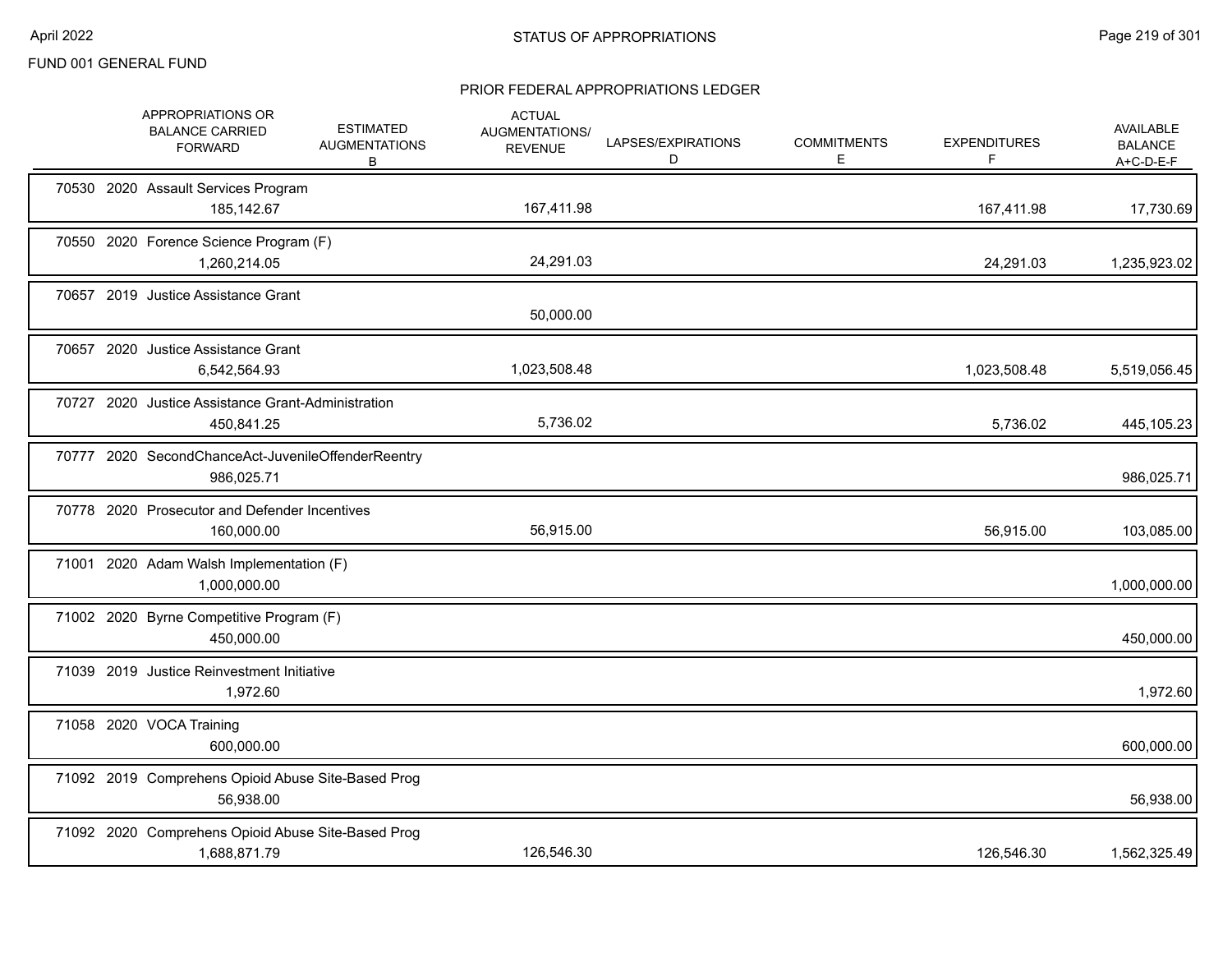FUND 001 GENERAL FUND

## STATUS OF APPROPRIATIONS

### PRIOR FEDERAL APPROPRIATIONS LEDGER

| | APPROPRIATIONS OR BALANCE CARRIED FORWARD | ESTIMATED AUGMENTATIONS B | ACTUAL AUGMENTATIONS/ REVENUE | LAPSES/EXPIRATIONS D | COMMITMENTS E | EXPENDITURES F | AVAILABLE BALANCE A+C-D-E-F |
|---|---|---|---|---|---|---|---|
| 70530 2020 Assault Services Program | 185,142.67 | | 167,411.98 | | | 167,411.98 | 17,730.69 |
| 70550 2020 Forence Science Program (F) | 1,260,214.05 | | 24,291.03 | | | 24,291.03 | 1,235,923.02 |
| 70657 2019 Justice Assistance Grant | | | 50,000.00 | | | | |
| 70657 2020 Justice Assistance Grant | 6,542,564.93 | | 1,023,508.48 | | | 1,023,508.48 | 5,519,056.45 |
| 70727 2020 Justice Assistance Grant-Administration | 450,841.25 | | 5,736.02 | | | 5,736.02 | 445,105.23 |
| 70777 2020 SecondChanceAct-JuvenileOffenderReentry | 986,025.71 | | | | | | 986,025.71 |
| 70778 2020 Prosecutor and Defender Incentives | 160,000.00 | | 56,915.00 | | | 56,915.00 | 103,085.00 |
| 71001 2020 Adam Walsh Implementation (F) | 1,000,000.00 | | | | | | 1,000,000.00 |
| 71002 2020 Byrne Competitive Program (F) | 450,000.00 | | | | | | 450,000.00 |
| 71039 2019 Justice Reinvestment Initiative | 1,972.60 | | | | | | 1,972.60 |
| 71058 2020 VOCA Training | 600,000.00 | | | | | | 600,000.00 |
| 71092 2019 Comprehens Opioid Abuse Site-Based Prog | 56,938.00 | | | | | | 56,938.00 |
| 71092 2020 Comprehens Opioid Abuse Site-Based Prog | 1,688,871.79 | | 126,546.30 | | | 126,546.30 | 1,562,325.49 |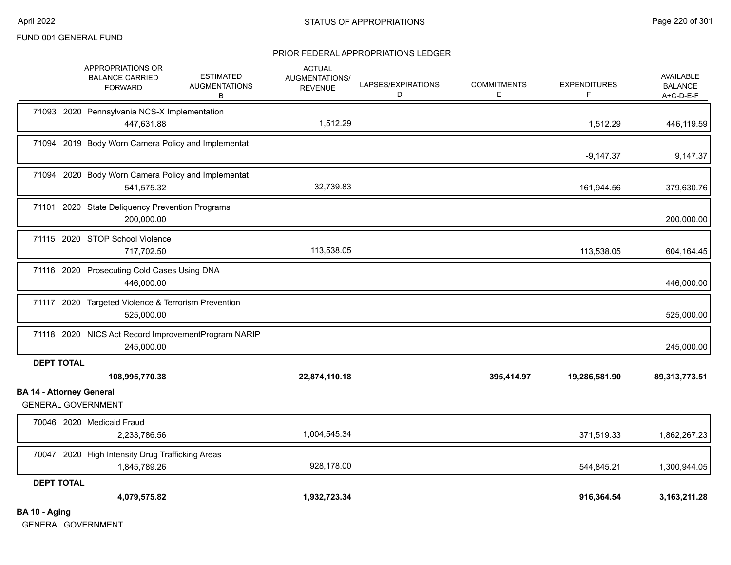FUND 001 GENERAL FUND

## PRIOR FEDERAL APPROPRIATIONS LEDGER

| | APPROPRIATIONS OR BALANCE CARRIED FORWARD | ESTIMATED AUGMENTATIONS B | ACTUAL AUGMENTATIONS/ REVENUE | LAPSES/EXPIRATIONS D | COMMITMENTS E | EXPENDITURES F | AVAILABLE BALANCE A+C-D-E-F |
|---|---|---|---|---|---|---|---|
| 71093 2020 Pennsylvania NCS-X Implementation | 447,631.88 | | 1,512.29 | | | 1,512.29 | 446,119.59 |
| 71094 2019 Body Worn Camera Policy and Implementat | | | | | | -9,147.37 | 9,147.37 |
| 71094 2020 Body Worn Camera Policy and Implementat | 541,575.32 | | 32,739.83 | | | 161,944.56 | 379,630.76 |
| 71101 2020 State Deliquency Prevention Programs | 200,000.00 | | | | | | 200,000.00 |
| 71115 2020 STOP School Violence | 717,702.50 | | 113,538.05 | | | 113,538.05 | 604,164.45 |
| 71116 2020 Prosecuting Cold Cases Using DNA | 446,000.00 | | | | | | 446,000.00 |
| 71117 2020 Targeted Violence & Terrorism Prevention | 525,000.00 | | | | | | 525,000.00 |
| 71118 2020 NICS Act Record ImprovementProgram NARIP | 245,000.00 | | | | | | 245,000.00 |
| **DEPT TOTAL** | **108,995,770.38** | | **22,874,110.18** | | **395,414.97** | **19,286,581.90** | **89,313,773.51** |

**BA 14 - Attorney General**

GENERAL GOVERNMENT

| | APPROPRIATIONS OR BALANCE CARRIED FORWARD | ESTIMATED AUGMENTATIONS B | ACTUAL AUGMENTATIONS/ REVENUE | LAPSES/EXPIRATIONS D | COMMITMENTS E | EXPENDITURES F | AVAILABLE BALANCE A+C-D-E-F |
|---|---|---|---|---|---|---|---|
| 70046 2020 Medicaid Fraud | 2,233,786.56 | | 1,004,545.34 | | | 371,519.33 | 1,862,267.23 |
| 70047 2020 High Intensity Drug Trafficking Areas | 1,845,789.26 | | 928,178.00 | | | 544,845.21 | 1,300,944.05 |
| **DEPT TOTAL** | **4,079,575.82** | | **1,932,723.34** | | | **916,364.54** | **3,163,211.28** |

**BA 10 - Aging**

GENERAL GOVERNMENT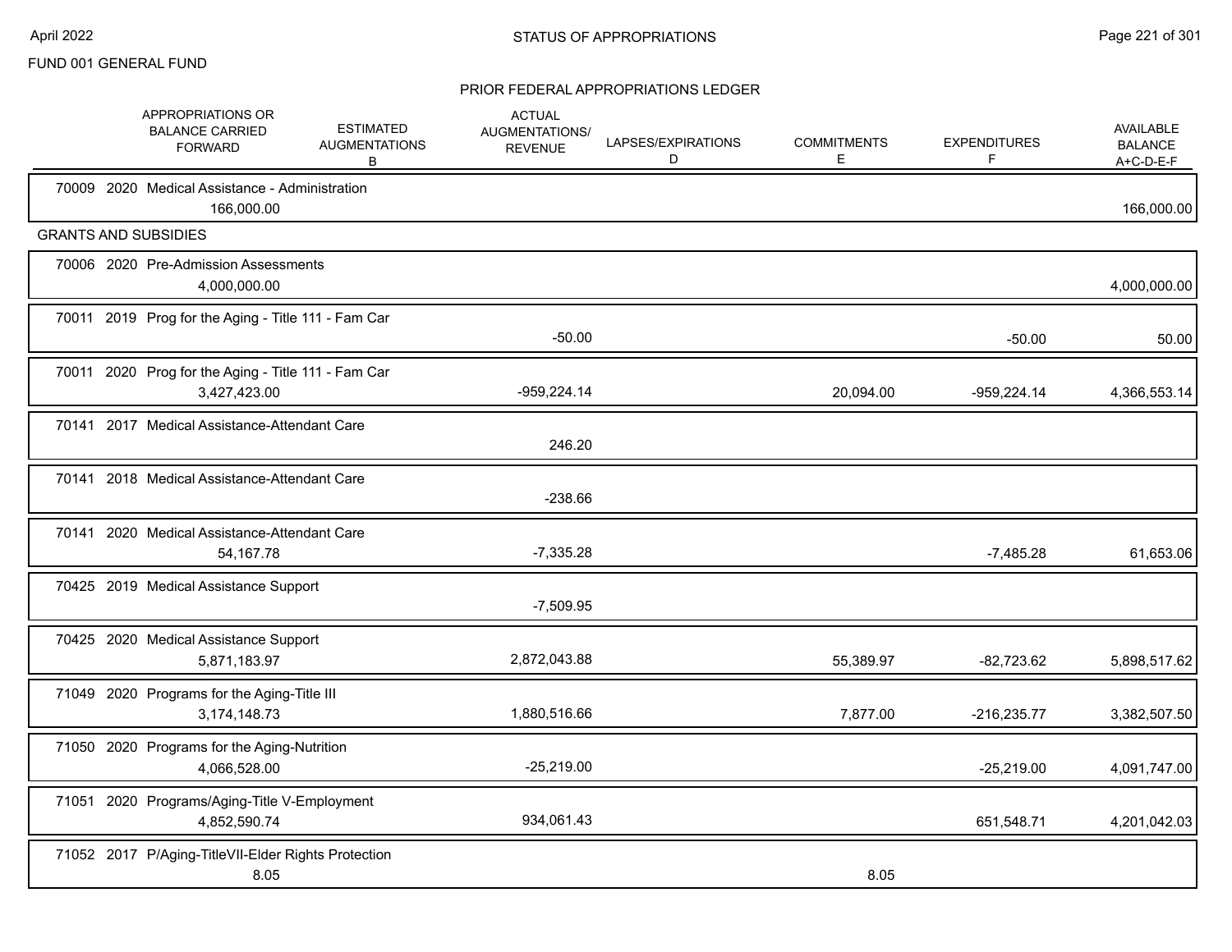FUND 001 GENERAL FUND

## STATUS OF APPROPRIATIONS

### PRIOR FEDERAL APPROPRIATIONS LEDGER

| | APPROPRIATIONS OR BALANCE CARRIED FORWARD | ESTIMATED AUGMENTATIONS B | ACTUAL AUGMENTATIONS/ REVENUE | LAPSES/EXPIRATIONS D | COMMITMENTS E | EXPENDITURES F | AVAILABLE BALANCE A+C-D-E-F |
|---|---|---|---|---|---|---|---|
| 70009 2020 Medical Assistance - Administration | 166,000.00 | | | | | | 166,000.00 |
| **GRANTS AND SUBSIDIES** | | | | | | | |
| 70006 2020 Pre-Admission Assessments | 4,000,000.00 | | | | | | 4,000,000.00 |
| 70011 2019 Prog for the Aging - Title 111 - Fam Car | | | -50.00 | | | -50.00 | 50.00 |
| 70011 2020 Prog for the Aging - Title 111 - Fam Car | 3,427,423.00 | | -959,224.14 | | 20,094.00 | -959,224.14 | 4,366,553.14 |
| 70141 2017 Medical Assistance-Attendant Care | | | 246.20 | | | | |
| 70141 2018 Medical Assistance-Attendant Care | | | -238.66 | | | | |
| 70141 2020 Medical Assistance-Attendant Care | 54,167.78 | | -7,335.28 | | | -7,485.28 | 61,653.06 |
| 70425 2019 Medical Assistance Support | | | -7,509.95 | | | | |
| 70425 2020 Medical Assistance Support | 5,871,183.97 | | 2,872,043.88 | | 55,389.97 | -82,723.62 | 5,898,517.62 |
| 71049 2020 Programs for the Aging-Title III | 3,174,148.73 | | 1,880,516.66 | | 7,877.00 | -216,235.77 | 3,382,507.50 |
| 71050 2020 Programs for the Aging-Nutrition | 4,066,528.00 | | -25,219.00 | | | -25,219.00 | 4,091,747.00 |
| 71051 2020 Programs/Aging-Title V-Employment | 4,852,590.74 | | 934,061.43 | | | 651,548.71 | 4,201,042.03 |
| 71052 2017 P/Aging-TitleVII-Elder Rights Protection | 8.05 | | | | 8.05 | | |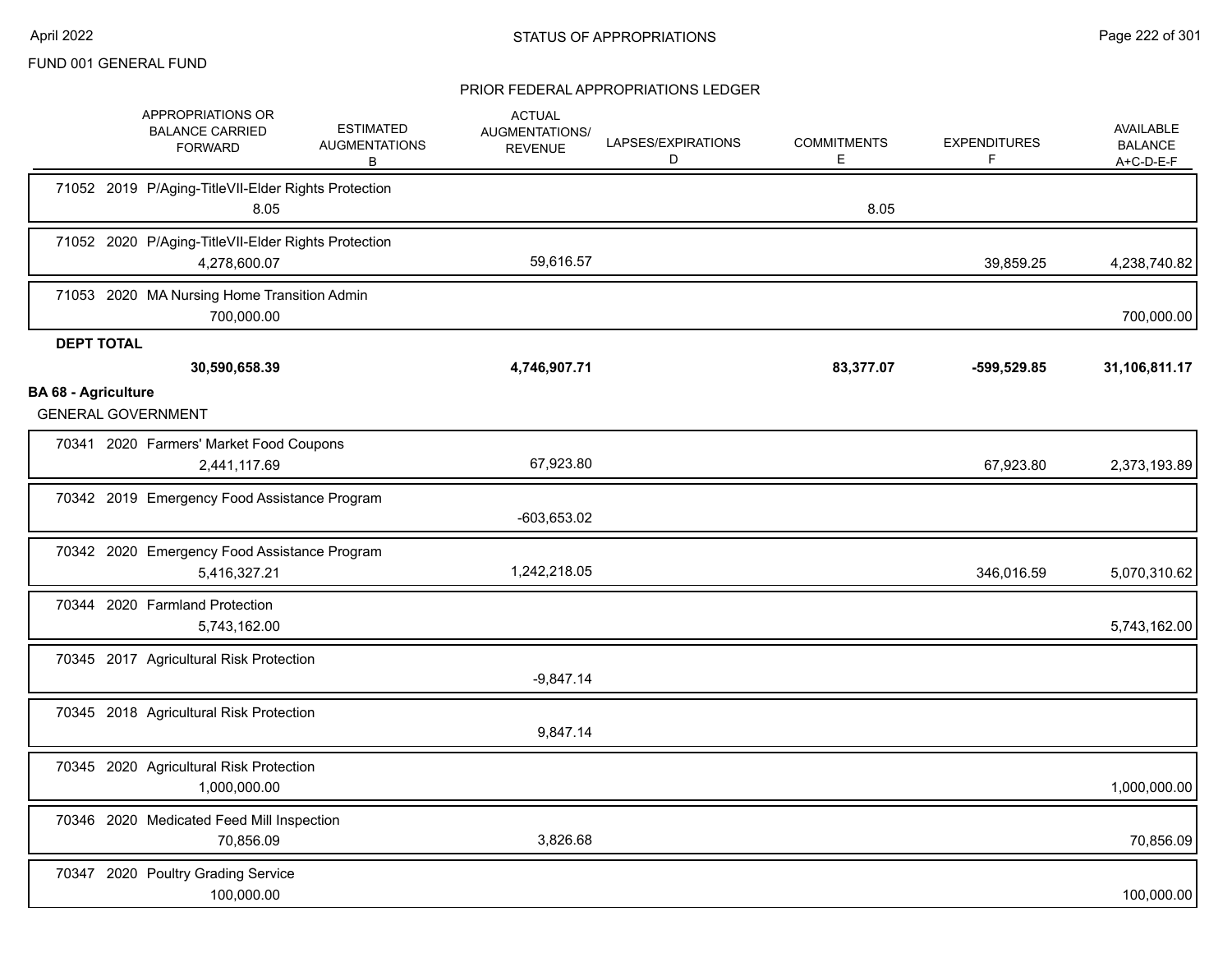FUND 001 GENERAL FUND

STATUS OF APPROPRIATIONS

PRIOR FEDERAL APPROPRIATIONS LEDGER

| APPROPRIATIONS OR BALANCE CARRIED FORWARD | ESTIMATED AUGMENTATIONS B | ACTUAL AUGMENTATIONS/ REVENUE | LAPSES/EXPIRATIONS D | COMMITMENTS E | EXPENDITURES F | AVAILABLE BALANCE A+C-D-E-F |
|---|---|---|---|---|---|---|
| 71052 2019 P/Aging-TitleVII-Elder Rights Protection | | | | | | |
| 8.05 | | | | 8.05 | | |
| 71052 2020 P/Aging-TitleVII-Elder Rights Protection | | | | | | |
| 4,278,600.07 | | 59,616.57 | | | 39,859.25 | 4,238,740.82 |
| 71053 2020 MA Nursing Home Transition Admin | | | | | | |
| 700,000.00 | | | | | | 700,000.00 |
| **DEPT TOTAL** | | | | | | |
| **30,590,658.39** | | **4,746,907.71** | | **83,377.07** | **-599,529.85** | **31,106,811.17** |

**BA 68 - Agriculture**

GENERAL GOVERNMENT

| APPROPRIATIONS OR BALANCE CARRIED FORWARD | ESTIMATED AUGMENTATIONS B | ACTUAL AUGMENTATIONS/ REVENUE | LAPSES/EXPIRATIONS D | COMMITMENTS E | EXPENDITURES F | AVAILABLE BALANCE A+C-D-E-F |
|---|---|---|---|---|---|---|
| 70341 2020 Farmers' Market Food Coupons | | | | | | |
| 2,441,117.69 | | 67,923.80 | | | 67,923.80 | 2,373,193.89 |
| 70342 2019 Emergency Food Assistance Program | | | | | | |
| | | -603,653.02 | | | | |
| 70342 2020 Emergency Food Assistance Program | | | | | | |
| 5,416,327.21 | | 1,242,218.05 | | | 346,016.59 | 5,070,310.62 |
| 70344 2020 Farmland Protection | | | | | | |
| 5,743,162.00 | | | | | | 5,743,162.00 |
| 70345 2017 Agricultural Risk Protection | | | | | | |
| | | -9,847.14 | | | | |
| 70345 2018 Agricultural Risk Protection | | | | | | |
| | | 9,847.14 | | | | |
| 70345 2020 Agricultural Risk Protection | | | | | | |
| 1,000,000.00 | | | | | | 1,000,000.00 |
| 70346 2020 Medicated Feed Mill Inspection | | | | | | |
| 70,856.09 | | 3,826.68 | | | | 70,856.09 |
| 70347 2020 Poultry Grading Service | | | | | | |
| 100,000.00 | | | | | | 100,000.00 |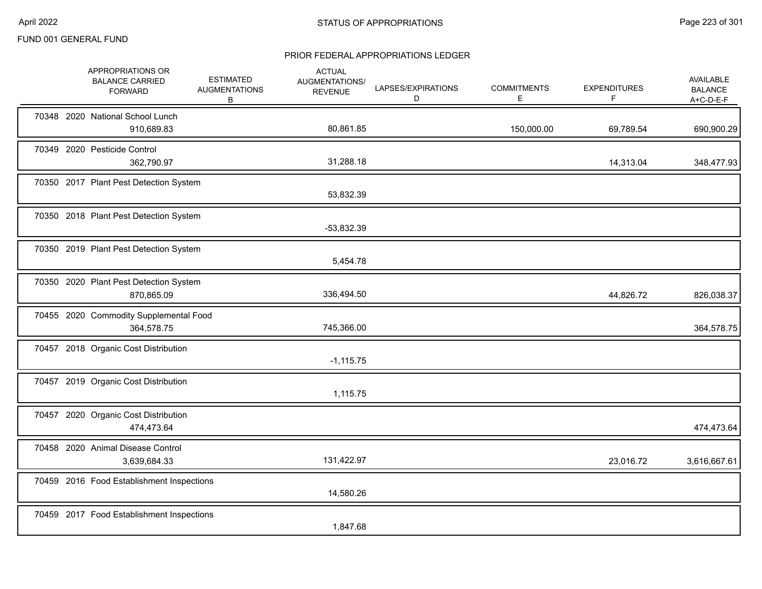FUND 001 GENERAL FUND

## STATUS OF APPROPRIATIONS

### PRIOR FEDERAL APPROPRIATIONS LEDGER

| | APPROPRIATIONS OR BALANCE CARRIED FORWARD | ESTIMATED AUGMENTATIONS B | ACTUAL AUGMENTATIONS/ REVENUE | LAPSES/EXPIRATIONS D | COMMITMENTS E | EXPENDITURES F | AVAILABLE BALANCE A+C-D-E-F |
|---|---|---|---|---|---|---|---|
| 70348 2020 National School Lunch | 910,689.83 | | 80,861.85 | | 150,000.00 | 69,789.54 | 690,900.29 |
| 70349 2020 Pesticide Control | 362,790.97 | | 31,288.18 | | | 14,313.04 | 348,477.93 |
| 70350 2017 Plant Pest Detection System | | | 53,832.39 | | | | |
| 70350 2018 Plant Pest Detection System | | | -53,832.39 | | | | |
| 70350 2019 Plant Pest Detection System | | | 5,454.78 | | | | |
| 70350 2020 Plant Pest Detection System | 870,865.09 | | 336,494.50 | | | 44,826.72 | 826,038.37 |
| 70455 2020 Commodity Supplemental Food | 364,578.75 | | 745,366.00 | | | | 364,578.75 |
| 70457 2018 Organic Cost Distribution | | | -1,115.75 | | | | |
| 70457 2019 Organic Cost Distribution | | | 1,115.75 | | | | |
| 70457 2020 Organic Cost Distribution | 474,473.64 | | | | | | 474,473.64 |
| 70458 2020 Animal Disease Control | 3,639,684.33 | | 131,422.97 | | | 23,016.72 | 3,616,667.61 |
| 70459 2016 Food Establishment Inspections | | | 14,580.26 | | | | |
| 70459 2017 Food Establishment Inspections | | | 1,847.68 | | | | |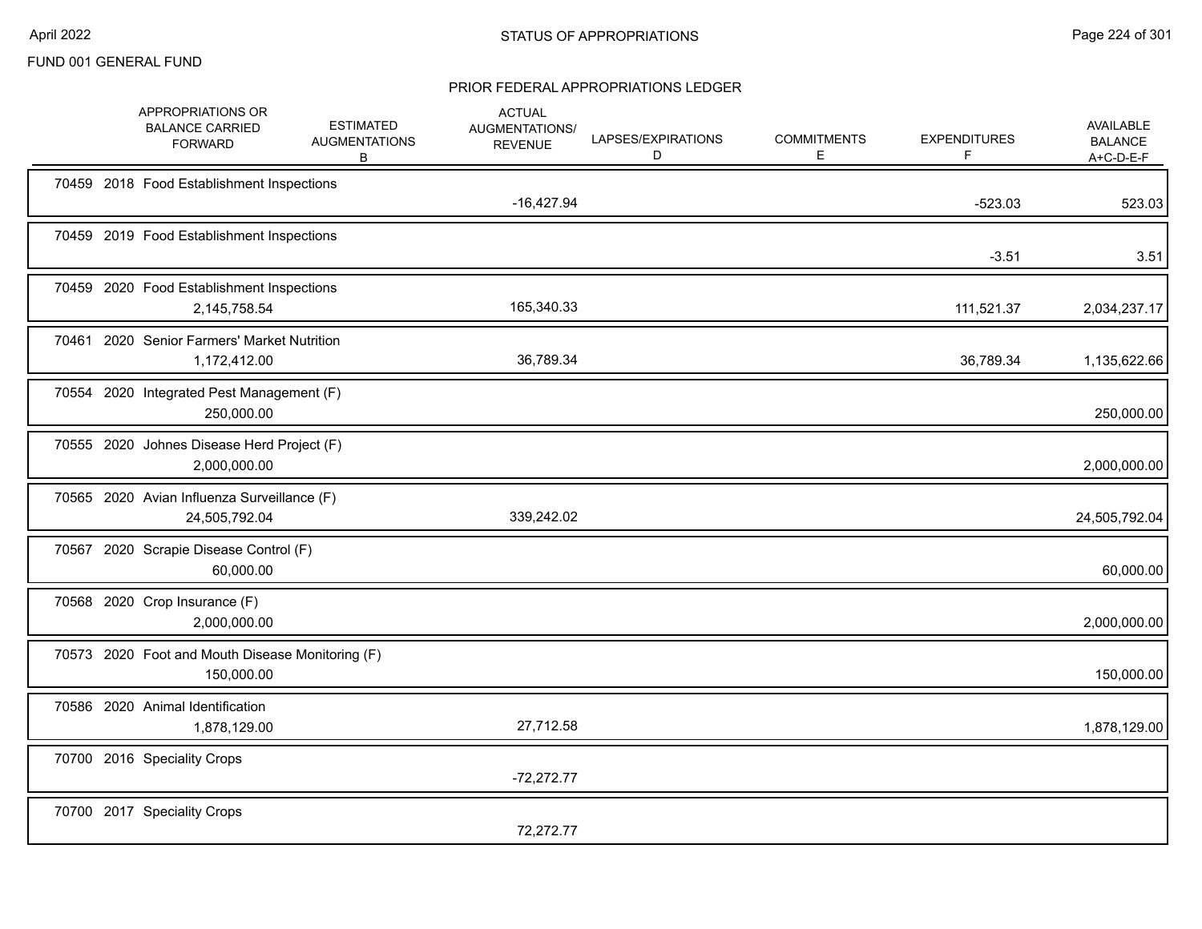FUND 001 GENERAL FUND

## STATUS OF APPROPRIATIONS

### PRIOR FEDERAL APPROPRIATIONS LEDGER

| | APPROPRIATIONS OR BALANCE CARRIED FORWARD | ESTIMATED AUGMENTATIONS B | ACTUAL AUGMENTATIONS/ REVENUE | LAPSES/EXPIRATIONS D | COMMITMENTS E | EXPENDITURES F | AVAILABLE BALANCE A+C-D-E-F |
|---|---|---|---|---|---|---|---|
| 70459 2018 Food Establishment Inspections | | | -16,427.94 | | | -523.03 | 523.03 |
| 70459 2019 Food Establishment Inspections | | | | | | -3.51 | 3.51 |
| 70459 2020 Food Establishment Inspections | 2,145,758.54 | | 165,340.33 | | | 111,521.37 | 2,034,237.17 |
| 70461 2020 Senior Farmers' Market Nutrition | 1,172,412.00 | | 36,789.34 | | | 36,789.34 | 1,135,622.66 |
| 70554 2020 Integrated Pest Management (F) | 250,000.00 | | | | | | 250,000.00 |
| 70555 2020 Johnes Disease Herd Project (F) | 2,000,000.00 | | | | | | 2,000,000.00 |
| 70565 2020 Avian Influenza Surveillance (F) | 24,505,792.04 | | 339,242.02 | | | | 24,505,792.04 |
| 70567 2020 Scrapie Disease Control (F) | 60,000.00 | | | | | | 60,000.00 |
| 70568 2020 Crop Insurance (F) | 2,000,000.00 | | | | | | 2,000,000.00 |
| 70573 2020 Foot and Mouth Disease Monitoring (F) | 150,000.00 | | | | | | 150,000.00 |
| 70586 2020 Animal Identification | 1,878,129.00 | | 27,712.58 | | | | 1,878,129.00 |
| 70700 2016 Speciality Crops | | | -72,272.77 | | | | |
| 70700 2017 Speciality Crops | | | 72,272.77 | | | | |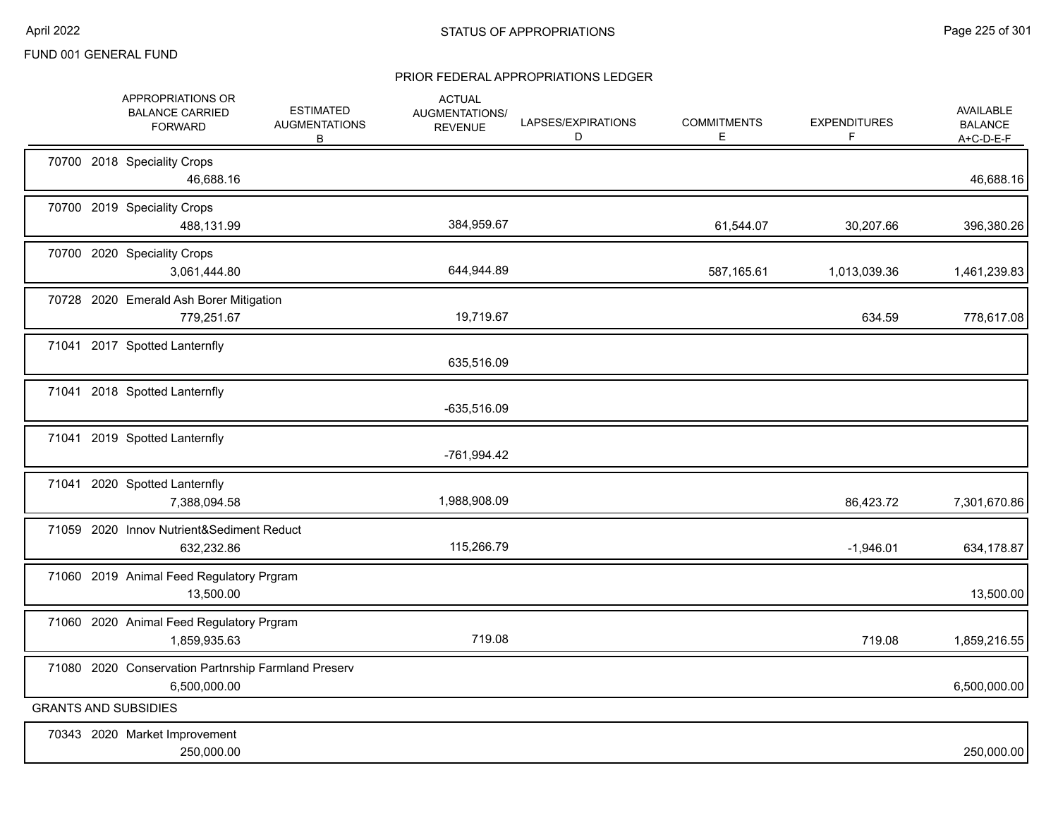FUND 001 GENERAL FUND

## PRIOR FEDERAL APPROPRIATIONS LEDGER

| | APPROPRIATIONS OR BALANCE CARRIED FORWARD | ESTIMATED AUGMENTATIONS B | ACTUAL AUGMENTATIONS/ REVENUE | LAPSES/EXPIRATIONS D | COMMITMENTS E | EXPENDITURES F | AVAILABLE BALANCE A+C-D-E-F |
|---|---|---|---|---|---|---|---|
| 70700 2018 Speciality Crops | 46,688.16 | | | | | | 46,688.16 |
| 70700 2019 Speciality Crops | 488,131.99 | | 384,959.67 | | 61,544.07 | 30,207.66 | 396,380.26 |
| 70700 2020 Speciality Crops | 3,061,444.80 | | 644,944.89 | | 587,165.61 | 1,013,039.36 | 1,461,239.83 |
| 70728 2020 Emerald Ash Borer Mitigation | 779,251.67 | | 19,719.67 | | | 634.59 | 778,617.08 |
| 71041 2017 Spotted Lanternfly | | | 635,516.09 | | | | |
| 71041 2018 Spotted Lanternfly | | | -635,516.09 | | | | |
| 71041 2019 Spotted Lanternfly | | | -761,994.42 | | | | |
| 71041 2020 Spotted Lanternfly | 7,388,094.58 | | 1,988,908.09 | | | 86,423.72 | 7,301,670.86 |
| 71059 2020 Innov Nutrient&Sediment Reduct | 632,232.86 | | 115,266.79 | | | -1,946.01 | 634,178.87 |
| 71060 2019 Animal Feed Regulatory Prgram | 13,500.00 | | | | | | 13,500.00 |
| 71060 2020 Animal Feed Regulatory Prgram | 1,859,935.63 | | 719.08 | | | 719.08 | 1,859,216.55 |
| 71080 2020 Conservation Partnrship Farmland Preserv | 6,500,000.00 | | | | | | 6,500,000.00 |
| **GRANTS AND SUBSIDIES** | | | | | | | |
| 70343 2020 Market Improvement | 250,000.00 | | | | | | 250,000.00 |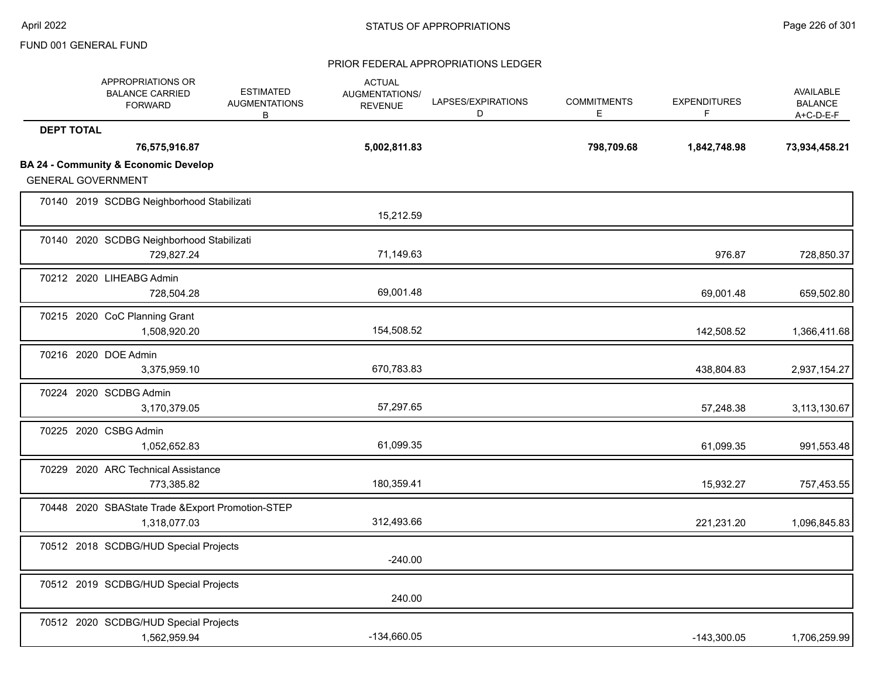FUND 001 GENERAL FUND

PRIOR FEDERAL APPROPRIATIONS LEDGER

| | APPROPRIATIONS OR BALANCE CARRIED FORWARD | ESTIMATED AUGMENTATIONS B | ACTUAL AUGMENTATIONS/ REVENUE | LAPSES/EXPIRATIONS D | COMMITMENTS E | EXPENDITURES F | AVAILABLE BALANCE A+C-D-E-F |
|---|---|---|---|---|---|---|---|
| **DEPT TOTAL** | **76,575,916.87** | | **5,002,811.83** | | **798,709.68** | **1,842,748.98** | **73,934,458.21** |
| **BA 24 - Community & Economic Develop** | | | | | | | |
| GENERAL GOVERNMENT | | | | | | | |
| 70140 2019 SCDBG Neighborhood Stabilizati | | | 15,212.59 | | | | |
| 70140 2020 SCDBG Neighborhood Stabilizati | 729,827.24 | | 71,149.63 | | | 976.87 | 728,850.37 |
| 70212 2020 LIHEABG Admin | 728,504.28 | | 69,001.48 | | | 69,001.48 | 659,502.80 |
| 70215 2020 CoC Planning Grant | 1,508,920.20 | | 154,508.52 | | | 142,508.52 | 1,366,411.68 |
| 70216 2020 DOE Admin | 3,375,959.10 | | 670,783.83 | | | 438,804.83 | 2,937,154.27 |
| 70224 2020 SCDBG Admin | 3,170,379.05 | | 57,297.65 | | | 57,248.38 | 3,113,130.67 |
| 70225 2020 CSBG Admin | 1,052,652.83 | | 61,099.35 | | | 61,099.35 | 991,553.48 |
| 70229 2020 ARC Technical Assistance | 773,385.82 | | 180,359.41 | | | 15,932.27 | 757,453.55 |
| 70448 2020 SBAState Trade &Export Promotion-STEP | 1,318,077.03 | | 312,493.66 | | | 221,231.20 | 1,096,845.83 |
| 70512 2018 SCDBG/HUD Special Projects | | | -240.00 | | | | |
| 70512 2019 SCDBG/HUD Special Projects | | | 240.00 | | | | |
| 70512 2020 SCDBG/HUD Special Projects | 1,562,959.94 | | -134,660.05 | | | -143,300.05 | 1,706,259.99 |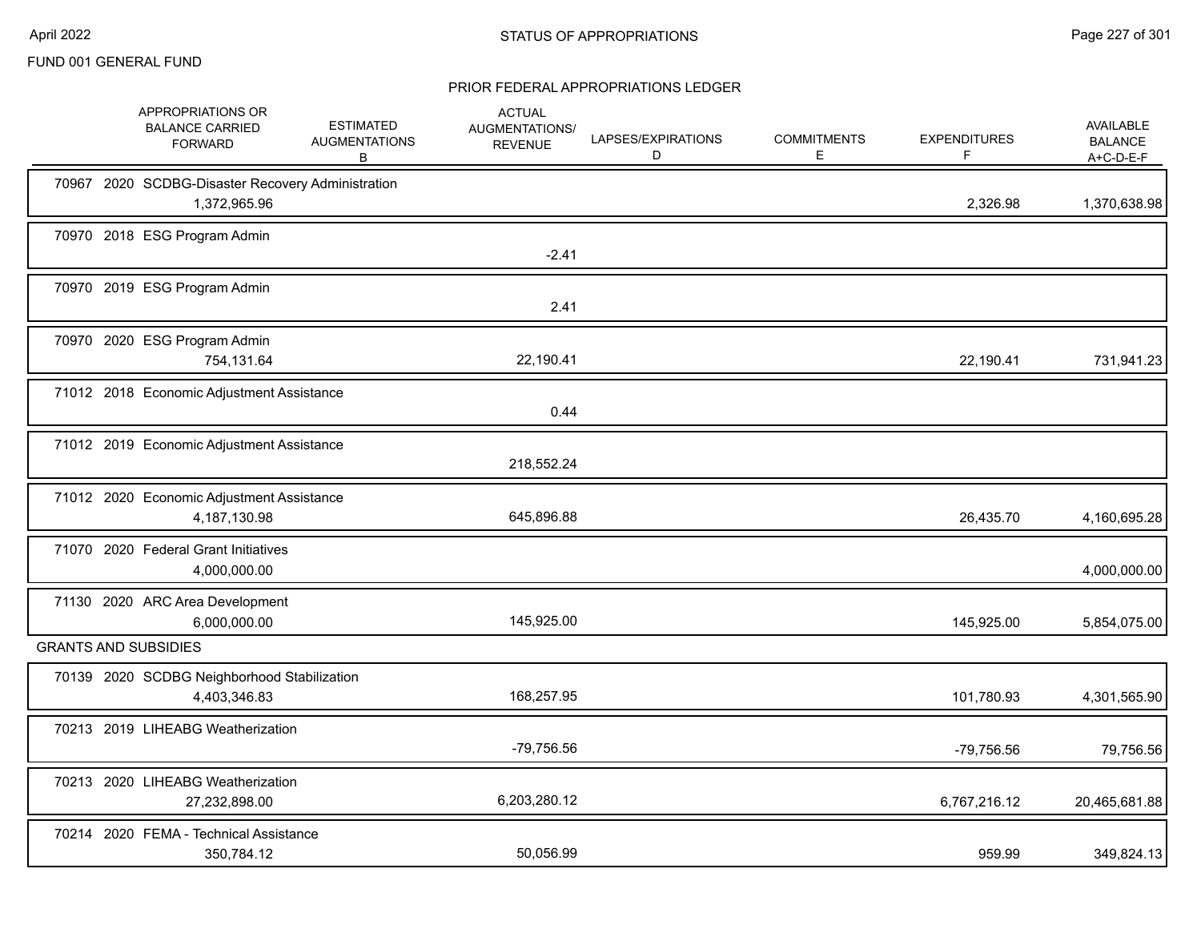FUND 001 GENERAL FUND

## STATUS OF APPROPRIATIONS

### PRIOR FEDERAL APPROPRIATIONS LEDGER

| | APPROPRIATIONS OR BALANCE CARRIED FORWARD | ESTIMATED AUGMENTATIONS B | ACTUAL AUGMENTATIONS/ REVENUE | LAPSES/EXPIRATIONS D | COMMITMENTS E | EXPENDITURES F | AVAILABLE BALANCE A+C-D-E-F |
|---|---|---|---|---|---|---|---|
| 70967 2020 SCDBG-Disaster Recovery Administration | 1,372,965.96 | | | | | 2,326.98 | 1,370,638.98 |
| 70970 2018 ESG Program Admin | | | -2.41 | | | | |
| 70970 2019 ESG Program Admin | | | 2.41 | | | | |
| 70970 2020 ESG Program Admin | 754,131.64 | | 22,190.41 | | | 22,190.41 | 731,941.23 |
| 71012 2018 Economic Adjustment Assistance | | | 0.44 | | | | |
| 71012 2019 Economic Adjustment Assistance | | | 218,552.24 | | | | |
| 71012 2020 Economic Adjustment Assistance | 4,187,130.98 | | 645,896.88 | | | 26,435.70 | 4,160,695.28 |
| 71070 2020 Federal Grant Initiatives | 4,000,000.00 | | | | | | 4,000,000.00 |
| 71130 2020 ARC Area Development | 6,000,000.00 | | 145,925.00 | | | 145,925.00 | 5,854,075.00 |
| **GRANTS AND SUBSIDIES** | | | | | | | |
| 70139 2020 SCDBG Neighborhood Stabilization | 4,403,346.83 | | 168,257.95 | | | 101,780.93 | 4,301,565.90 |
| 70213 2019 LIHEABG Weatherization | | | -79,756.56 | | | -79,756.56 | 79,756.56 |
| 70213 2020 LIHEABG Weatherization | 27,232,898.00 | | 6,203,280.12 | | | 6,767,216.12 | 20,465,681.88 |
| 70214 2020 FEMA - Technical Assistance | 350,784.12 | | 50,056.99 | | | 959.99 | 349,824.13 |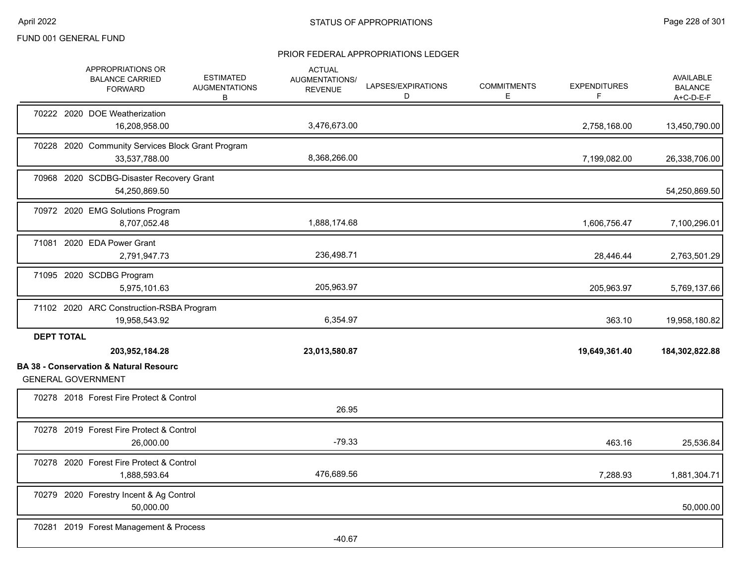FUND 001 GENERAL FUND

STATUS OF APPROPRIATIONS

PRIOR FEDERAL APPROPRIATIONS LEDGER

| APPROPRIATIONS OR BALANCE CARRIED FORWARD | ESTIMATED AUGMENTATIONS B | ACTUAL AUGMENTATIONS/ REVENUE | LAPSES/EXPIRATIONS D | COMMITMENTS E | EXPENDITURES F | AVAILABLE BALANCE A+C-D-E-F |
|---|---|---|---|---|---|---|
| 70222 2020 DOE Weatherization | | | | | | |
| 16,208,958.00 | | 3,476,673.00 | | | 2,758,168.00 | 13,450,790.00 |
| 70228 2020 Community Services Block Grant Program | | | | | | |
| 33,537,788.00 | | 8,368,266.00 | | | 7,199,082.00 | 26,338,706.00 |
| 70968 2020 SCDBG-Disaster Recovery Grant | | | | | | |
| 54,250,869.50 | | | | | | 54,250,869.50 |
| 70972 2020 EMG Solutions Program | | | | | | |
| 8,707,052.48 | | 1,888,174.68 | | | 1,606,756.47 | 7,100,296.01 |
| 71081 2020 EDA Power Grant | | | | | | |
| 2,791,947.73 | | 236,498.71 | | | 28,446.44 | 2,763,501.29 |
| 71095 2020 SCDBG Program | | | | | | |
| 5,975,101.63 | | 205,963.97 | | | 205,963.97 | 5,769,137.66 |
| 71102 2020 ARC Construction-RSBA Program | | | | | | |
| 19,958,543.92 | | 6,354.97 | | | 363.10 | 19,958,180.82 |
| **DEPT TOTAL** | | | | | | |
| **203,952,184.28** | | **23,013,580.87** | | | **19,649,361.40** | **184,302,822.88** |

**BA 38 - Conservation & Natural Resourc**

GENERAL GOVERNMENT

| APPROPRIATIONS OR BALANCE CARRIED FORWARD | ESTIMATED AUGMENTATIONS B | ACTUAL AUGMENTATIONS/ REVENUE | LAPSES/EXPIRATIONS D | COMMITMENTS E | EXPENDITURES F | AVAILABLE BALANCE A+C-D-E-F |
|---|---|---|---|---|---|---|
| 70278 2018 Forest Fire Protect & Control | | | | | | |
| | | 26.95 | | | | |
| 70278 2019 Forest Fire Protect & Control | | | | | | |
| 26,000.00 | | -79.33 | | | 463.16 | 25,536.84 |
| 70278 2020 Forest Fire Protect & Control | | | | | | |
| 1,888,593.64 | | 476,689.56 | | | 7,288.93 | 1,881,304.71 |
| 70279 2020 Forestry Incent & Ag Control | | | | | | |
| 50,000.00 | | | | | | 50,000.00 |
| 70281 2019 Forest Management & Process | | | | | | |
| | | -40.67 | | | | |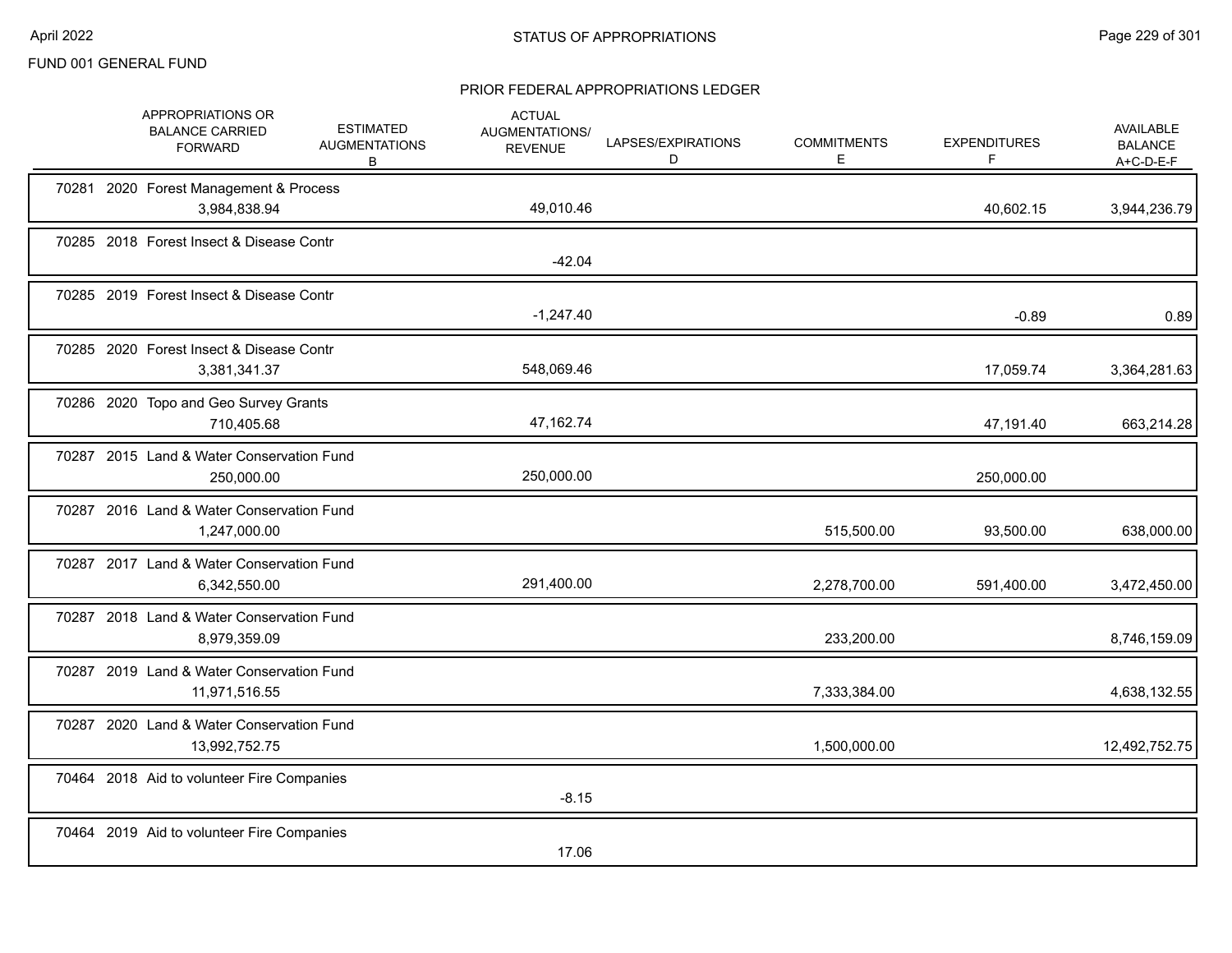FUND 001 GENERAL FUND

## STATUS OF APPROPRIATIONS

### PRIOR FEDERAL APPROPRIATIONS LEDGER

| | APPROPRIATIONS OR BALANCE CARRIED FORWARD | ESTIMATED AUGMENTATIONS B | ACTUAL AUGMENTATIONS/ REVENUE | LAPSES/EXPIRATIONS D | COMMITMENTS E | EXPENDITURES F | AVAILABLE BALANCE A+C-D-E-F |
|---|---|---|---|---|---|---|---|
| 70281 2020 Forest Management & Process | 3,984,838.94 | | 49,010.46 | | | 40,602.15 | 3,944,236.79 |
| 70285 2018 Forest Insect & Disease Contr | | | -42.04 | | | | |
| 70285 2019 Forest Insect & Disease Contr | | | -1,247.40 | | | -0.89 | 0.89 |
| 70285 2020 Forest Insect & Disease Contr | 3,381,341.37 | | 548,069.46 | | | 17,059.74 | 3,364,281.63 |
| 70286 2020 Topo and Geo Survey Grants | 710,405.68 | | 47,162.74 | | | 47,191.40 | 663,214.28 |
| 70287 2015 Land & Water Conservation Fund | 250,000.00 | | 250,000.00 | | | 250,000.00 | |
| 70287 2016 Land & Water Conservation Fund | 1,247,000.00 | | | | 515,500.00 | 93,500.00 | 638,000.00 |
| 70287 2017 Land & Water Conservation Fund | 6,342,550.00 | | 291,400.00 | | 2,278,700.00 | 591,400.00 | 3,472,450.00 |
| 70287 2018 Land & Water Conservation Fund | 8,979,359.09 | | | | 233,200.00 | | 8,746,159.09 |
| 70287 2019 Land & Water Conservation Fund | 11,971,516.55 | | | | 7,333,384.00 | | 4,638,132.55 |
| 70287 2020 Land & Water Conservation Fund | 13,992,752.75 | | | | 1,500,000.00 | | 12,492,752.75 |
| 70464 2018 Aid to volunteer Fire Companies | | | -8.15 | | | | |
| 70464 2019 Aid to volunteer Fire Companies | | | 17.06 | | | | |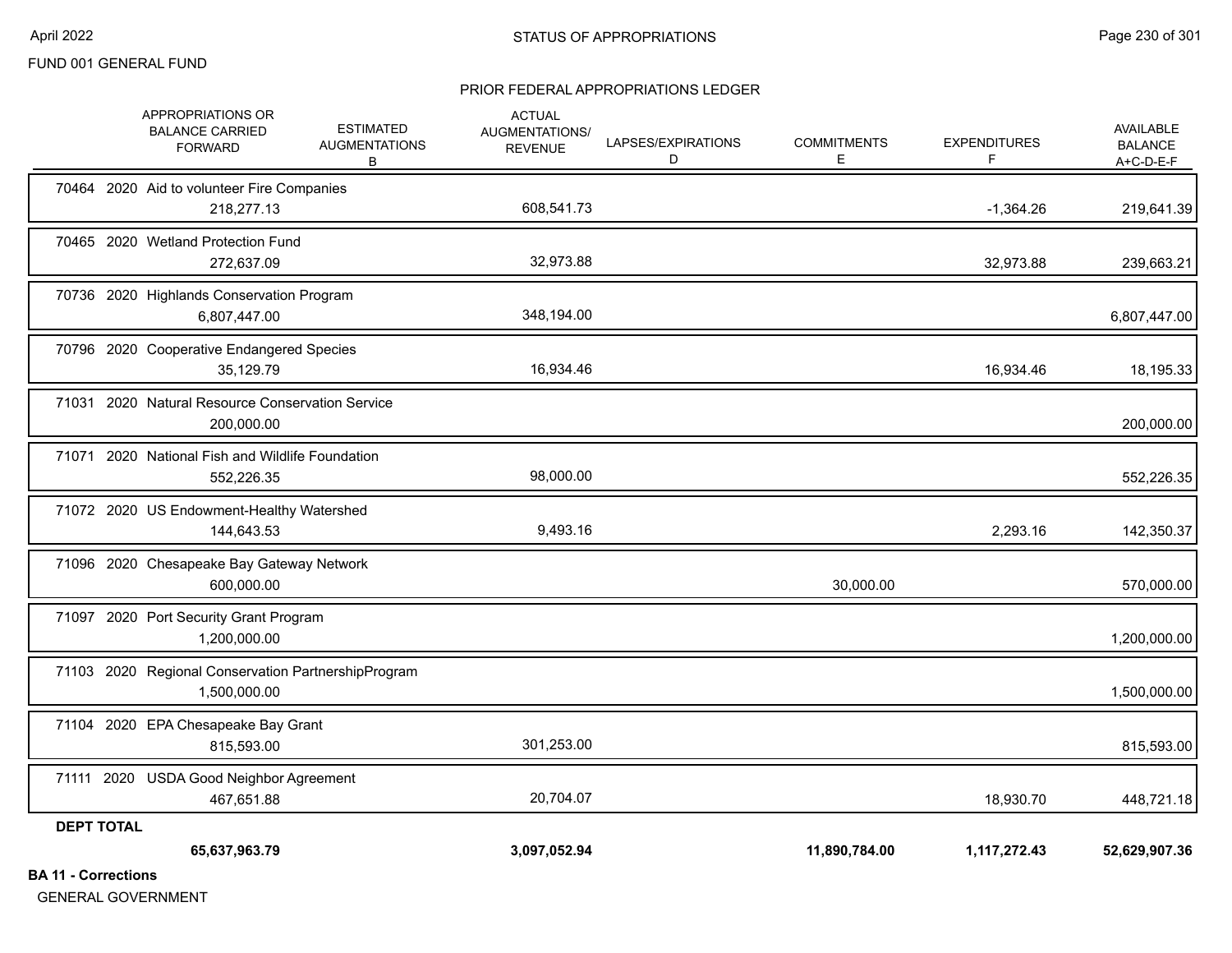FUND 001 GENERAL FUND

STATUS OF APPROPRIATIONS

PRIOR FEDERAL APPROPRIATIONS LEDGER

| | APPROPRIATIONS OR BALANCE CARRIED FORWARD | ESTIMATED AUGMENTATIONS B | ACTUAL AUGMENTATIONS/ REVENUE | LAPSES/EXPIRATIONS D | COMMITMENTS E | EXPENDITURES F | AVAILABLE BALANCE A+C-D-E-F |
|---|---|---|---|---|---|---|---|
| 70464 2020 Aid to volunteer Fire Companies | 218,277.13 | | 608,541.73 | | | -1,364.26 | 219,641.39 |
| 70465 2020 Wetland Protection Fund | 272,637.09 | | 32,973.88 | | | 32,973.88 | 239,663.21 |
| 70736 2020 Highlands Conservation Program | 6,807,447.00 | | 348,194.00 | | | | 6,807,447.00 |
| 70796 2020 Cooperative Endangered Species | 35,129.79 | | 16,934.46 | | | 16,934.46 | 18,195.33 |
| 71031 2020 Natural Resource Conservation Service | 200,000.00 | | | | | | 200,000.00 |
| 71071 2020 National Fish and Wildlife Foundation | 552,226.35 | | 98,000.00 | | | | 552,226.35 |
| 71072 2020 US Endowment-Healthy Watershed | 144,643.53 | | 9,493.16 | | | 2,293.16 | 142,350.37 |
| 71096 2020 Chesapeake Bay Gateway Network | 600,000.00 | | | | 30,000.00 | | 570,000.00 |
| 71097 2020 Port Security Grant Program | 1,200,000.00 | | | | | | 1,200,000.00 |
| 71103 2020 Regional Conservation PartnershipProgram | 1,500,000.00 | | | | | | 1,500,000.00 |
| 71104 2020 EPA Chesapeake Bay Grant | 815,593.00 | | 301,253.00 | | | | 815,593.00 |
| 71111 2020 USDA Good Neighbor Agreement | 467,651.88 | | 20,704.07 | | | 18,930.70 | 448,721.18 |
| **DEPT TOTAL** | **65,637,963.79** | | **3,097,052.94** | | **11,890,784.00** | **1,117,272.43** | **52,629,907.36** |

**BA 11 - Corrections**

GENERAL GOVERNMENT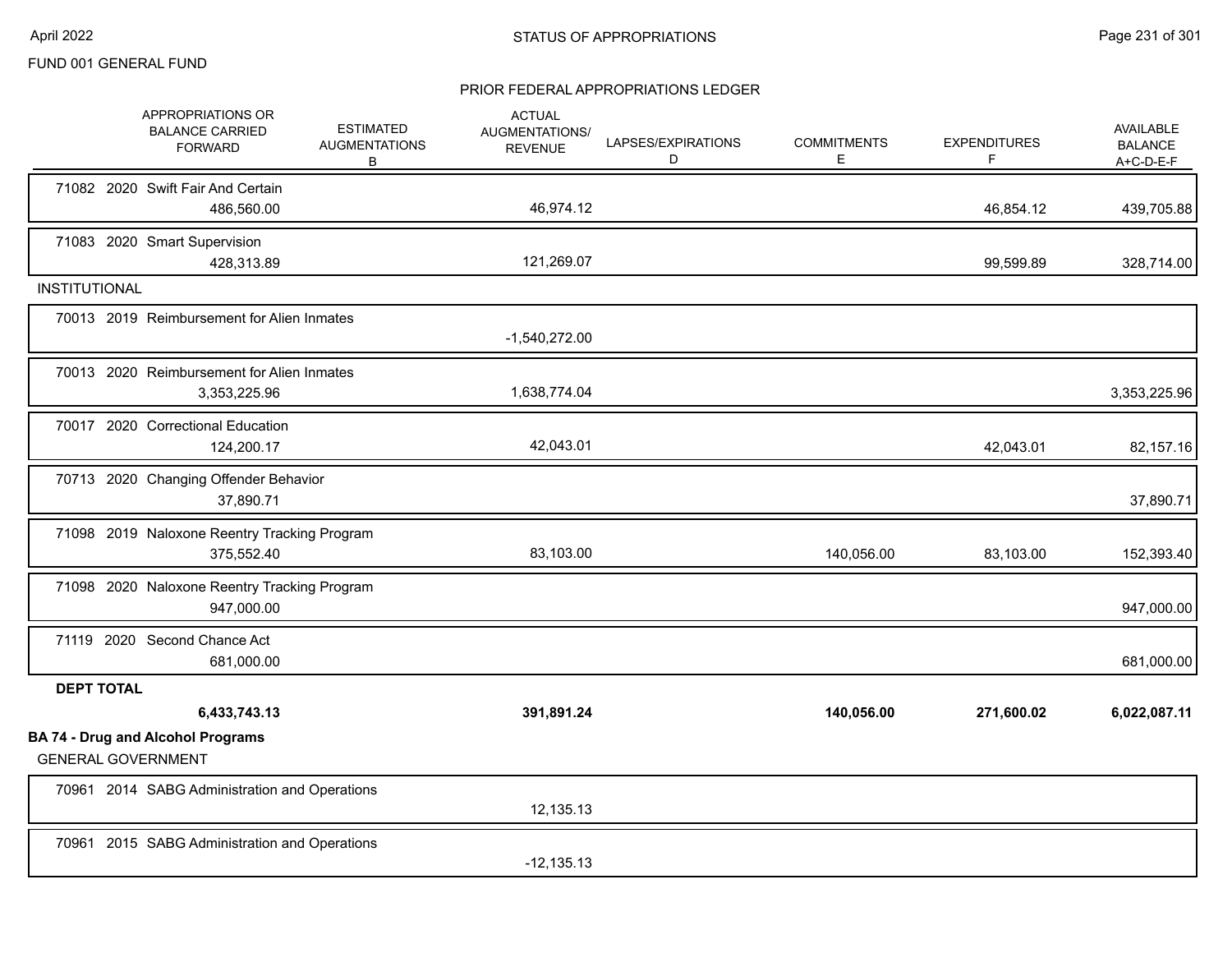FUND 001 GENERAL FUND

PRIOR FEDERAL APPROPRIATIONS LEDGER

| APPROPRIATIONS OR BALANCE CARRIED FORWARD | ESTIMATED AUGMENTATIONS B | ACTUAL AUGMENTATIONS/ REVENUE | LAPSES/EXPIRATIONS D | COMMITMENTS E | EXPENDITURES F | AVAILABLE BALANCE A+C-D-E-F |
|---|---|---|---|---|---|---|
| 71082 2020 Swift Fair And Certain | | | | | | |
| 486,560.00 | | 46,974.12 | | | 46,854.12 | 439,705.88 |
| 71083 2020 Smart Supervision | | | | | | |
| 428,313.89 | | 121,269.07 | | | 99,599.89 | 328,714.00 |
| INSTITUTIONAL | | | | | | |
| 70013 2019 Reimbursement for Alien Inmates | | | | | | |
| | | -1,540,272.00 | | | | |
| 70013 2020 Reimbursement for Alien Inmates | | | | | | |
| 3,353,225.96 | | 1,638,774.04 | | | | 3,353,225.96 |
| 70017 2020 Correctional Education | | | | | | |
| 124,200.17 | | 42,043.01 | | | 42,043.01 | 82,157.16 |
| 70713 2020 Changing Offender Behavior | | | | | | |
| 37,890.71 | | | | | | 37,890.71 |
| 71098 2019 Naloxone Reentry Tracking Program | | | | | | |
| 375,552.40 | | 83,103.00 | | 140,056.00 | 83,103.00 | 152,393.40 |
| 71098 2020 Naloxone Reentry Tracking Program | | | | | | |
| 947,000.00 | | | | | | 947,000.00 |
| 71119 2020 Second Chance Act | | | | | | |
| 681,000.00 | | | | | | 681,000.00 |
| **DEPT TOTAL** | | | | | | |
| **6,433,743.13** | | **391,891.24** | | **140,056.00** | **271,600.02** | **6,022,087.11** |

**BA 74 - Drug and Alcohol Programs**

GENERAL GOVERNMENT

| APPROPRIATIONS OR BALANCE CARRIED FORWARD | ESTIMATED AUGMENTATIONS B | ACTUAL AUGMENTATIONS/ REVENUE | LAPSES/EXPIRATIONS D | COMMITMENTS E | EXPENDITURES F | AVAILABLE BALANCE A+C-D-E-F |
|---|---|---|---|---|---|---|
| 70961 2014 SABG Administration and Operations | | | | | | |
| | | 12,135.13 | | | | |
| 70961 2015 SABG Administration and Operations | | | | | | |
| | | -12,135.13 | | | | |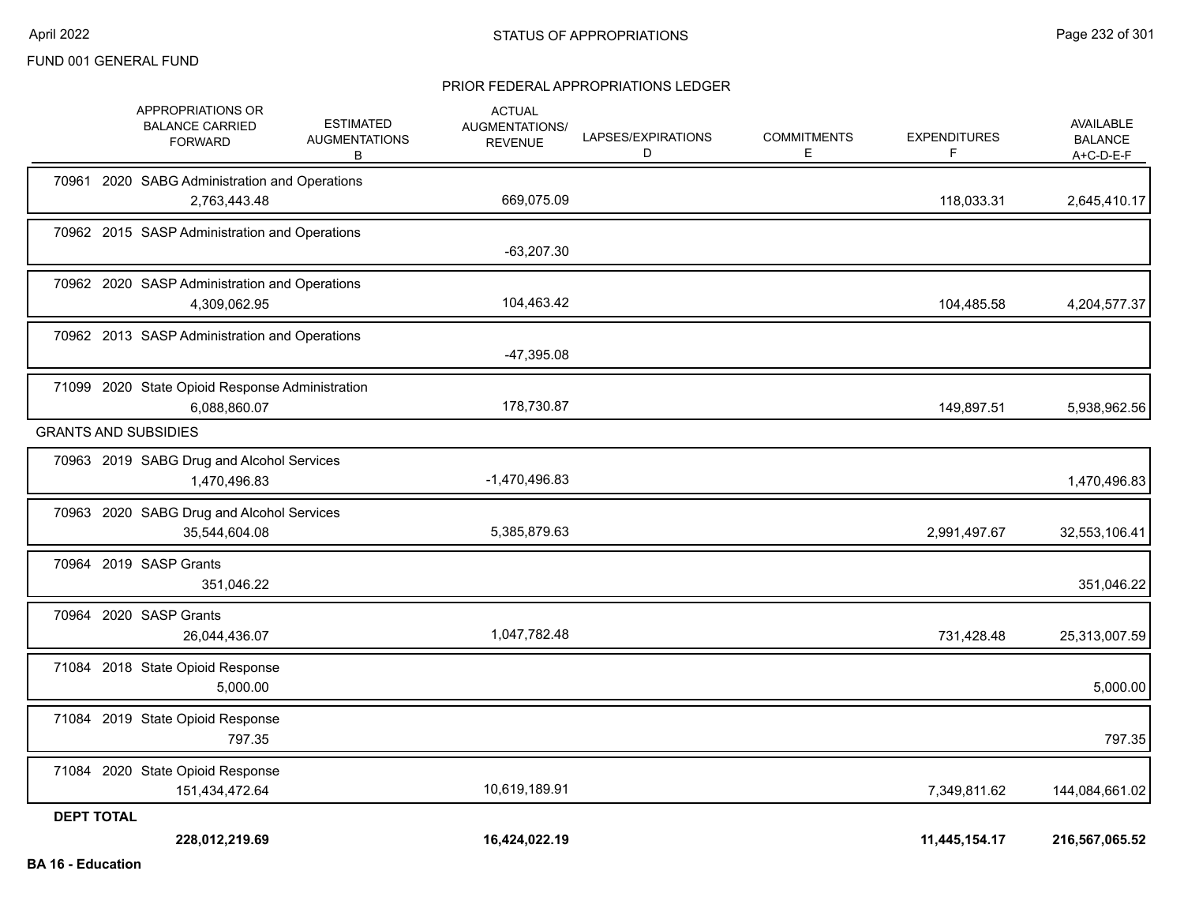FUND 001 GENERAL FUND

STATUS OF APPROPRIATIONS

PRIOR FEDERAL APPROPRIATIONS LEDGER

| APPROPRIATIONS OR BALANCE CARRIED FORWARD | ESTIMATED AUGMENTATIONS B | ACTUAL AUGMENTATIONS/ REVENUE | LAPSES/EXPIRATIONS D | COMMITMENTS E | EXPENDITURES F | AVAILABLE BALANCE A+C-D-E-F |
|---|---|---|---|---|---|---|
| 70961 2020 SABG Administration and Operations | | | | | | |
| 2,763,443.48 | | 669,075.09 | | | 118,033.31 | 2,645,410.17 |
| 70962 2015 SASP Administration and Operations | | | | | | |
| | | -63,207.30 | | | | |
| 70962 2020 SASP Administration and Operations | | | | | | |
| 4,309,062.95 | | 104,463.42 | | | 104,485.58 | 4,204,577.37 |
| 70962 2013 SASP Administration and Operations | | | | | | |
| | | -47,395.08 | | | | |
| 71099 2020 State Opioid Response Administration | | | | | | |
| 6,088,860.07 | | 178,730.87 | | | 149,897.51 | 5,938,962.56 |
| GRANTS AND SUBSIDIES | | | | | | |
| 70963 2019 SABG Drug and Alcohol Services | | | | | | |
| 1,470,496.83 | | -1,470,496.83 | | | | 1,470,496.83 |
| 70963 2020 SABG Drug and Alcohol Services | | | | | | |
| 35,544,604.08 | | 5,385,879.63 | | | 2,991,497.67 | 32,553,106.41 |
| 70964 2019 SASP Grants | | | | | | |
| 351,046.22 | | | | | | 351,046.22 |
| 70964 2020 SASP Grants | | | | | | |
| 26,044,436.07 | | 1,047,782.48 | | | 731,428.48 | 25,313,007.59 |
| 71084 2018 State Opioid Response | | | | | | |
| 5,000.00 | | | | | | 5,000.00 |
| 71084 2019 State Opioid Response | | | | | | |
| 797.35 | | | | | | 797.35 |
| 71084 2020 State Opioid Response | | | | | | |
| 151,434,472.64 | | 10,619,189.91 | | | 7,349,811.62 | 144,084,661.02 |
| **DEPT TOTAL** | | | | | | |
| **228,012,219.69** | | **16,424,022.19** | | | **11,445,154.17** | **216,567,065.52** |

**BA 16 - Education**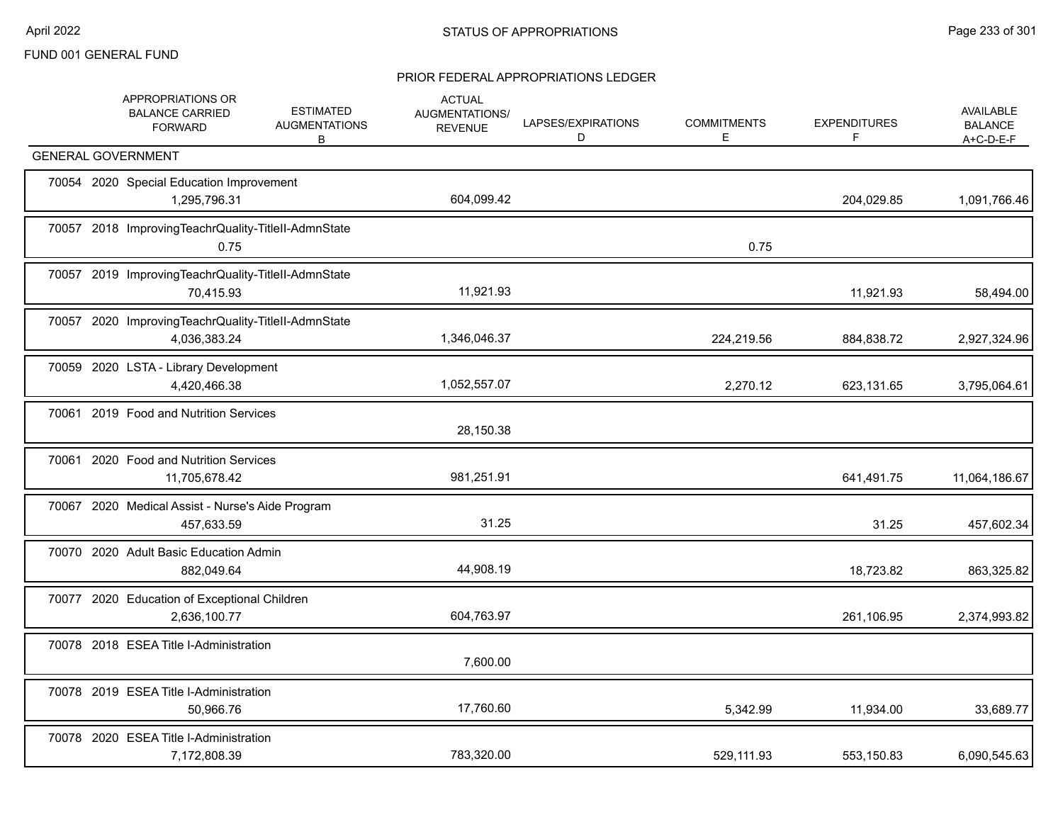FUND 001 GENERAL FUND

## PRIOR FEDERAL APPROPRIATIONS LEDGER

| APPROPRIATIONS OR BALANCE CARRIED FORWARD | ESTIMATED AUGMENTATIONS B | ACTUAL AUGMENTATIONS/ REVENUE | LAPSES/EXPIRATIONS D | COMMITMENTS E | EXPENDITURES F | AVAILABLE BALANCE A+C-D-E-F |
|---|---|---|---|---|---|---|
| **GENERAL GOVERNMENT** | | | | | | |
| 70054 2020 Special Education Improvement | | | | | | |
| 1,295,796.31 | | 604,099.42 | | | 204,029.85 | 1,091,766.46 |
| 70057 2018 ImprovingTeachrQuality-TitleII-AdmnState | | | | | | |
| 0.75 | | | | 0.75 | | |
| 70057 2019 ImprovingTeachrQuality-TitleII-AdmnState | | | | | | |
| 70,415.93 | | 11,921.93 | | | 11,921.93 | 58,494.00 |
| 70057 2020 ImprovingTeachrQuality-TitleII-AdmnState | | | | | | |
| 4,036,383.24 | | 1,346,046.37 | | 224,219.56 | 884,838.72 | 2,927,324.96 |
| 70059 2020 LSTA - Library Development | | | | | | |
| 4,420,466.38 | | 1,052,557.07 | | 2,270.12 | 623,131.65 | 3,795,064.61 |
| 70061 2019 Food and Nutrition Services | | | | | | |
| | | 28,150.38 | | | | |
| 70061 2020 Food and Nutrition Services | | | | | | |
| 11,705,678.42 | | 981,251.91 | | | 641,491.75 | 11,064,186.67 |
| 70067 2020 Medical Assist - Nurse's Aide Program | | | | | | |
| 457,633.59 | | 31.25 | | | 31.25 | 457,602.34 |
| 70070 2020 Adult Basic Education Admin | | | | | | |
| 882,049.64 | | 44,908.19 | | | 18,723.82 | 863,325.82 |
| 70077 2020 Education of Exceptional Children | | | | | | |
| 2,636,100.77 | | 604,763.97 | | | 261,106.95 | 2,374,993.82 |
| 70078 2018 ESEA Title I-Administration | | | | | | |
| | | 7,600.00 | | | | |
| 70078 2019 ESEA Title I-Administration | | | | | | |
| 50,966.76 | | 17,760.60 | | 5,342.99 | 11,934.00 | 33,689.77 |
| 70078 2020 ESEA Title I-Administration | | | | | | |
| 7,172,808.39 | | 783,320.00 | | 529,111.93 | 553,150.83 | 6,090,545.63 |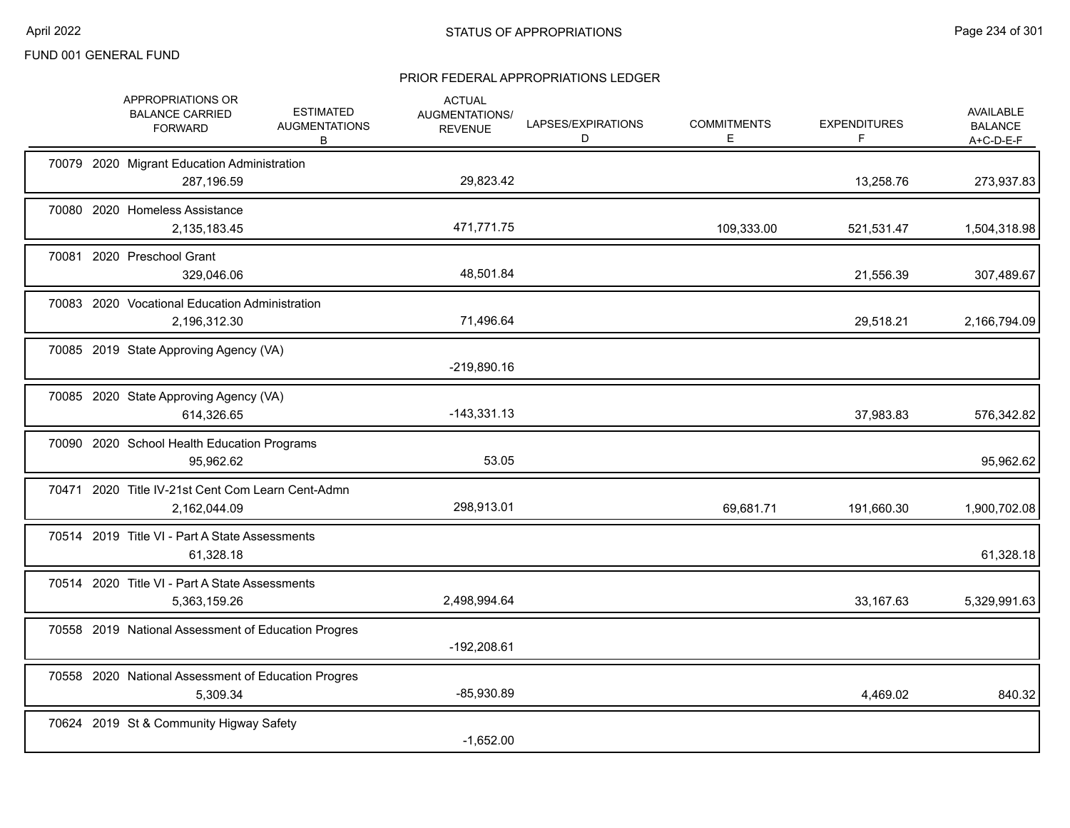FUND 001 GENERAL FUND

## STATUS OF APPROPRIATIONS

### PRIOR FEDERAL APPROPRIATIONS LEDGER

| | APPROPRIATIONS OR BALANCE CARRIED FORWARD | ESTIMATED AUGMENTATIONS B | ACTUAL AUGMENTATIONS/ REVENUE | LAPSES/EXPIRATIONS D | COMMITMENTS E | EXPENDITURES F | AVAILABLE BALANCE A+C-D-E-F |
|---|---|---|---|---|---|---|---|
| 70079 2020 Migrant Education Administration | 287,196.59 | | 29,823.42 | | | 13,258.76 | 273,937.83 |
| 70080 2020 Homeless Assistance | 2,135,183.45 | | 471,771.75 | | 109,333.00 | 521,531.47 | 1,504,318.98 |
| 70081 2020 Preschool Grant | 329,046.06 | | 48,501.84 | | | 21,556.39 | 307,489.67 |
| 70083 2020 Vocational Education Administration | 2,196,312.30 | | 71,496.64 | | | 29,518.21 | 2,166,794.09 |
| 70085 2019 State Approving Agency (VA) | | | -219,890.16 | | | | |
| 70085 2020 State Approving Agency (VA) | 614,326.65 | | -143,331.13 | | | 37,983.83 | 576,342.82 |
| 70090 2020 School Health Education Programs | 95,962.62 | | 53.05 | | | | 95,962.62 |
| 70471 2020 Title IV-21st Cent Com Learn Cent-Admn | 2,162,044.09 | | 298,913.01 | | 69,681.71 | 191,660.30 | 1,900,702.08 |
| 70514 2019 Title VI - Part A State Assessments | 61,328.18 | | | | | | 61,328.18 |
| 70514 2020 Title VI - Part A State Assessments | 5,363,159.26 | | 2,498,994.64 | | | 33,167.63 | 5,329,991.63 |
| 70558 2019 National Assessment of Education Progres | | | -192,208.61 | | | | |
| 70558 2020 National Assessment of Education Progres | 5,309.34 | | -85,930.89 | | | 4,469.02 | 840.32 |
| 70624 2019 St & Community Higway Safety | | | -1,652.00 | | | | |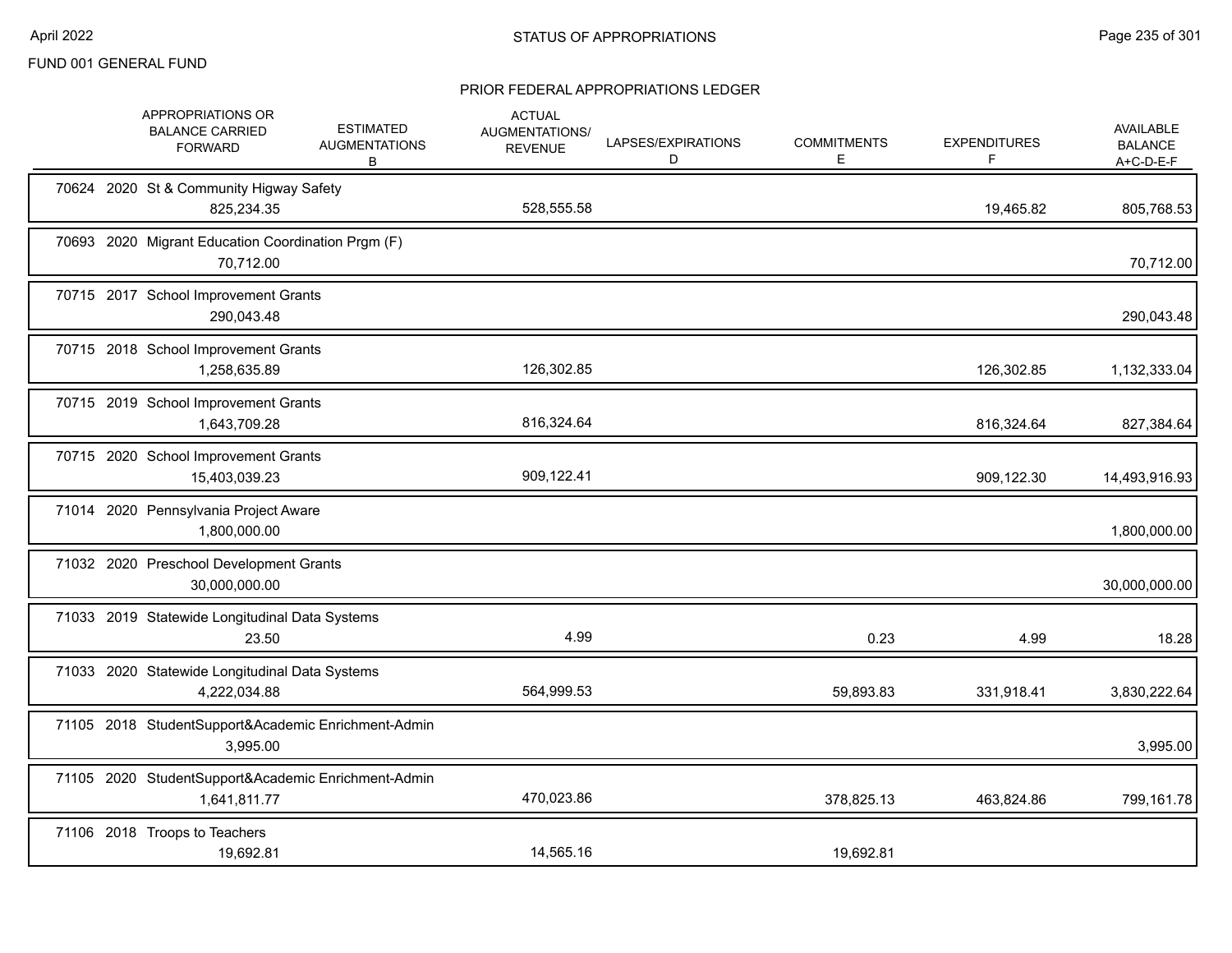FUND 001 GENERAL FUND

## PRIOR FEDERAL APPROPRIATIONS LEDGER

| | APPROPRIATIONS OR BALANCE CARRIED FORWARD | ESTIMATED AUGMENTATIONS B | ACTUAL AUGMENTATIONS/ REVENUE | LAPSES/EXPIRATIONS D | COMMITMENTS E | EXPENDITURES F | AVAILABLE BALANCE A+C-D-E-F |
|---|---|---|---|---|---|---|---|
| 70624 2020 St & Community Higway Safety | 825,234.35 | | 528,555.58 | | | 19,465.82 | 805,768.53 |
| 70693 2020 Migrant Education Coordination Prgm (F) | 70,712.00 | | | | | | 70,712.00 |
| 70715 2017 School Improvement Grants | 290,043.48 | | | | | | 290,043.48 |
| 70715 2018 School Improvement Grants | 1,258,635.89 | | 126,302.85 | | | 126,302.85 | 1,132,333.04 |
| 70715 2019 School Improvement Grants | 1,643,709.28 | | 816,324.64 | | | 816,324.64 | 827,384.64 |
| 70715 2020 School Improvement Grants | 15,403,039.23 | | 909,122.41 | | | 909,122.30 | 14,493,916.93 |
| 71014 2020 Pennsylvania Project Aware | 1,800,000.00 | | | | | | 1,800,000.00 |
| 71032 2020 Preschool Development Grants | 30,000,000.00 | | | | | | 30,000,000.00 |
| 71033 2019 Statewide Longitudinal Data Systems | 23.50 | | 4.99 | | 0.23 | 4.99 | 18.28 |
| 71033 2020 Statewide Longitudinal Data Systems | 4,222,034.88 | | 564,999.53 | | 59,893.83 | 331,918.41 | 3,830,222.64 |
| 71105 2018 StudentSupport&Academic Enrichment-Admin | 3,995.00 | | | | | | 3,995.00 |
| 71105 2020 StudentSupport&Academic Enrichment-Admin | 1,641,811.77 | | 470,023.86 | | 378,825.13 | 463,824.86 | 799,161.78 |
| 71106 2018 Troops to Teachers | 19,692.81 | | 14,565.16 | | 19,692.81 | | |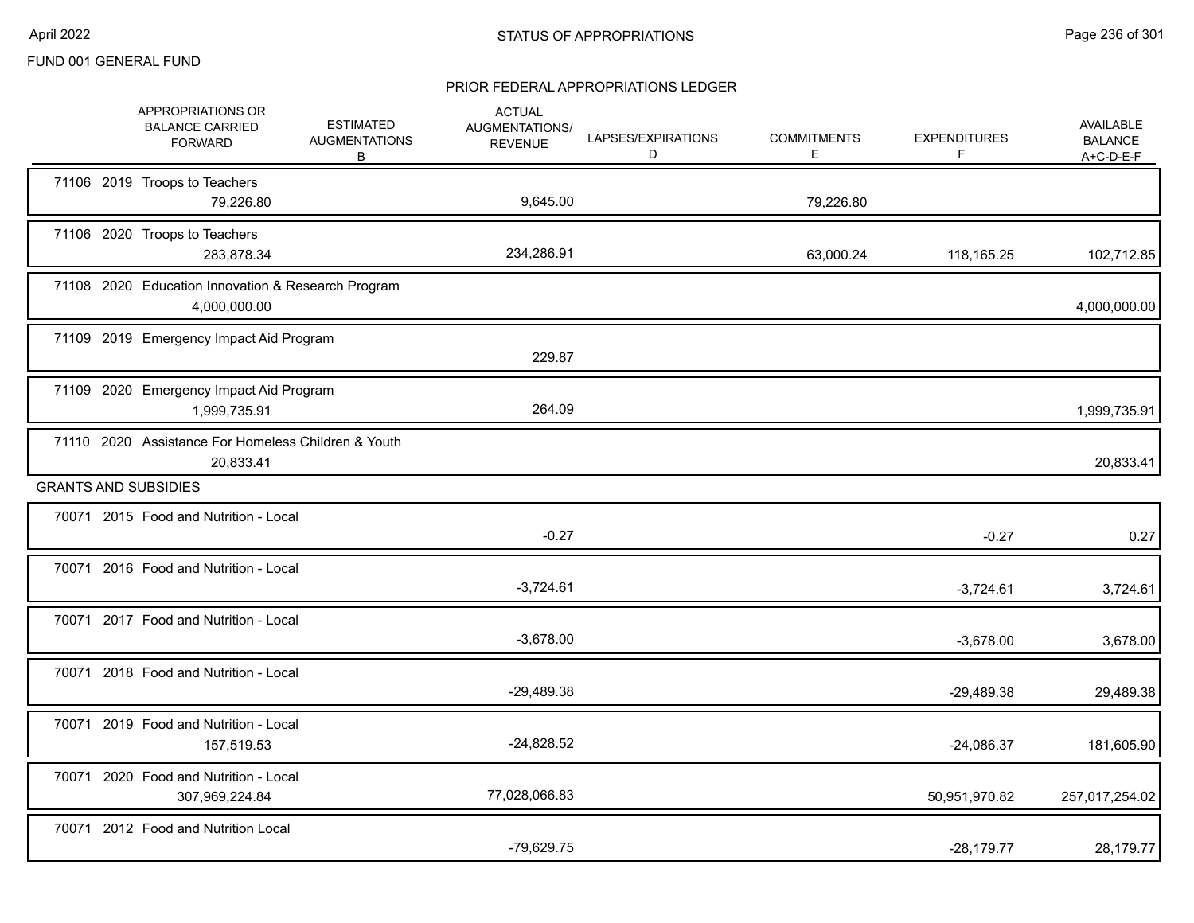FUND 001 GENERAL FUND

## PRIOR FEDERAL APPROPRIATIONS LEDGER

| | APPROPRIATIONS OR BALANCE CARRIED FORWARD | ESTIMATED AUGMENTATIONS B | ACTUAL AUGMENTATIONS/ REVENUE | LAPSES/EXPIRATIONS D | COMMITMENTS E | EXPENDITURES F | AVAILABLE BALANCE A+C-D-E-F |
|---|---|---|---|---|---|---|---|
| 71106 2019 Troops to Teachers | 79,226.80 | | 9,645.00 | | 79,226.80 | | |
| 71106 2020 Troops to Teachers | 283,878.34 | | 234,286.91 | | 63,000.24 | 118,165.25 | 102,712.85 |
| 71108 2020 Education Innovation & Research Program | 4,000,000.00 | | | | | | 4,000,000.00 |
| 71109 2019 Emergency Impact Aid Program | | | 229.87 | | | | |
| 71109 2020 Emergency Impact Aid Program | 1,999,735.91 | | 264.09 | | | | 1,999,735.91 |
| 71110 2020 Assistance For Homeless Children & Youth | 20,833.41 | | | | | | 20,833.41 |
| **GRANTS AND SUBSIDIES** | | | | | | | |
| 70071 2015 Food and Nutrition - Local | | | -0.27 | | | -0.27 | 0.27 |
| 70071 2016 Food and Nutrition - Local | | | -3,724.61 | | | -3,724.61 | 3,724.61 |
| 70071 2017 Food and Nutrition - Local | | | -3,678.00 | | | -3,678.00 | 3,678.00 |
| 70071 2018 Food and Nutrition - Local | | | -29,489.38 | | | -29,489.38 | 29,489.38 |
| 70071 2019 Food and Nutrition - Local | 157,519.53 | | -24,828.52 | | | -24,086.37 | 181,605.90 |
| 70071 2020 Food and Nutrition - Local | 307,969,224.84 | | 77,028,066.83 | | | 50,951,970.82 | 257,017,254.02 |
| 70071 2012 Food and Nutrition Local | | | -79,629.75 | | | -28,179.77 | 28,179.77 |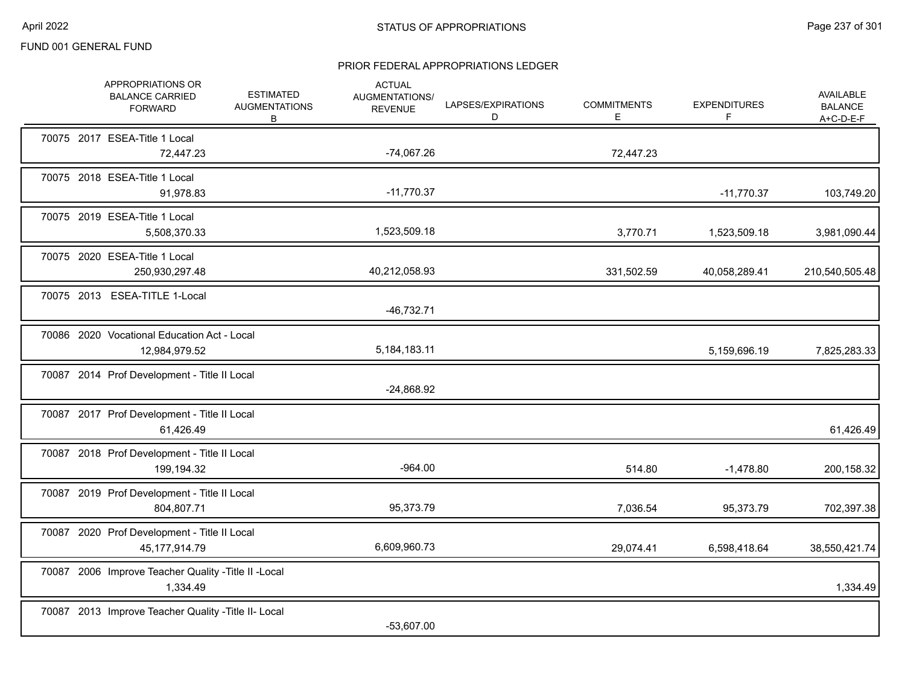FUND 001 GENERAL FUND

# STATUS OF APPROPRIATIONS

## PRIOR FEDERAL APPROPRIATIONS LEDGER

| APPROPRIATIONS OR BALANCE CARRIED FORWARD | ESTIMATED AUGMENTATIONS B | ACTUAL AUGMENTATIONS/ REVENUE | LAPSES/EXPIRATIONS D | COMMITMENTS E | EXPENDITURES F | AVAILABLE BALANCE A+C-D-E-F |
|---|---|---|---|---|---|---|
| 70075 2017 ESEA-Title 1 Local | | | | | | |
| 72,447.23 | | -74,067.26 | | 72,447.23 | | |
| 70075 2018 ESEA-Title 1 Local | | | | | | |
| 91,978.83 | | -11,770.37 | | | -11,770.37 | 103,749.20 |
| 70075 2019 ESEA-Title 1 Local | | | | | | |
| 5,508,370.33 | | 1,523,509.18 | | 3,770.71 | 1,523,509.18 | 3,981,090.44 |
| 70075 2020 ESEA-Title 1 Local | | | | | | |
| 250,930,297.48 | | 40,212,058.93 | | 331,502.59 | 40,058,289.41 | 210,540,505.48 |
| 70075 2013 ESEA-TITLE 1-Local | | | | | | |
| | | -46,732.71 | | | | |
| 70086 2020 Vocational Education Act - Local | | | | | | |
| 12,984,979.52 | | 5,184,183.11 | | | 5,159,696.19 | 7,825,283.33 |
| 70087 2014 Prof Development - Title II Local | | | | | | |
| | | -24,868.92 | | | | |
| 70087 2017 Prof Development - Title II Local | | | | | | |
| 61,426.49 | | | | | | 61,426.49 |
| 70087 2018 Prof Development - Title II Local | | | | | | |
| 199,194.32 | | -964.00 | | 514.80 | -1,478.80 | 200,158.32 |
| 70087 2019 Prof Development - Title II Local | | | | | | |
| 804,807.71 | | 95,373.79 | | 7,036.54 | 95,373.79 | 702,397.38 |
| 70087 2020 Prof Development - Title II Local | | | | | | |
| 45,177,914.79 | | 6,609,960.73 | | 29,074.41 | 6,598,418.64 | 38,550,421.74 |
| 70087 2006 Improve Teacher Quality -Title II -Local | | | | | | |
| 1,334.49 | | | | | | 1,334.49 |
| 70087 2013 Improve Teacher Quality -Title II- Local | | | | | | |
| | | -53,607.00 | | | | |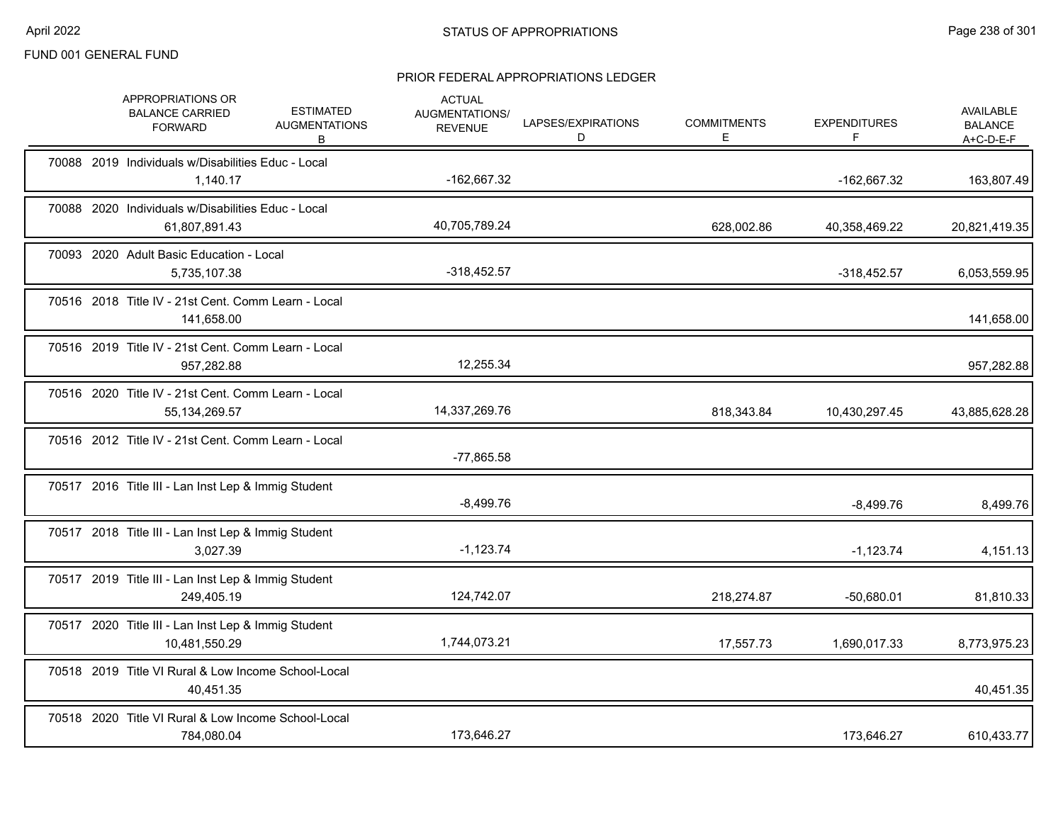FUND 001 GENERAL FUND

## STATUS OF APPROPRIATIONS

### PRIOR FEDERAL APPROPRIATIONS LEDGER

| | APPROPRIATIONS OR BALANCE CARRIED FORWARD | ESTIMATED AUGMENTATIONS B | ACTUAL AUGMENTATIONS/ REVENUE | LAPSES/EXPIRATIONS D | COMMITMENTS E | EXPENDITURES F | AVAILABLE BALANCE A+C-D-E-F |
|---|---|---|---|---|---|---|---|
| 70088 2019 Individuals w/Disabilities Educ - Local | 1,140.17 | | -162,667.32 | | | -162,667.32 | 163,807.49 |
| 70088 2020 Individuals w/Disabilities Educ - Local | 61,807,891.43 | | 40,705,789.24 | | 628,002.86 | 40,358,469.22 | 20,821,419.35 |
| 70093 2020 Adult Basic Education - Local | 5,735,107.38 | | -318,452.57 | | | -318,452.57 | 6,053,559.95 |
| 70516 2018 Title IV - 21st Cent. Comm Learn - Local | 141,658.00 | | | | | | 141,658.00 |
| 70516 2019 Title IV - 21st Cent. Comm Learn - Local | 957,282.88 | | 12,255.34 | | | | 957,282.88 |
| 70516 2020 Title IV - 21st Cent. Comm Learn - Local | 55,134,269.57 | | 14,337,269.76 | | 818,343.84 | 10,430,297.45 | 43,885,628.28 |
| 70516 2012 Title IV - 21st Cent. Comm Learn - Local | | | -77,865.58 | | | | |
| 70517 2016 Title III - Lan Inst Lep & Immig Student | | | -8,499.76 | | | -8,499.76 | 8,499.76 |
| 70517 2018 Title III - Lan Inst Lep & Immig Student | 3,027.39 | | -1,123.74 | | | -1,123.74 | 4,151.13 |
| 70517 2019 Title III - Lan Inst Lep & Immig Student | 249,405.19 | | 124,742.07 | | 218,274.87 | -50,680.01 | 81,810.33 |
| 70517 2020 Title III - Lan Inst Lep & Immig Student | 10,481,550.29 | | 1,744,073.21 | | 17,557.73 | 1,690,017.33 | 8,773,975.23 |
| 70518 2019 Title VI Rural & Low Income School-Local | 40,451.35 | | | | | | 40,451.35 |
| 70518 2020 Title VI Rural & Low Income School-Local | 784,080.04 | | 173,646.27 | | | 173,646.27 | 610,433.77 |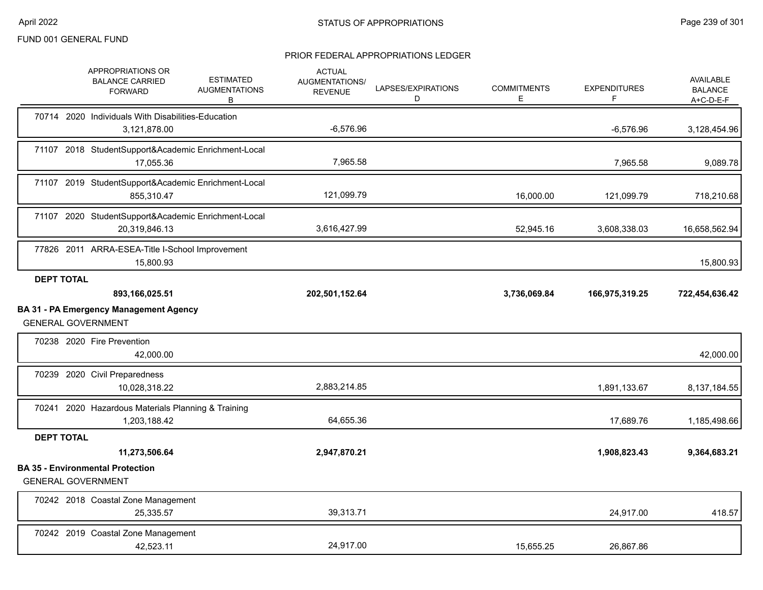FUND 001 GENERAL FUND

PRIOR FEDERAL APPROPRIATIONS LEDGER

| APPROPRIATIONS OR BALANCE CARRIED FORWARD | ESTIMATED AUGMENTATIONS B | ACTUAL AUGMENTATIONS/ REVENUE | LAPSES/EXPIRATIONS D | COMMITMENTS E | EXPENDITURES F | AVAILABLE BALANCE A+C-D-E-F |
|---|---|---|---|---|---|---|
| 70714 2020 Individuals With Disabilities-Education | | | | | | |
| 3,121,878.00 | | -6,576.96 | | | -6,576.96 | 3,128,454.96 |
| 71107 2018 StudentSupport&Academic Enrichment-Local | | | | | | |
| 17,055.36 | | 7,965.58 | | | 7,965.58 | 9,089.78 |
| 71107 2019 StudentSupport&Academic Enrichment-Local | | | | | | |
| 855,310.47 | | 121,099.79 | | 16,000.00 | 121,099.79 | 718,210.68 |
| 71107 2020 StudentSupport&Academic Enrichment-Local | | | | | | |
| 20,319,846.13 | | 3,616,427.99 | | 52,945.16 | 3,608,338.03 | 16,658,562.94 |
| 77826 2011 ARRA-ESEA-Title I-School Improvement | | | | | | |
| 15,800.93 | | | | | | 15,800.93 |
| **DEPT TOTAL** | | | | | | |
| **893,166,025.51** | | **202,501,152.64** | | **3,736,069.84** | **166,975,319.25** | **722,454,636.42** |

**BA 31 - PA Emergency Management Agency**

GENERAL GOVERNMENT

| APPROPRIATIONS OR BALANCE CARRIED FORWARD | ESTIMATED AUGMENTATIONS B | ACTUAL AUGMENTATIONS/ REVENUE | LAPSES/EXPIRATIONS D | COMMITMENTS E | EXPENDITURES F | AVAILABLE BALANCE A+C-D-E-F |
|---|---|---|---|---|---|---|
| 70238 2020 Fire Prevention | | | | | | |
| 42,000.00 | | | | | | 42,000.00 |
| 70239 2020 Civil Preparedness | | | | | | |
| 10,028,318.22 | | 2,883,214.85 | | | 1,891,133.67 | 8,137,184.55 |
| 70241 2020 Hazardous Materials Planning & Training | | | | | | |
| 1,203,188.42 | | 64,655.36 | | | 17,689.76 | 1,185,498.66 |
| **DEPT TOTAL** | | | | | | |
| **11,273,506.64** | | **2,947,870.21** | | | **1,908,823.43** | **9,364,683.21** |

**BA 35 - Environmental Protection**

GENERAL GOVERNMENT

| APPROPRIATIONS OR BALANCE CARRIED FORWARD | ESTIMATED AUGMENTATIONS B | ACTUAL AUGMENTATIONS/ REVENUE | LAPSES/EXPIRATIONS D | COMMITMENTS E | EXPENDITURES F | AVAILABLE BALANCE A+C-D-E-F |
|---|---|---|---|---|---|---|
| 70242 2018 Coastal Zone Management | | | | | | |
| 25,335.57 | | 39,313.71 | | | 24,917.00 | 418.57 |
| 70242 2019 Coastal Zone Management | | | | | | |
| 42,523.11 | | 24,917.00 | | 15,655.25 | 26,867.86 | |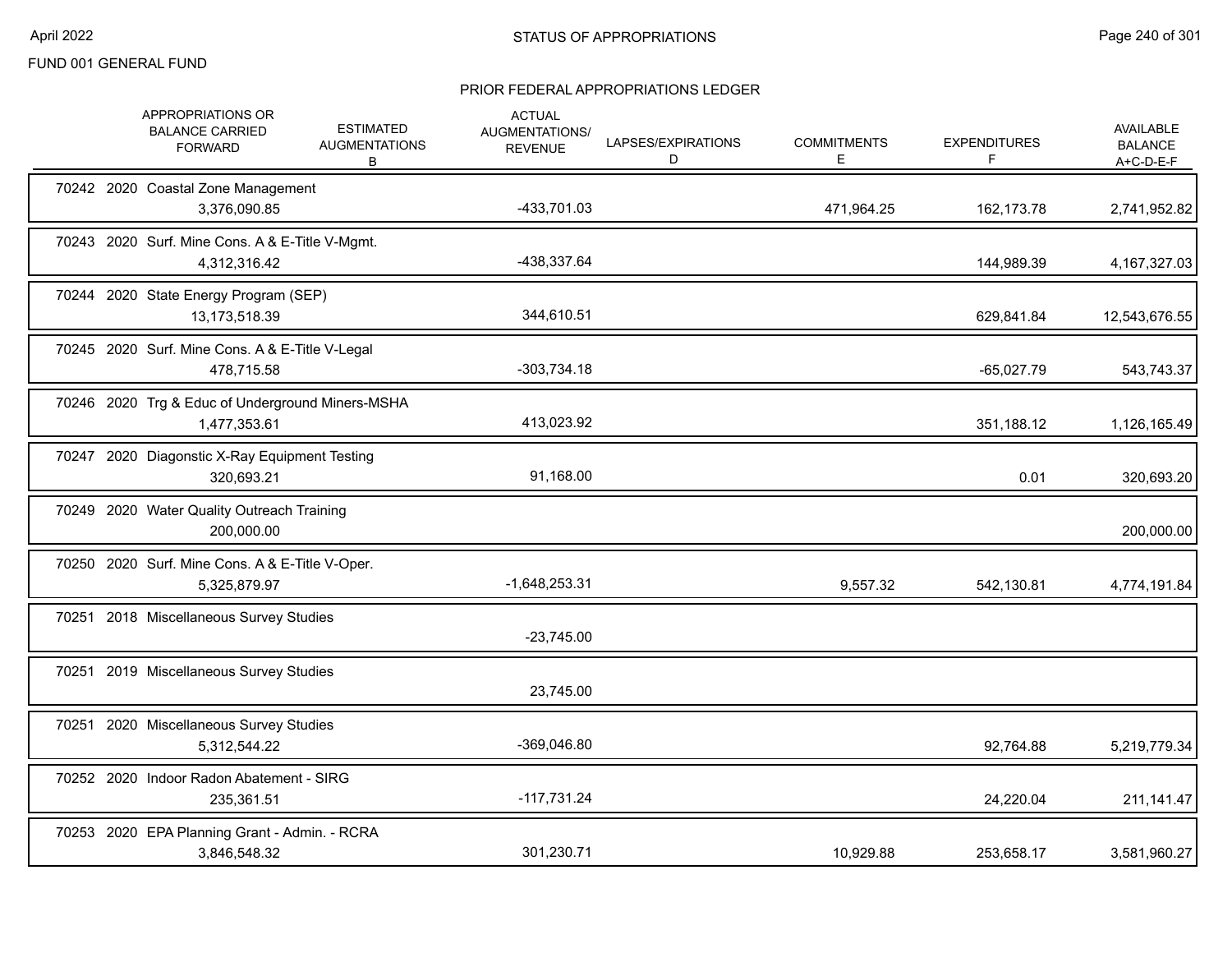FUND 001 GENERAL FUND

## STATUS OF APPROPRIATIONS

### PRIOR FEDERAL APPROPRIATIONS LEDGER

| | APPROPRIATIONS OR BALANCE CARRIED FORWARD | ESTIMATED AUGMENTATIONS B | ACTUAL AUGMENTATIONS/ REVENUE | LAPSES/EXPIRATIONS D | COMMITMENTS E | EXPENDITURES F | AVAILABLE BALANCE A+C-D-E-F |
|---|---|---|---|---|---|---|---|
| 70242 2020 Coastal Zone Management | 3,376,090.85 | | -433,701.03 | | 471,964.25 | 162,173.78 | 2,741,952.82 |
| 70243 2020 Surf. Mine Cons. A & E-Title V-Mgmt. | 4,312,316.42 | | -438,337.64 | | | 144,989.39 | 4,167,327.03 |
| 70244 2020 State Energy Program (SEP) | 13,173,518.39 | | 344,610.51 | | | 629,841.84 | 12,543,676.55 |
| 70245 2020 Surf. Mine Cons. A & E-Title V-Legal | 478,715.58 | | -303,734.18 | | | -65,027.79 | 543,743.37 |
| 70246 2020 Trg & Educ of Underground Miners-MSHA | 1,477,353.61 | | 413,023.92 | | | 351,188.12 | 1,126,165.49 |
| 70247 2020 Diagonstic X-Ray Equipment Testing | 320,693.21 | | 91,168.00 | | | 0.01 | 320,693.20 |
| 70249 2020 Water Quality Outreach Training | 200,000.00 | | | | | | 200,000.00 |
| 70250 2020 Surf. Mine Cons. A & E-Title V-Oper. | 5,325,879.97 | | -1,648,253.31 | | 9,557.32 | 542,130.81 | 4,774,191.84 |
| 70251 2018 Miscellaneous Survey Studies | | | -23,745.00 | | | | |
| 70251 2019 Miscellaneous Survey Studies | | | 23,745.00 | | | | |
| 70251 2020 Miscellaneous Survey Studies | 5,312,544.22 | | -369,046.80 | | | 92,764.88 | 5,219,779.34 |
| 70252 2020 Indoor Radon Abatement - SIRG | 235,361.51 | | -117,731.24 | | | 24,220.04 | 211,141.47 |
| 70253 2020 EPA Planning Grant - Admin. - RCRA | 3,846,548.32 | | 301,230.71 | | 10,929.88 | 253,658.17 | 3,581,960.27 |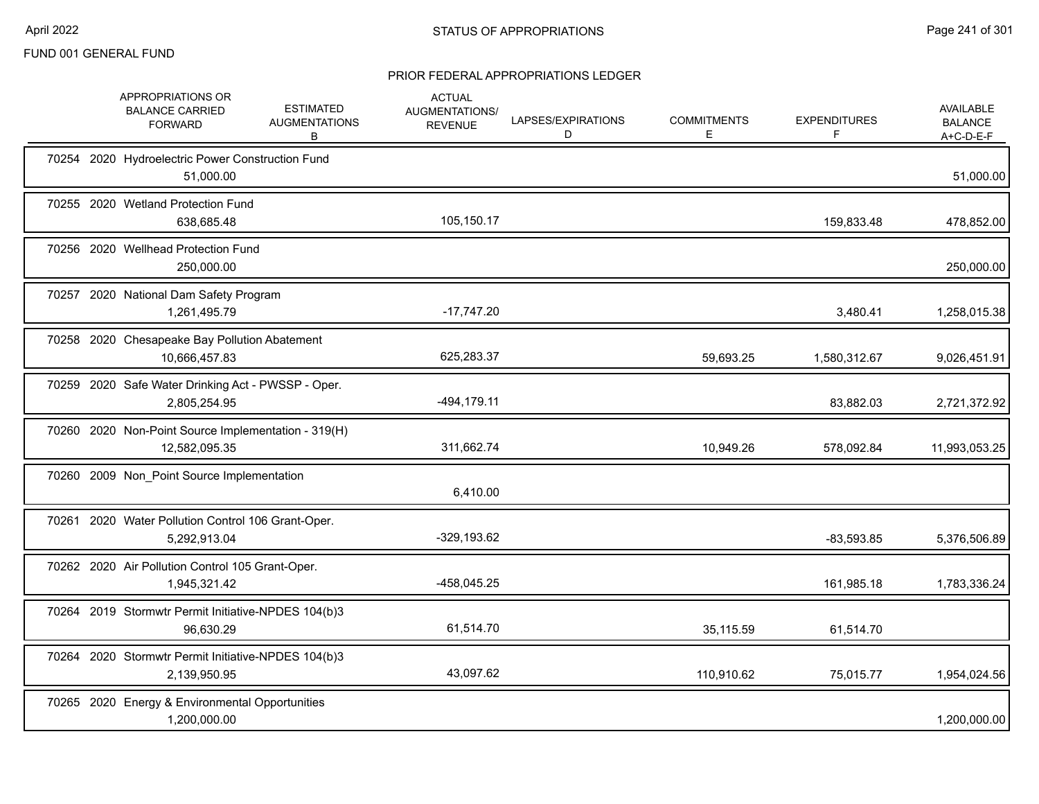FUND 001 GENERAL FUND

## STATUS OF APPROPRIATIONS

### PRIOR FEDERAL APPROPRIATIONS LEDGER

| | APPROPRIATIONS OR BALANCE CARRIED FORWARD | ESTIMATED AUGMENTATIONS B | ACTUAL AUGMENTATIONS/ REVENUE | LAPSES/EXPIRATIONS D | COMMITMENTS E | EXPENDITURES F | AVAILABLE BALANCE A+C-D-E-F |
|---|---|---|---|---|---|---|---|
| 70254 2020 Hydroelectric Power Construction Fund | 51,000.00 | | | | | | 51,000.00 |
| 70255 2020 Wetland Protection Fund | 638,685.48 | | 105,150.17 | | | 159,833.48 | 478,852.00 |
| 70256 2020 Wellhead Protection Fund | 250,000.00 | | | | | | 250,000.00 |
| 70257 2020 National Dam Safety Program | 1,261,495.79 | | -17,747.20 | | | 3,480.41 | 1,258,015.38 |
| 70258 2020 Chesapeake Bay Pollution Abatement | 10,666,457.83 | | 625,283.37 | | 59,693.25 | 1,580,312.67 | 9,026,451.91 |
| 70259 2020 Safe Water Drinking Act - PWSSP - Oper. | 2,805,254.95 | | -494,179.11 | | | 83,882.03 | 2,721,372.92 |
| 70260 2020 Non-Point Source Implementation - 319(H) | 12,582,095.35 | | 311,662.74 | | 10,949.26 | 578,092.84 | 11,993,053.25 |
| 70260 2009 Non_Point Source Implementation | | | 6,410.00 | | | | |
| 70261 2020 Water Pollution Control 106 Grant-Oper. | 5,292,913.04 | | -329,193.62 | | | -83,593.85 | 5,376,506.89 |
| 70262 2020 Air Pollution Control 105 Grant-Oper. | 1,945,321.42 | | -458,045.25 | | | 161,985.18 | 1,783,336.24 |
| 70264 2019 Stormwtr Permit Initiative-NPDES 104(b)3 | 96,630.29 | | 61,514.70 | | 35,115.59 | 61,514.70 | |
| 70264 2020 Stormwtr Permit Initiative-NPDES 104(b)3 | 2,139,950.95 | | 43,097.62 | | 110,910.62 | 75,015.77 | 1,954,024.56 |
| 70265 2020 Energy & Environmental Opportunities | 1,200,000.00 | | | | | | 1,200,000.00 |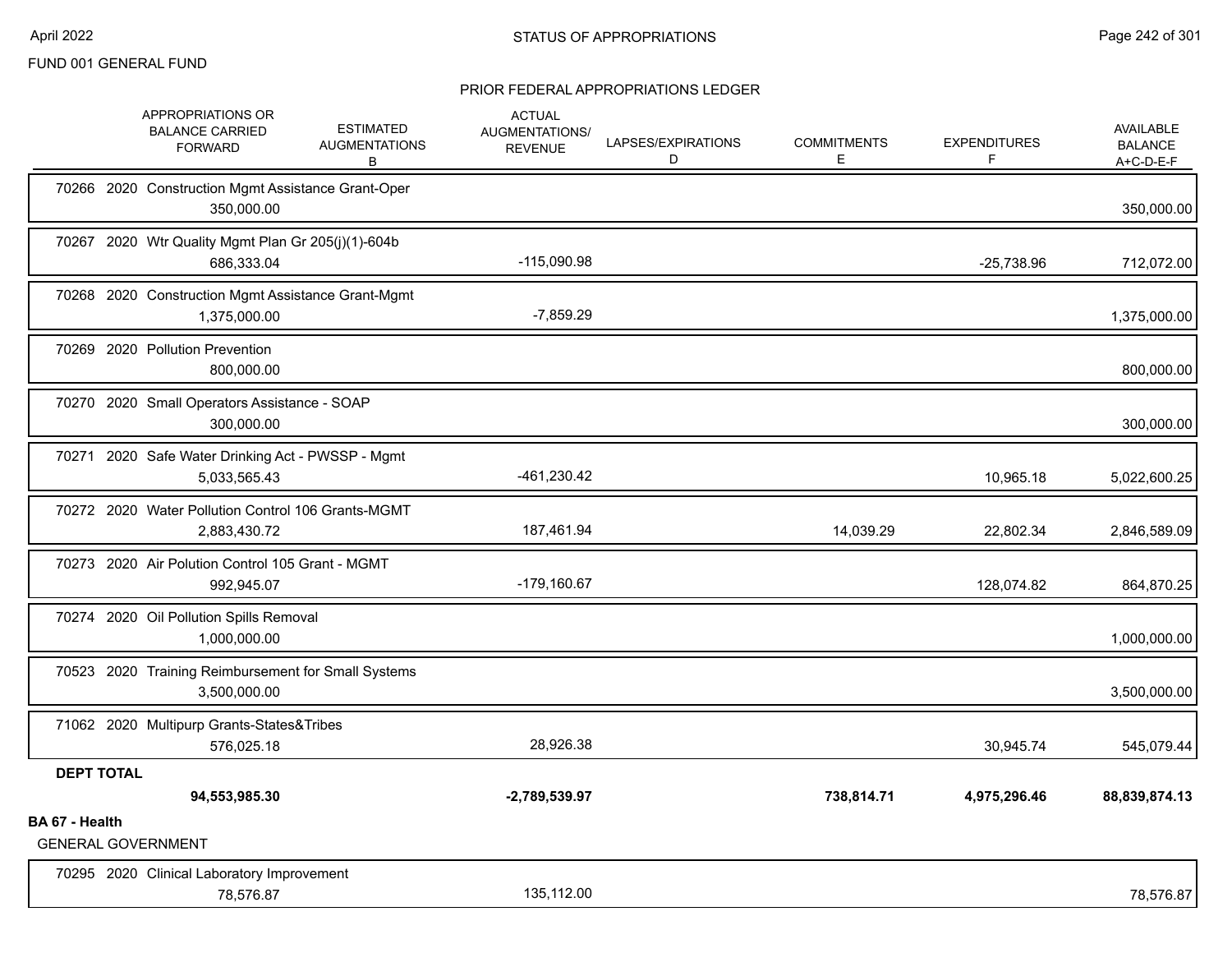FUND 001 GENERAL FUND

PRIOR FEDERAL APPROPRIATIONS LEDGER

| | APPROPRIATIONS OR BALANCE CARRIED FORWARD | ESTIMATED AUGMENTATIONS B | ACTUAL AUGMENTATIONS/ REVENUE | LAPSES/EXPIRATIONS D | COMMITMENTS E | EXPENDITURES F | AVAILABLE BALANCE A+C-D-E-F |
|---|---|---|---|---|---|---|---|
| 70266 2020 Construction Mgmt Assistance Grant-Oper | 350,000.00 | | | | | | 350,000.00 |
| 70267 2020 Wtr Quality Mgmt Plan Gr 205(j)(1)-604b | 686,333.04 | | -115,090.98 | | | -25,738.96 | 712,072.00 |
| 70268 2020 Construction Mgmt Assistance Grant-Mgmt | 1,375,000.00 | | -7,859.29 | | | | 1,375,000.00 |
| 70269 2020 Pollution Prevention | 800,000.00 | | | | | | 800,000.00 |
| 70270 2020 Small Operators Assistance - SOAP | 300,000.00 | | | | | | 300,000.00 |
| 70271 2020 Safe Water Drinking Act - PWSSP - Mgmt | 5,033,565.43 | | -461,230.42 | | | 10,965.18 | 5,022,600.25 |
| 70272 2020 Water Pollution Control 106 Grants-MGMT | 2,883,430.72 | | 187,461.94 | | 14,039.29 | 22,802.34 | 2,846,589.09 |
| 70273 2020 Air Polution Control 105 Grant - MGMT | 992,945.07 | | -179,160.67 | | | 128,074.82 | 864,870.25 |
| 70274 2020 Oil Pollution Spills Removal | 1,000,000.00 | | | | | | 1,000,000.00 |
| 70523 2020 Training Reimbursement for Small Systems | 3,500,000.00 | | | | | | 3,500,000.00 |
| 71062 2020 Multipurp Grants-States&Tribes | 576,025.18 | | 28,926.38 | | | 30,945.74 | 545,079.44 |
| **DEPT TOTAL** | **94,553,985.30** | | **-2,789,539.97** | | **738,814.71** | **4,975,296.46** | **88,839,874.13** |

**BA 67 - Health**

GENERAL GOVERNMENT

| | APPROPRIATIONS OR BALANCE CARRIED FORWARD | ESTIMATED AUGMENTATIONS B | ACTUAL AUGMENTATIONS/ REVENUE | LAPSES/EXPIRATIONS D | COMMITMENTS E | EXPENDITURES F | AVAILABLE BALANCE A+C-D-E-F |
|---|---|---|---|---|---|---|---|
| 70295 2020 Clinical Laboratory Improvement | 78,576.87 | | 135,112.00 | | | | 78,576.87 |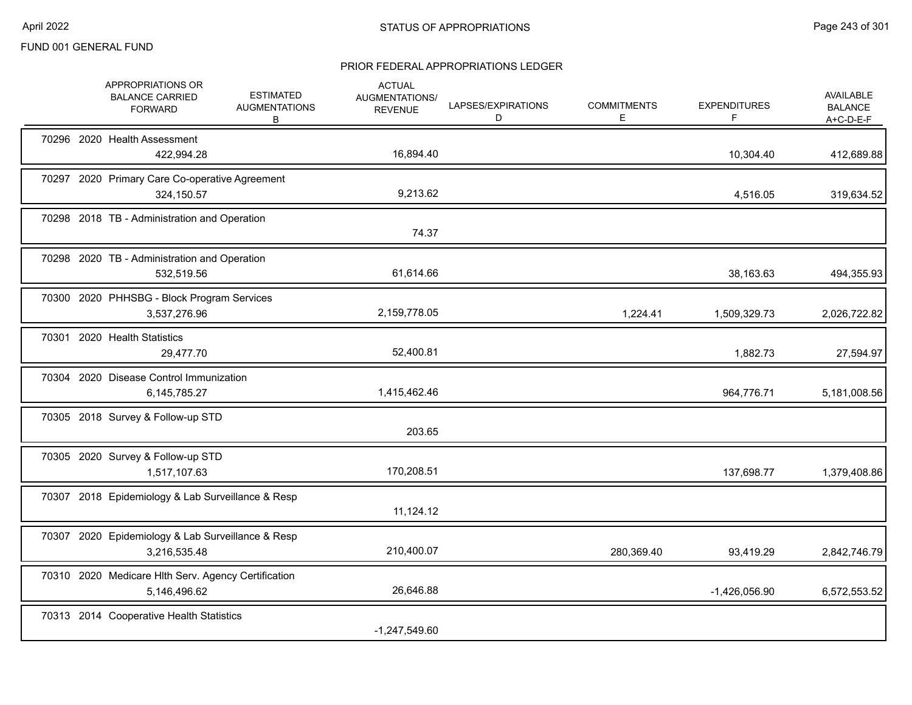FUND 001 GENERAL FUND

## STATUS OF APPROPRIATIONS

### PRIOR FEDERAL APPROPRIATIONS LEDGER

| | APPROPRIATIONS OR BALANCE CARRIED FORWARD | ESTIMATED AUGMENTATIONS B | ACTUAL AUGMENTATIONS/ REVENUE | LAPSES/EXPIRATIONS D | COMMITMENTS E | EXPENDITURES F | AVAILABLE BALANCE A+C-D-E-F |
|---|---|---|---|---|---|---|---|
| 70296 2020 Health Assessment | 422,994.28 | | 16,894.40 | | | 10,304.40 | 412,689.88 |
| 70297 2020 Primary Care Co-operative Agreement | 324,150.57 | | 9,213.62 | | | 4,516.05 | 319,634.52 |
| 70298 2018 TB - Administration and Operation | | | 74.37 | | | | |
| 70298 2020 TB - Administration and Operation | 532,519.56 | | 61,614.66 | | | 38,163.63 | 494,355.93 |
| 70300 2020 PHHSBG - Block Program Services | 3,537,276.96 | | 2,159,778.05 | | 1,224.41 | 1,509,329.73 | 2,026,722.82 |
| 70301 2020 Health Statistics | 29,477.70 | | 52,400.81 | | | 1,882.73 | 27,594.97 |
| 70304 2020 Disease Control Immunization | 6,145,785.27 | | 1,415,462.46 | | | 964,776.71 | 5,181,008.56 |
| 70305 2018 Survey & Follow-up STD | | | 203.65 | | | | |
| 70305 2020 Survey & Follow-up STD | 1,517,107.63 | | 170,208.51 | | | 137,698.77 | 1,379,408.86 |
| 70307 2018 Epidemiology & Lab Surveillance & Resp | | | 11,124.12 | | | | |
| 70307 2020 Epidemiology & Lab Surveillance & Resp | 3,216,535.48 | | 210,400.07 | | 280,369.40 | 93,419.29 | 2,842,746.79 |
| 70310 2020 Medicare Hlth Serv. Agency Certification | 5,146,496.62 | | 26,646.88 | | | -1,426,056.90 | 6,572,553.52 |
| 70313 2014 Cooperative Health Statistics | | | -1,247,549.60 | | | | |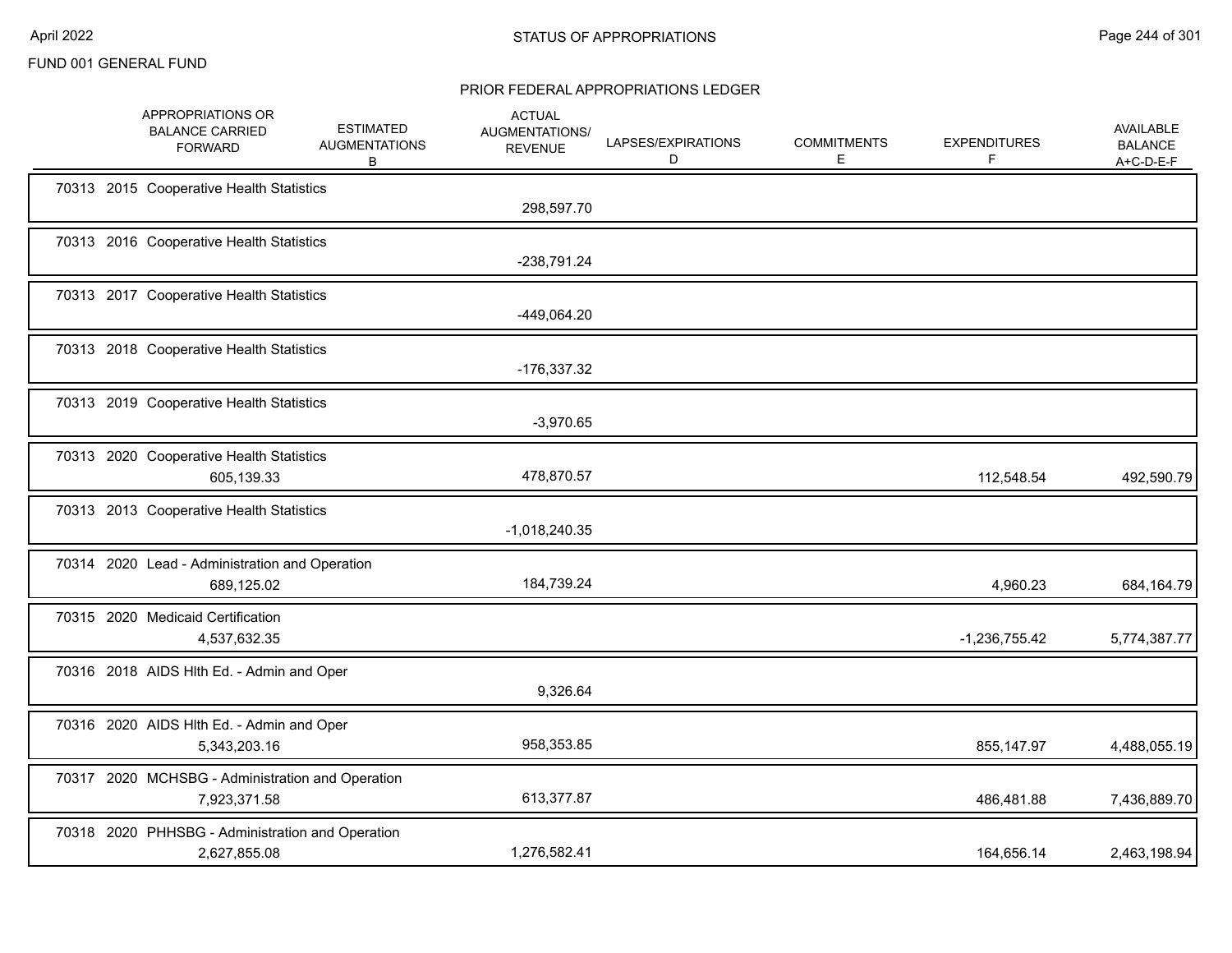FUND 001 GENERAL FUND

STATUS OF APPROPRIATIONS

PRIOR FEDERAL APPROPRIATIONS LEDGER

| | APPROPRIATIONS OR BALANCE CARRIED FORWARD | ESTIMATED AUGMENTATIONS B | ACTUAL AUGMENTATIONS/ REVENUE | LAPSES/EXPIRATIONS D | COMMITMENTS E | EXPENDITURES F | AVAILABLE BALANCE A+C-D-E-F |
|---|---|---|---|---|---|---|---|
| 70313 2015 Cooperative Health Statistics | | | 298,597.70 | | | | |
| 70313 2016 Cooperative Health Statistics | | | -238,791.24 | | | | |
| 70313 2017 Cooperative Health Statistics | | | -449,064.20 | | | | |
| 70313 2018 Cooperative Health Statistics | | | -176,337.32 | | | | |
| 70313 2019 Cooperative Health Statistics | | | -3,970.65 | | | | |
| 70313 2020 Cooperative Health Statistics | 605,139.33 | | 478,870.57 | | | 112,548.54 | 492,590.79 |
| 70313 2013 Cooperative Health Statistics | | | -1,018,240.35 | | | | |
| 70314 2020 Lead - Administration and Operation | 689,125.02 | | 184,739.24 | | | 4,960.23 | 684,164.79 |
| 70315 2020 Medicaid Certification | 4,537,632.35 | | | | | -1,236,755.42 | 5,774,387.77 |
| 70316 2018 AIDS Hlth Ed. - Admin and Oper | | | 9,326.64 | | | | |
| 70316 2020 AIDS Hlth Ed. - Admin and Oper | 5,343,203.16 | | 958,353.85 | | | 855,147.97 | 4,488,055.19 |
| 70317 2020 MCHSBG - Administration and Operation | 7,923,371.58 | | 613,377.87 | | | 486,481.88 | 7,436,889.70 |
| 70318 2020 PHHSBG - Administration and Operation | 2,627,855.08 | | 1,276,582.41 | | | 164,656.14 | 2,463,198.94 |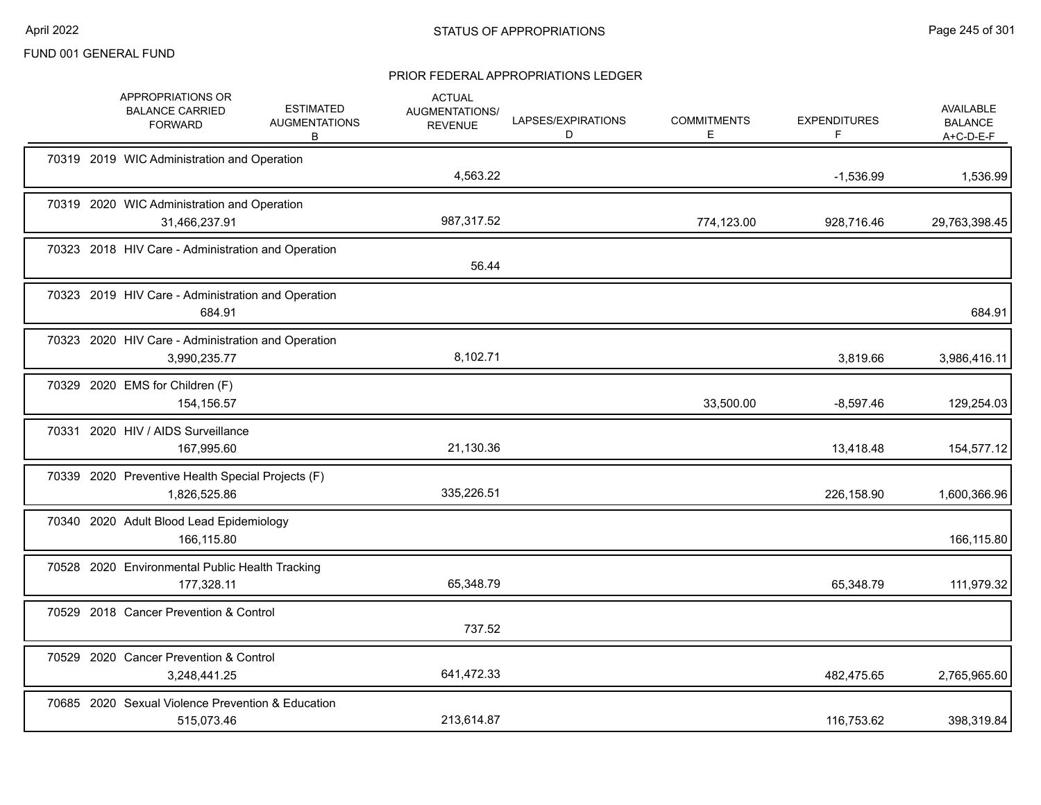FUND 001 GENERAL FUND

## STATUS OF APPROPRIATIONS

### PRIOR FEDERAL APPROPRIATIONS LEDGER

| | APPROPRIATIONS OR BALANCE CARRIED FORWARD | ESTIMATED AUGMENTATIONS B | ACTUAL AUGMENTATIONS/ REVENUE | LAPSES/EXPIRATIONS D | COMMITMENTS E | EXPENDITURES F | AVAILABLE BALANCE A+C-D-E-F |
|---|---|---|---|---|---|---|---|
| 70319 2019 WIC Administration and Operation | | | 4,563.22 | | | -1,536.99 | 1,536.99 |
| 70319 2020 WIC Administration and Operation | 31,466,237.91 | | 987,317.52 | | 774,123.00 | 928,716.46 | 29,763,398.45 |
| 70323 2018 HIV Care - Administration and Operation | | | 56.44 | | | | |
| 70323 2019 HIV Care - Administration and Operation | 684.91 | | | | | | 684.91 |
| 70323 2020 HIV Care - Administration and Operation | 3,990,235.77 | | 8,102.71 | | | 3,819.66 | 3,986,416.11 |
| 70329 2020 EMS for Children (F) | 154,156.57 | | | | 33,500.00 | -8,597.46 | 129,254.03 |
| 70331 2020 HIV / AIDS Surveillance | 167,995.60 | | 21,130.36 | | | 13,418.48 | 154,577.12 |
| 70339 2020 Preventive Health Special Projects (F) | 1,826,525.86 | | 335,226.51 | | | 226,158.90 | 1,600,366.96 |
| 70340 2020 Adult Blood Lead Epidemiology | 166,115.80 | | | | | | 166,115.80 |
| 70528 2020 Environmental Public Health Tracking | 177,328.11 | | 65,348.79 | | | 65,348.79 | 111,979.32 |
| 70529 2018 Cancer Prevention & Control | | | 737.52 | | | | |
| 70529 2020 Cancer Prevention & Control | 3,248,441.25 | | 641,472.33 | | | 482,475.65 | 2,765,965.60 |
| 70685 2020 Sexual Violence Prevention & Education | 515,073.46 | | 213,614.87 | | | 116,753.62 | 398,319.84 |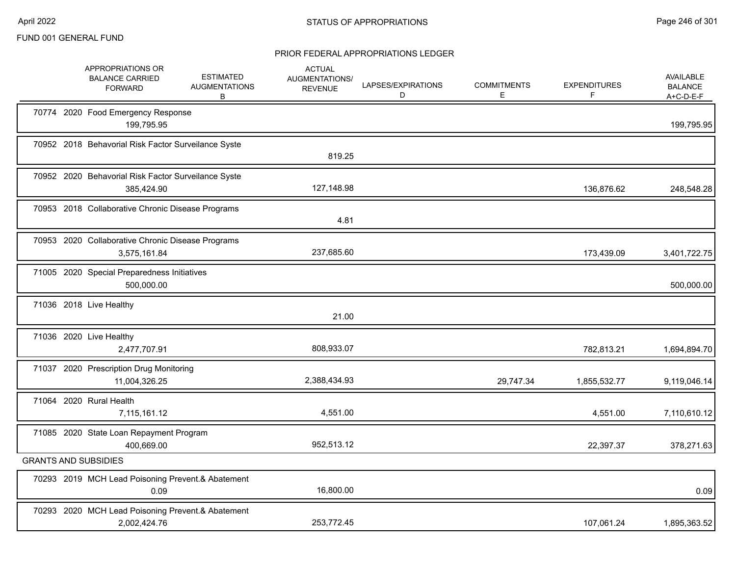FUND 001 GENERAL FUND

## STATUS OF APPROPRIATIONS

### PRIOR FEDERAL APPROPRIATIONS LEDGER

| | APPROPRIATIONS OR BALANCE CARRIED FORWARD | ESTIMATED AUGMENTATIONS B | ACTUAL AUGMENTATIONS/ REVENUE | LAPSES/EXPIRATIONS D | COMMITMENTS E | EXPENDITURES F | AVAILABLE BALANCE A+C-D-E-F |
|---|---|---|---|---|---|---|---|
| 70774 2020 Food Emergency Response | 199,795.95 | | | | | | 199,795.95 |
| 70952 2018 Behavorial Risk Factor Surveilance Syste | | | 819.25 | | | | |
| 70952 2020 Behavorial Risk Factor Surveilance Syste | 385,424.90 | | 127,148.98 | | | 136,876.62 | 248,548.28 |
| 70953 2018 Collaborative Chronic Disease Programs | | | 4.81 | | | | |
| 70953 2020 Collaborative Chronic Disease Programs | 3,575,161.84 | | 237,685.60 | | | 173,439.09 | 3,401,722.75 |
| 71005 2020 Special Preparedness Initiatives | 500,000.00 | | | | | | 500,000.00 |
| 71036 2018 Live Healthy | | | 21.00 | | | | |
| 71036 2020 Live Healthy | 2,477,707.91 | | 808,933.07 | | | 782,813.21 | 1,694,894.70 |
| 71037 2020 Prescription Drug Monitoring | 11,004,326.25 | | 2,388,434.93 | | 29,747.34 | 1,855,532.77 | 9,119,046.14 |
| 71064 2020 Rural Health | 7,115,161.12 | | 4,551.00 | | | 4,551.00 | 7,110,610.12 |
| 71085 2020 State Loan Repayment Program | 400,669.00 | | 952,513.12 | | | 22,397.37 | 378,271.63 |
| **GRANTS AND SUBSIDIES** | | | | | | | |
| 70293 2019 MCH Lead Poisoning Prevent.& Abatement | 0.09 | | 16,800.00 | | | | 0.09 |
| 70293 2020 MCH Lead Poisoning Prevent.& Abatement | 2,002,424.76 | | 253,772.45 | | | 107,061.24 | 1,895,363.52 |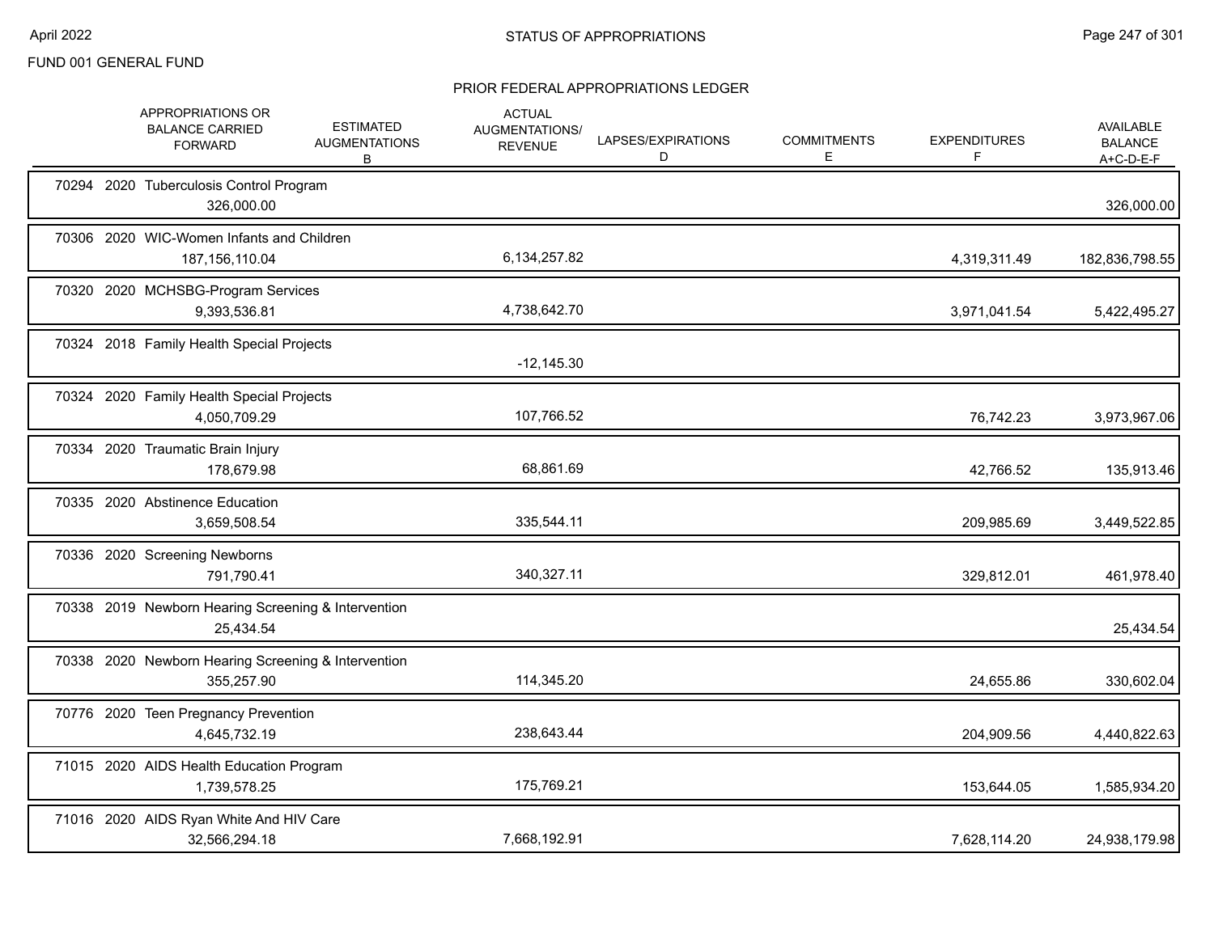FUND 001 GENERAL FUND

## STATUS OF APPROPRIATIONS

### PRIOR FEDERAL APPROPRIATIONS LEDGER

| | APPROPRIATIONS OR BALANCE CARRIED FORWARD | ESTIMATED AUGMENTATIONS B | ACTUAL AUGMENTATIONS/ REVENUE | LAPSES/EXPIRATIONS D | COMMITMENTS E | EXPENDITURES F | AVAILABLE BALANCE A+C-D-E-F |
|---|---|---|---|---|---|---|---|
| 70294 2020 Tuberculosis Control Program | 326,000.00 | | | | | | 326,000.00 |
| 70306 2020 WIC-Women Infants and Children | 187,156,110.04 | | 6,134,257.82 | | | 4,319,311.49 | 182,836,798.55 |
| 70320 2020 MCHSBG-Program Services | 9,393,536.81 | | 4,738,642.70 | | | 3,971,041.54 | 5,422,495.27 |
| 70324 2018 Family Health Special Projects | | | -12,145.30 | | | | |
| 70324 2020 Family Health Special Projects | 4,050,709.29 | | 107,766.52 | | | 76,742.23 | 3,973,967.06 |
| 70334 2020 Traumatic Brain Injury | 178,679.98 | | 68,861.69 | | | 42,766.52 | 135,913.46 |
| 70335 2020 Abstinence Education | 3,659,508.54 | | 335,544.11 | | | 209,985.69 | 3,449,522.85 |
| 70336 2020 Screening Newborns | 791,790.41 | | 340,327.11 | | | 329,812.01 | 461,978.40 |
| 70338 2019 Newborn Hearing Screening & Intervention | 25,434.54 | | | | | | 25,434.54 |
| 70338 2020 Newborn Hearing Screening & Intervention | 355,257.90 | | 114,345.20 | | | 24,655.86 | 330,602.04 |
| 70776 2020 Teen Pregnancy Prevention | 4,645,732.19 | | 238,643.44 | | | 204,909.56 | 4,440,822.63 |
| 71015 2020 AIDS Health Education Program | 1,739,578.25 | | 175,769.21 | | | 153,644.05 | 1,585,934.20 |
| 71016 2020 AIDS Ryan White And HIV Care | 32,566,294.18 | | 7,668,192.91 | | | 7,628,114.20 | 24,938,179.98 |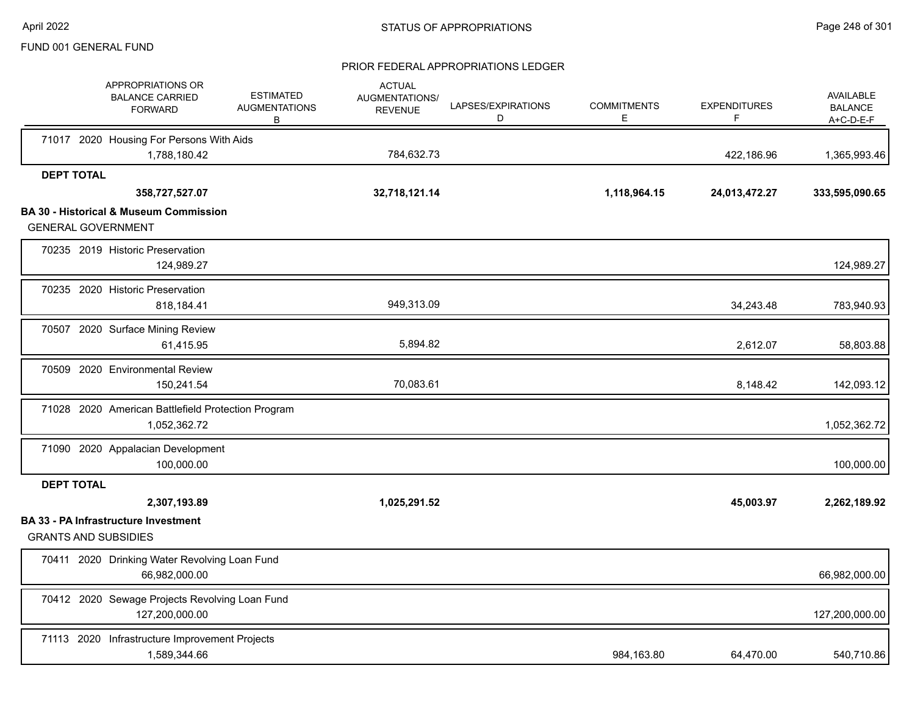FUND 001 GENERAL FUND

PRIOR FEDERAL APPROPRIATIONS LEDGER

| APPROPRIATIONS OR BALANCE CARRIED FORWARD | ESTIMATED AUGMENTATIONS B | ACTUAL AUGMENTATIONS/ REVENUE | LAPSES/EXPIRATIONS D | COMMITMENTS E | EXPENDITURES F | AVAILABLE BALANCE A+C-D-E-F |
|---|---|---|---|---|---|---|
| 71017 2020 Housing For Persons With Aids | | | | | | |
| 1,788,180.42 | | 784,632.73 | | | 422,186.96 | 1,365,993.46 |
| **DEPT TOTAL** | | | | | | |
| **358,727,527.07** | | **32,718,121.14** | | **1,118,964.15** | **24,013,472.27** | **333,595,090.65** |
| **BA 30 - Historical & Museum Commission** | | | | | | |
| GENERAL GOVERNMENT | | | | | | |
| 70235 2019 Historic Preservation | | | | | | |
| 124,989.27 | | | | | | 124,989.27 |
| 70235 2020 Historic Preservation | | | | | | |
| 818,184.41 | | 949,313.09 | | | 34,243.48 | 783,940.93 |
| 70507 2020 Surface Mining Review | | | | | | |
| 61,415.95 | | 5,894.82 | | | 2,612.07 | 58,803.88 |
| 70509 2020 Environmental Review | | | | | | |
| 150,241.54 | | 70,083.61 | | | 8,148.42 | 142,093.12 |
| 71028 2020 American Battlefield Protection Program | | | | | | |
| 1,052,362.72 | | | | | | 1,052,362.72 |
| 71090 2020 Appalacian Development | | | | | | |
| 100,000.00 | | | | | | 100,000.00 |
| **DEPT TOTAL** | | | | | | |
| **2,307,193.89** | | **1,025,291.52** | | | **45,003.97** | **2,262,189.92** |
| **BA 33 - PA Infrastructure Investment** | | | | | | |
| GRANTS AND SUBSIDIES | | | | | | |
| 70411 2020 Drinking Water Revolving Loan Fund | | | | | | |
| 66,982,000.00 | | | | | | 66,982,000.00 |
| 70412 2020 Sewage Projects Revolving Loan Fund | | | | | | |
| 127,200,000.00 | | | | | | 127,200,000.00 |
| 71113 2020 Infrastructure Improvement Projects | | | | | | |
| 1,589,344.66 | | | | 984,163.80 | 64,470.00 | 540,710.86 |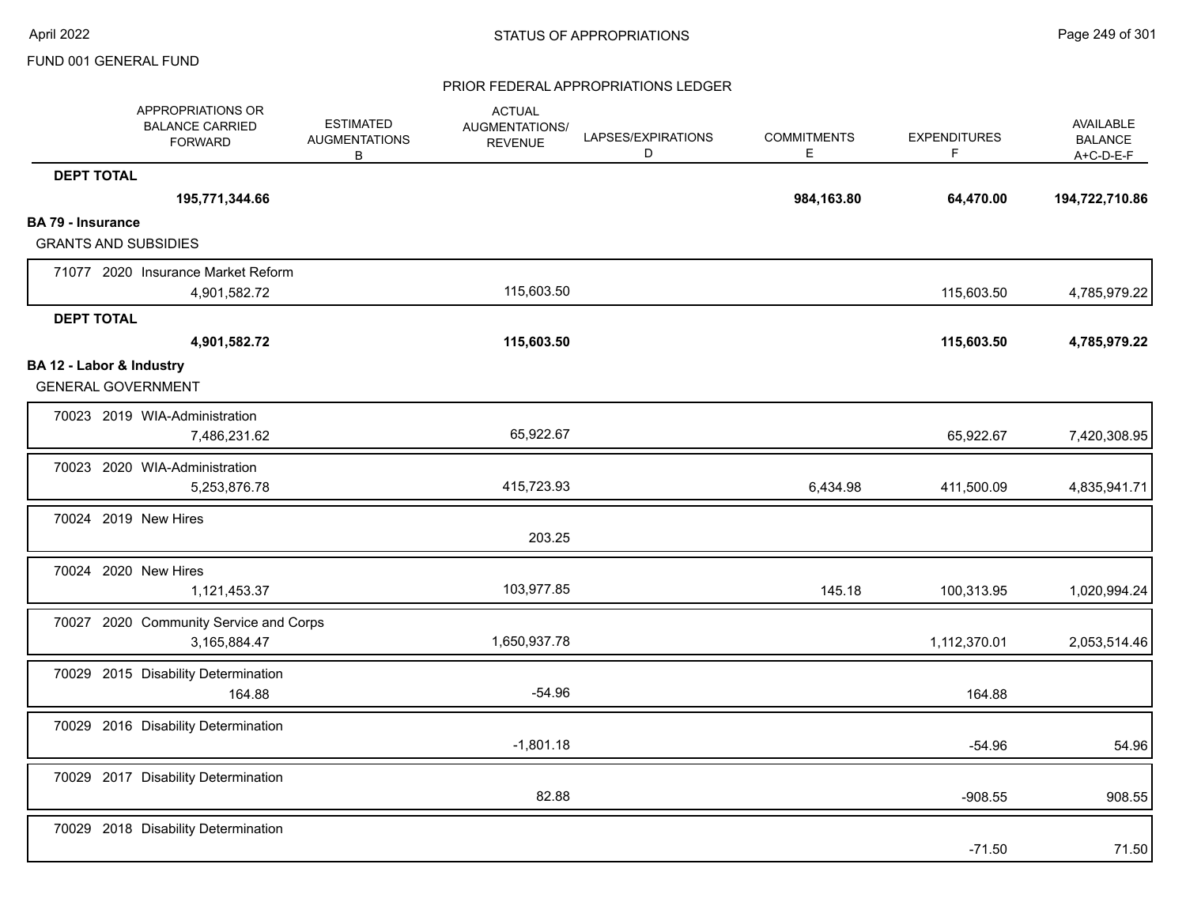| | APPROPRIATIONS OR BALANCE CARRIED FORWARD | ESTIMATED AUGMENTATIONS B | ACTUAL AUGMENTATIONS/ REVENUE | LAPSES/EXPIRATIONS D | COMMITMENTS E | EXPENDITURES F | AVAILABLE BALANCE A+C-D-E-F |
|---|---|---|---|---|---|---|---|
| **DEPT TOTAL** | **195,771,344.66** | | | | **984,163.80** | **64,470.00** | **194,722,710.86** |
| **BA 79 - Insurance** | | | | | | | |
| GRANTS AND SUBSIDIES | | | | | | | |
| 71077 2020 Insurance Market Reform | 4,901,582.72 | | 115,603.50 | | | 115,603.50 | 4,785,979.22 |
| **DEPT TOTAL** | **4,901,582.72** | | **115,603.50** | | | **115,603.50** | **4,785,979.22** |
| **BA 12 - Labor & Industry** | | | | | | | |
| GENERAL GOVERNMENT | | | | | | | |
| 70023 2019 WIA-Administration | 7,486,231.62 | | 65,922.67 | | | 65,922.67 | 7,420,308.95 |
| 70023 2020 WIA-Administration | 5,253,876.78 | | 415,723.93 | | 6,434.98 | 411,500.09 | 4,835,941.71 |
| 70024 2019 New Hires | | | 203.25 | | | | |
| 70024 2020 New Hires | 1,121,453.37 | | 103,977.85 | | 145.18 | 100,313.95 | 1,020,994.24 |
| 70027 2020 Community Service and Corps | 3,165,884.47 | | 1,650,937.78 | | | 1,112,370.01 | 2,053,514.46 |
| 70029 2015 Disability Determination | 164.88 | | -54.96 | | | 164.88 | |
| 70029 2016 Disability Determination | | | -1,801.18 | | | -54.96 | 54.96 |
| 70029 2017 Disability Determination | | | 82.88 | | | -908.55 | 908.55 |
| 70029 2018 Disability Determination | | | | | | -71.50 | 71.50 |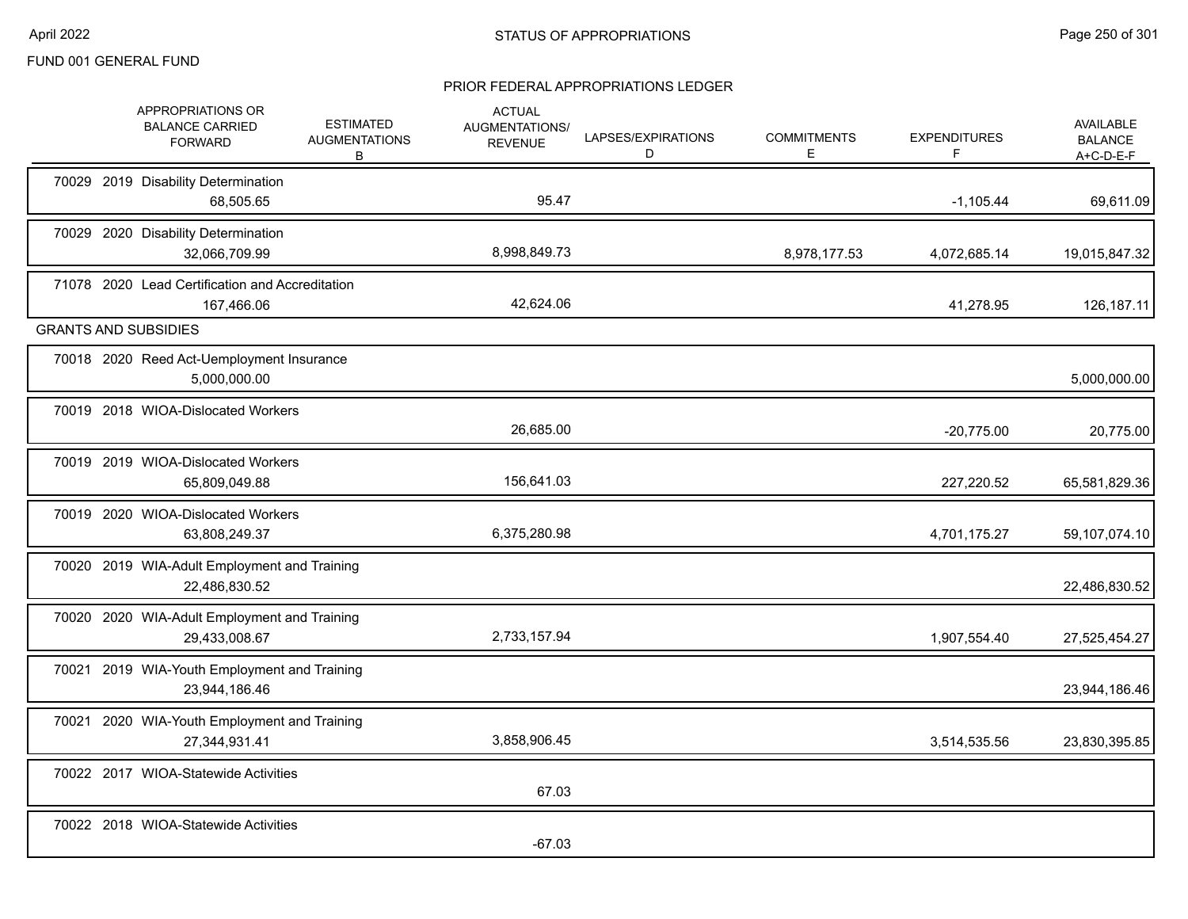FUND 001 GENERAL FUND

## PRIOR FEDERAL APPROPRIATIONS LEDGER

| | APPROPRIATIONS OR BALANCE CARRIED FORWARD | ESTIMATED AUGMENTATIONS B | ACTUAL AUGMENTATIONS/ REVENUE | LAPSES/EXPIRATIONS D | COMMITMENTS E | EXPENDITURES F | AVAILABLE BALANCE A+C-D-E-F |
|---|---|---|---|---|---|---|---|
| 70029 2019 Disability Determination | 68,505.65 | | 95.47 | | | -1,105.44 | 69,611.09 |
| 70029 2020 Disability Determination | 32,066,709.99 | | 8,998,849.73 | | 8,978,177.53 | 4,072,685.14 | 19,015,847.32 |
| 71078 2020 Lead Certification and Accreditation | 167,466.06 | | 42,624.06 | | | 41,278.95 | 126,187.11 |
| **GRANTS AND SUBSIDIES** | | | | | | | |
| 70018 2020 Reed Act-Uemployment Insurance | 5,000,000.00 | | | | | | 5,000,000.00 |
| 70019 2018 WIOA-Dislocated Workers | | | 26,685.00 | | | -20,775.00 | 20,775.00 |
| 70019 2019 WIOA-Dislocated Workers | 65,809,049.88 | | 156,641.03 | | | 227,220.52 | 65,581,829.36 |
| 70019 2020 WIOA-Dislocated Workers | 63,808,249.37 | | 6,375,280.98 | | | 4,701,175.27 | 59,107,074.10 |
| 70020 2019 WIA-Adult Employment and Training | 22,486,830.52 | | | | | | 22,486,830.52 |
| 70020 2020 WIA-Adult Employment and Training | 29,433,008.67 | | 2,733,157.94 | | | 1,907,554.40 | 27,525,454.27 |
| 70021 2019 WIA-Youth Employment and Training | 23,944,186.46 | | | | | | 23,944,186.46 |
| 70021 2020 WIA-Youth Employment and Training | 27,344,931.41 | | 3,858,906.45 | | | 3,514,535.56 | 23,830,395.85 |
| 70022 2017 WIOA-Statewide Activities | | | 67.03 | | | | |
| 70022 2018 WIOA-Statewide Activities | | | -67.03 | | | | |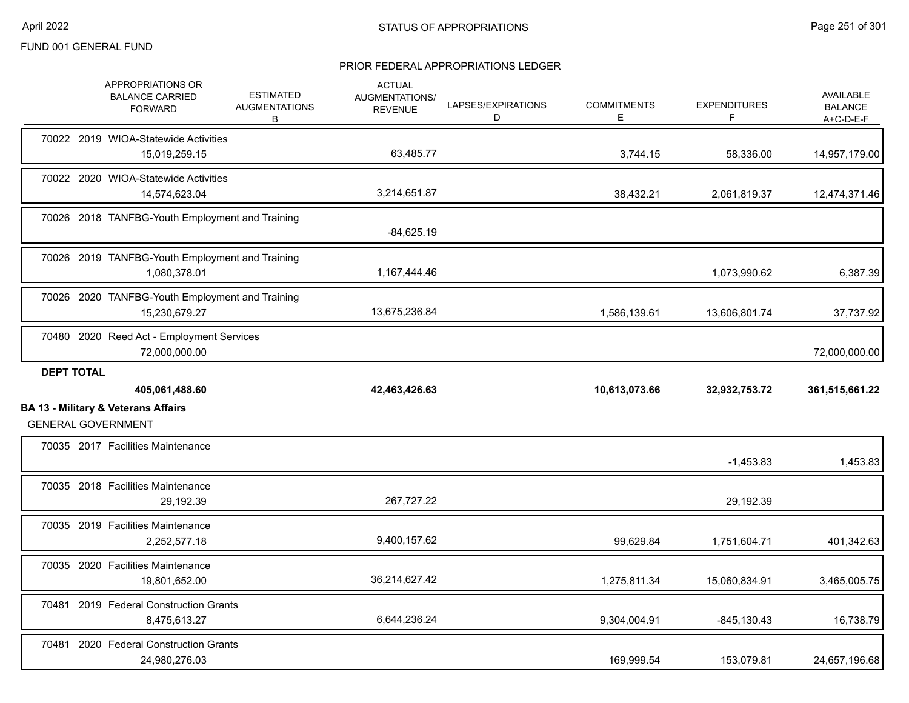FUND 001 GENERAL FUND

PRIOR FEDERAL APPROPRIATIONS LEDGER

| | APPROPRIATIONS OR BALANCE CARRIED FORWARD | ESTIMATED AUGMENTATIONS B | ACTUAL AUGMENTATIONS/ REVENUE | LAPSES/EXPIRATIONS D | COMMITMENTS E | EXPENDITURES F | AVAILABLE BALANCE A+C-D-E-F |
|---|---|---|---|---|---|---|---|
| 70022 2019 WIOA-Statewide Activities | 15,019,259.15 | | 63,485.77 | | 3,744.15 | 58,336.00 | 14,957,179.00 |
| 70022 2020 WIOA-Statewide Activities | 14,574,623.04 | | 3,214,651.87 | | 38,432.21 | 2,061,819.37 | 12,474,371.46 |
| 70026 2018 TANFBG-Youth Employment and Training | | | -84,625.19 | | | | |
| 70026 2019 TANFBG-Youth Employment and Training | 1,080,378.01 | | 1,167,444.46 | | | 1,073,990.62 | 6,387.39 |
| 70026 2020 TANFBG-Youth Employment and Training | 15,230,679.27 | | 13,675,236.84 | | 1,586,139.61 | 13,606,801.74 | 37,737.92 |
| 70480 2020 Reed Act - Employment Services | 72,000,000.00 | | | | | | 72,000,000.00 |
| **DEPT TOTAL** | **405,061,488.60** | | **42,463,426.63** | | **10,613,073.66** | **32,932,753.72** | **361,515,661.22** |

**BA 13 - Military & Veterans Affairs**

GENERAL GOVERNMENT

| | APPROPRIATIONS OR BALANCE CARRIED FORWARD | ESTIMATED AUGMENTATIONS B | ACTUAL AUGMENTATIONS/ REVENUE | LAPSES/EXPIRATIONS D | COMMITMENTS E | EXPENDITURES F | AVAILABLE BALANCE A+C-D-E-F |
|---|---|---|---|---|---|---|---|
| 70035 2017 Facilities Maintenance | | | | | | -1,453.83 | 1,453.83 |
| 70035 2018 Facilities Maintenance | 29,192.39 | | 267,727.22 | | | 29,192.39 | |
| 70035 2019 Facilities Maintenance | 2,252,577.18 | | 9,400,157.62 | | 99,629.84 | 1,751,604.71 | 401,342.63 |
| 70035 2020 Facilities Maintenance | 19,801,652.00 | | 36,214,627.42 | | 1,275,811.34 | 15,060,834.91 | 3,465,005.75 |
| 70481 2019 Federal Construction Grants | 8,475,613.27 | | 6,644,236.24 | | 9,304,004.91 | -845,130.43 | 16,738.79 |
| 70481 2020 Federal Construction Grants | 24,980,276.03 | | | | 169,999.54 | 153,079.81 | 24,657,196.68 |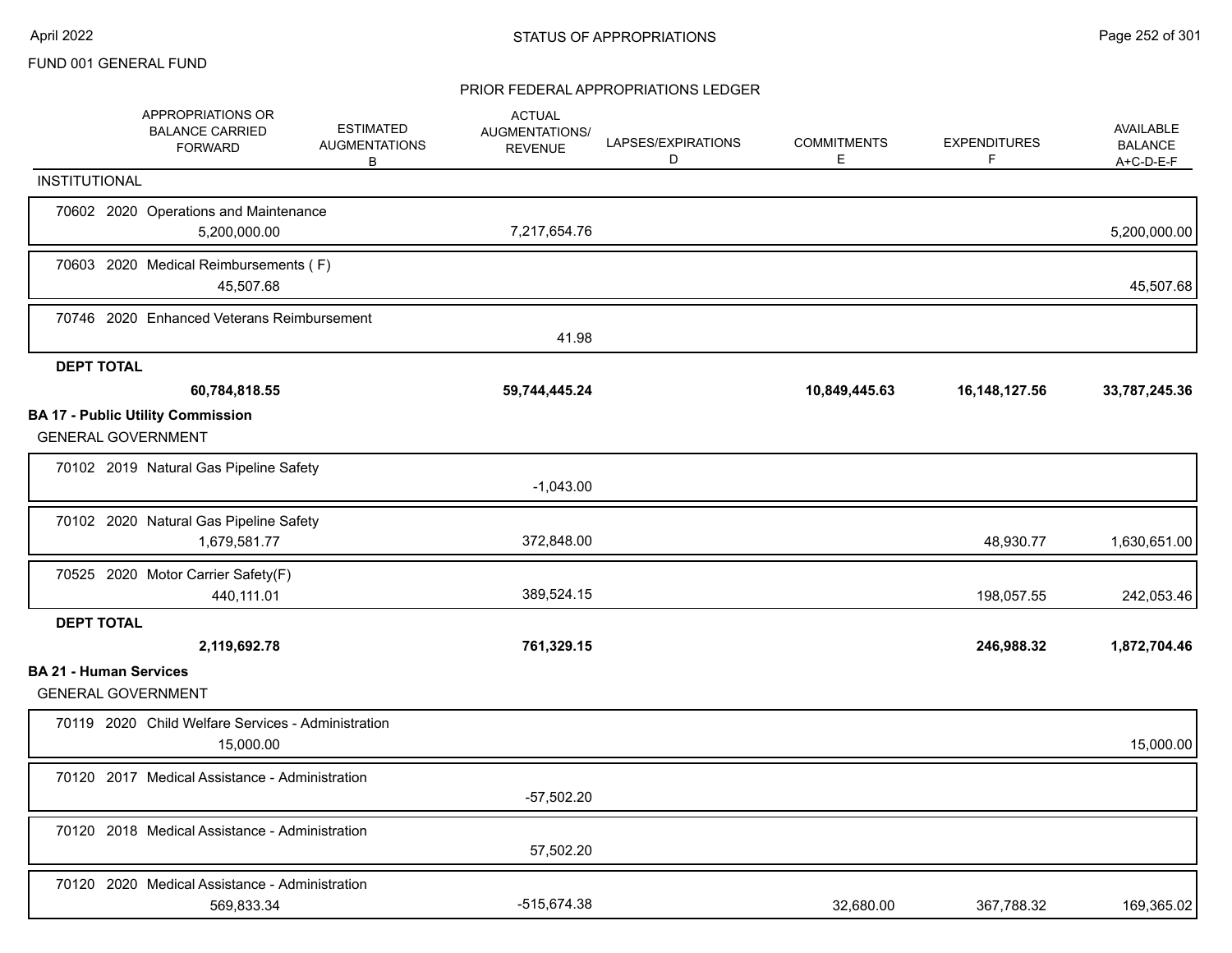FUND 001 GENERAL FUND

## STATUS OF APPROPRIATIONS

### PRIOR FEDERAL APPROPRIATIONS LEDGER

| APPROPRIATIONS OR BALANCE CARRIED FORWARD | ESTIMATED AUGMENTATIONS B | ACTUAL AUGMENTATIONS/ REVENUE | LAPSES/EXPIRATIONS D | COMMITMENTS E | EXPENDITURES F | AVAILABLE BALANCE A+C-D-E-F |
|---|---|---|---|---|---|---|
| INSTITUTIONAL | | | | | | |
| 70602 2020 Operations and Maintenance | | | | | | |
| 5,200,000.00 | | 7,217,654.76 | | | | 5,200,000.00 |
| 70603 2020 Medical Reimbursements ( F) | | | | | | |
| 45,507.68 | | | | | | 45,507.68 |
| 70746 2020 Enhanced Veterans Reimbursement | | | | | | |
| | | 41.98 | | | | |
| **DEPT TOTAL** | | | | | | |
| **60,784,818.55** | | **59,744,445.24** | | **10,849,445.63** | **16,148,127.56** | **33,787,245.36** |
| **BA 17 - Public Utility Commission** | | | | | | |
| GENERAL GOVERNMENT | | | | | | |
| 70102 2019 Natural Gas Pipeline Safety | | | | | | |
| | | -1,043.00 | | | | |
| 70102 2020 Natural Gas Pipeline Safety | | | | | | |
| 1,679,581.77 | | 372,848.00 | | | 48,930.77 | 1,630,651.00 |
| 70525 2020 Motor Carrier Safety(F) | | | | | | |
| 440,111.01 | | 389,524.15 | | | 198,057.55 | 242,053.46 |
| **DEPT TOTAL** | | | | | | |
| **2,119,692.78** | | **761,329.15** | | | **246,988.32** | **1,872,704.46** |
| **BA 21 - Human Services** | | | | | | |
| GENERAL GOVERNMENT | | | | | | |
| 70119 2020 Child Welfare Services - Administration | | | | | | |
| 15,000.00 | | | | | | 15,000.00 |
| 70120 2017 Medical Assistance - Administration | | | | | | |
| | | -57,502.20 | | | | |
| 70120 2018 Medical Assistance - Administration | | | | | | |
| | | 57,502.20 | | | | |
| 70120 2020 Medical Assistance - Administration | | | | | | |
| 569,833.34 | | -515,674.38 | | 32,680.00 | 367,788.32 | 169,365.02 |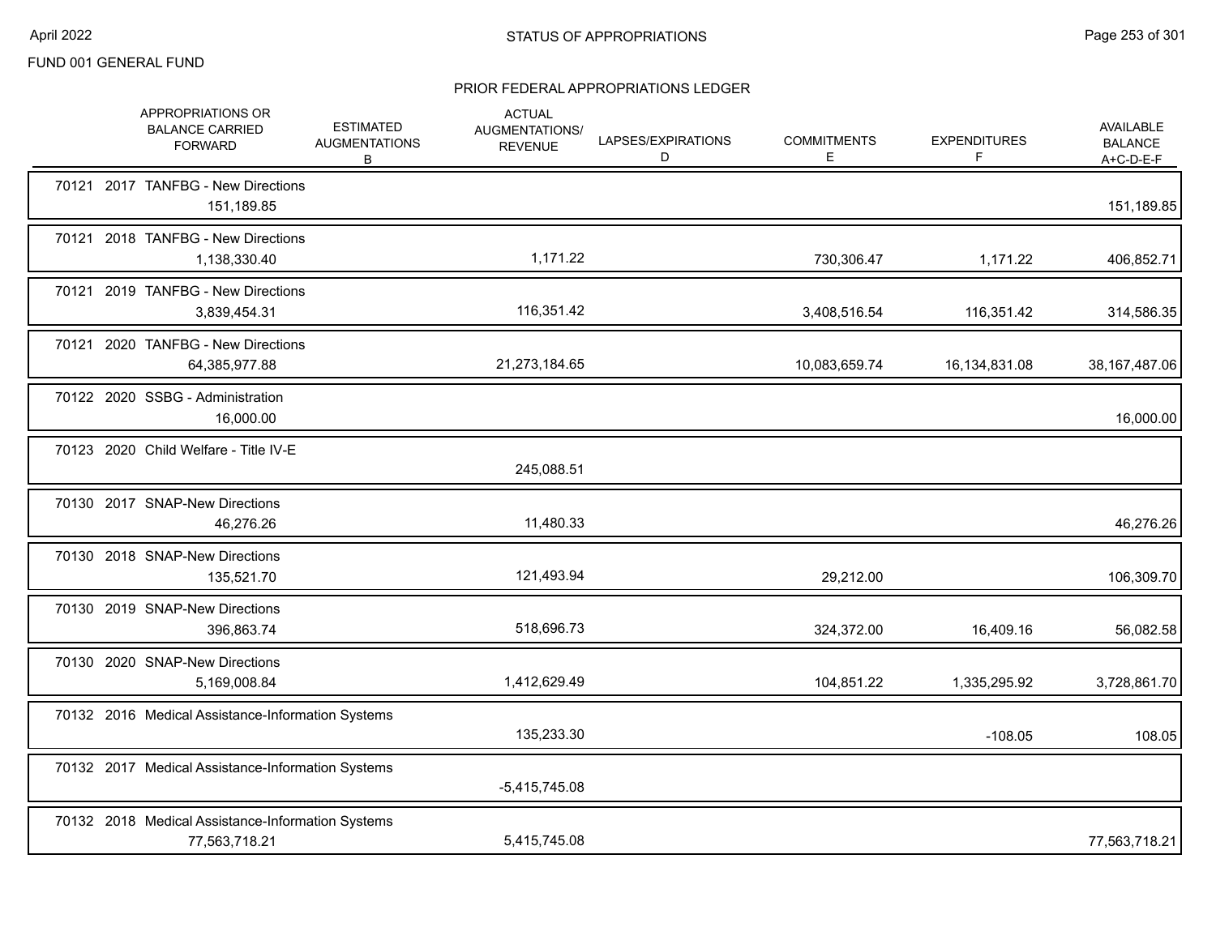FUND 001 GENERAL FUND

## STATUS OF APPROPRIATIONS

### PRIOR FEDERAL APPROPRIATIONS LEDGER

| | APPROPRIATIONS OR BALANCE CARRIED FORWARD | ESTIMATED AUGMENTATIONS B | ACTUAL AUGMENTATIONS/ REVENUE | LAPSES/EXPIRATIONS D | COMMITMENTS E | EXPENDITURES F | AVAILABLE BALANCE A+C-D-E-F |
|---|---|---|---|---|---|---|---|
| 70121 2017 TANFBG - New Directions | 151,189.85 | | | | | | 151,189.85 |
| 70121 2018 TANFBG - New Directions | 1,138,330.40 | | 1,171.22 | | 730,306.47 | 1,171.22 | 406,852.71 |
| 70121 2019 TANFBG - New Directions | 3,839,454.31 | | 116,351.42 | | 3,408,516.54 | 116,351.42 | 314,586.35 |
| 70121 2020 TANFBG - New Directions | 64,385,977.88 | | 21,273,184.65 | | 10,083,659.74 | 16,134,831.08 | 38,167,487.06 |
| 70122 2020 SSBG - Administration | 16,000.00 | | | | | | 16,000.00 |
| 70123 2020 Child Welfare - Title IV-E | | | 245,088.51 | | | | |
| 70130 2017 SNAP-New Directions | 46,276.26 | | 11,480.33 | | | | 46,276.26 |
| 70130 2018 SNAP-New Directions | 135,521.70 | | 121,493.94 | | 29,212.00 | | 106,309.70 |
| 70130 2019 SNAP-New Directions | 396,863.74 | | 518,696.73 | | 324,372.00 | 16,409.16 | 56,082.58 |
| 70130 2020 SNAP-New Directions | 5,169,008.84 | | 1,412,629.49 | | 104,851.22 | 1,335,295.92 | 3,728,861.70 |
| 70132 2016 Medical Assistance-Information Systems | | | 135,233.30 | | | -108.05 | 108.05 |
| 70132 2017 Medical Assistance-Information Systems | | | -5,415,745.08 | | | | |
| 70132 2018 Medical Assistance-Information Systems | 77,563,718.21 | | 5,415,745.08 | | | | 77,563,718.21 |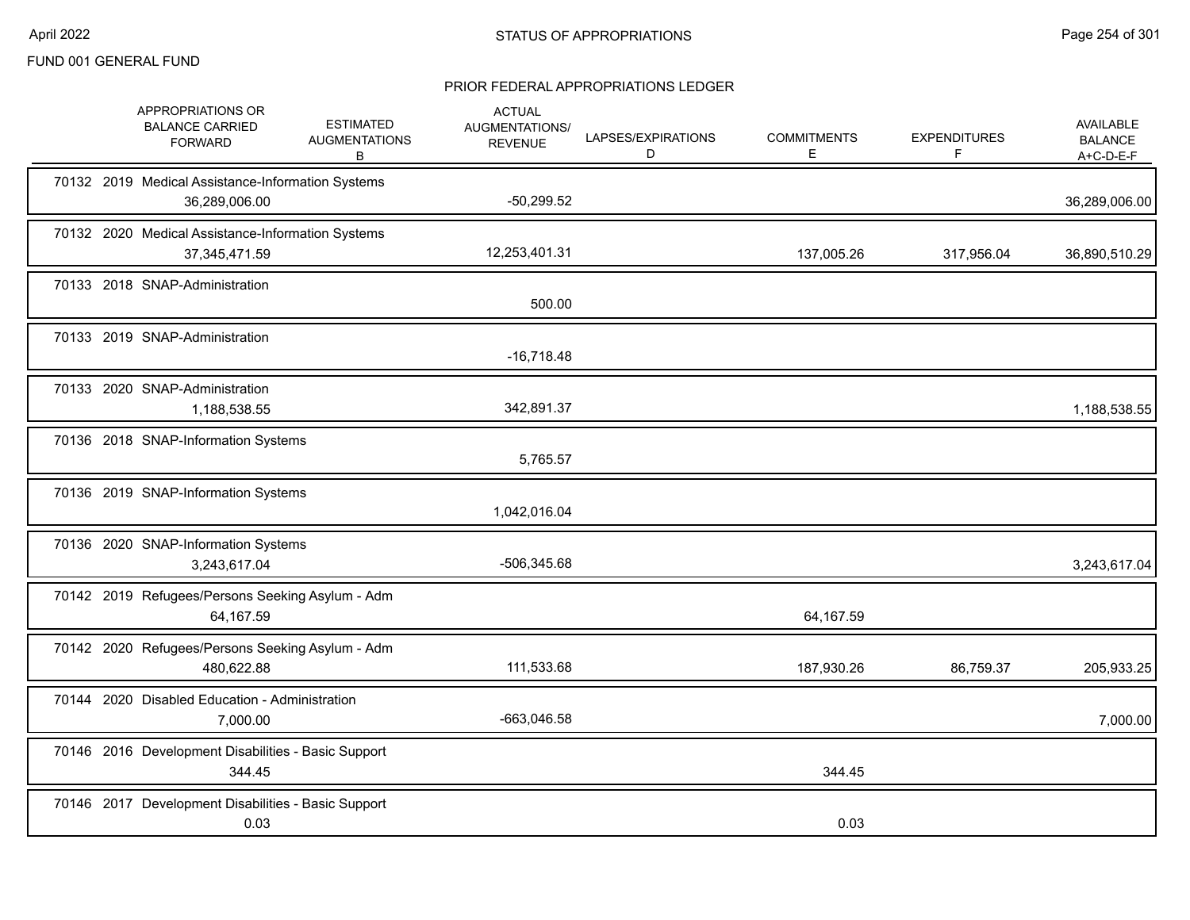FUND 001 GENERAL FUND

## STATUS OF APPROPRIATIONS

### PRIOR FEDERAL APPROPRIATIONS LEDGER

| | APPROPRIATIONS OR BALANCE CARRIED FORWARD | ESTIMATED AUGMENTATIONS B | ACTUAL AUGMENTATIONS/ REVENUE | LAPSES/EXPIRATIONS D | COMMITMENTS E | EXPENDITURES F | AVAILABLE BALANCE A+C-D-E-F |
|---|---|---|---|---|---|---|---|
| 70132 2019 Medical Assistance-Information Systems | 36,289,006.00 | | -50,299.52 | | | | 36,289,006.00 |
| 70132 2020 Medical Assistance-Information Systems | 37,345,471.59 | | 12,253,401.31 | | 137,005.26 | 317,956.04 | 36,890,510.29 |
| 70133 2018 SNAP-Administration | | | 500.00 | | | | |
| 70133 2019 SNAP-Administration | | | -16,718.48 | | | | |
| 70133 2020 SNAP-Administration | 1,188,538.55 | | 342,891.37 | | | | 1,188,538.55 |
| 70136 2018 SNAP-Information Systems | | | 5,765.57 | | | | |
| 70136 2019 SNAP-Information Systems | | | 1,042,016.04 | | | | |
| 70136 2020 SNAP-Information Systems | 3,243,617.04 | | -506,345.68 | | | | 3,243,617.04 |
| 70142 2019 Refugees/Persons Seeking Asylum - Adm | 64,167.59 | | | | 64,167.59 | | |
| 70142 2020 Refugees/Persons Seeking Asylum - Adm | 480,622.88 | | 111,533.68 | | 187,930.26 | 86,759.37 | 205,933.25 |
| 70144 2020 Disabled Education - Administration | 7,000.00 | | -663,046.58 | | | | 7,000.00 |
| 70146 2016 Development Disabilities - Basic Support | 344.45 | | | | 344.45 | | |
| 70146 2017 Development Disabilities - Basic Support | 0.03 | | | | 0.03 | | |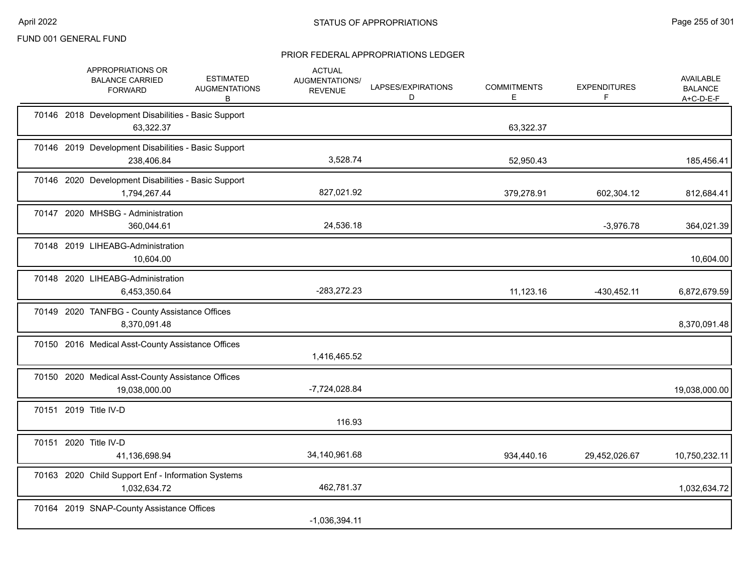FUND 001 GENERAL FUND

## PRIOR FEDERAL APPROPRIATIONS LEDGER

| | APPROPRIATIONS OR BALANCE CARRIED FORWARD | ESTIMATED AUGMENTATIONS B | ACTUAL AUGMENTATIONS/ REVENUE | LAPSES/EXPIRATIONS D | COMMITMENTS E | EXPENDITURES F | AVAILABLE BALANCE A+C-D-E-F |
|---|---|---|---|---|---|---|---|
| 70146 2018 Development Disabilities - Basic Support | 63,322.37 | | | | 63,322.37 | | |
| 70146 2019 Development Disabilities - Basic Support | 238,406.84 | | 3,528.74 | | 52,950.43 | | 185,456.41 |
| 70146 2020 Development Disabilities - Basic Support | 1,794,267.44 | | 827,021.92 | | 379,278.91 | 602,304.12 | 812,684.41 |
| 70147 2020 MHSBG - Administration | 360,044.61 | | 24,536.18 | | | -3,976.78 | 364,021.39 |
| 70148 2019 LIHEABG-Administration | 10,604.00 | | | | | | 10,604.00 |
| 70148 2020 LIHEABG-Administration | 6,453,350.64 | | -283,272.23 | | 11,123.16 | -430,452.11 | 6,872,679.59 |
| 70149 2020 TANFBG - County Assistance Offices | 8,370,091.48 | | | | | | 8,370,091.48 |
| 70150 2016 Medical Asst-County Assistance Offices | | | 1,416,465.52 | | | | |
| 70150 2020 Medical Asst-County Assistance Offices | 19,038,000.00 | | -7,724,028.84 | | | | 19,038,000.00 |
| 70151 2019 Title IV-D | | | 116.93 | | | | |
| 70151 2020 Title IV-D | 41,136,698.94 | | 34,140,961.68 | | 934,440.16 | 29,452,026.67 | 10,750,232.11 |
| 70163 2020 Child Support Enf - Information Systems | 1,032,634.72 | | 462,781.37 | | | | 1,032,634.72 |
| 70164 2019 SNAP-County Assistance Offices | | | -1,036,394.11 | | | | |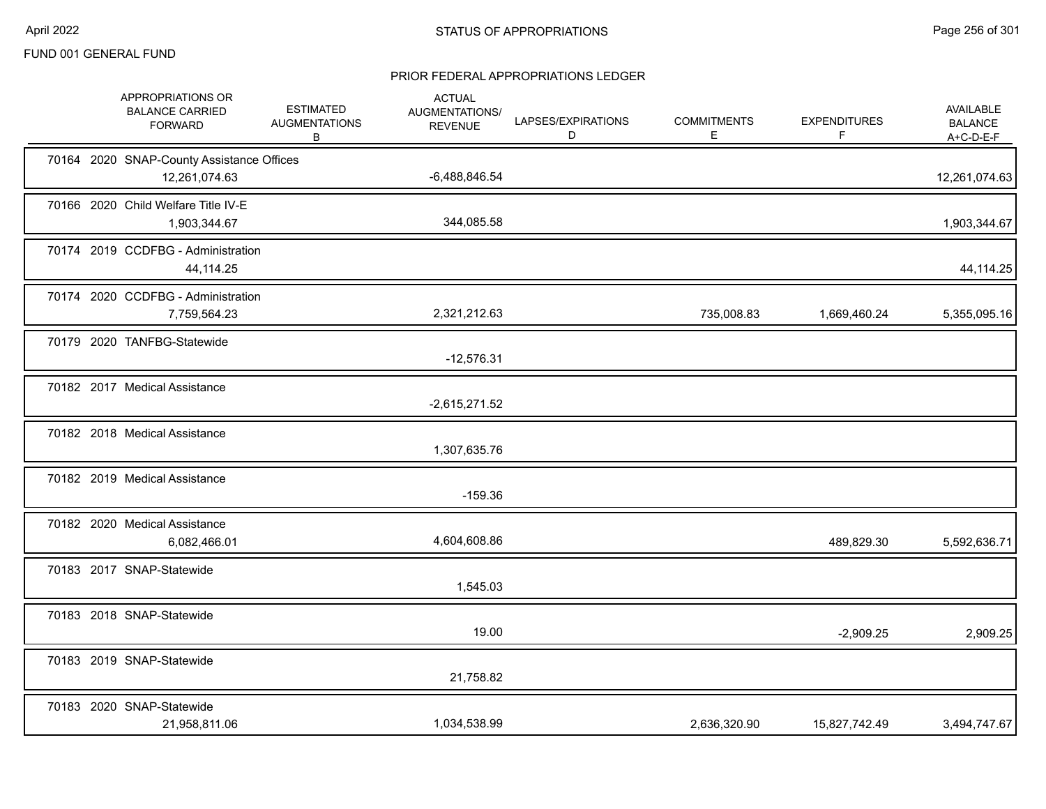FUND 001 GENERAL FUND

## STATUS OF APPROPRIATIONS

### PRIOR FEDERAL APPROPRIATIONS LEDGER

| APPROPRIATIONS OR BALANCE CARRIED FORWARD | ESTIMATED AUGMENTATIONS B | ACTUAL AUGMENTATIONS/ REVENUE | LAPSES/EXPIRATIONS D | COMMITMENTS E | EXPENDITURES F | AVAILABLE BALANCE A+C-D-E-F |
|---|---|---|---|---|---|---|
| 70164 2020 SNAP-County Assistance Offices | | | | | | |
| 12,261,074.63 | | -6,488,846.54 | | | | 12,261,074.63 |
| 70166 2020 Child Welfare Title IV-E | | | | | | |
| 1,903,344.67 | | 344,085.58 | | | | 1,903,344.67 |
| 70174 2019 CCDFBG - Administration | | | | | | |
| 44,114.25 | | | | | | 44,114.25 |
| 70174 2020 CCDFBG - Administration | | | | | | |
| 7,759,564.23 | | 2,321,212.63 | | 735,008.83 | 1,669,460.24 | 5,355,095.16 |
| 70179 2020 TANFBG-Statewide | | | | | | |
| | | -12,576.31 | | | | |
| 70182 2017 Medical Assistance | | | | | | |
| | | -2,615,271.52 | | | | |
| 70182 2018 Medical Assistance | | | | | | |
| | | 1,307,635.76 | | | | |
| 70182 2019 Medical Assistance | | | | | | |
| | | -159.36 | | | | |
| 70182 2020 Medical Assistance | | | | | | |
| 6,082,466.01 | | 4,604,608.86 | | | 489,829.30 | 5,592,636.71 |
| 70183 2017 SNAP-Statewide | | | | | | |
| | | 1,545.03 | | | | |
| 70183 2018 SNAP-Statewide | | | | | | |
| | | 19.00 | | | -2,909.25 | 2,909.25 |
| 70183 2019 SNAP-Statewide | | | | | | |
| | | 21,758.82 | | | | |
| 70183 2020 SNAP-Statewide | | | | | | |
| 21,958,811.06 | | 1,034,538.99 | | 2,636,320.90 | 15,827,742.49 | 3,494,747.67 |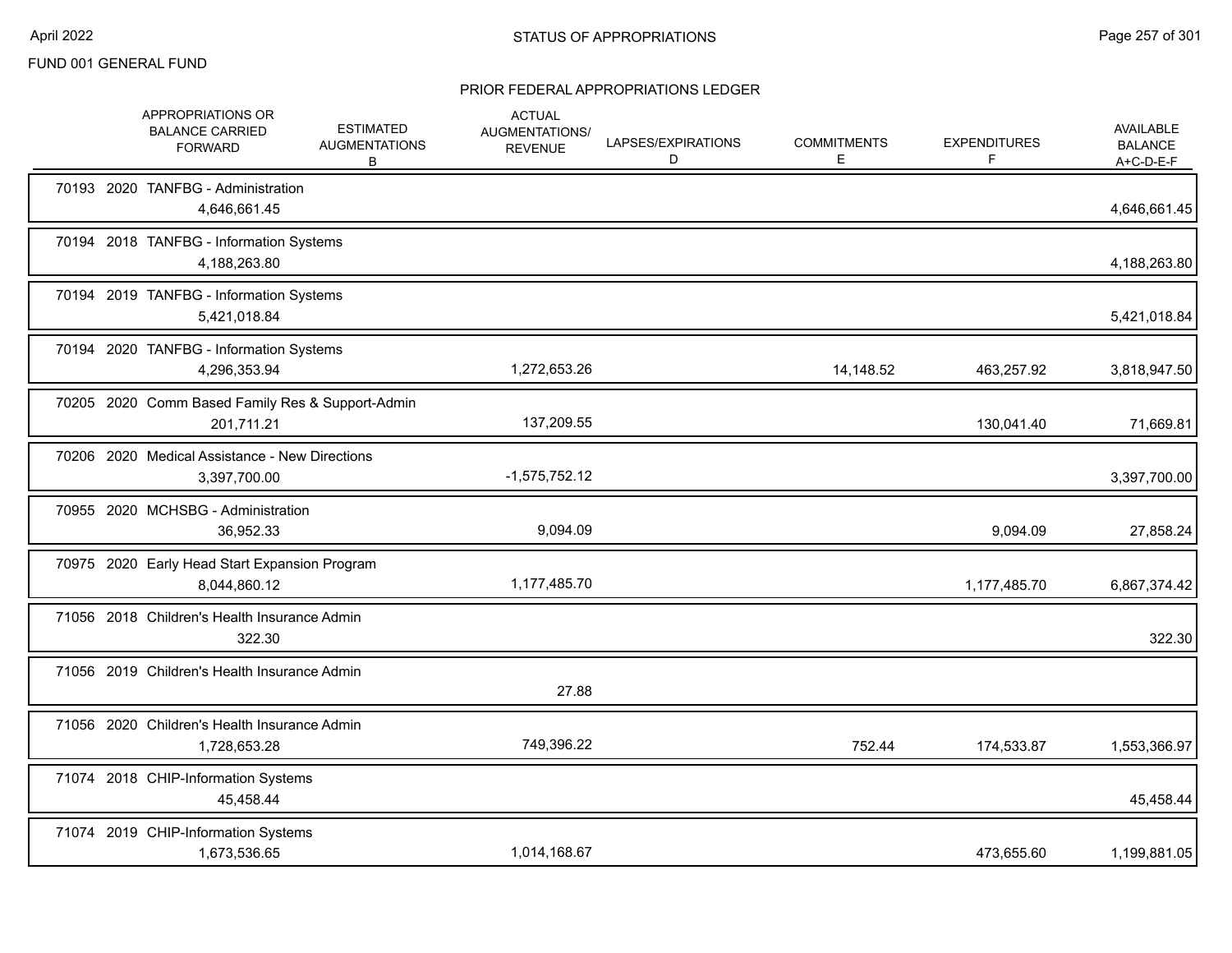FUND 001 GENERAL FUND

## PRIOR FEDERAL APPROPRIATIONS LEDGER

| | APPROPRIATIONS OR BALANCE CARRIED FORWARD | ESTIMATED AUGMENTATIONS B | ACTUAL AUGMENTATIONS/ REVENUE | LAPSES/EXPIRATIONS D | COMMITMENTS E | EXPENDITURES F | AVAILABLE BALANCE A+C-D-E-F |
|---|---|---|---|---|---|---|---|
| 70193 2020 TANFBG - Administration | 4,646,661.45 | | | | | | 4,646,661.45 |
| 70194 2018 TANFBG - Information Systems | 4,188,263.80 | | | | | | 4,188,263.80 |
| 70194 2019 TANFBG - Information Systems | 5,421,018.84 | | | | | | 5,421,018.84 |
| 70194 2020 TANFBG - Information Systems | 4,296,353.94 | | 1,272,653.26 | | 14,148.52 | 463,257.92 | 3,818,947.50 |
| 70205 2020 Comm Based Family Res & Support-Admin | 201,711.21 | | 137,209.55 | | | 130,041.40 | 71,669.81 |
| 70206 2020 Medical Assistance - New Directions | 3,397,700.00 | | -1,575,752.12 | | | | 3,397,700.00 |
| 70955 2020 MCHSBG - Administration | 36,952.33 | | 9,094.09 | | | 9,094.09 | 27,858.24 |
| 70975 2020 Early Head Start Expansion Program | 8,044,860.12 | | 1,177,485.70 | | | 1,177,485.70 | 6,867,374.42 |
| 71056 2018 Children's Health Insurance Admin | 322.30 | | | | | | 322.30 |
| 71056 2019 Children's Health Insurance Admin | | | 27.88 | | | | |
| 71056 2020 Children's Health Insurance Admin | 1,728,653.28 | | 749,396.22 | | 752.44 | 174,533.87 | 1,553,366.97 |
| 71074 2018 CHIP-Information Systems | 45,458.44 | | | | | | 45,458.44 |
| 71074 2019 CHIP-Information Systems | 1,673,536.65 | | 1,014,168.67 | | | 473,655.60 | 1,199,881.05 |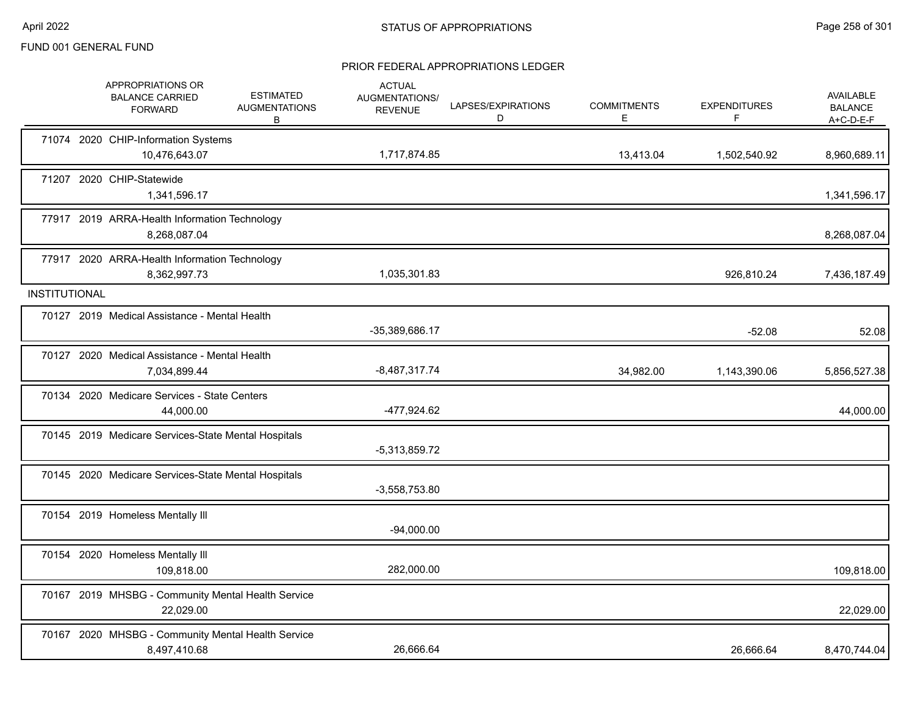FUND 001 GENERAL FUND

## PRIOR FEDERAL APPROPRIATIONS LEDGER

| | APPROPRIATIONS OR BALANCE CARRIED FORWARD | ESTIMATED AUGMENTATIONS B | ACTUAL AUGMENTATIONS/ REVENUE | LAPSES/EXPIRATIONS D | COMMITMENTS E | EXPENDITURES F | AVAILABLE BALANCE A+C-D-E-F |
|---|---|---|---|---|---|---|---|
| 71074 2020 CHIP-Information Systems | 10,476,643.07 | | 1,717,874.85 | | 13,413.04 | 1,502,540.92 | 8,960,689.11 |
| 71207 2020 CHIP-Statewide | 1,341,596.17 | | | | | | 1,341,596.17 |
| 77917 2019 ARRA-Health Information Technology | 8,268,087.04 | | | | | | 8,268,087.04 |
| 77917 2020 ARRA-Health Information Technology | 8,362,997.73 | | 1,035,301.83 | | | 926,810.24 | 7,436,187.49 |
| **INSTITUTIONAL** | | | | | | | |
| 70127 2019 Medical Assistance - Mental Health | | | -35,389,686.17 | | | -52.08 | 52.08 |
| 70127 2020 Medical Assistance - Mental Health | 7,034,899.44 | | -8,487,317.74 | | 34,982.00 | 1,143,390.06 | 5,856,527.38 |
| 70134 2020 Medicare Services - State Centers | 44,000.00 | | -477,924.62 | | | | 44,000.00 |
| 70145 2019 Medicare Services-State Mental Hospitals | | | -5,313,859.72 | | | | |
| 70145 2020 Medicare Services-State Mental Hospitals | | | -3,558,753.80 | | | | |
| 70154 2019 Homeless Mentally Ill | | | -94,000.00 | | | | |
| 70154 2020 Homeless Mentally Ill | 109,818.00 | | 282,000.00 | | | | 109,818.00 |
| 70167 2019 MHSBG - Community Mental Health Service | 22,029.00 | | | | | | 22,029.00 |
| 70167 2020 MHSBG - Community Mental Health Service | 8,497,410.68 | | 26,666.64 | | | 26,666.64 | 8,470,744.04 |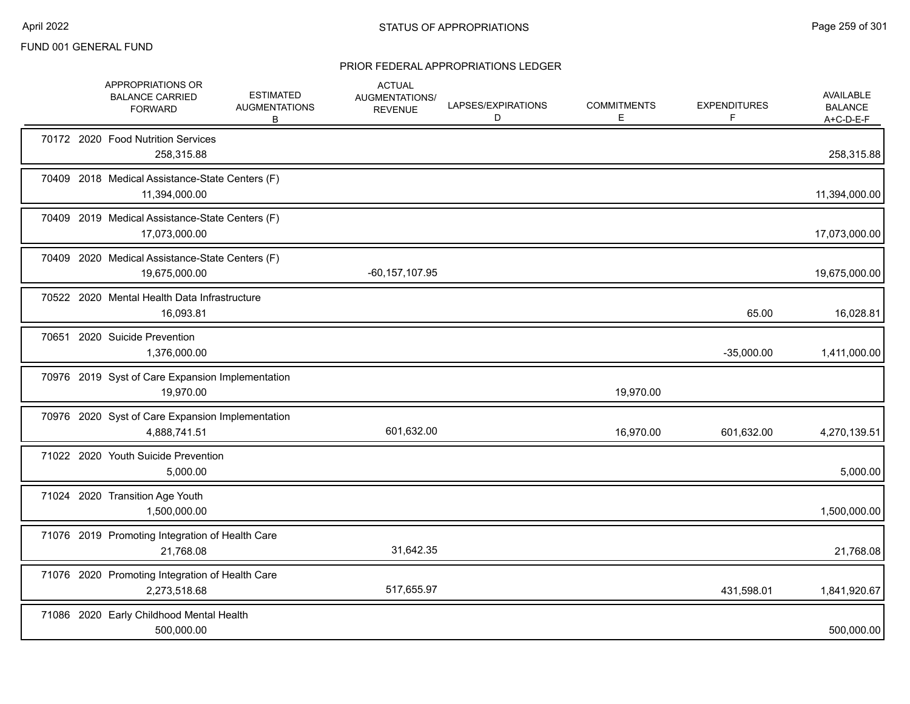FUND 001 GENERAL FUND

## STATUS OF APPROPRIATIONS

### PRIOR FEDERAL APPROPRIATIONS LEDGER

| | APPROPRIATIONS OR BALANCE CARRIED FORWARD | ESTIMATED AUGMENTATIONS B | ACTUAL AUGMENTATIONS/ REVENUE | LAPSES/EXPIRATIONS D | COMMITMENTS E | EXPENDITURES F | AVAILABLE BALANCE A+C-D-E-F |
|---|---|---|---|---|---|---|---|
| 70172 2020 Food Nutrition Services | 258,315.88 | | | | | | 258,315.88 |
| 70409 2018 Medical Assistance-State Centers (F) | 11,394,000.00 | | | | | | 11,394,000.00 |
| 70409 2019 Medical Assistance-State Centers (F) | 17,073,000.00 | | | | | | 17,073,000.00 |
| 70409 2020 Medical Assistance-State Centers (F) | 19,675,000.00 | | -60,157,107.95 | | | | 19,675,000.00 |
| 70522 2020 Mental Health Data Infrastructure | 16,093.81 | | | | | 65.00 | 16,028.81 |
| 70651 2020 Suicide Prevention | 1,376,000.00 | | | | | -35,000.00 | 1,411,000.00 |
| 70976 2019 Syst of Care Expansion Implementation | 19,970.00 | | | | 19,970.00 | | |
| 70976 2020 Syst of Care Expansion Implementation | 4,888,741.51 | | 601,632.00 | | 16,970.00 | 601,632.00 | 4,270,139.51 |
| 71022 2020 Youth Suicide Prevention | 5,000.00 | | | | | | 5,000.00 |
| 71024 2020 Transition Age Youth | 1,500,000.00 | | | | | | 1,500,000.00 |
| 71076 2019 Promoting Integration of Health Care | 21,768.08 | | 31,642.35 | | | | 21,768.08 |
| 71076 2020 Promoting Integration of Health Care | 2,273,518.68 | | 517,655.97 | | | 431,598.01 | 1,841,920.67 |
| 71086 2020 Early Childhood Mental Health | 500,000.00 | | | | | | 500,000.00 |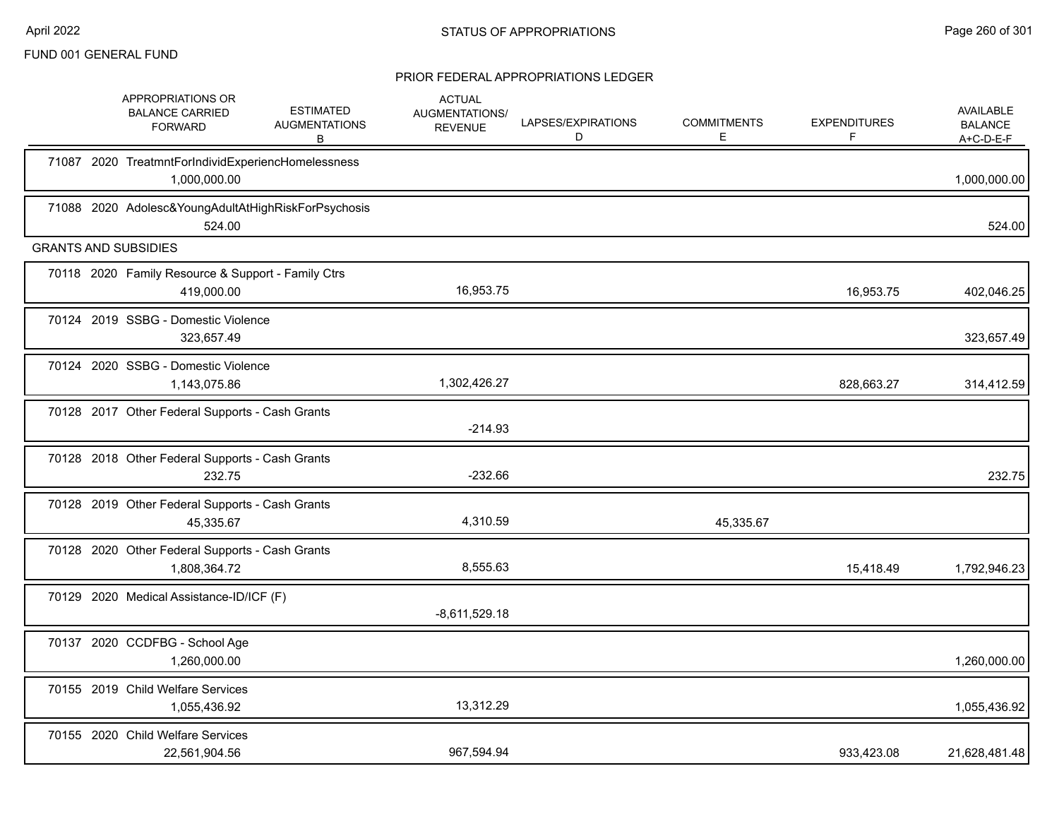FUND 001 GENERAL FUND

## PRIOR FEDERAL APPROPRIATIONS LEDGER

| | APPROPRIATIONS OR BALANCE CARRIED FORWARD | ESTIMATED AUGMENTATIONS B | ACTUAL AUGMENTATIONS/ REVENUE | LAPSES/EXPIRATIONS D | COMMITMENTS E | EXPENDITURES F | AVAILABLE BALANCE A+C-D-E-F |
|---|---|---|---|---|---|---|---|
| 71087 2020 TreatmntForIndividExperiencHomelessness | 1,000,000.00 | | | | | | 1,000,000.00 |
| 71088 2020 Adolesc&YoungAdultAtHighRiskForPsychosis | 524.00 | | | | | | 524.00 |
| **GRANTS AND SUBSIDIES** | | | | | | | |
| 70118 2020 Family Resource & Support - Family Ctrs | 419,000.00 | | 16,953.75 | | | 16,953.75 | 402,046.25 |
| 70124 2019 SSBG - Domestic Violence | 323,657.49 | | | | | | 323,657.49 |
| 70124 2020 SSBG - Domestic Violence | 1,143,075.86 | | 1,302,426.27 | | | 828,663.27 | 314,412.59 |
| 70128 2017 Other Federal Supports - Cash Grants | | | -214.93 | | | | |
| 70128 2018 Other Federal Supports - Cash Grants | 232.75 | | -232.66 | | | | 232.75 |
| 70128 2019 Other Federal Supports - Cash Grants | 45,335.67 | | 4,310.59 | | 45,335.67 | | |
| 70128 2020 Other Federal Supports - Cash Grants | 1,808,364.72 | | 8,555.63 | | | 15,418.49 | 1,792,946.23 |
| 70129 2020 Medical Assistance-ID/ICF (F) | | | -8,611,529.18 | | | | |
| 70137 2020 CCDFBG - School Age | 1,260,000.00 | | | | | | 1,260,000.00 |
| 70155 2019 Child Welfare Services | 1,055,436.92 | | 13,312.29 | | | | 1,055,436.92 |
| 70155 2020 Child Welfare Services | 22,561,904.56 | | 967,594.94 | | | 933,423.08 | 21,628,481.48 |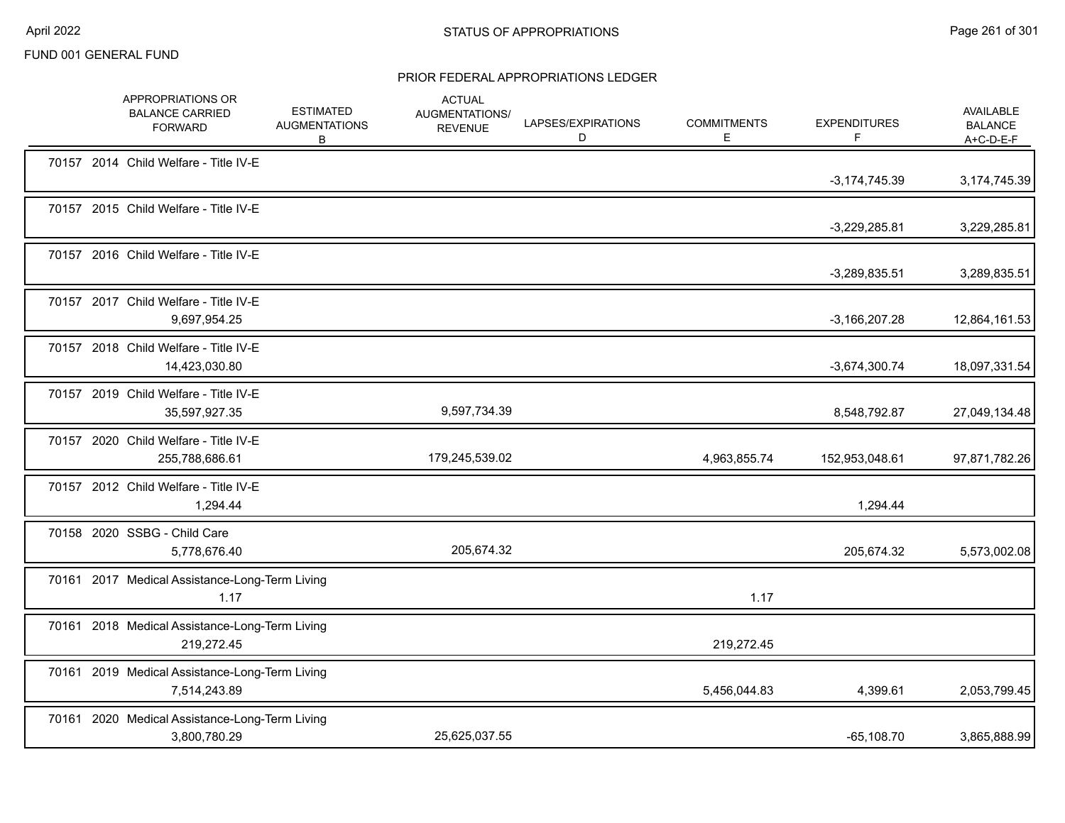FUND 001 GENERAL FUND

## STATUS OF APPROPRIATIONS

### PRIOR FEDERAL APPROPRIATIONS LEDGER

| | APPROPRIATIONS OR BALANCE CARRIED FORWARD | ESTIMATED AUGMENTATIONS B | ACTUAL AUGMENTATIONS/ REVENUE | LAPSES/EXPIRATIONS D | COMMITMENTS E | EXPENDITURES F | AVAILABLE BALANCE A+C-D-E-F |
|---|---|---|---|---|---|---|---|
| 70157 2014 Child Welfare - Title IV-E | | | | | | -3,174,745.39 | 3,174,745.39 |
| 70157 2015 Child Welfare - Title IV-E | | | | | | -3,229,285.81 | 3,229,285.81 |
| 70157 2016 Child Welfare - Title IV-E | | | | | | -3,289,835.51 | 3,289,835.51 |
| 70157 2017 Child Welfare - Title IV-E | 9,697,954.25 | | | | | -3,166,207.28 | 12,864,161.53 |
| 70157 2018 Child Welfare - Title IV-E | 14,423,030.80 | | | | | -3,674,300.74 | 18,097,331.54 |
| 70157 2019 Child Welfare - Title IV-E | 35,597,927.35 | | 9,597,734.39 | | | 8,548,792.87 | 27,049,134.48 |
| 70157 2020 Child Welfare - Title IV-E | 255,788,686.61 | | 179,245,539.02 | | 4,963,855.74 | 152,953,048.61 | 97,871,782.26 |
| 70157 2012 Child Welfare - Title IV-E | 1,294.44 | | | | | 1,294.44 | |
| 70158 2020 SSBG - Child Care | 5,778,676.40 | | 205,674.32 | | | 205,674.32 | 5,573,002.08 |
| 70161 2017 Medical Assistance-Long-Term Living | 1.17 | | | | 1.17 | | |
| 70161 2018 Medical Assistance-Long-Term Living | 219,272.45 | | | | 219,272.45 | | |
| 70161 2019 Medical Assistance-Long-Term Living | 7,514,243.89 | | | | 5,456,044.83 | 4,399.61 | 2,053,799.45 |
| 70161 2020 Medical Assistance-Long-Term Living | 3,800,780.29 | | 25,625,037.55 | | | -65,108.70 | 3,865,888.99 |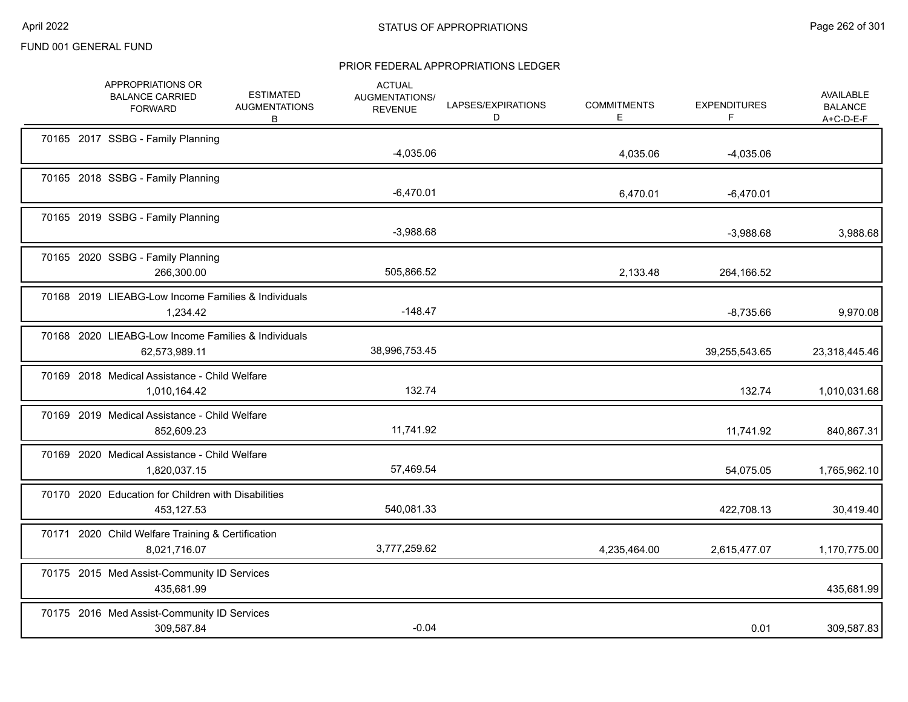FUND 001 GENERAL FUND

## STATUS OF APPROPRIATIONS

### PRIOR FEDERAL APPROPRIATIONS LEDGER

| | APPROPRIATIONS OR BALANCE CARRIED FORWARD | ESTIMATED AUGMENTATIONS B | ACTUAL AUGMENTATIONS/ REVENUE | LAPSES/EXPIRATIONS D | COMMITMENTS E | EXPENDITURES F | AVAILABLE BALANCE A+C-D-E-F |
|---|---|---|---|---|---|---|---|
| 70165 2017 SSBG - Family Planning | | | -4,035.06 | | 4,035.06 | -4,035.06 | |
| 70165 2018 SSBG - Family Planning | | | -6,470.01 | | 6,470.01 | -6,470.01 | |
| 70165 2019 SSBG - Family Planning | | | -3,988.68 | | | -3,988.68 | 3,988.68 |
| 70165 2020 SSBG - Family Planning | 266,300.00 | | 505,866.52 | | 2,133.48 | 264,166.52 | |
| 70168 2019 LIEABG-Low Income Families & Individuals | 1,234.42 | | -148.47 | | | -8,735.66 | 9,970.08 |
| 70168 2020 LIEABG-Low Income Families & Individuals | 62,573,989.11 | | 38,996,753.45 | | | 39,255,543.65 | 23,318,445.46 |
| 70169 2018 Medical Assistance - Child Welfare | 1,010,164.42 | | 132.74 | | | 132.74 | 1,010,031.68 |
| 70169 2019 Medical Assistance - Child Welfare | 852,609.23 | | 11,741.92 | | | 11,741.92 | 840,867.31 |
| 70169 2020 Medical Assistance - Child Welfare | 1,820,037.15 | | 57,469.54 | | | 54,075.05 | 1,765,962.10 |
| 70170 2020 Education for Children with Disabilities | 453,127.53 | | 540,081.33 | | | 422,708.13 | 30,419.40 |
| 70171 2020 Child Welfare Training & Certification | 8,021,716.07 | | 3,777,259.62 | | 4,235,464.00 | 2,615,477.07 | 1,170,775.00 |
| 70175 2015 Med Assist-Community ID Services | 435,681.99 | | | | | | 435,681.99 |
| 70175 2016 Med Assist-Community ID Services | 309,587.84 | | -0.04 | | | 0.01 | 309,587.83 |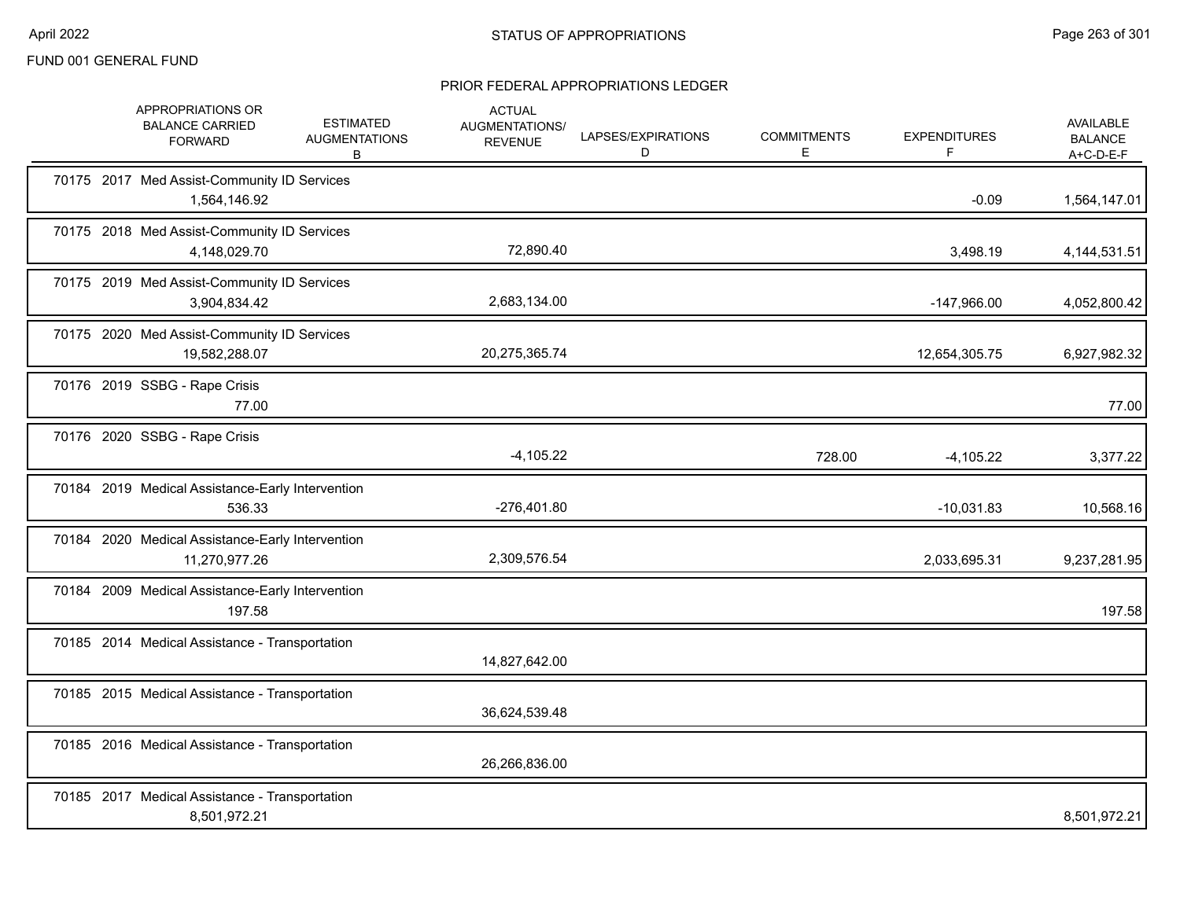FUND 001 GENERAL FUND

## STATUS OF APPROPRIATIONS

### PRIOR FEDERAL APPROPRIATIONS LEDGER

| | APPROPRIATIONS OR BALANCE CARRIED FORWARD | ESTIMATED AUGMENTATIONS B | ACTUAL AUGMENTATIONS/ REVENUE | LAPSES/EXPIRATIONS D | COMMITMENTS E | EXPENDITURES F | AVAILABLE BALANCE A+C-D-E-F |
|---|---|---|---|---|---|---|---|
| 70175 2017 Med Assist-Community ID Services | 1,564,146.92 | | | | | -0.09 | 1,564,147.01 |
| 70175 2018 Med Assist-Community ID Services | 4,148,029.70 | | 72,890.40 | | | 3,498.19 | 4,144,531.51 |
| 70175 2019 Med Assist-Community ID Services | 3,904,834.42 | | 2,683,134.00 | | | -147,966.00 | 4,052,800.42 |
| 70175 2020 Med Assist-Community ID Services | 19,582,288.07 | | 20,275,365.74 | | | 12,654,305.75 | 6,927,982.32 |
| 70176 2019 SSBG - Rape Crisis | 77.00 | | | | | | 77.00 |
| 70176 2020 SSBG - Rape Crisis | | | -4,105.22 | | 728.00 | -4,105.22 | 3,377.22 |
| 70184 2019 Medical Assistance-Early Intervention | 536.33 | | -276,401.80 | | | -10,031.83 | 10,568.16 |
| 70184 2020 Medical Assistance-Early Intervention | 11,270,977.26 | | 2,309,576.54 | | | 2,033,695.31 | 9,237,281.95 |
| 70184 2009 Medical Assistance-Early Intervention | 197.58 | | | | | | 197.58 |
| 70185 2014 Medical Assistance - Transportation | | | 14,827,642.00 | | | | |
| 70185 2015 Medical Assistance - Transportation | | | 36,624,539.48 | | | | |
| 70185 2016 Medical Assistance - Transportation | | | 26,266,836.00 | | | | |
| 70185 2017 Medical Assistance - Transportation | 8,501,972.21 | | | | | | 8,501,972.21 |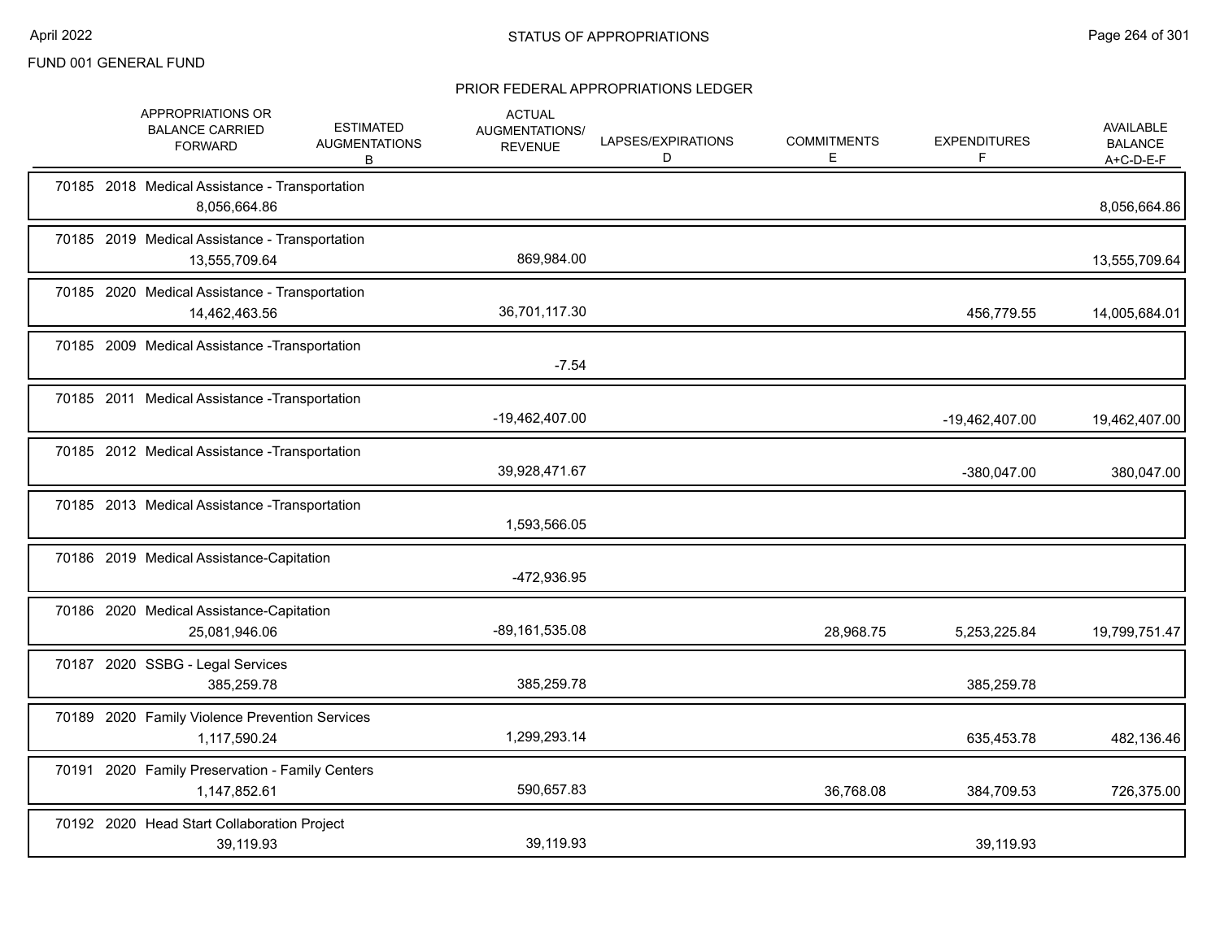FUND 001 GENERAL FUND

## PRIOR FEDERAL APPROPRIATIONS LEDGER

| | APPROPRIATIONS OR BALANCE CARRIED FORWARD | ESTIMATED AUGMENTATIONS B | ACTUAL AUGMENTATIONS/ REVENUE | LAPSES/EXPIRATIONS D | COMMITMENTS E | EXPENDITURES F | AVAILABLE BALANCE A+C-D-E-F |
|---|---|---|---|---|---|---|---|
| 70185 2018 Medical Assistance - Transportation | 8,056,664.86 | | | | | | 8,056,664.86 |
| 70185 2019 Medical Assistance - Transportation | 13,555,709.64 | | 869,984.00 | | | | 13,555,709.64 |
| 70185 2020 Medical Assistance - Transportation | 14,462,463.56 | | 36,701,117.30 | | | 456,779.55 | 14,005,684.01 |
| 70185 2009 Medical Assistance -Transportation | | | -7.54 | | | | |
| 70185 2011 Medical Assistance -Transportation | | | -19,462,407.00 | | | -19,462,407.00 | 19,462,407.00 |
| 70185 2012 Medical Assistance -Transportation | | | 39,928,471.67 | | | -380,047.00 | 380,047.00 |
| 70185 2013 Medical Assistance -Transportation | | | 1,593,566.05 | | | | |
| 70186 2019 Medical Assistance-Capitation | | | -472,936.95 | | | | |
| 70186 2020 Medical Assistance-Capitation | 25,081,946.06 | | -89,161,535.08 | | 28,968.75 | 5,253,225.84 | 19,799,751.47 |
| 70187 2020 SSBG - Legal Services | 385,259.78 | | 385,259.78 | | | 385,259.78 | |
| 70189 2020 Family Violence Prevention Services | 1,117,590.24 | | 1,299,293.14 | | | 635,453.78 | 482,136.46 |
| 70191 2020 Family Preservation - Family Centers | 1,147,852.61 | | 590,657.83 | | 36,768.08 | 384,709.53 | 726,375.00 |
| 70192 2020 Head Start Collaboration Project | 39,119.93 | | 39,119.93 | | | 39,119.93 | |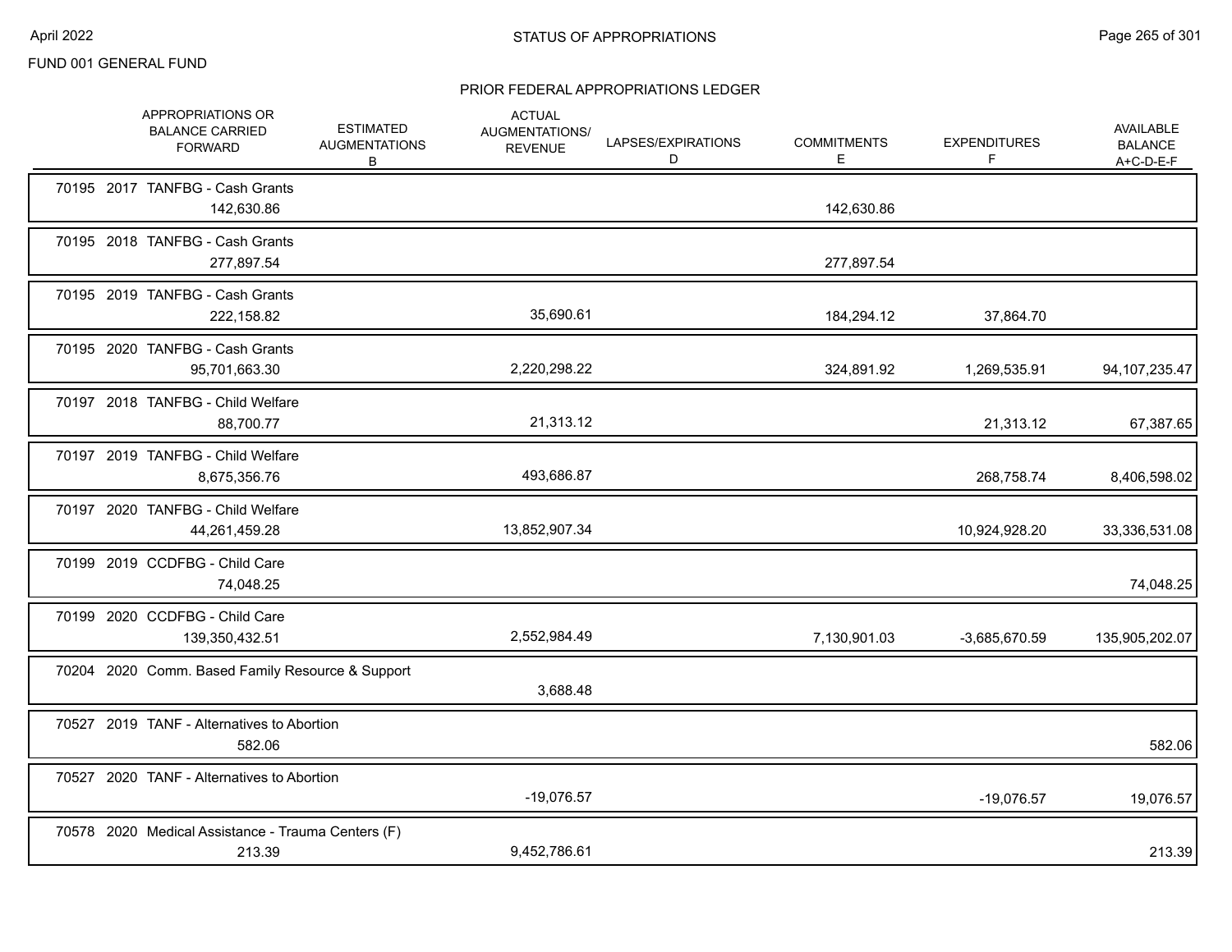FUND 001 GENERAL FUND

# STATUS OF APPROPRIATIONS

## PRIOR FEDERAL APPROPRIATIONS LEDGER

| | APPROPRIATIONS OR BALANCE CARRIED FORWARD | ESTIMATED AUGMENTATIONS B | ACTUAL AUGMENTATIONS/ REVENUE | LAPSES/EXPIRATIONS D | COMMITMENTS E | EXPENDITURES F | AVAILABLE BALANCE A+C-D-E-F |
|---|---|---|---|---|---|---|---|
| 70195 2017 TANFBG - Cash Grants | 142,630.86 | | | | 142,630.86 | | |
| 70195 2018 TANFBG - Cash Grants | 277,897.54 | | | | 277,897.54 | | |
| 70195 2019 TANFBG - Cash Grants | 222,158.82 | | 35,690.61 | | 184,294.12 | 37,864.70 | |
| 70195 2020 TANFBG - Cash Grants | 95,701,663.30 | | 2,220,298.22 | | 324,891.92 | 1,269,535.91 | 94,107,235.47 |
| 70197 2018 TANFBG - Child Welfare | 88,700.77 | | 21,313.12 | | | 21,313.12 | 67,387.65 |
| 70197 2019 TANFBG - Child Welfare | 8,675,356.76 | | 493,686.87 | | | 268,758.74 | 8,406,598.02 |
| 70197 2020 TANFBG - Child Welfare | 44,261,459.28 | | 13,852,907.34 | | | 10,924,928.20 | 33,336,531.08 |
| 70199 2019 CCDFBG - Child Care | 74,048.25 | | | | | | 74,048.25 |
| 70199 2020 CCDFBG - Child Care | 139,350,432.51 | | 2,552,984.49 | | 7,130,901.03 | -3,685,670.59 | 135,905,202.07 |
| 70204 2020 Comm. Based Family Resource & Support | | | 3,688.48 | | | | |
| 70527 2019 TANF - Alternatives to Abortion | 582.06 | | | | | | 582.06 |
| 70527 2020 TANF - Alternatives to Abortion | | | -19,076.57 | | | -19,076.57 | 19,076.57 |
| 70578 2020 Medical Assistance - Trauma Centers (F) | 213.39 | | 9,452,786.61 | | | | 213.39 |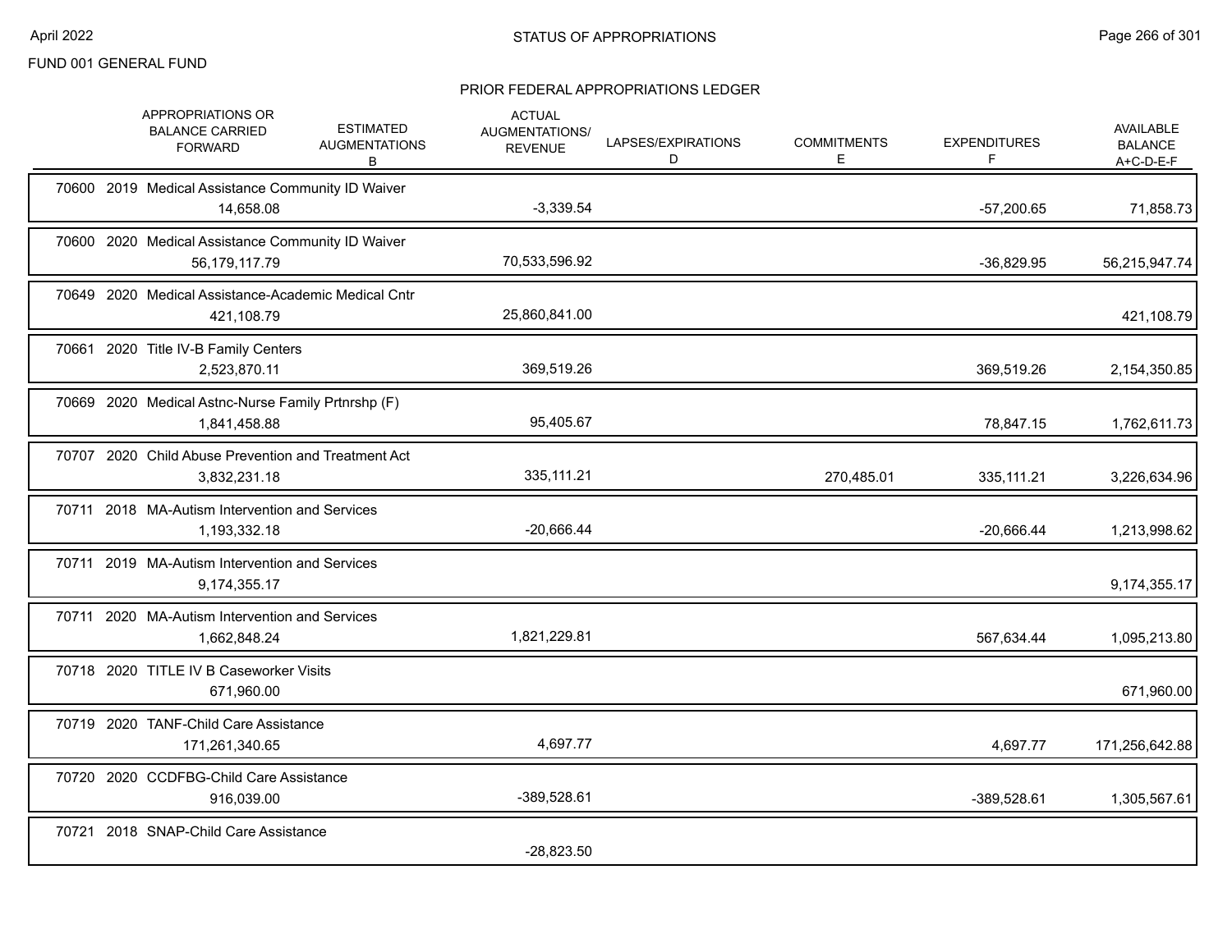FUND 001 GENERAL FUND

## PRIOR FEDERAL APPROPRIATIONS LEDGER

| | APPROPRIATIONS OR BALANCE CARRIED FORWARD | ESTIMATED AUGMENTATIONS B | ACTUAL AUGMENTATIONS/ REVENUE | LAPSES/EXPIRATIONS D | COMMITMENTS E | EXPENDITURES F | AVAILABLE BALANCE A+C-D-E-F |
|---|---|---|---|---|---|---|---|
| 70600 2019 Medical Assistance Community ID Waiver | 14,658.08 | | -3,339.54 | | | -57,200.65 | 71,858.73 |
| 70600 2020 Medical Assistance Community ID Waiver | 56,179,117.79 | | 70,533,596.92 | | | -36,829.95 | 56,215,947.74 |
| 70649 2020 Medical Assistance-Academic Medical Cntr | 421,108.79 | | 25,860,841.00 | | | | 421,108.79 |
| 70661 2020 Title IV-B Family Centers | 2,523,870.11 | | 369,519.26 | | | 369,519.26 | 2,154,350.85 |
| 70669 2020 Medical Astnc-Nurse Family Prtnrshp (F) | 1,841,458.88 | | 95,405.67 | | | 78,847.15 | 1,762,611.73 |
| 70707 2020 Child Abuse Prevention and Treatment Act | 3,832,231.18 | | 335,111.21 | | 270,485.01 | 335,111.21 | 3,226,634.96 |
| 70711 2018 MA-Autism Intervention and Services | 1,193,332.18 | | -20,666.44 | | | -20,666.44 | 1,213,998.62 |
| 70711 2019 MA-Autism Intervention and Services | 9,174,355.17 | | | | | | 9,174,355.17 |
| 70711 2020 MA-Autism Intervention and Services | 1,662,848.24 | | 1,821,229.81 | | | 567,634.44 | 1,095,213.80 |
| 70718 2020 TITLE IV B Caseworker Visits | 671,960.00 | | | | | | 671,960.00 |
| 70719 2020 TANF-Child Care Assistance | 171,261,340.65 | | 4,697.77 | | | 4,697.77 | 171,256,642.88 |
| 70720 2020 CCDFBG-Child Care Assistance | 916,039.00 | | -389,528.61 | | | -389,528.61 | 1,305,567.61 |
| 70721 2018 SNAP-Child Care Assistance | | | -28,823.50 | | | | |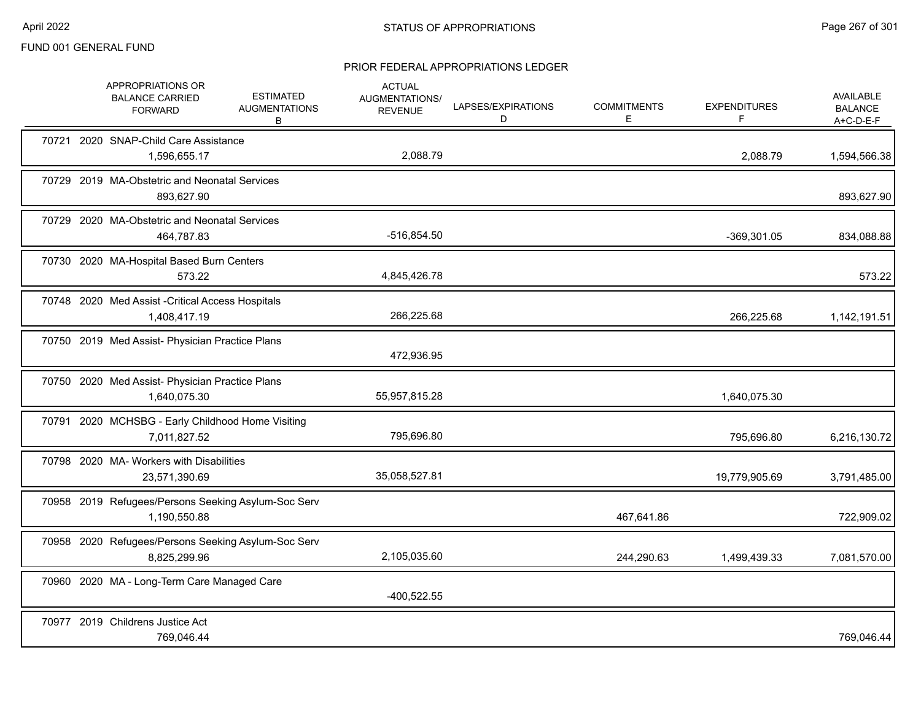FUND 001 GENERAL FUND

## STATUS OF APPROPRIATIONS

### PRIOR FEDERAL APPROPRIATIONS LEDGER

| | APPROPRIATIONS OR BALANCE CARRIED FORWARD | ESTIMATED AUGMENTATIONS B | ACTUAL AUGMENTATIONS/ REVENUE | LAPSES/EXPIRATIONS D | COMMITMENTS E | EXPENDITURES F | AVAILABLE BALANCE A+C-D-E-F |
|---|---|---|---|---|---|---|---|
| 70721 2020 SNAP-Child Care Assistance | 1,596,655.17 | | 2,088.79 | | | 2,088.79 | 1,594,566.38 |
| 70729 2019 MA-Obstetric and Neonatal Services | 893,627.90 | | | | | | 893,627.90 |
| 70729 2020 MA-Obstetric and Neonatal Services | 464,787.83 | | -516,854.50 | | | -369,301.05 | 834,088.88 |
| 70730 2020 MA-Hospital Based Burn Centers | 573.22 | | 4,845,426.78 | | | | 573.22 |
| 70748 2020 Med Assist -Critical Access Hospitals | 1,408,417.19 | | 266,225.68 | | | 266,225.68 | 1,142,191.51 |
| 70750 2019 Med Assist- Physician Practice Plans | | | 472,936.95 | | | | |
| 70750 2020 Med Assist- Physician Practice Plans | 1,640,075.30 | | 55,957,815.28 | | | 1,640,075.30 | |
| 70791 2020 MCHSBG - Early Childhood Home Visiting | 7,011,827.52 | | 795,696.80 | | | 795,696.80 | 6,216,130.72 |
| 70798 2020 MA- Workers with Disabilities | 23,571,390.69 | | 35,058,527.81 | | | 19,779,905.69 | 3,791,485.00 |
| 70958 2019 Refugees/Persons Seeking Asylum-Soc Serv | 1,190,550.88 | | | | 467,641.86 | | 722,909.02 |
| 70958 2020 Refugees/Persons Seeking Asylum-Soc Serv | 8,825,299.96 | | 2,105,035.60 | | 244,290.63 | 1,499,439.33 | 7,081,570.00 |
| 70960 2020 MA - Long-Term Care Managed Care | | | -400,522.55 | | | | |
| 70977 2019 Childrens Justice Act | 769,046.44 | | | | | | 769,046.44 |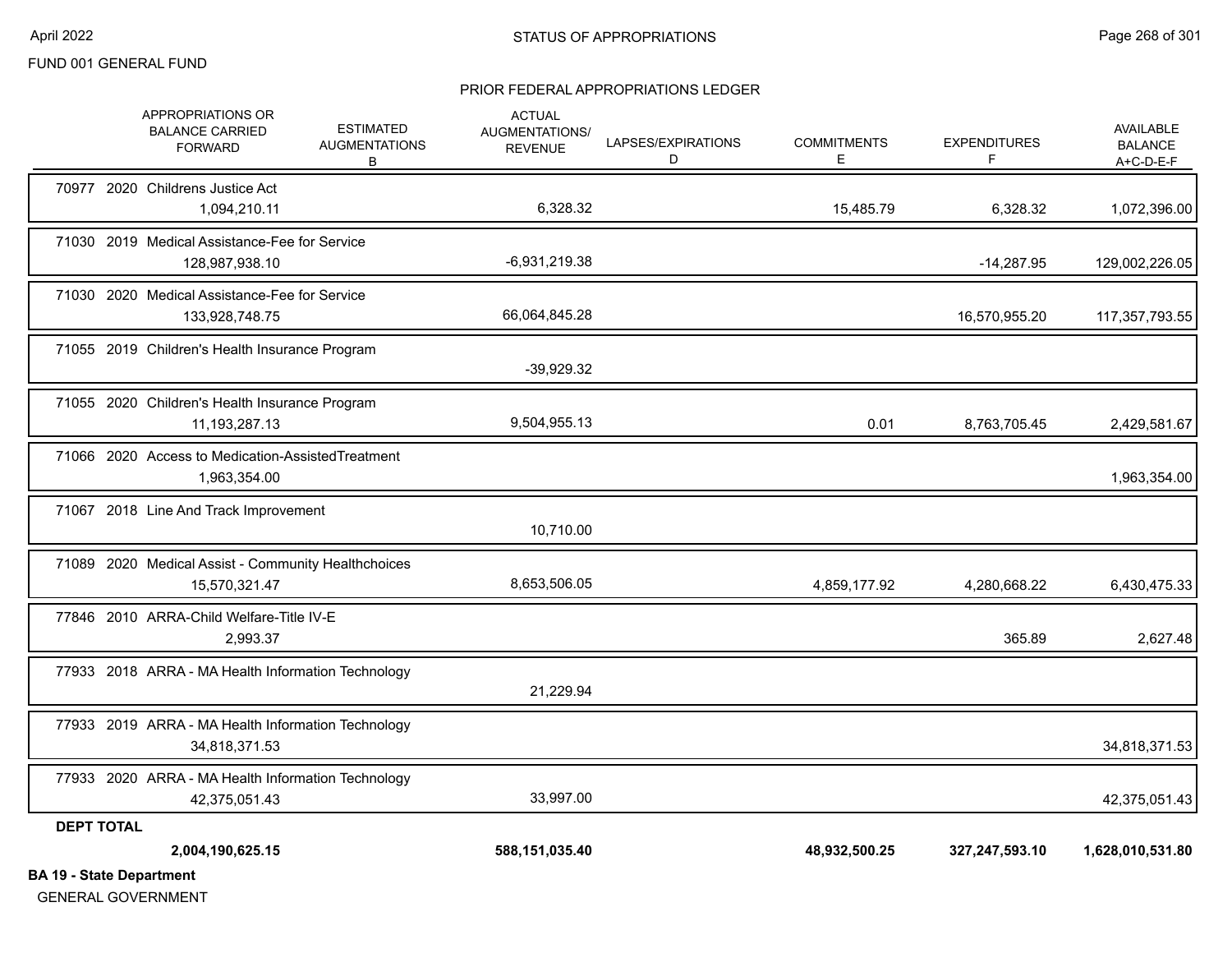FUND 001 GENERAL FUND

## STATUS OF APPROPRIATIONS

### PRIOR FEDERAL APPROPRIATIONS LEDGER

| | APPROPRIATIONS OR BALANCE CARRIED FORWARD | ESTIMATED AUGMENTATIONS B | ACTUAL AUGMENTATIONS/ REVENUE | LAPSES/EXPIRATIONS D | COMMITMENTS E | EXPENDITURES F | AVAILABLE BALANCE A+C-D-E-F |
|---|---|---|---|---|---|---|---|
| 70977 2020 Childrens Justice Act | 1,094,210.11 | | 6,328.32 | | 15,485.79 | 6,328.32 | 1,072,396.00 |
| 71030 2019 Medical Assistance-Fee for Service | 128,987,938.10 | | -6,931,219.38 | | | -14,287.95 | 129,002,226.05 |
| 71030 2020 Medical Assistance-Fee for Service | 133,928,748.75 | | 66,064,845.28 | | | 16,570,955.20 | 117,357,793.55 |
| 71055 2019 Children's Health Insurance Program | | | -39,929.32 | | | | |
| 71055 2020 Children's Health Insurance Program | 11,193,287.13 | | 9,504,955.13 | | 0.01 | 8,763,705.45 | 2,429,581.67 |
| 71066 2020 Access to Medication-AssistedTreatment | 1,963,354.00 | | | | | | 1,963,354.00 |
| 71067 2018 Line And Track Improvement | | | 10,710.00 | | | | |
| 71089 2020 Medical Assist - Community Healthchoices | 15,570,321.47 | | 8,653,506.05 | | 4,859,177.92 | 4,280,668.22 | 6,430,475.33 |
| 77846 2010 ARRA-Child Welfare-Title IV-E | 2,993.37 | | | | | 365.89 | 2,627.48 |
| 77933 2018 ARRA - MA Health Information Technology | | | 21,229.94 | | | | |
| 77933 2019 ARRA - MA Health Information Technology | 34,818,371.53 | | | | | | 34,818,371.53 |
| 77933 2020 ARRA - MA Health Information Technology | 42,375,051.43 | | 33,997.00 | | | | 42,375,051.43 |
| **DEPT TOTAL** | **2,004,190,625.15** | | **588,151,035.40** | | **48,932,500.25** | **327,247,593.10** | **1,628,010,531.80** |

**BA 19 - State Department**

GENERAL GOVERNMENT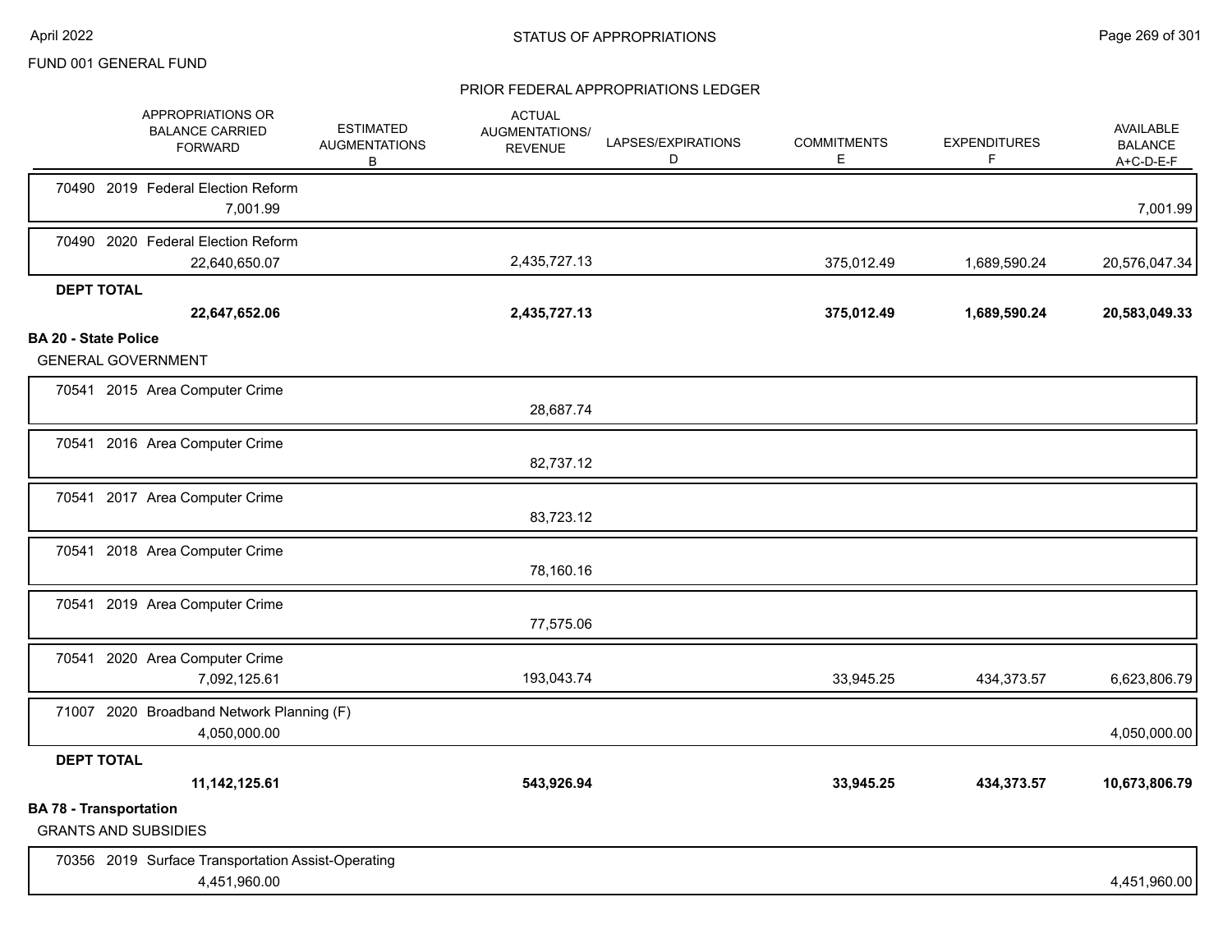FUND 001 GENERAL FUND

## STATUS OF APPROPRIATIONS

### PRIOR FEDERAL APPROPRIATIONS LEDGER

| APPROPRIATIONS OR BALANCE CARRIED FORWARD | ESTIMATED AUGMENTATIONS B | ACTUAL AUGMENTATIONS/ REVENUE | LAPSES/EXPIRATIONS D | COMMITMENTS E | EXPENDITURES F | AVAILABLE BALANCE A+C-D-E-F |
|---|---|---|---|---|---|---|
| 70490 2019 Federal Election Reform | | | | | | |
| 7,001.99 | | | | | | 7,001.99 |
| 70490 2020 Federal Election Reform | | | | | | |
| 22,640,650.07 | | 2,435,727.13 | | 375,012.49 | 1,689,590.24 | 20,576,047.34 |
| **DEPT TOTAL** | | | | | | |
| **22,647,652.06** | | **2,435,727.13** | | **375,012.49** | **1,689,590.24** | **20,583,049.33** |
| **BA 20 - State Police** | | | | | | |
| GENERAL GOVERNMENT | | | | | | |
| 70541 2015 Area Computer Crime | | | | | | |
| | | 28,687.74 | | | | |
| 70541 2016 Area Computer Crime | | | | | | |
| | | 82,737.12 | | | | |
| 70541 2017 Area Computer Crime | | | | | | |
| | | 83,723.12 | | | | |
| 70541 2018 Area Computer Crime | | | | | | |
| | | 78,160.16 | | | | |
| 70541 2019 Area Computer Crime | | | | | | |
| | | 77,575.06 | | | | |
| 70541 2020 Area Computer Crime | | | | | | |
| 7,092,125.61 | | 193,043.74 | | 33,945.25 | 434,373.57 | 6,623,806.79 |
| 71007 2020 Broadband Network Planning (F) | | | | | | |
| 4,050,000.00 | | | | | | 4,050,000.00 |
| **DEPT TOTAL** | | | | | | |
| **11,142,125.61** | | **543,926.94** | | **33,945.25** | **434,373.57** | **10,673,806.79** |
| **BA 78 - Transportation** | | | | | | |
| GRANTS AND SUBSIDIES | | | | | | |
| 70356 2019 Surface Transportation Assist-Operating | | | | | | |
| 4,451,960.00 | | | | | | 4,451,960.00 |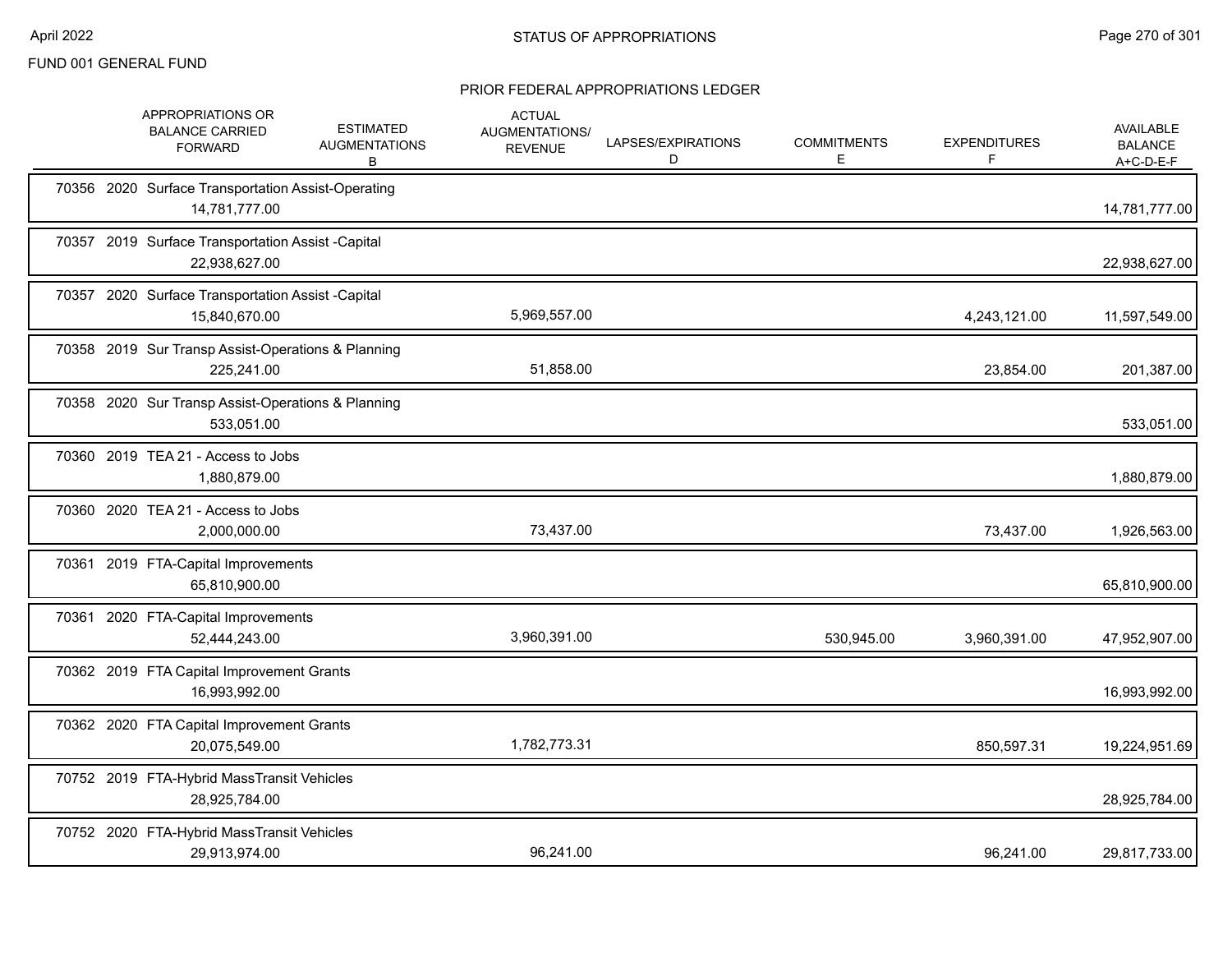FUND 001 GENERAL FUND

## STATUS OF APPROPRIATIONS

### PRIOR FEDERAL APPROPRIATIONS LEDGER

| APPROPRIATIONS OR BALANCE CARRIED FORWARD | ESTIMATED AUGMENTATIONS B | ACTUAL AUGMENTATIONS/ REVENUE | LAPSES/EXPIRATIONS D | COMMITMENTS E | EXPENDITURES F | AVAILABLE BALANCE A+C-D-E-F |
|---|---|---|---|---|---|---|
| 70356 2020 Surface Transportation Assist-Operating | | | | | | |
| 14,781,777.00 | | | | | | 14,781,777.00 |
| 70357 2019 Surface Transportation Assist -Capital | | | | | | |
| 22,938,627.00 | | | | | | 22,938,627.00 |
| 70357 2020 Surface Transportation Assist -Capital | | | | | | |
| 15,840,670.00 | | 5,969,557.00 | | | 4,243,121.00 | 11,597,549.00 |
| 70358 2019 Sur Transp Assist-Operations & Planning | | | | | | |
| 225,241.00 | | 51,858.00 | | | 23,854.00 | 201,387.00 |
| 70358 2020 Sur Transp Assist-Operations & Planning | | | | | | |
| 533,051.00 | | | | | | 533,051.00 |
| 70360 2019 TEA 21 - Access to Jobs | | | | | | |
| 1,880,879.00 | | | | | | 1,880,879.00 |
| 70360 2020 TEA 21 - Access to Jobs | | | | | | |
| 2,000,000.00 | | 73,437.00 | | | 73,437.00 | 1,926,563.00 |
| 70361 2019 FTA-Capital Improvements | | | | | | |
| 65,810,900.00 | | | | | | 65,810,900.00 |
| 70361 2020 FTA-Capital Improvements | | | | | | |
| 52,444,243.00 | | 3,960,391.00 | | 530,945.00 | 3,960,391.00 | 47,952,907.00 |
| 70362 2019 FTA Capital Improvement Grants | | | | | | |
| 16,993,992.00 | | | | | | 16,993,992.00 |
| 70362 2020 FTA Capital Improvement Grants | | | | | | |
| 20,075,549.00 | | 1,782,773.31 | | | 850,597.31 | 19,224,951.69 |
| 70752 2019 FTA-Hybrid MassTransit Vehicles | | | | | | |
| 28,925,784.00 | | | | | | 28,925,784.00 |
| 70752 2020 FTA-Hybrid MassTransit Vehicles | | | | | | |
| 29,913,974.00 | | 96,241.00 | | | 96,241.00 | 29,817,733.00 |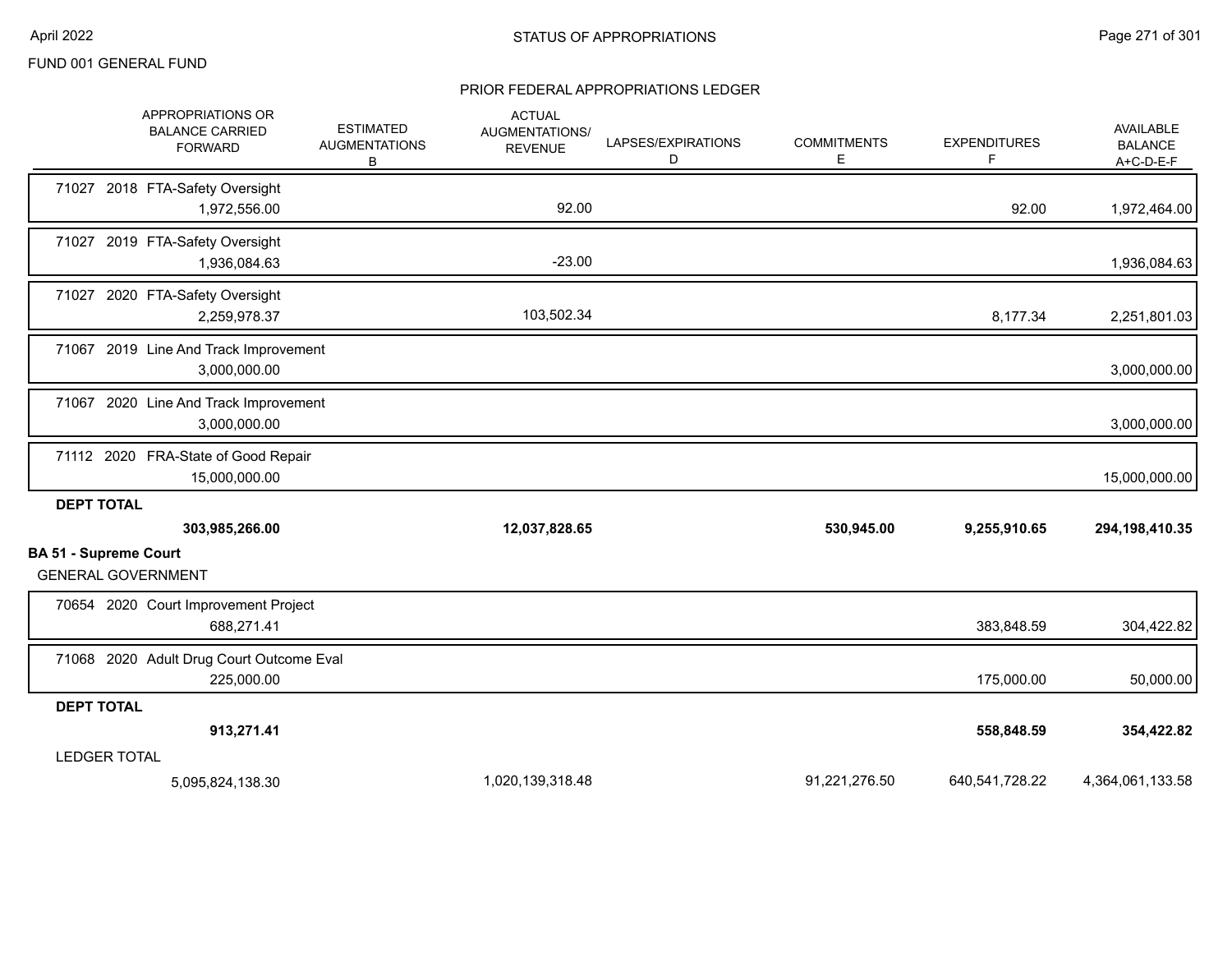FUND 001 GENERAL FUND

## STATUS OF APPROPRIATIONS

### PRIOR FEDERAL APPROPRIATIONS LEDGER

| APPROPRIATIONS OR BALANCE CARRIED FORWARD | ESTIMATED AUGMENTATIONS B | ACTUAL AUGMENTATIONS/ REVENUE | LAPSES/EXPIRATIONS D | COMMITMENTS E | EXPENDITURES F | AVAILABLE BALANCE A+C-D-E-F |
|---|---|---|---|---|---|---|
| 71027 2018 FTA-Safety Oversight | | | | | | |
| 1,972,556.00 | | 92.00 | | | 92.00 | 1,972,464.00 |
| 71027 2019 FTA-Safety Oversight | | | | | | |
| 1,936,084.63 | | -23.00 | | | | 1,936,084.63 |
| 71027 2020 FTA-Safety Oversight | | | | | | |
| 2,259,978.37 | | 103,502.34 | | | 8,177.34 | 2,251,801.03 |
| 71067 2019 Line And Track Improvement | | | | | | |
| 3,000,000.00 | | | | | | 3,000,000.00 |
| 71067 2020 Line And Track Improvement | | | | | | |
| 3,000,000.00 | | | | | | 3,000,000.00 |
| 71112 2020 FRA-State of Good Repair | | | | | | |
| 15,000,000.00 | | | | | | 15,000,000.00 |
| **DEPT TOTAL** | | | | | | |
| **303,985,266.00** | | **12,037,828.65** | | **530,945.00** | **9,255,910.65** | **294,198,410.35** |

**BA 51 - Supreme Court**

GENERAL GOVERNMENT

| APPROPRIATIONS OR BALANCE CARRIED FORWARD | ESTIMATED AUGMENTATIONS B | ACTUAL AUGMENTATIONS/ REVENUE | LAPSES/EXPIRATIONS D | COMMITMENTS E | EXPENDITURES F | AVAILABLE BALANCE A+C-D-E-F |
|---|---|---|---|---|---|---|
| 70654 2020 Court Improvement Project | | | | | | |
| 688,271.41 | | | | | 383,848.59 | 304,422.82 |
| 71068 2020 Adult Drug Court Outcome Eval | | | | | | |
| 225,000.00 | | | | | 175,000.00 | 50,000.00 |
| **DEPT TOTAL** | | | | | | |
| **913,271.41** | | | | | **558,848.59** | **354,422.82** |
| LEDGER TOTAL | | | | | | |
| 5,095,824,138.30 | | 1,020,139,318.48 | | 91,221,276.50 | 640,541,728.22 | 4,364,061,133.58 |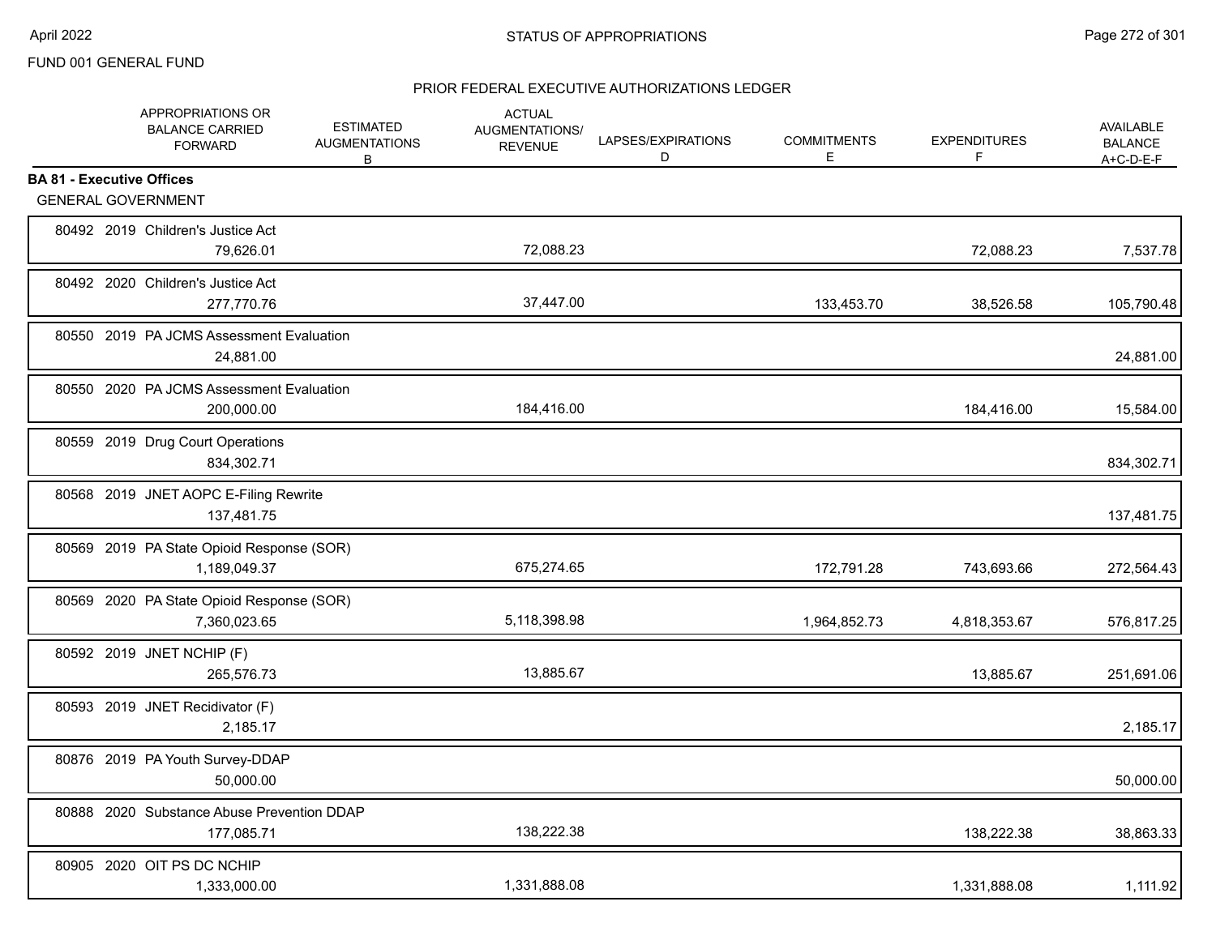FUND 001 GENERAL FUND

STATUS OF APPROPRIATIONS

PRIOR FEDERAL EXECUTIVE AUTHORIZATIONS LEDGER

| | APPROPRIATIONS OR BALANCE CARRIED FORWARD | ESTIMATED AUGMENTATIONS B | ACTUAL AUGMENTATIONS/ REVENUE | LAPSES/EXPIRATIONS D | COMMITMENTS E | EXPENDITURES F | AVAILABLE BALANCE A+C-D-E-F |
|---|---|---|---|---|---|---|---|
| **BA 81 - Executive Offices** | | | | | | | |
| GENERAL GOVERNMENT | | | | | | | |
| 80492 2019 Children's Justice Act | 79,626.01 | | 72,088.23 | | | 72,088.23 | 7,537.78 |
| 80492 2020 Children's Justice Act | 277,770.76 | | 37,447.00 | | 133,453.70 | 38,526.58 | 105,790.48 |
| 80550 2019 PA JCMS Assessment Evaluation | 24,881.00 | | | | | | 24,881.00 |
| 80550 2020 PA JCMS Assessment Evaluation | 200,000.00 | | 184,416.00 | | | 184,416.00 | 15,584.00 |
| 80559 2019 Drug Court Operations | 834,302.71 | | | | | | 834,302.71 |
| 80568 2019 JNET AOPC E-Filing Rewrite | 137,481.75 | | | | | | 137,481.75 |
| 80569 2019 PA State Opioid Response (SOR) | 1,189,049.37 | | 675,274.65 | | 172,791.28 | 743,693.66 | 272,564.43 |
| 80569 2020 PA State Opioid Response (SOR) | 7,360,023.65 | | 5,118,398.98 | | 1,964,852.73 | 4,818,353.67 | 576,817.25 |
| 80592 2019 JNET NCHIP (F) | 265,576.73 | | 13,885.67 | | | 13,885.67 | 251,691.06 |
| 80593 2019 JNET Recidivator (F) | 2,185.17 | | | | | | 2,185.17 |
| 80876 2019 PA Youth Survey-DDAP | 50,000.00 | | | | | | 50,000.00 |
| 80888 2020 Substance Abuse Prevention DDAP | 177,085.71 | | 138,222.38 | | | 138,222.38 | 38,863.33 |
| 80905 2020 OIT PS DC NCHIP | 1,333,000.00 | | 1,331,888.08 | | | 1,331,888.08 | 1,111.92 |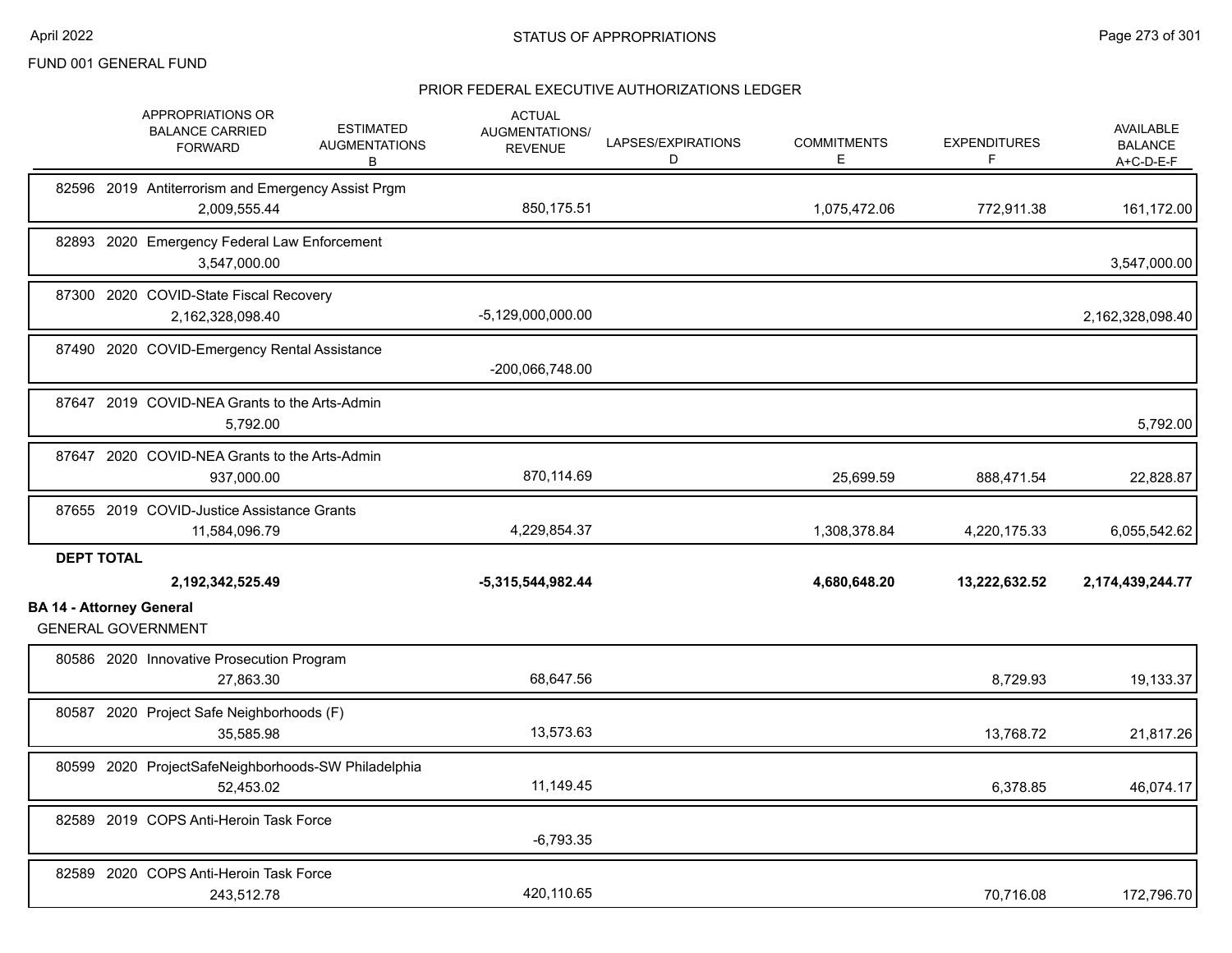FUND 001 GENERAL FUND

## STATUS OF APPROPRIATIONS

### PRIOR FEDERAL EXECUTIVE AUTHORIZATIONS LEDGER

| | APPROPRIATIONS OR BALANCE CARRIED FORWARD | ESTIMATED AUGMENTATIONS B | ACTUAL AUGMENTATIONS/ REVENUE | LAPSES/EXPIRATIONS D | COMMITMENTS E | EXPENDITURES F | AVAILABLE BALANCE A+C-D-E-F |
|---|---|---|---|---|---|---|---|
| 82596 2019 Antiterrorism and Emergency Assist Prgm | 2,009,555.44 | | 850,175.51 | | 1,075,472.06 | 772,911.38 | 161,172.00 |
| 82893 2020 Emergency Federal Law Enforcement | 3,547,000.00 | | | | | | 3,547,000.00 |
| 87300 2020 COVID-State Fiscal Recovery | 2,162,328,098.40 | | -5,129,000,000.00 | | | | 2,162,328,098.40 |
| 87490 2020 COVID-Emergency Rental Assistance | | | -200,066,748.00 | | | | |
| 87647 2019 COVID-NEA Grants to the Arts-Admin | 5,792.00 | | | | | | 5,792.00 |
| 87647 2020 COVID-NEA Grants to the Arts-Admin | 937,000.00 | | 870,114.69 | | 25,699.59 | 888,471.54 | 22,828.87 |
| 87655 2019 COVID-Justice Assistance Grants | 11,584,096.79 | | 4,229,854.37 | | 1,308,378.84 | 4,220,175.33 | 6,055,542.62 |
| **DEPT TOTAL** | **2,192,342,525.49** | | **-5,315,544,982.44** | | **4,680,648.20** | **13,222,632.52** | **2,174,439,244.77** |

**BA 14 - Attorney General**

GENERAL GOVERNMENT

| | APPROPRIATIONS OR BALANCE CARRIED FORWARD | ESTIMATED AUGMENTATIONS B | ACTUAL AUGMENTATIONS/ REVENUE | LAPSES/EXPIRATIONS D | COMMITMENTS E | EXPENDITURES F | AVAILABLE BALANCE A+C-D-E-F |
|---|---|---|---|---|---|---|---|
| 80586 2020 Innovative Prosecution Program | 27,863.30 | | 68,647.56 | | | 8,729.93 | 19,133.37 |
| 80587 2020 Project Safe Neighborhoods (F) | 35,585.98 | | 13,573.63 | | | 13,768.72 | 21,817.26 |
| 80599 2020 ProjectSafeNeighborhoods-SW Philadelphia | 52,453.02 | | 11,149.45 | | | 6,378.85 | 46,074.17 |
| 82589 2019 COPS Anti-Heroin Task Force | | | -6,793.35 | | | | |
| 82589 2020 COPS Anti-Heroin Task Force | 243,512.78 | | 420,110.65 | | | 70,716.08 | 172,796.70 |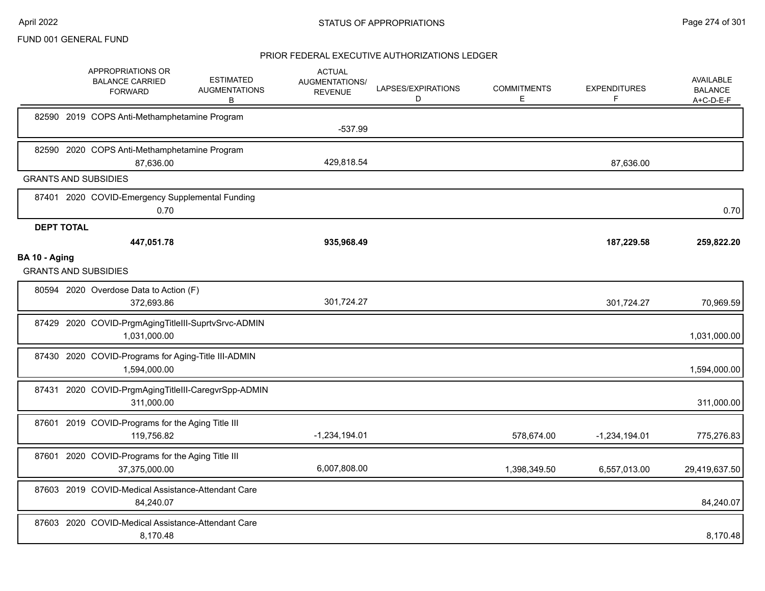FUND 001 GENERAL FUND

## STATUS OF APPROPRIATIONS

### PRIOR FEDERAL EXECUTIVE AUTHORIZATIONS LEDGER

| | APPROPRIATIONS OR BALANCE CARRIED FORWARD | ESTIMATED AUGMENTATIONS B | ACTUAL AUGMENTATIONS/ REVENUE | LAPSES/EXPIRATIONS D | COMMITMENTS E | EXPENDITURES F | AVAILABLE BALANCE A+C-D-E-F |
|---|---|---|---|---|---|---|---|
| 82590 2019 COPS Anti-Methamphetamine Program | | | -537.99 | | | | |
| 82590 2020 COPS Anti-Methamphetamine Program | 87,636.00 | | 429,818.54 | | | 87,636.00 | |
| **GRANTS AND SUBSIDIES** | | | | | | | |
| 87401 2020 COVID-Emergency Supplemental Funding | 0.70 | | | | | | 0.70 |
| **DEPT TOTAL** | **447,051.78** | | **935,968.49** | | | **187,229.58** | **259,822.20** |
| **BA 10 - Aging** | | | | | | | |
| **GRANTS AND SUBSIDIES** | | | | | | | |
| 80594 2020 Overdose Data to Action (F) | 372,693.86 | | 301,724.27 | | | 301,724.27 | 70,969.59 |
| 87429 2020 COVID-PrgmAgingTitleIII-SuprtvSrvc-ADMIN | 1,031,000.00 | | | | | | 1,031,000.00 |
| 87430 2020 COVID-Programs for Aging-Title III-ADMIN | 1,594,000.00 | | | | | | 1,594,000.00 |
| 87431 2020 COVID-PrgmAgingTitleIII-CaregvrSpp-ADMIN | 311,000.00 | | | | | | 311,000.00 |
| 87601 2019 COVID-Programs for the Aging Title III | 119,756.82 | | -1,234,194.01 | | 578,674.00 | -1,234,194.01 | 775,276.83 |
| 87601 2020 COVID-Programs for the Aging Title III | 37,375,000.00 | | 6,007,808.00 | | 1,398,349.50 | 6,557,013.00 | 29,419,637.50 |
| 87603 2019 COVID-Medical Assistance-Attendant Care | 84,240.07 | | | | | | 84,240.07 |
| 87603 2020 COVID-Medical Assistance-Attendant Care | 8,170.48 | | | | | | 8,170.48 |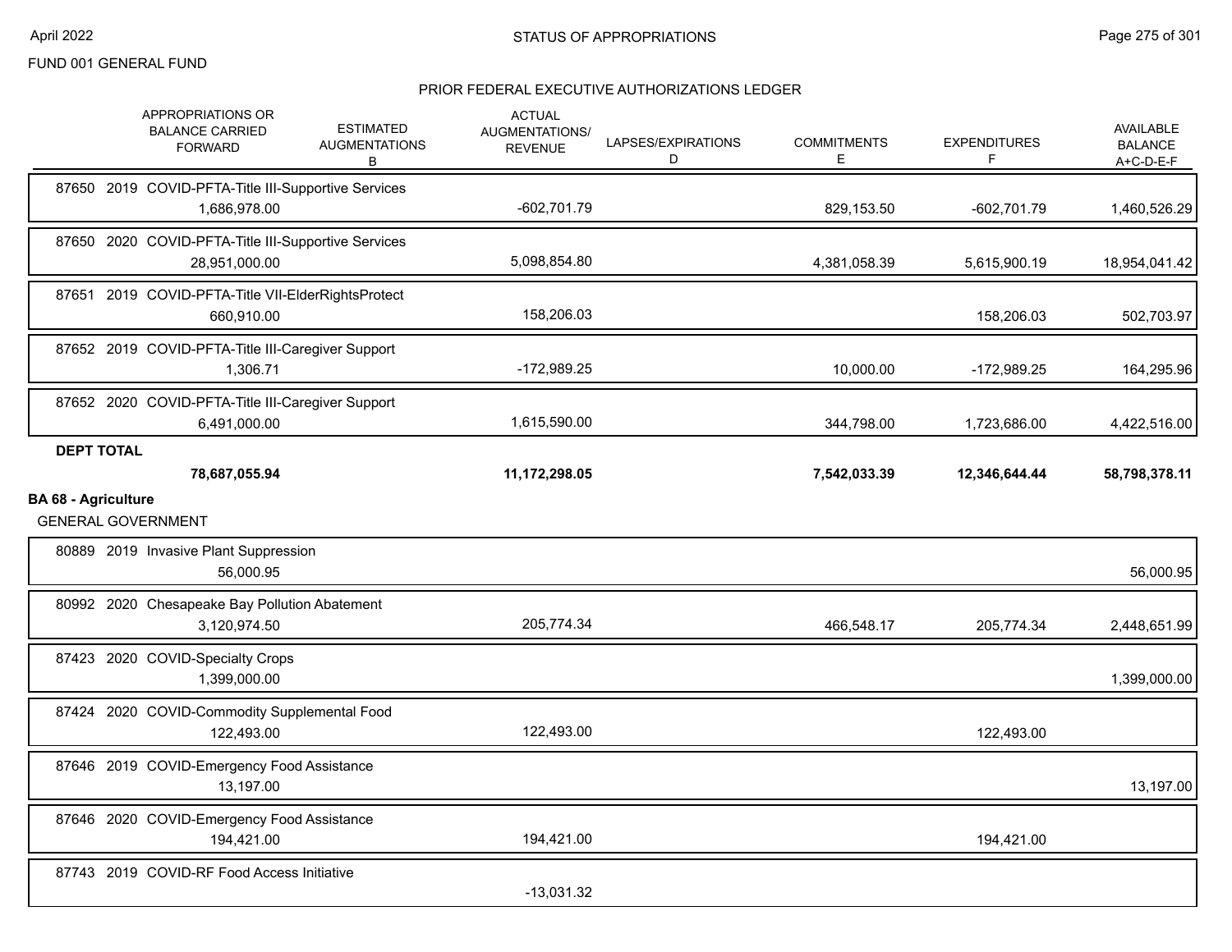FUND 001 GENERAL FUND

## STATUS OF APPROPRIATIONS

### PRIOR FEDERAL EXECUTIVE AUTHORIZATIONS LEDGER

| | APPROPRIATIONS OR BALANCE CARRIED FORWARD | ESTIMATED AUGMENTATIONS B | ACTUAL AUGMENTATIONS/ REVENUE | LAPSES/EXPIRATIONS D | COMMITMENTS E | EXPENDITURES F | AVAILABLE BALANCE A+C-D-E-F |
|---|---|---|---|---|---|---|---|
| 87650 2019 COVID-PFTA-Title III-Supportive Services | 1,686,978.00 | | -602,701.79 | | 829,153.50 | -602,701.79 | 1,460,526.29 |
| 87650 2020 COVID-PFTA-Title III-Supportive Services | 28,951,000.00 | | 5,098,854.80 | | 4,381,058.39 | 5,615,900.19 | 18,954,041.42 |
| 87651 2019 COVID-PFTA-Title VII-ElderRightsProtect | 660,910.00 | | 158,206.03 | | | 158,206.03 | 502,703.97 |
| 87652 2019 COVID-PFTA-Title III-Caregiver Support | 1,306.71 | | -172,989.25 | | 10,000.00 | -172,989.25 | 164,295.96 |
| 87652 2020 COVID-PFTA-Title III-Caregiver Support | 6,491,000.00 | | 1,615,590.00 | | 344,798.00 | 1,723,686.00 | 4,422,516.00 |
| **DEPT TOTAL** | **78,687,055.94** | | **11,172,298.05** | | **7,542,033.39** | **12,346,644.44** | **58,798,378.11** |

**BA 68 - Agriculture**

GENERAL GOVERNMENT

| | APPROPRIATIONS OR BALANCE CARRIED FORWARD | ESTIMATED AUGMENTATIONS B | ACTUAL AUGMENTATIONS/ REVENUE | LAPSES/EXPIRATIONS D | COMMITMENTS E | EXPENDITURES F | AVAILABLE BALANCE A+C-D-E-F |
|---|---|---|---|---|---|---|---|
| 80889 2019 Invasive Plant Suppression | 56,000.95 | | | | | | 56,000.95 |
| 80992 2020 Chesapeake Bay Pollution Abatement | 3,120,974.50 | | 205,774.34 | | 466,548.17 | 205,774.34 | 2,448,651.99 |
| 87423 2020 COVID-Specialty Crops | 1,399,000.00 | | | | | | 1,399,000.00 |
| 87424 2020 COVID-Commodity Supplemental Food | 122,493.00 | | 122,493.00 | | | 122,493.00 | |
| 87646 2019 COVID-Emergency Food Assistance | 13,197.00 | | | | | | 13,197.00 |
| 87646 2020 COVID-Emergency Food Assistance | 194,421.00 | | 194,421.00 | | | 194,421.00 | |
| 87743 2019 COVID-RF Food Access Initiative | | | -13,031.32 | | | | |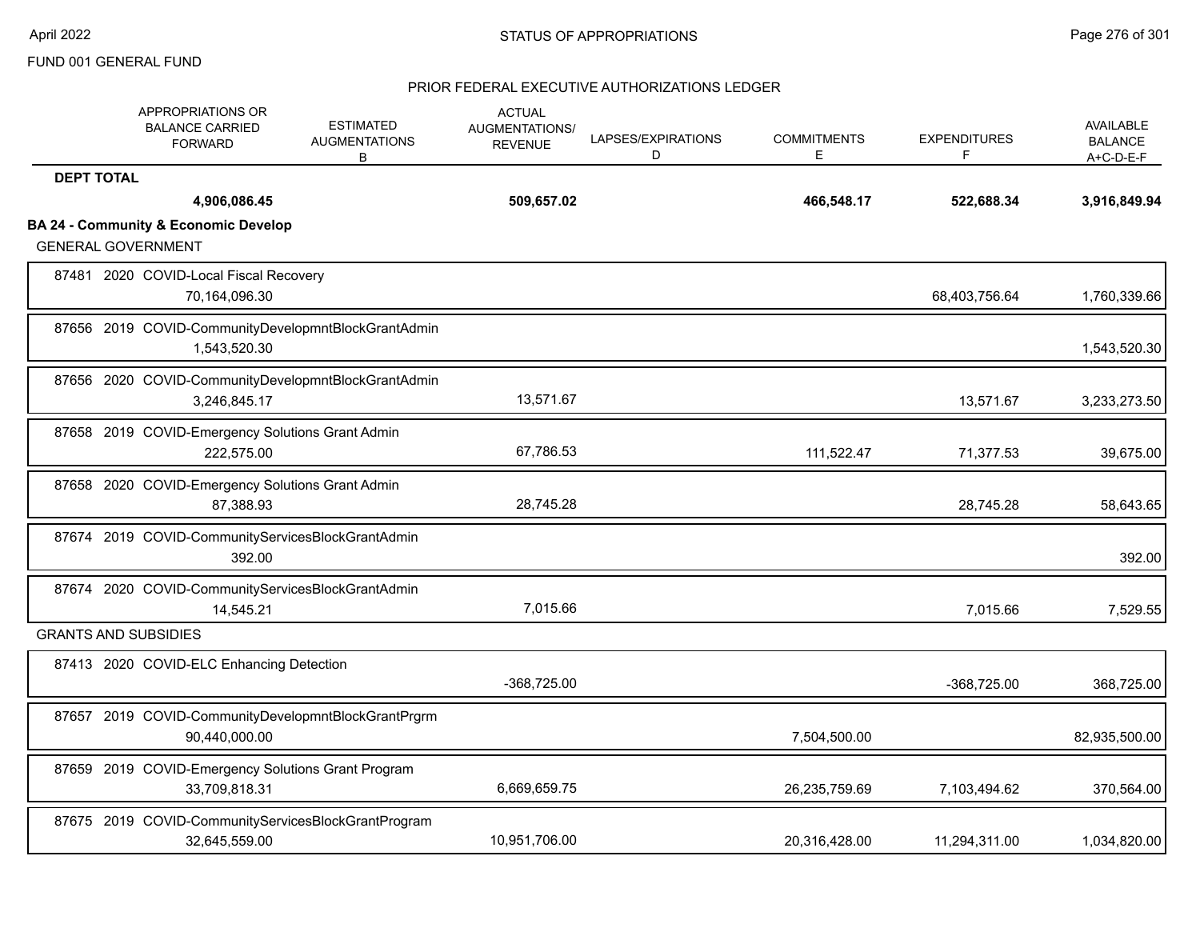FUND 001 GENERAL FUND

PRIOR FEDERAL EXECUTIVE AUTHORIZATIONS LEDGER

| | APPROPRIATIONS OR BALANCE CARRIED FORWARD | ESTIMATED AUGMENTATIONS B | ACTUAL AUGMENTATIONS/ REVENUE | LAPSES/EXPIRATIONS D | COMMITMENTS E | EXPENDITURES F | AVAILABLE BALANCE A+C-D-E-F |
|---|---|---|---|---|---|---|---|
| **DEPT TOTAL** | **4,906,086.45** | | **509,657.02** | | **466,548.17** | **522,688.34** | **3,916,849.94** |
| **BA 24 - Community & Economic Develop** | | | | | | | |
| GENERAL GOVERNMENT | | | | | | | |
| 87481 2020 COVID-Local Fiscal Recovery | 70,164,096.30 | | | | | 68,403,756.64 | 1,760,339.66 |
| 87656 2019 COVID-CommunityDevelopmntBlockGrantAdmin | 1,543,520.30 | | | | | | 1,543,520.30 |
| 87656 2020 COVID-CommunityDevelopmntBlockGrantAdmin | 3,246,845.17 | | 13,571.67 | | | 13,571.67 | 3,233,273.50 |
| 87658 2019 COVID-Emergency Solutions Grant Admin | 222,575.00 | | 67,786.53 | | 111,522.47 | 71,377.53 | 39,675.00 |
| 87658 2020 COVID-Emergency Solutions Grant Admin | 87,388.93 | | 28,745.28 | | | 28,745.28 | 58,643.65 |
| 87674 2019 COVID-CommunityServicesBlockGrantAdmin | 392.00 | | | | | | 392.00 |
| 87674 2020 COVID-CommunityServicesBlockGrantAdmin | 14,545.21 | | 7,015.66 | | | 7,015.66 | 7,529.55 |
| GRANTS AND SUBSIDIES | | | | | | | |
| 87413 2020 COVID-ELC Enhancing Detection | | | -368,725.00 | | | -368,725.00 | 368,725.00 |
| 87657 2019 COVID-CommunityDevelopmntBlockGrantPrgrm | 90,440,000.00 | | | | 7,504,500.00 | | 82,935,500.00 |
| 87659 2019 COVID-Emergency Solutions Grant Program | 33,709,818.31 | | 6,669,659.75 | | 26,235,759.69 | 7,103,494.62 | 370,564.00 |
| 87675 2019 COVID-CommunityServicesBlockGrantProgram | 32,645,559.00 | | 10,951,706.00 | | 20,316,428.00 | 11,294,311.00 | 1,034,820.00 |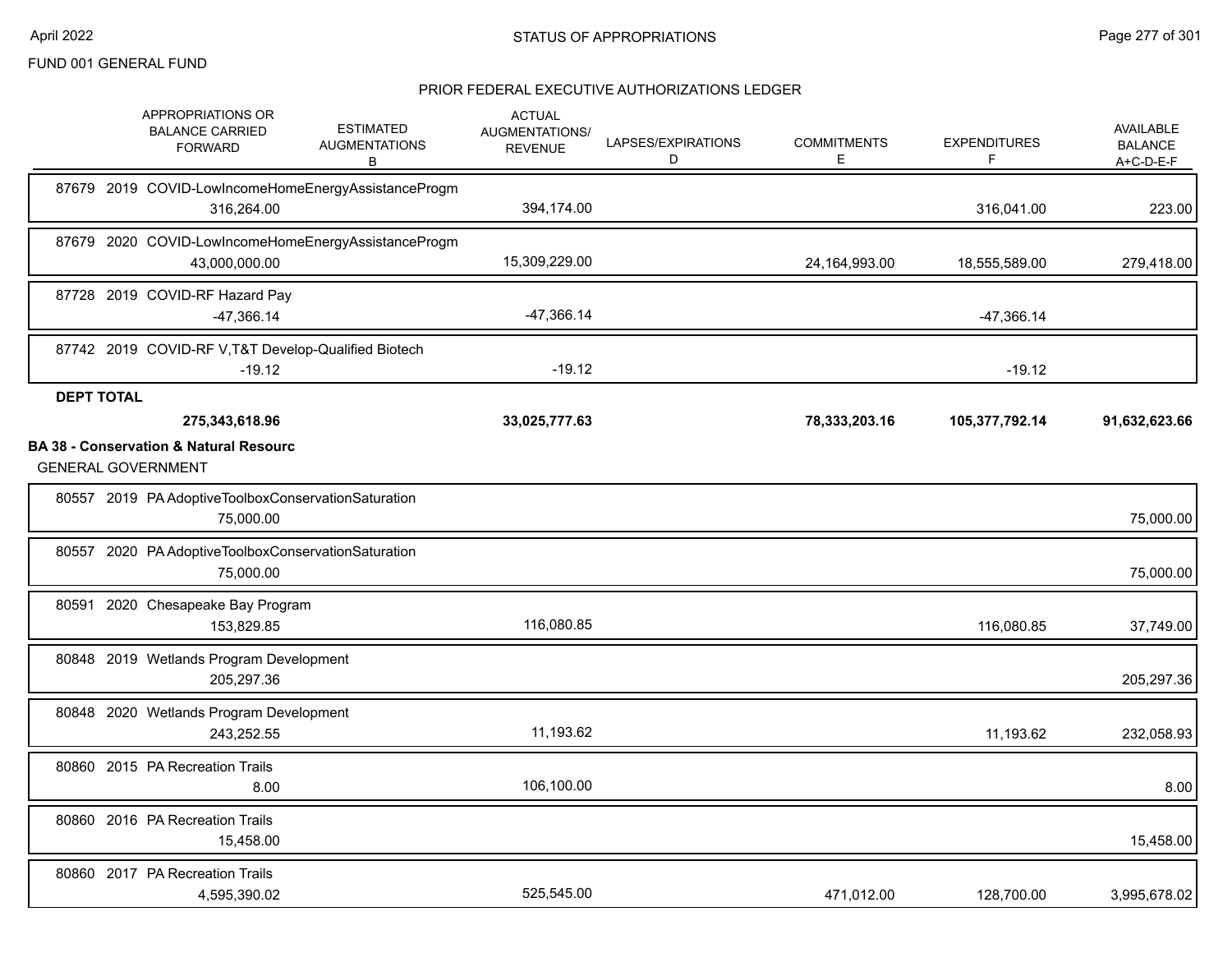FUND 001 GENERAL FUND

## STATUS OF APPROPRIATIONS

### PRIOR FEDERAL EXECUTIVE AUTHORIZATIONS LEDGER

| | APPROPRIATIONS OR BALANCE CARRIED FORWARD | ESTIMATED AUGMENTATIONS B | ACTUAL AUGMENTATIONS/ REVENUE | LAPSES/EXPIRATIONS D | COMMITMENTS E | EXPENDITURES F | AVAILABLE BALANCE A+C-D-E-F |
|---|---|---|---|---|---|---|---|
| 87679 2019 COVID-LowIncomeHomeEnergyAssistanceProgm | 316,264.00 | | 394,174.00 | | | 316,041.00 | 223.00 |
| 87679 2020 COVID-LowIncomeHomeEnergyAssistanceProgm | 43,000,000.00 | | 15,309,229.00 | | 24,164,993.00 | 18,555,589.00 | 279,418.00 |
| 87728 2019 COVID-RF Hazard Pay | -47,366.14 | | -47,366.14 | | | -47,366.14 | |
| 87742 2019 COVID-RF V,T&T Develop-Qualified Biotech | -19.12 | | -19.12 | | | -19.12 | |
| **DEPT TOTAL** | **275,343,618.96** | | **33,025,777.63** | | **78,333,203.16** | **105,377,792.14** | **91,632,623.66** |
| **BA 38 - Conservation & Natural Resourc** | | | | | | | |
| GENERAL GOVERNMENT | | | | | | | |
| 80557 2019 PA AdoptiveToolboxConservationSaturation | 75,000.00 | | | | | | 75,000.00 |
| 80557 2020 PA AdoptiveToolboxConservationSaturation | 75,000.00 | | | | | | 75,000.00 |
| 80591 2020 Chesapeake Bay Program | 153,829.85 | | 116,080.85 | | | 116,080.85 | 37,749.00 |
| 80848 2019 Wetlands Program Development | 205,297.36 | | | | | | 205,297.36 |
| 80848 2020 Wetlands Program Development | 243,252.55 | | 11,193.62 | | | 11,193.62 | 232,058.93 |
| 80860 2015 PA Recreation Trails | 8.00 | | 106,100.00 | | | | 8.00 |
| 80860 2016 PA Recreation Trails | 15,458.00 | | | | | | 15,458.00 |
| 80860 2017 PA Recreation Trails | 4,595,390.02 | | 525,545.00 | | 471,012.00 | 128,700.00 | 3,995,678.02 |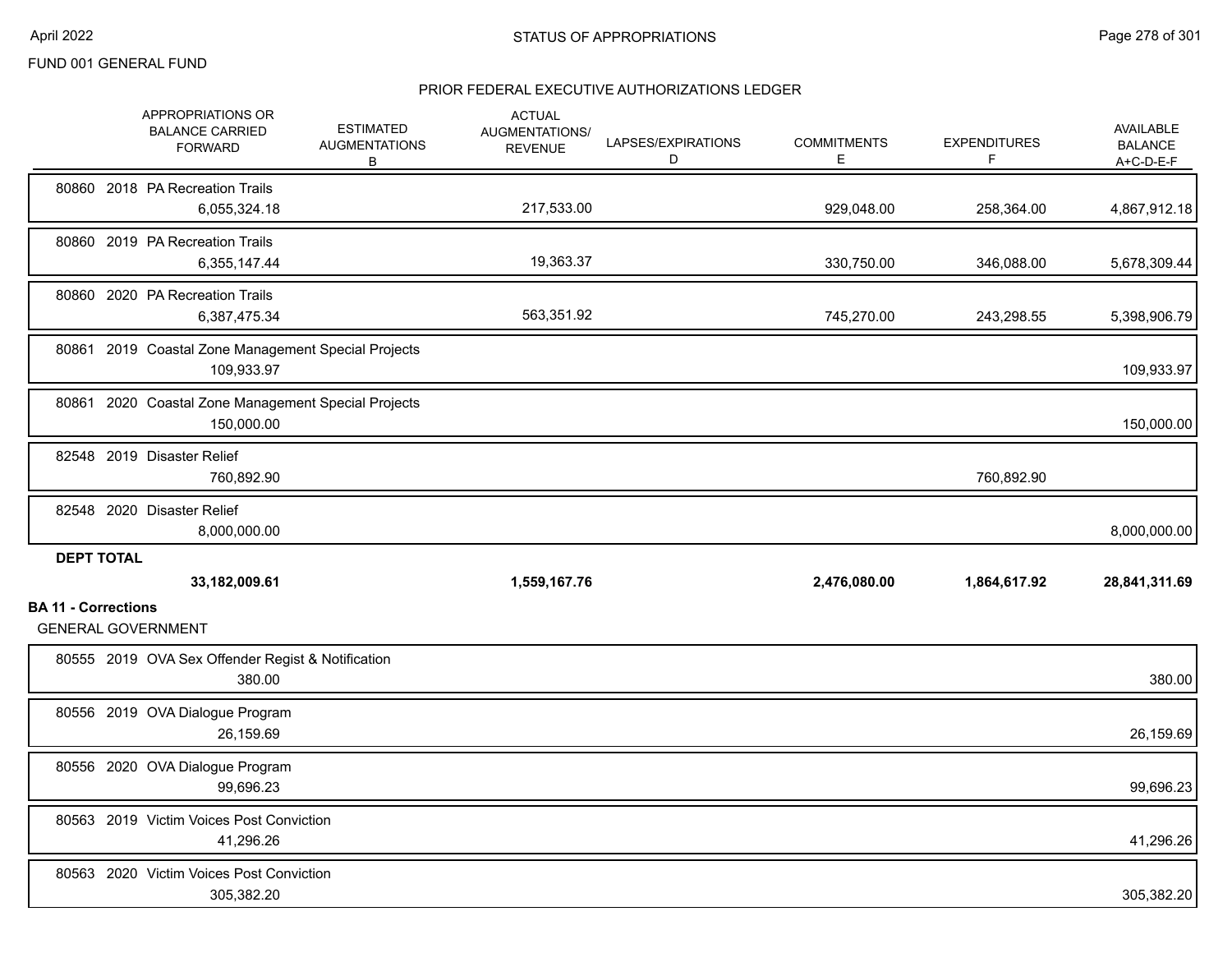FUND 001 GENERAL FUND

## PRIOR FEDERAL EXECUTIVE AUTHORIZATIONS LEDGER

| | APPROPRIATIONS OR BALANCE CARRIED FORWARD | ESTIMATED AUGMENTATIONS B | ACTUAL AUGMENTATIONS/ REVENUE | LAPSES/EXPIRATIONS D | COMMITMENTS E | EXPENDITURES F | AVAILABLE BALANCE A+C-D-E-F |
|---|---|---|---|---|---|---|---|
| 80860 2018 PA Recreation Trails | 6,055,324.18 | | 217,533.00 | | 929,048.00 | 258,364.00 | 4,867,912.18 |
| 80860 2019 PA Recreation Trails | 6,355,147.44 | | 19,363.37 | | 330,750.00 | 346,088.00 | 5,678,309.44 |
| 80860 2020 PA Recreation Trails | 6,387,475.34 | | 563,351.92 | | 745,270.00 | 243,298.55 | 5,398,906.79 |
| 80861 2019 Coastal Zone Management Special Projects | 109,933.97 | | | | | | 109,933.97 |
| 80861 2020 Coastal Zone Management Special Projects | 150,000.00 | | | | | | 150,000.00 |
| 82548 2019 Disaster Relief | 760,892.90 | | | | | 760,892.90 | |
| 82548 2020 Disaster Relief | 8,000,000.00 | | | | | | 8,000,000.00 |
| **DEPT TOTAL** | **33,182,009.61** | | **1,559,167.76** | | **2,476,080.00** | **1,864,617.92** | **28,841,311.69** |

**BA 11 - Corrections**

GENERAL GOVERNMENT

| | APPROPRIATIONS OR BALANCE CARRIED FORWARD | ESTIMATED AUGMENTATIONS B | ACTUAL AUGMENTATIONS/ REVENUE | LAPSES/EXPIRATIONS D | COMMITMENTS E | EXPENDITURES F | AVAILABLE BALANCE A+C-D-E-F |
|---|---|---|---|---|---|---|---|
| 80555 2019 OVA Sex Offender Regist & Notification | 380.00 | | | | | | 380.00 |
| 80556 2019 OVA Dialogue Program | 26,159.69 | | | | | | 26,159.69 |
| 80556 2020 OVA Dialogue Program | 99,696.23 | | | | | | 99,696.23 |
| 80563 2019 Victim Voices Post Conviction | 41,296.26 | | | | | | 41,296.26 |
| 80563 2020 Victim Voices Post Conviction | 305,382.20 | | | | | | 305,382.20 |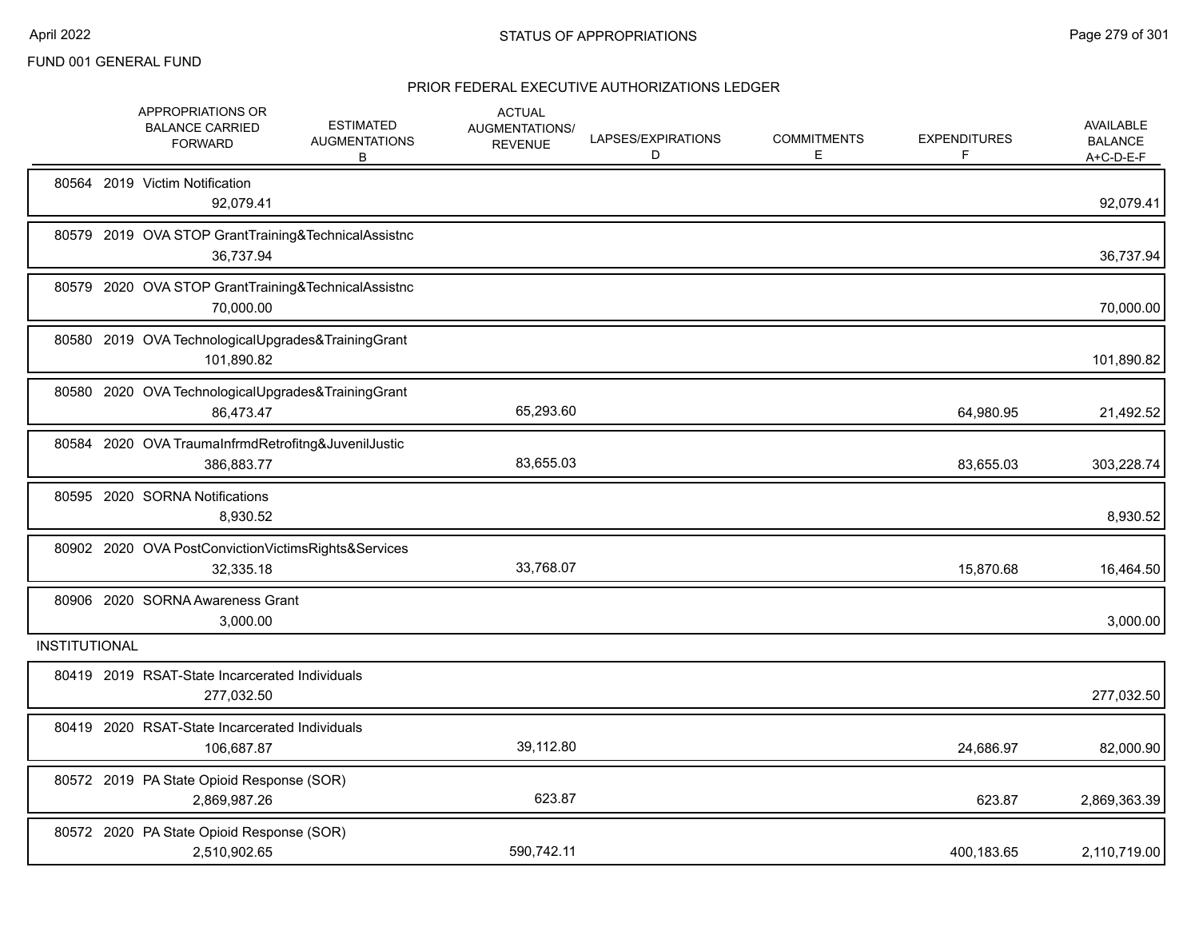FUND 001 GENERAL FUND

## STATUS OF APPROPRIATIONS

### PRIOR FEDERAL EXECUTIVE AUTHORIZATIONS LEDGER

| | APPROPRIATIONS OR BALANCE CARRIED FORWARD | ESTIMATED AUGMENTATIONS B | ACTUAL AUGMENTATIONS/ REVENUE | LAPSES/EXPIRATIONS D | COMMITMENTS E | EXPENDITURES F | AVAILABLE BALANCE A+C-D-E-F |
|---|---|---|---|---|---|---|---|
| 80564 2019 Victim Notification | 92,079.41 | | | | | | 92,079.41 |
| 80579 2019 OVA STOP GrantTraining&TechnicalAssistnc | 36,737.94 | | | | | | 36,737.94 |
| 80579 2020 OVA STOP GrantTraining&TechnicalAssistnc | 70,000.00 | | | | | | 70,000.00 |
| 80580 2019 OVA TechnologicalUpgrades&TrainingGrant | 101,890.82 | | | | | | 101,890.82 |
| 80580 2020 OVA TechnologicalUpgrades&TrainingGrant | 86,473.47 | | 65,293.60 | | | 64,980.95 | 21,492.52 |
| 80584 2020 OVA TraumaInfrmdRetrofitng&JuvenilJustic | 386,883.77 | | 83,655.03 | | | 83,655.03 | 303,228.74 |
| 80595 2020 SORNA Notifications | 8,930.52 | | | | | | 8,930.52 |
| 80902 2020 OVA PostConvictionVictimsRights&Services | 32,335.18 | | 33,768.07 | | | 15,870.68 | 16,464.50 |
| 80906 2020 SORNA Awareness Grant | 3,000.00 | | | | | | 3,000.00 |
| **INSTITUTIONAL** | | | | | | | |
| 80419 2019 RSAT-State Incarcerated Individuals | 277,032.50 | | | | | | 277,032.50 |
| 80419 2020 RSAT-State Incarcerated Individuals | 106,687.87 | | 39,112.80 | | | 24,686.97 | 82,000.90 |
| 80572 2019 PA State Opioid Response (SOR) | 2,869,987.26 | | 623.87 | | | 623.87 | 2,869,363.39 |
| 80572 2020 PA State Opioid Response (SOR) | 2,510,902.65 | | 590,742.11 | | | 400,183.65 | 2,110,719.00 |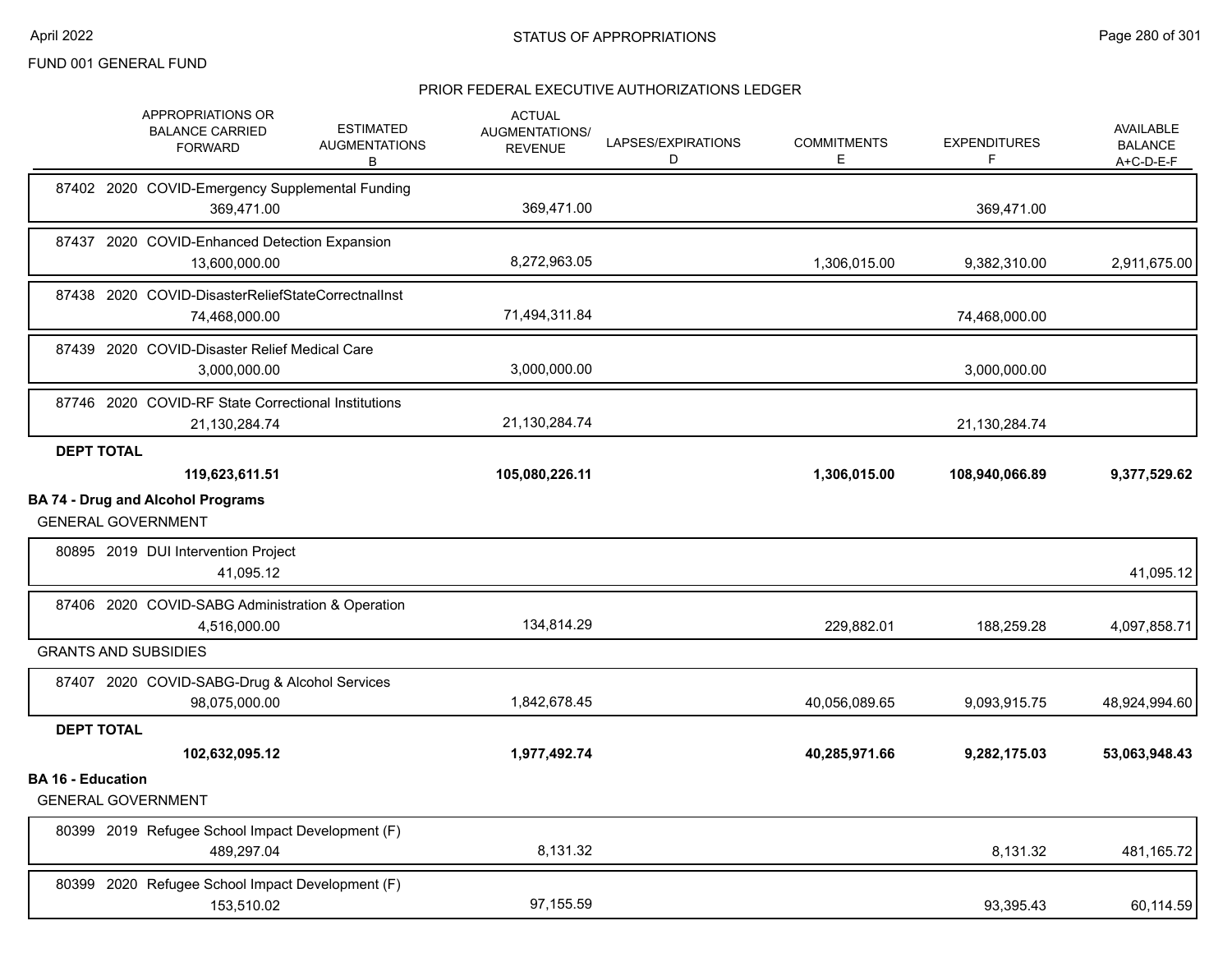FUND 001 GENERAL FUND

## STATUS OF APPROPRIATIONS

### PRIOR FEDERAL EXECUTIVE AUTHORIZATIONS LEDGER

| APPROPRIATIONS OR BALANCE CARRIED FORWARD | ESTIMATED AUGMENTATIONS B | ACTUAL AUGMENTATIONS/ REVENUE | LAPSES/EXPIRATIONS D | COMMITMENTS E | EXPENDITURES F | AVAILABLE BALANCE A+C-D-E-F |
|---|---|---|---|---|---|---|
| 87402 2020 COVID-Emergency Supplemental Funding | | | | | | |
| 369,471.00 | | 369,471.00 | | | 369,471.00 | |
| 87437 2020 COVID-Enhanced Detection Expansion | | | | | | |
| 13,600,000.00 | | 8,272,963.05 | | 1,306,015.00 | 9,382,310.00 | 2,911,675.00 |
| 87438 2020 COVID-DisasterReliefStateCorrectnalInst | | | | | | |
| 74,468,000.00 | | 71,494,311.84 | | | 74,468,000.00 | |
| 87439 2020 COVID-Disaster Relief Medical Care | | | | | | |
| 3,000,000.00 | | 3,000,000.00 | | | 3,000,000.00 | |
| 87746 2020 COVID-RF State Correctional Institutions | | | | | | |
| 21,130,284.74 | | 21,130,284.74 | | | 21,130,284.74 | |
| **DEPT TOTAL** | | | | | | |
| **119,623,611.51** | | **105,080,226.11** | | **1,306,015.00** | **108,940,066.89** | **9,377,529.62** |

**BA 74 - Drug and Alcohol Programs**

GENERAL GOVERNMENT

| APPROPRIATIONS OR BALANCE CARRIED FORWARD | ESTIMATED AUGMENTATIONS B | ACTUAL AUGMENTATIONS/ REVENUE | LAPSES/EXPIRATIONS D | COMMITMENTS E | EXPENDITURES F | AVAILABLE BALANCE A+C-D-E-F |
|---|---|---|---|---|---|---|
| 80895 2019 DUI Intervention Project | | | | | | |
| 41,095.12 | | | | | | 41,095.12 |
| 87406 2020 COVID-SABG Administration & Operation | | | | | | |
| 4,516,000.00 | | 134,814.29 | | 229,882.01 | 188,259.28 | 4,097,858.71 |
| GRANTS AND SUBSIDIES | | | | | | |
| 87407 2020 COVID-SABG-Drug & Alcohol Services | | | | | | |
| 98,075,000.00 | | 1,842,678.45 | | 40,056,089.65 | 9,093,915.75 | 48,924,994.60 |
| **DEPT TOTAL** | | | | | | |
| **102,632,095.12** | | **1,977,492.74** | | **40,285,971.66** | **9,282,175.03** | **53,063,948.43** |

**BA 16 - Education**

GENERAL GOVERNMENT

| APPROPRIATIONS OR BALANCE CARRIED FORWARD | ESTIMATED AUGMENTATIONS B | ACTUAL AUGMENTATIONS/ REVENUE | LAPSES/EXPIRATIONS D | COMMITMENTS E | EXPENDITURES F | AVAILABLE BALANCE A+C-D-E-F |
|---|---|---|---|---|---|---|
| 80399 2019 Refugee School Impact Development (F) | | | | | | |
| 489,297.04 | | 8,131.32 | | | 8,131.32 | 481,165.72 |
| 80399 2020 Refugee School Impact Development (F) | | | | | | |
| 153,510.02 | | 97,155.59 | | | 93,395.43 | 60,114.59 |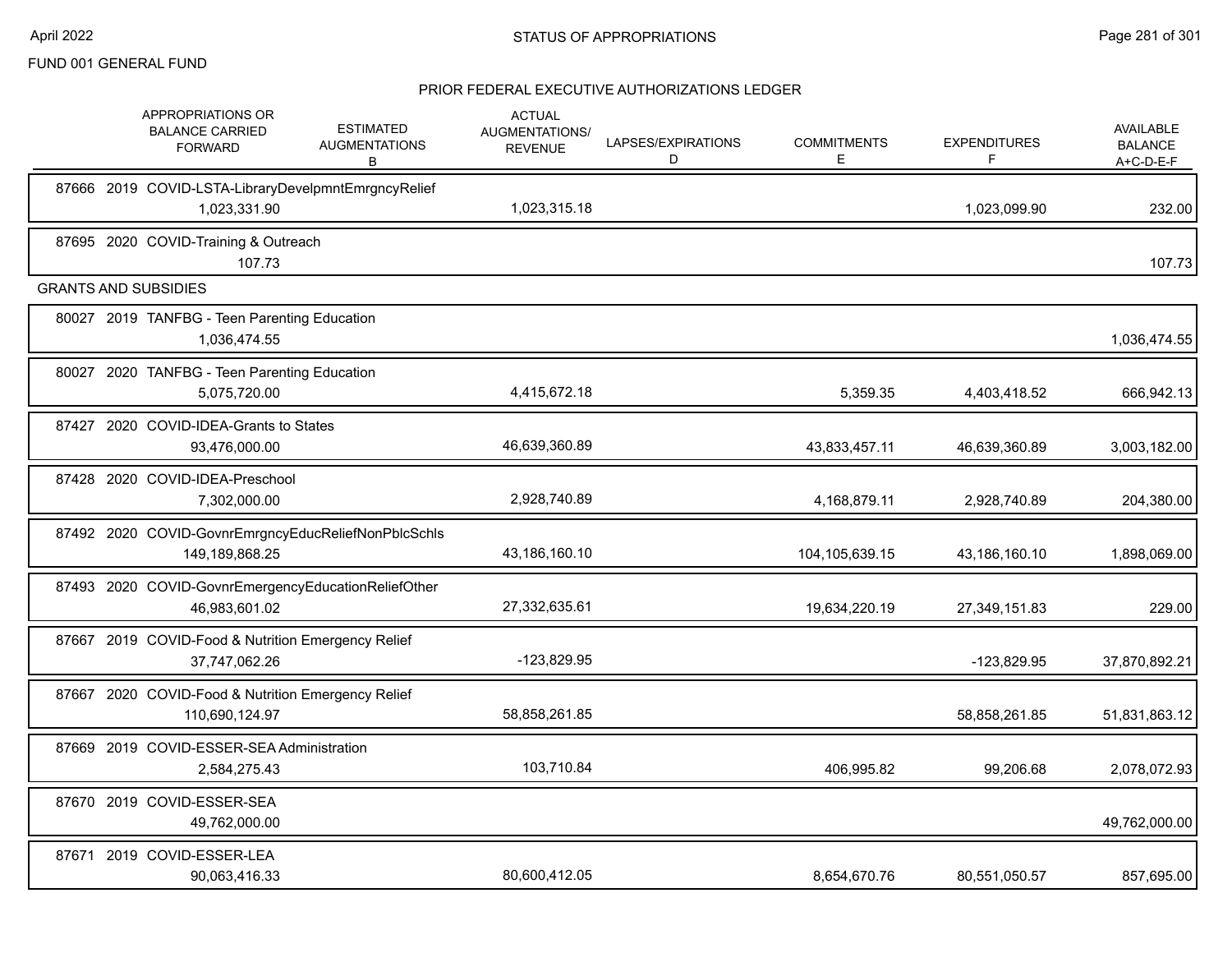FUND 001 GENERAL FUND

## STATUS OF APPROPRIATIONS

### PRIOR FEDERAL EXECUTIVE AUTHORIZATIONS LEDGER

| | APPROPRIATIONS OR BALANCE CARRIED FORWARD | ESTIMATED AUGMENTATIONS B | ACTUAL AUGMENTATIONS/ REVENUE | LAPSES/EXPIRATIONS D | COMMITMENTS E | EXPENDITURES F | AVAILABLE BALANCE A+C-D-E-F |
|---|---|---|---|---|---|---|---|
| 87666 2019 COVID-LSTA-LibraryDevelpmntEmrgncyRelief | 1,023,331.90 | | 1,023,315.18 | | | 1,023,099.90 | 232.00 |
| 87695 2020 COVID-Training & Outreach | 107.73 | | | | | | 107.73 |
| **GRANTS AND SUBSIDIES** | | | | | | | |
| 80027 2019 TANFBG - Teen Parenting Education | 1,036,474.55 | | | | | | 1,036,474.55 |
| 80027 2020 TANFBG - Teen Parenting Education | 5,075,720.00 | | 4,415,672.18 | | 5,359.35 | 4,403,418.52 | 666,942.13 |
| 87427 2020 COVID-IDEA-Grants to States | 93,476,000.00 | | 46,639,360.89 | | 43,833,457.11 | 46,639,360.89 | 3,003,182.00 |
| 87428 2020 COVID-IDEA-Preschool | 7,302,000.00 | | 2,928,740.89 | | 4,168,879.11 | 2,928,740.89 | 204,380.00 |
| 87492 2020 COVID-GovnrEmrgncyEducReliefNonPblcSchls | 149,189,868.25 | | 43,186,160.10 | | 104,105,639.15 | 43,186,160.10 | 1,898,069.00 |
| 87493 2020 COVID-GovnrEmergencyEducationReliefOther | 46,983,601.02 | | 27,332,635.61 | | 19,634,220.19 | 27,349,151.83 | 229.00 |
| 87667 2019 COVID-Food & Nutrition Emergency Relief | 37,747,062.26 | | -123,829.95 | | | -123,829.95 | 37,870,892.21 |
| 87667 2020 COVID-Food & Nutrition Emergency Relief | 110,690,124.97 | | 58,858,261.85 | | | 58,858,261.85 | 51,831,863.12 |
| 87669 2019 COVID-ESSER-SEA Administration | 2,584,275.43 | | 103,710.84 | | 406,995.82 | 99,206.68 | 2,078,072.93 |
| 87670 2019 COVID-ESSER-SEA | 49,762,000.00 | | | | | | 49,762,000.00 |
| 87671 2019 COVID-ESSER-LEA | 90,063,416.33 | | 80,600,412.05 | | 8,654,670.76 | 80,551,050.57 | 857,695.00 |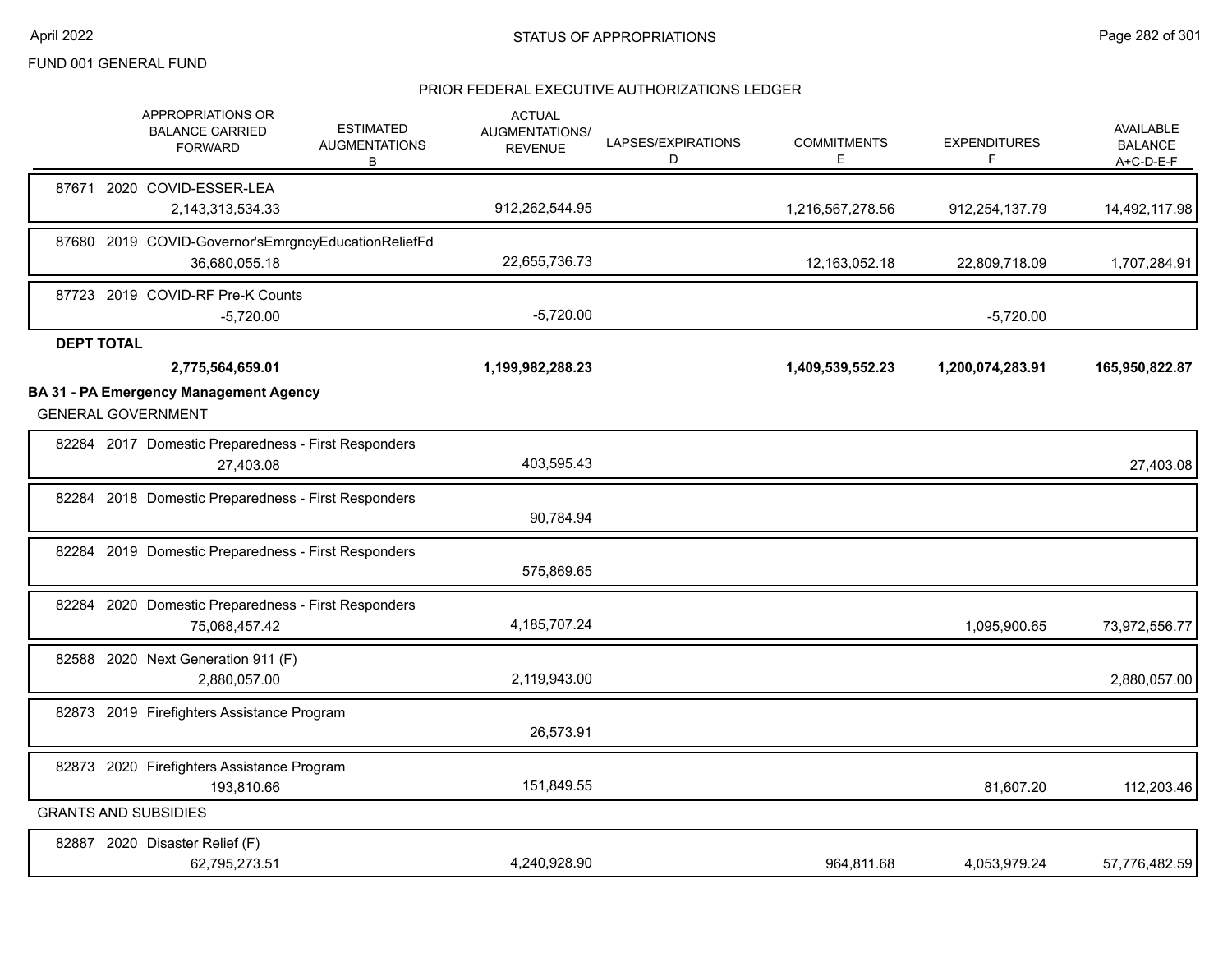FUND 001 GENERAL FUND

## STATUS OF APPROPRIATIONS

### PRIOR FEDERAL EXECUTIVE AUTHORIZATIONS LEDGER

| APPROPRIATIONS OR BALANCE CARRIED FORWARD | ESTIMATED AUGMENTATIONS B | ACTUAL AUGMENTATIONS/ REVENUE | LAPSES/EXPIRATIONS D | COMMITMENTS E | EXPENDITURES F | AVAILABLE BALANCE A+C-D-E-F |
|---|---|---|---|---|---|---|
| 87671 2020 COVID-ESSER-LEA | | | | | | |
| 2,143,313,534.33 | | 912,262,544.95 | | 1,216,567,278.56 | 912,254,137.79 | 14,492,117.98 |
| 87680 2019 COVID-Governor'sEmrgncyEducationReliefFd | | | | | | |
| 36,680,055.18 | | 22,655,736.73 | | 12,163,052.18 | 22,809,718.09 | 1,707,284.91 |
| 87723 2019 COVID-RF Pre-K Counts | | | | | | |
| -5,720.00 | | -5,720.00 | | | -5,720.00 | |
| **DEPT TOTAL** | | | | | | |
| **2,775,564,659.01** | | **1,199,982,288.23** | | **1,409,539,552.23** | **1,200,074,283.91** | **165,950,822.87** |
| **BA 31 - PA Emergency Management Agency** | | | | | | |
| GENERAL GOVERNMENT | | | | | | |
| 82284 2017 Domestic Preparedness - First Responders | | | | | | |
| 27,403.08 | | 403,595.43 | | | | 27,403.08 |
| 82284 2018 Domestic Preparedness - First Responders | | | | | | |
| | | 90,784.94 | | | | |
| 82284 2019 Domestic Preparedness - First Responders | | | | | | |
| | | 575,869.65 | | | | |
| 82284 2020 Domestic Preparedness - First Responders | | | | | | |
| 75,068,457.42 | | 4,185,707.24 | | | 1,095,900.65 | 73,972,556.77 |
| 82588 2020 Next Generation 911 (F) | | | | | | |
| 2,880,057.00 | | 2,119,943.00 | | | | 2,880,057.00 |
| 82873 2019 Firefighters Assistance Program | | | | | | |
| | | 26,573.91 | | | | |
| 82873 2020 Firefighters Assistance Program | | | | | | |
| 193,810.66 | | 151,849.55 | | | 81,607.20 | 112,203.46 |
| GRANTS AND SUBSIDIES | | | | | | |
| 82887 2020 Disaster Relief (F) | | | | | | |
| 62,795,273.51 | | 4,240,928.90 | | 964,811.68 | 4,053,979.24 | 57,776,482.59 |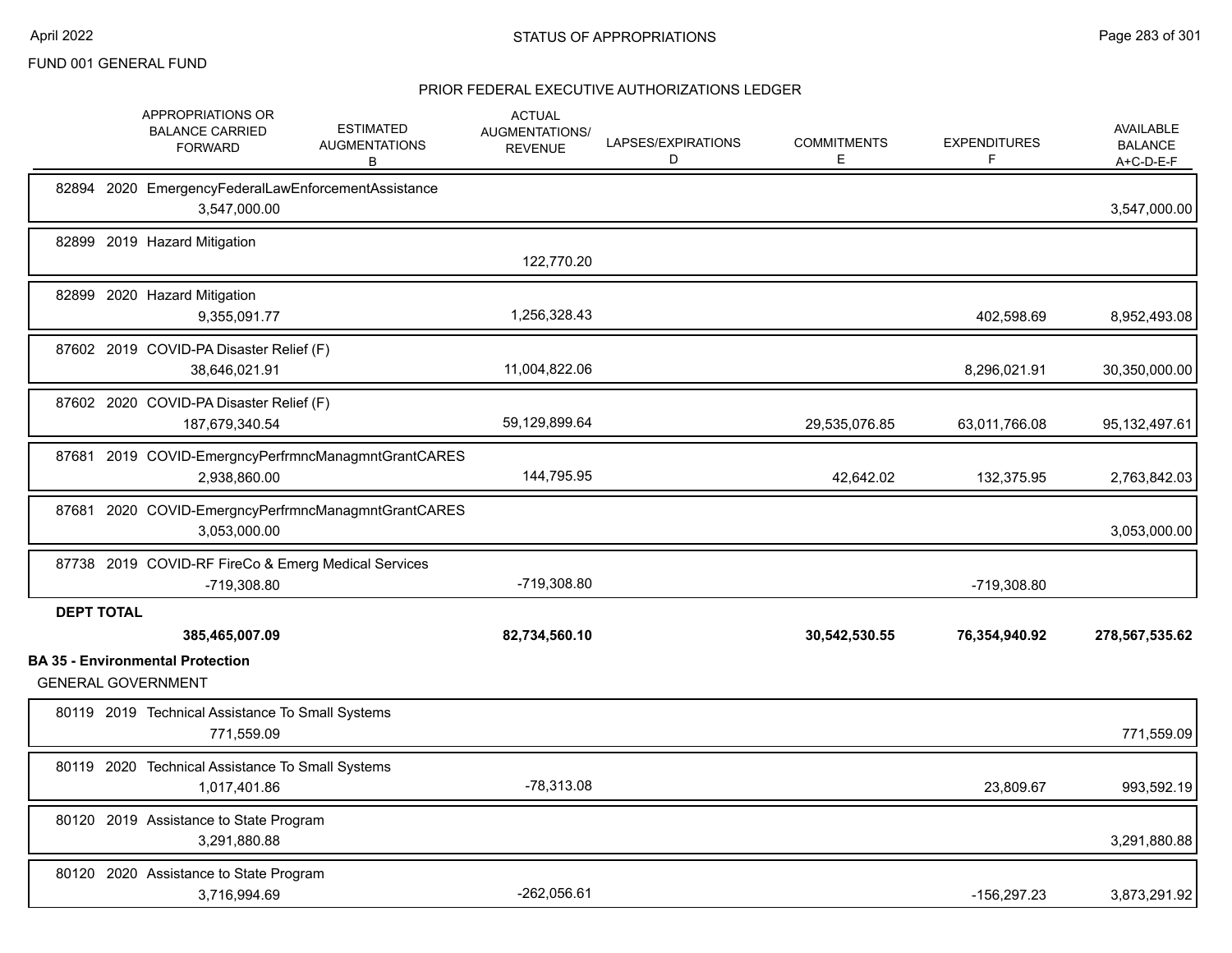FUND 001 GENERAL FUND

PRIOR FEDERAL EXECUTIVE AUTHORIZATIONS LEDGER

| | APPROPRIATIONS OR BALANCE CARRIED FORWARD | ESTIMATED AUGMENTATIONS B | ACTUAL AUGMENTATIONS/ REVENUE | LAPSES/EXPIRATIONS D | COMMITMENTS E | EXPENDITURES F | AVAILABLE BALANCE A+C-D-E-F |
|---|---|---|---|---|---|---|---|
| 82894 2020 EmergencyFederalLawEnforcementAssistance | 3,547,000.00 | | | | | | 3,547,000.00 |
| 82899 2019 Hazard Mitigation | | | 122,770.20 | | | | |
| 82899 2020 Hazard Mitigation | 9,355,091.77 | | 1,256,328.43 | | | 402,598.69 | 8,952,493.08 |
| 87602 2019 COVID-PA Disaster Relief (F) | 38,646,021.91 | | 11,004,822.06 | | | 8,296,021.91 | 30,350,000.00 |
| 87602 2020 COVID-PA Disaster Relief (F) | 187,679,340.54 | | 59,129,899.64 | | 29,535,076.85 | 63,011,766.08 | 95,132,497.61 |
| 87681 2019 COVID-EmergncyPerfrmncManagmntGrantCARES | 2,938,860.00 | | 144,795.95 | | 42,642.02 | 132,375.95 | 2,763,842.03 |
| 87681 2020 COVID-EmergncyPerfrmncManagmntGrantCARES | 3,053,000.00 | | | | | | 3,053,000.00 |
| 87738 2019 COVID-RF FireCo & Emerg Medical Services | -719,308.80 | | -719,308.80 | | | -719,308.80 | |
| **DEPT TOTAL** | **385,465,007.09** | | **82,734,560.10** | | **30,542,530.55** | **76,354,940.92** | **278,567,535.62** |

**BA 35 - Environmental Protection**

GENERAL GOVERNMENT

| | APPROPRIATIONS OR BALANCE CARRIED FORWARD | ESTIMATED AUGMENTATIONS B | ACTUAL AUGMENTATIONS/ REVENUE | LAPSES/EXPIRATIONS D | COMMITMENTS E | EXPENDITURES F | AVAILABLE BALANCE A+C-D-E-F |
|---|---|---|---|---|---|---|---|
| 80119 2019 Technical Assistance To Small Systems | 771,559.09 | | | | | | 771,559.09 |
| 80119 2020 Technical Assistance To Small Systems | 1,017,401.86 | | -78,313.08 | | | 23,809.67 | 993,592.19 |
| 80120 2019 Assistance to State Program | 3,291,880.88 | | | | | | 3,291,880.88 |
| 80120 2020 Assistance to State Program | 3,716,994.69 | | -262,056.61 | | | -156,297.23 | 3,873,291.92 |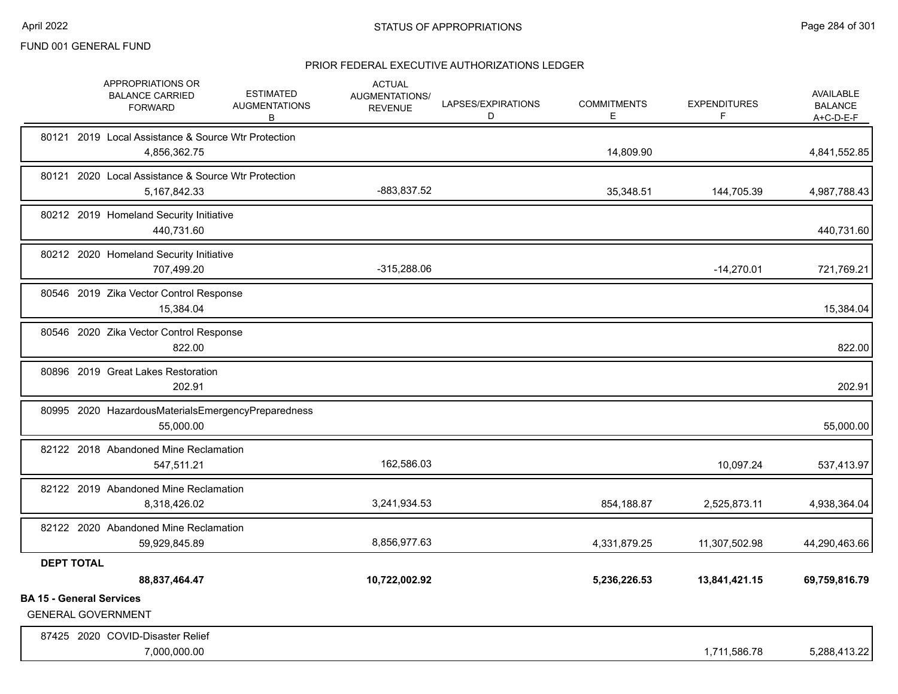FUND 001 GENERAL FUND

## PRIOR FEDERAL EXECUTIVE AUTHORIZATIONS LEDGER

| | APPROPRIATIONS OR BALANCE CARRIED FORWARD | ESTIMATED AUGMENTATIONS B | ACTUAL AUGMENTATIONS/ REVENUE | LAPSES/EXPIRATIONS D | COMMITMENTS E | EXPENDITURES F | AVAILABLE BALANCE A+C-D-E-F |
|---|---|---|---|---|---|---|---|
| 80121 2019 Local Assistance & Source Wtr Protection | 4,856,362.75 | | | | 14,809.90 | | 4,841,552.85 |
| 80121 2020 Local Assistance & Source Wtr Protection | 5,167,842.33 | | -883,837.52 | | 35,348.51 | 144,705.39 | 4,987,788.43 |
| 80212 2019 Homeland Security Initiative | 440,731.60 | | | | | | 440,731.60 |
| 80212 2020 Homeland Security Initiative | 707,499.20 | | -315,288.06 | | | -14,270.01 | 721,769.21 |
| 80546 2019 Zika Vector Control Response | 15,384.04 | | | | | | 15,384.04 |
| 80546 2020 Zika Vector Control Response | 822.00 | | | | | | 822.00 |
| 80896 2019 Great Lakes Restoration | 202.91 | | | | | | 202.91 |
| 80995 2020 HazardousMaterialsEmergencyPreparedness | 55,000.00 | | | | | | 55,000.00 |
| 82122 2018 Abandoned Mine Reclamation | 547,511.21 | | 162,586.03 | | | 10,097.24 | 537,413.97 |
| 82122 2019 Abandoned Mine Reclamation | 8,318,426.02 | | 3,241,934.53 | | 854,188.87 | 2,525,873.11 | 4,938,364.04 |
| 82122 2020 Abandoned Mine Reclamation | 59,929,845.89 | | 8,856,977.63 | | 4,331,879.25 | 11,307,502.98 | 44,290,463.66 |
| **DEPT TOTAL** | **88,837,464.47** | | **10,722,002.92** | | **5,236,226.53** | **13,841,421.15** | **69,759,816.79** |

**BA 15 - General Services**

GENERAL GOVERNMENT

| | APPROPRIATIONS OR BALANCE CARRIED FORWARD | ESTIMATED AUGMENTATIONS B | ACTUAL AUGMENTATIONS/ REVENUE | LAPSES/EXPIRATIONS D | COMMITMENTS E | EXPENDITURES F | AVAILABLE BALANCE A+C-D-E-F |
|---|---|---|---|---|---|---|---|
| 87425 2020 COVID-Disaster Relief | 7,000,000.00 | | | | | 1,711,586.78 | 5,288,413.22 |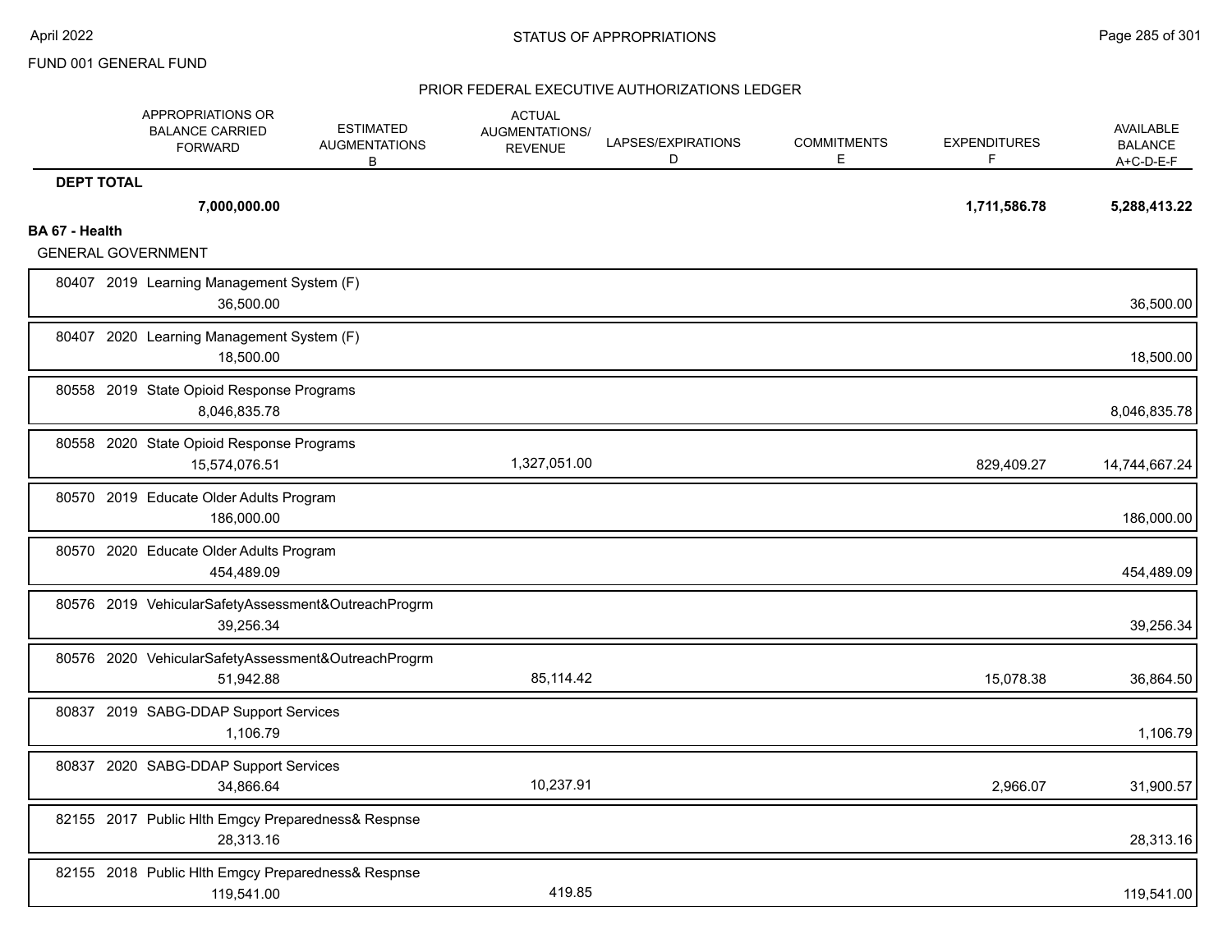FUND 001 GENERAL FUND

## STATUS OF APPROPRIATIONS

### PRIOR FEDERAL EXECUTIVE AUTHORIZATIONS LEDGER

| | APPROPRIATIONS OR BALANCE CARRIED FORWARD | ESTIMATED AUGMENTATIONS B | ACTUAL AUGMENTATIONS/ REVENUE | LAPSES/EXPIRATIONS D | COMMITMENTS E | EXPENDITURES F | AVAILABLE BALANCE A+C-D-E-F |
|---|---|---|---|---|---|---|---|
| **DEPT TOTAL** | **7,000,000.00** | | | | | **1,711,586.78** | **5,288,413.22** |
| **BA 67 - Health** | | | | | | | |
| GENERAL GOVERNMENT | | | | | | | |
| 80407 2019 Learning Management System (F) | 36,500.00 | | | | | | 36,500.00 |
| 80407 2020 Learning Management System (F) | 18,500.00 | | | | | | 18,500.00 |
| 80558 2019 State Opioid Response Programs | 8,046,835.78 | | | | | | 8,046,835.78 |
| 80558 2020 State Opioid Response Programs | 15,574,076.51 | | 1,327,051.00 | | | 829,409.27 | 14,744,667.24 |
| 80570 2019 Educate Older Adults Program | 186,000.00 | | | | | | 186,000.00 |
| 80570 2020 Educate Older Adults Program | 454,489.09 | | | | | | 454,489.09 |
| 80576 2019 VehicularSafetyAssessment&OutreachProgrm | 39,256.34 | | | | | | 39,256.34 |
| 80576 2020 VehicularSafetyAssessment&OutreachProgrm | 51,942.88 | | 85,114.42 | | | 15,078.38 | 36,864.50 |
| 80837 2019 SABG-DDAP Support Services | 1,106.79 | | | | | | 1,106.79 |
| 80837 2020 SABG-DDAP Support Services | 34,866.64 | | 10,237.91 | | | 2,966.07 | 31,900.57 |
| 82155 2017 Public Hlth Emgcy Preparedness& Respnse | 28,313.16 | | | | | | 28,313.16 |
| 82155 2018 Public Hlth Emgcy Preparedness& Respnse | 119,541.00 | | 419.85 | | | | 119,541.00 |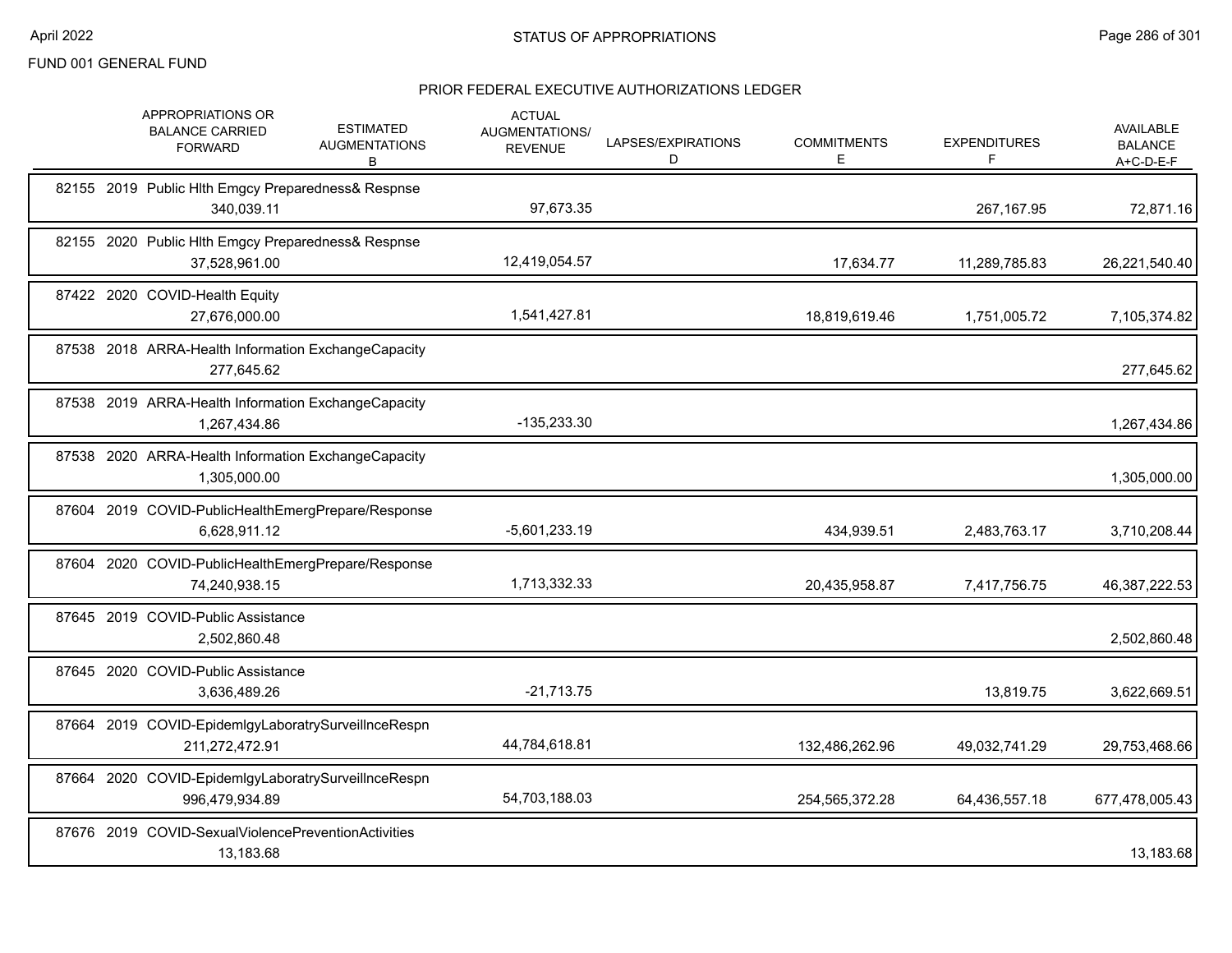FUND 001 GENERAL FUND

## STATUS OF APPROPRIATIONS

### PRIOR FEDERAL EXECUTIVE AUTHORIZATIONS LEDGER

| | APPROPRIATIONS OR BALANCE CARRIED FORWARD | ESTIMATED AUGMENTATIONS B | ACTUAL AUGMENTATIONS/ REVENUE | LAPSES/EXPIRATIONS D | COMMITMENTS E | EXPENDITURES F | AVAILABLE BALANCE A+C-D-E-F |
|---|---|---|---|---|---|---|---|
| 82155 2019 Public Hlth Emgcy Preparedness& Respnse | 340,039.11 | | 97,673.35 | | | 267,167.95 | 72,871.16 |
| 82155 2020 Public Hlth Emgcy Preparedness& Respnse | 37,528,961.00 | | 12,419,054.57 | | 17,634.77 | 11,289,785.83 | 26,221,540.40 |
| 87422 2020 COVID-Health Equity | 27,676,000.00 | | 1,541,427.81 | | 18,819,619.46 | 1,751,005.72 | 7,105,374.82 |
| 87538 2018 ARRA-Health Information ExchangeCapacity | 277,645.62 | | | | | | 277,645.62 |
| 87538 2019 ARRA-Health Information ExchangeCapacity | 1,267,434.86 | | -135,233.30 | | | | 1,267,434.86 |
| 87538 2020 ARRA-Health Information ExchangeCapacity | 1,305,000.00 | | | | | | 1,305,000.00 |
| 87604 2019 COVID-PublicHealthEmergPrepare/Response | 6,628,911.12 | | -5,601,233.19 | | 434,939.51 | 2,483,763.17 | 3,710,208.44 |
| 87604 2020 COVID-PublicHealthEmergPrepare/Response | 74,240,938.15 | | 1,713,332.33 | | 20,435,958.87 | 7,417,756.75 | 46,387,222.53 |
| 87645 2019 COVID-Public Assistance | 2,502,860.48 | | | | | | 2,502,860.48 |
| 87645 2020 COVID-Public Assistance | 3,636,489.26 | | -21,713.75 | | | 13,819.75 | 3,622,669.51 |
| 87664 2019 COVID-EpidemlgyLaboratrySurveillnceRespn | 211,272,472.91 | | 44,784,618.81 | | 132,486,262.96 | 49,032,741.29 | 29,753,468.66 |
| 87664 2020 COVID-EpidemlgyLaboratrySurveillnceRespn | 996,479,934.89 | | 54,703,188.03 | | 254,565,372.28 | 64,436,557.18 | 677,478,005.43 |
| 87676 2019 COVID-SexualViolencePreventionActivities | 13,183.68 | | | | | | 13,183.68 |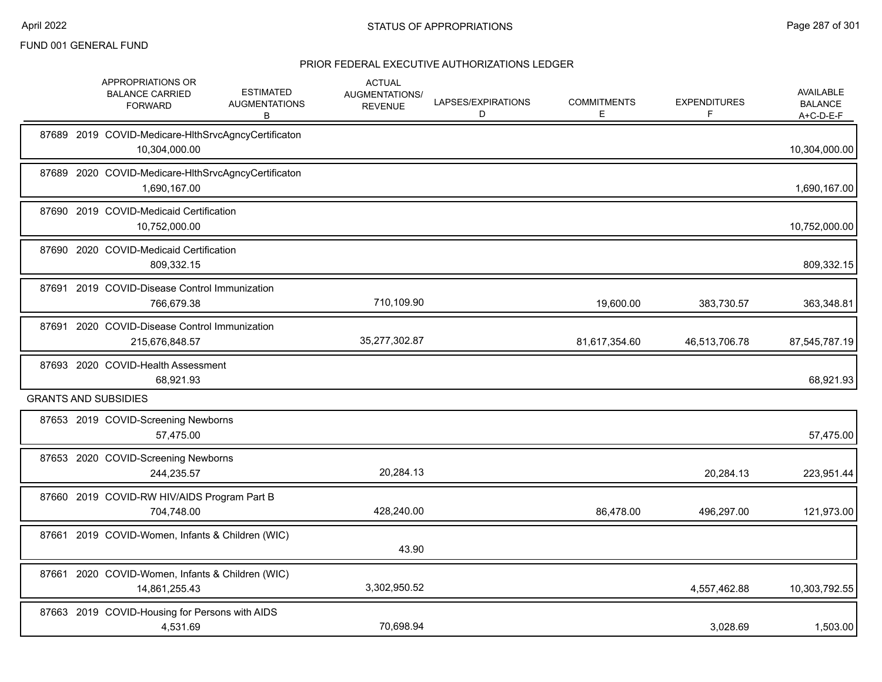FUND 001 GENERAL FUND

## PRIOR FEDERAL EXECUTIVE AUTHORIZATIONS LEDGER

| | APPROPRIATIONS OR BALANCE CARRIED FORWARD | ESTIMATED AUGMENTATIONS B | ACTUAL AUGMENTATIONS/ REVENUE | LAPSES/EXPIRATIONS D | COMMITMENTS E | EXPENDITURES F | AVAILABLE BALANCE A+C-D-E-F |
|---|---|---|---|---|---|---|---|
| 87689 2019 COVID-Medicare-HlthSrvcAgncyCertificaton | 10,304,000.00 | | | | | | 10,304,000.00 |
| 87689 2020 COVID-Medicare-HlthSrvcAgncyCertificaton | 1,690,167.00 | | | | | | 1,690,167.00 |
| 87690 2019 COVID-Medicaid Certification | 10,752,000.00 | | | | | | 10,752,000.00 |
| 87690 2020 COVID-Medicaid Certification | 809,332.15 | | | | | | 809,332.15 |
| 87691 2019 COVID-Disease Control Immunization | 766,679.38 | | 710,109.90 | | 19,600.00 | 383,730.57 | 363,348.81 |
| 87691 2020 COVID-Disease Control Immunization | 215,676,848.57 | | 35,277,302.87 | | 81,617,354.60 | 46,513,706.78 | 87,545,787.19 |
| 87693 2020 COVID-Health Assessment | 68,921.93 | | | | | | 68,921.93 |
| **GRANTS AND SUBSIDIES** | | | | | | | |
| 87653 2019 COVID-Screening Newborns | 57,475.00 | | | | | | 57,475.00 |
| 87653 2020 COVID-Screening Newborns | 244,235.57 | | 20,284.13 | | | 20,284.13 | 223,951.44 |
| 87660 2019 COVID-RW HIV/AIDS Program Part B | 704,748.00 | | 428,240.00 | | 86,478.00 | 496,297.00 | 121,973.00 |
| 87661 2019 COVID-Women, Infants & Children (WIC) | | | 43.90 | | | | |
| 87661 2020 COVID-Women, Infants & Children (WIC) | 14,861,255.43 | | 3,302,950.52 | | | 4,557,462.88 | 10,303,792.55 |
| 87663 2019 COVID-Housing for Persons with AIDS | 4,531.69 | | 70,698.94 | | | 3,028.69 | 1,503.00 |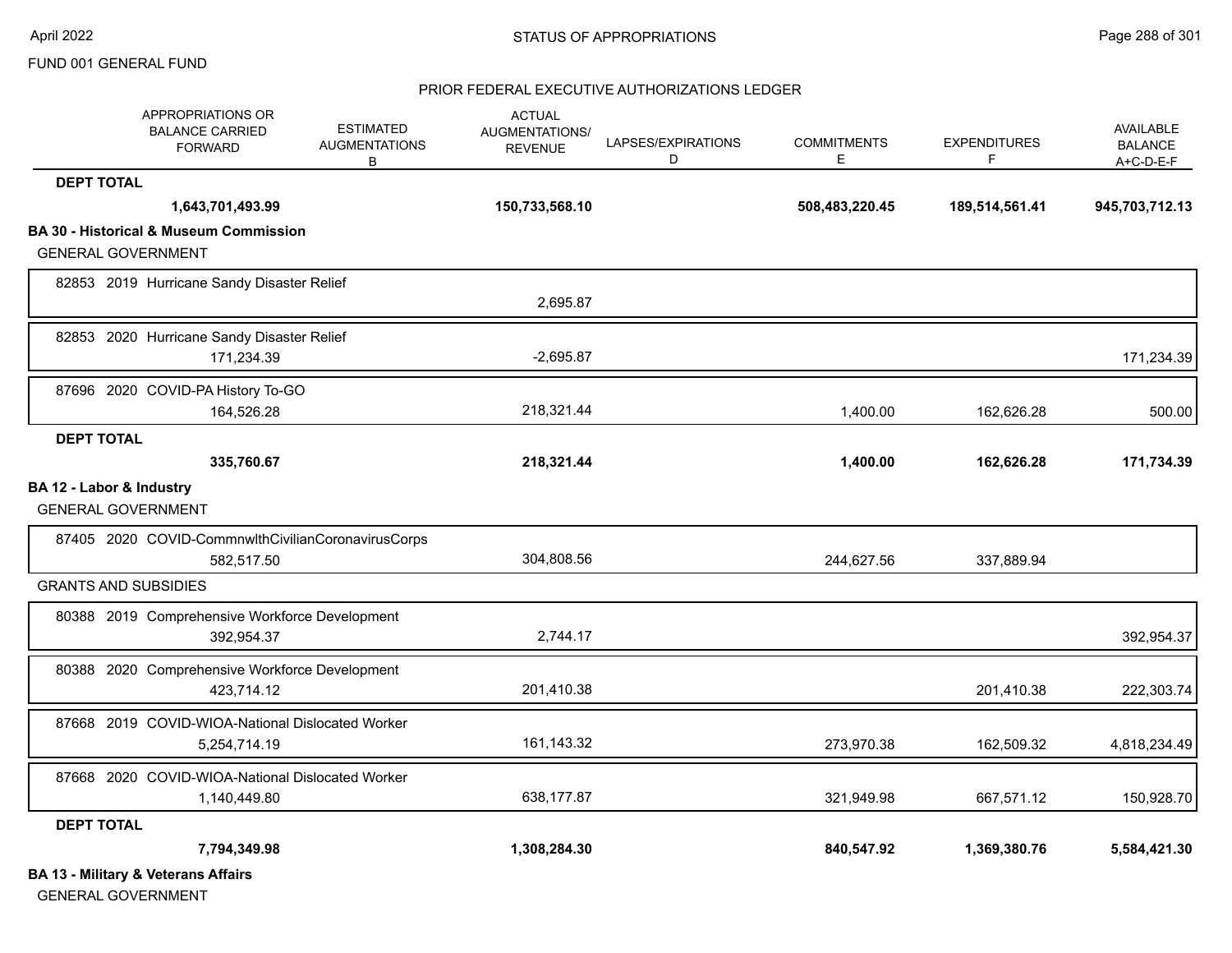FUND 001 GENERAL FUND

## STATUS OF APPROPRIATIONS

### PRIOR FEDERAL EXECUTIVE AUTHORIZATIONS LEDGER

| | APPROPRIATIONS OR BALANCE CARRIED FORWARD | ESTIMATED AUGMENTATIONS B | ACTUAL AUGMENTATIONS/ REVENUE | LAPSES/EXPIRATIONS D | COMMITMENTS E | EXPENDITURES F | AVAILABLE BALANCE A+C-D-E-F |
|---|---|---|---|---|---|---|---|
| **DEPT TOTAL** | **1,643,701,493.99** | | **150,733,568.10** | | **508,483,220.45** | **189,514,561.41** | **945,703,712.13** |
| **BA 30 - Historical & Museum Commission** | | | | | | | |
| GENERAL GOVERNMENT | | | | | | | |
| 82853 2019 Hurricane Sandy Disaster Relief | | | 2,695.87 | | | | |
| 82853 2020 Hurricane Sandy Disaster Relief | 171,234.39 | | -2,695.87 | | | | 171,234.39 |
| 87696 2020 COVID-PA History To-GO | 164,526.28 | | 218,321.44 | | 1,400.00 | 162,626.28 | 500.00 |
| **DEPT TOTAL** | **335,760.67** | | **218,321.44** | | **1,400.00** | **162,626.28** | **171,734.39** |
| **BA 12 - Labor & Industry** | | | | | | | |
| GENERAL GOVERNMENT | | | | | | | |
| 87405 2020 COVID-CommnwlthCivilianCoronavirusCorps | 582,517.50 | | 304,808.56 | | 244,627.56 | 337,889.94 | |
| GRANTS AND SUBSIDIES | | | | | | | |
| 80388 2019 Comprehensive Workforce Development | 392,954.37 | | 2,744.17 | | | | 392,954.37 |
| 80388 2020 Comprehensive Workforce Development | 423,714.12 | | 201,410.38 | | | 201,410.38 | 222,303.74 |
| 87668 2019 COVID-WIOA-National Dislocated Worker | 5,254,714.19 | | 161,143.32 | | 273,970.38 | 162,509.32 | 4,818,234.49 |
| 87668 2020 COVID-WIOA-National Dislocated Worker | 1,140,449.80 | | 638,177.87 | | 321,949.98 | 667,571.12 | 150,928.70 |
| **DEPT TOTAL** | **7,794,349.98** | | **1,308,284.30** | | **840,547.92** | **1,369,380.76** | **5,584,421.30** |

**BA 13 - Military & Veterans Affairs**

GENERAL GOVERNMENT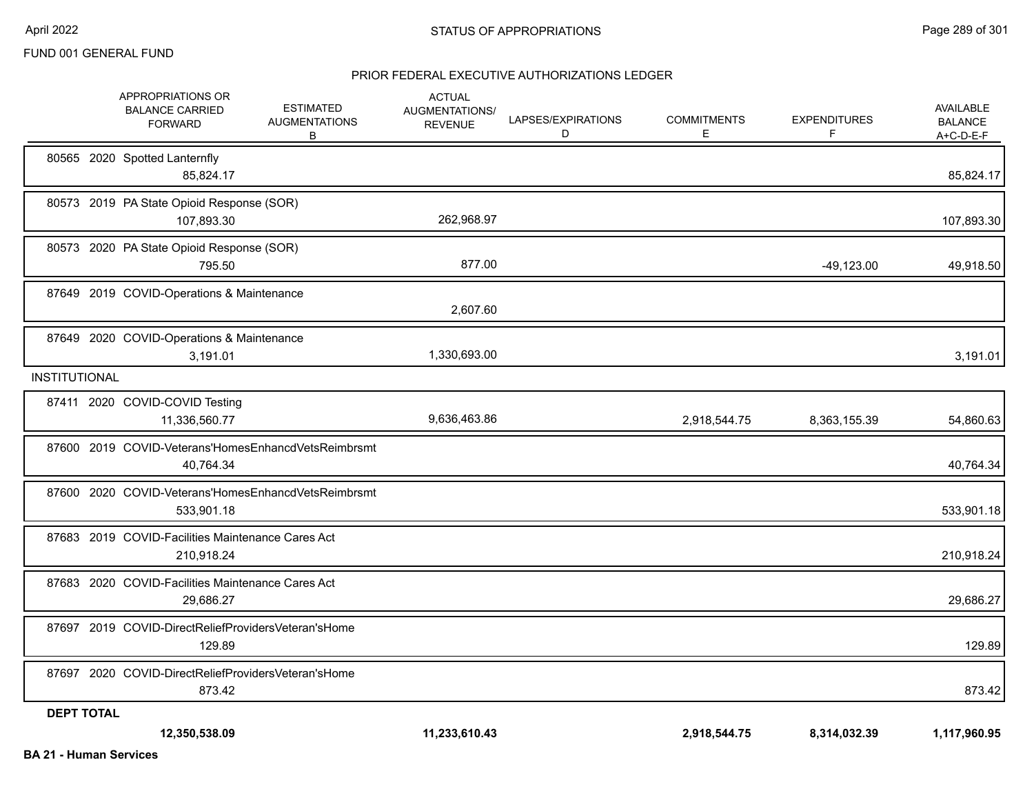FUND 001 GENERAL FUND

## STATUS OF APPROPRIATIONS

### PRIOR FEDERAL EXECUTIVE AUTHORIZATIONS LEDGER

| APPROPRIATIONS OR BALANCE CARRIED FORWARD | ESTIMATED AUGMENTATIONS B | ACTUAL AUGMENTATIONS/ REVENUE | LAPSES/EXPIRATIONS D | COMMITMENTS E | EXPENDITURES F | AVAILABLE BALANCE A+C-D-E-F |
|---|---|---|---|---|---|---|
| 80565 2020 Spotted Lanternfly | | | | | | |
| 85,824.17 | | | | | | 85,824.17 |
| 80573 2019 PA State Opioid Response (SOR) | | | | | | |
| 107,893.30 | | 262,968.97 | | | | 107,893.30 |
| 80573 2020 PA State Opioid Response (SOR) | | | | | | |
| 795.50 | | 877.00 | | | -49,123.00 | 49,918.50 |
| 87649 2019 COVID-Operations & Maintenance | | | | | | |
| | | 2,607.60 | | | | |
| 87649 2020 COVID-Operations & Maintenance | | | | | | |
| 3,191.01 | | 1,330,693.00 | | | | 3,191.01 |
| **INSTITUTIONAL** | | | | | | |
| 87411 2020 COVID-COVID Testing | | | | | | |
| 11,336,560.77 | | 9,636,463.86 | | 2,918,544.75 | 8,363,155.39 | 54,860.63 |
| 87600 2019 COVID-Veterans'HomesEnhancdVetsReimbrsmt | | | | | | |
| 40,764.34 | | | | | | 40,764.34 |
| 87600 2020 COVID-Veterans'HomesEnhancdVetsReimbrsmt | | | | | | |
| 533,901.18 | | | | | | 533,901.18 |
| 87683 2019 COVID-Facilities Maintenance Cares Act | | | | | | |
| 210,918.24 | | | | | | 210,918.24 |
| 87683 2020 COVID-Facilities Maintenance Cares Act | | | | | | |
| 29,686.27 | | | | | | 29,686.27 |
| 87697 2019 COVID-DirectReliefProvidersVeteran'sHome | | | | | | |
| 129.89 | | | | | | 129.89 |
| 87697 2020 COVID-DirectReliefProvidersVeteran'sHome | | | | | | |
| 873.42 | | | | | | 873.42 |
| **DEPT TOTAL** | | | | | | |
| **12,350,538.09** | | **11,233,610.43** | | **2,918,544.75** | **8,314,032.39** | **1,117,960.95** |

**BA 21 - Human Services**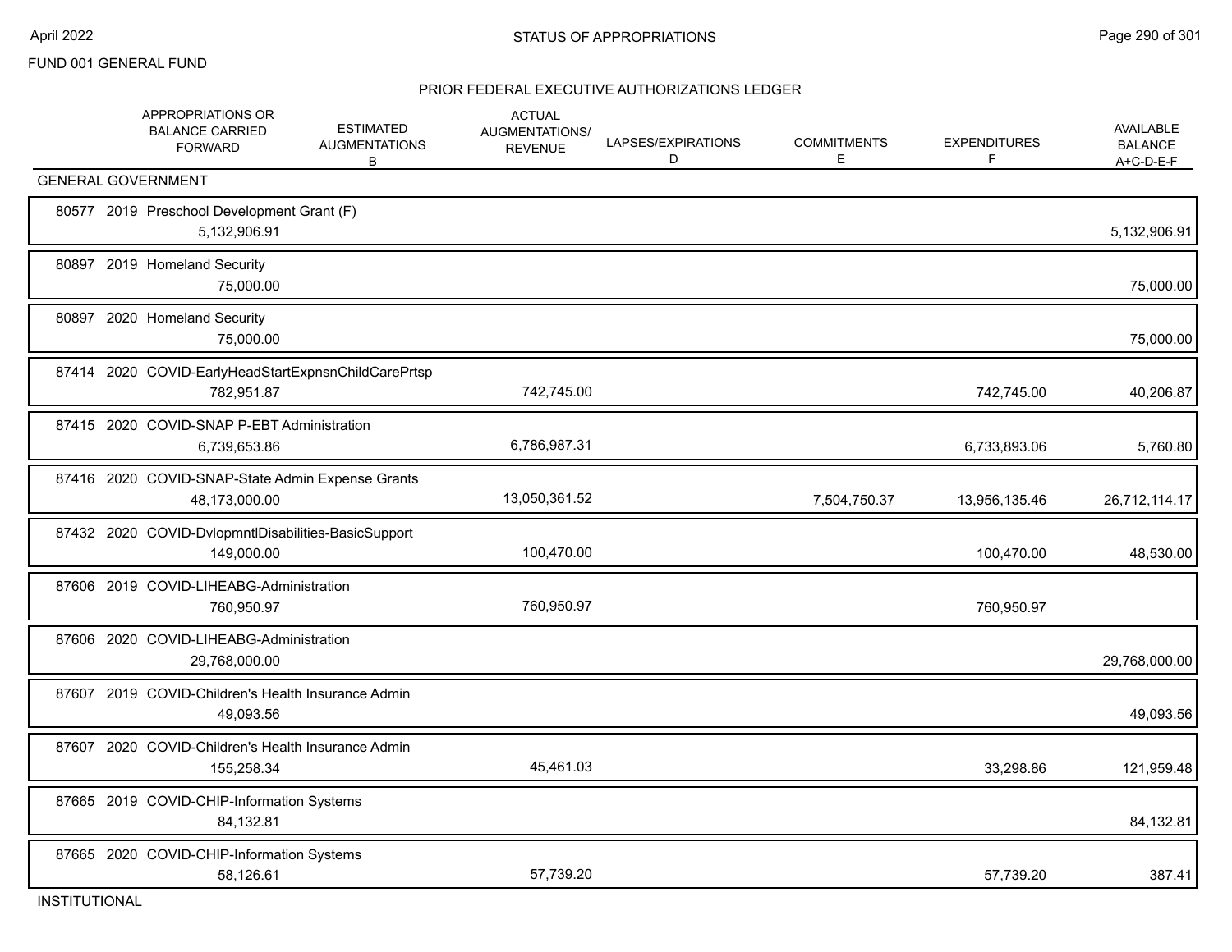FUND 001 GENERAL FUND

## STATUS OF APPROPRIATIONS

### PRIOR FEDERAL EXECUTIVE AUTHORIZATIONS LEDGER

| | APPROPRIATIONS OR BALANCE CARRIED FORWARD | ESTIMATED AUGMENTATIONS B | ACTUAL AUGMENTATIONS/ REVENUE | LAPSES/EXPIRATIONS D | COMMITMENTS E | EXPENDITURES F | AVAILABLE BALANCE A+C-D-E-F |
|---|---|---|---|---|---|---|---|
| **GENERAL GOVERNMENT** | | | | | | | |
| 80577 2019 Preschool Development Grant (F) | 5,132,906.91 | | | | | | 5,132,906.91 |
| 80897 2019 Homeland Security | 75,000.00 | | | | | | 75,000.00 |
| 80897 2020 Homeland Security | 75,000.00 | | | | | | 75,000.00 |
| 87414 2020 COVID-EarlyHeadStartExpnsnChildCarePrtsp | 782,951.87 | | 742,745.00 | | | 742,745.00 | 40,206.87 |
| 87415 2020 COVID-SNAP P-EBT Administration | 6,739,653.86 | | 6,786,987.31 | | | 6,733,893.06 | 5,760.80 |
| 87416 2020 COVID-SNAP-State Admin Expense Grants | 48,173,000.00 | | 13,050,361.52 | | 7,504,750.37 | 13,956,135.46 | 26,712,114.17 |
| 87432 2020 COVID-DvlopmntlDisabilities-BasicSupport | 149,000.00 | | 100,470.00 | | | 100,470.00 | 48,530.00 |
| 87606 2019 COVID-LIHEABG-Administration | 760,950.97 | | 760,950.97 | | | 760,950.97 | |
| 87606 2020 COVID-LIHEABG-Administration | 29,768,000.00 | | | | | | 29,768,000.00 |
| 87607 2019 COVID-Children's Health Insurance Admin | 49,093.56 | | | | | | 49,093.56 |
| 87607 2020 COVID-Children's Health Insurance Admin | 155,258.34 | | 45,461.03 | | | 33,298.86 | 121,959.48 |
| 87665 2019 COVID-CHIP-Information Systems | 84,132.81 | | | | | | 84,132.81 |
| 87665 2020 COVID-CHIP-Information Systems | 58,126.61 | | 57,739.20 | | | 57,739.20 | 387.41 |
| **INSTITUTIONAL** | | | | | | | |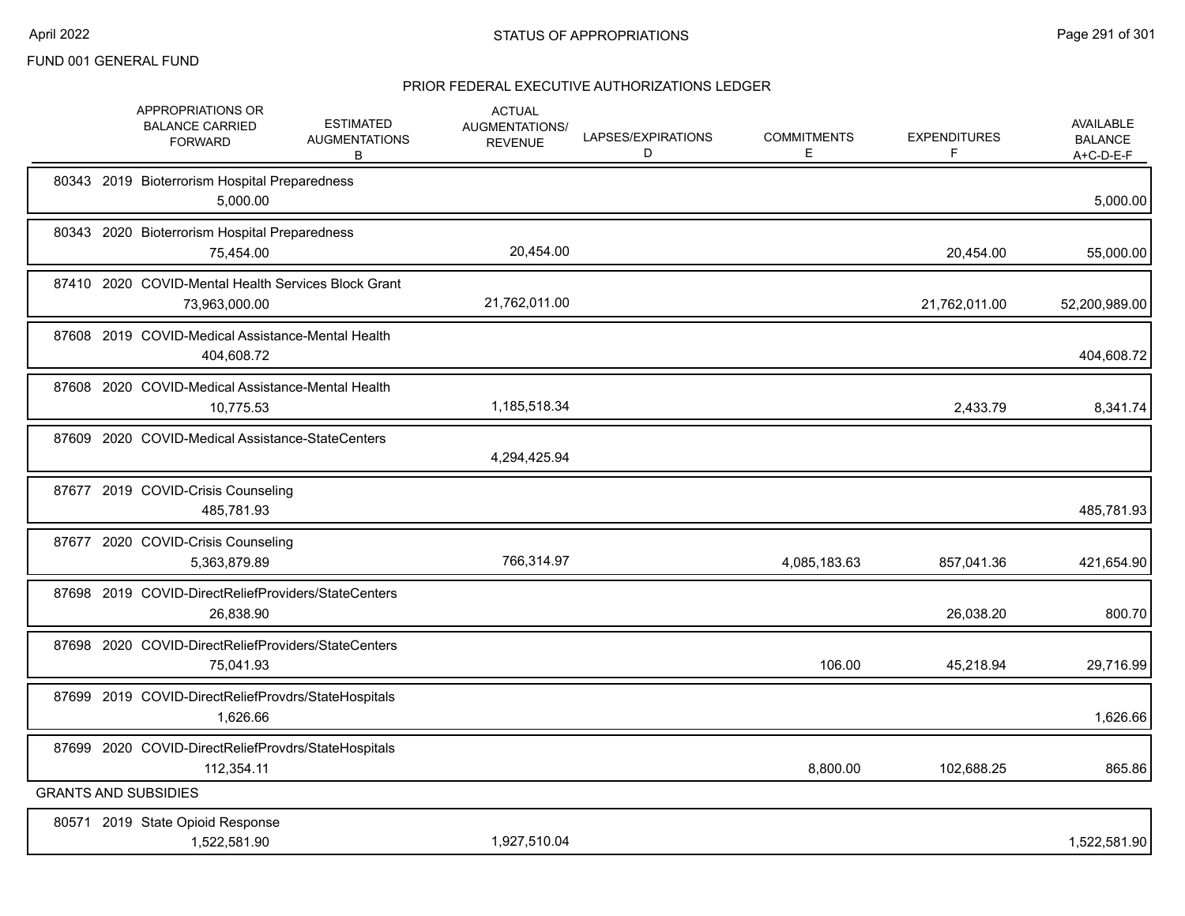FUND 001 GENERAL FUND

STATUS OF APPROPRIATIONS

PRIOR FEDERAL EXECUTIVE AUTHORIZATIONS LEDGER

| APPROPRIATIONS OR BALANCE CARRIED FORWARD | ESTIMATED AUGMENTATIONS B | ACTUAL AUGMENTATIONS/ REVENUE | LAPSES/EXPIRATIONS D | COMMITMENTS E | EXPENDITURES F | AVAILABLE BALANCE A+C-D-E-F |
|---|---|---|---|---|---|---|
| 80343 2019 Bioterrorism Hospital Preparedness | | | | | | |
| 5,000.00 | | | | | | 5,000.00 |
| 80343 2020 Bioterrorism Hospital Preparedness | | | | | | |
| 75,454.00 | | 20,454.00 | | | 20,454.00 | 55,000.00 |
| 87410 2020 COVID-Mental Health Services Block Grant | | | | | | |
| 73,963,000.00 | | 21,762,011.00 | | | 21,762,011.00 | 52,200,989.00 |
| 87608 2019 COVID-Medical Assistance-Mental Health | | | | | | |
| 404,608.72 | | | | | | 404,608.72 |
| 87608 2020 COVID-Medical Assistance-Mental Health | | | | | | |
| 10,775.53 | | 1,185,518.34 | | | 2,433.79 | 8,341.74 |
| 87609 2020 COVID-Medical Assistance-StateCenters | | | | | | |
| | | 4,294,425.94 | | | | |
| 87677 2019 COVID-Crisis Counseling | | | | | | |
| 485,781.93 | | | | | | 485,781.93 |
| 87677 2020 COVID-Crisis Counseling | | | | | | |
| 5,363,879.89 | | 766,314.97 | | 4,085,183.63 | 857,041.36 | 421,654.90 |
| 87698 2019 COVID-DirectReliefProviders/StateCenters | | | | | | |
| 26,838.90 | | | | | 26,038.20 | 800.70 |
| 87698 2020 COVID-DirectReliefProviders/StateCenters | | | | | | |
| 75,041.93 | | | | 106.00 | 45,218.94 | 29,716.99 |
| 87699 2019 COVID-DirectReliefProvdrs/StateHospitals | | | | | | |
| 1,626.66 | | | | | | 1,626.66 |
| 87699 2020 COVID-DirectReliefProvdrs/StateHospitals | | | | | | |
| 112,354.11 | | | | 8,800.00 | 102,688.25 | 865.86 |
| **GRANTS AND SUBSIDIES** | | | | | | |
| 80571 2019 State Opioid Response | | | | | | |
| 1,522,581.90 | | 1,927,510.04 | | | | 1,522,581.90 |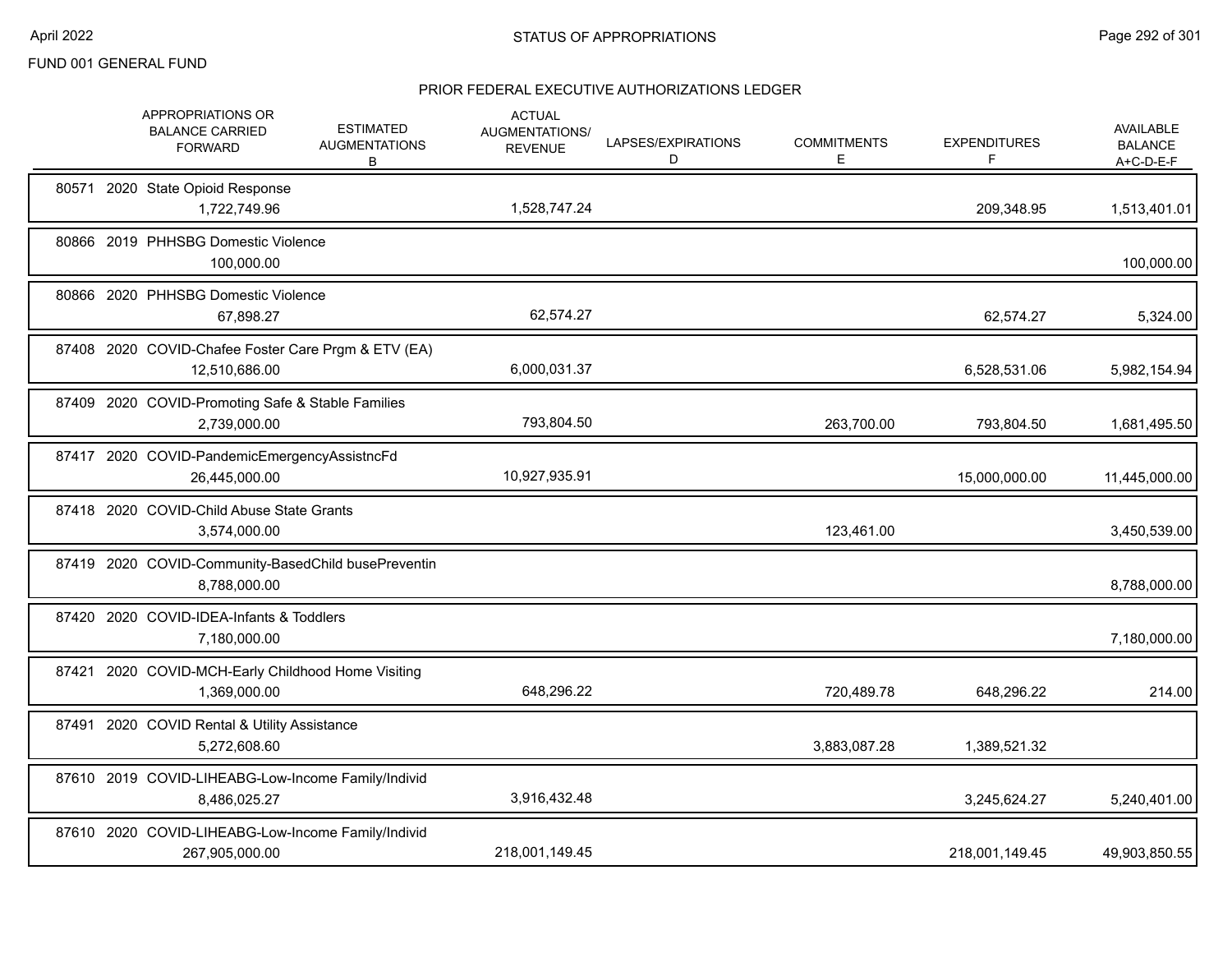FUND 001 GENERAL FUND

## PRIOR FEDERAL EXECUTIVE AUTHORIZATIONS LEDGER

| | APPROPRIATIONS OR BALANCE CARRIED FORWARD | ESTIMATED AUGMENTATIONS B | ACTUAL AUGMENTATIONS/ REVENUE | LAPSES/EXPIRATIONS D | COMMITMENTS E | EXPENDITURES F | AVAILABLE BALANCE A+C-D-E-F |
|---|---|---|---|---|---|---|---|
| 80571 2020 State Opioid Response | 1,722,749.96 | | 1,528,747.24 | | | 209,348.95 | 1,513,401.01 |
| 80866 2019 PHHSBG Domestic Violence | 100,000.00 | | | | | | 100,000.00 |
| 80866 2020 PHHSBG Domestic Violence | 67,898.27 | | 62,574.27 | | | 62,574.27 | 5,324.00 |
| 87408 2020 COVID-Chafee Foster Care Prgm & ETV (EA) | 12,510,686.00 | | 6,000,031.37 | | | 6,528,531.06 | 5,982,154.94 |
| 87409 2020 COVID-Promoting Safe & Stable Families | 2,739,000.00 | | 793,804.50 | | 263,700.00 | 793,804.50 | 1,681,495.50 |
| 87417 2020 COVID-PandemicEmergencyAssistncFd | 26,445,000.00 | | 10,927,935.91 | | | 15,000,000.00 | 11,445,000.00 |
| 87418 2020 COVID-Child Abuse State Grants | 3,574,000.00 | | | | 123,461.00 | | 3,450,539.00 |
| 87419 2020 COVID-Community-BasedChild busePreventin | 8,788,000.00 | | | | | | 8,788,000.00 |
| 87420 2020 COVID-IDEA-Infants & Toddlers | 7,180,000.00 | | | | | | 7,180,000.00 |
| 87421 2020 COVID-MCH-Early Childhood Home Visiting | 1,369,000.00 | | 648,296.22 | | 720,489.78 | 648,296.22 | 214.00 |
| 87491 2020 COVID Rental & Utility Assistance | 5,272,608.60 | | | | 3,883,087.28 | 1,389,521.32 | |
| 87610 2019 COVID-LIHEABG-Low-Income Family/Individ | 8,486,025.27 | | 3,916,432.48 | | | 3,245,624.27 | 5,240,401.00 |
| 87610 2020 COVID-LIHEABG-Low-Income Family/Individ | 267,905,000.00 | | 218,001,149.45 | | | 218,001,149.45 | 49,903,850.55 |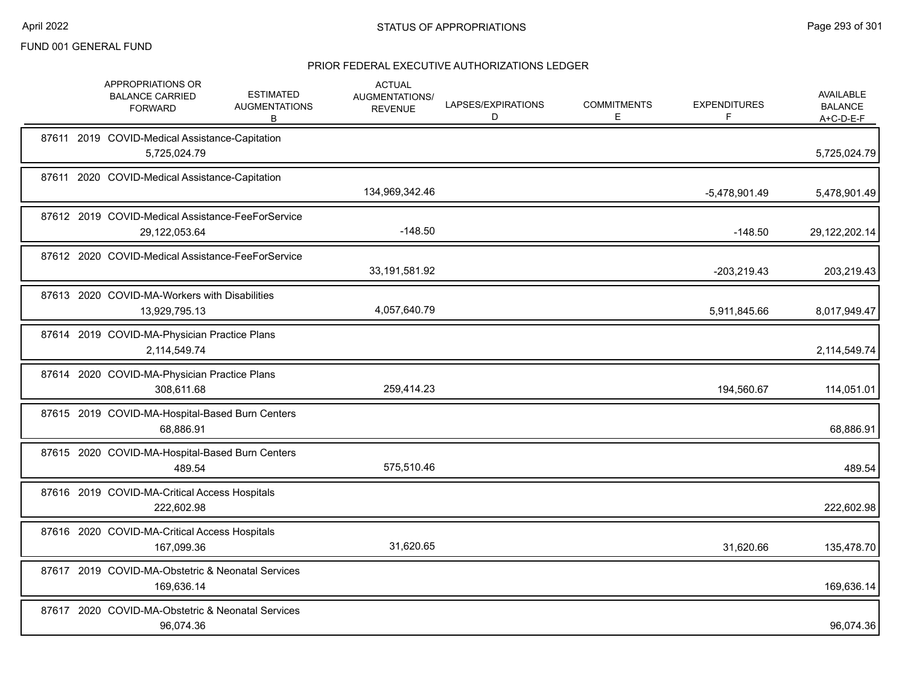FUND 001 GENERAL FUND

## STATUS OF APPROPRIATIONS

### PRIOR FEDERAL EXECUTIVE AUTHORIZATIONS LEDGER

| | APPROPRIATIONS OR BALANCE CARRIED FORWARD | ESTIMATED AUGMENTATIONS B | ACTUAL AUGMENTATIONS/ REVENUE | LAPSES/EXPIRATIONS D | COMMITMENTS E | EXPENDITURES F | AVAILABLE BALANCE A+C-D-E-F |
|---|---|---|---|---|---|---|---|
| 87611 2019 COVID-Medical Assistance-Capitation | 5,725,024.79 | | | | | | 5,725,024.79 |
| 87611 2020 COVID-Medical Assistance-Capitation | | | 134,969,342.46 | | | -5,478,901.49 | 5,478,901.49 |
| 87612 2019 COVID-Medical Assistance-FeeForService | 29,122,053.64 | | -148.50 | | | -148.50 | 29,122,202.14 |
| 87612 2020 COVID-Medical Assistance-FeeForService | | | 33,191,581.92 | | | -203,219.43 | 203,219.43 |
| 87613 2020 COVID-MA-Workers with Disabilities | 13,929,795.13 | | 4,057,640.79 | | | 5,911,845.66 | 8,017,949.47 |
| 87614 2019 COVID-MA-Physician Practice Plans | 2,114,549.74 | | | | | | 2,114,549.74 |
| 87614 2020 COVID-MA-Physician Practice Plans | 308,611.68 | | 259,414.23 | | | 194,560.67 | 114,051.01 |
| 87615 2019 COVID-MA-Hospital-Based Burn Centers | 68,886.91 | | | | | | 68,886.91 |
| 87615 2020 COVID-MA-Hospital-Based Burn Centers | 489.54 | | 575,510.46 | | | | 489.54 |
| 87616 2019 COVID-MA-Critical Access Hospitals | 222,602.98 | | | | | | 222,602.98 |
| 87616 2020 COVID-MA-Critical Access Hospitals | 167,099.36 | | 31,620.65 | | | 31,620.66 | 135,478.70 |
| 87617 2019 COVID-MA-Obstetric & Neonatal Services | 169,636.14 | | | | | | 169,636.14 |
| 87617 2020 COVID-MA-Obstetric & Neonatal Services | 96,074.36 | | | | | | 96,074.36 |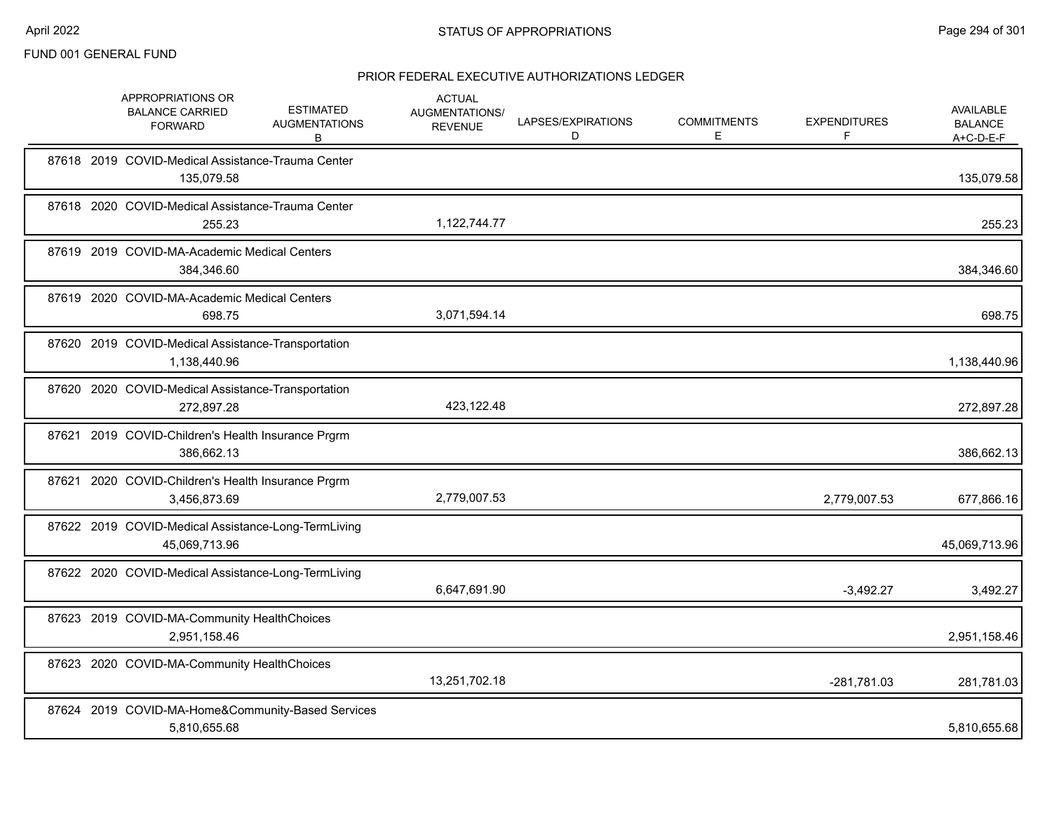FUND 001 GENERAL FUND

## STATUS OF APPROPRIATIONS

### PRIOR FEDERAL EXECUTIVE AUTHORIZATIONS LEDGER

| | APPROPRIATIONS OR BALANCE CARRIED FORWARD | ESTIMATED AUGMENTATIONS B | ACTUAL AUGMENTATIONS/ REVENUE | LAPSES/EXPIRATIONS D | COMMITMENTS E | EXPENDITURES F | AVAILABLE BALANCE A+C-D-E-F |
|---|---|---|---|---|---|---|---|
| 87618 2019 COVID-Medical Assistance-Trauma Center | 135,079.58 | | | | | | 135,079.58 |
| 87618 2020 COVID-Medical Assistance-Trauma Center | 255.23 | | 1,122,744.77 | | | | 255.23 |
| 87619 2019 COVID-MA-Academic Medical Centers | 384,346.60 | | | | | | 384,346.60 |
| 87619 2020 COVID-MA-Academic Medical Centers | 698.75 | | 3,071,594.14 | | | | 698.75 |
| 87620 2019 COVID-Medical Assistance-Transportation | 1,138,440.96 | | | | | | 1,138,440.96 |
| 87620 2020 COVID-Medical Assistance-Transportation | 272,897.28 | | 423,122.48 | | | | 272,897.28 |
| 87621 2019 COVID-Children's Health Insurance Prgrm | 386,662.13 | | | | | | 386,662.13 |
| 87621 2020 COVID-Children's Health Insurance Prgrm | 3,456,873.69 | | 2,779,007.53 | | | 2,779,007.53 | 677,866.16 |
| 87622 2019 COVID-Medical Assistance-Long-TermLiving | 45,069,713.96 | | | | | | 45,069,713.96 |
| 87622 2020 COVID-Medical Assistance-Long-TermLiving | | | 6,647,691.90 | | | -3,492.27 | 3,492.27 |
| 87623 2019 COVID-MA-Community HealthChoices | 2,951,158.46 | | | | | | 2,951,158.46 |
| 87623 2020 COVID-MA-Community HealthChoices | | | 13,251,702.18 | | | -281,781.03 | 281,781.03 |
| 87624 2019 COVID-MA-Home&Community-Based Services | 5,810,655.68 | | | | | | 5,810,655.68 |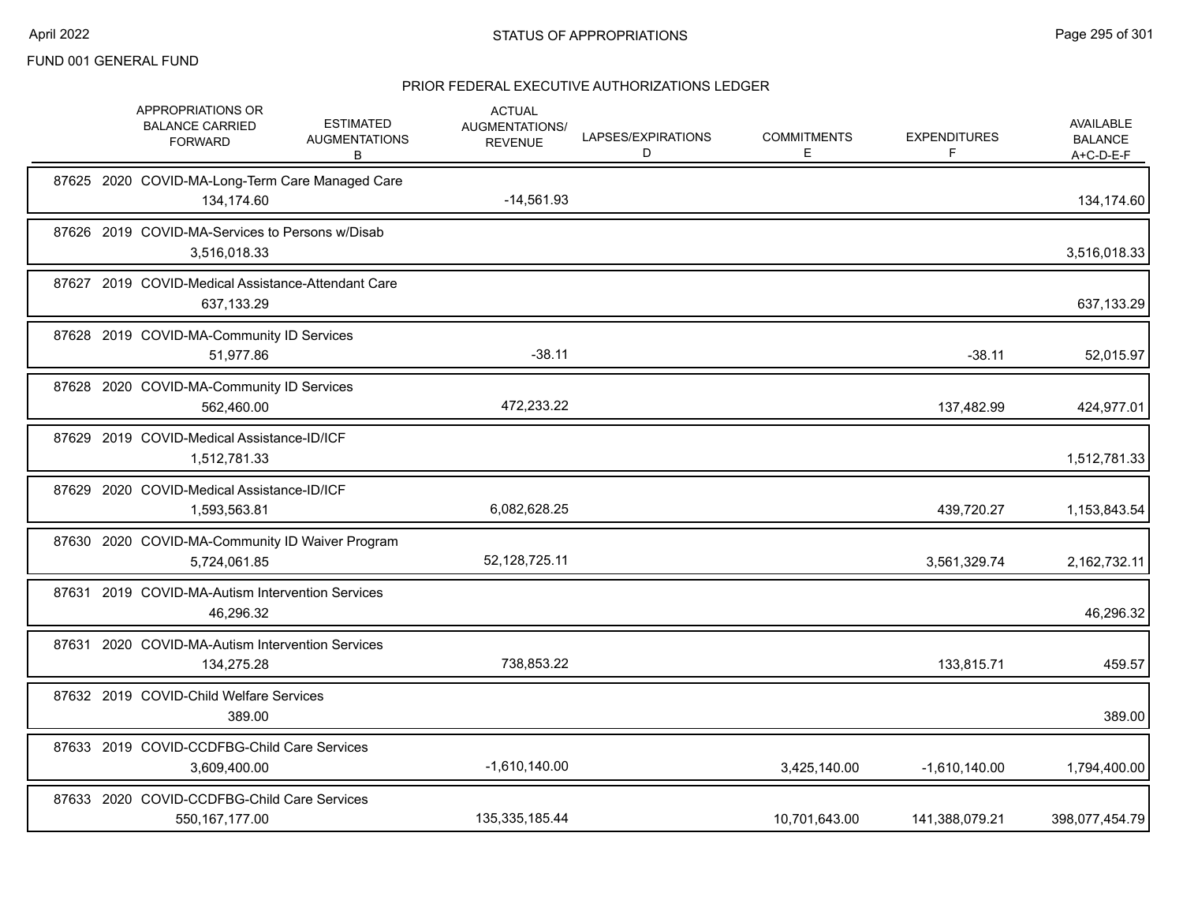FUND 001 GENERAL FUND

## PRIOR FEDERAL EXECUTIVE AUTHORIZATIONS LEDGER

| | APPROPRIATIONS OR BALANCE CARRIED FORWARD | ESTIMATED AUGMENTATIONS B | ACTUAL AUGMENTATIONS/ REVENUE | LAPSES/EXPIRATIONS D | COMMITMENTS E | EXPENDITURES F | AVAILABLE BALANCE A+C-D-E-F |
|---|---|---|---|---|---|---|---|
| 87625 2020 COVID-MA-Long-Term Care Managed Care | 134,174.60 | | -14,561.93 | | | | 134,174.60 |
| 87626 2019 COVID-MA-Services to Persons w/Disab | 3,516,018.33 | | | | | | 3,516,018.33 |
| 87627 2019 COVID-Medical Assistance-Attendant Care | 637,133.29 | | | | | | 637,133.29 |
| 87628 2019 COVID-MA-Community ID Services | 51,977.86 | | -38.11 | | | -38.11 | 52,015.97 |
| 87628 2020 COVID-MA-Community ID Services | 562,460.00 | | 472,233.22 | | | 137,482.99 | 424,977.01 |
| 87629 2019 COVID-Medical Assistance-ID/ICF | 1,512,781.33 | | | | | | 1,512,781.33 |
| 87629 2020 COVID-Medical Assistance-ID/ICF | 1,593,563.81 | | 6,082,628.25 | | | 439,720.27 | 1,153,843.54 |
| 87630 2020 COVID-MA-Community ID Waiver Program | 5,724,061.85 | | 52,128,725.11 | | | 3,561,329.74 | 2,162,732.11 |
| 87631 2019 COVID-MA-Autism Intervention Services | 46,296.32 | | | | | | 46,296.32 |
| 87631 2020 COVID-MA-Autism Intervention Services | 134,275.28 | | 738,853.22 | | | 133,815.71 | 459.57 |
| 87632 2019 COVID-Child Welfare Services | 389.00 | | | | | | 389.00 |
| 87633 2019 COVID-CCDFBG-Child Care Services | 3,609,400.00 | | -1,610,140.00 | | 3,425,140.00 | -1,610,140.00 | 1,794,400.00 |
| 87633 2020 COVID-CCDFBG-Child Care Services | 550,167,177.00 | | 135,335,185.44 | | 10,701,643.00 | 141,388,079.21 | 398,077,454.79 |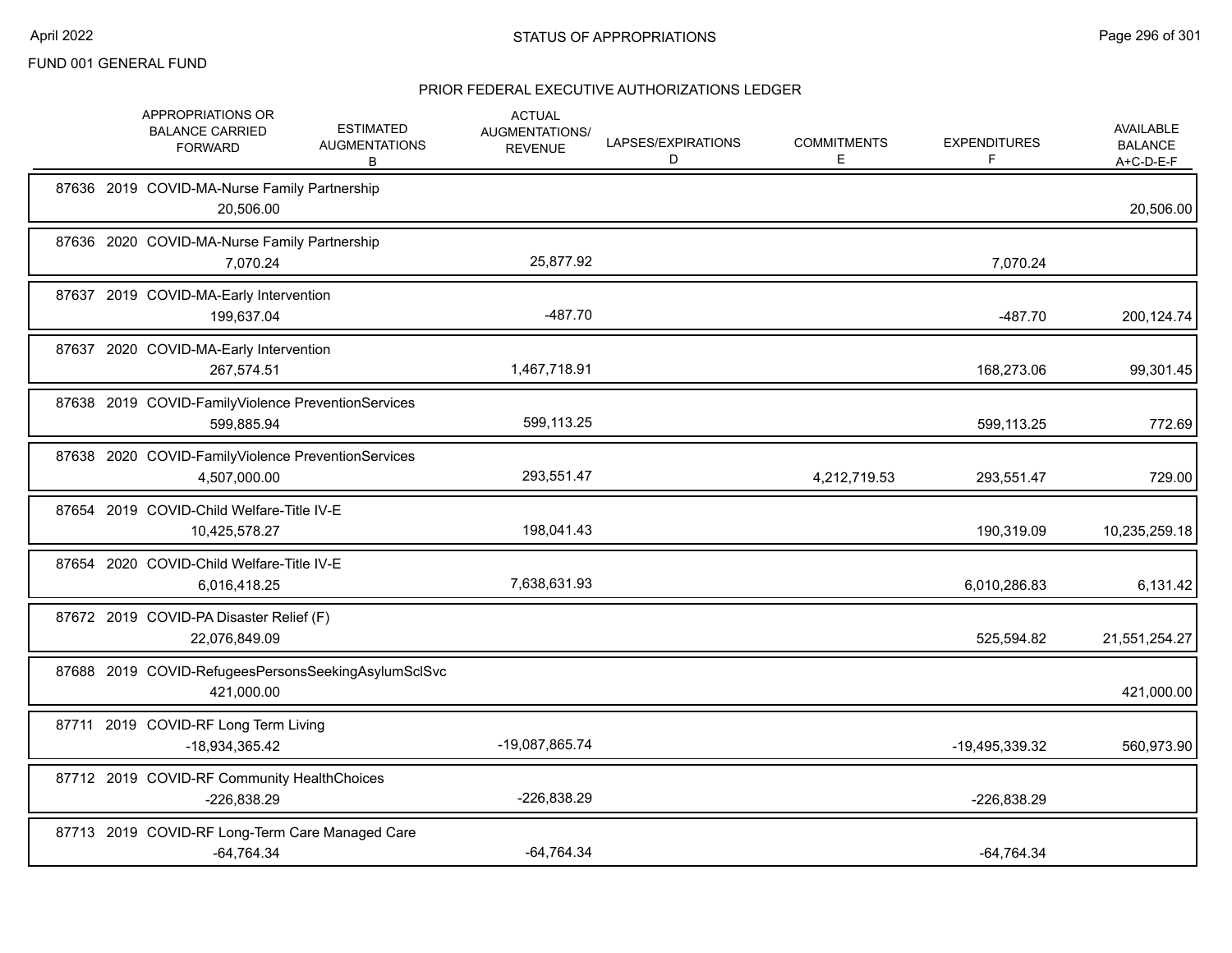FUND 001 GENERAL FUND

## STATUS OF APPROPRIATIONS

### PRIOR FEDERAL EXECUTIVE AUTHORIZATIONS LEDGER

| | APPROPRIATIONS OR BALANCE CARRIED FORWARD | ESTIMATED AUGMENTATIONS B | ACTUAL AUGMENTATIONS/ REVENUE | LAPSES/EXPIRATIONS D | COMMITMENTS E | EXPENDITURES F | AVAILABLE BALANCE A+C-D-E-F |
|---|---|---|---|---|---|---|---|
| 87636 2019 COVID-MA-Nurse Family Partnership | 20,506.00 | | | | | | 20,506.00 |
| 87636 2020 COVID-MA-Nurse Family Partnership | 7,070.24 | | 25,877.92 | | | 7,070.24 | |
| 87637 2019 COVID-MA-Early Intervention | 199,637.04 | | -487.70 | | | -487.70 | 200,124.74 |
| 87637 2020 COVID-MA-Early Intervention | 267,574.51 | | 1,467,718.91 | | | 168,273.06 | 99,301.45 |
| 87638 2019 COVID-FamilyViolence PreventionServices | 599,885.94 | | 599,113.25 | | | 599,113.25 | 772.69 |
| 87638 2020 COVID-FamilyViolence PreventionServices | 4,507,000.00 | | 293,551.47 | | 4,212,719.53 | 293,551.47 | 729.00 |
| 87654 2019 COVID-Child Welfare-Title IV-E | 10,425,578.27 | | 198,041.43 | | | 190,319.09 | 10,235,259.18 |
| 87654 2020 COVID-Child Welfare-Title IV-E | 6,016,418.25 | | 7,638,631.93 | | | 6,010,286.83 | 6,131.42 |
| 87672 2019 COVID-PA Disaster Relief (F) | 22,076,849.09 | | | | | 525,594.82 | 21,551,254.27 |
| 87688 2019 COVID-RefugeesPersonsSeekingAsylumSclSvc | 421,000.00 | | | | | | 421,000.00 |
| 87711 2019 COVID-RF Long Term Living | -18,934,365.42 | | -19,087,865.74 | | | -19,495,339.32 | 560,973.90 |
| 87712 2019 COVID-RF Community HealthChoices | -226,838.29 | | -226,838.29 | | | -226,838.29 | |
| 87713 2019 COVID-RF Long-Term Care Managed Care | -64,764.34 | | -64,764.34 | | | -64,764.34 | |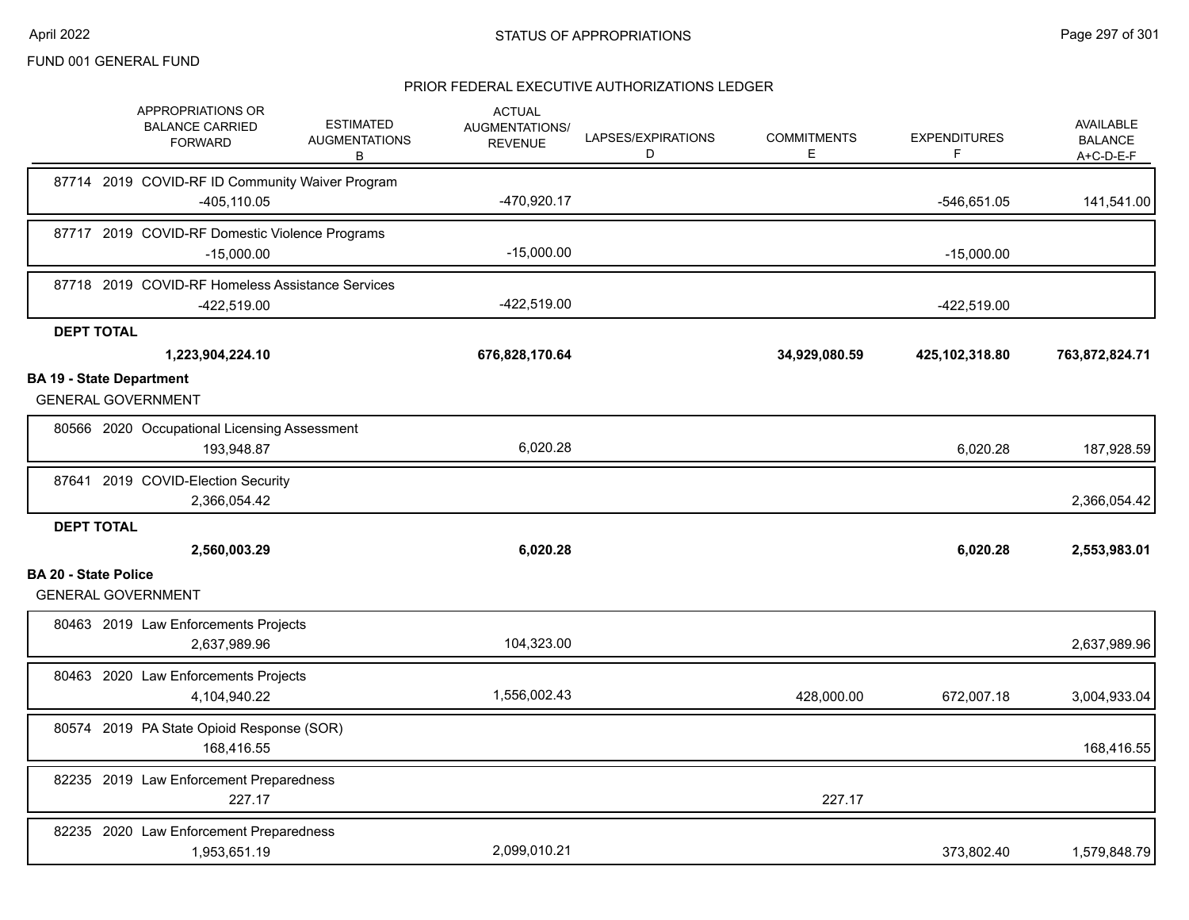FUND 001 GENERAL FUND

## STATUS OF APPROPRIATIONS

### PRIOR FEDERAL EXECUTIVE AUTHORIZATIONS LEDGER

| | APPROPRIATIONS OR BALANCE CARRIED FORWARD | ESTIMATED AUGMENTATIONS B | ACTUAL AUGMENTATIONS/ REVENUE | LAPSES/EXPIRATIONS D | COMMITMENTS E | EXPENDITURES F | AVAILABLE BALANCE A+C-D-E-F |
|---|---|---|---|---|---|---|---|
| 87714 2019 COVID-RF ID Community Waiver Program | -405,110.05 | | -470,920.17 | | | -546,651.05 | 141,541.00 |
| 87717 2019 COVID-RF Domestic Violence Programs | -15,000.00 | | -15,000.00 | | | -15,000.00 | |
| 87718 2019 COVID-RF Homeless Assistance Services | -422,519.00 | | -422,519.00 | | | -422,519.00 | |
| **DEPT TOTAL** | **1,223,904,224.10** | | **676,828,170.64** | | **34,929,080.59** | **425,102,318.80** | **763,872,824.71** |
| **BA 19 - State Department** | | | | | | | |
| GENERAL GOVERNMENT | | | | | | | |
| 80566 2020 Occupational Licensing Assessment | 193,948.87 | | 6,020.28 | | | 6,020.28 | 187,928.59 |
| 87641 2019 COVID-Election Security | 2,366,054.42 | | | | | | 2,366,054.42 |
| **DEPT TOTAL** | **2,560,003.29** | | **6,020.28** | | | **6,020.28** | **2,553,983.01** |
| **BA 20 - State Police** | | | | | | | |
| GENERAL GOVERNMENT | | | | | | | |
| 80463 2019 Law Enforcements Projects | 2,637,989.96 | | 104,323.00 | | | | 2,637,989.96 |
| 80463 2020 Law Enforcements Projects | 4,104,940.22 | | 1,556,002.43 | | 428,000.00 | 672,007.18 | 3,004,933.04 |
| 80574 2019 PA State Opioid Response (SOR) | 168,416.55 | | | | | | 168,416.55 |
| 82235 2019 Law Enforcement Preparedness | 227.17 | | | | 227.17 | | |
| 82235 2020 Law Enforcement Preparedness | 1,953,651.19 | | 2,099,010.21 | | | 373,802.40 | 1,579,848.79 |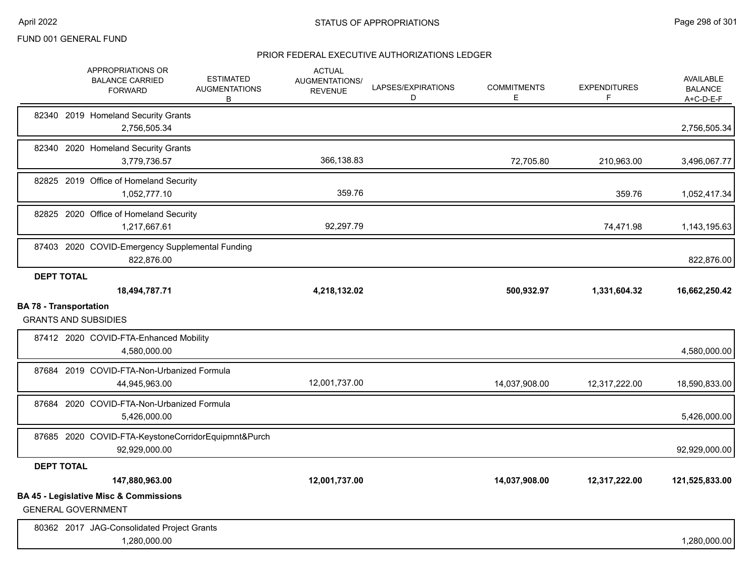FUND 001 GENERAL FUND

## PRIOR FEDERAL EXECUTIVE AUTHORIZATIONS LEDGER

| | APPROPRIATIONS OR BALANCE CARRIED FORWARD | ESTIMATED AUGMENTATIONS B | ACTUAL AUGMENTATIONS/ REVENUE | LAPSES/EXPIRATIONS D | COMMITMENTS E | EXPENDITURES F | AVAILABLE BALANCE A+C-D-E-F |
|---|---|---|---|---|---|---|---|
| 82340 2019 Homeland Security Grants | 2,756,505.34 | | | | | | 2,756,505.34 |
| 82340 2020 Homeland Security Grants | 3,779,736.57 | | 366,138.83 | | 72,705.80 | 210,963.00 | 3,496,067.77 |
| 82825 2019 Office of Homeland Security | 1,052,777.10 | | 359.76 | | | 359.76 | 1,052,417.34 |
| 82825 2020 Office of Homeland Security | 1,217,667.61 | | 92,297.79 | | | 74,471.98 | 1,143,195.63 |
| 87403 2020 COVID-Emergency Supplemental Funding | 822,876.00 | | | | | | 822,876.00 |
| **DEPT TOTAL** | **18,494,787.71** | | **4,218,132.02** | | **500,932.97** | **1,331,604.32** | **16,662,250.42** |
| **BA 78 - Transportation** | | | | | | | |
| GRANTS AND SUBSIDIES | | | | | | | |
| 87412 2020 COVID-FTA-Enhanced Mobility | 4,580,000.00 | | | | | | 4,580,000.00 |
| 87684 2019 COVID-FTA-Non-Urbanized Formula | 44,945,963.00 | | 12,001,737.00 | | 14,037,908.00 | 12,317,222.00 | 18,590,833.00 |
| 87684 2020 COVID-FTA-Non-Urbanized Formula | 5,426,000.00 | | | | | | 5,426,000.00 |
| 87685 2020 COVID-FTA-KeystoneCorridorEquipmnt&Purch | 92,929,000.00 | | | | | | 92,929,000.00 |
| **DEPT TOTAL** | **147,880,963.00** | | **12,001,737.00** | | **14,037,908.00** | **12,317,222.00** | **121,525,833.00** |
| **BA 45 - Legislative Misc & Commissions** | | | | | | | |
| GENERAL GOVERNMENT | | | | | | | |
| 80362 2017 JAG-Consolidated Project Grants | 1,280,000.00 | | | | | | 1,280,000.00 |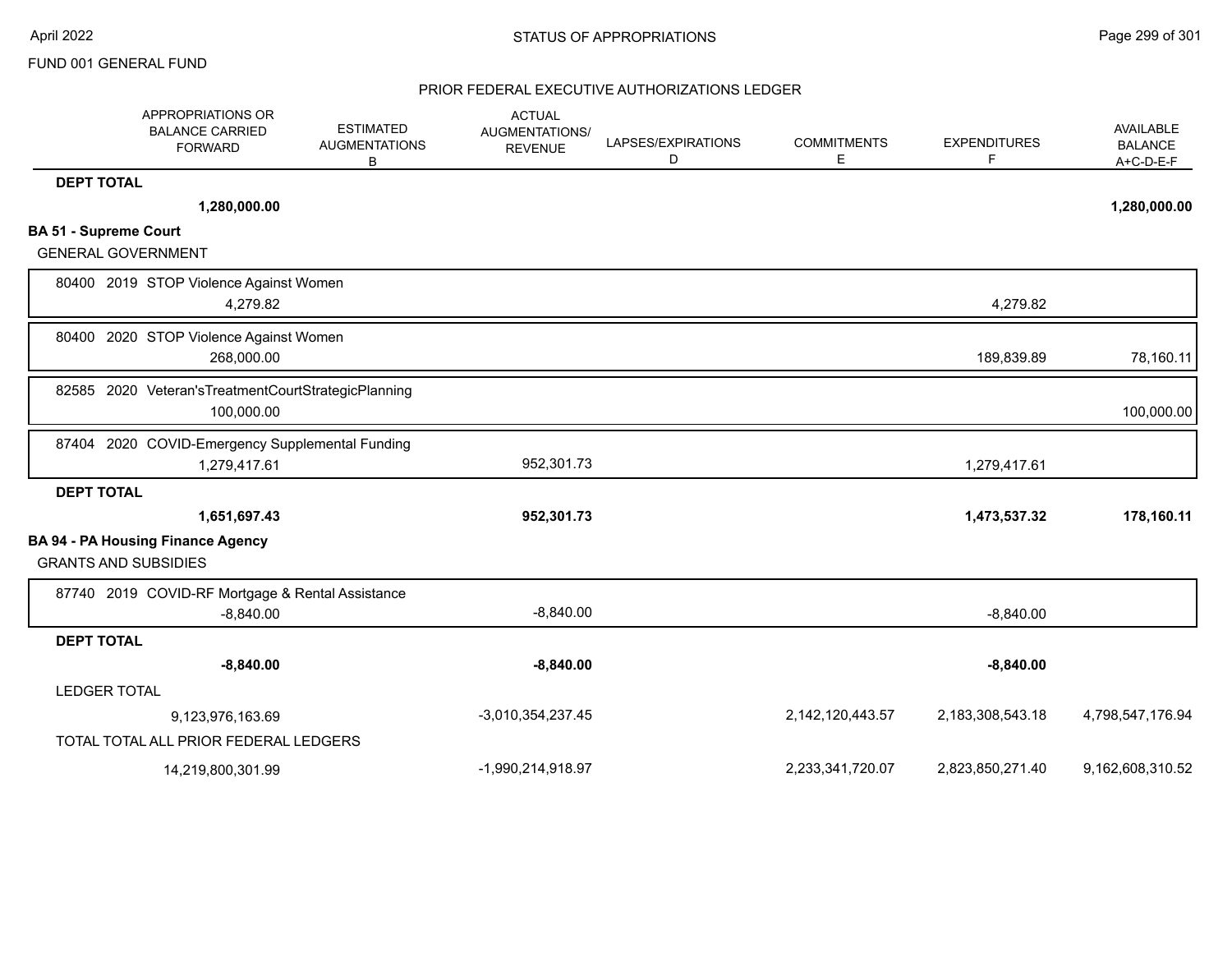## PRIOR FEDERAL EXECUTIVE AUTHORIZATIONS LEDGER

FUND 001 GENERAL FUND

| | APPROPRIATIONS OR BALANCE CARRIED FORWARD | ESTIMATED AUGMENTATIONS B | ACTUAL AUGMENTATIONS/ REVENUE | LAPSES/EXPIRATIONS D | COMMITMENTS E | EXPENDITURES F | AVAILABLE BALANCE A+C-D-E-F |
|---|---|---|---|---|---|---|---|
| **DEPT TOTAL** | **1,280,000.00** | | | | | | **1,280,000.00** |
| **BA 51 - Supreme Court** | | | | | | | |
| GENERAL GOVERNMENT | | | | | | | |
| 80400 2019 STOP Violence Against Women | 4,279.82 | | | | | 4,279.82 | |
| 80400 2020 STOP Violence Against Women | 268,000.00 | | | | | 189,839.89 | 78,160.11 |
| 82585 2020 Veteran'sTreatmentCourtStrategicPlanning | 100,000.00 | | | | | | 100,000.00 |
| 87404 2020 COVID-Emergency Supplemental Funding | 1,279,417.61 | | 952,301.73 | | | 1,279,417.61 | |
| **DEPT TOTAL** | **1,651,697.43** | | **952,301.73** | | | **1,473,537.32** | **178,160.11** |
| **BA 94 - PA Housing Finance Agency** | | | | | | | |
| GRANTS AND SUBSIDIES | | | | | | | |
| 87740 2019 COVID-RF Mortgage & Rental Assistance | -8,840.00 | | -8,840.00 | | | -8,840.00 | |
| **DEPT TOTAL** | **-8,840.00** | | **-8,840.00** | | | **-8,840.00** | |
| LEDGER TOTAL | 9,123,976,163.69 | | -3,010,354,237.45 | | 2,142,120,443.57 | 2,183,308,543.18 | 4,798,547,176.94 |
| TOTAL TOTAL ALL PRIOR FEDERAL LEDGERS | 14,219,800,301.99 | | -1,990,214,918.97 | | 2,233,341,720.07 | 2,823,850,271.40 | 9,162,608,310.52 |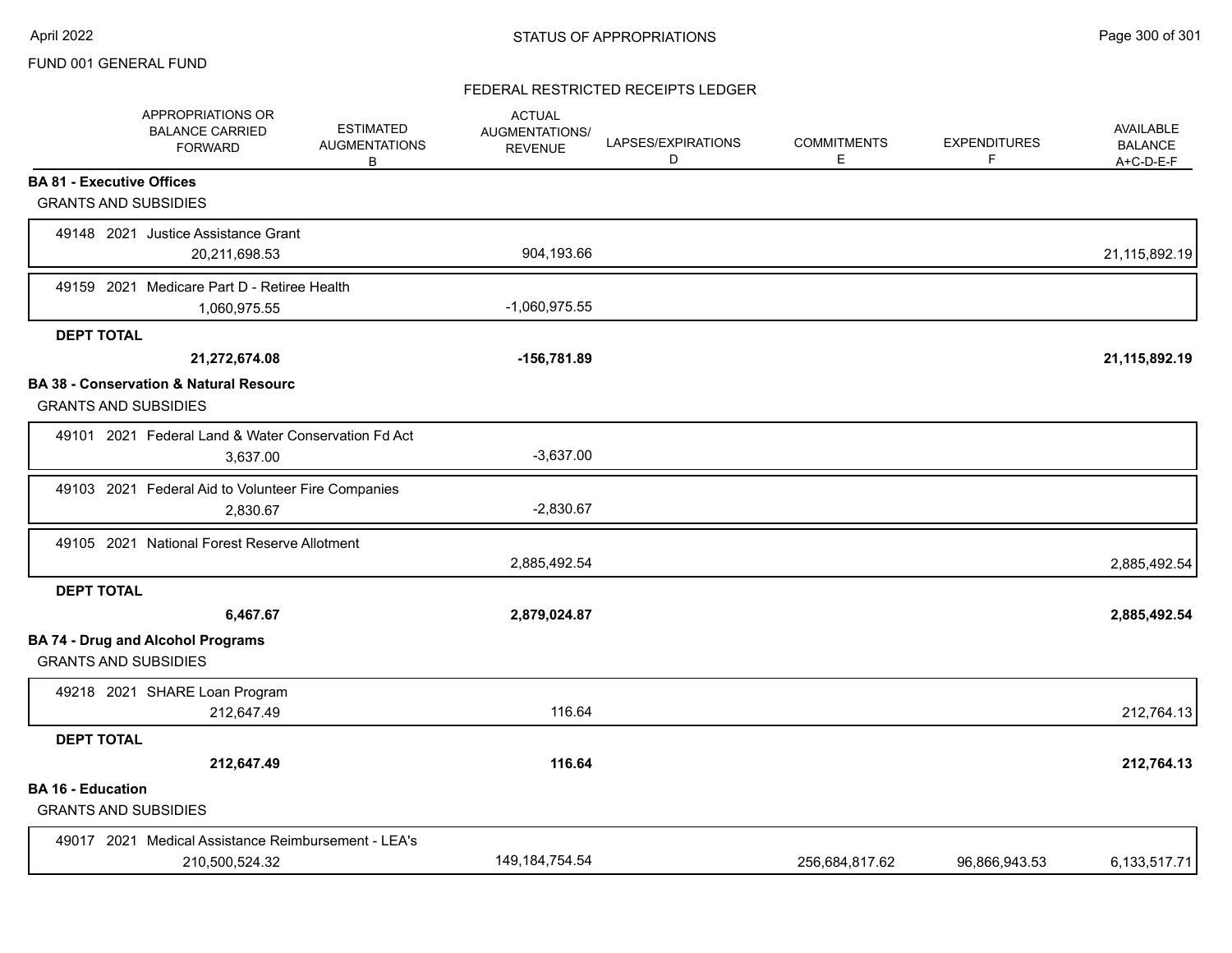FUND 001 GENERAL FUND

FEDERAL RESTRICTED RECEIPTS LEDGER

| | APPROPRIATIONS OR BALANCE CARRIED FORWARD | ESTIMATED AUGMENTATIONS B | ACTUAL AUGMENTATIONS/ REVENUE | LAPSES/EXPIRATIONS D | COMMITMENTS E | EXPENDITURES F | AVAILABLE BALANCE A+C-D-E-F |
|---|---|---|---|---|---|---|---|
| **BA 81 - Executive Offices** | | | | | | | |
| GRANTS AND SUBSIDIES | | | | | | | |
| 49148 2021 Justice Assistance Grant | 20,211,698.53 | | 904,193.66 | | | | 21,115,892.19 |
| 49159 2021 Medicare Part D - Retiree Health | 1,060,975.55 | | -1,060,975.55 | | | | |
| **DEPT TOTAL** | **21,272,674.08** | | **-156,781.89** | | | | **21,115,892.19** |
| **BA 38 - Conservation & Natural Resourc** | | | | | | | |
| GRANTS AND SUBSIDIES | | | | | | | |
| 49101 2021 Federal Land & Water Conservation Fd Act | 3,637.00 | | -3,637.00 | | | | |
| 49103 2021 Federal Aid to Volunteer Fire Companies | 2,830.67 | | -2,830.67 | | | | |
| 49105 2021 National Forest Reserve Allotment | | | 2,885,492.54 | | | | 2,885,492.54 |
| **DEPT TOTAL** | **6,467.67** | | **2,879,024.87** | | | | **2,885,492.54** |
| **BA 74 - Drug and Alcohol Programs** | | | | | | | |
| GRANTS AND SUBSIDIES | | | | | | | |
| 49218 2021 SHARE Loan Program | 212,647.49 | | 116.64 | | | | 212,764.13 |
| **DEPT TOTAL** | **212,647.49** | | **116.64** | | | | **212,764.13** |
| **BA 16 - Education** | | | | | | | |
| GRANTS AND SUBSIDIES | | | | | | | |
| 49017 2021 Medical Assistance Reimbursement - LEA's | 210,500,524.32 | | 149,184,754.54 | | 256,684,817.62 | 96,866,943.53 | 6,133,517.71 |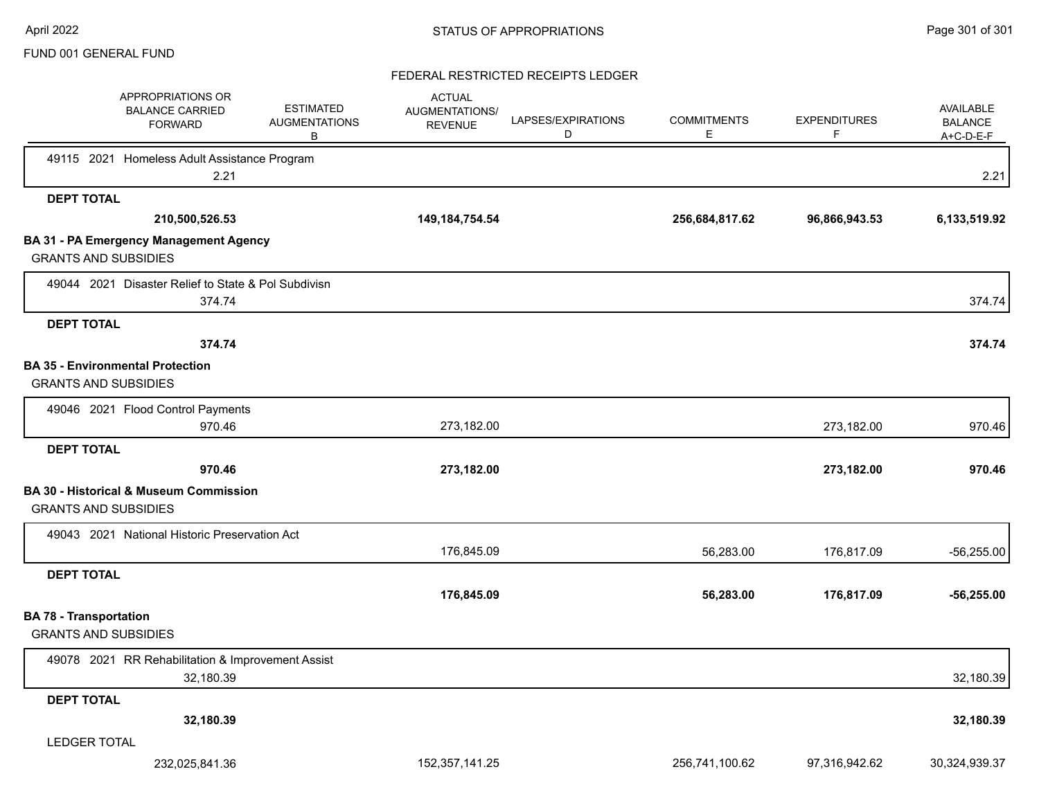FUND 001 GENERAL FUND

STATUS OF APPROPRIATIONS

FEDERAL RESTRICTED RECEIPTS LEDGER

| APPROPRIATIONS OR BALANCE CARRIED FORWARD | ESTIMATED AUGMENTATIONS B | ACTUAL AUGMENTATIONS/ REVENUE | LAPSES/EXPIRATIONS D | COMMITMENTS E | EXPENDITURES F | AVAILABLE BALANCE A+C-D-E-F |
|---|---|---|---|---|---|---|
| 49115 2021 Homeless Adult Assistance Program | | | | | | |
| 2.21 | | | | | | 2.21 |
| **DEPT TOTAL** | | | | | | |
| **210,500,526.53** | | **149,184,754.54** | | **256,684,817.62** | **96,866,943.53** | **6,133,519.92** |
| **BA 31 - PA Emergency Management Agency** | | | | | | |
| GRANTS AND SUBSIDIES | | | | | | |
| 49044 2021 Disaster Relief to State & Pol Subdivisn | | | | | | |
| 374.74 | | | | | | 374.74 |
| **DEPT TOTAL** | | | | | | |
| **374.74** | | | | | | **374.74** |
| **BA 35 - Environmental Protection** | | | | | | |
| GRANTS AND SUBSIDIES | | | | | | |
| 49046 2021 Flood Control Payments | | | | | | |
| 970.46 | | 273,182.00 | | | 273,182.00 | 970.46 |
| **DEPT TOTAL** | | | | | | |
| **970.46** | | **273,182.00** | | | **273,182.00** | **970.46** |
| **BA 30 - Historical & Museum Commission** | | | | | | |
| GRANTS AND SUBSIDIES | | | | | | |
| 49043 2021 National Historic Preservation Act | | | | | | |
| | | 176,845.09 | | 56,283.00 | 176,817.09 | -56,255.00 |
| **DEPT TOTAL** | | | | | | |
| | | **176,845.09** | | **56,283.00** | **176,817.09** | **-56,255.00** |
| **BA 78 - Transportation** | | | | | | |
| GRANTS AND SUBSIDIES | | | | | | |
| 49078 2021 RR Rehabilitation & Improvement Assist | | | | | | |
| 32,180.39 | | | | | | 32,180.39 |
| **DEPT TOTAL** | | | | | | |
| **32,180.39** | | | | | | **32,180.39** |
| LEDGER TOTAL | | | | | | |
| 232,025,841.36 | | 152,357,141.25 | | 256,741,100.62 | 97,316,942.62 | 30,324,939.37 |